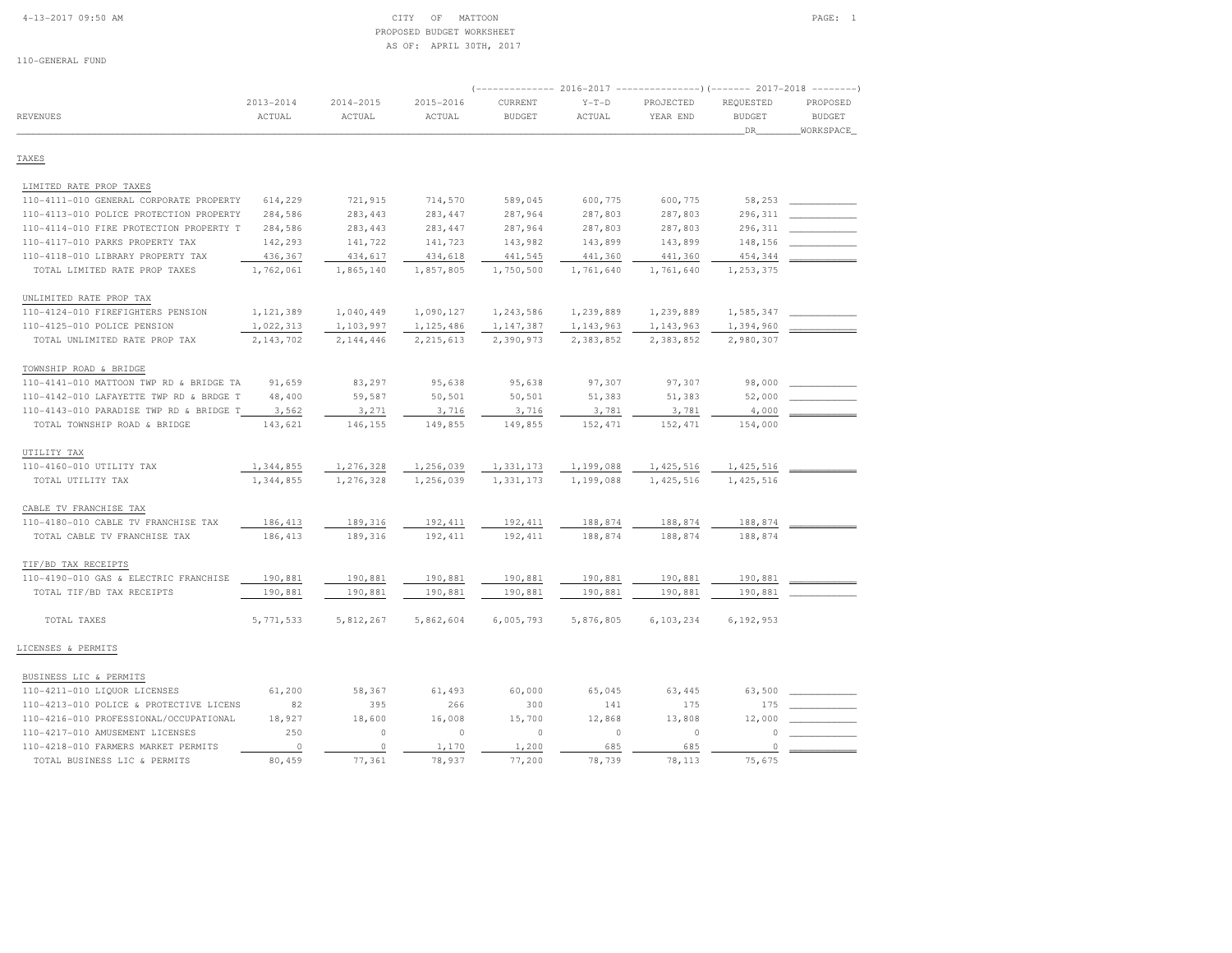CITY OF MATTOON
PROPOSED BUDGET WORKSHEET
AS OF: APRIL 30TH, 2017

110-GENERAL FUND

| REVENUES | 2013-2014 ACTUAL | 2014-2015 ACTUAL | 2015-2016 ACTUAL | 2016-2017 CURRENT BUDGET | 2016-2017 Y-T-D ACTUAL | 2016-2017 PROJECTED YEAR END | 2017-2018 REQUESTED BUDGET DR | 2017-2018 PROPOSED BUDGET WORKSPACE |
|---|---|---|---|---|---|---|---|---|
| **TAXES** | | | | | | | | |
| LIMITED RATE PROP TAXES | | | | | | | | |
| 110-4111-010 GENERAL CORPORATE PROPERTY | 614,229 | 721,915 | 714,570 | 589,045 | 600,775 | 600,775 | 58,253 | |
| 110-4113-010 POLICE PROTECTION PROPERTY | 284,586 | 283,443 | 283,447 | 287,964 | 287,803 | 287,803 | 296,311 | |
| 110-4114-010 FIRE PROTECTION PROPERTY T | 284,586 | 283,443 | 283,447 | 287,964 | 287,803 | 287,803 | 296,311 | |
| 110-4117-010 PARKS PROPERTY TAX | 142,293 | 141,722 | 141,723 | 143,982 | 143,899 | 143,899 | 148,156 | |
| 110-4118-010 LIBRARY PROPERTY TAX | 436,367 | 434,617 | 434,618 | 441,545 | 441,360 | 441,360 | 454,344 | |
| TOTAL LIMITED RATE PROP TAXES | 1,762,061 | 1,865,140 | 1,857,805 | 1,750,500 | 1,761,640 | 1,761,640 | 1,253,375 | |
| UNLIMITED RATE PROP TAX | | | | | | | | |
| 110-4124-010 FIREFIGHTERS PENSION | 1,121,389 | 1,040,449 | 1,090,127 | 1,243,586 | 1,239,889 | 1,239,889 | 1,585,347 | |
| 110-4125-010 POLICE PENSION | 1,022,313 | 1,103,997 | 1,125,486 | 1,147,387 | 1,143,963 | 1,143,963 | 1,394,960 | |
| TOTAL UNLIMITED RATE PROP TAX | 2,143,702 | 2,144,446 | 2,215,613 | 2,390,973 | 2,383,852 | 2,383,852 | 2,980,307 | |
| TOWNSHIP ROAD & BRIDGE | | | | | | | | |
| 110-4141-010 MATTOON TWP RD & BRIDGE TA | 91,659 | 83,297 | 95,638 | 95,638 | 97,307 | 97,307 | 98,000 | |
| 110-4142-010 LAFAYETTE TWP RD & BRDGE T | 48,400 | 59,587 | 50,501 | 50,501 | 51,383 | 51,383 | 52,000 | |
| 110-4143-010 PARADISE TWP RD & BRIDGE T | 3,562 | 3,271 | 3,716 | 3,716 | 3,781 | 3,781 | 4,000 | |
| TOTAL TOWNSHIP ROAD & BRIDGE | 143,621 | 146,155 | 149,855 | 149,855 | 152,471 | 152,471 | 154,000 | |
| UTILITY TAX | | | | | | | | |
| 110-4160-010 UTILITY TAX | 1,344,855 | 1,276,328 | 1,256,039 | 1,331,173 | 1,199,088 | 1,425,516 | 1,425,516 | |
| TOTAL UTILITY TAX | 1,344,855 | 1,276,328 | 1,256,039 | 1,331,173 | 1,199,088 | 1,425,516 | 1,425,516 | |
| CABLE TV FRANCHISE TAX | | | | | | | | |
| 110-4180-010 CABLE TV FRANCHISE TAX | 186,413 | 189,316 | 192,411 | 192,411 | 188,874 | 188,874 | 188,874 | |
| TOTAL CABLE TV FRANCHISE TAX | 186,413 | 189,316 | 192,411 | 192,411 | 188,874 | 188,874 | 188,874 | |
| TIF/BD TAX RECEIPTS | | | | | | | | |
| 110-4190-010 GAS & ELECTRIC FRANCHISE | 190,881 | 190,881 | 190,881 | 190,881 | 190,881 | 190,881 | 190,881 | |
| TOTAL TIF/BD TAX RECEIPTS | 190,881 | 190,881 | 190,881 | 190,881 | 190,881 | 190,881 | 190,881 | |
| TOTAL TAXES | 5,771,533 | 5,812,267 | 5,862,604 | 6,005,793 | 5,876,805 | 6,103,234 | 6,192,953 | |
| **LICENSES & PERMITS** | | | | | | | | |
| BUSINESS LIC & PERMITS | | | | | | | | |
| 110-4211-010 LIQUOR LICENSES | 61,200 | 58,367 | 61,493 | 60,000 | 65,045 | 63,445 | 63,500 | |
| 110-4213-010 POLICE & PROTECTIVE LICENS | 82 | 395 | 266 | 300 | 141 | 175 | 175 | |
| 110-4216-010 PROFESSIONAL/OCCUPATIONAL | 18,927 | 18,600 | 16,008 | 15,700 | 12,868 | 13,808 | 12,000 | |
| 110-4217-010 AMUSEMENT LICENSES | 250 | 0 | 0 | 0 | 0 | 0 | 0 | |
| 110-4218-010 FARMERS MARKET PERMITS | 0 | 0 | 1,170 | 1,200 | 685 | 685 | 0 | |
| TOTAL BUSINESS LIC & PERMITS | 80,459 | 77,361 | 78,937 | 77,200 | 78,739 | 78,113 | 75,675 | |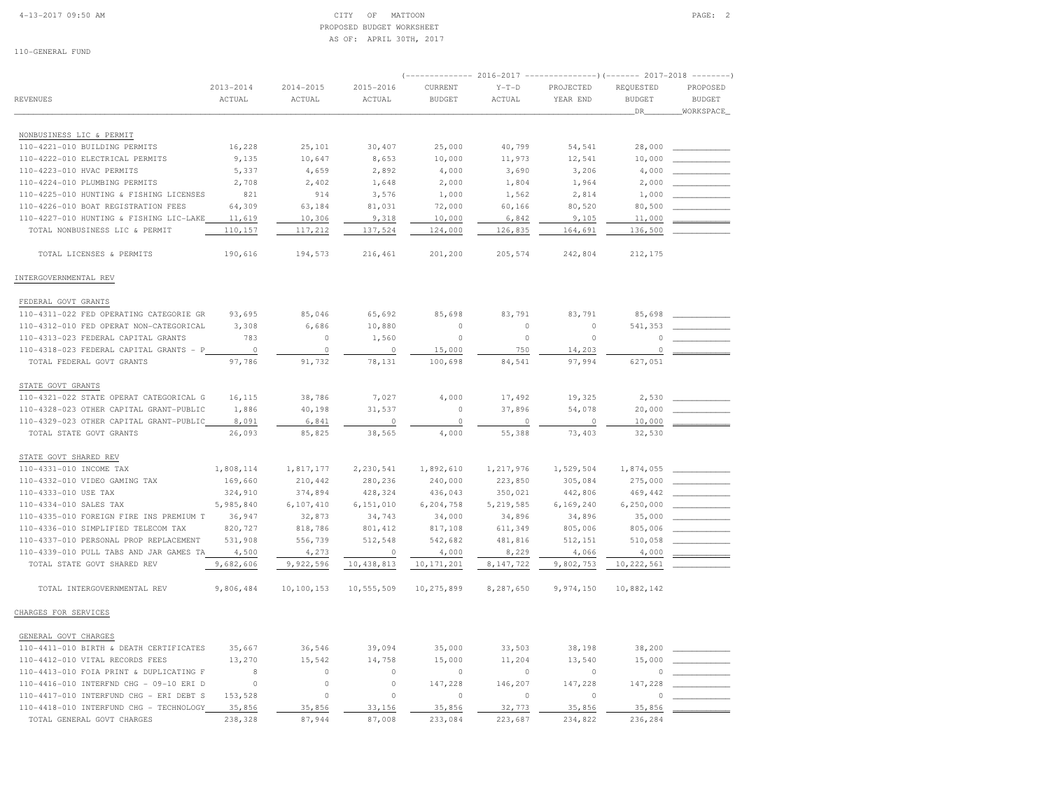CITY OF MATTOON
PROPOSED BUDGET WORKSHEET
AS OF: APRIL 30TH, 2017

110-GENERAL FUND

| REVENUES | 2013-2014 ACTUAL | 2014-2015 ACTUAL | 2015-2016 ACTUAL | 2016-2017 CURRENT BUDGET | 2016-2017 Y-T-D ACTUAL | 2016-2017 PROJECTED YEAR END | 2017-2018 REQUESTED BUDGET DR | 2017-2018 PROPOSED BUDGET WORKSPACE |
|---|---|---|---|---|---|---|---|---|
| NONBUSINESS LIC & PERMIT | | | | | | | | |
| 110-4221-010 BUILDING PERMITS | 16,228 | 25,101 | 30,407 | 25,000 | 40,799 | 54,541 | 28,000 | |
| 110-4222-010 ELECTRICAL PERMITS | 9,135 | 10,647 | 8,653 | 10,000 | 11,973 | 12,541 | 10,000 | |
| 110-4223-010 HVAC PERMITS | 5,337 | 4,659 | 2,892 | 4,000 | 3,690 | 3,206 | 4,000 | |
| 110-4224-010 PLUMBING PERMITS | 2,708 | 2,402 | 1,648 | 2,000 | 1,804 | 1,964 | 2,000 | |
| 110-4225-010 HUNTING & FISHING LICENSES | 821 | 914 | 3,576 | 1,000 | 1,562 | 2,814 | 1,000 | |
| 110-4226-010 BOAT REGISTRATION FEES | 64,309 | 63,184 | 81,031 | 72,000 | 60,166 | 80,520 | 80,500 | |
| 110-4227-010 HUNTING & FISHING LIC-LAKE | 11,619 | 10,306 | 9,318 | 10,000 | 6,842 | 9,105 | 11,000 | |
| TOTAL NONBUSINESS LIC & PERMIT | 110,157 | 117,212 | 137,524 | 124,000 | 126,835 | 164,691 | 136,500 | |
| TOTAL LICENSES & PERMITS | 190,616 | 194,573 | 216,461 | 201,200 | 205,574 | 242,804 | 212,175 | |
| INTERGOVERNMENTAL REV | | | | | | | | |
| FEDERAL GOVT GRANTS | | | | | | | | |
| 110-4311-022 FED OPERATING CATEGORIE GR | 93,695 | 85,046 | 65,692 | 85,698 | 83,791 | 83,791 | 85,698 | |
| 110-4312-010 FED OPERAT NON-CATEGORICAL | 3,308 | 6,686 | 10,880 | 0 | 0 | 0 | 541,353 | |
| 110-4313-023 FEDERAL CAPITAL GRANTS | 783 | 0 | 1,560 | 0 | 0 | 0 | 0 | |
| 110-4318-023 FEDERAL CAPITAL GRANTS - P | 0 | 0 | 0 | 15,000 | 750 | 14,203 | 0 | |
| TOTAL FEDERAL GOVT GRANTS | 97,786 | 91,732 | 78,131 | 100,698 | 84,541 | 97,994 | 627,051 | |
| STATE GOVT GRANTS | | | | | | | | |
| 110-4321-022 STATE OPERAT CATEGORICAL G | 16,115 | 38,786 | 7,027 | 4,000 | 17,492 | 19,325 | 2,530 | |
| 110-4328-023 OTHER CAPITAL GRANT-PUBLIC | 1,886 | 40,198 | 31,537 | 0 | 37,896 | 54,078 | 20,000 | |
| 110-4329-023 OTHER CAPITAL GRANT-PUBLIC | 8,091 | 6,841 | 0 | 0 | 0 | 0 | 10,000 | |
| TOTAL STATE GOVT GRANTS | 26,093 | 85,825 | 38,565 | 4,000 | 55,388 | 73,403 | 32,530 | |
| STATE GOVT SHARED REV | | | | | | | | |
| 110-4331-010 INCOME TAX | 1,808,114 | 1,817,177 | 2,230,541 | 1,892,610 | 1,217,976 | 1,529,504 | 1,874,055 | |
| 110-4332-010 VIDEO GAMING TAX | 169,660 | 210,442 | 280,236 | 240,000 | 223,850 | 305,084 | 275,000 | |
| 110-4333-010 USE TAX | 324,910 | 374,894 | 428,324 | 436,043 | 350,021 | 442,806 | 469,442 | |
| 110-4334-010 SALES TAX | 5,985,840 | 6,107,410 | 6,151,010 | 6,204,758 | 5,219,585 | 6,169,240 | 6,250,000 | |
| 110-4335-010 FOREIGN FIRE INS PREMIUM T | 36,947 | 32,873 | 34,743 | 34,000 | 34,896 | 34,896 | 35,000 | |
| 110-4336-010 SIMPLIFIED TELECOM TAX | 820,727 | 818,786 | 801,412 | 817,108 | 611,349 | 805,006 | 805,006 | |
| 110-4337-010 PERSONAL PROP REPLACEMENT | 531,908 | 556,739 | 512,548 | 542,682 | 481,816 | 512,151 | 510,058 | |
| 110-4339-010 PULL TABS AND JAR GAMES TA | 4,500 | 4,273 | 0 | 4,000 | 8,229 | 4,066 | 4,000 | |
| TOTAL STATE GOVT SHARED REV | 9,682,606 | 9,922,596 | 10,438,813 | 10,171,201 | 8,147,722 | 9,802,753 | 10,222,561 | |
| TOTAL INTERGOVERNMENTAL REV | 9,806,484 | 10,100,153 | 10,555,509 | 10,275,899 | 8,287,650 | 9,974,150 | 10,882,142 | |
| CHARGES FOR SERVICES | | | | | | | | |
| GENERAL GOVT CHARGES | | | | | | | | |
| 110-4411-010 BIRTH & DEATH CERTIFICATES | 35,667 | 36,546 | 39,094 | 35,000 | 33,503 | 38,198 | 38,200 | |
| 110-4412-010 VITAL RECORDS FEES | 13,270 | 15,542 | 14,758 | 15,000 | 11,204 | 13,540 | 15,000 | |
| 110-4413-010 FOIA PRINT & DUPLICATING F | 8 | 0 | 0 | 0 | 0 | 0 | 0 | |
| 110-4416-010 INTERFND CHG - 09-10 ERI D | 0 | 0 | 0 | 147,228 | 146,207 | 147,228 | 147,228 | |
| 110-4417-010 INTERFUND CHG - ERI DEBT S | 153,528 | 0 | 0 | 0 | 0 | 0 | 0 | |
| 110-4418-010 INTERFUND CHG - TECHNOLOGY | 35,856 | 35,856 | 33,156 | 35,856 | 32,773 | 35,856 | 35,856 | |
| TOTAL GENERAL GOVT CHARGES | 238,328 | 87,944 | 87,008 | 233,084 | 223,687 | 234,822 | 236,284 | |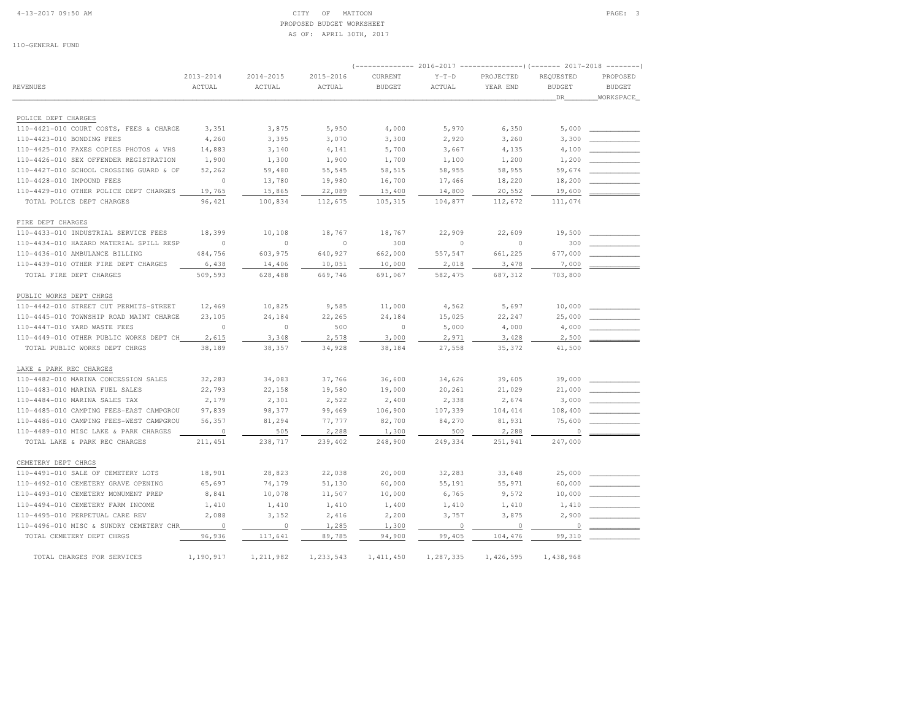CITY OF MATTOON
PROPOSED BUDGET WORKSHEET
AS OF: APRIL 30TH, 2017

110-GENERAL FUND

| REVENUES | 2013-2014 ACTUAL | 2014-2015 ACTUAL | 2015-2016 ACTUAL | 2016-2017 CURRENT BUDGET | 2016-2017 Y-T-D ACTUAL | 2016-2017 PROJECTED YEAR END | 2017-2018 REQUESTED BUDGET DR | 2017-2018 PROPOSED BUDGET WORKSPACE |
|---|---|---|---|---|---|---|---|---|
| **POLICE DEPT CHARGES** | | | | | | | | |
| 110-4421-010 COURT COSTS, FEES & CHARGE | 3,351 | 3,875 | 5,950 | 4,000 | 5,970 | 6,350 | 5,000 | |
| 110-4423-010 BONDING FEES | 4,260 | 3,395 | 3,070 | 3,300 | 2,920 | 3,260 | 3,300 | |
| 110-4425-010 FAXES COPIES PHOTOS & VHS | 14,883 | 3,140 | 4,141 | 5,700 | 3,667 | 4,135 | 4,100 | |
| 110-4426-010 SEX OFFENDER REGISTRATION | 1,900 | 1,300 | 1,900 | 1,700 | 1,100 | 1,200 | 1,200 | |
| 110-4427-010 SCHOOL CROSSING GUARD & OF | 52,262 | 59,480 | 55,545 | 58,515 | 58,955 | 58,955 | 59,674 | |
| 110-4428-010 IMPOUND FEES | 0 | 13,780 | 19,980 | 16,700 | 17,466 | 18,220 | 18,200 | |
| 110-4429-010 OTHER POLICE DEPT CHARGES | 19,765 | 15,865 | 22,089 | 15,400 | 14,800 | 20,552 | 19,600 | |
| TOTAL POLICE DEPT CHARGES | 96,421 | 100,834 | 112,675 | 105,315 | 104,877 | 112,672 | 111,074 | |
| **FIRE DEPT CHARGES** | | | | | | | | |
| 110-4433-010 INDUSTRIAL SERVICE FEES | 18,399 | 10,108 | 18,767 | 18,767 | 22,909 | 22,609 | 19,500 | |
| 110-4434-010 HAZARD MATERIAL SPILL RESP | 0 | 0 | 0 | 300 | 0 | 0 | 300 | |
| 110-4436-010 AMBULANCE BILLING | 484,756 | 603,975 | 640,927 | 662,000 | 557,547 | 661,225 | 677,000 | |
| 110-4439-010 OTHER FIRE DEPT CHARGES | 6,438 | 14,406 | 10,051 | 10,000 | 2,018 | 3,478 | 7,000 | |
| TOTAL FIRE DEPT CHARGES | 509,593 | 628,488 | 669,746 | 691,067 | 582,475 | 687,312 | 703,800 | |
| **PUBLIC WORKS DEPT CHRGS** | | | | | | | | |
| 110-4442-010 STREET CUT PERMITS-STREET | 12,469 | 10,825 | 9,585 | 11,000 | 4,562 | 5,697 | 10,000 | |
| 110-4445-010 TOWNSHIP ROAD MAINT CHARGE | 23,105 | 24,184 | 22,265 | 24,184 | 15,025 | 22,247 | 25,000 | |
| 110-4447-010 YARD WASTE FEES | 0 | 0 | 500 | 0 | 5,000 | 4,000 | 4,000 | |
| 110-4449-010 OTHER PUBLIC WORKS DEPT CH | 2,615 | 3,348 | 2,578 | 3,000 | 2,971 | 3,428 | 2,500 | |
| TOTAL PUBLIC WORKS DEPT CHRGS | 38,189 | 38,357 | 34,928 | 38,184 | 27,558 | 35,372 | 41,500 | |
| **LAKE & PARK REC CHARGES** | | | | | | | | |
| 110-4482-010 MARINA CONCESSION SALES | 32,283 | 34,083 | 37,766 | 36,600 | 34,626 | 39,605 | 39,000 | |
| 110-4483-010 MARINA FUEL SALES | 22,793 | 22,158 | 19,580 | 19,000 | 20,261 | 21,029 | 21,000 | |
| 110-4484-010 MARINA SALES TAX | 2,179 | 2,301 | 2,522 | 2,400 | 2,338 | 2,674 | 3,000 | |
| 110-4485-010 CAMPING FEES-EAST CAMPGROU | 97,839 | 98,377 | 99,469 | 106,900 | 107,339 | 104,414 | 108,400 | |
| 110-4486-010 CAMPING FEES-WEST CAMPGROU | 56,357 | 81,294 | 77,777 | 82,700 | 84,270 | 81,931 | 75,600 | |
| 110-4489-010 MISC LAKE & PARK CHARGES | 0 | 505 | 2,288 | 1,300 | 500 | 2,288 | 0 | |
| TOTAL LAKE & PARK REC CHARGES | 211,451 | 238,717 | 239,402 | 248,900 | 249,334 | 251,941 | 247,000 | |
| **CEMETERY DEPT CHRGS** | | | | | | | | |
| 110-4491-010 SALE OF CEMETERY LOTS | 18,901 | 28,823 | 22,038 | 20,000 | 32,283 | 33,648 | 25,000 | |
| 110-4492-010 CEMETERY GRAVE OPENING | 65,697 | 74,179 | 51,130 | 60,000 | 55,191 | 55,971 | 60,000 | |
| 110-4493-010 CEMETERY MONUMENT PREP | 8,841 | 10,078 | 11,507 | 10,000 | 6,765 | 9,572 | 10,000 | |
| 110-4494-010 CEMETERY FARM INCOME | 1,410 | 1,410 | 1,410 | 1,400 | 1,410 | 1,410 | 1,410 | |
| 110-4495-010 PERPETUAL CARE REV | 2,088 | 3,152 | 2,416 | 2,200 | 3,757 | 3,875 | 2,900 | |
| 110-4496-010 MISC & SUNDRY CEMETERY CHR | 0 | 0 | 1,285 | 1,300 | 0 | 0 | 0 | |
| TOTAL CEMETERY DEPT CHRGS | 96,936 | 117,641 | 89,785 | 94,900 | 99,405 | 104,476 | 99,310 | |
| TOTAL CHARGES FOR SERVICES | 1,190,917 | 1,211,982 | 1,233,543 | 1,411,450 | 1,287,335 | 1,426,595 | 1,438,968 | |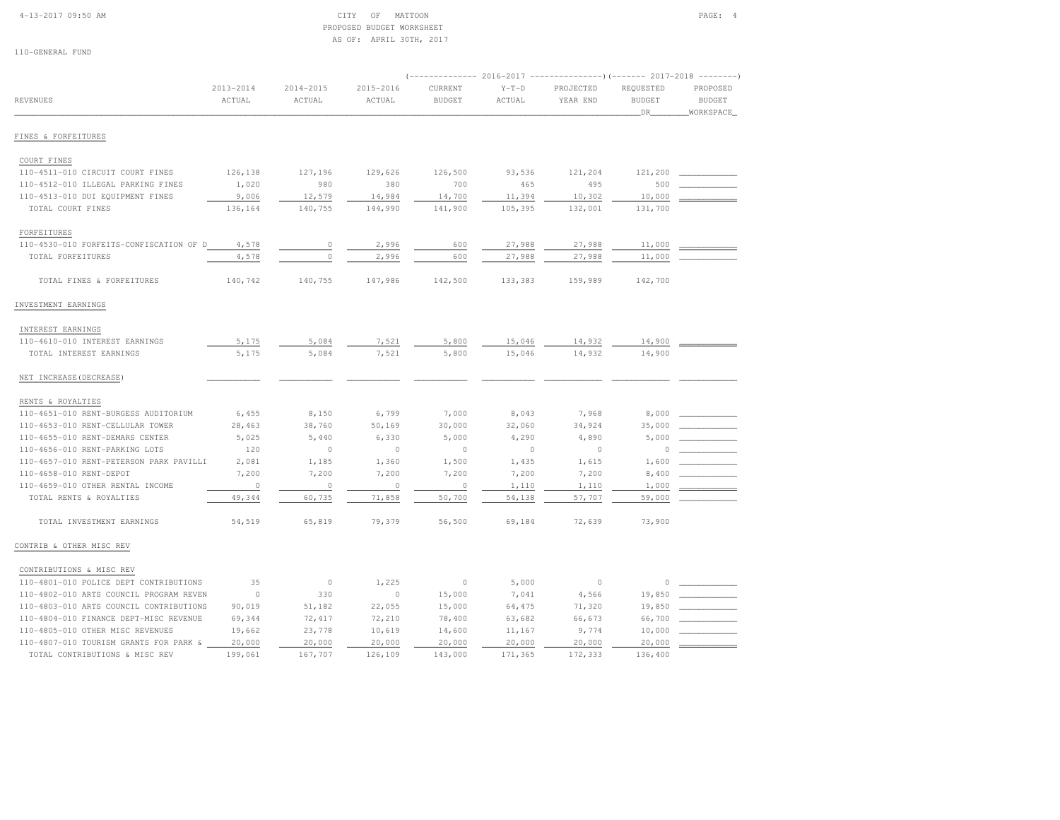CITY OF MATTOON
PROPOSED BUDGET WORKSHEET
AS OF: APRIL 30TH, 2017

110-GENERAL FUND

| REVENUES | 2013-2014 ACTUAL | 2014-2015 ACTUAL | 2015-2016 ACTUAL | 2016-2017 CURRENT BUDGET | 2016-2017 Y-T-D ACTUAL | 2016-2017 PROJECTED YEAR END | 2017-2018 REQUESTED BUDGET DR | 2017-2018 PROPOSED BUDGET WORKSPACE |
|---|---|---|---|---|---|---|---|---|
| **FINES & FORFEITURES** | | | | | | | | |
| COURT FINES | | | | | | | | |
| 110-4511-010 CIRCUIT COURT FINES | 126,138 | 127,196 | 129,626 | 126,500 | 93,536 | 121,204 | 121,200 | |
| 110-4512-010 ILLEGAL PARKING FINES | 1,020 | 980 | 380 | 700 | 465 | 495 | 500 | |
| 110-4513-010 DUI EQUIPMENT FINES | 9,006 | 12,579 | 14,984 | 14,700 | 11,394 | 10,302 | 10,000 | |
| TOTAL COURT FINES | 136,164 | 140,755 | 144,990 | 141,900 | 105,395 | 132,001 | 131,700 | |
| FORFEITURES | | | | | | | | |
| 110-4530-010 FORFEITS-CONFISCATION OF D | 4,578 | 0 | 2,996 | 600 | 27,988 | 27,988 | 11,000 | |
| TOTAL FORFEITURES | 4,578 | 0 | 2,996 | 600 | 27,988 | 27,988 | 11,000 | |
| TOTAL FINES & FORFEITURES | 140,742 | 140,755 | 147,986 | 142,500 | 133,383 | 159,989 | 142,700 | |
| **INVESTMENT EARNINGS** | | | | | | | | |
| INTEREST EARNINGS | | | | | | | | |
| 110-4610-010 INTEREST EARNINGS | 5,175 | 5,084 | 7,521 | 5,800 | 15,046 | 14,932 | 14,900 | |
| TOTAL INTEREST EARNINGS | 5,175 | 5,084 | 7,521 | 5,800 | 15,046 | 14,932 | 14,900 | |
| NET INCREASE(DECREASE) | | | | | | | | |
| RENTS & ROYALTIES | | | | | | | | |
| 110-4651-010 RENT-BURGESS AUDITORIUM | 6,455 | 8,150 | 6,799 | 7,000 | 8,043 | 7,968 | 8,000 | |
| 110-4653-010 RENT-CELLULAR TOWER | 28,463 | 38,760 | 50,169 | 30,000 | 32,060 | 34,924 | 35,000 | |
| 110-4655-010 RENT-DEMARS CENTER | 5,025 | 5,440 | 6,330 | 5,000 | 4,290 | 4,890 | 5,000 | |
| 110-4656-010 RENT-PARKING LOTS | 120 | 0 | 0 | 0 | 0 | 0 | 0 | |
| 110-4657-010 RENT-PETERSON PARK PAVILLI | 2,081 | 1,185 | 1,360 | 1,500 | 1,435 | 1,615 | 1,600 | |
| 110-4658-010 RENT-DEPOT | 7,200 | 7,200 | 7,200 | 7,200 | 7,200 | 7,200 | 8,400 | |
| 110-4659-010 OTHER RENTAL INCOME | 0 | 0 | 0 | 0 | 1,110 | 1,110 | 1,000 | |
| TOTAL RENTS & ROYALTIES | 49,344 | 60,735 | 71,858 | 50,700 | 54,138 | 57,707 | 59,000 | |
| TOTAL INVESTMENT EARNINGS | 54,519 | 65,819 | 79,379 | 56,500 | 69,184 | 72,639 | 73,900 | |
| **CONTRIB & OTHER MISC REV** | | | | | | | | |
| CONTRIBUTIONS & MISC REV | | | | | | | | |
| 110-4801-010 POLICE DEPT CONTRIBUTIONS | 35 | 0 | 1,225 | 0 | 5,000 | 0 | 0 | |
| 110-4802-010 ARTS COUNCIL PROGRAM REVEN | 0 | 330 | 0 | 15,000 | 7,041 | 4,566 | 19,850 | |
| 110-4803-010 ARTS COUNCIL CONTRIBUTIONS | 90,019 | 51,182 | 22,055 | 15,000 | 64,475 | 71,320 | 19,850 | |
| 110-4804-010 FINANCE DEPT-MISC REVENUE | 69,344 | 72,417 | 72,210 | 78,400 | 63,682 | 66,673 | 66,700 | |
| 110-4805-010 OTHER MISC REVENUES | 19,662 | 23,778 | 10,619 | 14,600 | 11,167 | 9,774 | 10,000 | |
| 110-4807-010 TOURISM GRANTS FOR PARK & | 20,000 | 20,000 | 20,000 | 20,000 | 20,000 | 20,000 | 20,000 | |
| TOTAL CONTRIBUTIONS & MISC REV | 199,061 | 167,707 | 126,109 | 143,000 | 171,365 | 172,333 | 136,400 | |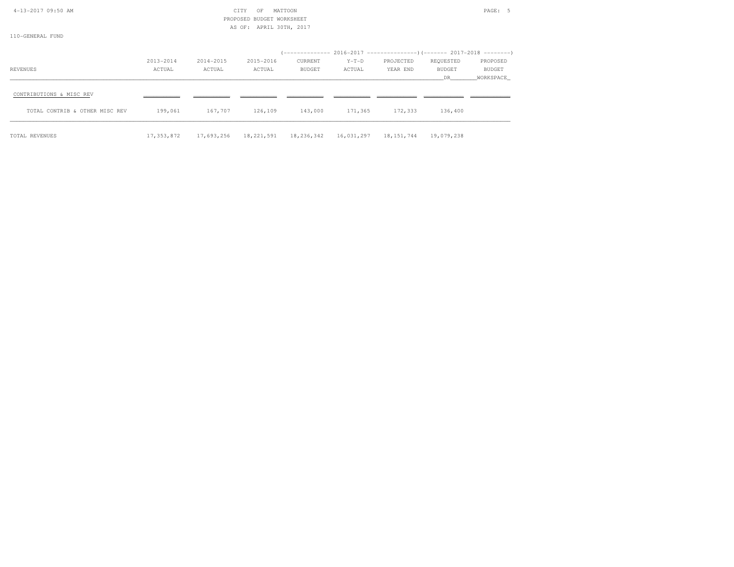CITY OF MATTOON
PROPOSED BUDGET WORKSHEET
AS OF: APRIL 30TH, 2017

110-GENERAL FUND

| | | | | 2016-2017 | | | 2017-2018 | |
|---|---|---|---|---|---|---|---|---|
| REVENUES | 2013-2014 ACTUAL | 2014-2015 ACTUAL | 2015-2016 ACTUAL | CURRENT BUDGET | Y-T-D ACTUAL | PROJECTED YEAR END | REQUESTED BUDGET DR | PROPOSED BUDGET WORKSPACE |
| CONTRIBUTIONS & MISC REV | | | | | | | | |
| TOTAL CONTRIB & OTHER MISC REV | 199,061 | 167,707 | 126,109 | 143,000 | 171,365 | 172,333 | 136,400 | |
| TOTAL REVENUES | 17,353,872 | 17,693,256 | 18,221,591 | 18,236,342 | 16,031,297 | 18,151,744 | 19,079,238 | |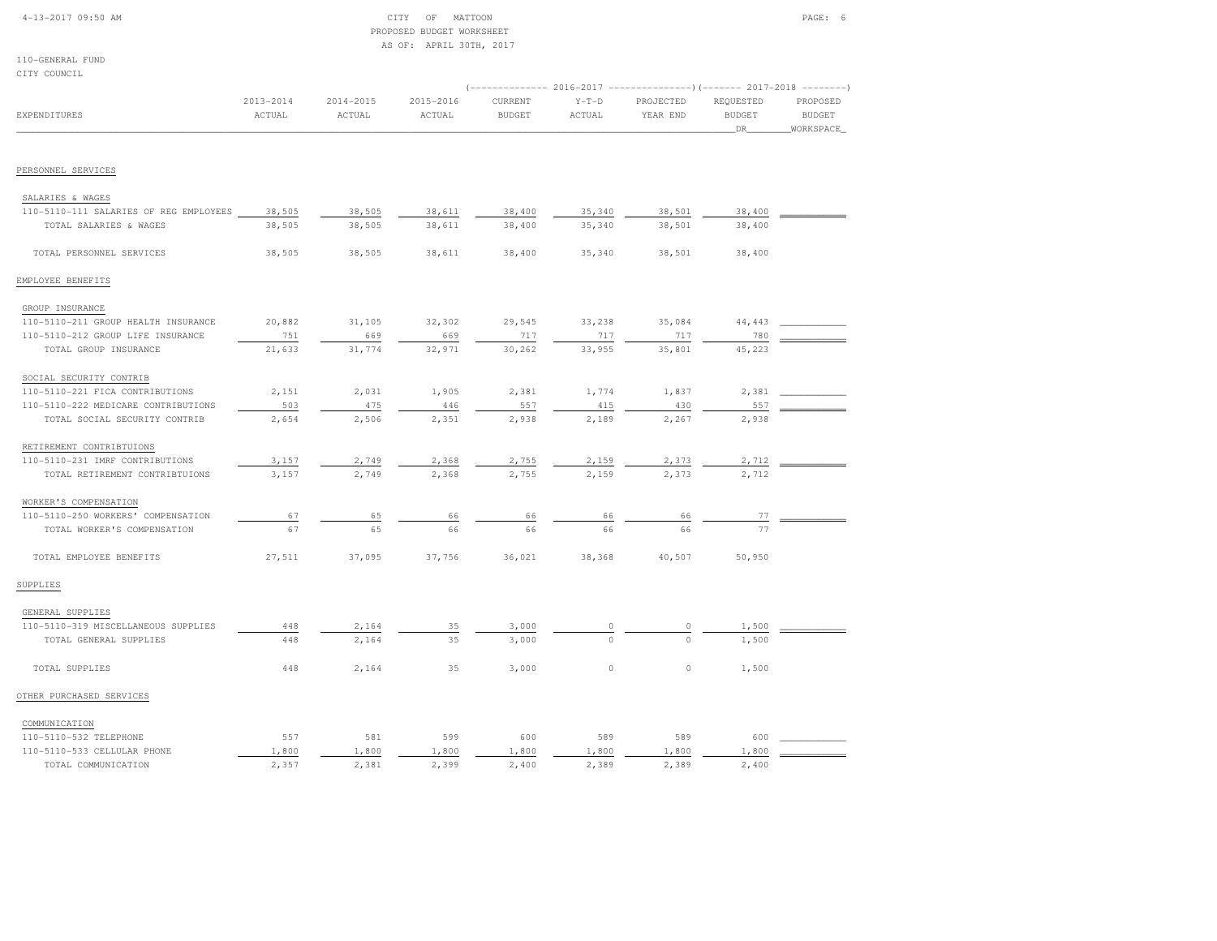CITY OF MATTOON
PROPOSED BUDGET WORKSHEET
AS OF: APRIL 30TH, 2017

110-GENERAL FUND
CITY COUNCIL

| EXPENDITURES | 2013-2014 ACTUAL | 2014-2015 ACTUAL | 2015-2016 ACTUAL | 2016-2017 CURRENT BUDGET | 2016-2017 Y-T-D ACTUAL | 2016-2017 PROJECTED YEAR END | 2017-2018 REQUESTED BUDGET DR | 2017-2018 PROPOSED BUDGET WORKSPACE |
|---|---|---|---|---|---|---|---|---|
| **PERSONNEL SERVICES** | | | | | | | | |
| SALARIES & WAGES | | | | | | | | |
| 110-5110-111 SALARIES OF REG EMPLOYEES | 38,505 | 38,505 | 38,611 | 38,400 | 35,340 | 38,501 | 38,400 | |
| TOTAL SALARIES & WAGES | 38,505 | 38,505 | 38,611 | 38,400 | 35,340 | 38,501 | 38,400 | |
| TOTAL PERSONNEL SERVICES | 38,505 | 38,505 | 38,611 | 38,400 | 35,340 | 38,501 | 38,400 | |
| **EMPLOYEE BENEFITS** | | | | | | | | |
| GROUP INSURANCE | | | | | | | | |
| 110-5110-211 GROUP HEALTH INSURANCE | 20,882 | 31,105 | 32,302 | 29,545 | 33,238 | 35,084 | 44,443 | |
| 110-5110-212 GROUP LIFE INSURANCE | 751 | 669 | 669 | 717 | 717 | 717 | 780 | |
| TOTAL GROUP INSURANCE | 21,633 | 31,774 | 32,971 | 30,262 | 33,955 | 35,801 | 45,223 | |
| SOCIAL SECURITY CONTRIB | | | | | | | | |
| 110-5110-221 FICA CONTRIBUTIONS | 2,151 | 2,031 | 1,905 | 2,381 | 1,774 | 1,837 | 2,381 | |
| 110-5110-222 MEDICARE CONTRIBUTIONS | 503 | 475 | 446 | 557 | 415 | 430 | 557 | |
| TOTAL SOCIAL SECURITY CONTRIB | 2,654 | 2,506 | 2,351 | 2,938 | 2,189 | 2,267 | 2,938 | |
| RETIREMENT CONTRIBTUIONS | | | | | | | | |
| 110-5110-231 IMRF CONTRIBUTIONS | 3,157 | 2,749 | 2,368 | 2,755 | 2,159 | 2,373 | 2,712 | |
| TOTAL RETIREMENT CONTRIBTUIONS | 3,157 | 2,749 | 2,368 | 2,755 | 2,159 | 2,373 | 2,712 | |
| WORKER'S COMPENSATION | | | | | | | | |
| 110-5110-250 WORKERS' COMPENSATION | 67 | 65 | 66 | 66 | 66 | 66 | 77 | |
| TOTAL WORKER'S COMPENSATION | 67 | 65 | 66 | 66 | 66 | 66 | 77 | |
| TOTAL EMPLOYEE BENEFITS | 27,511 | 37,095 | 37,756 | 36,021 | 38,368 | 40,507 | 50,950 | |
| **SUPPLIES** | | | | | | | | |
| GENERAL SUPPLIES | | | | | | | | |
| 110-5110-319 MISCELLANEOUS SUPPLIES | 448 | 2,164 | 35 | 3,000 | 0 | 0 | 1,500 | |
| TOTAL GENERAL SUPPLIES | 448 | 2,164 | 35 | 3,000 | 0 | 0 | 1,500 | |
| TOTAL SUPPLIES | 448 | 2,164 | 35 | 3,000 | 0 | 0 | 1,500 | |
| **OTHER PURCHASED SERVICES** | | | | | | | | |
| COMMUNICATION | | | | | | | | |
| 110-5110-532 TELEPHONE | 557 | 581 | 599 | 600 | 589 | 589 | 600 | |
| 110-5110-533 CELLULAR PHONE | 1,800 | 1,800 | 1,800 | 1,800 | 1,800 | 1,800 | 1,800 | |
| TOTAL COMMUNICATION | 2,357 | 2,381 | 2,399 | 2,400 | 2,389 | 2,389 | 2,400 | |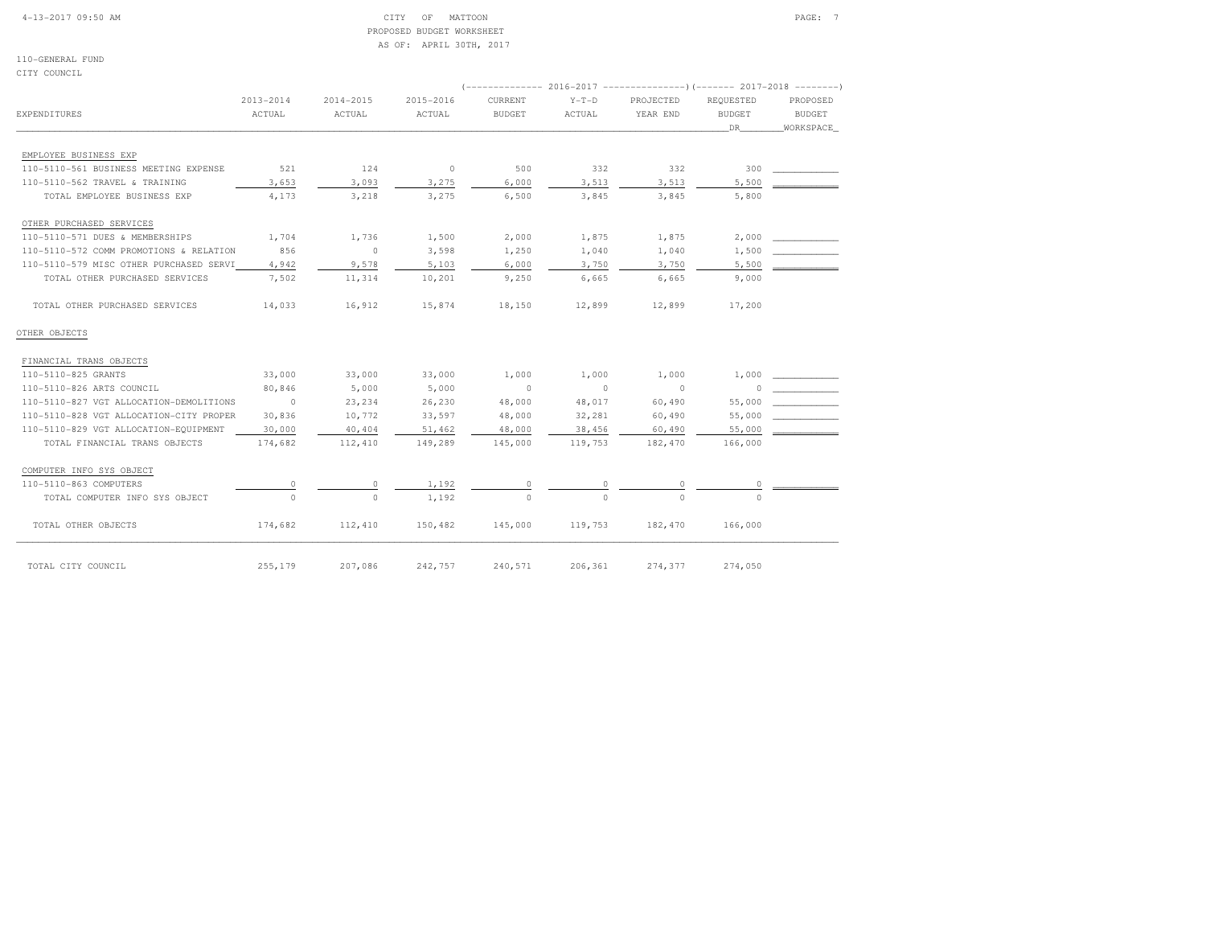CITY OF MATTOON
PROPOSED BUDGET WORKSHEET
AS OF: APRIL 30TH, 2017

110-GENERAL FUND
CITY COUNCIL

| EXPENDITURES | 2013-2014 ACTUAL | 2014-2015 ACTUAL | 2015-2016 ACTUAL | 2016-2017 CURRENT BUDGET | 2016-2017 Y-T-D ACTUAL | 2016-2017 PROJECTED YEAR END | 2017-2018 REQUESTED BUDGET DR | 2017-2018 PROPOSED BUDGET WORKSPACE |
|---|---|---|---|---|---|---|---|---|
| EMPLOYEE BUSINESS EXP | | | | | | | | |
| 110-5110-561 BUSINESS MEETING EXPENSE | 521 | 124 | 0 | 500 | 332 | 332 | 300 | |
| 110-5110-562 TRAVEL & TRAINING | 3,653 | 3,093 | 3,275 | 6,000 | 3,513 | 3,513 | 5,500 | |
| TOTAL EMPLOYEE BUSINESS EXP | 4,173 | 3,218 | 3,275 | 6,500 | 3,845 | 3,845 | 5,800 | |
| OTHER PURCHASED SERVICES | | | | | | | | |
| 110-5110-571 DUES & MEMBERSHIPS | 1,704 | 1,736 | 1,500 | 2,000 | 1,875 | 1,875 | 2,000 | |
| 110-5110-572 COMM PROMOTIONS & RELATION | 856 | 0 | 3,598 | 1,250 | 1,040 | 1,040 | 1,500 | |
| 110-5110-579 MISC OTHER PURCHASED SERVI | 4,942 | 9,578 | 5,103 | 6,000 | 3,750 | 3,750 | 5,500 | |
| TOTAL OTHER PURCHASED SERVICES | 7,502 | 11,314 | 10,201 | 9,250 | 6,665 | 6,665 | 9,000 | |
| TOTAL OTHER PURCHASED SERVICES | 14,033 | 16,912 | 15,874 | 18,150 | 12,899 | 12,899 | 17,200 | |
| OTHER OBJECTS | | | | | | | | |
| FINANCIAL TRANS OBJECTS | | | | | | | | |
| 110-5110-825 GRANTS | 33,000 | 33,000 | 33,000 | 1,000 | 1,000 | 1,000 | 1,000 | |
| 110-5110-826 ARTS COUNCIL | 80,846 | 5,000 | 5,000 | 0 | 0 | 0 | 0 | |
| 110-5110-827 VGT ALLOCATION-DEMOLITIONS | 0 | 23,234 | 26,230 | 48,000 | 48,017 | 60,490 | 55,000 | |
| 110-5110-828 VGT ALLOCATION-CITY PROPER | 30,836 | 10,772 | 33,597 | 48,000 | 32,281 | 60,490 | 55,000 | |
| 110-5110-829 VGT ALLOCATION-EQUIPMENT | 30,000 | 40,404 | 51,462 | 48,000 | 38,456 | 60,490 | 55,000 | |
| TOTAL FINANCIAL TRANS OBJECTS | 174,682 | 112,410 | 149,289 | 145,000 | 119,753 | 182,470 | 166,000 | |
| COMPUTER INFO SYS OBJECT | | | | | | | | |
| 110-5110-863 COMPUTERS | 0 | 0 | 1,192 | 0 | 0 | 0 | 0 | |
| TOTAL COMPUTER INFO SYS OBJECT | 0 | 0 | 1,192 | 0 | 0 | 0 | 0 | |
| TOTAL OTHER OBJECTS | 174,682 | 112,410 | 150,482 | 145,000 | 119,753 | 182,470 | 166,000 | |
| TOTAL CITY COUNCIL | 255,179 | 207,086 | 242,757 | 240,571 | 206,361 | 274,377 | 274,050 | |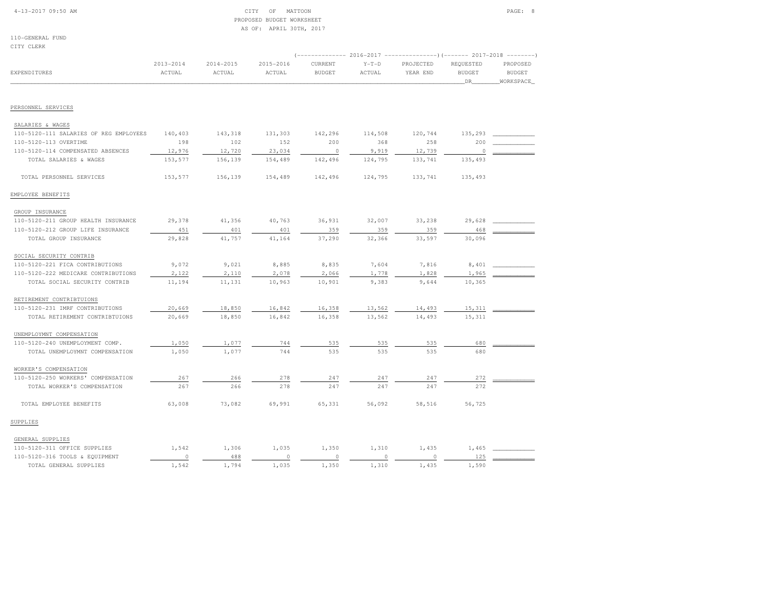CITY OF MATTOON
PROPOSED BUDGET WORKSHEET
AS OF: APRIL 30TH, 2017

110-GENERAL FUND
CITY CLERK

| EXPENDITURES | 2013-2014 ACTUAL | 2014-2015 ACTUAL | 2015-2016 ACTUAL | 2016-2017 CURRENT BUDGET | 2016-2017 Y-T-D ACTUAL | 2016-2017 PROJECTED YEAR END | 2017-2018 REQUESTED BUDGET DR | 2017-2018 PROPOSED BUDGET WORKSPACE |
|---|---|---|---|---|---|---|---|---|
| **PERSONNEL SERVICES** | | | | | | | | |
| SALARIES & WAGES | | | | | | | | |
| 110-5120-111 SALARIES OF REG EMPLOYEES | 140,403 | 143,318 | 131,303 | 142,296 | 114,508 | 120,744 | 135,293 | |
| 110-5120-113 OVERTIME | 198 | 102 | 152 | 200 | 368 | 258 | 200 | |
| 110-5120-114 COMPENSATED ABSENCES | 12,976 | 12,720 | 23,034 | 0 | 9,919 | 12,739 | 0 | |
| TOTAL SALARIES & WAGES | 153,577 | 156,139 | 154,489 | 142,496 | 124,795 | 133,741 | 135,493 | |
| TOTAL PERSONNEL SERVICES | 153,577 | 156,139 | 154,489 | 142,496 | 124,795 | 133,741 | 135,493 | |
| **EMPLOYEE BENEFITS** | | | | | | | | |
| GROUP INSURANCE | | | | | | | | |
| 110-5120-211 GROUP HEALTH INSURANCE | 29,378 | 41,356 | 40,763 | 36,931 | 32,007 | 33,238 | 29,628 | |
| 110-5120-212 GROUP LIFE INSURANCE | 451 | 401 | 401 | 359 | 359 | 359 | 468 | |
| TOTAL GROUP INSURANCE | 29,828 | 41,757 | 41,164 | 37,290 | 32,366 | 33,597 | 30,096 | |
| SOCIAL SECURITY CONTRIB | | | | | | | | |
| 110-5120-221 FICA CONTRIBUTIONS | 9,072 | 9,021 | 8,885 | 8,835 | 7,604 | 7,816 | 8,401 | |
| 110-5120-222 MEDICARE CONTRIBUTIONS | 2,122 | 2,110 | 2,078 | 2,066 | 1,778 | 1,828 | 1,965 | |
| TOTAL SOCIAL SECURITY CONTRIB | 11,194 | 11,131 | 10,963 | 10,901 | 9,383 | 9,644 | 10,365 | |
| RETIREMENT CONTRIBTUIONS | | | | | | | | |
| 110-5120-231 IMRF CONTRIBUTIONS | 20,669 | 18,850 | 16,842 | 16,358 | 13,562 | 14,493 | 15,311 | |
| TOTAL RETIREMENT CONTRIBTUIONS | 20,669 | 18,850 | 16,842 | 16,358 | 13,562 | 14,493 | 15,311 | |
| UNEMPLOYMNT COMPENSATION | | | | | | | | |
| 110-5120-240 UNEMPLOYMENT COMP. | 1,050 | 1,077 | 744 | 535 | 535 | 535 | 680 | |
| TOTAL UNEMPLOYMNT COMPENSATION | 1,050 | 1,077 | 744 | 535 | 535 | 535 | 680 | |
| WORKER'S COMPENSATION | | | | | | | | |
| 110-5120-250 WORKERS' COMPENSATION | 267 | 266 | 278 | 247 | 247 | 247 | 272 | |
| TOTAL WORKER'S COMPENSATION | 267 | 266 | 278 | 247 | 247 | 247 | 272 | |
| TOTAL EMPLOYEE BENEFITS | 63,008 | 73,082 | 69,991 | 65,331 | 56,092 | 58,516 | 56,725 | |
| **SUPPLIES** | | | | | | | | |
| GENERAL SUPPLIES | | | | | | | | |
| 110-5120-311 OFFICE SUPPLIES | 1,542 | 1,306 | 1,035 | 1,350 | 1,310 | 1,435 | 1,465 | |
| 110-5120-316 TOOLS & EQUIPMENT | 0 | 488 | 0 | 0 | 0 | 0 | 125 | |
| TOTAL GENERAL SUPPLIES | 1,542 | 1,794 | 1,035 | 1,350 | 1,310 | 1,435 | 1,590 | |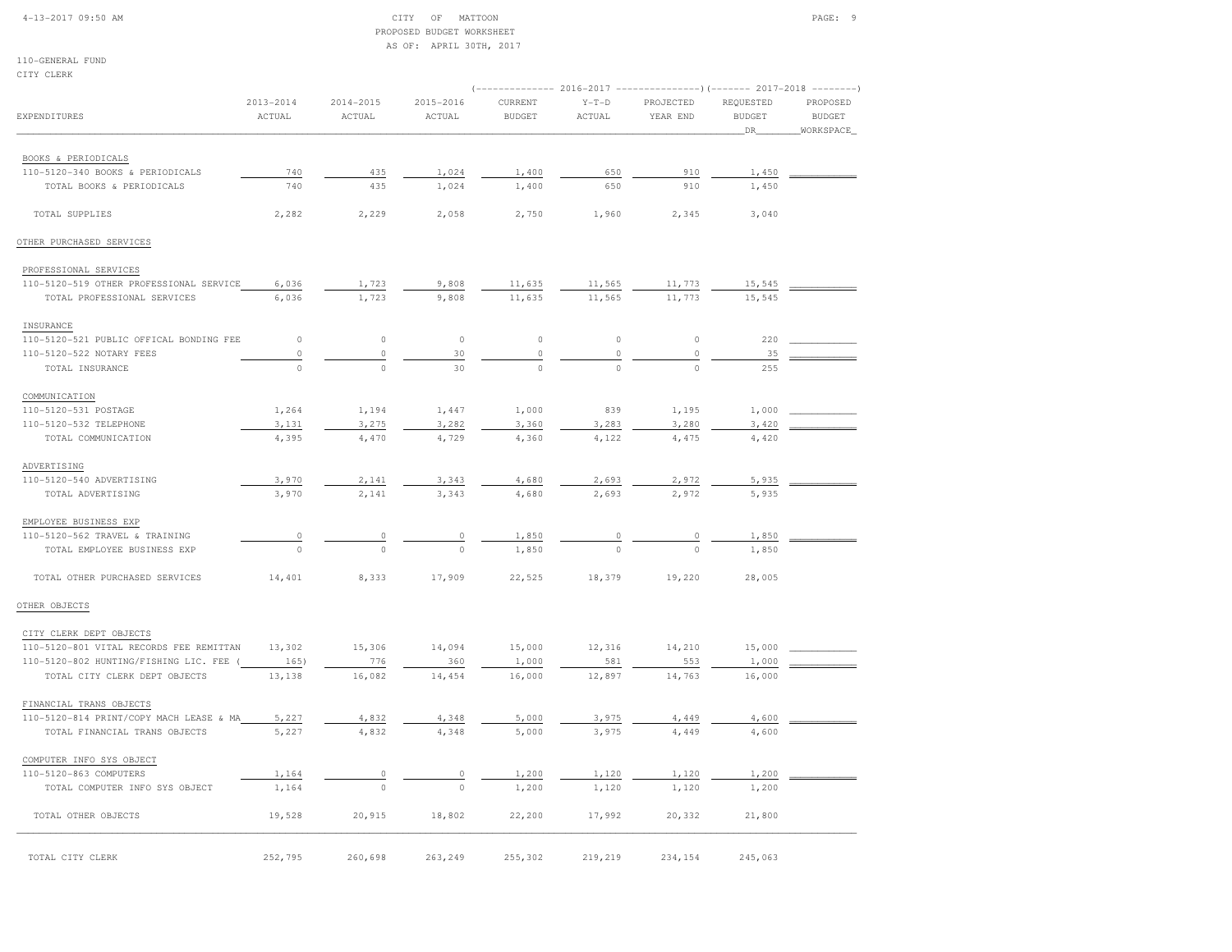110-GENERAL FUND
CITY CLERK

PROPOSED BUDGET WORKSHEET
AS OF: APRIL 30TH, 2017

| EXPENDITURES | 2013-2014 ACTUAL | 2014-2015 ACTUAL | 2015-2016 ACTUAL | 2016-2017 CURRENT BUDGET | 2016-2017 Y-T-D ACTUAL | 2016-2017 PROJECTED YEAR END | 2017-2018 REQUESTED BUDGET DR | 2017-2018 PROPOSED BUDGET WORKSPACE |
|---|---|---|---|---|---|---|---|---|
| BOOKS & PERIODICALS | | | | | | | | |
| 110-5120-340 BOOKS & PERIODICALS | 740 | 435 | 1,024 | 1,400 | 650 | 910 | 1,450 | |
| TOTAL BOOKS & PERIODICALS | 740 | 435 | 1,024 | 1,400 | 650 | 910 | 1,450 | |
| TOTAL SUPPLIES | 2,282 | 2,229 | 2,058 | 2,750 | 1,960 | 2,345 | 3,040 | |
| OTHER PURCHASED SERVICES | | | | | | | | |
| PROFESSIONAL SERVICES | | | | | | | | |
| 110-5120-519 OTHER PROFESSIONAL SERVICE | 6,036 | 1,723 | 9,808 | 11,635 | 11,565 | 11,773 | 15,545 | |
| TOTAL PROFESSIONAL SERVICES | 6,036 | 1,723 | 9,808 | 11,635 | 11,565 | 11,773 | 15,545 | |
| INSURANCE | | | | | | | | |
| 110-5120-521 PUBLIC OFFICAL BONDING FEE | 0 | 0 | 0 | 0 | 0 | 0 | 220 | |
| 110-5120-522 NOTARY FEES | 0 | 0 | 30 | 0 | 0 | 0 | 35 | |
| TOTAL INSURANCE | 0 | 0 | 30 | 0 | 0 | 0 | 255 | |
| COMMUNICATION | | | | | | | | |
| 110-5120-531 POSTAGE | 1,264 | 1,194 | 1,447 | 1,000 | 839 | 1,195 | 1,000 | |
| 110-5120-532 TELEPHONE | 3,131 | 3,275 | 3,282 | 3,360 | 3,283 | 3,280 | 3,420 | |
| TOTAL COMMUNICATION | 4,395 | 4,470 | 4,729 | 4,360 | 4,122 | 4,475 | 4,420 | |
| ADVERTISING | | | | | | | | |
| 110-5120-540 ADVERTISING | 3,970 | 2,141 | 3,343 | 4,680 | 2,693 | 2,972 | 5,935 | |
| TOTAL ADVERTISING | 3,970 | 2,141 | 3,343 | 4,680 | 2,693 | 2,972 | 5,935 | |
| EMPLOYEE BUSINESS EXP | | | | | | | | |
| 110-5120-562 TRAVEL & TRAINING | 0 | 0 | 0 | 1,850 | 0 | 0 | 1,850 | |
| TOTAL EMPLOYEE BUSINESS EXP | 0 | 0 | 0 | 1,850 | 0 | 0 | 1,850 | |
| TOTAL OTHER PURCHASED SERVICES | 14,401 | 8,333 | 17,909 | 22,525 | 18,379 | 19,220 | 28,005 | |
| OTHER OBJECTS | | | | | | | | |
| CITY CLERK DEPT OBJECTS | | | | | | | | |
| 110-5120-801 VITAL RECORDS FEE REMITTAN | 13,302 | 15,306 | 14,094 | 15,000 | 12,316 | 14,210 | 15,000 | |
| 110-5120-802 HUNTING/FISHING LIC. FEE | (165) | 776 | 360 | 1,000 | 581 | 553 | 1,000 | |
| TOTAL CITY CLERK DEPT OBJECTS | 13,138 | 16,082 | 14,454 | 16,000 | 12,897 | 14,763 | 16,000 | |
| FINANCIAL TRANS OBJECTS | | | | | | | | |
| 110-5120-814 PRINT/COPY MACH LEASE & MA | 5,227 | 4,832 | 4,348 | 5,000 | 3,975 | 4,449 | 4,600 | |
| TOTAL FINANCIAL TRANS OBJECTS | 5,227 | 4,832 | 4,348 | 5,000 | 3,975 | 4,449 | 4,600 | |
| COMPUTER INFO SYS OBJECT | | | | | | | | |
| 110-5120-863 COMPUTERS | 1,164 | 0 | 0 | 1,200 | 1,120 | 1,120 | 1,200 | |
| TOTAL COMPUTER INFO SYS OBJECT | 1,164 | 0 | 0 | 1,200 | 1,120 | 1,120 | 1,200 | |
| TOTAL OTHER OBJECTS | 19,528 | 20,915 | 18,802 | 22,200 | 17,992 | 20,332 | 21,800 | |
| TOTAL CITY CLERK | 252,795 | 260,698 | 263,249 | 255,302 | 219,219 | 234,154 | 245,063 | |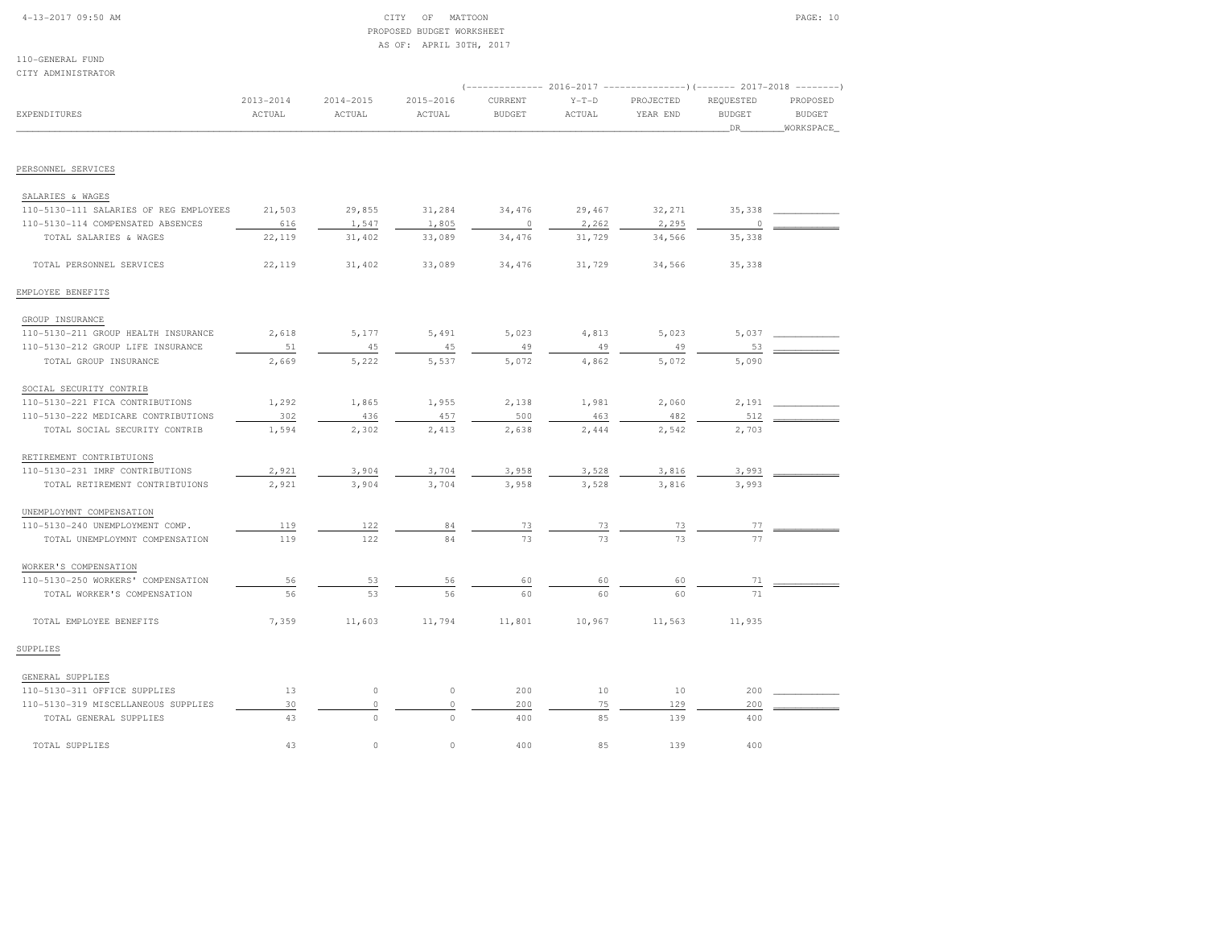CITY OF MATTOON
PROPOSED BUDGET WORKSHEET
AS OF: APRIL 30TH, 2017

110-GENERAL FUND
CITY ADMINISTRATOR

| EXPENDITURES | 2013-2014 ACTUAL | 2014-2015 ACTUAL | 2015-2016 ACTUAL | 2016-2017 CURRENT BUDGET | 2016-2017 Y-T-D ACTUAL | 2016-2017 PROJECTED YEAR END | 2017-2018 REQUESTED BUDGET DR | 2017-2018 PROPOSED BUDGET WORKSPACE |
|---|---|---|---|---|---|---|---|---|
| **PERSONNEL SERVICES** | | | | | | | | |
| SALARIES & WAGES | | | | | | | | |
| 110-5130-111 SALARIES OF REG EMPLOYEES | 21,503 | 29,855 | 31,284 | 34,476 | 29,467 | 32,271 | 35,338 | |
| 110-5130-114 COMPENSATED ABSENCES | 616 | 1,547 | 1,805 | 0 | 2,262 | 2,295 | 0 | |
| TOTAL SALARIES & WAGES | 22,119 | 31,402 | 33,089 | 34,476 | 31,729 | 34,566 | 35,338 | |
| TOTAL PERSONNEL SERVICES | 22,119 | 31,402 | 33,089 | 34,476 | 31,729 | 34,566 | 35,338 | |
| **EMPLOYEE BENEFITS** | | | | | | | | |
| GROUP INSURANCE | | | | | | | | |
| 110-5130-211 GROUP HEALTH INSURANCE | 2,618 | 5,177 | 5,491 | 5,023 | 4,813 | 5,023 | 5,037 | |
| 110-5130-212 GROUP LIFE INSURANCE | 51 | 45 | 45 | 49 | 49 | 49 | 53 | |
| TOTAL GROUP INSURANCE | 2,669 | 5,222 | 5,537 | 5,072 | 4,862 | 5,072 | 5,090 | |
| SOCIAL SECURITY CONTRIB | | | | | | | | |
| 110-5130-221 FICA CONTRIBUTIONS | 1,292 | 1,865 | 1,955 | 2,138 | 1,981 | 2,060 | 2,191 | |
| 110-5130-222 MEDICARE CONTRIBUTIONS | 302 | 436 | 457 | 500 | 463 | 482 | 512 | |
| TOTAL SOCIAL SECURITY CONTRIB | 1,594 | 2,302 | 2,413 | 2,638 | 2,444 | 2,542 | 2,703 | |
| RETIREMENT CONTRIBTUIONS | | | | | | | | |
| 110-5130-231 IMRF CONTRIBUTIONS | 2,921 | 3,904 | 3,704 | 3,958 | 3,528 | 3,816 | 3,993 | |
| TOTAL RETIREMENT CONTRIBTUIONS | 2,921 | 3,904 | 3,704 | 3,958 | 3,528 | 3,816 | 3,993 | |
| UNEMPLOYMNT COMPENSATION | | | | | | | | |
| 110-5130-240 UNEMPLOYMENT COMP. | 119 | 122 | 84 | 73 | 73 | 73 | 77 | |
| TOTAL UNEMPLOYMNT COMPENSATION | 119 | 122 | 84 | 73 | 73 | 73 | 77 | |
| WORKER'S COMPENSATION | | | | | | | | |
| 110-5130-250 WORKERS' COMPENSATION | 56 | 53 | 56 | 60 | 60 | 60 | 71 | |
| TOTAL WORKER'S COMPENSATION | 56 | 53 | 56 | 60 | 60 | 60 | 71 | |
| TOTAL EMPLOYEE BENEFITS | 7,359 | 11,603 | 11,794 | 11,801 | 10,967 | 11,563 | 11,935 | |
| **SUPPLIES** | | | | | | | | |
| GENERAL SUPPLIES | | | | | | | | |
| 110-5130-311 OFFICE SUPPLIES | 13 | 0 | 0 | 200 | 10 | 10 | 200 | |
| 110-5130-319 MISCELLANEOUS SUPPLIES | 30 | 0 | 0 | 200 | 75 | 129 | 200 | |
| TOTAL GENERAL SUPPLIES | 43 | 0 | 0 | 400 | 85 | 139 | 400 | |
| TOTAL SUPPLIES | 43 | 0 | 0 | 400 | 85 | 139 | 400 | |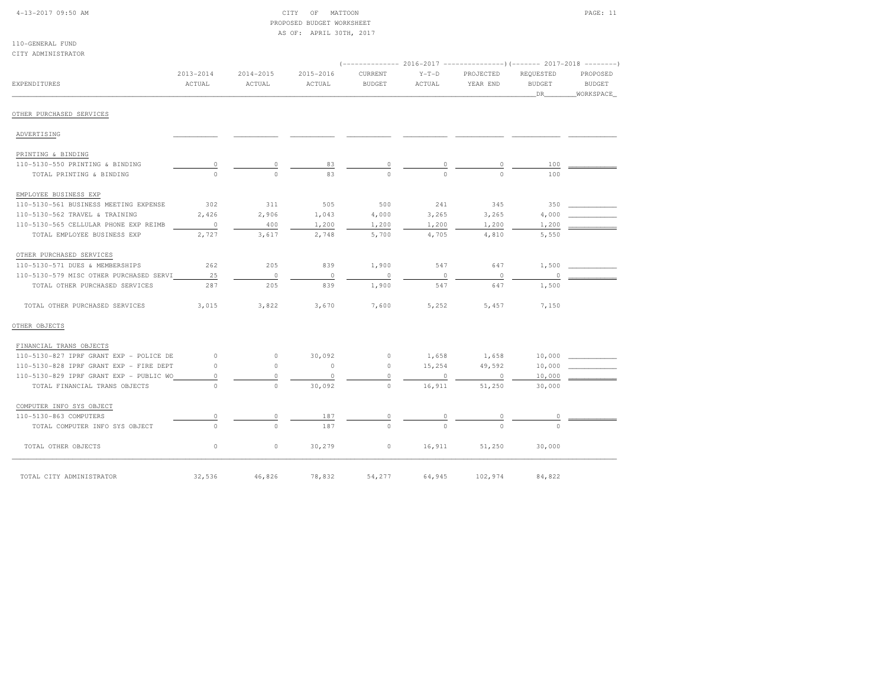CITY OF MATTOON
PROPOSED BUDGET WORKSHEET
AS OF: APRIL 30TH, 2017

110-GENERAL FUND
CITY ADMINISTRATOR

| EXPENDITURES | 2013-2014 ACTUAL | 2014-2015 ACTUAL | 2015-2016 ACTUAL | 2016-2017 CURRENT BUDGET | 2016-2017 Y-T-D ACTUAL | 2016-2017 PROJECTED YEAR END | 2017-2018 REQUESTED BUDGET DR | 2017-2018 PROPOSED BUDGET WORKSPACE |
|---|---|---|---|---|---|---|---|---|
| **OTHER PURCHASED SERVICES** | | | | | | | | |
| ADVERTISING | | | | | | | | |
| PRINTING & BINDING | | | | | | | | |
| 110-5130-550 PRINTING & BINDING | 0 | 0 | 83 | 0 | 0 | 0 | 100 | |
| TOTAL PRINTING & BINDING | 0 | 0 | 83 | 0 | 0 | 0 | 100 | |
| EMPLOYEE BUSINESS EXP | | | | | | | | |
| 110-5130-561 BUSINESS MEETING EXPENSE | 302 | 311 | 505 | 500 | 241 | 345 | 350 | |
| 110-5130-562 TRAVEL & TRAINING | 2,426 | 2,906 | 1,043 | 4,000 | 3,265 | 3,265 | 4,000 | |
| 110-5130-565 CELLULAR PHONE EXP REIMB | 0 | 400 | 1,200 | 1,200 | 1,200 | 1,200 | 1,200 | |
| TOTAL EMPLOYEE BUSINESS EXP | 2,727 | 3,617 | 2,748 | 5,700 | 4,705 | 4,810 | 5,550 | |
| OTHER PURCHASED SERVICES | | | | | | | | |
| 110-5130-571 DUES & MEMBERSHIPS | 262 | 205 | 839 | 1,900 | 547 | 647 | 1,500 | |
| 110-5130-579 MISC OTHER PURCHASED SERVI | 25 | 0 | 0 | 0 | 0 | 0 | 0 | |
| TOTAL OTHER PURCHASED SERVICES | 287 | 205 | 839 | 1,900 | 547 | 647 | 1,500 | |
| TOTAL OTHER PURCHASED SERVICES | 3,015 | 3,822 | 3,670 | 7,600 | 5,252 | 5,457 | 7,150 | |
| **OTHER OBJECTS** | | | | | | | | |
| FINANCIAL TRANS OBJECTS | | | | | | | | |
| 110-5130-827 IPRF GRANT EXP - POLICE DE | 0 | 0 | 30,092 | 0 | 1,658 | 1,658 | 10,000 | |
| 110-5130-828 IPRF GRANT EXP - FIRE DEPT | 0 | 0 | 0 | 0 | 15,254 | 49,592 | 10,000 | |
| 110-5130-829 IPRF GRANT EXP - PUBLIC WO | 0 | 0 | 0 | 0 | 0 | 0 | 10,000 | |
| TOTAL FINANCIAL TRANS OBJECTS | 0 | 0 | 30,092 | 0 | 16,911 | 51,250 | 30,000 | |
| COMPUTER INFO SYS OBJECT | | | | | | | | |
| 110-5130-863 COMPUTERS | 0 | 0 | 187 | 0 | 0 | 0 | 0 | |
| TOTAL COMPUTER INFO SYS OBJECT | 0 | 0 | 187 | 0 | 0 | 0 | 0 | |
| TOTAL OTHER OBJECTS | 0 | 0 | 30,279 | 0 | 16,911 | 51,250 | 30,000 | |
| TOTAL CITY ADMINISTRATOR | 32,536 | 46,826 | 78,832 | 54,277 | 64,945 | 102,974 | 84,822 | |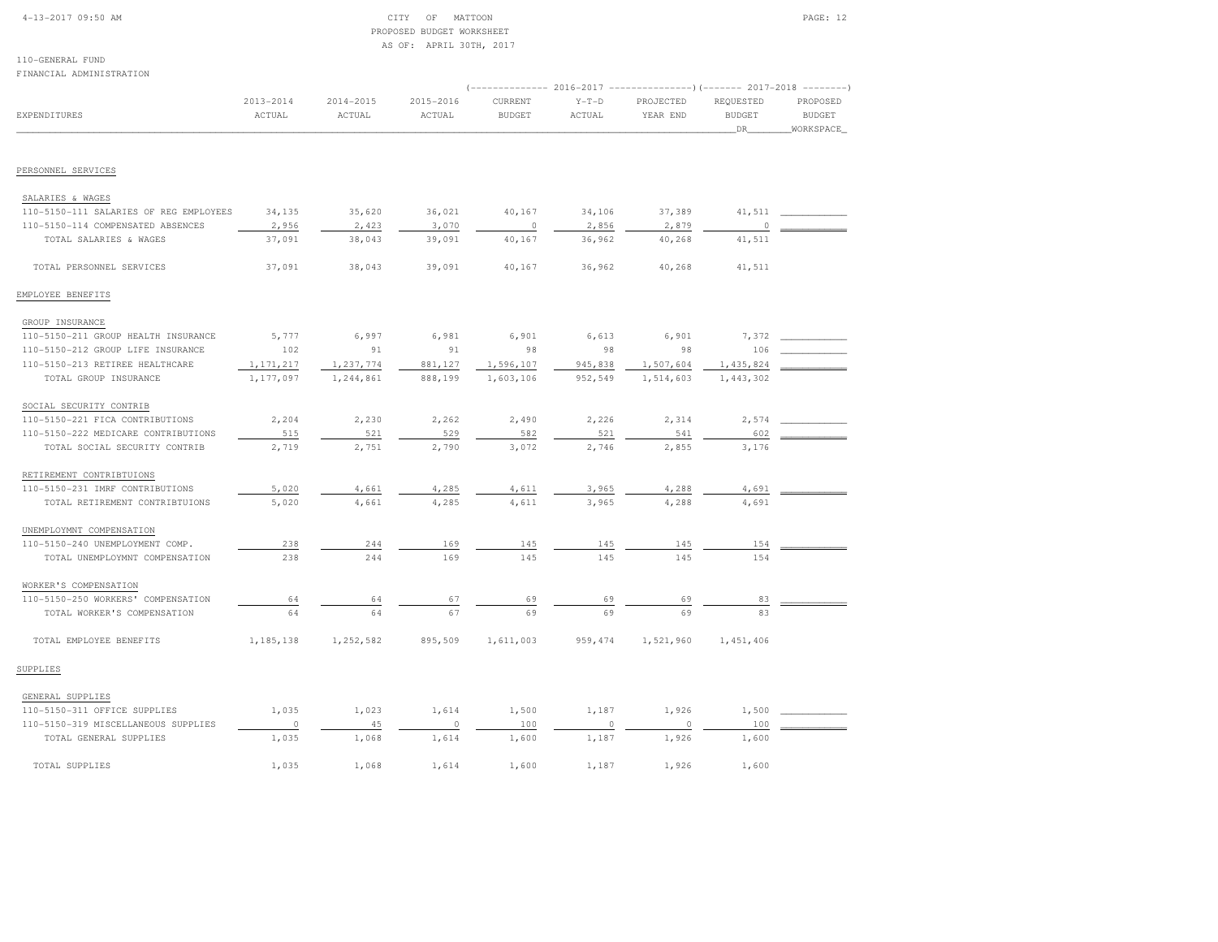CITY OF MATTOON
PROPOSED BUDGET WORKSHEET
AS OF: APRIL 30TH, 2017

110-GENERAL FUND
FINANCIAL ADMINISTRATION

| EXPENDITURES | 2013-2014 ACTUAL | 2014-2015 ACTUAL | 2015-2016 ACTUAL | 2016-2017 CURRENT BUDGET | 2016-2017 Y-T-D ACTUAL | 2016-2017 PROJECTED YEAR END | 2017-2018 REQUESTED BUDGET DR | 2017-2018 PROPOSED BUDGET WORKSPACE |
|---|---|---|---|---|---|---|---|---|
| **PERSONNEL SERVICES** | | | | | | | | |
| SALARIES & WAGES | | | | | | | | |
| 110-5150-111 SALARIES OF REG EMPLOYEES | 34,135 | 35,620 | 36,021 | 40,167 | 34,106 | 37,389 | 41,511 | |
| 110-5150-114 COMPENSATED ABSENCES | 2,956 | 2,423 | 3,070 | 0 | 2,856 | 2,879 | 0 | |
| TOTAL SALARIES & WAGES | 37,091 | 38,043 | 39,091 | 40,167 | 36,962 | 40,268 | 41,511 | |
| TOTAL PERSONNEL SERVICES | 37,091 | 38,043 | 39,091 | 40,167 | 36,962 | 40,268 | 41,511 | |
| **EMPLOYEE BENEFITS** | | | | | | | | |
| GROUP INSURANCE | | | | | | | | |
| 110-5150-211 GROUP HEALTH INSURANCE | 5,777 | 6,997 | 6,981 | 6,901 | 6,613 | 6,901 | 7,372 | |
| 110-5150-212 GROUP LIFE INSURANCE | 102 | 91 | 91 | 98 | 98 | 98 | 106 | |
| 110-5150-213 RETIREE HEALTHCARE | 1,171,217 | 1,237,774 | 881,127 | 1,596,107 | 945,838 | 1,507,604 | 1,435,824 | |
| TOTAL GROUP INSURANCE | 1,177,097 | 1,244,861 | 888,199 | 1,603,106 | 952,549 | 1,514,603 | 1,443,302 | |
| SOCIAL SECURITY CONTRIB | | | | | | | | |
| 110-5150-221 FICA CONTRIBUTIONS | 2,204 | 2,230 | 2,262 | 2,490 | 2,226 | 2,314 | 2,574 | |
| 110-5150-222 MEDICARE CONTRIBUTIONS | 515 | 521 | 529 | 582 | 521 | 541 | 602 | |
| TOTAL SOCIAL SECURITY CONTRIB | 2,719 | 2,751 | 2,790 | 3,072 | 2,746 | 2,855 | 3,176 | |
| RETIREMENT CONTRIBTUIONS | | | | | | | | |
| 110-5150-231 IMRF CONTRIBUTIONS | 5,020 | 4,661 | 4,285 | 4,611 | 3,965 | 4,288 | 4,691 | |
| TOTAL RETIREMENT CONTRIBTUIONS | 5,020 | 4,661 | 4,285 | 4,611 | 3,965 | 4,288 | 4,691 | |
| UNEMPLOYMNT COMPENSATION | | | | | | | | |
| 110-5150-240 UNEMPLOYMENT COMP. | 238 | 244 | 169 | 145 | 145 | 145 | 154 | |
| TOTAL UNEMPLOYMNT COMPENSATION | 238 | 244 | 169 | 145 | 145 | 145 | 154 | |
| WORKER'S COMPENSATION | | | | | | | | |
| 110-5150-250 WORKERS' COMPENSATION | 64 | 64 | 67 | 69 | 69 | 69 | 83 | |
| TOTAL WORKER'S COMPENSATION | 64 | 64 | 67 | 69 | 69 | 69 | 83 | |
| TOTAL EMPLOYEE BENEFITS | 1,185,138 | 1,252,582 | 895,509 | 1,611,003 | 959,474 | 1,521,960 | 1,451,406 | |
| **SUPPLIES** | | | | | | | | |
| GENERAL SUPPLIES | | | | | | | | |
| 110-5150-311 OFFICE SUPPLIES | 1,035 | 1,023 | 1,614 | 1,500 | 1,187 | 1,926 | 1,500 | |
| 110-5150-319 MISCELLANEOUS SUPPLIES | 0 | 45 | 0 | 100 | 0 | 0 | 100 | |
| TOTAL GENERAL SUPPLIES | 1,035 | 1,068 | 1,614 | 1,600 | 1,187 | 1,926 | 1,600 | |
| TOTAL SUPPLIES | 1,035 | 1,068 | 1,614 | 1,600 | 1,187 | 1,926 | 1,600 | |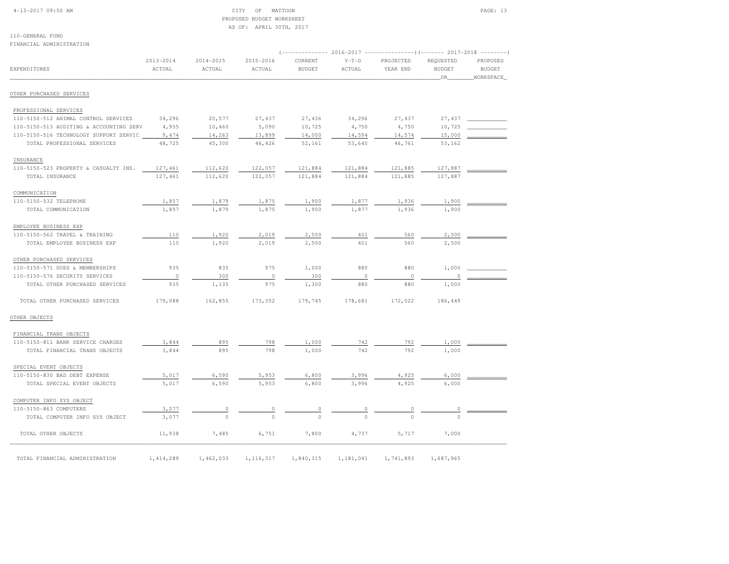CITY OF MATTOON
PROPOSED BUDGET WORKSHEET
AS OF: APRIL 30TH, 2017

110-GENERAL FUND
FINANCIAL ADMINISTRATION

| EXPENDITURES | 2013-2014 ACTUAL | 2014-2015 ACTUAL | 2015-2016 ACTUAL | 2016-2017 CURRENT BUDGET | 2016-2017 Y-T-D ACTUAL | 2016-2017 PROJECTED YEAR END | 2017-2018 REQUESTED BUDGET DR | 2017-2018 PROPOSED BUDGET WORKSPACE |
|---|---|---|---|---|---|---|---|---|
| OTHER PURCHASED SERVICES | | | | | | | | |
| PROFESSIONAL SERVICES | | | | | | | | |
| 110-5150-512 ANIMAL CONTROL SERVICES | 34,296 | 20,577 | 27,437 | 27,436 | 34,296 | 27,437 | 27,437 | |
| 110-5150-513 AUDITING & ACCOUNTING SERV | 4,955 | 10,460 | 5,090 | 10,725 | 4,750 | 4,750 | 10,725 | |
| 110-5150-516 TECHNOLOGY SUPPORT SERVIC | 9,474 | 14,263 | 13,899 | 14,000 | 14,594 | 14,574 | 15,000 | |
| TOTAL PROFESSIONAL SERVICES | 48,725 | 45,300 | 46,426 | 52,161 | 53,640 | 46,761 | 53,162 | |
| INSURANCE | | | | | | | | |
| 110-5150-523 PROPERTY & CASUALTY INS. | 127,461 | 112,620 | 122,057 | 121,884 | 121,884 | 121,885 | 127,887 | |
| TOTAL INSURANCE | 127,461 | 112,620 | 122,057 | 121,884 | 121,884 | 121,885 | 127,887 | |
| COMMUNICATION | | | | | | | | |
| 110-5150-532 TELEPHONE | 1,857 | 1,879 | 1,875 | 1,900 | 1,877 | 1,936 | 1,900 | |
| TOTAL COMMUNICATION | 1,857 | 1,879 | 1,875 | 1,900 | 1,877 | 1,936 | 1,900 | |
| EMPLOYEE BUSINESS EXP | | | | | | | | |
| 110-5150-562 TRAVEL & TRAINING | 110 | 1,920 | 2,019 | 2,500 | 401 | 560 | 2,500 | |
| TOTAL EMPLOYEE BUSINESS EXP | 110 | 1,920 | 2,019 | 2,500 | 401 | 560 | 2,500 | |
| OTHER PURCHASED SERVICES | | | | | | | | |
| 110-5150-571 DUES & MEMBERSHIPS | 935 | 835 | 975 | 1,000 | 880 | 880 | 1,000 | |
| 110-5150-576 SECURITY SERVICES | 0 | 300 | 0 | 300 | 0 | 0 | 0 | |
| TOTAL OTHER PURCHASED SERVICES | 935 | 1,135 | 975 | 1,300 | 880 | 880 | 1,000 | |
| TOTAL OTHER PURCHASED SERVICES | 179,088 | 162,855 | 173,352 | 179,745 | 178,681 | 172,022 | 186,449 | |
| OTHER OBJECTS | | | | | | | | |
| FINANCIAL TRANS OBJECTS | | | | | | | | |
| 110-5150-811 BANK SERVICE CHARGES | 3,844 | 895 | 798 | 1,000 | 742 | 792 | 1,000 | |
| TOTAL FINANCIAL TRANS OBJECTS | 3,844 | 895 | 798 | 1,000 | 742 | 792 | 1,000 | |
| SPECIAL EVENT OBJECTS | | | | | | | | |
| 110-5150-830 BAD DEBT EXPENSE | 5,017 | 6,590 | 5,953 | 6,800 | 3,996 | 4,925 | 6,000 | |
| TOTAL SPECIAL EVENT OBJECTS | 5,017 | 6,590 | 5,953 | 6,800 | 3,996 | 4,925 | 6,000 | |
| COMPUTER INFO SYS OBJECT | | | | | | | | |
| 110-5150-863 COMPUTERS | 3,077 | 0 | 0 | 0 | 0 | 0 | 0 | |
| TOTAL COMPUTER INFO SYS OBJECT | 3,077 | 0 | 0 | 0 | 0 | 0 | 0 | |
| TOTAL OTHER OBJECTS | 11,938 | 7,485 | 6,751 | 7,800 | 4,737 | 5,717 | 7,000 | |
| TOTAL FINANCIAL ADMINISTRATION | 1,414,289 | 1,462,033 | 1,116,317 | 1,840,315 | 1,181,041 | 1,741,893 | 1,687,965 | |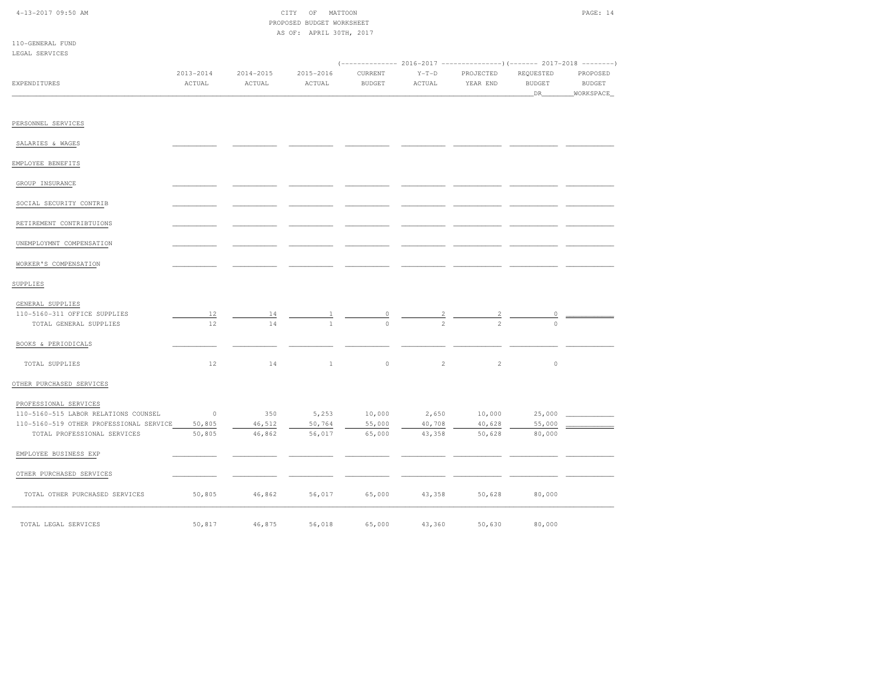CITY OF MATTOON
PROPOSED BUDGET WORKSHEET
AS OF: APRIL 30TH, 2017

110-GENERAL FUND
LEGAL SERVICES

| EXPENDITURES | 2013-2014 ACTUAL | 2014-2015 ACTUAL | 2015-2016 ACTUAL | 2016-2017 CURRENT BUDGET | 2016-2017 Y-T-D ACTUAL | 2016-2017 PROJECTED YEAR END | 2017-2018 REQUESTED BUDGET DR | 2017-2018 PROPOSED BUDGET WORKSPACE |
|---|---|---|---|---|---|---|---|---|
| PERSONNEL SERVICES | | | | | | | | |
| SALARIES & WAGES | | | | | | | | |
| EMPLOYEE BENEFITS | | | | | | | | |
| GROUP INSURANCE | | | | | | | | |
| SOCIAL SECURITY CONTRIB | | | | | | | | |
| RETIREMENT CONTRIBTUIONS | | | | | | | | |
| UNEMPLOYMNT COMPENSATION | | | | | | | | |
| WORKER'S COMPENSATION | | | | | | | | |
| SUPPLIES | | | | | | | | |
| GENERAL SUPPLIES | | | | | | | | |
| 110-5160-311 OFFICE SUPPLIES | 12 | 14 | 1 | 0 | 2 | 2 | 0 | |
| TOTAL GENERAL SUPPLIES | 12 | 14 | 1 | 0 | 2 | 2 | 0 | |
| BOOKS & PERIODICALS | | | | | | | | |
| TOTAL SUPPLIES | 12 | 14 | 1 | 0 | 2 | 2 | 0 | |
| OTHER PURCHASED SERVICES | | | | | | | | |
| PROFESSIONAL SERVICES | | | | | | | | |
| 110-5160-515 LABOR RELATIONS COUNSEL | 0 | 350 | 5,253 | 10,000 | 2,650 | 10,000 | 25,000 | |
| 110-5160-519 OTHER PROFESSIONAL SERVICE | 50,805 | 46,512 | 50,764 | 55,000 | 40,708 | 40,628 | 55,000 | |
| TOTAL PROFESSIONAL SERVICES | 50,805 | 46,862 | 56,017 | 65,000 | 43,358 | 50,628 | 80,000 | |
| EMPLOYEE BUSINESS EXP | | | | | | | | |
| OTHER PURCHASED SERVICES | | | | | | | | |
| TOTAL OTHER PURCHASED SERVICES | 50,805 | 46,862 | 56,017 | 65,000 | 43,358 | 50,628 | 80,000 | |
| TOTAL LEGAL SERVICES | 50,817 | 46,875 | 56,018 | 65,000 | 43,360 | 50,630 | 80,000 | |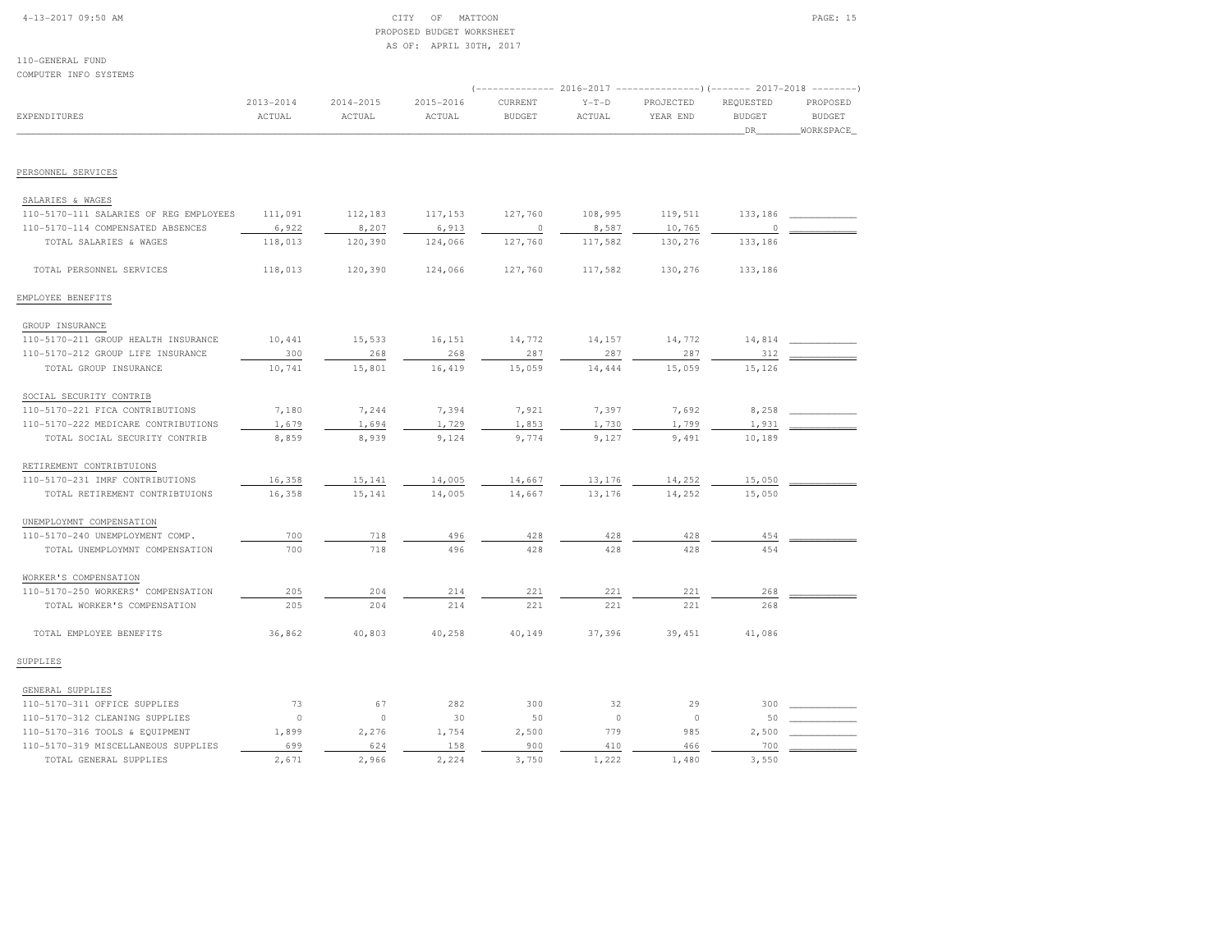CITY OF MATTOON
PROPOSED BUDGET WORKSHEET
AS OF: APRIL 30TH, 2017

110-GENERAL FUND
COMPUTER INFO SYSTEMS

| EXPENDITURES | 2013-2014 ACTUAL | 2014-2015 ACTUAL | 2015-2016 ACTUAL | 2016-2017 CURRENT BUDGET | 2016-2017 Y-T-D ACTUAL | 2016-2017 PROJECTED YEAR END | 2017-2018 REQUESTED BUDGET DR | 2017-2018 PROPOSED BUDGET WORKSPACE |
|---|---|---|---|---|---|---|---|---|
| **PERSONNEL SERVICES** | | | | | | | | |
| SALARIES & WAGES | | | | | | | | |
| 110-5170-111 SALARIES OF REG EMPLOYEES | 111,091 | 112,183 | 117,153 | 127,760 | 108,995 | 119,511 | 133,186 | |
| 110-5170-114 COMPENSATED ABSENCES | 6,922 | 8,207 | 6,913 | 0 | 8,587 | 10,765 | 0 | |
| TOTAL SALARIES & WAGES | 118,013 | 120,390 | 124,066 | 127,760 | 117,582 | 130,276 | 133,186 | |
| TOTAL PERSONNEL SERVICES | 118,013 | 120,390 | 124,066 | 127,760 | 117,582 | 130,276 | 133,186 | |
| **EMPLOYEE BENEFITS** | | | | | | | | |
| GROUP INSURANCE | | | | | | | | |
| 110-5170-211 GROUP HEALTH INSURANCE | 10,441 | 15,533 | 16,151 | 14,772 | 14,157 | 14,772 | 14,814 | |
| 110-5170-212 GROUP LIFE INSURANCE | 300 | 268 | 268 | 287 | 287 | 287 | 312 | |
| TOTAL GROUP INSURANCE | 10,741 | 15,801 | 16,419 | 15,059 | 14,444 | 15,059 | 15,126 | |
| SOCIAL SECURITY CONTRIB | | | | | | | | |
| 110-5170-221 FICA CONTRIBUTIONS | 7,180 | 7,244 | 7,394 | 7,921 | 7,397 | 7,692 | 8,258 | |
| 110-5170-222 MEDICARE CONTRIBUTIONS | 1,679 | 1,694 | 1,729 | 1,853 | 1,730 | 1,799 | 1,931 | |
| TOTAL SOCIAL SECURITY CONTRIB | 8,859 | 8,939 | 9,124 | 9,774 | 9,127 | 9,491 | 10,189 | |
| RETIREMENT CONTRIBTUIONS | | | | | | | | |
| 110-5170-231 IMRF CONTRIBUTIONS | 16,358 | 15,141 | 14,005 | 14,667 | 13,176 | 14,252 | 15,050 | |
| TOTAL RETIREMENT CONTRIBTUIONS | 16,358 | 15,141 | 14,005 | 14,667 | 13,176 | 14,252 | 15,050 | |
| UNEMPLOYMNT COMPENSATION | | | | | | | | |
| 110-5170-240 UNEMPLOYMENT COMP. | 700 | 718 | 496 | 428 | 428 | 428 | 454 | |
| TOTAL UNEMPLOYMNT COMPENSATION | 700 | 718 | 496 | 428 | 428 | 428 | 454 | |
| WORKER'S COMPENSATION | | | | | | | | |
| 110-5170-250 WORKERS' COMPENSATION | 205 | 204 | 214 | 221 | 221 | 221 | 268 | |
| TOTAL WORKER'S COMPENSATION | 205 | 204 | 214 | 221 | 221 | 221 | 268 | |
| TOTAL EMPLOYEE BENEFITS | 36,862 | 40,803 | 40,258 | 40,149 | 37,396 | 39,451 | 41,086 | |
| **SUPPLIES** | | | | | | | | |
| GENERAL SUPPLIES | | | | | | | | |
| 110-5170-311 OFFICE SUPPLIES | 73 | 67 | 282 | 300 | 32 | 29 | 300 | |
| 110-5170-312 CLEANING SUPPLIES | 0 | 0 | 30 | 50 | 0 | 0 | 50 | |
| 110-5170-316 TOOLS & EQUIPMENT | 1,899 | 2,276 | 1,754 | 2,500 | 779 | 985 | 2,500 | |
| 110-5170-319 MISCELLANEOUS SUPPLIES | 699 | 624 | 158 | 900 | 410 | 466 | 700 | |
| TOTAL GENERAL SUPPLIES | 2,671 | 2,966 | 2,224 | 3,750 | 1,222 | 1,480 | 3,550 | |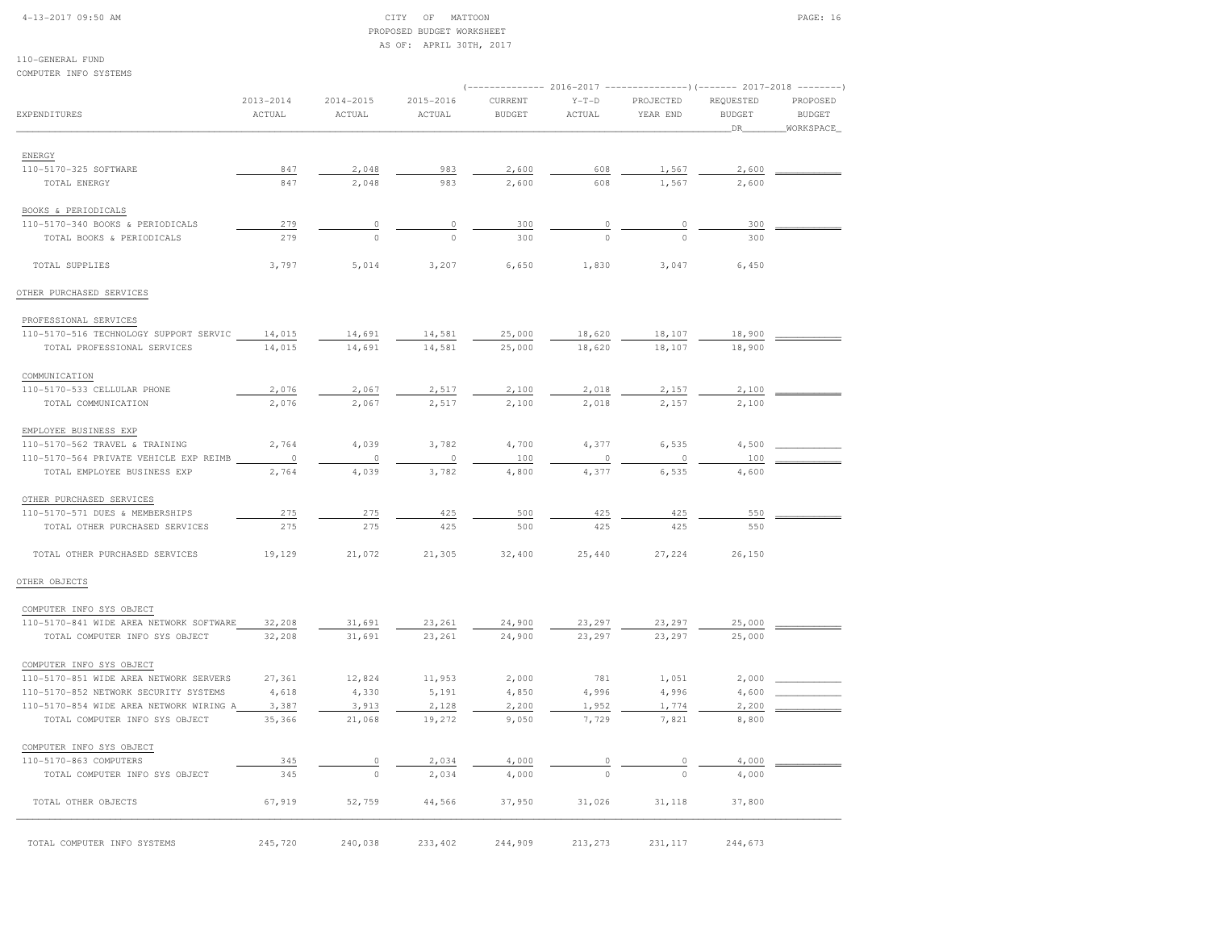CITY OF MATTOON
PROPOSED BUDGET WORKSHEET
AS OF: APRIL 30TH, 2017

110-GENERAL FUND
COMPUTER INFO SYSTEMS

| EXPENDITURES | 2013-2014 ACTUAL | 2014-2015 ACTUAL | 2015-2016 ACTUAL | 2016-2017 CURRENT BUDGET | 2016-2017 Y-T-D ACTUAL | 2016-2017 PROJECTED YEAR END | 2017-2018 REQUESTED BUDGET DR | 2017-2018 PROPOSED BUDGET WORKSPACE |
|---|---|---|---|---|---|---|---|---|
| ENERGY | | | | | | | | |
| 110-5170-325 SOFTWARE | 847 | 2,048 | 983 | 2,600 | 608 | 1,567 | 2,600 | |
| TOTAL ENERGY | 847 | 2,048 | 983 | 2,600 | 608 | 1,567 | 2,600 | |
| BOOKS & PERIODICALS | | | | | | | | |
| 110-5170-340 BOOKS & PERIODICALS | 279 | 0 | 0 | 300 | 0 | 0 | 300 | |
| TOTAL BOOKS & PERIODICALS | 279 | 0 | 0 | 300 | 0 | 0 | 300 | |
| TOTAL SUPPLIES | 3,797 | 5,014 | 3,207 | 6,650 | 1,830 | 3,047 | 6,450 | |
| OTHER PURCHASED SERVICES | | | | | | | | |
| PROFESSIONAL SERVICES | | | | | | | | |
| 110-5170-516 TECHNOLOGY SUPPORT SERVIC | 14,015 | 14,691 | 14,581 | 25,000 | 18,620 | 18,107 | 18,900 | |
| TOTAL PROFESSIONAL SERVICES | 14,015 | 14,691 | 14,581 | 25,000 | 18,620 | 18,107 | 18,900 | |
| COMMUNICATION | | | | | | | | |
| 110-5170-533 CELLULAR PHONE | 2,076 | 2,067 | 2,517 | 2,100 | 2,018 | 2,157 | 2,100 | |
| TOTAL COMMUNICATION | 2,076 | 2,067 | 2,517 | 2,100 | 2,018 | 2,157 | 2,100 | |
| EMPLOYEE BUSINESS EXP | | | | | | | | |
| 110-5170-562 TRAVEL & TRAINING | 2,764 | 4,039 | 3,782 | 4,700 | 4,377 | 6,535 | 4,500 | |
| 110-5170-564 PRIVATE VEHICLE EXP REIMB | 0 | 0 | 0 | 100 | 0 | 0 | 100 | |
| TOTAL EMPLOYEE BUSINESS EXP | 2,764 | 4,039 | 3,782 | 4,800 | 4,377 | 6,535 | 4,600 | |
| OTHER PURCHASED SERVICES | | | | | | | | |
| 110-5170-571 DUES & MEMBERSHIPS | 275 | 275 | 425 | 500 | 425 | 425 | 550 | |
| TOTAL OTHER PURCHASED SERVICES | 275 | 275 | 425 | 500 | 425 | 425 | 550 | |
| TOTAL OTHER PURCHASED SERVICES | 19,129 | 21,072 | 21,305 | 32,400 | 25,440 | 27,224 | 26,150 | |
| OTHER OBJECTS | | | | | | | | |
| COMPUTER INFO SYS OBJECT | | | | | | | | |
| 110-5170-841 WIDE AREA NETWORK SOFTWARE | 32,208 | 31,691 | 23,261 | 24,900 | 23,297 | 23,297 | 25,000 | |
| TOTAL COMPUTER INFO SYS OBJECT | 32,208 | 31,691 | 23,261 | 24,900 | 23,297 | 23,297 | 25,000 | |
| COMPUTER INFO SYS OBJECT | | | | | | | | |
| 110-5170-851 WIDE AREA NETWORK SERVERS | 27,361 | 12,824 | 11,953 | 2,000 | 781 | 1,051 | 2,000 | |
| 110-5170-852 NETWORK SECURITY SYSTEMS | 4,618 | 4,330 | 5,191 | 4,850 | 4,996 | 4,996 | 4,600 | |
| 110-5170-854 WIDE AREA NETWORK WIRING A | 3,387 | 3,913 | 2,128 | 2,200 | 1,952 | 1,774 | 2,200 | |
| TOTAL COMPUTER INFO SYS OBJECT | 35,366 | 21,068 | 19,272 | 9,050 | 7,729 | 7,821 | 8,800 | |
| COMPUTER INFO SYS OBJECT | | | | | | | | |
| 110-5170-863 COMPUTERS | 345 | 0 | 2,034 | 4,000 | 0 | 0 | 4,000 | |
| TOTAL COMPUTER INFO SYS OBJECT | 345 | 0 | 2,034 | 4,000 | 0 | 0 | 4,000 | |
| TOTAL OTHER OBJECTS | 67,919 | 52,759 | 44,566 | 37,950 | 31,026 | 31,118 | 37,800 | |
| TOTAL COMPUTER INFO SYSTEMS | 245,720 | 240,038 | 233,402 | 244,909 | 213,273 | 231,117 | 244,673 | |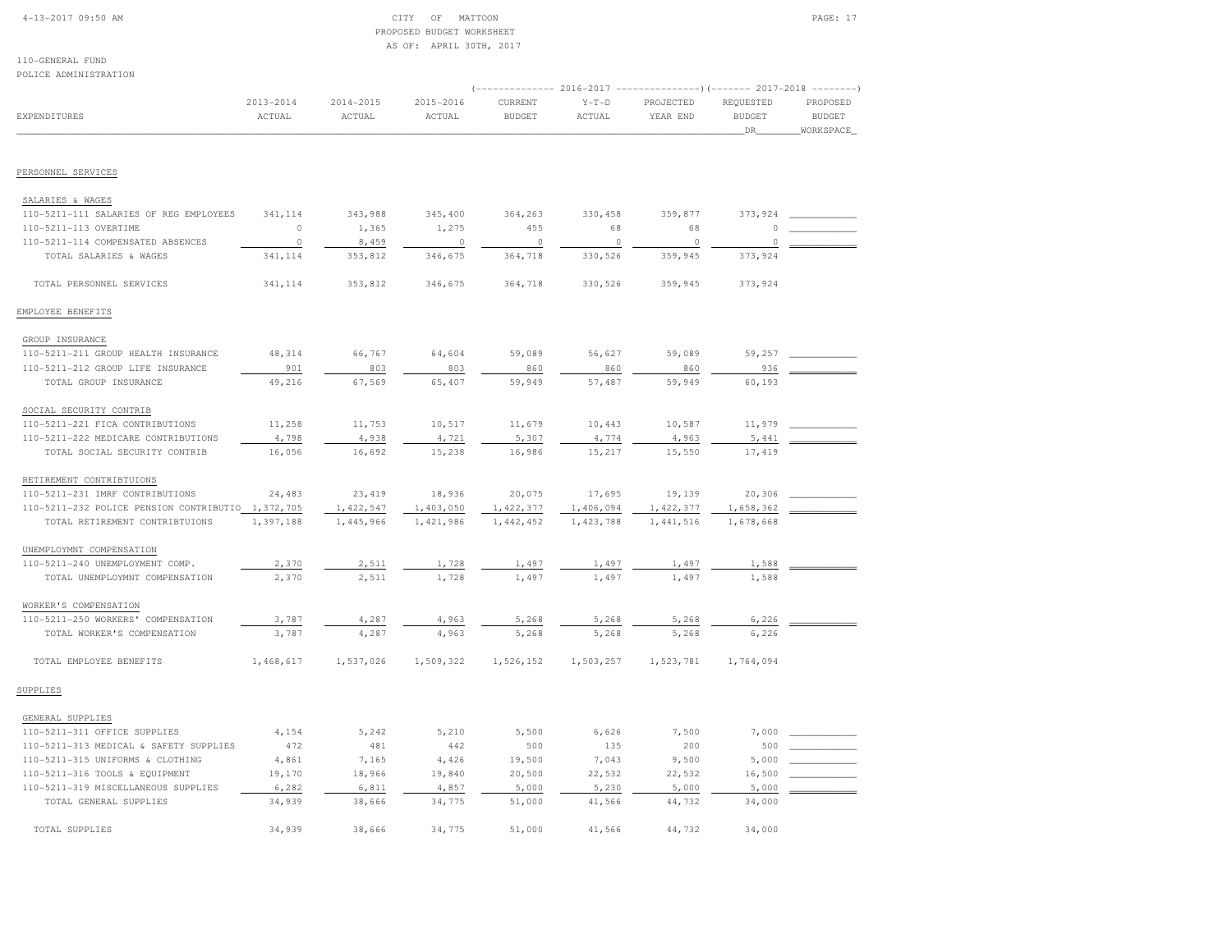CITY OF MATTOON
PROPOSED BUDGET WORKSHEET
AS OF: APRIL 30TH, 2017

110-GENERAL FUND
POLICE ADMINISTRATION

| EXPENDITURES | 2013-2014 ACTUAL | 2014-2015 ACTUAL | 2015-2016 ACTUAL | 2016-2017 CURRENT BUDGET | 2016-2017 Y-T-D ACTUAL | 2016-2017 PROJECTED YEAR END | 2017-2018 REQUESTED BUDGET DR | 2017-2018 PROPOSED BUDGET WORKSPACE |
|---|---|---|---|---|---|---|---|---|
| **PERSONNEL SERVICES** | | | | | | | | |
| SALARIES & WAGES | | | | | | | | |
| 110-5211-111 SALARIES OF REG EMPLOYEES | 341,114 | 343,988 | 345,400 | 364,263 | 330,458 | 359,877 | 373,924 | |
| 110-5211-113 OVERTIME | 0 | 1,365 | 1,275 | 455 | 68 | 68 | 0 | |
| 110-5211-114 COMPENSATED ABSENCES | 0 | 8,459 | 0 | 0 | 0 | 0 | 0 | |
| TOTAL SALARIES & WAGES | 341,114 | 353,812 | 346,675 | 364,718 | 330,526 | 359,945 | 373,924 | |
| TOTAL PERSONNEL SERVICES | 341,114 | 353,812 | 346,675 | 364,718 | 330,526 | 359,945 | 373,924 | |
| **EMPLOYEE BENEFITS** | | | | | | | | |
| GROUP INSURANCE | | | | | | | | |
| 110-5211-211 GROUP HEALTH INSURANCE | 48,314 | 66,767 | 64,604 | 59,089 | 56,627 | 59,089 | 59,257 | |
| 110-5211-212 GROUP LIFE INSURANCE | 901 | 803 | 803 | 860 | 860 | 860 | 936 | |
| TOTAL GROUP INSURANCE | 49,216 | 67,569 | 65,407 | 59,949 | 57,487 | 59,949 | 60,193 | |
| SOCIAL SECURITY CONTRIB | | | | | | | | |
| 110-5211-221 FICA CONTRIBUTIONS | 11,258 | 11,753 | 10,517 | 11,679 | 10,443 | 10,587 | 11,979 | |
| 110-5211-222 MEDICARE CONTRIBUTIONS | 4,798 | 4,938 | 4,721 | 5,307 | 4,774 | 4,963 | 5,441 | |
| TOTAL SOCIAL SECURITY CONTRIB | 16,056 | 16,692 | 15,238 | 16,986 | 15,217 | 15,550 | 17,419 | |
| RETIREMENT CONTRIBTUIONS | | | | | | | | |
| 110-5211-231 IMRF CONTRIBUTIONS | 24,483 | 23,419 | 18,936 | 20,075 | 17,695 | 19,139 | 20,306 | |
| 110-5211-232 POLICE PENSION CONTRIBUTIO | 1,372,705 | 1,422,547 | 1,403,050 | 1,422,377 | 1,406,094 | 1,422,377 | 1,658,362 | |
| TOTAL RETIREMENT CONTRIBTUIONS | 1,397,188 | 1,445,966 | 1,421,986 | 1,442,452 | 1,423,788 | 1,441,516 | 1,678,668 | |
| UNEMPLOYMNT COMPENSATION | | | | | | | | |
| 110-5211-240 UNEMPLOYMENT COMP. | 2,370 | 2,511 | 1,728 | 1,497 | 1,497 | 1,497 | 1,588 | |
| TOTAL UNEMPLOYMNT COMPENSATION | 2,370 | 2,511 | 1,728 | 1,497 | 1,497 | 1,497 | 1,588 | |
| WORKER'S COMPENSATION | | | | | | | | |
| 110-5211-250 WORKERS' COMPENSATION | 3,787 | 4,287 | 4,963 | 5,268 | 5,268 | 5,268 | 6,226 | |
| TOTAL WORKER'S COMPENSATION | 3,787 | 4,287 | 4,963 | 5,268 | 5,268 | 5,268 | 6,226 | |
| TOTAL EMPLOYEE BENEFITS | 1,468,617 | 1,537,026 | 1,509,322 | 1,526,152 | 1,503,257 | 1,523,781 | 1,764,094 | |
| **SUPPLIES** | | | | | | | | |
| GENERAL SUPPLIES | | | | | | | | |
| 110-5211-311 OFFICE SUPPLIES | 4,154 | 5,242 | 5,210 | 5,500 | 6,626 | 7,500 | 7,000 | |
| 110-5211-313 MEDICAL & SAFETY SUPPLIES | 472 | 481 | 442 | 500 | 135 | 200 | 500 | |
| 110-5211-315 UNIFORMS & CLOTHING | 4,861 | 7,165 | 4,426 | 19,500 | 7,043 | 9,500 | 5,000 | |
| 110-5211-316 TOOLS & EQUIPMENT | 19,170 | 18,966 | 19,840 | 20,500 | 22,532 | 22,532 | 16,500 | |
| 110-5211-319 MISCELLANEOUS SUPPLIES | 6,282 | 6,811 | 4,857 | 5,000 | 5,230 | 5,000 | 5,000 | |
| TOTAL GENERAL SUPPLIES | 34,939 | 38,666 | 34,775 | 51,000 | 41,566 | 44,732 | 34,000 | |
| TOTAL SUPPLIES | 34,939 | 38,666 | 34,775 | 51,000 | 41,566 | 44,732 | 34,000 | |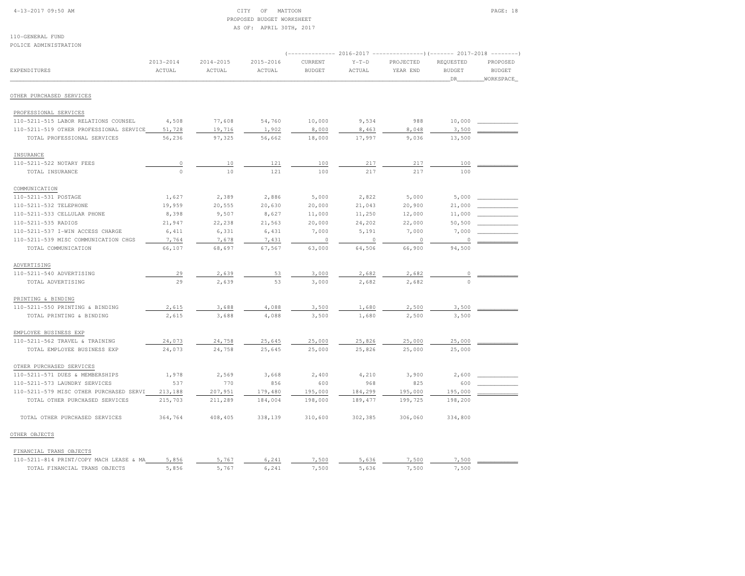CITY OF MATTOON
PROPOSED BUDGET WORKSHEET
AS OF: APRIL 30TH, 2017

110-GENERAL FUND
POLICE ADMINISTRATION

| EXPENDITURES | 2013-2014 ACTUAL | 2014-2015 ACTUAL | 2015-2016 ACTUAL | 2016-2017 CURRENT BUDGET | 2016-2017 Y-T-D ACTUAL | 2016-2017 PROJECTED YEAR END | 2017-2018 REQUESTED BUDGET DR | 2017-2018 PROPOSED BUDGET WORKSPACE |
|---|---|---|---|---|---|---|---|---|
| **OTHER PURCHASED SERVICES** | | | | | | | | |
| PROFESSIONAL SERVICES | | | | | | | | |
| 110-5211-515 LABOR RELATIONS COUNSEL | 4,508 | 77,608 | 54,760 | 10,000 | 9,534 | 988 | 10,000 | |
| 110-5211-519 OTHER PROFESSIONAL SERVICE | 51,728 | 19,716 | 1,902 | 8,000 | 8,463 | 8,048 | 3,500 | |
| TOTAL PROFESSIONAL SERVICES | 56,236 | 97,325 | 56,662 | 18,000 | 17,997 | 9,036 | 13,500 | |
| INSURANCE | | | | | | | | |
| 110-5211-522 NOTARY FEES | 0 | 10 | 121 | 100 | 217 | 217 | 100 | |
| TOTAL INSURANCE | 0 | 10 | 121 | 100 | 217 | 217 | 100 | |
| COMMUNICATION | | | | | | | | |
| 110-5211-531 POSTAGE | 1,627 | 2,389 | 2,886 | 5,000 | 2,822 | 5,000 | 5,000 | |
| 110-5211-532 TELEPHONE | 19,959 | 20,555 | 20,630 | 20,000 | 21,043 | 20,900 | 21,000 | |
| 110-5211-533 CELLULAR PHONE | 8,398 | 9,507 | 8,627 | 11,000 | 11,250 | 12,000 | 11,000 | |
| 110-5211-535 RADIOS | 21,947 | 22,238 | 21,563 | 20,000 | 24,202 | 22,000 | 50,500 | |
| 110-5211-537 I-WIN ACCESS CHARGE | 6,411 | 6,331 | 6,431 | 7,000 | 5,191 | 7,000 | 7,000 | |
| 110-5211-539 MISC COMMUNICATION CHGS | 7,764 | 7,678 | 7,431 | 0 | 0 | 0 | 0 | |
| TOTAL COMMUNICATION | 66,107 | 68,697 | 67,567 | 63,000 | 64,506 | 66,900 | 94,500 | |
| ADVERTISING | | | | | | | | |
| 110-5211-540 ADVERTISING | 29 | 2,639 | 53 | 3,000 | 2,682 | 2,682 | 0 | |
| TOTAL ADVERTISING | 29 | 2,639 | 53 | 3,000 | 2,682 | 2,682 | 0 | |
| PRINTING & BINDING | | | | | | | | |
| 110-5211-550 PRINTING & BINDING | 2,615 | 3,688 | 4,088 | 3,500 | 1,680 | 2,500 | 3,500 | |
| TOTAL PRINTING & BINDING | 2,615 | 3,688 | 4,088 | 3,500 | 1,680 | 2,500 | 3,500 | |
| EMPLOYEE BUSINESS EXP | | | | | | | | |
| 110-5211-562 TRAVEL & TRAINING | 24,073 | 24,758 | 25,645 | 25,000 | 25,826 | 25,000 | 25,000 | |
| TOTAL EMPLOYEE BUSINESS EXP | 24,073 | 24,758 | 25,645 | 25,000 | 25,826 | 25,000 | 25,000 | |
| OTHER PURCHASED SERVICES | | | | | | | | |
| 110-5211-571 DUES & MEMBERSHIPS | 1,978 | 2,569 | 3,668 | 2,400 | 4,210 | 3,900 | 2,600 | |
| 110-5211-573 LAUNDRY SERVICES | 537 | 770 | 856 | 600 | 968 | 825 | 600 | |
| 110-5211-579 MISC OTHER PURCHASED SERVI | 213,188 | 207,951 | 179,480 | 195,000 | 184,299 | 195,000 | 195,000 | |
| TOTAL OTHER PURCHASED SERVICES | 215,703 | 211,289 | 184,004 | 198,000 | 189,477 | 199,725 | 198,200 | |
| TOTAL OTHER PURCHASED SERVICES | 364,764 | 408,405 | 338,139 | 310,600 | 302,385 | 306,060 | 334,800 | |
| **OTHER OBJECTS** | | | | | | | | |
| FINANCIAL TRANS OBJECTS | | | | | | | | |
| 110-5211-814 PRINT/COPY MACH LEASE & MA | 5,856 | 5,767 | 6,241 | 7,500 | 5,636 | 7,500 | 7,500 | |
| TOTAL FINANCIAL TRANS OBJECTS | 5,856 | 5,767 | 6,241 | 7,500 | 5,636 | 7,500 | 7,500 | |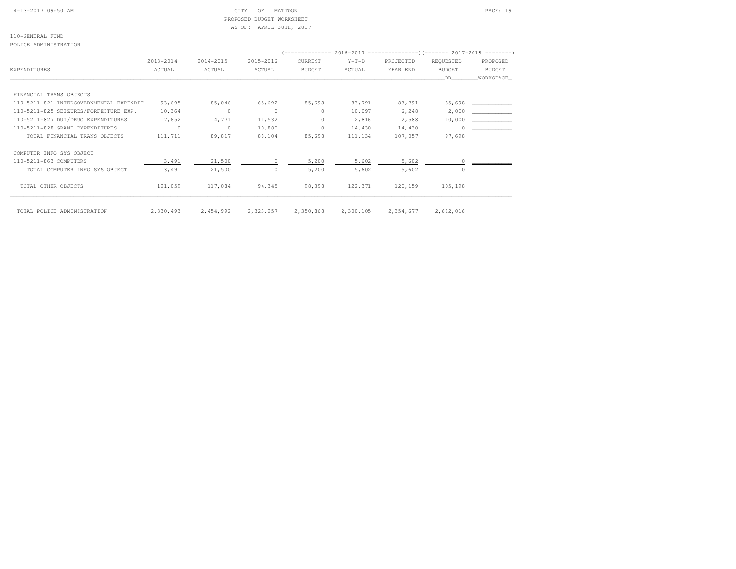CITY OF MATTOON
PROPOSED BUDGET WORKSHEET
AS OF: APRIL 30TH, 2017

110-GENERAL FUND
POLICE ADMINISTRATION

| EXPENDITURES | 2013-2014 ACTUAL | 2014-2015 ACTUAL | 2015-2016 ACTUAL | 2016-2017 CURRENT BUDGET | 2016-2017 Y-T-D ACTUAL | 2016-2017 PROJECTED YEAR END | 2017-2018 REQUESTED BUDGET DR | 2017-2018 PROPOSED BUDGET WORKSPACE |
|---|---|---|---|---|---|---|---|---|
| FINANCIAL TRANS OBJECTS | | | | | | | | |
| 110-5211-821 INTERGOVERNMENTAL EXPENDIT | 93,695 | 85,046 | 65,692 | 85,698 | 83,791 | 83,791 | 85,698 | |
| 110-5211-825 SEIZURES/FORFEITURE EXP. | 10,364 | 0 | 0 | 0 | 10,097 | 6,248 | 2,000 | |
| 110-5211-827 DUI/DRUG EXPENDITURES | 7,652 | 4,771 | 11,532 | 0 | 2,816 | 2,588 | 10,000 | |
| 110-5211-828 GRANT EXPENDITURES | 0 | 0 | 10,880 | 0 | 14,430 | 14,430 | 0 | |
| TOTAL FINANCIAL TRANS OBJECTS | 111,711 | 89,817 | 88,104 | 85,698 | 111,134 | 107,057 | 97,698 | |
| COMPUTER INFO SYS OBJECT | | | | | | | | |
| 110-5211-863 COMPUTERS | 3,491 | 21,500 | 0 | 5,200 | 5,602 | 5,602 | 0 | |
| TOTAL COMPUTER INFO SYS OBJECT | 3,491 | 21,500 | 0 | 5,200 | 5,602 | 5,602 | 0 | |
| TOTAL OTHER OBJECTS | 121,059 | 117,084 | 94,345 | 98,398 | 122,371 | 120,159 | 105,198 | |
| TOTAL POLICE ADMINISTRATION | 2,330,493 | 2,454,992 | 2,323,257 | 2,350,868 | 2,300,105 | 2,354,677 | 2,612,016 | |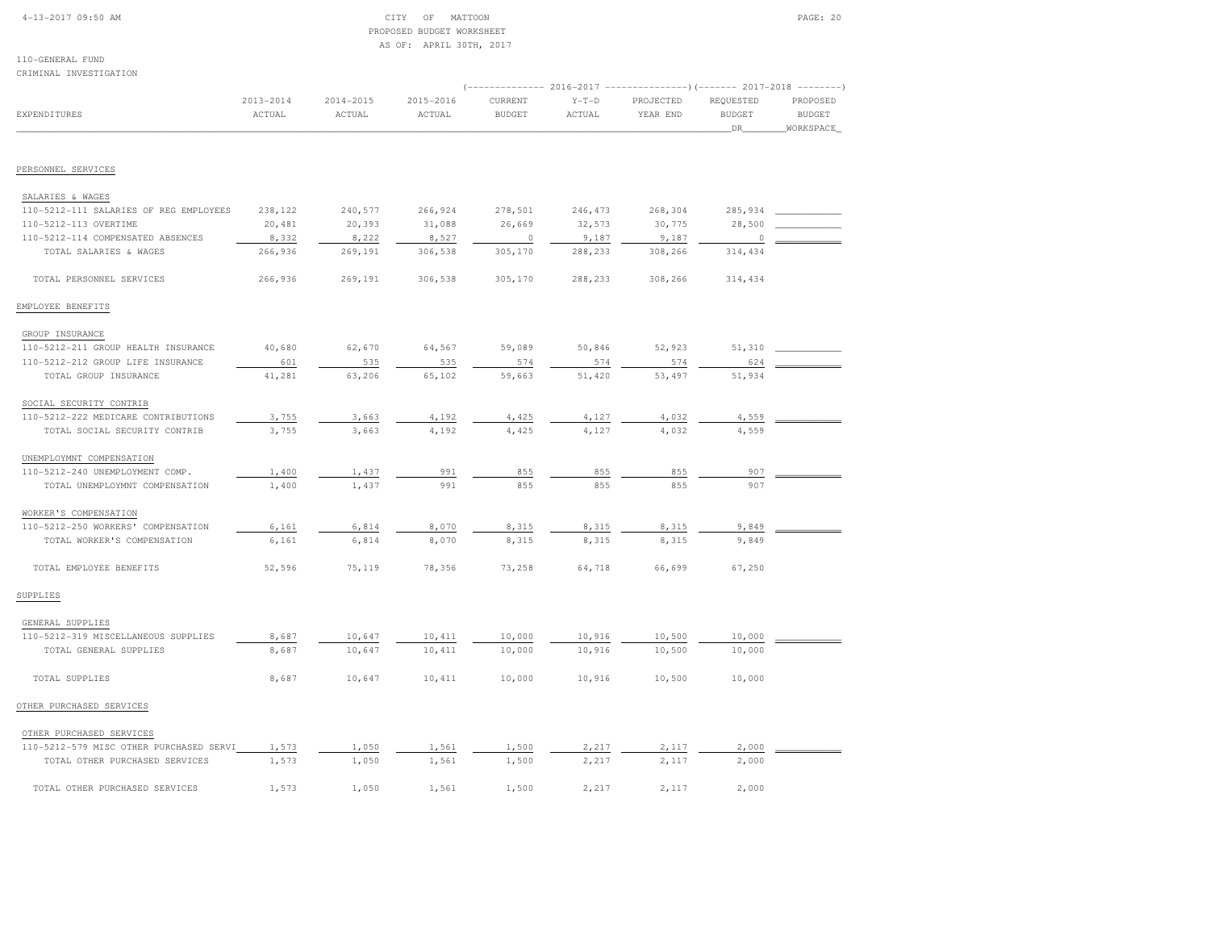CITY OF MATTOON
PROPOSED BUDGET WORKSHEET
AS OF: APRIL 30TH, 2017

110-GENERAL FUND
CRIMINAL INVESTIGATION

| EXPENDITURES | 2013-2014 ACTUAL | 2014-2015 ACTUAL | 2015-2016 ACTUAL | 2016-2017 CURRENT BUDGET | 2016-2017 Y-T-D ACTUAL | 2016-2017 PROJECTED YEAR END | 2017-2018 REQUESTED BUDGET DR | 2017-2018 PROPOSED BUDGET WORKSPACE |
|---|---|---|---|---|---|---|---|---|
| PERSONNEL SERVICES | | | | | | | | |
| SALARIES & WAGES | | | | | | | | |
| 110-5212-111 SALARIES OF REG EMPLOYEES | 238,122 | 240,577 | 266,924 | 278,501 | 246,473 | 268,304 | 285,934 | |
| 110-5212-113 OVERTIME | 20,481 | 20,393 | 31,088 | 26,669 | 32,573 | 30,775 | 28,500 | |
| 110-5212-114 COMPENSATED ABSENCES | 8,332 | 8,222 | 8,527 | 0 | 9,187 | 9,187 | 0 | |
| TOTAL SALARIES & WAGES | 266,936 | 269,191 | 306,538 | 305,170 | 288,233 | 308,266 | 314,434 | |
| TOTAL PERSONNEL SERVICES | 266,936 | 269,191 | 306,538 | 305,170 | 288,233 | 308,266 | 314,434 | |
| EMPLOYEE BENEFITS | | | | | | | | |
| GROUP INSURANCE | | | | | | | | |
| 110-5212-211 GROUP HEALTH INSURANCE | 40,680 | 62,670 | 64,567 | 59,089 | 50,846 | 52,923 | 51,310 | |
| 110-5212-212 GROUP LIFE INSURANCE | 601 | 535 | 535 | 574 | 574 | 574 | 624 | |
| TOTAL GROUP INSURANCE | 41,281 | 63,206 | 65,102 | 59,663 | 51,420 | 53,497 | 51,934 | |
| SOCIAL SECURITY CONTRIB | | | | | | | | |
| 110-5212-222 MEDICARE CONTRIBUTIONS | 3,755 | 3,663 | 4,192 | 4,425 | 4,127 | 4,032 | 4,559 | |
| TOTAL SOCIAL SECURITY CONTRIB | 3,755 | 3,663 | 4,192 | 4,425 | 4,127 | 4,032 | 4,559 | |
| UNEMPLOYMNT COMPENSATION | | | | | | | | |
| 110-5212-240 UNEMPLOYMENT COMP. | 1,400 | 1,437 | 991 | 855 | 855 | 855 | 907 | |
| TOTAL UNEMPLOYMNT COMPENSATION | 1,400 | 1,437 | 991 | 855 | 855 | 855 | 907 | |
| WORKER'S COMPENSATION | | | | | | | | |
| 110-5212-250 WORKERS' COMPENSATION | 6,161 | 6,814 | 8,070 | 8,315 | 8,315 | 8,315 | 9,849 | |
| TOTAL WORKER'S COMPENSATION | 6,161 | 6,814 | 8,070 | 8,315 | 8,315 | 8,315 | 9,849 | |
| TOTAL EMPLOYEE BENEFITS | 52,596 | 75,119 | 78,356 | 73,258 | 64,718 | 66,699 | 67,250 | |
| SUPPLIES | | | | | | | | |
| GENERAL SUPPLIES | | | | | | | | |
| 110-5212-319 MISCELLANEOUS SUPPLIES | 8,687 | 10,647 | 10,411 | 10,000 | 10,916 | 10,500 | 10,000 | |
| TOTAL GENERAL SUPPLIES | 8,687 | 10,647 | 10,411 | 10,000 | 10,916 | 10,500 | 10,000 | |
| TOTAL SUPPLIES | 8,687 | 10,647 | 10,411 | 10,000 | 10,916 | 10,500 | 10,000 | |
| OTHER PURCHASED SERVICES | | | | | | | | |
| OTHER PURCHASED SERVICES | | | | | | | | |
| 110-5212-579 MISC OTHER PURCHASED SERVI | 1,573 | 1,050 | 1,561 | 1,500 | 2,217 | 2,117 | 2,000 | |
| TOTAL OTHER PURCHASED SERVICES | 1,573 | 1,050 | 1,561 | 1,500 | 2,217 | 2,117 | 2,000 | |
| TOTAL OTHER PURCHASED SERVICES | 1,573 | 1,050 | 1,561 | 1,500 | 2,217 | 2,117 | 2,000 | |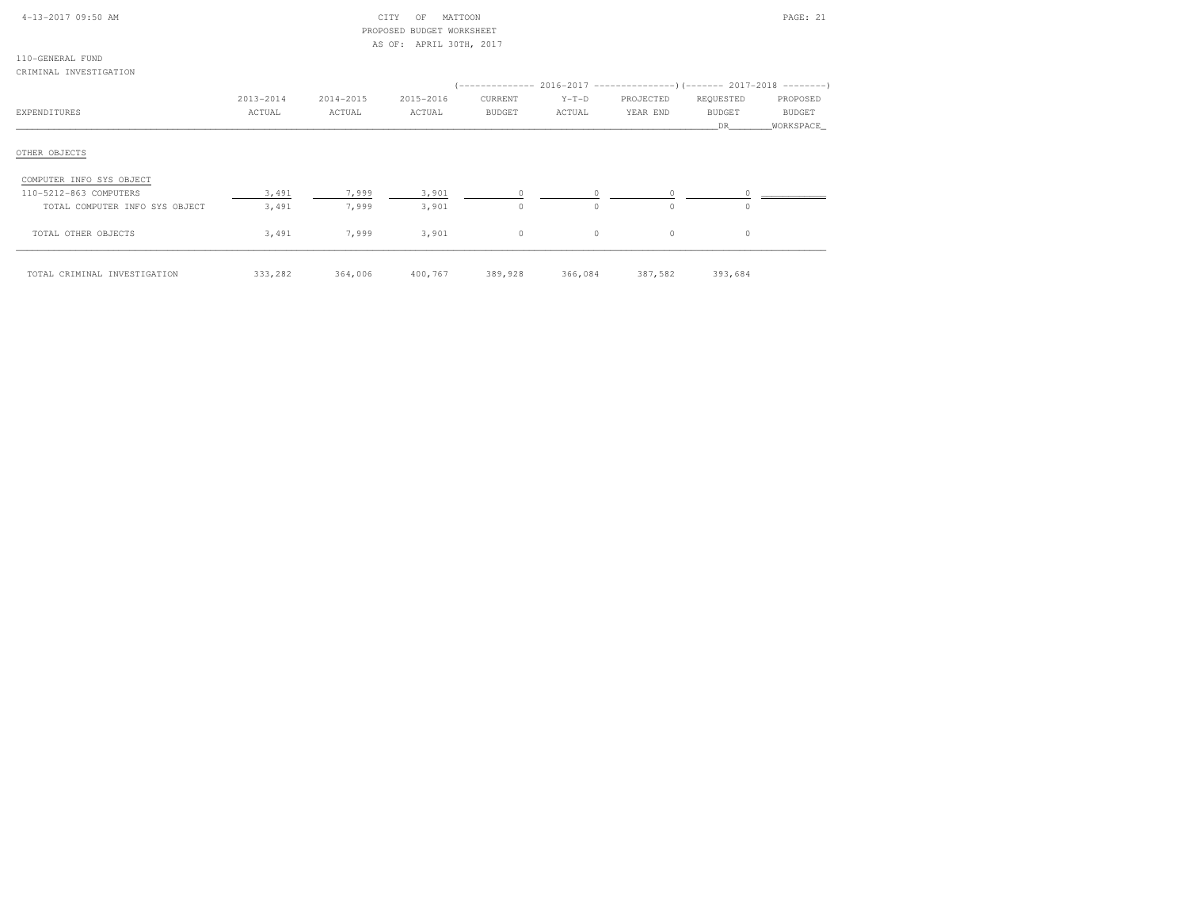CITY OF MATTOON
PROPOSED BUDGET WORKSHEET
AS OF: APRIL 30TH, 2017

110-GENERAL FUND
CRIMINAL INVESTIGATION

| EXPENDITURES | 2013-2014 ACTUAL | 2014-2015 ACTUAL | 2015-2016 ACTUAL | 2016-2017 CURRENT BUDGET | 2016-2017 Y-T-D ACTUAL | 2016-2017 PROJECTED YEAR END | 2017-2018 REQUESTED BUDGET DR | 2017-2018 PROPOSED BUDGET WORKSPACE |
|---|---|---|---|---|---|---|---|---|
| OTHER OBJECTS | | | | | | | | |
| COMPUTER INFO SYS OBJECT | | | | | | | | |
| 110-5212-863 COMPUTERS | 3,491 | 7,999 | 3,901 | 0 | 0 | 0 | 0 | |
| TOTAL COMPUTER INFO SYS OBJECT | 3,491 | 7,999 | 3,901 | 0 | 0 | 0 | 0 | |
| TOTAL OTHER OBJECTS | 3,491 | 7,999 | 3,901 | 0 | 0 | 0 | 0 | |
| TOTAL CRIMINAL INVESTIGATION | 333,282 | 364,006 | 400,767 | 389,928 | 366,084 | 387,582 | 393,684 | |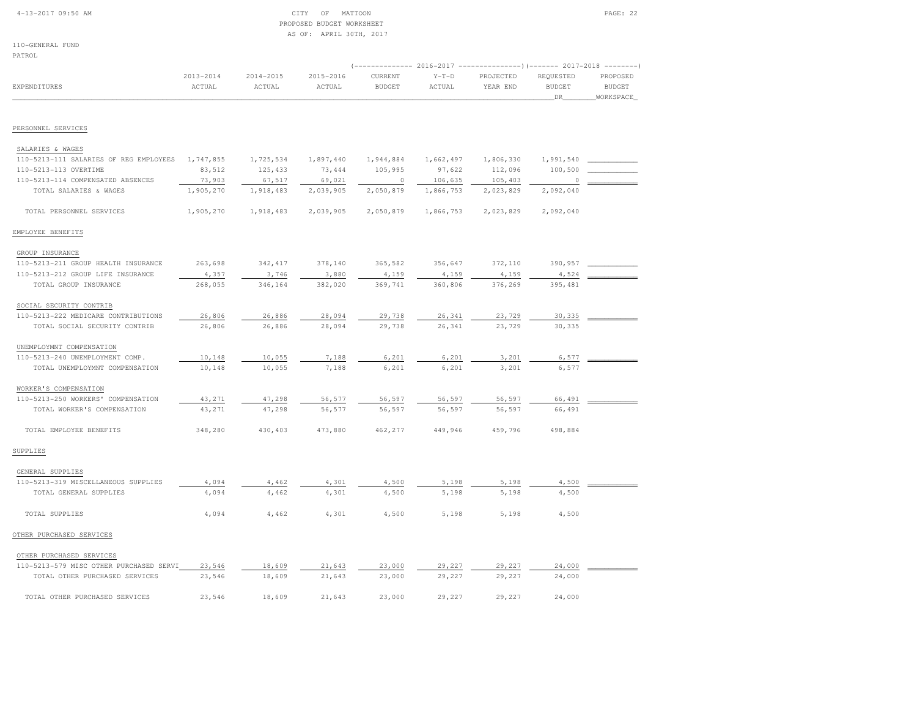CITY OF MATTOON
PROPOSED BUDGET WORKSHEET
AS OF: APRIL 30TH, 2017

110-GENERAL FUND
PATROL

| EXPENDITURES | 2013-2014 ACTUAL | 2014-2015 ACTUAL | 2015-2016 ACTUAL | 2016-2017 CURRENT BUDGET | 2016-2017 Y-T-D ACTUAL | 2016-2017 PROJECTED YEAR END | 2017-2018 REQUESTED BUDGET DR | 2017-2018 PROPOSED BUDGET WORKSPACE |
|---|---|---|---|---|---|---|---|---|
| **PERSONNEL SERVICES** | | | | | | | | |
| SALARIES & WAGES | | | | | | | | |
| 110-5213-111 SALARIES OF REG EMPLOYEES | 1,747,855 | 1,725,534 | 1,897,440 | 1,944,884 | 1,662,497 | 1,806,330 | 1,991,540 | ___________ |
| 110-5213-113 OVERTIME | 83,512 | 125,433 | 73,444 | 105,995 | 97,622 | 112,096 | 100,500 | ___________ |
| 110-5213-114 COMPENSATED ABSENCES | 73,903 | 67,517 | 69,021 | 0 | 106,635 | 105,403 | 0 | ___________ |
| TOTAL SALARIES & WAGES | 1,905,270 | 1,918,483 | 2,039,905 | 2,050,879 | 1,866,753 | 2,023,829 | 2,092,040 | |
| TOTAL PERSONNEL SERVICES | 1,905,270 | 1,918,483 | 2,039,905 | 2,050,879 | 1,866,753 | 2,023,829 | 2,092,040 | |
| **EMPLOYEE BENEFITS** | | | | | | | | |
| GROUP INSURANCE | | | | | | | | |
| 110-5213-211 GROUP HEALTH INSURANCE | 263,698 | 342,417 | 378,140 | 365,582 | 356,647 | 372,110 | 390,957 | ___________ |
| 110-5213-212 GROUP LIFE INSURANCE | 4,357 | 3,746 | 3,880 | 4,159 | 4,159 | 4,159 | 4,524 | ___________ |
| TOTAL GROUP INSURANCE | 268,055 | 346,164 | 382,020 | 369,741 | 360,806 | 376,269 | 395,481 | |
| SOCIAL SECURITY CONTRIB | | | | | | | | |
| 110-5213-222 MEDICARE CONTRIBUTIONS | 26,806 | 26,886 | 28,094 | 29,738 | 26,341 | 23,729 | 30,335 | ___________ |
| TOTAL SOCIAL SECURITY CONTRIB | 26,806 | 26,886 | 28,094 | 29,738 | 26,341 | 23,729 | 30,335 | |
| UNEMPLOYMNT COMPENSATION | | | | | | | | |
| 110-5213-240 UNEMPLOYMENT COMP. | 10,148 | 10,055 | 7,188 | 6,201 | 6,201 | 3,201 | 6,577 | ___________ |
| TOTAL UNEMPLOYMNT COMPENSATION | 10,148 | 10,055 | 7,188 | 6,201 | 6,201 | 3,201 | 6,577 | |
| WORKER'S COMPENSATION | | | | | | | | |
| 110-5213-250 WORKERS' COMPENSATION | 43,271 | 47,298 | 56,577 | 56,597 | 56,597 | 56,597 | 66,491 | ___________ |
| TOTAL WORKER'S COMPENSATION | 43,271 | 47,298 | 56,577 | 56,597 | 56,597 | 56,597 | 66,491 | |
| TOTAL EMPLOYEE BENEFITS | 348,280 | 430,403 | 473,880 | 462,277 | 449,946 | 459,796 | 498,884 | |
| **SUPPLIES** | | | | | | | | |
| GENERAL SUPPLIES | | | | | | | | |
| 110-5213-319 MISCELLANEOUS SUPPLIES | 4,094 | 4,462 | 4,301 | 4,500 | 5,198 | 5,198 | 4,500 | ___________ |
| TOTAL GENERAL SUPPLIES | 4,094 | 4,462 | 4,301 | 4,500 | 5,198 | 5,198 | 4,500 | |
| TOTAL SUPPLIES | 4,094 | 4,462 | 4,301 | 4,500 | 5,198 | 5,198 | 4,500 | |
| **OTHER PURCHASED SERVICES** | | | | | | | | |
| OTHER PURCHASED SERVICES | | | | | | | | |
| 110-5213-579 MISC OTHER PURCHASED SERVI | 23,546 | 18,609 | 21,643 | 23,000 | 29,227 | 29,227 | 24,000 | ___________ |
| TOTAL OTHER PURCHASED SERVICES | 23,546 | 18,609 | 21,643 | 23,000 | 29,227 | 29,227 | 24,000 | |
| TOTAL OTHER PURCHASED SERVICES | 23,546 | 18,609 | 21,643 | 23,000 | 29,227 | 29,227 | 24,000 | |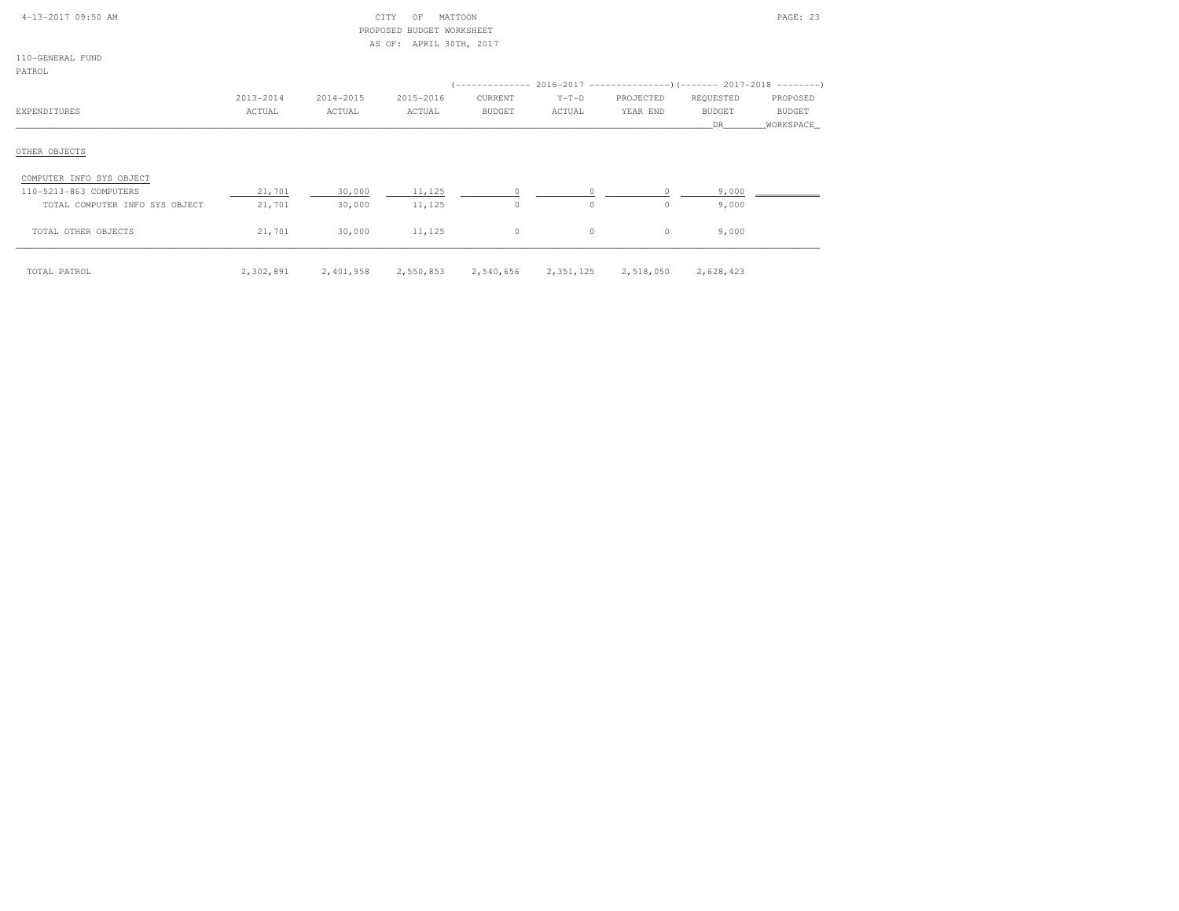110-GENERAL FUND

PATROL

| EXPENDITURES | 2013-2014 ACTUAL | 2014-2015 ACTUAL | 2015-2016 ACTUAL | 2016-2017 CURRENT BUDGET | 2016-2017 Y-T-D ACTUAL | 2016-2017 PROJECTED YEAR END | 2017-2018 REQUESTED BUDGET DR | 2017-2018 PROPOSED BUDGET WORKSPACE |
|---|---|---|---|---|---|---|---|---|
| OTHER OBJECTS | | | | | | | | |
| COMPUTER INFO SYS OBJECT | | | | | | | | |
| 110-5213-863 COMPUTERS | 21,701 | 30,000 | 11,125 | 0 | 0 | 0 | 9,000 | |
| TOTAL COMPUTER INFO SYS OBJECT | 21,701 | 30,000 | 11,125 | 0 | 0 | 0 | 9,000 | |
| TOTAL OTHER OBJECTS | 21,701 | 30,000 | 11,125 | 0 | 0 | 0 | 9,000 | |
| TOTAL PATROL | 2,302,891 | 2,401,958 | 2,550,853 | 2,540,656 | 2,351,125 | 2,518,050 | 2,628,423 | |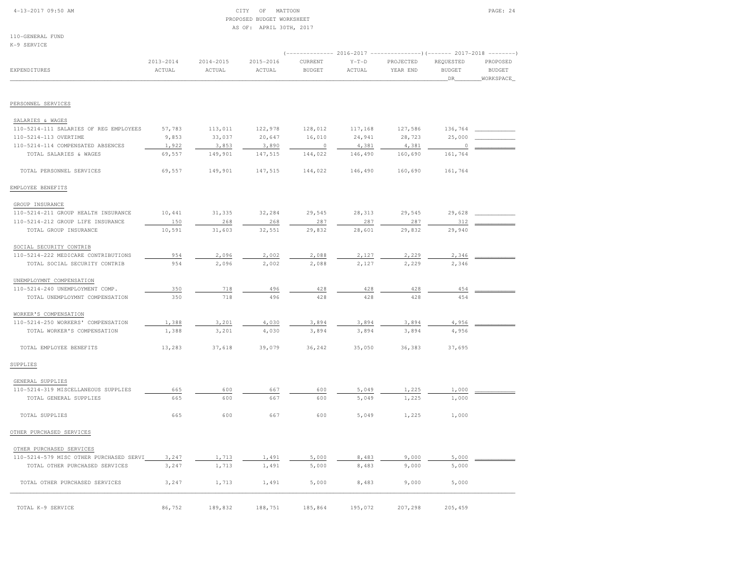CITY OF MATTOON
PROPOSED BUDGET WORKSHEET
AS OF: APRIL 30TH, 2017

110-GENERAL FUND
K-9 SERVICE

| EXPENDITURES | 2013-2014 ACTUAL | 2014-2015 ACTUAL | 2015-2016 ACTUAL | 2016-2017 CURRENT BUDGET | 2016-2017 Y-T-D ACTUAL | 2016-2017 PROJECTED YEAR END | 2017-2018 REQUESTED BUDGET DR | 2017-2018 PROPOSED BUDGET WORKSPACE |
|---|---|---|---|---|---|---|---|---|
| **PERSONNEL SERVICES** | | | | | | | | |
| SALARIES & WAGES | | | | | | | | |
| 110-5214-111 SALARIES OF REG EMPLOYEES | 57,783 | 113,011 | 122,978 | 128,012 | 117,168 | 127,586 | 136,764 | |
| 110-5214-113 OVERTIME | 9,853 | 33,037 | 20,647 | 16,010 | 24,941 | 28,723 | 25,000 | |
| 110-5214-114 COMPENSATED ABSENCES | 1,922 | 3,853 | 3,890 | 0 | 4,381 | 4,381 | 0 | |
| TOTAL SALARIES & WAGES | 69,557 | 149,901 | 147,515 | 144,022 | 146,490 | 160,690 | 161,764 | |
| TOTAL PERSONNEL SERVICES | 69,557 | 149,901 | 147,515 | 144,022 | 146,490 | 160,690 | 161,764 | |
| **EMPLOYEE BENEFITS** | | | | | | | | |
| GROUP INSURANCE | | | | | | | | |
| 110-5214-211 GROUP HEALTH INSURANCE | 10,441 | 31,335 | 32,284 | 29,545 | 28,313 | 29,545 | 29,628 | |
| 110-5214-212 GROUP LIFE INSURANCE | 150 | 268 | 268 | 287 | 287 | 287 | 312 | |
| TOTAL GROUP INSURANCE | 10,591 | 31,603 | 32,551 | 29,832 | 28,601 | 29,832 | 29,940 | |
| SOCIAL SECURITY CONTRIB | | | | | | | | |
| 110-5214-222 MEDICARE CONTRIBUTIONS | 954 | 2,096 | 2,002 | 2,088 | 2,127 | 2,229 | 2,346 | |
| TOTAL SOCIAL SECURITY CONTRIB | 954 | 2,096 | 2,002 | 2,088 | 2,127 | 2,229 | 2,346 | |
| UNEMPLOYMNT COMPENSATION | | | | | | | | |
| 110-5214-240 UNEMPLOYMENT COMP. | 350 | 718 | 496 | 428 | 428 | 428 | 454 | |
| TOTAL UNEMPLOYMNT COMPENSATION | 350 | 718 | 496 | 428 | 428 | 428 | 454 | |
| WORKER'S COMPENSATION | | | | | | | | |
| 110-5214-250 WORKERS' COMPENSATION | 1,388 | 3,201 | 4,030 | 3,894 | 3,894 | 3,894 | 4,956 | |
| TOTAL WORKER'S COMPENSATION | 1,388 | 3,201 | 4,030 | 3,894 | 3,894 | 3,894 | 4,956 | |
| TOTAL EMPLOYEE BENEFITS | 13,283 | 37,618 | 39,079 | 36,242 | 35,050 | 36,383 | 37,695 | |
| **SUPPLIES** | | | | | | | | |
| GENERAL SUPPLIES | | | | | | | | |
| 110-5214-319 MISCELLANEOUS SUPPLIES | 665 | 600 | 667 | 600 | 5,049 | 1,225 | 1,000 | |
| TOTAL GENERAL SUPPLIES | 665 | 600 | 667 | 600 | 5,049 | 1,225 | 1,000 | |
| TOTAL SUPPLIES | 665 | 600 | 667 | 600 | 5,049 | 1,225 | 1,000 | |
| **OTHER PURCHASED SERVICES** | | | | | | | | |
| OTHER PURCHASED SERVICES | | | | | | | | |
| 110-5214-579 MISC OTHER PURCHASED SERVI | 3,247 | 1,713 | 1,491 | 5,000 | 8,483 | 9,000 | 5,000 | |
| TOTAL OTHER PURCHASED SERVICES | 3,247 | 1,713 | 1,491 | 5,000 | 8,483 | 9,000 | 5,000 | |
| TOTAL OTHER PURCHASED SERVICES | 3,247 | 1,713 | 1,491 | 5,000 | 8,483 | 9,000 | 5,000 | |
| TOTAL K-9 SERVICE | 86,752 | 189,832 | 188,751 | 185,864 | 195,072 | 207,298 | 205,459 | |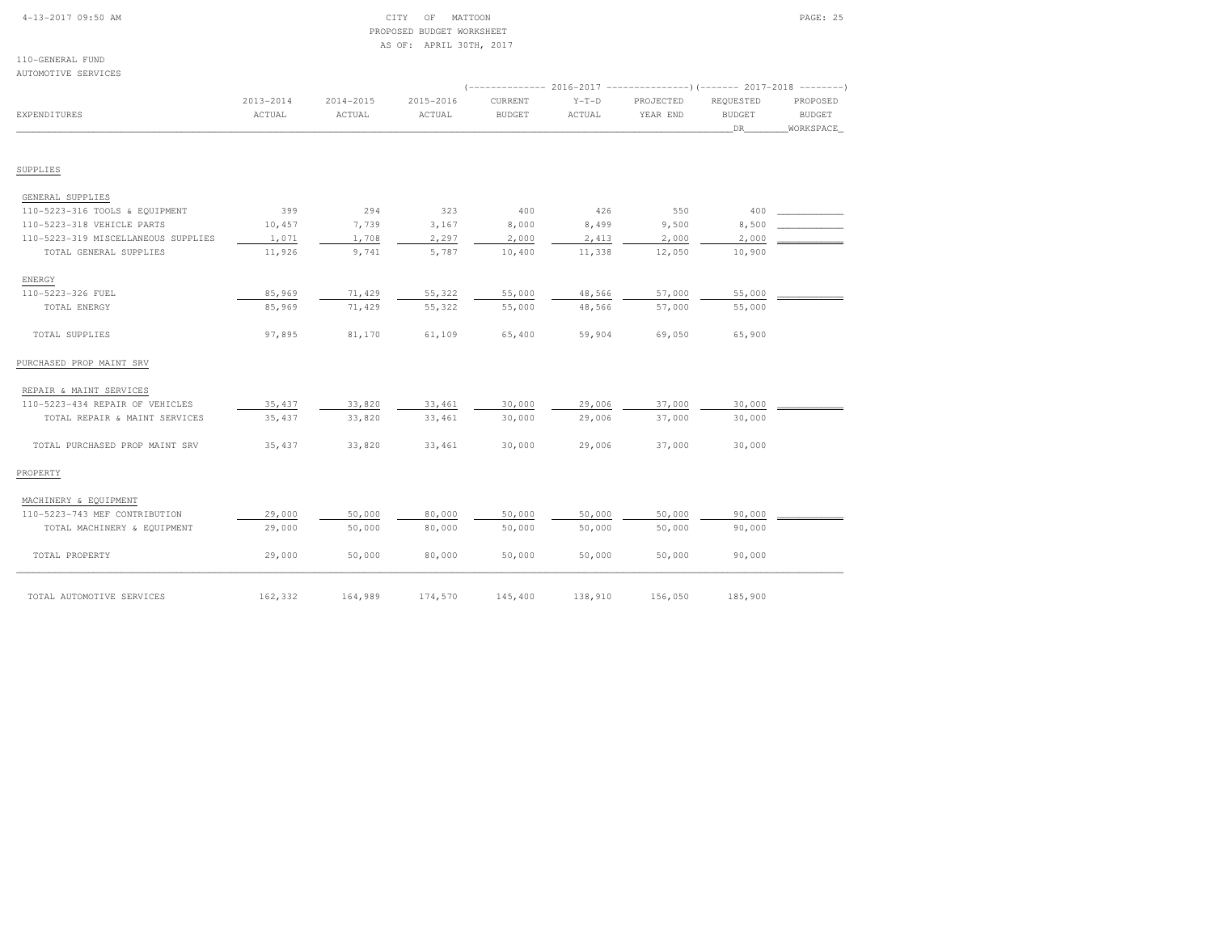CITY OF MATTOON
PROPOSED BUDGET WORKSHEET
AS OF: APRIL 30TH, 2017

110-GENERAL FUND
AUTOMOTIVE SERVICES

| EXPENDITURES | 2013-2014 ACTUAL | 2014-2015 ACTUAL | 2015-2016 ACTUAL | 2016-2017 CURRENT BUDGET | 2016-2017 Y-T-D ACTUAL | 2016-2017 PROJECTED YEAR END | 2017-2018 REQUESTED BUDGET DR | 2017-2018 PROPOSED BUDGET WORKSPACE |
|---|---|---|---|---|---|---|---|---|
| **SUPPLIES** | | | | | | | | |
| GENERAL SUPPLIES | | | | | | | | |
| 110-5223-316 TOOLS & EQUIPMENT | 399 | 294 | 323 | 400 | 426 | 550 | 400 | |
| 110-5223-318 VEHICLE PARTS | 10,457 | 7,739 | 3,167 | 8,000 | 8,499 | 9,500 | 8,500 | |
| 110-5223-319 MISCELLANEOUS SUPPLIES | 1,071 | 1,708 | 2,297 | 2,000 | 2,413 | 2,000 | 2,000 | |
| TOTAL GENERAL SUPPLIES | 11,926 | 9,741 | 5,787 | 10,400 | 11,338 | 12,050 | 10,900 | |
| ENERGY | | | | | | | | |
| 110-5223-326 FUEL | 85,969 | 71,429 | 55,322 | 55,000 | 48,566 | 57,000 | 55,000 | |
| TOTAL ENERGY | 85,969 | 71,429 | 55,322 | 55,000 | 48,566 | 57,000 | 55,000 | |
| TOTAL SUPPLIES | 97,895 | 81,170 | 61,109 | 65,400 | 59,904 | 69,050 | 65,900 | |
| **PURCHASED PROP MAINT SRV** | | | | | | | | |
| REPAIR & MAINT SERVICES | | | | | | | | |
| 110-5223-434 REPAIR OF VEHICLES | 35,437 | 33,820 | 33,461 | 30,000 | 29,006 | 37,000 | 30,000 | |
| TOTAL REPAIR & MAINT SERVICES | 35,437 | 33,820 | 33,461 | 30,000 | 29,006 | 37,000 | 30,000 | |
| TOTAL PURCHASED PROP MAINT SRV | 35,437 | 33,820 | 33,461 | 30,000 | 29,006 | 37,000 | 30,000 | |
| **PROPERTY** | | | | | | | | |
| MACHINERY & EQUIPMENT | | | | | | | | |
| 110-5223-743 MEF CONTRIBUTION | 29,000 | 50,000 | 80,000 | 50,000 | 50,000 | 50,000 | 90,000 | |
| TOTAL MACHINERY & EQUIPMENT | 29,000 | 50,000 | 80,000 | 50,000 | 50,000 | 50,000 | 90,000 | |
| TOTAL PROPERTY | 29,000 | 50,000 | 80,000 | 50,000 | 50,000 | 50,000 | 90,000 | |
| TOTAL AUTOMOTIVE SERVICES | 162,332 | 164,989 | 174,570 | 145,400 | 138,910 | 156,050 | 185,900 | |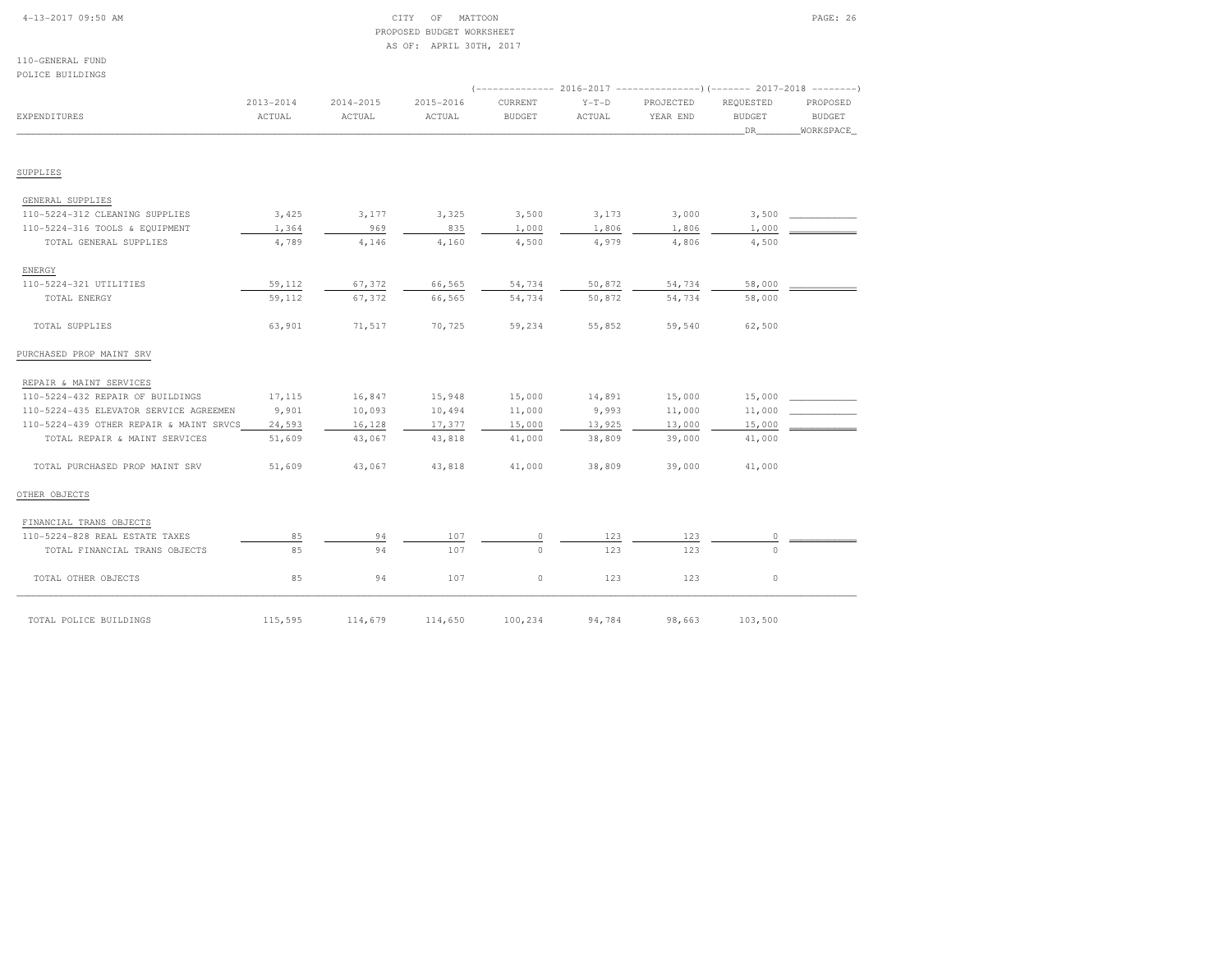CITY OF MATTOON
PROPOSED BUDGET WORKSHEET
AS OF: APRIL 30TH, 2017

110-GENERAL FUND
POLICE BUILDINGS

| EXPENDITURES | 2013-2014 ACTUAL | 2014-2015 ACTUAL | 2015-2016 ACTUAL | 2016-2017 CURRENT BUDGET | 2016-2017 Y-T-D ACTUAL | 2016-2017 PROJECTED YEAR END | 2017-2018 REQUESTED BUDGET DR | 2017-2018 PROPOSED BUDGET WORKSPACE |
|---|---|---|---|---|---|---|---|---|
| SUPPLIES | | | | | | | | |
| GENERAL SUPPLIES | | | | | | | | |
| 110-5224-312 CLEANING SUPPLIES | 3,425 | 3,177 | 3,325 | 3,500 | 3,173 | 3,000 | 3,500 | |
| 110-5224-316 TOOLS & EQUIPMENT | 1,364 | 969 | 835 | 1,000 | 1,806 | 1,806 | 1,000 | |
| TOTAL GENERAL SUPPLIES | 4,789 | 4,146 | 4,160 | 4,500 | 4,979 | 4,806 | 4,500 | |
| ENERGY | | | | | | | | |
| 110-5224-321 UTILITIES | 59,112 | 67,372 | 66,565 | 54,734 | 50,872 | 54,734 | 58,000 | |
| TOTAL ENERGY | 59,112 | 67,372 | 66,565 | 54,734 | 50,872 | 54,734 | 58,000 | |
| TOTAL SUPPLIES | 63,901 | 71,517 | 70,725 | 59,234 | 55,852 | 59,540 | 62,500 | |
| PURCHASED PROP MAINT SRV | | | | | | | | |
| REPAIR & MAINT SERVICES | | | | | | | | |
| 110-5224-432 REPAIR OF BUILDINGS | 17,115 | 16,847 | 15,948 | 15,000 | 14,891 | 15,000 | 15,000 | |
| 110-5224-435 ELEVATOR SERVICE AGREEMEN | 9,901 | 10,093 | 10,494 | 11,000 | 9,993 | 11,000 | 11,000 | |
| 110-5224-439 OTHER REPAIR & MAINT SRVCS | 24,593 | 16,128 | 17,377 | 15,000 | 13,925 | 13,000 | 15,000 | |
| TOTAL REPAIR & MAINT SERVICES | 51,609 | 43,067 | 43,818 | 41,000 | 38,809 | 39,000 | 41,000 | |
| TOTAL PURCHASED PROP MAINT SRV | 51,609 | 43,067 | 43,818 | 41,000 | 38,809 | 39,000 | 41,000 | |
| OTHER OBJECTS | | | | | | | | |
| FINANCIAL TRANS OBJECTS | | | | | | | | |
| 110-5224-828 REAL ESTATE TAXES | 85 | 94 | 107 | 0 | 123 | 123 | 0 | |
| TOTAL FINANCIAL TRANS OBJECTS | 85 | 94 | 107 | 0 | 123 | 123 | 0 | |
| TOTAL OTHER OBJECTS | 85 | 94 | 107 | 0 | 123 | 123 | 0 | |
| TOTAL POLICE BUILDINGS | 115,595 | 114,679 | 114,650 | 100,234 | 94,784 | 98,663 | 103,500 | |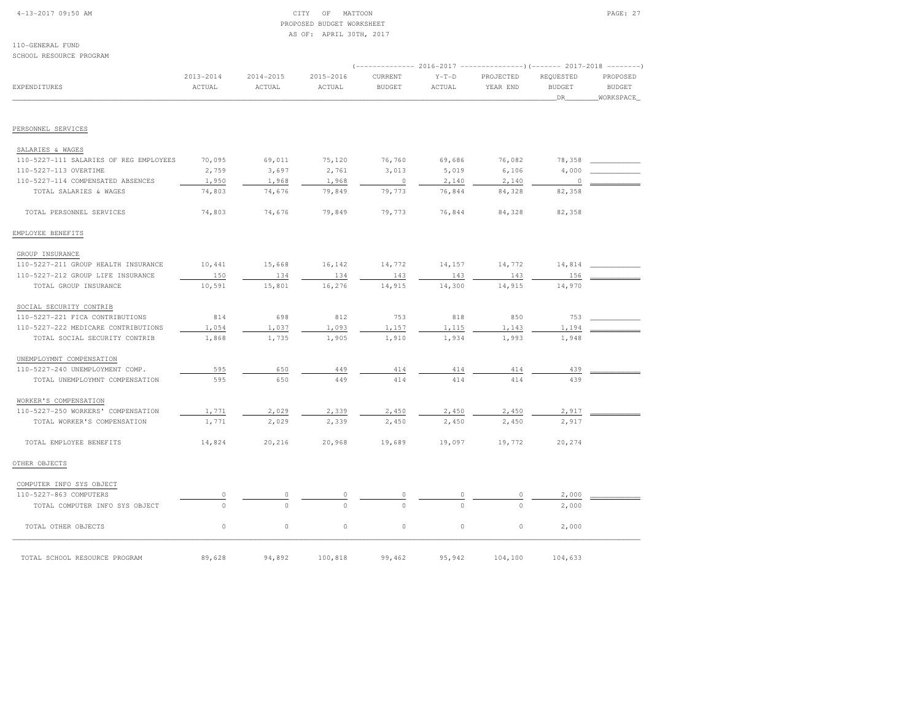CITY OF MATTOON
PROPOSED BUDGET WORKSHEET
AS OF: APRIL 30TH, 2017

110-GENERAL FUND
SCHOOL RESOURCE PROGRAM

| EXPENDITURES | 2013-2014 ACTUAL | 2014-2015 ACTUAL | 2015-2016 ACTUAL | 2016-2017 CURRENT BUDGET | 2016-2017 Y-T-D ACTUAL | 2016-2017 PROJECTED YEAR END | 2017-2018 REQUESTED BUDGET DR | 2017-2018 PROPOSED BUDGET WORKSPACE |
|---|---|---|---|---|---|---|---|---|
| **PERSONNEL SERVICES** | | | | | | | | |
| SALARIES & WAGES | | | | | | | | |
| 110-5227-111 SALARIES OF REG EMPLOYEES | 70,095 | 69,011 | 75,120 | 76,760 | 69,686 | 76,082 | 78,358 | |
| 110-5227-113 OVERTIME | 2,759 | 3,697 | 2,761 | 3,013 | 5,019 | 6,106 | 4,000 | |
| 110-5227-114 COMPENSATED ABSENCES | 1,950 | 1,968 | 1,968 | 0 | 2,140 | 2,140 | 0 | |
| TOTAL SALARIES & WAGES | 74,803 | 74,676 | 79,849 | 79,773 | 76,844 | 84,328 | 82,358 | |
| TOTAL PERSONNEL SERVICES | 74,803 | 74,676 | 79,849 | 79,773 | 76,844 | 84,328 | 82,358 | |
| **EMPLOYEE BENEFITS** | | | | | | | | |
| GROUP INSURANCE | | | | | | | | |
| 110-5227-211 GROUP HEALTH INSURANCE | 10,441 | 15,668 | 16,142 | 14,772 | 14,157 | 14,772 | 14,814 | |
| 110-5227-212 GROUP LIFE INSURANCE | 150 | 134 | 134 | 143 | 143 | 143 | 156 | |
| TOTAL GROUP INSURANCE | 10,591 | 15,801 | 16,276 | 14,915 | 14,300 | 14,915 | 14,970 | |
| SOCIAL SECURITY CONTRIB | | | | | | | | |
| 110-5227-221 FICA CONTRIBUTIONS | 814 | 698 | 812 | 753 | 818 | 850 | 753 | |
| 110-5227-222 MEDICARE CONTRIBUTIONS | 1,054 | 1,037 | 1,093 | 1,157 | 1,115 | 1,143 | 1,194 | |
| TOTAL SOCIAL SECURITY CONTRIB | 1,868 | 1,735 | 1,905 | 1,910 | 1,934 | 1,993 | 1,948 | |
| UNEMPLOYMNT COMPENSATION | | | | | | | | |
| 110-5227-240 UNEMPLOYMENT COMP. | 595 | 650 | 449 | 414 | 414 | 414 | 439 | |
| TOTAL UNEMPLOYMNT COMPENSATION | 595 | 650 | 449 | 414 | 414 | 414 | 439 | |
| WORKER'S COMPENSATION | | | | | | | | |
| 110-5227-250 WORKERS' COMPENSATION | 1,771 | 2,029 | 2,339 | 2,450 | 2,450 | 2,450 | 2,917 | |
| TOTAL WORKER'S COMPENSATION | 1,771 | 2,029 | 2,339 | 2,450 | 2,450 | 2,450 | 2,917 | |
| TOTAL EMPLOYEE BENEFITS | 14,824 | 20,216 | 20,968 | 19,689 | 19,097 | 19,772 | 20,274 | |
| **OTHER OBJECTS** | | | | | | | | |
| COMPUTER INFO SYS OBJECT | | | | | | | | |
| 110-5227-863 COMPUTERS | 0 | 0 | 0 | 0 | 0 | 0 | 2,000 | |
| TOTAL COMPUTER INFO SYS OBJECT | 0 | 0 | 0 | 0 | 0 | 0 | 2,000 | |
| TOTAL OTHER OBJECTS | 0 | 0 | 0 | 0 | 0 | 0 | 2,000 | |
| TOTAL SCHOOL RESOURCE PROGRAM | 89,628 | 94,892 | 100,818 | 99,462 | 95,942 | 104,100 | 104,633 | |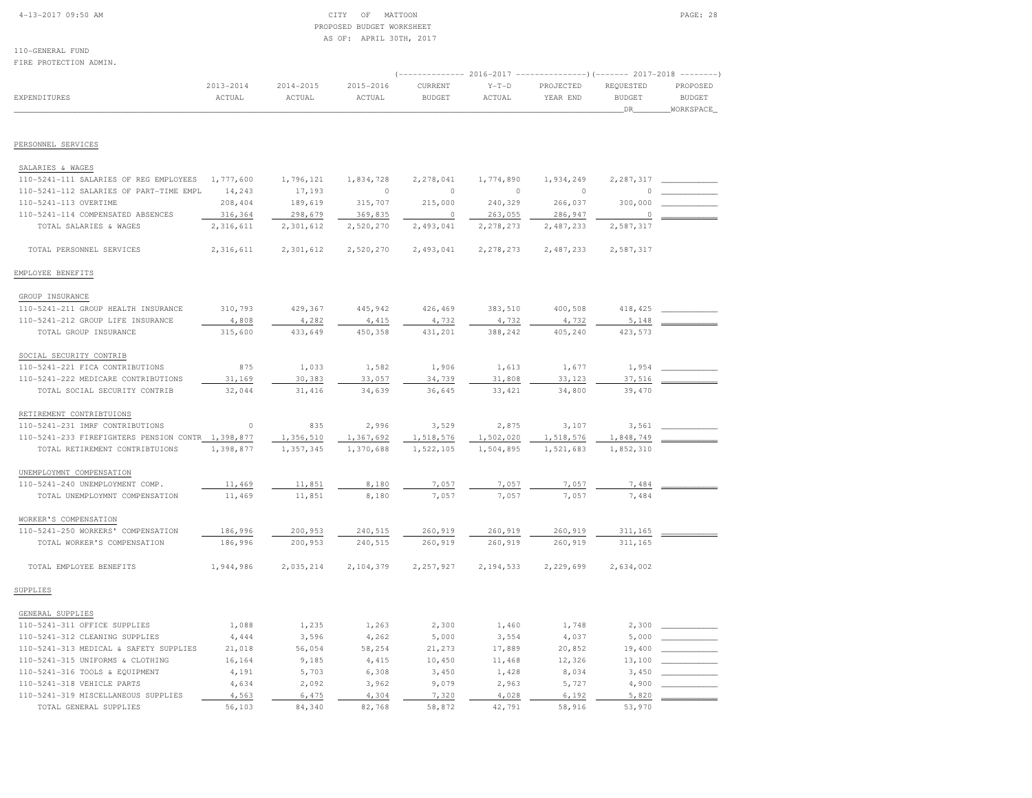CITY OF MATTOON
PROPOSED BUDGET WORKSHEET
AS OF: APRIL 30TH, 2017

110-GENERAL FUND
FIRE PROTECTION ADMIN.

| EXPENDITURES | 2013-2014 ACTUAL | 2014-2015 ACTUAL | 2015-2016 ACTUAL | 2016-2017 CURRENT BUDGET | 2016-2017 Y-T-D ACTUAL | 2016-2017 PROJECTED YEAR END | 2017-2018 REQUESTED BUDGET DR | 2017-2018 PROPOSED BUDGET WORKSPACE |
|---|---|---|---|---|---|---|---|---|
| PERSONNEL SERVICES | | | | | | | | |
| SALARIES & WAGES | | | | | | | | |
| 110-5241-111 SALARIES OF REG EMPLOYEES | 1,777,600 | 1,796,121 | 1,834,728 | 2,278,041 | 1,774,890 | 1,934,249 | 2,287,317 | |
| 110-5241-112 SALARIES OF PART-TIME EMPL | 14,243 | 17,193 | 0 | 0 | 0 | 0 | 0 | |
| 110-5241-113 OVERTIME | 208,404 | 189,619 | 315,707 | 215,000 | 240,329 | 266,037 | 300,000 | |
| 110-5241-114 COMPENSATED ABSENCES | 316,364 | 298,679 | 369,835 | 0 | 263,055 | 286,947 | 0 | |
| TOTAL SALARIES & WAGES | 2,316,611 | 2,301,612 | 2,520,270 | 2,493,041 | 2,278,273 | 2,487,233 | 2,587,317 | |
| TOTAL PERSONNEL SERVICES | 2,316,611 | 2,301,612 | 2,520,270 | 2,493,041 | 2,278,273 | 2,487,233 | 2,587,317 | |
| EMPLOYEE BENEFITS | | | | | | | | |
| GROUP INSURANCE | | | | | | | | |
| 110-5241-211 GROUP HEALTH INSURANCE | 310,793 | 429,367 | 445,942 | 426,469 | 383,510 | 400,508 | 418,425 | |
| 110-5241-212 GROUP LIFE INSURANCE | 4,808 | 4,282 | 4,415 | 4,732 | 4,732 | 4,732 | 5,148 | |
| TOTAL GROUP INSURANCE | 315,600 | 433,649 | 450,358 | 431,201 | 388,242 | 405,240 | 423,573 | |
| SOCIAL SECURITY CONTRIB | | | | | | | | |
| 110-5241-221 FICA CONTRIBUTIONS | 875 | 1,033 | 1,582 | 1,906 | 1,613 | 1,677 | 1,954 | |
| 110-5241-222 MEDICARE CONTRIBUTIONS | 31,169 | 30,383 | 33,057 | 34,739 | 31,808 | 33,123 | 37,516 | |
| TOTAL SOCIAL SECURITY CONTRIB | 32,044 | 31,416 | 34,639 | 36,645 | 33,421 | 34,800 | 39,470 | |
| RETIREMENT CONTRIBTUIONS | | | | | | | | |
| 110-5241-231 IMRF CONTRIBUTIONS | 0 | 835 | 2,996 | 3,529 | 2,875 | 3,107 | 3,561 | |
| 110-5241-233 FIREFIGHTERS PENSION CONTR | 1,398,877 | 1,356,510 | 1,367,692 | 1,518,576 | 1,502,020 | 1,518,576 | 1,848,749 | |
| TOTAL RETIREMENT CONTRIBTUIONS | 1,398,877 | 1,357,345 | 1,370,688 | 1,522,105 | 1,504,895 | 1,521,683 | 1,852,310 | |
| UNEMPLOYMNT COMPENSATION | | | | | | | | |
| 110-5241-240 UNEMPLOYMENT COMP. | 11,469 | 11,851 | 8,180 | 7,057 | 7,057 | 7,057 | 7,484 | |
| TOTAL UNEMPLOYMNT COMPENSATION | 11,469 | 11,851 | 8,180 | 7,057 | 7,057 | 7,057 | 7,484 | |
| WORKER'S COMPENSATION | | | | | | | | |
| 110-5241-250 WORKERS' COMPENSATION | 186,996 | 200,953 | 240,515 | 260,919 | 260,919 | 260,919 | 311,165 | |
| TOTAL WORKER'S COMPENSATION | 186,996 | 200,953 | 240,515 | 260,919 | 260,919 | 260,919 | 311,165 | |
| TOTAL EMPLOYEE BENEFITS | 1,944,986 | 2,035,214 | 2,104,379 | 2,257,927 | 2,194,533 | 2,229,699 | 2,634,002 | |
| SUPPLIES | | | | | | | | |
| GENERAL SUPPLIES | | | | | | | | |
| 110-5241-311 OFFICE SUPPLIES | 1,088 | 1,235 | 1,263 | 2,300 | 1,460 | 1,748 | 2,300 | |
| 110-5241-312 CLEANING SUPPLIES | 4,444 | 3,596 | 4,262 | 5,000 | 3,554 | 4,037 | 5,000 | |
| 110-5241-313 MEDICAL & SAFETY SUPPLIES | 21,018 | 56,054 | 58,254 | 21,273 | 17,889 | 20,852 | 19,400 | |
| 110-5241-315 UNIFORMS & CLOTHING | 16,164 | 9,185 | 4,415 | 10,450 | 11,468 | 12,326 | 13,100 | |
| 110-5241-316 TOOLS & EQUIPMENT | 4,191 | 5,703 | 6,308 | 3,450 | 1,428 | 8,034 | 3,450 | |
| 110-5241-318 VEHICLE PARTS | 4,634 | 2,092 | 3,962 | 9,079 | 2,963 | 5,727 | 4,900 | |
| 110-5241-319 MISCELLANEOUS SUPPLIES | 4,563 | 6,475 | 4,304 | 7,320 | 4,028 | 6,192 | 5,820 | |
| TOTAL GENERAL SUPPLIES | 56,103 | 84,340 | 82,768 | 58,872 | 42,791 | 58,916 | 53,970 | |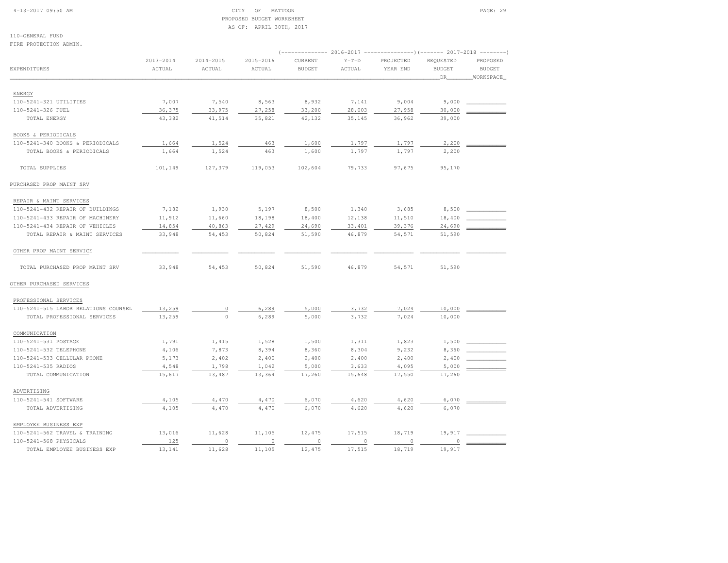CITY OF MATTOON
PROPOSED BUDGET WORKSHEET
AS OF: APRIL 30TH, 2017

110-GENERAL FUND
FIRE PROTECTION ADMIN.

| EXPENDITURES | 2013-2014 ACTUAL | 2014-2015 ACTUAL | 2015-2016 ACTUAL | 2016-2017 CURRENT BUDGET | 2016-2017 Y-T-D ACTUAL | 2016-2017 PROJECTED YEAR END | 2017-2018 REQUESTED BUDGET DR | 2017-2018 PROPOSED BUDGET WORKSPACE |
|---|---|---|---|---|---|---|---|---|
| ENERGY | | | | | | | | |
| 110-5241-321 UTILITIES | 7,007 | 7,540 | 8,563 | 8,932 | 7,141 | 9,004 | 9,000 | |
| 110-5241-326 FUEL | 36,375 | 33,975 | 27,258 | 33,200 | 28,003 | 27,958 | 30,000 | |
| TOTAL ENERGY | 43,382 | 41,514 | 35,821 | 42,132 | 35,145 | 36,962 | 39,000 | |
| BOOKS & PERIODICALS | | | | | | | | |
| 110-5241-340 BOOKS & PERIODICALS | 1,664 | 1,524 | 463 | 1,600 | 1,797 | 1,797 | 2,200 | |
| TOTAL BOOKS & PERIODICALS | 1,664 | 1,524 | 463 | 1,600 | 1,797 | 1,797 | 2,200 | |
| TOTAL SUPPLIES | 101,149 | 127,379 | 119,053 | 102,604 | 79,733 | 97,675 | 95,170 | |
| PURCHASED PROP MAINT SRV | | | | | | | | |
| REPAIR & MAINT SERVICES | | | | | | | | |
| 110-5241-432 REPAIR OF BUILDINGS | 7,182 | 1,930 | 5,197 | 8,500 | 1,340 | 3,685 | 8,500 | |
| 110-5241-433 REPAIR OF MACHINERY | 11,912 | 11,660 | 18,198 | 18,400 | 12,138 | 11,510 | 18,400 | |
| 110-5241-434 REPAIR OF VEHICLES | 14,854 | 40,863 | 27,429 | 24,690 | 33,401 | 39,376 | 24,690 | |
| TOTAL REPAIR & MAINT SERVICES | 33,948 | 54,453 | 50,824 | 51,590 | 46,879 | 54,571 | 51,590 | |
| OTHER PROP MAINT SERVICE | | | | | | | | |
| TOTAL PURCHASED PROP MAINT SRV | 33,948 | 54,453 | 50,824 | 51,590 | 46,879 | 54,571 | 51,590 | |
| OTHER PURCHASED SERVICES | | | | | | | | |
| PROFESSIONAL SERVICES | | | | | | | | |
| 110-5241-515 LABOR RELATIONS COUNSEL | 13,259 | 0 | 6,289 | 5,000 | 3,732 | 7,024 | 10,000 | |
| TOTAL PROFESSIONAL SERVICES | 13,259 | 0 | 6,289 | 5,000 | 3,732 | 7,024 | 10,000 | |
| COMMUNICATION | | | | | | | | |
| 110-5241-531 POSTAGE | 1,791 | 1,415 | 1,528 | 1,500 | 1,311 | 1,823 | 1,500 | |
| 110-5241-532 TELEPHONE | 4,106 | 7,873 | 8,394 | 8,360 | 8,304 | 9,232 | 8,360 | |
| 110-5241-533 CELLULAR PHONE | 5,173 | 2,402 | 2,400 | 2,400 | 2,400 | 2,400 | 2,400 | |
| 110-5241-535 RADIOS | 4,548 | 1,798 | 1,042 | 5,000 | 3,633 | 4,095 | 5,000 | |
| TOTAL COMMUNICATION | 15,617 | 13,487 | 13,364 | 17,260 | 15,648 | 17,550 | 17,260 | |
| ADVERTISING | | | | | | | | |
| 110-5241-541 SOFTWARE | 4,105 | 4,470 | 4,470 | 6,070 | 4,620 | 4,620 | 6,070 | |
| TOTAL ADVERTISING | 4,105 | 4,470 | 4,470 | 6,070 | 4,620 | 4,620 | 6,070 | |
| EMPLOYEE BUSINESS EXP | | | | | | | | |
| 110-5241-562 TRAVEL & TRAINING | 13,016 | 11,628 | 11,105 | 12,475 | 17,515 | 18,719 | 19,917 | |
| 110-5241-568 PHYSICALS | 125 | 0 | 0 | 0 | 0 | 0 | 0 | |
| TOTAL EMPLOYEE BUSINESS EXP | 13,141 | 11,628 | 11,105 | 12,475 | 17,515 | 18,719 | 19,917 | |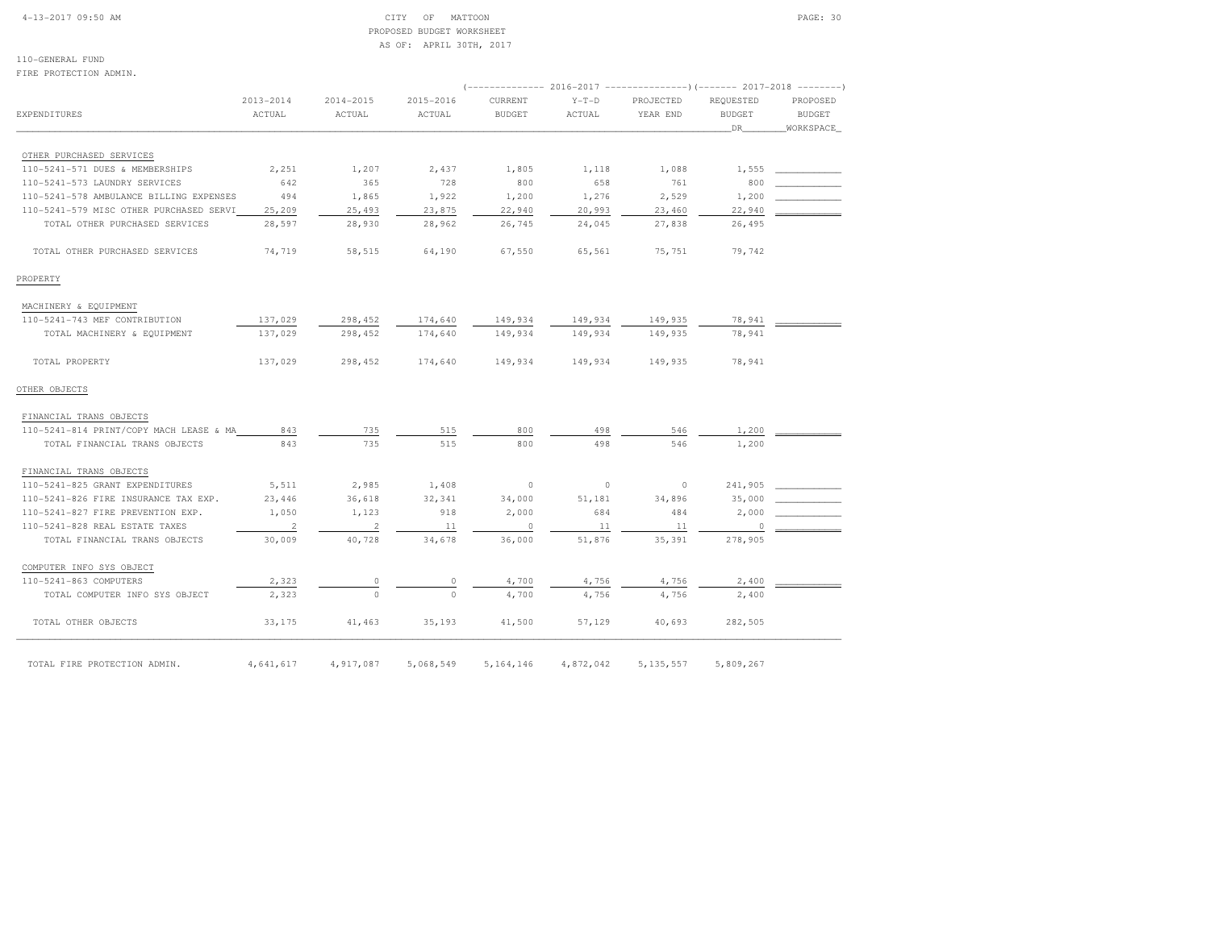CITY OF MATTOON
PROPOSED BUDGET WORKSHEET
AS OF: APRIL 30TH, 2017

110-GENERAL FUND
FIRE PROTECTION ADMIN.

| EXPENDITURES | 2013-2014 ACTUAL | 2014-2015 ACTUAL | 2015-2016 ACTUAL | 2016-2017 CURRENT BUDGET | 2016-2017 Y-T-D ACTUAL | 2016-2017 PROJECTED YEAR END | 2017-2018 REQUESTED BUDGET DR | 2017-2018 PROPOSED BUDGET WORKSPACE |
|---|---|---|---|---|---|---|---|---|
| OTHER PURCHASED SERVICES | | | | | | | | |
| 110-5241-571 DUES & MEMBERSHIPS | 2,251 | 1,207 | 2,437 | 1,805 | 1,118 | 1,088 | 1,555 | |
| 110-5241-573 LAUNDRY SERVICES | 642 | 365 | 728 | 800 | 658 | 761 | 800 | |
| 110-5241-578 AMBULANCE BILLING EXPENSES | 494 | 1,865 | 1,922 | 1,200 | 1,276 | 2,529 | 1,200 | |
| 110-5241-579 MISC OTHER PURCHASED SERVI | 25,209 | 25,493 | 23,875 | 22,940 | 20,993 | 23,460 | 22,940 | |
| TOTAL OTHER PURCHASED SERVICES | 28,597 | 28,930 | 28,962 | 26,745 | 24,045 | 27,838 | 26,495 | |
| TOTAL OTHER PURCHASED SERVICES | 74,719 | 58,515 | 64,190 | 67,550 | 65,561 | 75,751 | 79,742 | |
| PROPERTY | | | | | | | | |
| MACHINERY & EQUIPMENT | | | | | | | | |
| 110-5241-743 MEF CONTRIBUTION | 137,029 | 298,452 | 174,640 | 149,934 | 149,934 | 149,935 | 78,941 | |
| TOTAL MACHINERY & EQUIPMENT | 137,029 | 298,452 | 174,640 | 149,934 | 149,934 | 149,935 | 78,941 | |
| TOTAL PROPERTY | 137,029 | 298,452 | 174,640 | 149,934 | 149,934 | 149,935 | 78,941 | |
| OTHER OBJECTS | | | | | | | | |
| FINANCIAL TRANS OBJECTS | | | | | | | | |
| 110-5241-814 PRINT/COPY MACH LEASE & MA | 843 | 735 | 515 | 800 | 498 | 546 | 1,200 | |
| TOTAL FINANCIAL TRANS OBJECTS | 843 | 735 | 515 | 800 | 498 | 546 | 1,200 | |
| FINANCIAL TRANS OBJECTS | | | | | | | | |
| 110-5241-825 GRANT EXPENDITURES | 5,511 | 2,985 | 1,408 | 0 | 0 | 0 | 241,905 | |
| 110-5241-826 FIRE INSURANCE TAX EXP. | 23,446 | 36,618 | 32,341 | 34,000 | 51,181 | 34,896 | 35,000 | |
| 110-5241-827 FIRE PREVENTION EXP. | 1,050 | 1,123 | 918 | 2,000 | 684 | 484 | 2,000 | |
| 110-5241-828 REAL ESTATE TAXES | 2 | 2 | 11 | 0 | 11 | 11 | 0 | |
| TOTAL FINANCIAL TRANS OBJECTS | 30,009 | 40,728 | 34,678 | 36,000 | 51,876 | 35,391 | 278,905 | |
| COMPUTER INFO SYS OBJECT | | | | | | | | |
| 110-5241-863 COMPUTERS | 2,323 | 0 | 0 | 4,700 | 4,756 | 4,756 | 2,400 | |
| TOTAL COMPUTER INFO SYS OBJECT | 2,323 | 0 | 0 | 4,700 | 4,756 | 4,756 | 2,400 | |
| TOTAL OTHER OBJECTS | 33,175 | 41,463 | 35,193 | 41,500 | 57,129 | 40,693 | 282,505 | |
| TOTAL FIRE PROTECTION ADMIN. | 4,641,617 | 4,917,087 | 5,068,549 | 5,164,146 | 4,872,042 | 5,135,557 | 5,809,267 | |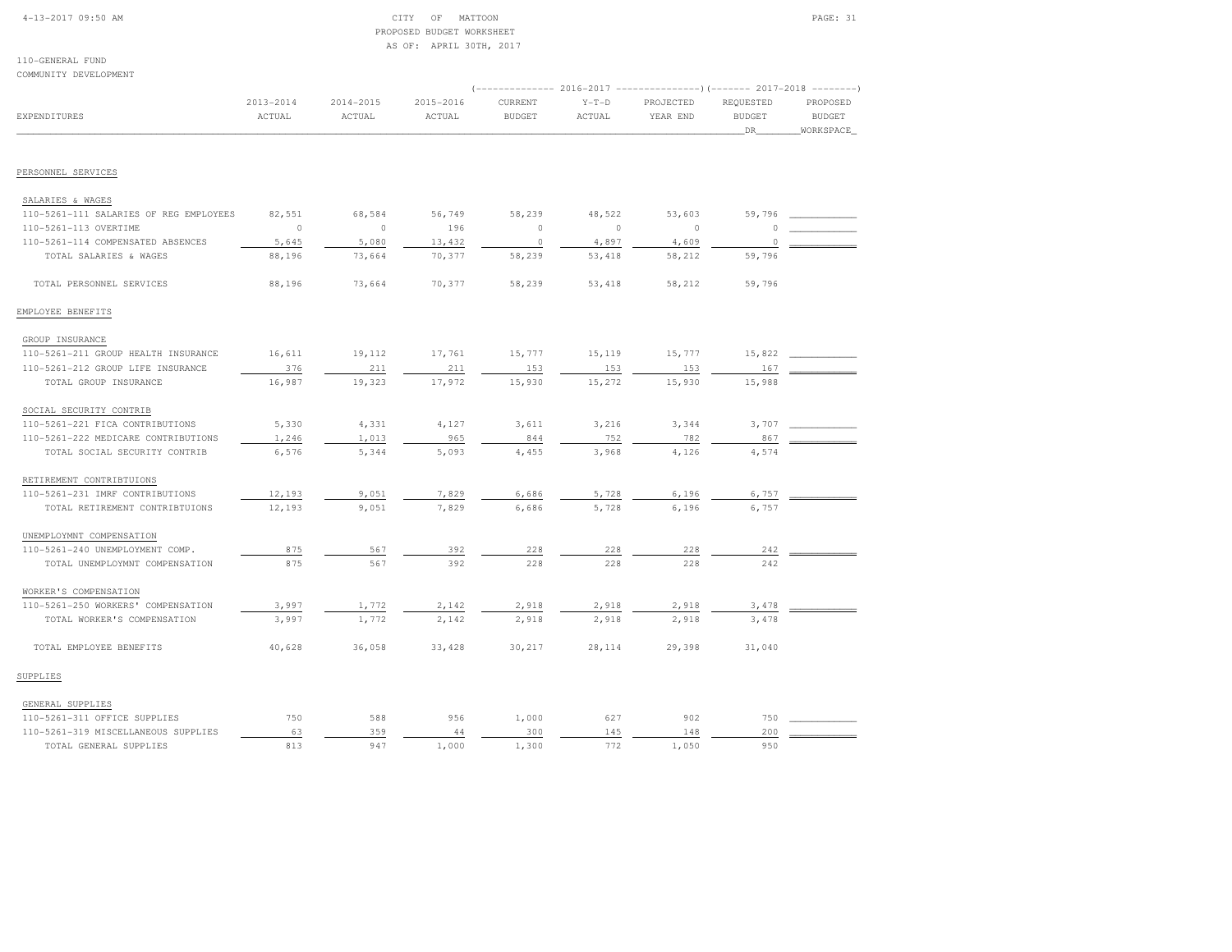CITY OF MATTOON
PROPOSED BUDGET WORKSHEET
AS OF: APRIL 30TH, 2017

110-GENERAL FUND
COMMUNITY DEVELOPMENT

| EXPENDITURES | 2013-2014 ACTUAL | 2014-2015 ACTUAL | 2015-2016 ACTUAL | 2016-2017 CURRENT BUDGET | 2016-2017 Y-T-D ACTUAL | 2016-2017 PROJECTED YEAR END | 2017-2018 REQUESTED BUDGET DR | 2017-2018 PROPOSED BUDGET WORKSPACE |
|---|---|---|---|---|---|---|---|---|
| **PERSONNEL SERVICES** | | | | | | | | |
| SALARIES & WAGES | | | | | | | | |
| 110-5261-111 SALARIES OF REG EMPLOYEES | 82,551 | 68,584 | 56,749 | 58,239 | 48,522 | 53,603 | 59,796 | |
| 110-5261-113 OVERTIME | 0 | 0 | 196 | 0 | 0 | 0 | 0 | |
| 110-5261-114 COMPENSATED ABSENCES | 5,645 | 5,080 | 13,432 | 0 | 4,897 | 4,609 | 0 | |
| TOTAL SALARIES & WAGES | 88,196 | 73,664 | 70,377 | 58,239 | 53,418 | 58,212 | 59,796 | |
| TOTAL PERSONNEL SERVICES | 88,196 | 73,664 | 70,377 | 58,239 | 53,418 | 58,212 | 59,796 | |
| **EMPLOYEE BENEFITS** | | | | | | | | |
| GROUP INSURANCE | | | | | | | | |
| 110-5261-211 GROUP HEALTH INSURANCE | 16,611 | 19,112 | 17,761 | 15,777 | 15,119 | 15,777 | 15,822 | |
| 110-5261-212 GROUP LIFE INSURANCE | 376 | 211 | 211 | 153 | 153 | 153 | 167 | |
| TOTAL GROUP INSURANCE | 16,987 | 19,323 | 17,972 | 15,930 | 15,272 | 15,930 | 15,988 | |
| SOCIAL SECURITY CONTRIB | | | | | | | | |
| 110-5261-221 FICA CONTRIBUTIONS | 5,330 | 4,331 | 4,127 | 3,611 | 3,216 | 3,344 | 3,707 | |
| 110-5261-222 MEDICARE CONTRIBUTIONS | 1,246 | 1,013 | 965 | 844 | 752 | 782 | 867 | |
| TOTAL SOCIAL SECURITY CONTRIB | 6,576 | 5,344 | 5,093 | 4,455 | 3,968 | 4,126 | 4,574 | |
| RETIREMENT CONTRIBTUIONS | | | | | | | | |
| 110-5261-231 IMRF CONTRIBUTIONS | 12,193 | 9,051 | 7,829 | 6,686 | 5,728 | 6,196 | 6,757 | |
| TOTAL RETIREMENT CONTRIBTUIONS | 12,193 | 9,051 | 7,829 | 6,686 | 5,728 | 6,196 | 6,757 | |
| UNEMPLOYMNT COMPENSATION | | | | | | | | |
| 110-5261-240 UNEMPLOYMENT COMP. | 875 | 567 | 392 | 228 | 228 | 228 | 242 | |
| TOTAL UNEMPLOYMNT COMPENSATION | 875 | 567 | 392 | 228 | 228 | 228 | 242 | |
| WORKER'S COMPENSATION | | | | | | | | |
| 110-5261-250 WORKERS' COMPENSATION | 3,997 | 1,772 | 2,142 | 2,918 | 2,918 | 2,918 | 3,478 | |
| TOTAL WORKER'S COMPENSATION | 3,997 | 1,772 | 2,142 | 2,918 | 2,918 | 2,918 | 3,478 | |
| TOTAL EMPLOYEE BENEFITS | 40,628 | 36,058 | 33,428 | 30,217 | 28,114 | 29,398 | 31,040 | |
| **SUPPLIES** | | | | | | | | |
| GENERAL SUPPLIES | | | | | | | | |
| 110-5261-311 OFFICE SUPPLIES | 750 | 588 | 956 | 1,000 | 627 | 902 | 750 | |
| 110-5261-319 MISCELLANEOUS SUPPLIES | 63 | 359 | 44 | 300 | 145 | 148 | 200 | |
| TOTAL GENERAL SUPPLIES | 813 | 947 | 1,000 | 1,300 | 772 | 1,050 | 950 | |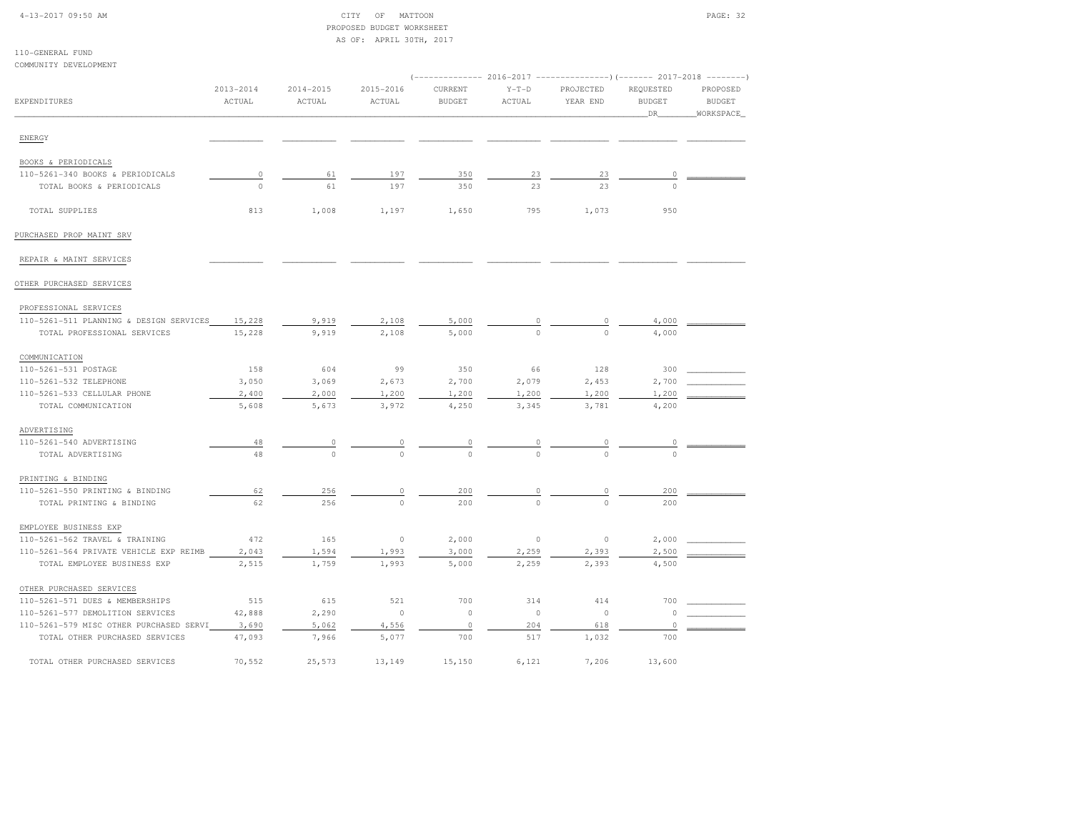CITY OF MATTOON
PROPOSED BUDGET WORKSHEET
AS OF: APRIL 30TH, 2017

110-GENERAL FUND
COMMUNITY DEVELOPMENT

| EXPENDITURES | 2013-2014 ACTUAL | 2014-2015 ACTUAL | 2015-2016 ACTUAL | 2016-2017 CURRENT BUDGET | 2016-2017 Y-T-D ACTUAL | 2016-2017 PROJECTED YEAR END | 2017-2018 REQUESTED BUDGET DR | 2017-2018 PROPOSED BUDGET WORKSPACE |
|---|---|---|---|---|---|---|---|---|
| ENERGY | | | | | | | | |
| BOOKS & PERIODICALS | | | | | | | | |
| 110-5261-340 BOOKS & PERIODICALS | 0 | 61 | 197 | 350 | 23 | 23 | 0 | |
| TOTAL BOOKS & PERIODICALS | 0 | 61 | 197 | 350 | 23 | 23 | 0 | |
| TOTAL SUPPLIES | 813 | 1,008 | 1,197 | 1,650 | 795 | 1,073 | 950 | |
| PURCHASED PROP MAINT SRV | | | | | | | | |
| REPAIR & MAINT SERVICES | | | | | | | | |
| OTHER PURCHASED SERVICES | | | | | | | | |
| PROFESSIONAL SERVICES | | | | | | | | |
| 110-5261-511 PLANNING & DESIGN SERVICES | 15,228 | 9,919 | 2,108 | 5,000 | 0 | 0 | 4,000 | |
| TOTAL PROFESSIONAL SERVICES | 15,228 | 9,919 | 2,108 | 5,000 | 0 | 0 | 4,000 | |
| COMMUNICATION | | | | | | | | |
| 110-5261-531 POSTAGE | 158 | 604 | 99 | 350 | 66 | 128 | 300 | |
| 110-5261-532 TELEPHONE | 3,050 | 3,069 | 2,673 | 2,700 | 2,079 | 2,453 | 2,700 | |
| 110-5261-533 CELLULAR PHONE | 2,400 | 2,000 | 1,200 | 1,200 | 1,200 | 1,200 | 1,200 | |
| TOTAL COMMUNICATION | 5,608 | 5,673 | 3,972 | 4,250 | 3,345 | 3,781 | 4,200 | |
| ADVERTISING | | | | | | | | |
| 110-5261-540 ADVERTISING | 48 | 0 | 0 | 0 | 0 | 0 | 0 | |
| TOTAL ADVERTISING | 48 | 0 | 0 | 0 | 0 | 0 | 0 | |
| PRINTING & BINDING | | | | | | | | |
| 110-5261-550 PRINTING & BINDING | 62 | 256 | 0 | 200 | 0 | 0 | 200 | |
| TOTAL PRINTING & BINDING | 62 | 256 | 0 | 200 | 0 | 0 | 200 | |
| EMPLOYEE BUSINESS EXP | | | | | | | | |
| 110-5261-562 TRAVEL & TRAINING | 472 | 165 | 0 | 2,000 | 0 | 0 | 2,000 | |
| 110-5261-564 PRIVATE VEHICLE EXP REIMB | 2,043 | 1,594 | 1,993 | 3,000 | 2,259 | 2,393 | 2,500 | |
| TOTAL EMPLOYEE BUSINESS EXP | 2,515 | 1,759 | 1,993 | 5,000 | 2,259 | 2,393 | 4,500 | |
| OTHER PURCHASED SERVICES | | | | | | | | |
| 110-5261-571 DUES & MEMBERSHIPS | 515 | 615 | 521 | 700 | 314 | 414 | 700 | |
| 110-5261-577 DEMOLITION SERVICES | 42,888 | 2,290 | 0 | 0 | 0 | 0 | 0 | |
| 110-5261-579 MISC OTHER PURCHASED SERVI | 3,690 | 5,062 | 4,556 | 0 | 204 | 618 | 0 | |
| TOTAL OTHER PURCHASED SERVICES | 47,093 | 7,966 | 5,077 | 700 | 517 | 1,032 | 700 | |
| TOTAL OTHER PURCHASED SERVICES | 70,552 | 25,573 | 13,149 | 15,150 | 6,121 | 7,206 | 13,600 | |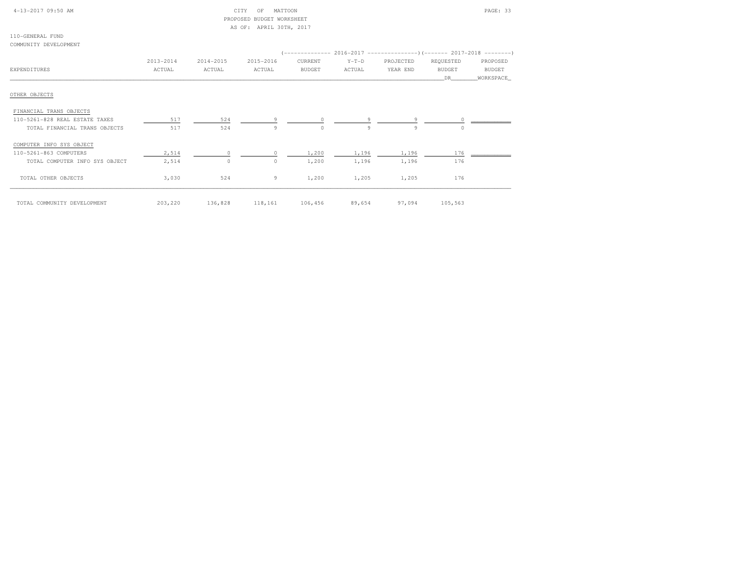CITY OF MATTOON
PROPOSED BUDGET WORKSHEET
AS OF: APRIL 30TH, 2017

110-GENERAL FUND
COMMUNITY DEVELOPMENT

| EXPENDITURES | 2013-2014 ACTUAL | 2014-2015 ACTUAL | 2015-2016 ACTUAL | 2016-2017 CURRENT BUDGET | 2016-2017 Y-T-D ACTUAL | 2016-2017 PROJECTED YEAR END | 2017-2018 REQUESTED BUDGET DR | 2017-2018 PROPOSED BUDGET WORKSPACE |
|---|---|---|---|---|---|---|---|---|
| **OTHER OBJECTS** | | | | | | | | |
| FINANCIAL TRANS OBJECTS | | | | | | | | |
| 110-5261-828 REAL ESTATE TAXES | 517 | 524 | 9 | 0 | 9 | 9 | 0 | |
| TOTAL FINANCIAL TRANS OBJECTS | 517 | 524 | 9 | 0 | 9 | 9 | 0 | |
| COMPUTER INFO SYS OBJECT | | | | | | | | |
| 110-5261-863 COMPUTERS | 2,514 | 0 | 0 | 1,200 | 1,196 | 1,196 | 176 | |
| TOTAL COMPUTER INFO SYS OBJECT | 2,514 | 0 | 0 | 1,200 | 1,196 | 1,196 | 176 | |
| TOTAL OTHER OBJECTS | 3,030 | 524 | 9 | 1,200 | 1,205 | 1,205 | 176 | |
| TOTAL COMMUNITY DEVELOPMENT | 203,220 | 136,828 | 118,161 | 106,456 | 89,654 | 97,094 | 105,563 | |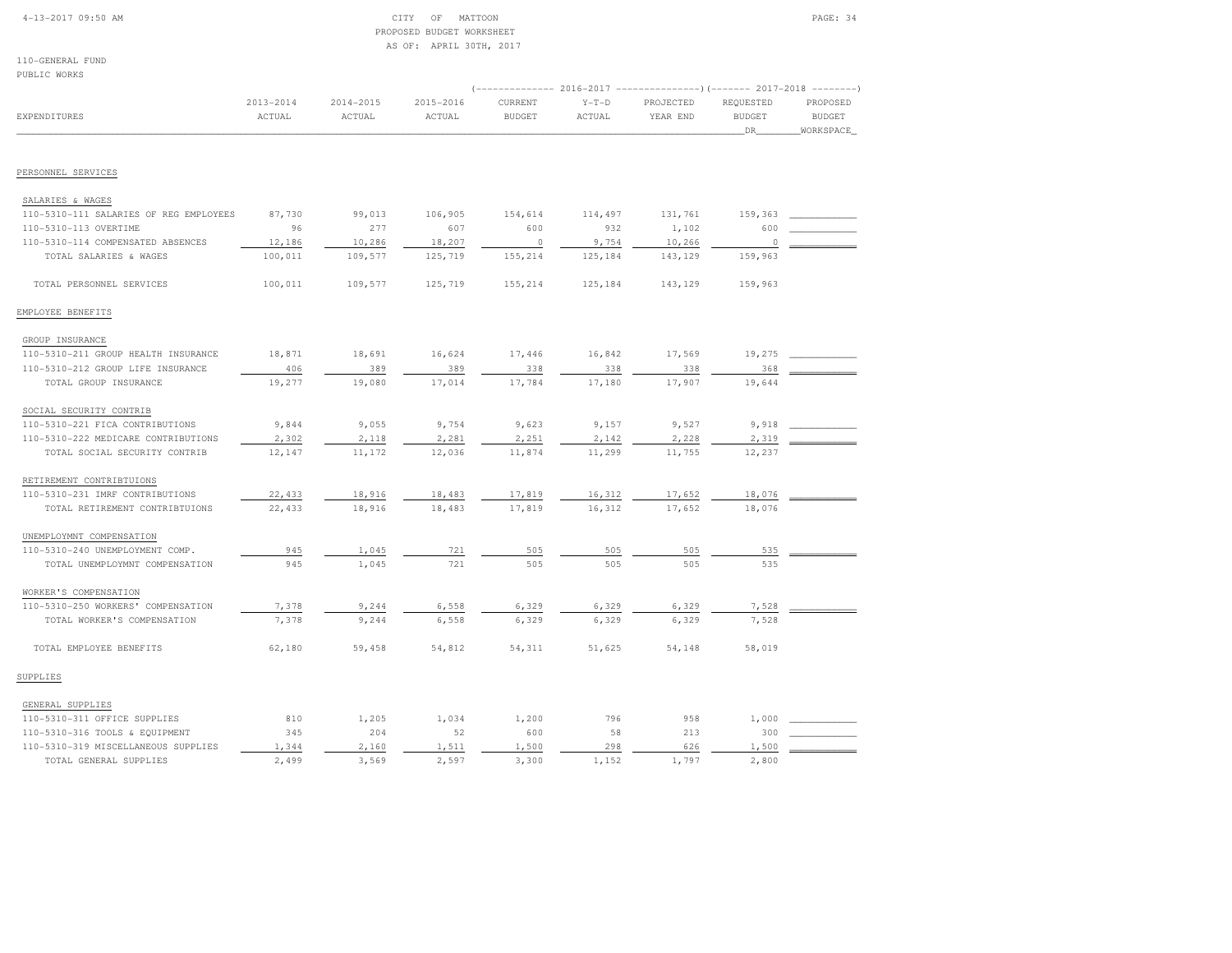CITY OF MATTOON
PROPOSED BUDGET WORKSHEET
AS OF: APRIL 30TH, 2017

110-GENERAL FUND
PUBLIC WORKS

| EXPENDITURES | 2013-2014 ACTUAL | 2014-2015 ACTUAL | 2015-2016 ACTUAL | 2016-2017 CURRENT BUDGET | 2016-2017 Y-T-D ACTUAL | 2016-2017 PROJECTED YEAR END | 2017-2018 REQUESTED BUDGET DR | 2017-2018 PROPOSED BUDGET WORKSPACE |
|---|---|---|---|---|---|---|---|---|
| **PERSONNEL SERVICES** | | | | | | | | |
| SALARIES & WAGES | | | | | | | | |
| 110-5310-111 SALARIES OF REG EMPLOYEES | 87,730 | 99,013 | 106,905 | 154,614 | 114,497 | 131,761 | 159,363 | |
| 110-5310-113 OVERTIME | 96 | 277 | 607 | 600 | 932 | 1,102 | 600 | |
| 110-5310-114 COMPENSATED ABSENCES | 12,186 | 10,286 | 18,207 | 0 | 9,754 | 10,266 | 0 | |
| TOTAL SALARIES & WAGES | 100,011 | 109,577 | 125,719 | 155,214 | 125,184 | 143,129 | 159,963 | |
| TOTAL PERSONNEL SERVICES | 100,011 | 109,577 | 125,719 | 155,214 | 125,184 | 143,129 | 159,963 | |
| **EMPLOYEE BENEFITS** | | | | | | | | |
| GROUP INSURANCE | | | | | | | | |
| 110-5310-211 GROUP HEALTH INSURANCE | 18,871 | 18,691 | 16,624 | 17,446 | 16,842 | 17,569 | 19,275 | |
| 110-5310-212 GROUP LIFE INSURANCE | 406 | 389 | 389 | 338 | 338 | 338 | 368 | |
| TOTAL GROUP INSURANCE | 19,277 | 19,080 | 17,014 | 17,784 | 17,180 | 17,907 | 19,644 | |
| SOCIAL SECURITY CONTRIB | | | | | | | | |
| 110-5310-221 FICA CONTRIBUTIONS | 9,844 | 9,055 | 9,754 | 9,623 | 9,157 | 9,527 | 9,918 | |
| 110-5310-222 MEDICARE CONTRIBUTIONS | 2,302 | 2,118 | 2,281 | 2,251 | 2,142 | 2,228 | 2,319 | |
| TOTAL SOCIAL SECURITY CONTRIB | 12,147 | 11,172 | 12,036 | 11,874 | 11,299 | 11,755 | 12,237 | |
| RETIREMENT CONTRIBTUIONS | | | | | | | | |
| 110-5310-231 IMRF CONTRIBUTIONS | 22,433 | 18,916 | 18,483 | 17,819 | 16,312 | 17,652 | 18,076 | |
| TOTAL RETIREMENT CONTRIBTUIONS | 22,433 | 18,916 | 18,483 | 17,819 | 16,312 | 17,652 | 18,076 | |
| UNEMPLOYMNT COMPENSATION | | | | | | | | |
| 110-5310-240 UNEMPLOYMENT COMP. | 945 | 1,045 | 721 | 505 | 505 | 505 | 535 | |
| TOTAL UNEMPLOYMNT COMPENSATION | 945 | 1,045 | 721 | 505 | 505 | 505 | 535 | |
| WORKER'S COMPENSATION | | | | | | | | |
| 110-5310-250 WORKERS' COMPENSATION | 7,378 | 9,244 | 6,558 | 6,329 | 6,329 | 6,329 | 7,528 | |
| TOTAL WORKER'S COMPENSATION | 7,378 | 9,244 | 6,558 | 6,329 | 6,329 | 6,329 | 7,528 | |
| TOTAL EMPLOYEE BENEFITS | 62,180 | 59,458 | 54,812 | 54,311 | 51,625 | 54,148 | 58,019 | |
| **SUPPLIES** | | | | | | | | |
| GENERAL SUPPLIES | | | | | | | | |
| 110-5310-311 OFFICE SUPPLIES | 810 | 1,205 | 1,034 | 1,200 | 796 | 958 | 1,000 | |
| 110-5310-316 TOOLS & EQUIPMENT | 345 | 204 | 52 | 600 | 58 | 213 | 300 | |
| 110-5310-319 MISCELLANEOUS SUPPLIES | 1,344 | 2,160 | 1,511 | 1,500 | 298 | 626 | 1,500 | |
| TOTAL GENERAL SUPPLIES | 2,499 | 3,569 | 2,597 | 3,300 | 1,152 | 1,797 | 2,800 | |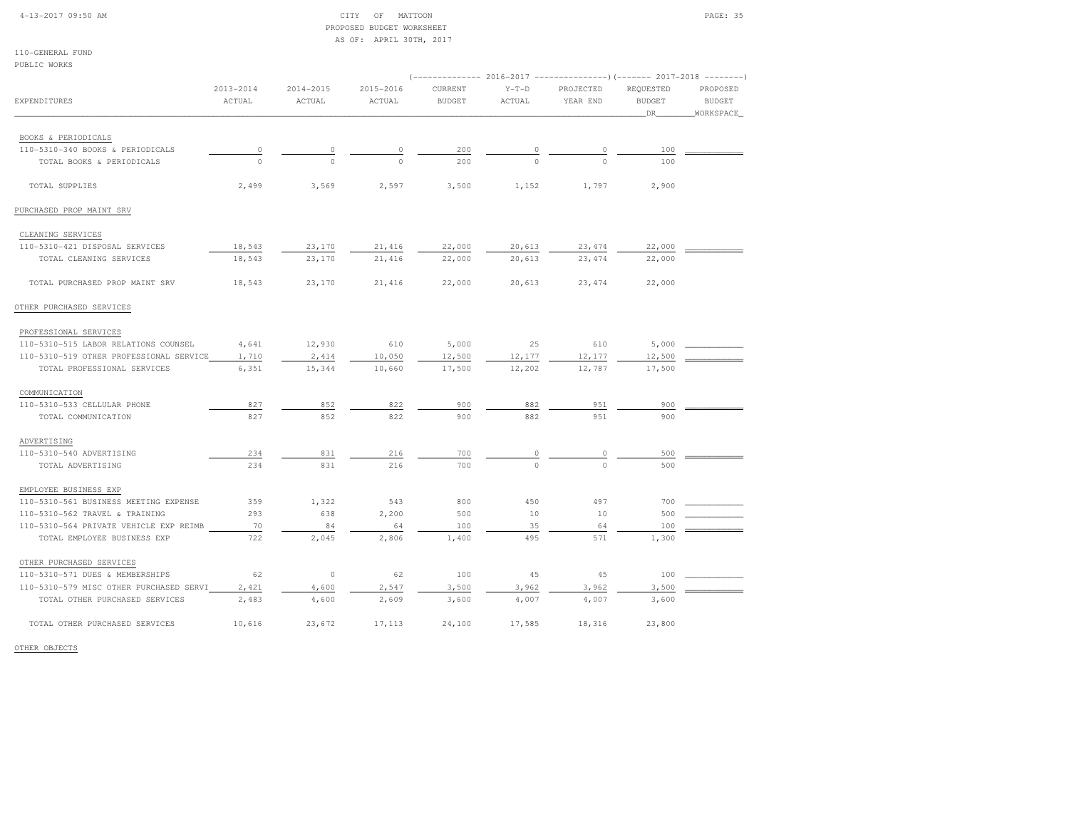CITY OF MATTOON
PROPOSED BUDGET WORKSHEET
AS OF: APRIL 30TH, 2017

110-GENERAL FUND
PUBLIC WORKS

| EXPENDITURES | 2013-2014 ACTUAL | 2014-2015 ACTUAL | 2015-2016 ACTUAL | 2016-2017 CURRENT BUDGET | 2016-2017 Y-T-D ACTUAL | 2016-2017 PROJECTED YEAR END | 2017-2018 REQUESTED BUDGET DR | 2017-2018 PROPOSED BUDGET WORKSPACE |
|---|---|---|---|---|---|---|---|---|
| BOOKS & PERIODICALS | | | | | | | | |
| 110-5310-340 BOOKS & PERIODICALS | 0 | 0 | 0 | 200 | 0 | 0 | 100 | |
| TOTAL BOOKS & PERIODICALS | 0 | 0 | 0 | 200 | 0 | 0 | 100 | |
| TOTAL SUPPLIES | 2,499 | 3,569 | 2,597 | 3,500 | 1,152 | 1,797 | 2,900 | |
| PURCHASED PROP MAINT SRV | | | | | | | | |
| CLEANING SERVICES | | | | | | | | |
| 110-5310-421 DISPOSAL SERVICES | 18,543 | 23,170 | 21,416 | 22,000 | 20,613 | 23,474 | 22,000 | |
| TOTAL CLEANING SERVICES | 18,543 | 23,170 | 21,416 | 22,000 | 20,613 | 23,474 | 22,000 | |
| TOTAL PURCHASED PROP MAINT SRV | 18,543 | 23,170 | 21,416 | 22,000 | 20,613 | 23,474 | 22,000 | |
| OTHER PURCHASED SERVICES | | | | | | | | |
| PROFESSIONAL SERVICES | | | | | | | | |
| 110-5310-515 LABOR RELATIONS COUNSEL | 4,641 | 12,930 | 610 | 5,000 | 25 | 610 | 5,000 | |
| 110-5310-519 OTHER PROFESSIONAL SERVICE | 1,710 | 2,414 | 10,050 | 12,500 | 12,177 | 12,177 | 12,500 | |
| TOTAL PROFESSIONAL SERVICES | 6,351 | 15,344 | 10,660 | 17,500 | 12,202 | 12,787 | 17,500 | |
| COMMUNICATION | | | | | | | | |
| 110-5310-533 CELLULAR PHONE | 827 | 852 | 822 | 900 | 882 | 951 | 900 | |
| TOTAL COMMUNICATION | 827 | 852 | 822 | 900 | 882 | 951 | 900 | |
| ADVERTISING | | | | | | | | |
| 110-5310-540 ADVERTISING | 234 | 831 | 216 | 700 | 0 | 0 | 500 | |
| TOTAL ADVERTISING | 234 | 831 | 216 | 700 | 0 | 0 | 500 | |
| EMPLOYEE BUSINESS EXP | | | | | | | | |
| 110-5310-561 BUSINESS MEETING EXPENSE | 359 | 1,322 | 543 | 800 | 450 | 497 | 700 | |
| 110-5310-562 TRAVEL & TRAINING | 293 | 638 | 2,200 | 500 | 10 | 10 | 500 | |
| 110-5310-564 PRIVATE VEHICLE EXP REIMB | 70 | 84 | 64 | 100 | 35 | 64 | 100 | |
| TOTAL EMPLOYEE BUSINESS EXP | 722 | 2,045 | 2,806 | 1,400 | 495 | 571 | 1,300 | |
| OTHER PURCHASED SERVICES | | | | | | | | |
| 110-5310-571 DUES & MEMBERSHIPS | 62 | 0 | 62 | 100 | 45 | 45 | 100 | |
| 110-5310-579 MISC OTHER PURCHASED SERVI | 2,421 | 4,600 | 2,547 | 3,500 | 3,962 | 3,962 | 3,500 | |
| TOTAL OTHER PURCHASED SERVICES | 2,483 | 4,600 | 2,609 | 3,600 | 4,007 | 4,007 | 3,600 | |
| TOTAL OTHER PURCHASED SERVICES | 10,616 | 23,672 | 17,113 | 24,100 | 17,585 | 18,316 | 23,800 | |
| OTHER OBJECTS | | | | | | | | |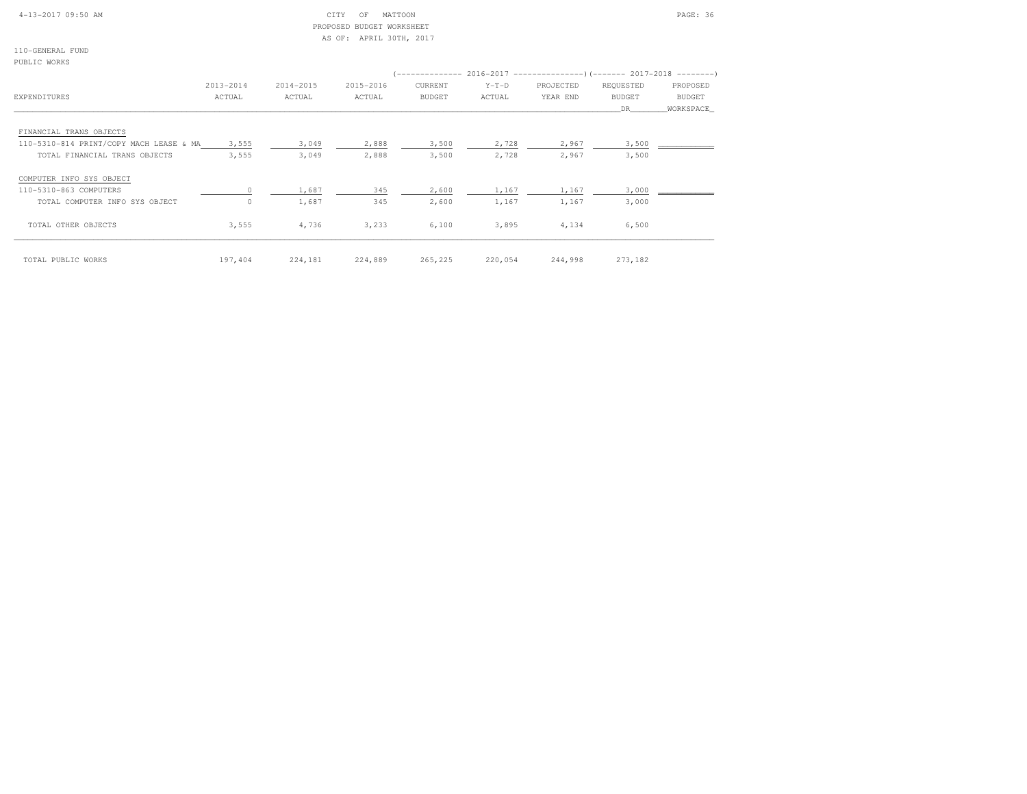CITY OF MATTOON
PROPOSED BUDGET WORKSHEET
AS OF: APRIL 30TH, 2017

110-GENERAL FUND
PUBLIC WORKS

| EXPENDITURES | 2013-2014 ACTUAL | 2014-2015 ACTUAL | 2015-2016 ACTUAL | 2016-2017 CURRENT BUDGET | 2016-2017 Y-T-D ACTUAL | 2016-2017 PROJECTED YEAR END | 2017-2018 REQUESTED BUDGET DR | 2017-2018 PROPOSED BUDGET WORKSPACE |
|---|---|---|---|---|---|---|---|---|
| FINANCIAL TRANS OBJECTS | | | | | | | | |
| 110-5310-814 PRINT/COPY MACH LEASE & MA | 3,555 | 3,049 | 2,888 | 3,500 | 2,728 | 2,967 | 3,500 | |
| TOTAL FINANCIAL TRANS OBJECTS | 3,555 | 3,049 | 2,888 | 3,500 | 2,728 | 2,967 | 3,500 | |
| COMPUTER INFO SYS OBJECT | | | | | | | | |
| 110-5310-863 COMPUTERS | 0 | 1,687 | 345 | 2,600 | 1,167 | 1,167 | 3,000 | |
| TOTAL COMPUTER INFO SYS OBJECT | 0 | 1,687 | 345 | 2,600 | 1,167 | 1,167 | 3,000 | |
| TOTAL OTHER OBJECTS | 3,555 | 4,736 | 3,233 | 6,100 | 3,895 | 4,134 | 6,500 | |
| TOTAL PUBLIC WORKS | 197,404 | 224,181 | 224,889 | 265,225 | 220,054 | 244,998 | 273,182 | |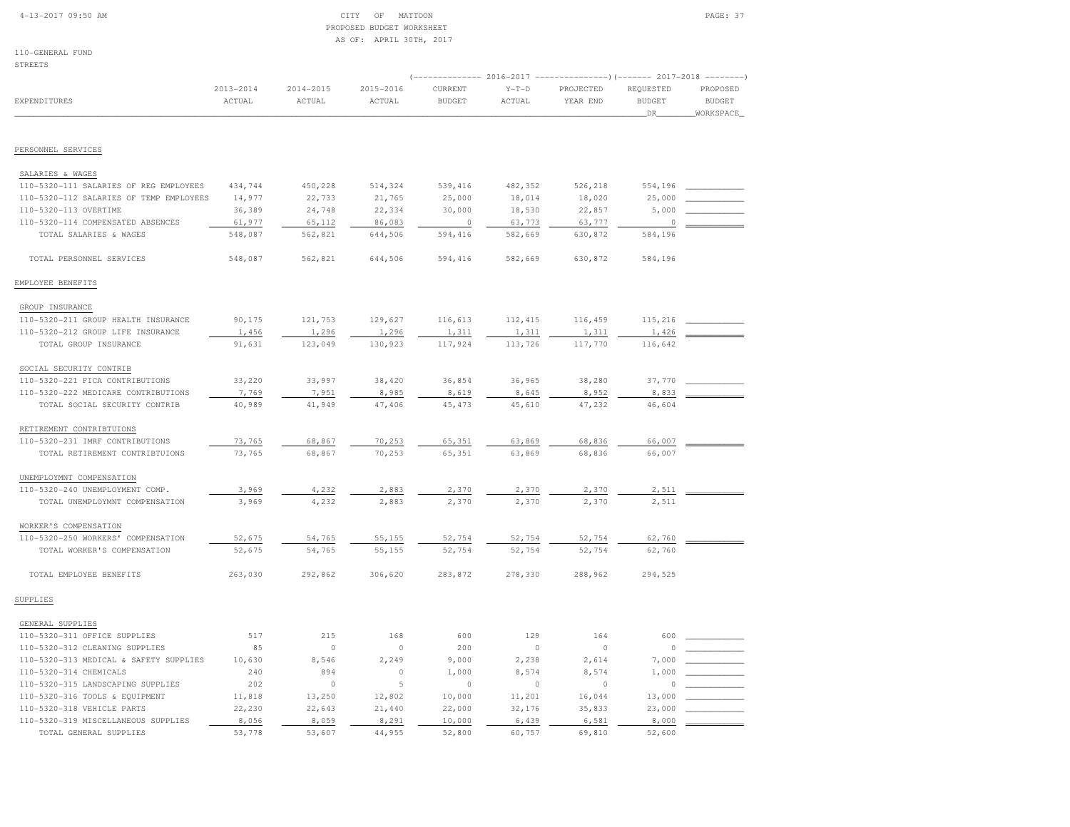CITY OF MATTOON
PROPOSED BUDGET WORKSHEET
AS OF: APRIL 30TH, 2017

110-GENERAL FUND
STREETS

| EXPENDITURES | 2013-2014 ACTUAL | 2014-2015 ACTUAL | 2015-2016 ACTUAL | 2016-2017 CURRENT BUDGET | 2016-2017 Y-T-D ACTUAL | 2016-2017 PROJECTED YEAR END | 2017-2018 REQUESTED BUDGET DR | 2017-2018 PROPOSED BUDGET WORKSPACE |
|---|---|---|---|---|---|---|---|---|
| **PERSONNEL SERVICES** | | | | | | | | |
| SALARIES & WAGES | | | | | | | | |
| 110-5320-111 SALARIES OF REG EMPLOYEES | 434,744 | 450,228 | 514,324 | 539,416 | 482,352 | 526,218 | 554,196 | |
| 110-5320-112 SALARIES OF TEMP EMPLOYEES | 14,977 | 22,733 | 21,765 | 25,000 | 18,014 | 18,020 | 25,000 | |
| 110-5320-113 OVERTIME | 36,389 | 24,748 | 22,334 | 30,000 | 18,530 | 22,857 | 5,000 | |
| 110-5320-114 COMPENSATED ABSENCES | 61,977 | 65,112 | 86,083 | 0 | 63,773 | 63,777 | 0 | |
| TOTAL SALARIES & WAGES | 548,087 | 562,821 | 644,506 | 594,416 | 582,669 | 630,872 | 584,196 | |
| TOTAL PERSONNEL SERVICES | 548,087 | 562,821 | 644,506 | 594,416 | 582,669 | 630,872 | 584,196 | |
| **EMPLOYEE BENEFITS** | | | | | | | | |
| GROUP INSURANCE | | | | | | | | |
| 110-5320-211 GROUP HEALTH INSURANCE | 90,175 | 121,753 | 129,627 | 116,613 | 112,415 | 116,459 | 115,216 | |
| 110-5320-212 GROUP LIFE INSURANCE | 1,456 | 1,296 | 1,296 | 1,311 | 1,311 | 1,311 | 1,426 | |
| TOTAL GROUP INSURANCE | 91,631 | 123,049 | 130,923 | 117,924 | 113,726 | 117,770 | 116,642 | |
| SOCIAL SECURITY CONTRIB | | | | | | | | |
| 110-5320-221 FICA CONTRIBUTIONS | 33,220 | 33,997 | 38,420 | 36,854 | 36,965 | 38,280 | 37,770 | |
| 110-5320-222 MEDICARE CONTRIBUTIONS | 7,769 | 7,951 | 8,985 | 8,619 | 8,645 | 8,952 | 8,833 | |
| TOTAL SOCIAL SECURITY CONTRIB | 40,989 | 41,949 | 47,406 | 45,473 | 45,610 | 47,232 | 46,604 | |
| RETIREMENT CONTRIBTUIONS | | | | | | | | |
| 110-5320-231 IMRF CONTRIBUTIONS | 73,765 | 68,867 | 70,253 | 65,351 | 63,869 | 68,836 | 66,007 | |
| TOTAL RETIREMENT CONTRIBTUIONS | 73,765 | 68,867 | 70,253 | 65,351 | 63,869 | 68,836 | 66,007 | |
| UNEMPLOYMNT COMPENSATION | | | | | | | | |
| 110-5320-240 UNEMPLOYMENT COMP. | 3,969 | 4,232 | 2,883 | 2,370 | 2,370 | 2,370 | 2,511 | |
| TOTAL UNEMPLOYMNT COMPENSATION | 3,969 | 4,232 | 2,883 | 2,370 | 2,370 | 2,370 | 2,511 | |
| WORKER'S COMPENSATION | | | | | | | | |
| 110-5320-250 WORKERS' COMPENSATION | 52,675 | 54,765 | 55,155 | 52,754 | 52,754 | 52,754 | 62,760 | |
| TOTAL WORKER'S COMPENSATION | 52,675 | 54,765 | 55,155 | 52,754 | 52,754 | 52,754 | 62,760 | |
| TOTAL EMPLOYEE BENEFITS | 263,030 | 292,862 | 306,620 | 283,872 | 278,330 | 288,962 | 294,525 | |
| **SUPPLIES** | | | | | | | | |
| GENERAL SUPPLIES | | | | | | | | |
| 110-5320-311 OFFICE SUPPLIES | 517 | 215 | 168 | 600 | 129 | 164 | 600 | |
| 110-5320-312 CLEANING SUPPLIES | 85 | 0 | 0 | 200 | 0 | 0 | 0 | |
| 110-5320-313 MEDICAL & SAFETY SUPPLIES | 10,630 | 8,546 | 2,249 | 9,000 | 2,238 | 2,614 | 7,000 | |
| 110-5320-314 CHEMICALS | 240 | 894 | 0 | 1,000 | 8,574 | 8,574 | 1,000 | |
| 110-5320-315 LANDSCAPING SUPPLIES | 202 | 0 | 5 | 0 | 0 | 0 | 0 | |
| 110-5320-316 TOOLS & EQUIPMENT | 11,818 | 13,250 | 12,802 | 10,000 | 11,201 | 16,044 | 13,000 | |
| 110-5320-318 VEHICLE PARTS | 22,230 | 22,643 | 21,440 | 22,000 | 32,176 | 35,833 | 23,000 | |
| 110-5320-319 MISCELLANEOUS SUPPLIES | 8,056 | 8,059 | 8,291 | 10,000 | 6,439 | 6,581 | 8,000 | |
| TOTAL GENERAL SUPPLIES | 53,778 | 53,607 | 44,955 | 52,800 | 60,757 | 69,810 | 52,600 | |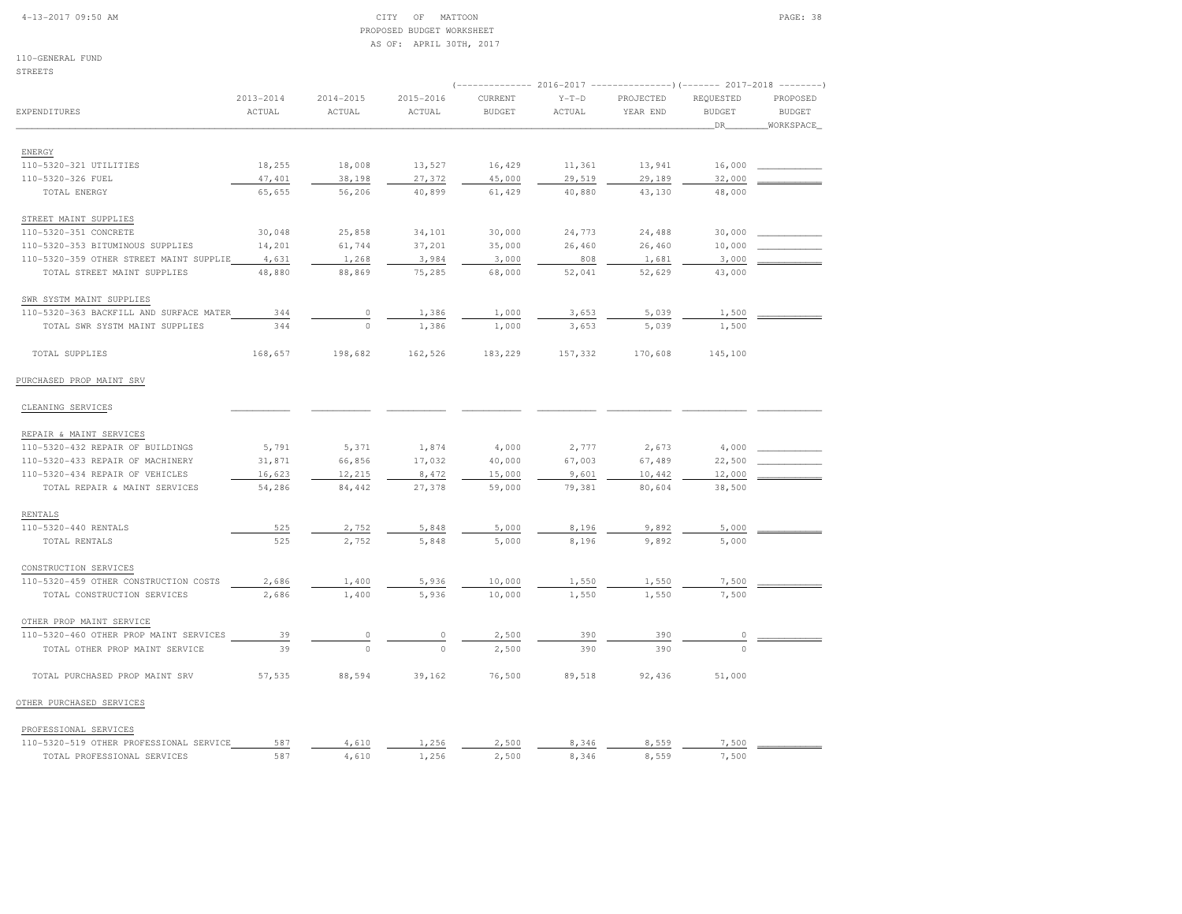CITY OF MATTOON
PROPOSED BUDGET WORKSHEET
AS OF: APRIL 30TH, 2017

110-GENERAL FUND
STREETS

| EXPENDITURES | 2013-2014 ACTUAL | 2014-2015 ACTUAL | 2015-2016 ACTUAL | 2016-2017 CURRENT BUDGET | 2016-2017 Y-T-D ACTUAL | 2016-2017 PROJECTED YEAR END | 2017-2018 REQUESTED BUDGET DR | 2017-2018 PROPOSED BUDGET WORKSPACE |
|---|---|---|---|---|---|---|---|---|
| ENERGY | | | | | | | | |
| 110-5320-321 UTILITIES | 18,255 | 18,008 | 13,527 | 16,429 | 11,361 | 13,941 | 16,000 | |
| 110-5320-326 FUEL | 47,401 | 38,198 | 27,372 | 45,000 | 29,519 | 29,189 | 32,000 | |
| TOTAL ENERGY | 65,655 | 56,206 | 40,899 | 61,429 | 40,880 | 43,130 | 48,000 | |
| STREET MAINT SUPPLIES | | | | | | | | |
| 110-5320-351 CONCRETE | 30,048 | 25,858 | 34,101 | 30,000 | 24,773 | 24,488 | 30,000 | |
| 110-5320-353 BITUMINOUS SUPPLIES | 14,201 | 61,744 | 37,201 | 35,000 | 26,460 | 26,460 | 10,000 | |
| 110-5320-359 OTHER STREET MAINT SUPPLIE | 4,631 | 1,268 | 3,984 | 3,000 | 808 | 1,681 | 3,000 | |
| TOTAL STREET MAINT SUPPLIES | 48,880 | 88,869 | 75,285 | 68,000 | 52,041 | 52,629 | 43,000 | |
| SWR SYSTM MAINT SUPPLIES | | | | | | | | |
| 110-5320-363 BACKFILL AND SURFACE MATER | 344 | 0 | 1,386 | 1,000 | 3,653 | 5,039 | 1,500 | |
| TOTAL SWR SYSTM MAINT SUPPLIES | 344 | 0 | 1,386 | 1,000 | 3,653 | 5,039 | 1,500 | |
| TOTAL SUPPLIES | 168,657 | 198,682 | 162,526 | 183,229 | 157,332 | 170,608 | 145,100 | |
| PURCHASED PROP MAINT SRV | | | | | | | | |
| CLEANING SERVICES | | | | | | | | |
| REPAIR & MAINT SERVICES | | | | | | | | |
| 110-5320-432 REPAIR OF BUILDINGS | 5,791 | 5,371 | 1,874 | 4,000 | 2,777 | 2,673 | 4,000 | |
| 110-5320-433 REPAIR OF MACHINERY | 31,871 | 66,856 | 17,032 | 40,000 | 67,003 | 67,489 | 22,500 | |
| 110-5320-434 REPAIR OF VEHICLES | 16,623 | 12,215 | 8,472 | 15,000 | 9,601 | 10,442 | 12,000 | |
| TOTAL REPAIR & MAINT SERVICES | 54,286 | 84,442 | 27,378 | 59,000 | 79,381 | 80,604 | 38,500 | |
| RENTALS | | | | | | | | |
| 110-5320-440 RENTALS | 525 | 2,752 | 5,848 | 5,000 | 8,196 | 9,892 | 5,000 | |
| TOTAL RENTALS | 525 | 2,752 | 5,848 | 5,000 | 8,196 | 9,892 | 5,000 | |
| CONSTRUCTION SERVICES | | | | | | | | |
| 110-5320-459 OTHER CONSTRUCTION COSTS | 2,686 | 1,400 | 5,936 | 10,000 | 1,550 | 1,550 | 7,500 | |
| TOTAL CONSTRUCTION SERVICES | 2,686 | 1,400 | 5,936 | 10,000 | 1,550 | 1,550 | 7,500 | |
| OTHER PROP MAINT SERVICE | | | | | | | | |
| 110-5320-460 OTHER PROP MAINT SERVICES | 39 | 0 | 0 | 2,500 | 390 | 390 | 0 | |
| TOTAL OTHER PROP MAINT SERVICE | 39 | 0 | 0 | 2,500 | 390 | 390 | 0 | |
| TOTAL PURCHASED PROP MAINT SRV | 57,535 | 88,594 | 39,162 | 76,500 | 89,518 | 92,436 | 51,000 | |
| OTHER PURCHASED SERVICES | | | | | | | | |
| PROFESSIONAL SERVICES | | | | | | | | |
| 110-5320-519 OTHER PROFESSIONAL SERVICE | 587 | 4,610 | 1,256 | 2,500 | 8,346 | 8,559 | 7,500 | |
| TOTAL PROFESSIONAL SERVICES | 587 | 4,610 | 1,256 | 2,500 | 8,346 | 8,559 | 7,500 | |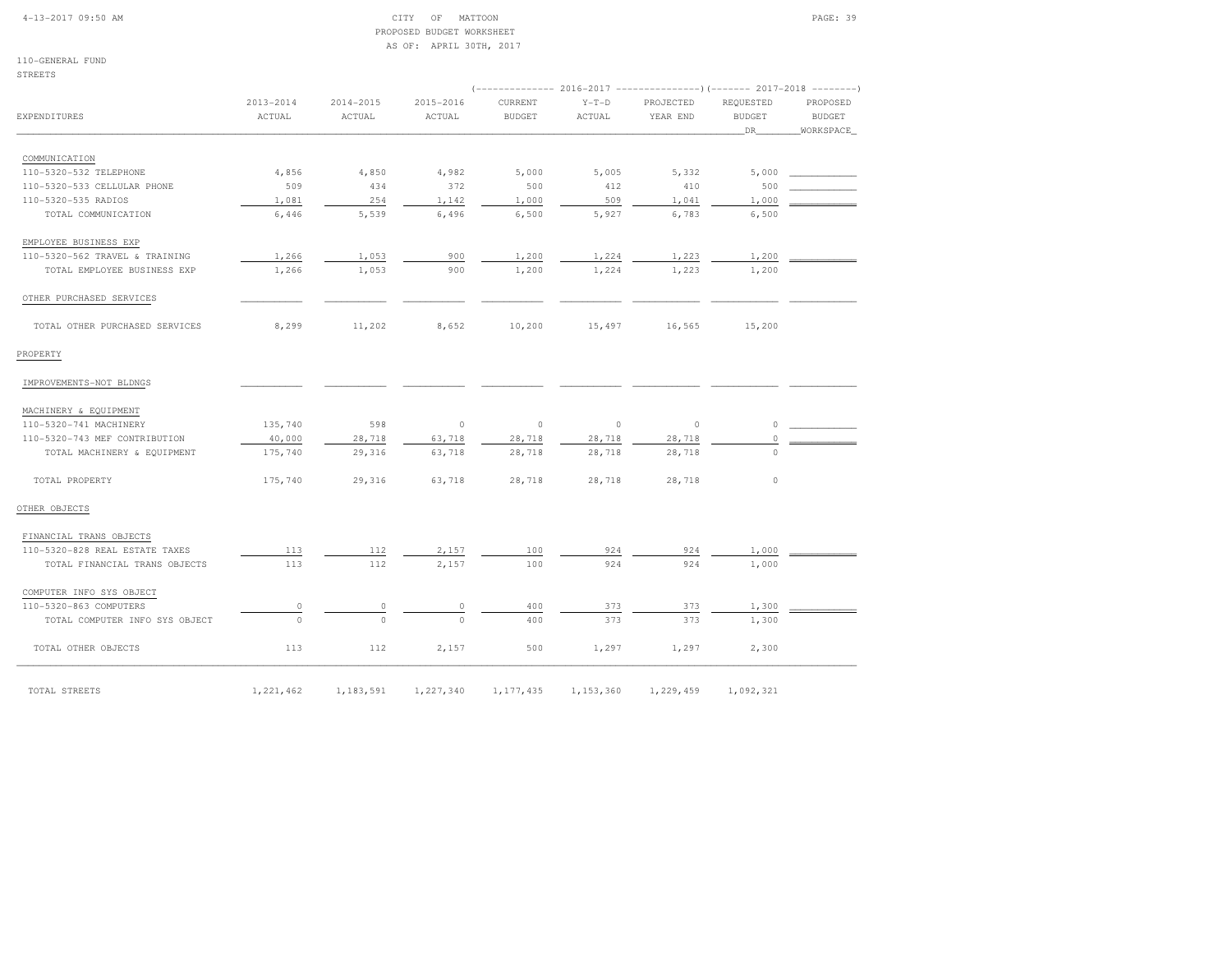CITY OF MATTOON
PROPOSED BUDGET WORKSHEET
AS OF: APRIL 30TH, 2017

110-GENERAL FUND
STREETS

| EXPENDITURES | 2013-2014 ACTUAL | 2014-2015 ACTUAL | 2015-2016 ACTUAL | 2016-2017 CURRENT BUDGET | 2016-2017 Y-T-D ACTUAL | 2016-2017 PROJECTED YEAR END | 2017-2018 REQUESTED BUDGET DR | 2017-2018 PROPOSED BUDGET WORKSPACE |
|---|---|---|---|---|---|---|---|---|
| COMMUNICATION | | | | | | | | |
| 110-5320-532 TELEPHONE | 4,856 | 4,850 | 4,982 | 5,000 | 5,005 | 5,332 | 5,000 | |
| 110-5320-533 CELLULAR PHONE | 509 | 434 | 372 | 500 | 412 | 410 | 500 | |
| 110-5320-535 RADIOS | 1,081 | 254 | 1,142 | 1,000 | 509 | 1,041 | 1,000 | |
| TOTAL COMMUNICATION | 6,446 | 5,539 | 6,496 | 6,500 | 5,927 | 6,783 | 6,500 | |
| EMPLOYEE BUSINESS EXP | | | | | | | | |
| 110-5320-562 TRAVEL & TRAINING | 1,266 | 1,053 | 900 | 1,200 | 1,224 | 1,223 | 1,200 | |
| TOTAL EMPLOYEE BUSINESS EXP | 1,266 | 1,053 | 900 | 1,200 | 1,224 | 1,223 | 1,200 | |
| OTHER PURCHASED SERVICES | | | | | | | | |
| TOTAL OTHER PURCHASED SERVICES | 8,299 | 11,202 | 8,652 | 10,200 | 15,497 | 16,565 | 15,200 | |
| PROPERTY | | | | | | | | |
| IMPROVEMENTS-NOT BLDNGS | | | | | | | | |
| MACHINERY & EQUIPMENT | | | | | | | | |
| 110-5320-741 MACHINERY | 135,740 | 598 | 0 | 0 | 0 | 0 | 0 | |
| 110-5320-743 MEF CONTRIBUTION | 40,000 | 28,718 | 63,718 | 28,718 | 28,718 | 28,718 | 0 | |
| TOTAL MACHINERY & EQUIPMENT | 175,740 | 29,316 | 63,718 | 28,718 | 28,718 | 28,718 | 0 | |
| TOTAL PROPERTY | 175,740 | 29,316 | 63,718 | 28,718 | 28,718 | 28,718 | 0 | |
| OTHER OBJECTS | | | | | | | | |
| FINANCIAL TRANS OBJECTS | | | | | | | | |
| 110-5320-828 REAL ESTATE TAXES | 113 | 112 | 2,157 | 100 | 924 | 924 | 1,000 | |
| TOTAL FINANCIAL TRANS OBJECTS | 113 | 112 | 2,157 | 100 | 924 | 924 | 1,000 | |
| COMPUTER INFO SYS OBJECT | | | | | | | | |
| 110-5320-863 COMPUTERS | 0 | 0 | 0 | 400 | 373 | 373 | 1,300 | |
| TOTAL COMPUTER INFO SYS OBJECT | 0 | 0 | 0 | 400 | 373 | 373 | 1,300 | |
| TOTAL OTHER OBJECTS | 113 | 112 | 2,157 | 500 | 1,297 | 1,297 | 2,300 | |
| TOTAL STREETS | 1,221,462 | 1,183,591 | 1,227,340 | 1,177,435 | 1,153,360 | 1,229,459 | 1,092,321 | |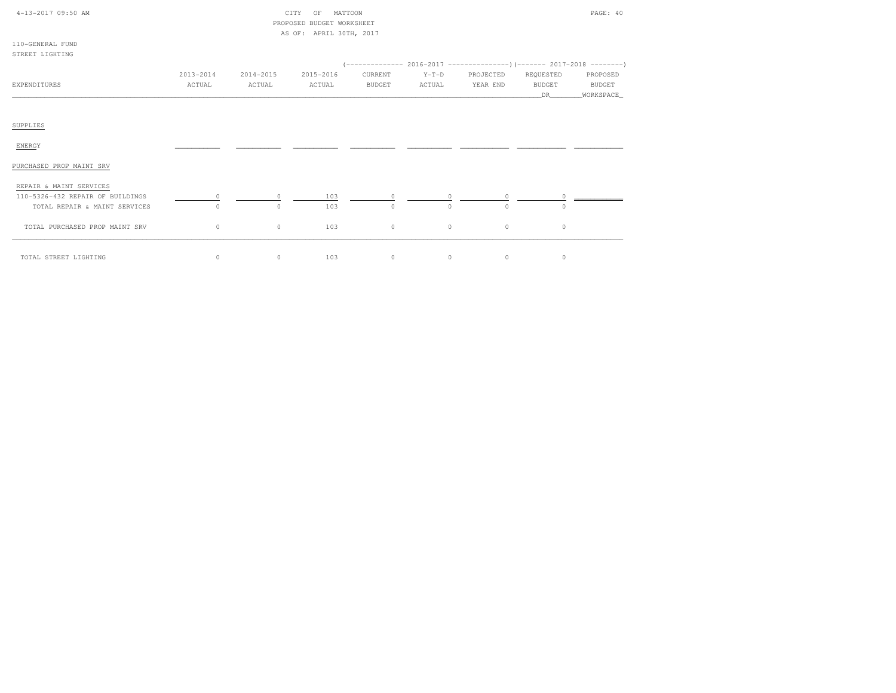CITY OF MATTOON
PROPOSED BUDGET WORKSHEET
AS OF: APRIL 30TH, 2017

110-GENERAL FUND
STREET LIGHTING

| EXPENDITURES | 2013-2014 ACTUAL | 2014-2015 ACTUAL | 2015-2016 ACTUAL | 2016-2017 CURRENT BUDGET | 2016-2017 Y-T-D ACTUAL | 2016-2017 PROJECTED YEAR END | 2017-2018 REQUESTED BUDGET DR | 2017-2018 PROPOSED BUDGET WORKSPACE |
|---|---|---|---|---|---|---|---|---|
| SUPPLIES | | | | | | | | |
| ENERGY | | | | | | | | |
| PURCHASED PROP MAINT SRV | | | | | | | | |
| REPAIR & MAINT SERVICES | | | | | | | | |
| 110-5326-432 REPAIR OF BUILDINGS | 0 | 0 | 103 | 0 | 0 | 0 | 0 | |
| TOTAL REPAIR & MAINT SERVICES | 0 | 0 | 103 | 0 | 0 | 0 | 0 | |
| TOTAL PURCHASED PROP MAINT SRV | 0 | 0 | 103 | 0 | 0 | 0 | 0 | |
| TOTAL STREET LIGHTING | 0 | 0 | 103 | 0 | 0 | 0 | 0 | |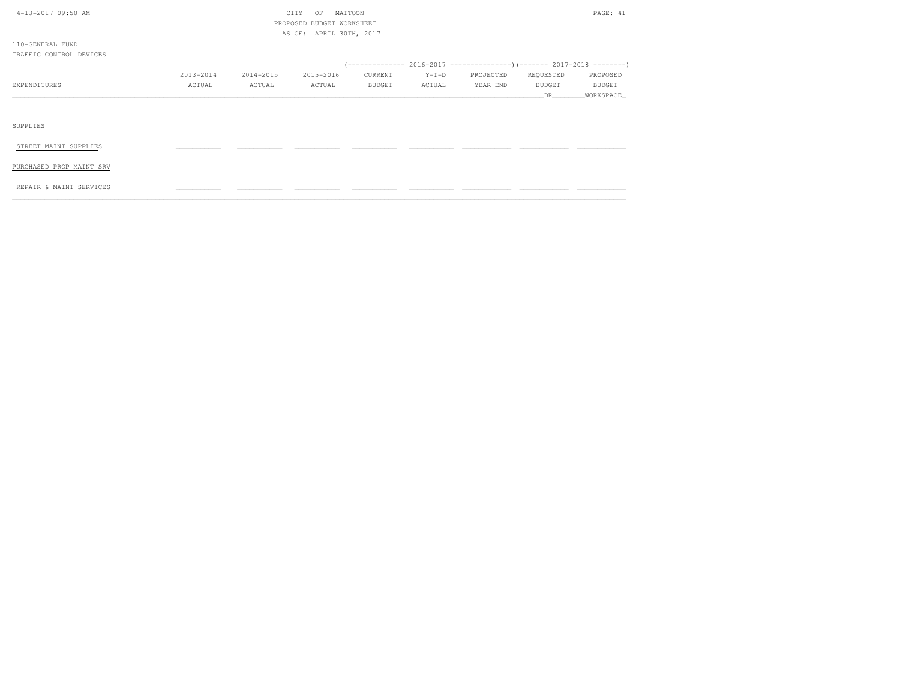CITY OF MATTOON
PROPOSED BUDGET WORKSHEET
AS OF: APRIL 30TH, 2017

110-GENERAL FUND
TRAFFIC CONTROL DEVICES

| EXPENDITURES | 2013-2014 ACTUAL | 2014-2015 ACTUAL | 2015-2016 ACTUAL | 2016-2017 CURRENT BUDGET | 2016-2017 Y-T-D ACTUAL | 2016-2017 PROJECTED YEAR END | 2017-2018 REQUESTED BUDGET DR | 2017-2018 PROPOSED BUDGET WORKSPACE |
|---|---|---|---|---|---|---|---|---|
| **SUPPLIES** | | | | | | | | |
| STREET MAINT SUPPLIES | ___________ | ___________ | ___________ | ___________ | ___________ | ___________ | ___________ | ___________ |
| **PURCHASED PROP MAINT SRV** | | | | | | | | |
| REPAIR & MAINT SERVICES | ___________ | ___________ | ___________ | ___________ | ___________ | ___________ | ___________ | ___________ |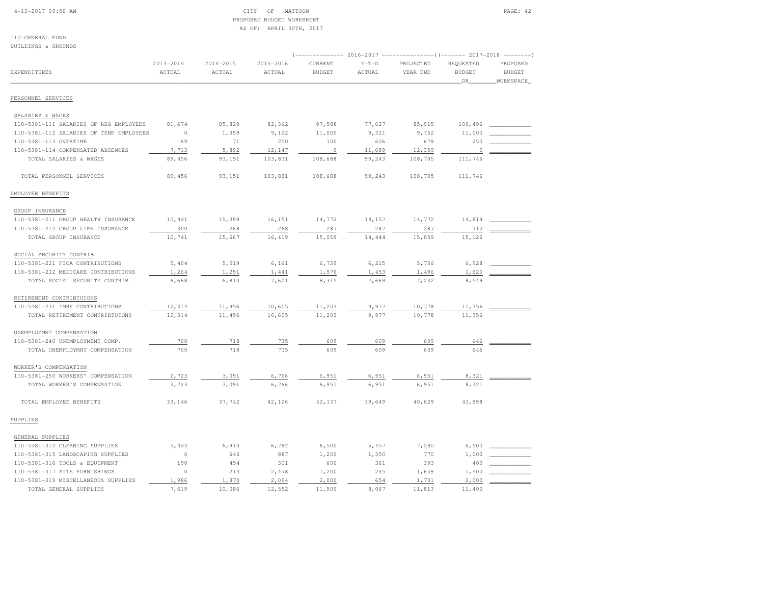CITY OF MATTOON
PROPOSED BUDGET WORKSHEET
AS OF: APRIL 30TH, 2017

110-GENERAL FUND
BUILDINGS & GROUNDS

| EXPENDITURES | 2013-2014 ACTUAL | 2014-2015 ACTUAL | 2015-2016 ACTUAL | 2016-2017 CURRENT BUDGET | 2016-2017 Y-T-D ACTUAL | 2016-2017 PROJECTED YEAR END | 2017-2018 REQUESTED BUDGET DR | 2017-2018 PROPOSED BUDGET WORKSPACE |
|---|---|---|---|---|---|---|---|---|
| **PERSONNEL SERVICES** | | | | | | | | |
| SALARIES & WAGES | | | | | | | | |
| 110-5381-111 SALARIES OF REG EMPLOYEES | 81,674 | 85,829 | 82,362 | 97,588 | 77,627 | 85,915 | 100,496 | |
| 110-5381-112 SALARIES OF TEMP EMPLOYEES | 0 | 1,359 | 9,122 | 11,000 | 9,321 | 9,752 | 11,000 | |
| 110-5381-113 OVERTIME | 69 | 71 | 200 | 100 | 606 | 679 | 250 | |
| 110-5381-114 COMPENSATED ABSENCES | 7,713 | 5,892 | 12,147 | 0 | 11,689 | 12,359 | 0 | |
| TOTAL SALARIES & WAGES | 89,456 | 93,151 | 103,831 | 108,688 | 99,243 | 108,705 | 111,746 | |
| TOTAL PERSONNEL SERVICES | 89,456 | 93,151 | 103,831 | 108,688 | 99,243 | 108,705 | 111,746 | |
| **EMPLOYEE BENEFITS** | | | | | | | | |
| GROUP INSURANCE | | | | | | | | |
| 110-5381-211 GROUP HEALTH INSURANCE | 10,441 | 15,399 | 16,151 | 14,772 | 14,157 | 14,772 | 14,814 | |
| 110-5381-212 GROUP LIFE INSURANCE | 300 | 268 | 268 | 287 | 287 | 287 | 312 | |
| TOTAL GROUP INSURANCE | 10,741 | 15,667 | 16,419 | 15,059 | 14,444 | 15,059 | 15,126 | |
| SOCIAL SECURITY CONTRIB | | | | | | | | |
| 110-5381-221 FICA CONTRIBUTIONS | 5,404 | 5,519 | 6,161 | 6,739 | 6,215 | 5,736 | 6,928 | |
| 110-5381-222 MEDICARE CONTRIBUTIONS | 1,264 | 1,291 | 1,441 | 1,576 | 1,453 | 1,496 | 1,620 | |
| TOTAL SOCIAL SECURITY CONTRIB | 6,668 | 6,810 | 7,601 | 8,315 | 7,669 | 7,232 | 8,549 | |
| RETIREMENT CONTRIBTUIONS | | | | | | | | |
| 110-5381-231 IMRF CONTRIBUTIONS | 12,314 | 11,456 | 10,605 | 11,203 | 9,977 | 10,778 | 11,356 | |
| TOTAL RETIREMENT CONTRIBTUIONS | 12,314 | 11,456 | 10,605 | 11,203 | 9,977 | 10,778 | 11,356 | |
| UNEMPLOYMNT COMPENSATION | | | | | | | | |
| 110-5381-240 UNEMPLOYMENT COMP. | 700 | 718 | 735 | 609 | 609 | 609 | 646 | |
| TOTAL UNEMPLOYMNT COMPENSATION | 700 | 718 | 735 | 609 | 609 | 609 | 646 | |
| WORKER'S COMPENSATION | | | | | | | | |
| 110-5381-250 WORKERS' COMPENSATION | 2,723 | 3,091 | 6,766 | 6,951 | 6,951 | 6,951 | 8,321 | |
| TOTAL WORKER'S COMPENSATION | 2,723 | 3,091 | 6,766 | 6,951 | 6,951 | 6,951 | 8,321 | |
| TOTAL EMPLOYEE BENEFITS | 33,146 | 37,742 | 42,126 | 42,137 | 39,649 | 40,629 | 43,998 | |
| **SUPPLIES** | | | | | | | | |
| GENERAL SUPPLIES | | | | | | | | |
| 110-5381-312 CLEANING SUPPLIES | 5,443 | 6,910 | 6,792 | 6,500 | 5,457 | 7,290 | 6,500 | |
| 110-5381-315 LANDSCAPING SUPPLIES | 0 | 640 | 887 | 1,200 | 1,350 | 770 | 1,000 | |
| 110-5381-316 TOOLS & EQUIPMENT | 190 | 454 | 301 | 600 | 361 | 393 | 400 | |
| 110-5381-317 SITE FURNISHINGS | 0 | 213 | 2,478 | 1,200 | 245 | 1,659 | 1,500 | |
| 110-5381-319 MISCELLANEOUS SUPPLIES | 1,986 | 1,870 | 2,094 | 2,000 | 654 | 1,701 | 2,000 | |
| TOTAL GENERAL SUPPLIES | 7,619 | 10,086 | 12,552 | 11,500 | 8,067 | 11,813 | 11,400 | |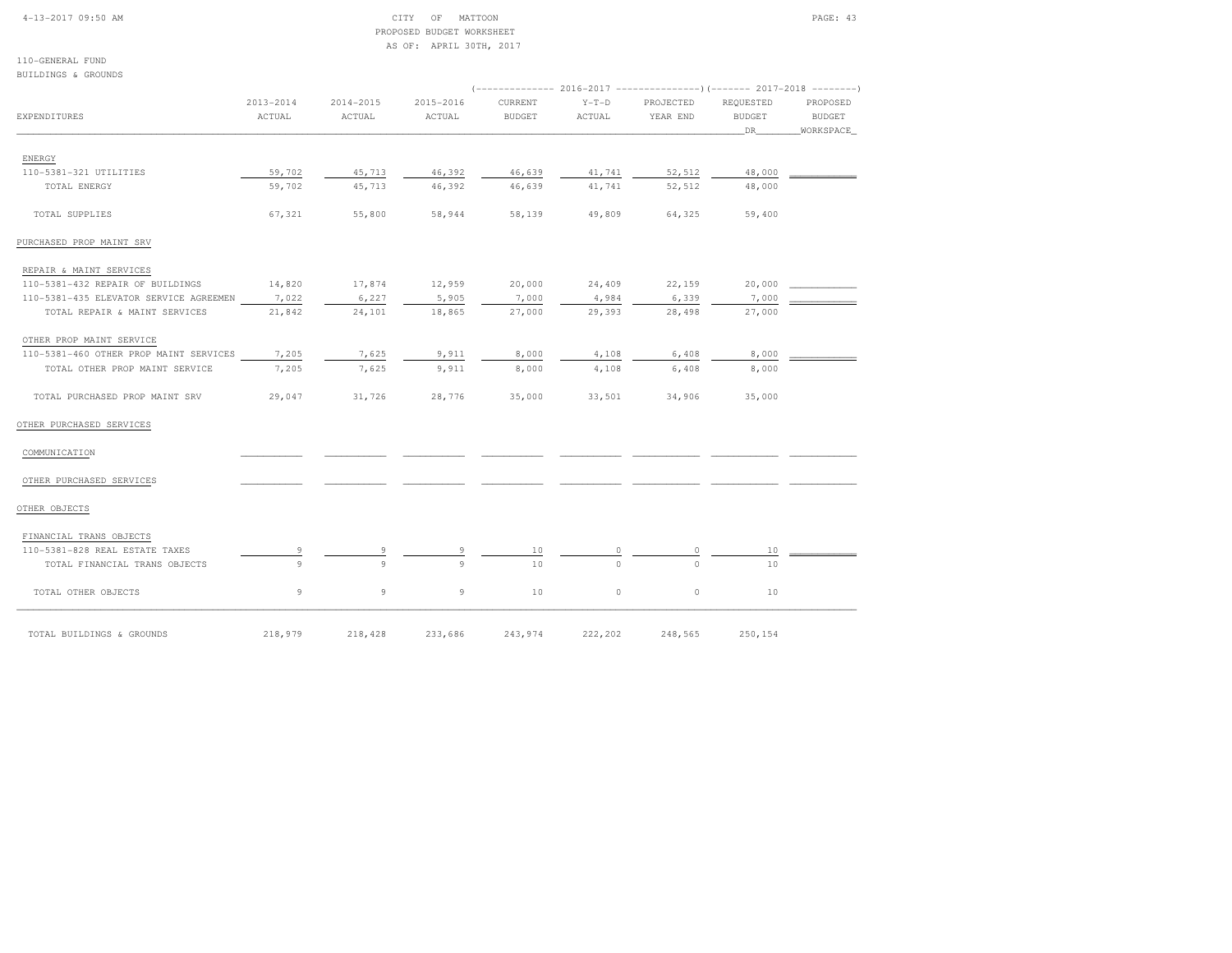CITY OF MATTOON
PROPOSED BUDGET WORKSHEET
AS OF: APRIL 30TH, 2017

110-GENERAL FUND
BUILDINGS & GROUNDS

| EXPENDITURES | 2013-2014 ACTUAL | 2014-2015 ACTUAL | 2015-2016 ACTUAL | 2016-2017 CURRENT BUDGET | 2016-2017 Y-T-D ACTUAL | 2016-2017 PROJECTED YEAR END | 2017-2018 REQUESTED BUDGET DR | 2017-2018 PROPOSED BUDGET WORKSPACE |
|---|---|---|---|---|---|---|---|---|
| ENERGY | | | | | | | | |
| 110-5381-321 UTILITIES | 59,702 | 45,713 | 46,392 | 46,639 | 41,741 | 52,512 | 48,000 | |
| TOTAL ENERGY | 59,702 | 45,713 | 46,392 | 46,639 | 41,741 | 52,512 | 48,000 | |
| TOTAL SUPPLIES | 67,321 | 55,800 | 58,944 | 58,139 | 49,809 | 64,325 | 59,400 | |
| PURCHASED PROP MAINT SRV | | | | | | | | |
| REPAIR & MAINT SERVICES | | | | | | | | |
| 110-5381-432 REPAIR OF BUILDINGS | 14,820 | 17,874 | 12,959 | 20,000 | 24,409 | 22,159 | 20,000 | |
| 110-5381-435 ELEVATOR SERVICE AGREEMEN | 7,022 | 6,227 | 5,905 | 7,000 | 4,984 | 6,339 | 7,000 | |
| TOTAL REPAIR & MAINT SERVICES | 21,842 | 24,101 | 18,865 | 27,000 | 29,393 | 28,498 | 27,000 | |
| OTHER PROP MAINT SERVICE | | | | | | | | |
| 110-5381-460 OTHER PROP MAINT SERVICES | 7,205 | 7,625 | 9,911 | 8,000 | 4,108 | 6,408 | 8,000 | |
| TOTAL OTHER PROP MAINT SERVICE | 7,205 | 7,625 | 9,911 | 8,000 | 4,108 | 6,408 | 8,000 | |
| TOTAL PURCHASED PROP MAINT SRV | 29,047 | 31,726 | 28,776 | 35,000 | 33,501 | 34,906 | 35,000 | |
| OTHER PURCHASED SERVICES | | | | | | | | |
| COMMUNICATION | | | | | | | | |
| OTHER PURCHASED SERVICES | | | | | | | | |
| OTHER OBJECTS | | | | | | | | |
| FINANCIAL TRANS OBJECTS | | | | | | | | |
| 110-5381-828 REAL ESTATE TAXES | 9 | 9 | 9 | 10 | 0 | 0 | 10 | |
| TOTAL FINANCIAL TRANS OBJECTS | 9 | 9 | 9 | 10 | 0 | 0 | 10 | |
| TOTAL OTHER OBJECTS | 9 | 9 | 9 | 10 | 0 | 0 | 10 | |
| TOTAL BUILDINGS & GROUNDS | 218,979 | 218,428 | 233,686 | 243,974 | 222,202 | 248,565 | 250,154 | |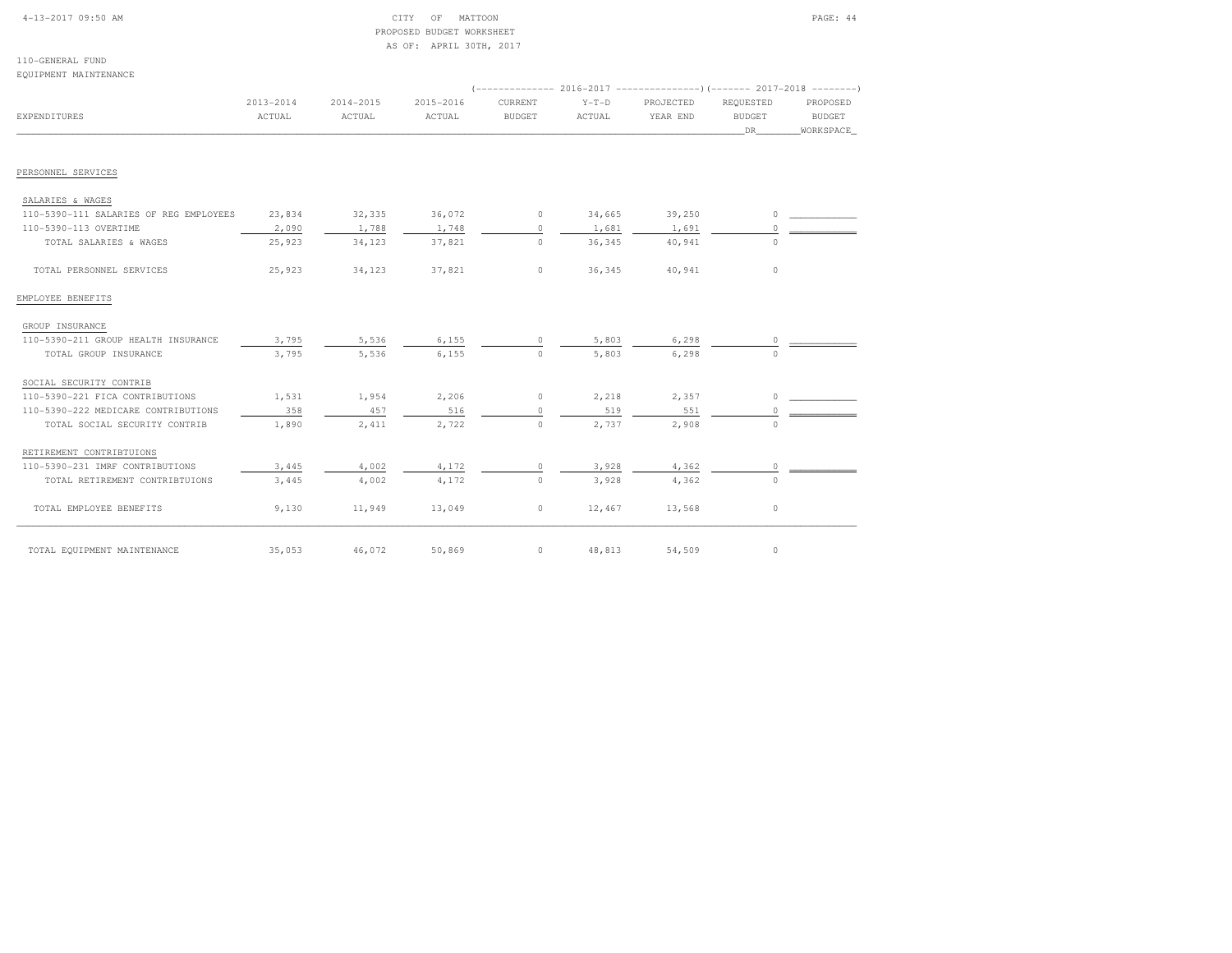CITY OF MATTOON
PROPOSED BUDGET WORKSHEET
AS OF: APRIL 30TH, 2017

110-GENERAL FUND
EQUIPMENT MAINTENANCE

| EXPENDITURES | 2013-2014 ACTUAL | 2014-2015 ACTUAL | 2015-2016 ACTUAL | 2016-2017 CURRENT BUDGET | 2016-2017 Y-T-D ACTUAL | 2016-2017 PROJECTED YEAR END | 2017-2018 REQUESTED BUDGET DR | 2017-2018 PROPOSED BUDGET WORKSPACE |
|---|---|---|---|---|---|---|---|---|
| **PERSONNEL SERVICES** | | | | | | | | |
| SALARIES & WAGES | | | | | | | | |
| 110-5390-111 SALARIES OF REG EMPLOYEES | 23,834 | 32,335 | 36,072 | 0 | 34,665 | 39,250 | 0 | |
| 110-5390-113 OVERTIME | 2,090 | 1,788 | 1,748 | 0 | 1,681 | 1,691 | 0 | |
| TOTAL SALARIES & WAGES | 25,923 | 34,123 | 37,821 | 0 | 36,345 | 40,941 | 0 | |
| TOTAL PERSONNEL SERVICES | 25,923 | 34,123 | 37,821 | 0 | 36,345 | 40,941 | 0 | |
| **EMPLOYEE BENEFITS** | | | | | | | | |
| GROUP INSURANCE | | | | | | | | |
| 110-5390-211 GROUP HEALTH INSURANCE | 3,795 | 5,536 | 6,155 | 0 | 5,803 | 6,298 | 0 | |
| TOTAL GROUP INSURANCE | 3,795 | 5,536 | 6,155 | 0 | 5,803 | 6,298 | 0 | |
| SOCIAL SECURITY CONTRIB | | | | | | | | |
| 110-5390-221 FICA CONTRIBUTIONS | 1,531 | 1,954 | 2,206 | 0 | 2,218 | 2,357 | 0 | |
| 110-5390-222 MEDICARE CONTRIBUTIONS | 358 | 457 | 516 | 0 | 519 | 551 | 0 | |
| TOTAL SOCIAL SECURITY CONTRIB | 1,890 | 2,411 | 2,722 | 0 | 2,737 | 2,908 | 0 | |
| RETIREMENT CONTRIBTUIONS | | | | | | | | |
| 110-5390-231 IMRF CONTRIBUTIONS | 3,445 | 4,002 | 4,172 | 0 | 3,928 | 4,362 | 0 | |
| TOTAL RETIREMENT CONTRIBTUIONS | 3,445 | 4,002 | 4,172 | 0 | 3,928 | 4,362 | 0 | |
| TOTAL EMPLOYEE BENEFITS | 9,130 | 11,949 | 13,049 | 0 | 12,467 | 13,568 | 0 | |
| TOTAL EQUIPMENT MAINTENANCE | 35,053 | 46,072 | 50,869 | 0 | 48,813 | 54,509 | 0 | |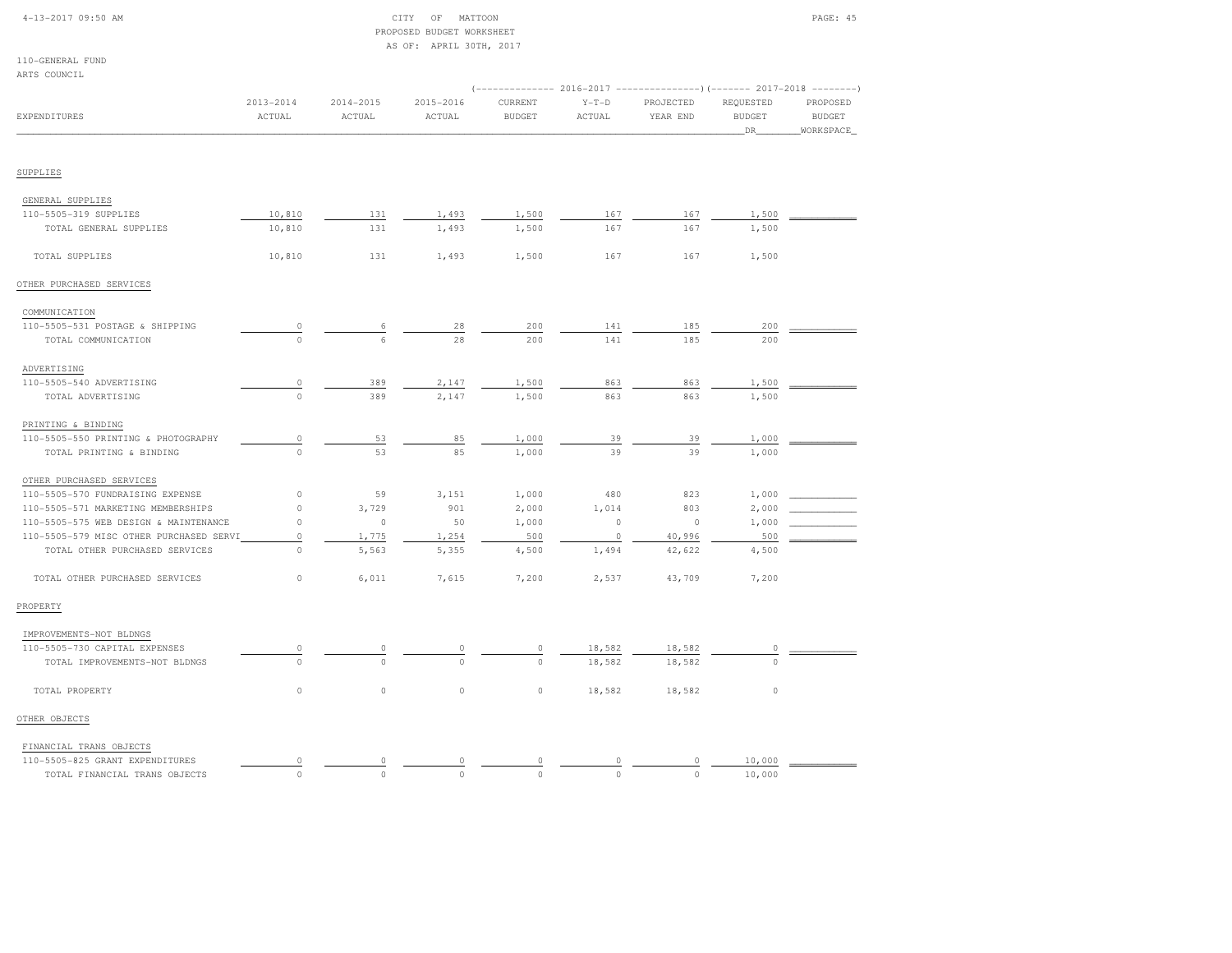4-13-2017 09:50 AM

CITY OF MATTOON
PROPOSED BUDGET WORKSHEET
AS OF: APRIL 30TH, 2017

110-GENERAL FUND
ARTS COUNCIL

| EXPENDITURES | 2013-2014 ACTUAL | 2014-2015 ACTUAL | 2015-2016 ACTUAL | 2016-2017 CURRENT BUDGET | 2016-2017 Y-T-D ACTUAL | 2016-2017 PROJECTED YEAR END | 2017-2018 REQUESTED BUDGET DR | 2017-2018 PROPOSED BUDGET WORKSPACE |
|---|---|---|---|---|---|---|---|---|
| **SUPPLIES** | | | | | | | | |
| GENERAL SUPPLIES | | | | | | | | |
| 110-5505-319 SUPPLIES | 10,810 | 131 | 1,493 | 1,500 | 167 | 167 | 1,500 | |
| TOTAL GENERAL SUPPLIES | 10,810 | 131 | 1,493 | 1,500 | 167 | 167 | 1,500 | |
| TOTAL SUPPLIES | 10,810 | 131 | 1,493 | 1,500 | 167 | 167 | 1,500 | |
| **OTHER PURCHASED SERVICES** | | | | | | | | |
| COMMUNICATION | | | | | | | | |
| 110-5505-531 POSTAGE & SHIPPING | 0 | 6 | 28 | 200 | 141 | 185 | 200 | |
| TOTAL COMMUNICATION | 0 | 6 | 28 | 200 | 141 | 185 | 200 | |
| ADVERTISING | | | | | | | | |
| 110-5505-540 ADVERTISING | 0 | 389 | 2,147 | 1,500 | 863 | 863 | 1,500 | |
| TOTAL ADVERTISING | 0 | 389 | 2,147 | 1,500 | 863 | 863 | 1,500 | |
| PRINTING & BINDING | | | | | | | | |
| 110-5505-550 PRINTING & PHOTOGRAPHY | 0 | 53 | 85 | 1,000 | 39 | 39 | 1,000 | |
| TOTAL PRINTING & BINDING | 0 | 53 | 85 | 1,000 | 39 | 39 | 1,000 | |
| OTHER PURCHASED SERVICES | | | | | | | | |
| 110-5505-570 FUNDRAISING EXPENSE | 0 | 59 | 3,151 | 1,000 | 480 | 823 | 1,000 | |
| 110-5505-571 MARKETING MEMBERSHIPS | 0 | 3,729 | 901 | 2,000 | 1,014 | 803 | 2,000 | |
| 110-5505-575 WEB DESIGN & MAINTENANCE | 0 | 0 | 50 | 1,000 | 0 | 0 | 1,000 | |
| 110-5505-579 MISC OTHER PURCHASED SERVI | 0 | 1,775 | 1,254 | 500 | 0 | 40,996 | 500 | |
| TOTAL OTHER PURCHASED SERVICES | 0 | 5,563 | 5,355 | 4,500 | 1,494 | 42,622 | 4,500 | |
| TOTAL OTHER PURCHASED SERVICES | 0 | 6,011 | 7,615 | 7,200 | 2,537 | 43,709 | 7,200 | |
| **PROPERTY** | | | | | | | | |
| IMPROVEMENTS-NOT BLDNGS | | | | | | | | |
| 110-5505-730 CAPITAL EXPENSES | 0 | 0 | 0 | 0 | 18,582 | 18,582 | 0 | |
| TOTAL IMPROVEMENTS-NOT BLDNGS | 0 | 0 | 0 | 0 | 18,582 | 18,582 | 0 | |
| TOTAL PROPERTY | 0 | 0 | 0 | 0 | 18,582 | 18,582 | 0 | |
| **OTHER OBJECTS** | | | | | | | | |
| FINANCIAL TRANS OBJECTS | | | | | | | | |
| 110-5505-825 GRANT EXPENDITURES | 0 | 0 | 0 | 0 | 0 | 0 | 10,000 | |
| TOTAL FINANCIAL TRANS OBJECTS | 0 | 0 | 0 | 0 | 0 | 0 | 10,000 | |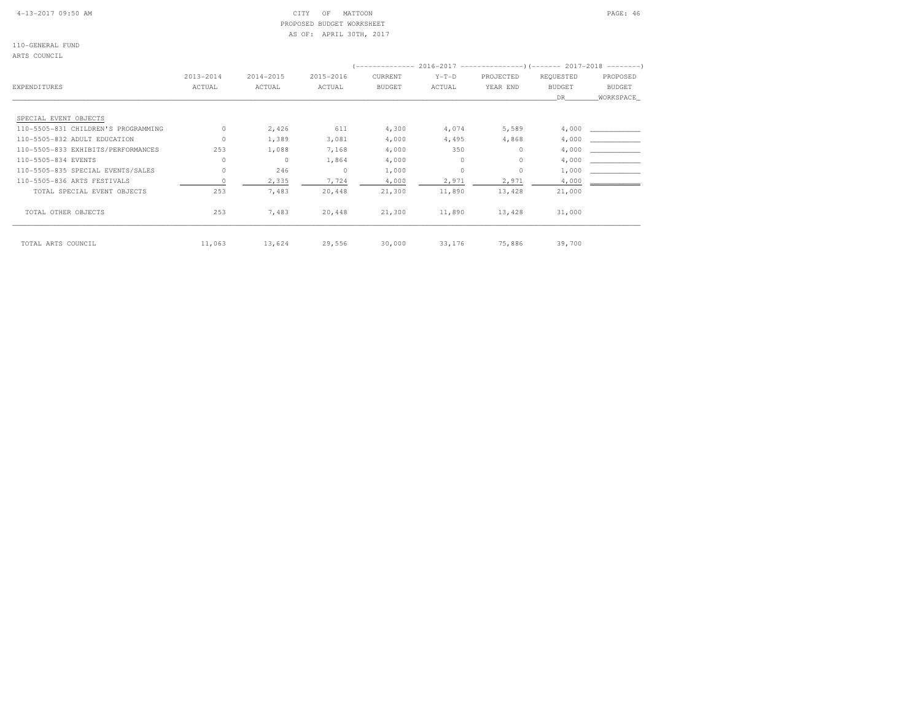CITY OF MATTOON
PROPOSED BUDGET WORKSHEET
AS OF: APRIL 30TH, 2017

110-GENERAL FUND
ARTS COUNCIL

| EXPENDITURES | 2013-2014 ACTUAL | 2014-2015 ACTUAL | 2015-2016 ACTUAL | 2016-2017 CURRENT BUDGET | 2016-2017 Y-T-D ACTUAL | 2016-2017 PROJECTED YEAR END | 2017-2018 REQUESTED BUDGET DR | 2017-2018 PROPOSED BUDGET WORKSPACE |
|---|---|---|---|---|---|---|---|---|
| SPECIAL EVENT OBJECTS | | | | | | | | |
| 110-5505-831 CHILDREN'S PROGRAMMING | 0 | 2,426 | 611 | 4,300 | 4,074 | 5,589 | 4,000 | |
| 110-5505-832 ADULT EDUCATION | 0 | 1,389 | 3,081 | 4,000 | 4,495 | 4,868 | 4,000 | |
| 110-5505-833 EXHIBITS/PERFORMANCES | 253 | 1,088 | 7,168 | 4,000 | 350 | 0 | 4,000 | |
| 110-5505-834 EVENTS | 0 | 0 | 1,864 | 4,000 | 0 | 0 | 4,000 | |
| 110-5505-835 SPECIAL EVENTS/SALES | 0 | 246 | 0 | 1,000 | 0 | 0 | 1,000 | |
| 110-5505-836 ARTS FESTIVALS | 0 | 2,335 | 7,724 | 4,000 | 2,971 | 2,971 | 4,000 | |
| TOTAL SPECIAL EVENT OBJECTS | 253 | 7,483 | 20,448 | 21,300 | 11,890 | 13,428 | 21,000 | |
| TOTAL OTHER OBJECTS | 253 | 7,483 | 20,448 | 21,300 | 11,890 | 13,428 | 31,000 | |
| TOTAL ARTS COUNCIL | 11,063 | 13,624 | 29,556 | 30,000 | 33,176 | 75,886 | 39,700 | |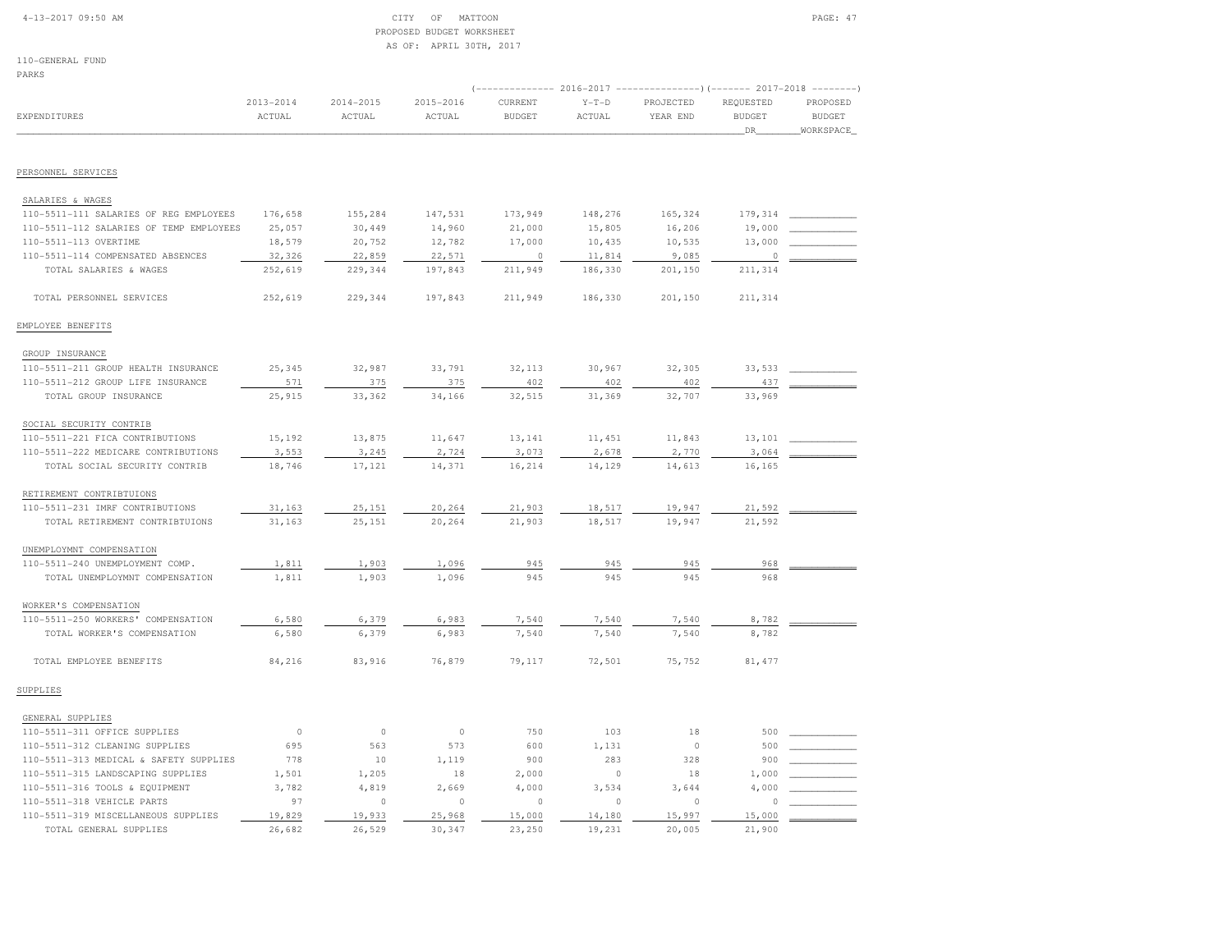CITY OF MATTOON
PROPOSED BUDGET WORKSHEET
AS OF: APRIL 30TH, 2017

110-GENERAL FUND
PARKS

| EXPENDITURES | 2013-2014 ACTUAL | 2014-2015 ACTUAL | 2015-2016 ACTUAL | 2016-2017 CURRENT BUDGET | 2016-2017 Y-T-D ACTUAL | 2016-2017 PROJECTED YEAR END | 2017-2018 REQUESTED BUDGET DR | 2017-2018 PROPOSED BUDGET WORKSPACE |
|---|---|---|---|---|---|---|---|---|
| **PERSONNEL SERVICES** | | | | | | | | |
| SALARIES & WAGES | | | | | | | | |
| 110-5511-111 SALARIES OF REG EMPLOYEES | 176,658 | 155,284 | 147,531 | 173,949 | 148,276 | 165,324 | 179,314 | |
| 110-5511-112 SALARIES OF TEMP EMPLOYEES | 25,057 | 30,449 | 14,960 | 21,000 | 15,805 | 16,206 | 19,000 | |
| 110-5511-113 OVERTIME | 18,579 | 20,752 | 12,782 | 17,000 | 10,435 | 10,535 | 13,000 | |
| 110-5511-114 COMPENSATED ABSENCES | 32,326 | 22,859 | 22,571 | 0 | 11,814 | 9,085 | 0 | |
| TOTAL SALARIES & WAGES | 252,619 | 229,344 | 197,843 | 211,949 | 186,330 | 201,150 | 211,314 | |
| TOTAL PERSONNEL SERVICES | 252,619 | 229,344 | 197,843 | 211,949 | 186,330 | 201,150 | 211,314 | |
| **EMPLOYEE BENEFITS** | | | | | | | | |
| GROUP INSURANCE | | | | | | | | |
| 110-5511-211 GROUP HEALTH INSURANCE | 25,345 | 32,987 | 33,791 | 32,113 | 30,967 | 32,305 | 33,533 | |
| 110-5511-212 GROUP LIFE INSURANCE | 571 | 375 | 375 | 402 | 402 | 402 | 437 | |
| TOTAL GROUP INSURANCE | 25,915 | 33,362 | 34,166 | 32,515 | 31,369 | 32,707 | 33,969 | |
| SOCIAL SECURITY CONTRIB | | | | | | | | |
| 110-5511-221 FICA CONTRIBUTIONS | 15,192 | 13,875 | 11,647 | 13,141 | 11,451 | 11,843 | 13,101 | |
| 110-5511-222 MEDICARE CONTRIBUTIONS | 3,553 | 3,245 | 2,724 | 3,073 | 2,678 | 2,770 | 3,064 | |
| TOTAL SOCIAL SECURITY CONTRIB | 18,746 | 17,121 | 14,371 | 16,214 | 14,129 | 14,613 | 16,165 | |
| RETIREMENT CONTRIBTUIONS | | | | | | | | |
| 110-5511-231 IMRF CONTRIBUTIONS | 31,163 | 25,151 | 20,264 | 21,903 | 18,517 | 19,947 | 21,592 | |
| TOTAL RETIREMENT CONTRIBTUIONS | 31,163 | 25,151 | 20,264 | 21,903 | 18,517 | 19,947 | 21,592 | |
| UNEMPLOYMNT COMPENSATION | | | | | | | | |
| 110-5511-240 UNEMPLOYMENT COMP. | 1,811 | 1,903 | 1,096 | 945 | 945 | 945 | 968 | |
| TOTAL UNEMPLOYMNT COMPENSATION | 1,811 | 1,903 | 1,096 | 945 | 945 | 945 | 968 | |
| WORKER'S COMPENSATION | | | | | | | | |
| 110-5511-250 WORKERS' COMPENSATION | 6,580 | 6,379 | 6,983 | 7,540 | 7,540 | 7,540 | 8,782 | |
| TOTAL WORKER'S COMPENSATION | 6,580 | 6,379 | 6,983 | 7,540 | 7,540 | 7,540 | 8,782 | |
| TOTAL EMPLOYEE BENEFITS | 84,216 | 83,916 | 76,879 | 79,117 | 72,501 | 75,752 | 81,477 | |
| **SUPPLIES** | | | | | | | | |
| GENERAL SUPPLIES | | | | | | | | |
| 110-5511-311 OFFICE SUPPLIES | 0 | 0 | 0 | 750 | 103 | 18 | 500 | |
| 110-5511-312 CLEANING SUPPLIES | 695 | 563 | 573 | 600 | 1,131 | 0 | 500 | |
| 110-5511-313 MEDICAL & SAFETY SUPPLIES | 778 | 10 | 1,119 | 900 | 283 | 328 | 900 | |
| 110-5511-315 LANDSCAPING SUPPLIES | 1,501 | 1,205 | 18 | 2,000 | 0 | 18 | 1,000 | |
| 110-5511-316 TOOLS & EQUIPMENT | 3,782 | 4,819 | 2,669 | 4,000 | 3,534 | 3,644 | 4,000 | |
| 110-5511-318 VEHICLE PARTS | 97 | 0 | 0 | 0 | 0 | 0 | 0 | |
| 110-5511-319 MISCELLANEOUS SUPPLIES | 19,829 | 19,933 | 25,968 | 15,000 | 14,180 | 15,997 | 15,000 | |
| TOTAL GENERAL SUPPLIES | 26,682 | 26,529 | 30,347 | 23,250 | 19,231 | 20,005 | 21,900 | |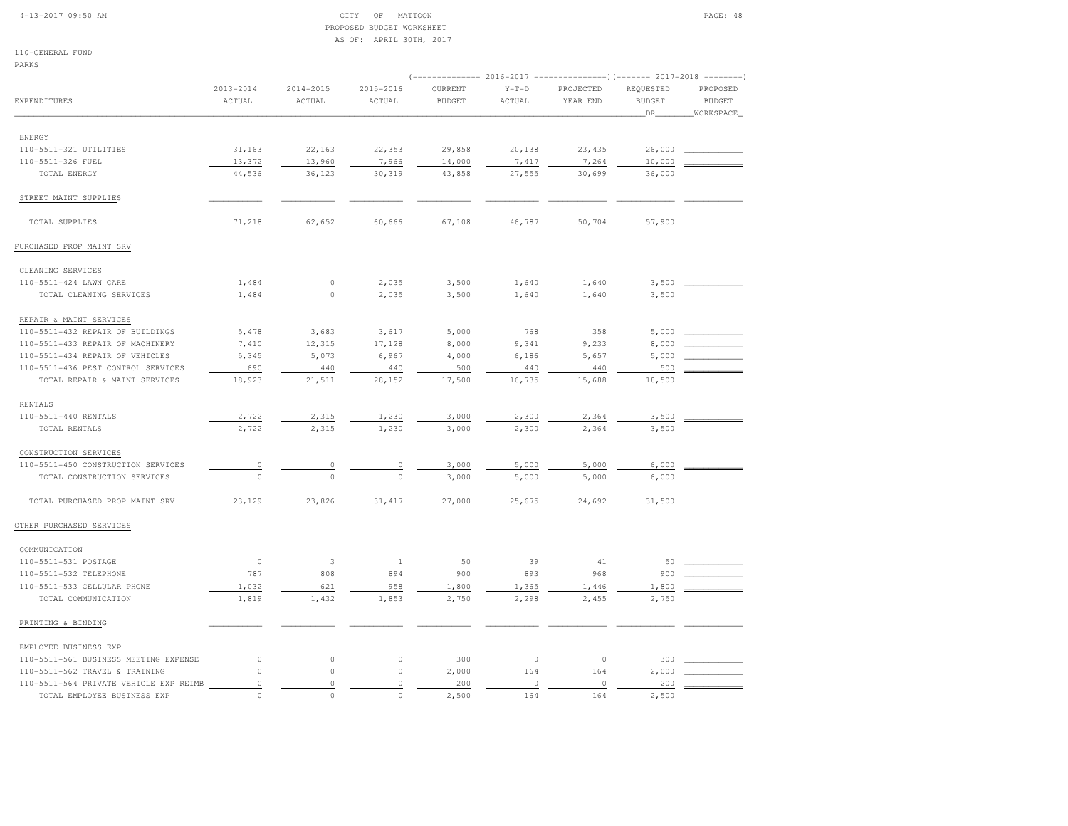CITY OF MATTOON
PROPOSED BUDGET WORKSHEET
AS OF: APRIL 30TH, 2017

110-GENERAL FUND
PARKS

| EXPENDITURES | 2013-2014 ACTUAL | 2014-2015 ACTUAL | 2015-2016 ACTUAL | 2016-2017 CURRENT BUDGET | 2016-2017 Y-T-D ACTUAL | 2016-2017 PROJECTED YEAR END | 2017-2018 REQUESTED BUDGET DR | 2017-2018 PROPOSED BUDGET WORKSPACE |
|---|---|---|---|---|---|---|---|---|
| ENERGY | | | | | | | | |
| 110-5511-321 UTILITIES | 31,163 | 22,163 | 22,353 | 29,858 | 20,138 | 23,435 | 26,000 | |
| 110-5511-326 FUEL | 13,372 | 13,960 | 7,966 | 14,000 | 7,417 | 7,264 | 10,000 | |
| TOTAL ENERGY | 44,536 | 36,123 | 30,319 | 43,858 | 27,555 | 30,699 | 36,000 | |
| STREET MAINT SUPPLIES | | | | | | | | |
| TOTAL SUPPLIES | 71,218 | 62,652 | 60,666 | 67,108 | 46,787 | 50,704 | 57,900 | |
| PURCHASED PROP MAINT SRV | | | | | | | | |
| CLEANING SERVICES | | | | | | | | |
| 110-5511-424 LAWN CARE | 1,484 | 0 | 2,035 | 3,500 | 1,640 | 1,640 | 3,500 | |
| TOTAL CLEANING SERVICES | 1,484 | 0 | 2,035 | 3,500 | 1,640 | 1,640 | 3,500 | |
| REPAIR & MAINT SERVICES | | | | | | | | |
| 110-5511-432 REPAIR OF BUILDINGS | 5,478 | 3,683 | 3,617 | 5,000 | 768 | 358 | 5,000 | |
| 110-5511-433 REPAIR OF MACHINERY | 7,410 | 12,315 | 17,128 | 8,000 | 9,341 | 9,233 | 8,000 | |
| 110-5511-434 REPAIR OF VEHICLES | 5,345 | 5,073 | 6,967 | 4,000 | 6,186 | 5,657 | 5,000 | |
| 110-5511-436 PEST CONTROL SERVICES | 690 | 440 | 440 | 500 | 440 | 440 | 500 | |
| TOTAL REPAIR & MAINT SERVICES | 18,923 | 21,511 | 28,152 | 17,500 | 16,735 | 15,688 | 18,500 | |
| RENTALS | | | | | | | | |
| 110-5511-440 RENTALS | 2,722 | 2,315 | 1,230 | 3,000 | 2,300 | 2,364 | 3,500 | |
| TOTAL RENTALS | 2,722 | 2,315 | 1,230 | 3,000 | 2,300 | 2,364 | 3,500 | |
| CONSTRUCTION SERVICES | | | | | | | | |
| 110-5511-450 CONSTRUCTION SERVICES | 0 | 0 | 0 | 3,000 | 5,000 | 5,000 | 6,000 | |
| TOTAL CONSTRUCTION SERVICES | 0 | 0 | 0 | 3,000 | 5,000 | 5,000 | 6,000 | |
| TOTAL PURCHASED PROP MAINT SRV | 23,129 | 23,826 | 31,417 | 27,000 | 25,675 | 24,692 | 31,500 | |
| OTHER PURCHASED SERVICES | | | | | | | | |
| COMMUNICATION | | | | | | | | |
| 110-5511-531 POSTAGE | 0 | 3 | 1 | 50 | 39 | 41 | 50 | |
| 110-5511-532 TELEPHONE | 787 | 808 | 894 | 900 | 893 | 968 | 900 | |
| 110-5511-533 CELLULAR PHONE | 1,032 | 621 | 958 | 1,800 | 1,365 | 1,446 | 1,800 | |
| TOTAL COMMUNICATION | 1,819 | 1,432 | 1,853 | 2,750 | 2,298 | 2,455 | 2,750 | |
| PRINTING & BINDING | | | | | | | | |
| EMPLOYEE BUSINESS EXP | | | | | | | | |
| 110-5511-561 BUSINESS MEETING EXPENSE | 0 | 0 | 0 | 300 | 0 | 0 | 300 | |
| 110-5511-562 TRAVEL & TRAINING | 0 | 0 | 0 | 2,000 | 164 | 164 | 2,000 | |
| 110-5511-564 PRIVATE VEHICLE EXP REIMB | 0 | 0 | 0 | 200 | 0 | 0 | 200 | |
| TOTAL EMPLOYEE BUSINESS EXP | 0 | 0 | 0 | 2,500 | 164 | 164 | 2,500 | |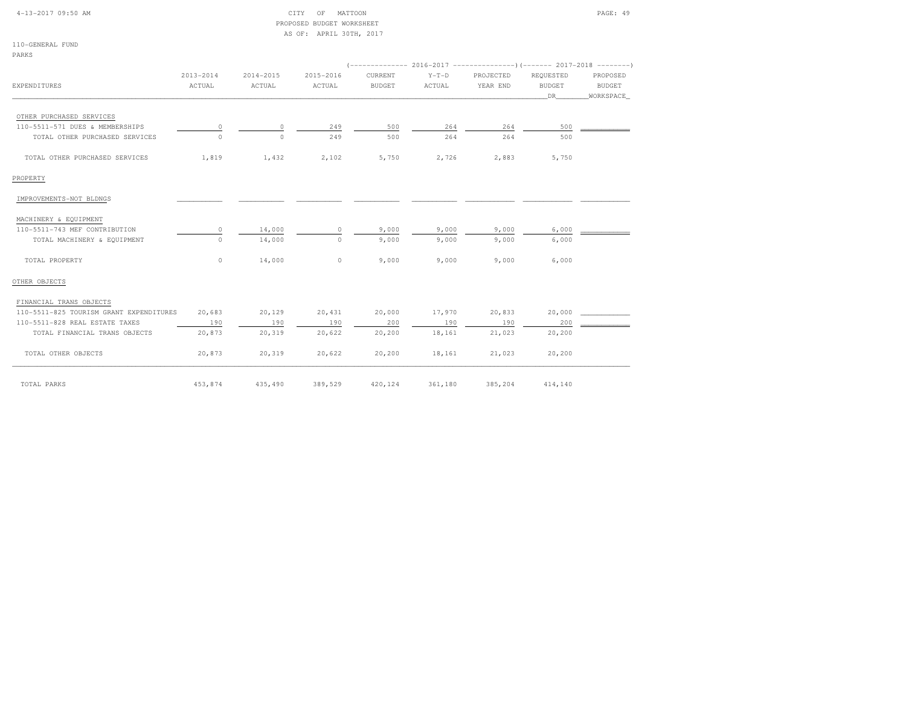CITY OF MATTOON
PROPOSED BUDGET WORKSHEET
AS OF: APRIL 30TH, 2017

110-GENERAL FUND
PARKS

| EXPENDITURES | 2013-2014 ACTUAL | 2014-2015 ACTUAL | 2015-2016 ACTUAL | 2016-2017 CURRENT BUDGET | 2016-2017 Y-T-D ACTUAL | 2016-2017 PROJECTED YEAR END | 2017-2018 REQUESTED BUDGET DR | 2017-2018 PROPOSED BUDGET WORKSPACE |
|---|---|---|---|---|---|---|---|---|
| OTHER PURCHASED SERVICES | | | | | | | | |
| 110-5511-571 DUES & MEMBERSHIPS | 0 | 0 | 249 | 500 | 264 | 264 | 500 | |
| TOTAL OTHER PURCHASED SERVICES | 0 | 0 | 249 | 500 | 264 | 264 | 500 | |
| TOTAL OTHER PURCHASED SERVICES | 1,819 | 1,432 | 2,102 | 5,750 | 2,726 | 2,883 | 5,750 | |
| PROPERTY | | | | | | | | |
| IMPROVEMENTS-NOT BLDNGS | | | | | | | | |
| MACHINERY & EQUIPMENT | | | | | | | | |
| 110-5511-743 MEF CONTRIBUTION | 0 | 14,000 | 0 | 9,000 | 9,000 | 9,000 | 6,000 | |
| TOTAL MACHINERY & EQUIPMENT | 0 | 14,000 | 0 | 9,000 | 9,000 | 9,000 | 6,000 | |
| TOTAL PROPERTY | 0 | 14,000 | 0 | 9,000 | 9,000 | 9,000 | 6,000 | |
| OTHER OBJECTS | | | | | | | | |
| FINANCIAL TRANS OBJECTS | | | | | | | | |
| 110-5511-825 TOURISM GRANT EXPENDITURES | 20,683 | 20,129 | 20,431 | 20,000 | 17,970 | 20,833 | 20,000 | |
| 110-5511-828 REAL ESTATE TAXES | 190 | 190 | 190 | 200 | 190 | 190 | 200 | |
| TOTAL FINANCIAL TRANS OBJECTS | 20,873 | 20,319 | 20,622 | 20,200 | 18,161 | 21,023 | 20,200 | |
| TOTAL OTHER OBJECTS | 20,873 | 20,319 | 20,622 | 20,200 | 18,161 | 21,023 | 20,200 | |
| TOTAL PARKS | 453,874 | 435,490 | 389,529 | 420,124 | 361,180 | 385,204 | 414,140 | |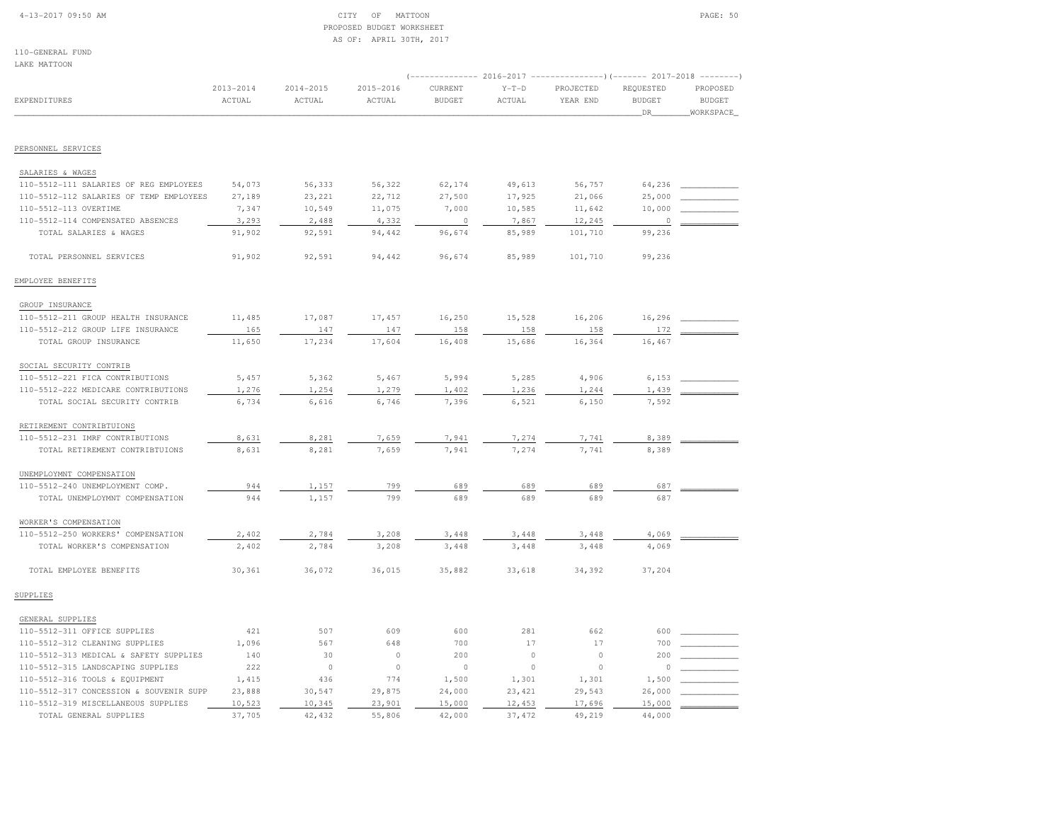CITY OF MATTOON
PROPOSED BUDGET WORKSHEET
AS OF: APRIL 30TH, 2017

110-GENERAL FUND
LAKE MATTOON

| EXPENDITURES | 2013-2014 ACTUAL | 2014-2015 ACTUAL | 2015-2016 ACTUAL | 2016-2017 CURRENT BUDGET | 2016-2017 Y-T-D ACTUAL | 2016-2017 PROJECTED YEAR END | 2017-2018 REQUESTED BUDGET DR | 2017-2018 PROPOSED BUDGET WORKSPACE |
|---|---|---|---|---|---|---|---|---|
| PERSONNEL SERVICES | | | | | | | | |
| SALARIES & WAGES | | | | | | | | |
| 110-5512-111 SALARIES OF REG EMPLOYEES | 54,073 | 56,333 | 56,322 | 62,174 | 49,613 | 56,757 | 64,236 | |
| 110-5512-112 SALARIES OF TEMP EMPLOYEES | 27,189 | 23,221 | 22,712 | 27,500 | 17,925 | 21,066 | 25,000 | |
| 110-5512-113 OVERTIME | 7,347 | 10,549 | 11,075 | 7,000 | 10,585 | 11,642 | 10,000 | |
| 110-5512-114 COMPENSATED ABSENCES | 3,293 | 2,488 | 4,332 | 0 | 7,867 | 12,245 | 0 | |
| TOTAL SALARIES & WAGES | 91,902 | 92,591 | 94,442 | 96,674 | 85,989 | 101,710 | 99,236 | |
| TOTAL PERSONNEL SERVICES | 91,902 | 92,591 | 94,442 | 96,674 | 85,989 | 101,710 | 99,236 | |
| EMPLOYEE BENEFITS | | | | | | | | |
| GROUP INSURANCE | | | | | | | | |
| 110-5512-211 GROUP HEALTH INSURANCE | 11,485 | 17,087 | 17,457 | 16,250 | 15,528 | 16,206 | 16,296 | |
| 110-5512-212 GROUP LIFE INSURANCE | 165 | 147 | 147 | 158 | 158 | 158 | 172 | |
| TOTAL GROUP INSURANCE | 11,650 | 17,234 | 17,604 | 16,408 | 15,686 | 16,364 | 16,467 | |
| SOCIAL SECURITY CONTRIB | | | | | | | | |
| 110-5512-221 FICA CONTRIBUTIONS | 5,457 | 5,362 | 5,467 | 5,994 | 5,285 | 4,906 | 6,153 | |
| 110-5512-222 MEDICARE CONTRIBUTIONS | 1,276 | 1,254 | 1,279 | 1,402 | 1,236 | 1,244 | 1,439 | |
| TOTAL SOCIAL SECURITY CONTRIB | 6,734 | 6,616 | 6,746 | 7,396 | 6,521 | 6,150 | 7,592 | |
| RETIREMENT CONTRIBTUIONS | | | | | | | | |
| 110-5512-231 IMRF CONTRIBUTIONS | 8,631 | 8,281 | 7,659 | 7,941 | 7,274 | 7,741 | 8,389 | |
| TOTAL RETIREMENT CONTRIBTUIONS | 8,631 | 8,281 | 7,659 | 7,941 | 7,274 | 7,741 | 8,389 | |
| UNEMPLOYMNT COMPENSATION | | | | | | | | |
| 110-5512-240 UNEMPLOYMENT COMP. | 944 | 1,157 | 799 | 689 | 689 | 689 | 687 | |
| TOTAL UNEMPLOYMNT COMPENSATION | 944 | 1,157 | 799 | 689 | 689 | 689 | 687 | |
| WORKER'S COMPENSATION | | | | | | | | |
| 110-5512-250 WORKERS' COMPENSATION | 2,402 | 2,784 | 3,208 | 3,448 | 3,448 | 3,448 | 4,069 | |
| TOTAL WORKER'S COMPENSATION | 2,402 | 2,784 | 3,208 | 3,448 | 3,448 | 3,448 | 4,069 | |
| TOTAL EMPLOYEE BENEFITS | 30,361 | 36,072 | 36,015 | 35,882 | 33,618 | 34,392 | 37,204 | |
| SUPPLIES | | | | | | | | |
| GENERAL SUPPLIES | | | | | | | | |
| 110-5512-311 OFFICE SUPPLIES | 421 | 507 | 609 | 600 | 281 | 662 | 600 | |
| 110-5512-312 CLEANING SUPPLIES | 1,096 | 567 | 648 | 700 | 17 | 17 | 700 | |
| 110-5512-313 MEDICAL & SAFETY SUPPLIES | 140 | 30 | 0 | 200 | 0 | 0 | 200 | |
| 110-5512-315 LANDSCAPING SUPPLIES | 222 | 0 | 0 | 0 | 0 | 0 | 0 | |
| 110-5512-316 TOOLS & EQUIPMENT | 1,415 | 436 | 774 | 1,500 | 1,301 | 1,301 | 1,500 | |
| 110-5512-317 CONCESSION & SOUVENIR SUPP | 23,888 | 30,547 | 29,875 | 24,000 | 23,421 | 29,543 | 26,000 | |
| 110-5512-319 MISCELLANEOUS SUPPLIES | 10,523 | 10,345 | 23,901 | 15,000 | 12,453 | 17,696 | 15,000 | |
| TOTAL GENERAL SUPPLIES | 37,705 | 42,432 | 55,806 | 42,000 | 37,472 | 49,219 | 44,000 | |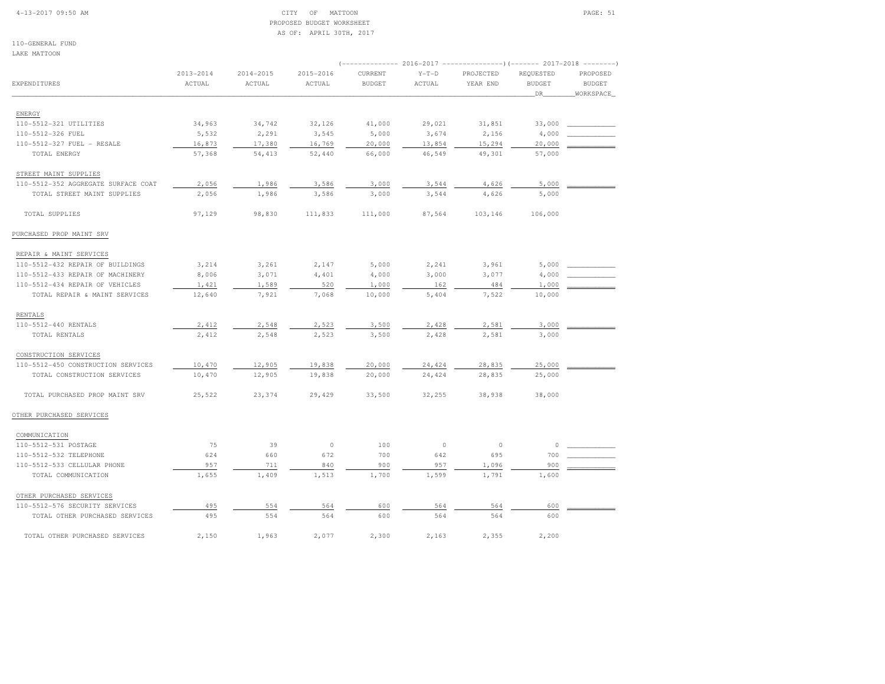CITY OF MATTOON
PROPOSED BUDGET WORKSHEET
AS OF: APRIL 30TH, 2017

110-GENERAL FUND
LAKE MATTOON

| EXPENDITURES | 2013-2014 ACTUAL | 2014-2015 ACTUAL | 2015-2016 ACTUAL | 2016-2017 CURRENT BUDGET | 2016-2017 Y-T-D ACTUAL | 2016-2017 PROJECTED YEAR END | 2017-2018 REQUESTED BUDGET DR | 2017-2018 PROPOSED BUDGET WORKSPACE |
|---|---|---|---|---|---|---|---|---|
| ENERGY | | | | | | | | |
| 110-5512-321 UTILITIES | 34,963 | 34,742 | 32,126 | 41,000 | 29,021 | 31,851 | 33,000 | |
| 110-5512-326 FUEL | 5,532 | 2,291 | 3,545 | 5,000 | 3,674 | 2,156 | 4,000 | |
| 110-5512-327 FUEL - RESALE | 16,873 | 17,380 | 16,769 | 20,000 | 13,854 | 15,294 | 20,000 | |
| TOTAL ENERGY | 57,368 | 54,413 | 52,440 | 66,000 | 46,549 | 49,301 | 57,000 | |
| STREET MAINT SUPPLIES | | | | | | | | |
| 110-5512-352 AGGREGATE SURFACE COAT | 2,056 | 1,986 | 3,586 | 3,000 | 3,544 | 4,626 | 5,000 | |
| TOTAL STREET MAINT SUPPLIES | 2,056 | 1,986 | 3,586 | 3,000 | 3,544 | 4,626 | 5,000 | |
| TOTAL SUPPLIES | 97,129 | 98,830 | 111,833 | 111,000 | 87,564 | 103,146 | 106,000 | |
| PURCHASED PROP MAINT SRV | | | | | | | | |
| REPAIR & MAINT SERVICES | | | | | | | | |
| 110-5512-432 REPAIR OF BUILDINGS | 3,214 | 3,261 | 2,147 | 5,000 | 2,241 | 3,961 | 5,000 | |
| 110-5512-433 REPAIR OF MACHINERY | 8,006 | 3,071 | 4,401 | 4,000 | 3,000 | 3,077 | 4,000 | |
| 110-5512-434 REPAIR OF VEHICLES | 1,421 | 1,589 | 520 | 1,000 | 162 | 484 | 1,000 | |
| TOTAL REPAIR & MAINT SERVICES | 12,640 | 7,921 | 7,068 | 10,000 | 5,404 | 7,522 | 10,000 | |
| RENTALS | | | | | | | | |
| 110-5512-440 RENTALS | 2,412 | 2,548 | 2,523 | 3,500 | 2,428 | 2,581 | 3,000 | |
| TOTAL RENTALS | 2,412 | 2,548 | 2,523 | 3,500 | 2,428 | 2,581 | 3,000 | |
| CONSTRUCTION SERVICES | | | | | | | | |
| 110-5512-450 CONSTRUCTION SERVICES | 10,470 | 12,905 | 19,838 | 20,000 | 24,424 | 28,835 | 25,000 | |
| TOTAL CONSTRUCTION SERVICES | 10,470 | 12,905 | 19,838 | 20,000 | 24,424 | 28,835 | 25,000 | |
| TOTAL PURCHASED PROP MAINT SRV | 25,522 | 23,374 | 29,429 | 33,500 | 32,255 | 38,938 | 38,000 | |
| OTHER PURCHASED SERVICES | | | | | | | | |
| COMMUNICATION | | | | | | | | |
| 110-5512-531 POSTAGE | 75 | 39 | 0 | 100 | 0 | 0 | 0 | |
| 110-5512-532 TELEPHONE | 624 | 660 | 672 | 700 | 642 | 695 | 700 | |
| 110-5512-533 CELLULAR PHONE | 957 | 711 | 840 | 900 | 957 | 1,096 | 900 | |
| TOTAL COMMUNICATION | 1,655 | 1,409 | 1,513 | 1,700 | 1,599 | 1,791 | 1,600 | |
| OTHER PURCHASED SERVICES | | | | | | | | |
| 110-5512-576 SECURITY SERVICES | 495 | 554 | 564 | 600 | 564 | 564 | 600 | |
| TOTAL OTHER PURCHASED SERVICES | 495 | 554 | 564 | 600 | 564 | 564 | 600 | |
| TOTAL OTHER PURCHASED SERVICES | 2,150 | 1,963 | 2,077 | 2,300 | 2,163 | 2,355 | 2,200 | |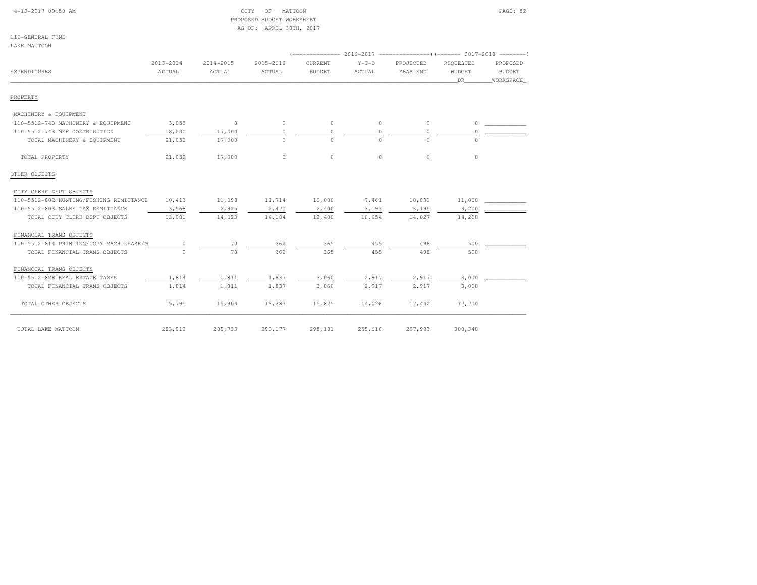CITY OF MATTOON
PROPOSED BUDGET WORKSHEET
AS OF: APRIL 30TH, 2017

110-GENERAL FUND
LAKE MATTOON

| EXPENDITURES | 2013-2014 ACTUAL | 2014-2015 ACTUAL | 2015-2016 ACTUAL | 2016-2017 CURRENT BUDGET | 2016-2017 Y-T-D ACTUAL | 2016-2017 PROJECTED YEAR END | 2017-2018 REQUESTED BUDGET DR | 2017-2018 PROPOSED BUDGET WORKSPACE |
|---|---|---|---|---|---|---|---|---|
| **PROPERTY** | | | | | | | | |
| MACHINERY & EQUIPMENT | | | | | | | | |
| 110-5512-740 MACHINERY & EQUIPMENT | 3,052 | 0 | 0 | 0 | 0 | 0 | 0 | |
| 110-5512-743 MEF CONTRIBUTION | 18,000 | 17,000 | 0 | 0 | 0 | 0 | 0 | |
| TOTAL MACHINERY & EQUIPMENT | 21,052 | 17,000 | 0 | 0 | 0 | 0 | 0 | |
| TOTAL PROPERTY | 21,052 | 17,000 | 0 | 0 | 0 | 0 | 0 | |
| **OTHER OBJECTS** | | | | | | | | |
| CITY CLERK DEPT OBJECTS | | | | | | | | |
| 110-5512-802 HUNTING/FISHING REMITTANCE | 10,413 | 11,098 | 11,714 | 10,000 | 7,461 | 10,832 | 11,000 | |
| 110-5512-803 SALES TAX REMITTANCE | 3,568 | 2,925 | 2,470 | 2,400 | 3,193 | 3,195 | 3,200 | |
| TOTAL CITY CLERK DEPT OBJECTS | 13,981 | 14,023 | 14,184 | 12,400 | 10,654 | 14,027 | 14,200 | |
| FINANCIAL TRANS OBJECTS | | | | | | | | |
| 110-5512-814 PRINTING/COPY MACH LEASE/M | 0 | 70 | 362 | 365 | 455 | 498 | 500 | |
| TOTAL FINANCIAL TRANS OBJECTS | 0 | 70 | 362 | 365 | 455 | 498 | 500 | |
| FINANCIAL TRANS OBJECTS | | | | | | | | |
| 110-5512-828 REAL ESTATE TAXES | 1,814 | 1,811 | 1,837 | 3,060 | 2,917 | 2,917 | 3,000 | |
| TOTAL FINANCIAL TRANS OBJECTS | 1,814 | 1,811 | 1,837 | 3,060 | 2,917 | 2,917 | 3,000 | |
| TOTAL OTHER OBJECTS | 15,795 | 15,904 | 16,383 | 15,825 | 14,026 | 17,442 | 17,700 | |
| TOTAL LAKE MATTOON | 283,912 | 285,733 | 290,177 | 295,181 | 255,616 | 297,983 | 300,340 | |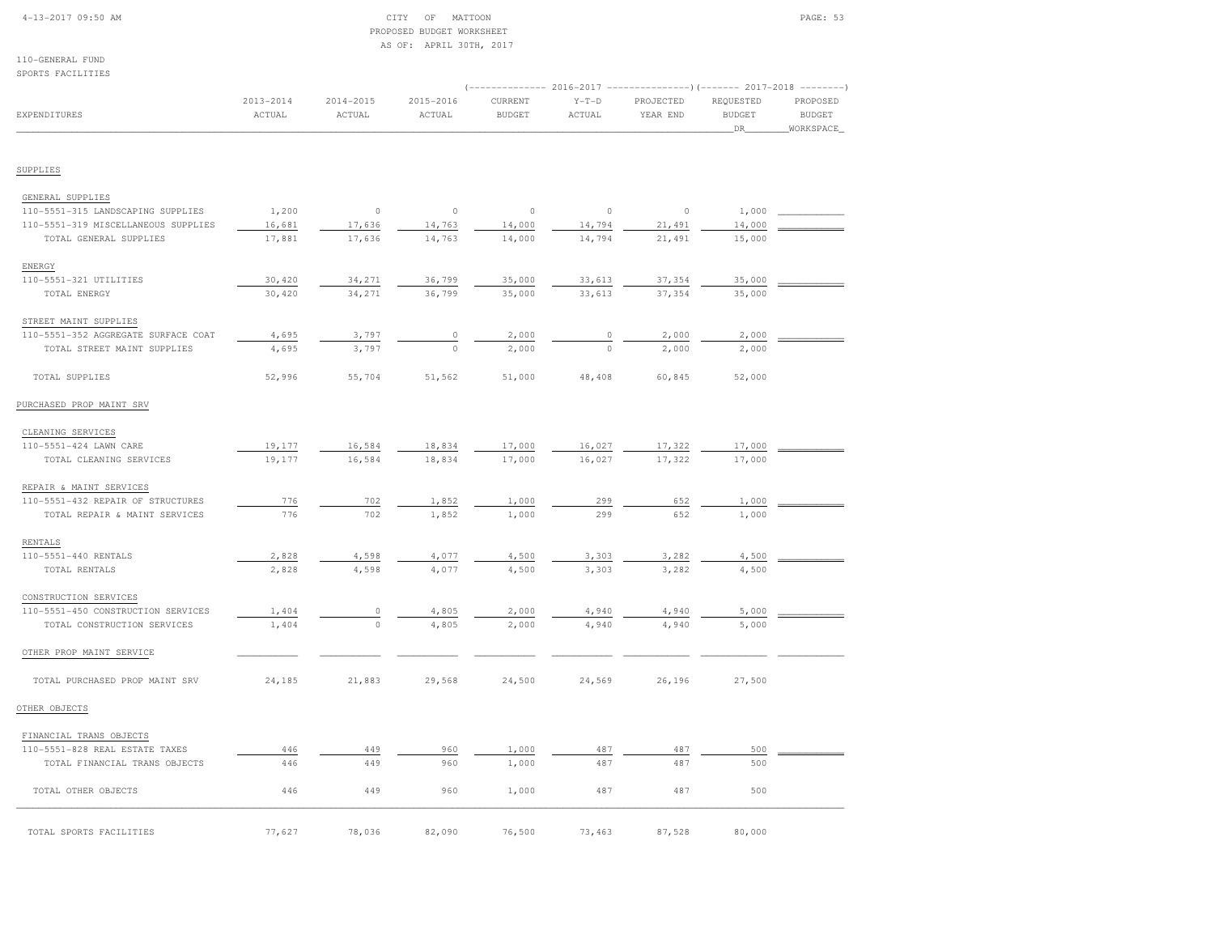CITY OF MATTOON
PROPOSED BUDGET WORKSHEET
AS OF: APRIL 30TH, 2017

110-GENERAL FUND
SPORTS FACILITIES

| EXPENDITURES | 2013-2014 ACTUAL | 2014-2015 ACTUAL | 2015-2016 ACTUAL | 2016-2017 CURRENT BUDGET | 2016-2017 Y-T-D ACTUAL | 2016-2017 PROJECTED YEAR END | 2017-2018 REQUESTED BUDGET DR | 2017-2018 PROPOSED BUDGET WORKSPACE |
|---|---|---|---|---|---|---|---|---|
| SUPPLIES | | | | | | | | |
| GENERAL SUPPLIES | | | | | | | | |
| 110-5551-315 LANDSCAPING SUPPLIES | 1,200 | 0 | 0 | 0 | 0 | 0 | 1,000 | |
| 110-5551-319 MISCELLANEOUS SUPPLIES | 16,681 | 17,636 | 14,763 | 14,000 | 14,794 | 21,491 | 14,000 | |
| TOTAL GENERAL SUPPLIES | 17,881 | 17,636 | 14,763 | 14,000 | 14,794 | 21,491 | 15,000 | |
| ENERGY | | | | | | | | |
| 110-5551-321 UTILITIES | 30,420 | 34,271 | 36,799 | 35,000 | 33,613 | 37,354 | 35,000 | |
| TOTAL ENERGY | 30,420 | 34,271 | 36,799 | 35,000 | 33,613 | 37,354 | 35,000 | |
| STREET MAINT SUPPLIES | | | | | | | | |
| 110-5551-352 AGGREGATE SURFACE COAT | 4,695 | 3,797 | 0 | 2,000 | 0 | 2,000 | 2,000 | |
| TOTAL STREET MAINT SUPPLIES | 4,695 | 3,797 | 0 | 2,000 | 0 | 2,000 | 2,000 | |
| TOTAL SUPPLIES | 52,996 | 55,704 | 51,562 | 51,000 | 48,408 | 60,845 | 52,000 | |
| PURCHASED PROP MAINT SRV | | | | | | | | |
| CLEANING SERVICES | | | | | | | | |
| 110-5551-424 LAWN CARE | 19,177 | 16,584 | 18,834 | 17,000 | 16,027 | 17,322 | 17,000 | |
| TOTAL CLEANING SERVICES | 19,177 | 16,584 | 18,834 | 17,000 | 16,027 | 17,322 | 17,000 | |
| REPAIR & MAINT SERVICES | | | | | | | | |
| 110-5551-432 REPAIR OF STRUCTURES | 776 | 702 | 1,852 | 1,000 | 299 | 652 | 1,000 | |
| TOTAL REPAIR & MAINT SERVICES | 776 | 702 | 1,852 | 1,000 | 299 | 652 | 1,000 | |
| RENTALS | | | | | | | | |
| 110-5551-440 RENTALS | 2,828 | 4,598 | 4,077 | 4,500 | 3,303 | 3,282 | 4,500 | |
| TOTAL RENTALS | 2,828 | 4,598 | 4,077 | 4,500 | 3,303 | 3,282 | 4,500 | |
| CONSTRUCTION SERVICES | | | | | | | | |
| 110-5551-450 CONSTRUCTION SERVICES | 1,404 | 0 | 4,805 | 2,000 | 4,940 | 4,940 | 5,000 | |
| TOTAL CONSTRUCTION SERVICES | 1,404 | 0 | 4,805 | 2,000 | 4,940 | 4,940 | 5,000 | |
| OTHER PROP MAINT SERVICE | | | | | | | | |
| TOTAL PURCHASED PROP MAINT SRV | 24,185 | 21,883 | 29,568 | 24,500 | 24,569 | 26,196 | 27,500 | |
| OTHER OBJECTS | | | | | | | | |
| FINANCIAL TRANS OBJECTS | | | | | | | | |
| 110-5551-828 REAL ESTATE TAXES | 446 | 449 | 960 | 1,000 | 487 | 487 | 500 | |
| TOTAL FINANCIAL TRANS OBJECTS | 446 | 449 | 960 | 1,000 | 487 | 487 | 500 | |
| TOTAL OTHER OBJECTS | 446 | 449 | 960 | 1,000 | 487 | 487 | 500 | |
| TOTAL SPORTS FACILITIES | 77,627 | 78,036 | 82,090 | 76,500 | 73,463 | 87,528 | 80,000 | |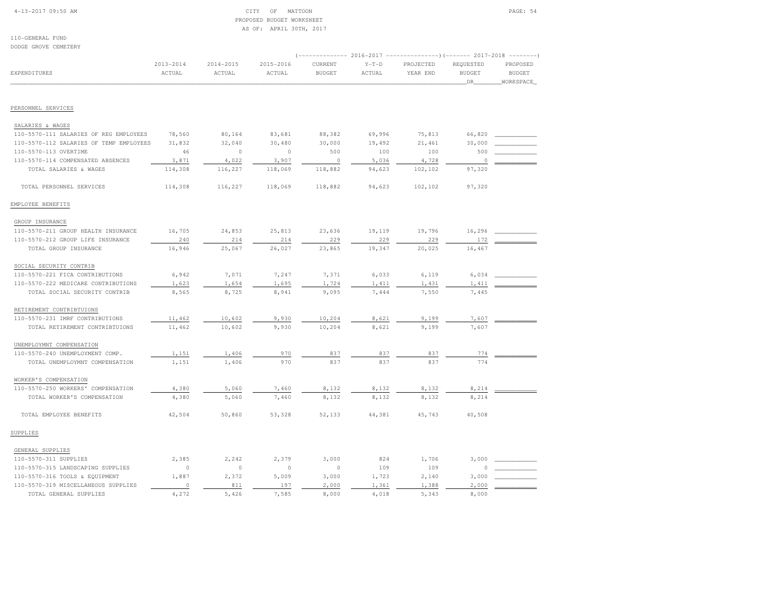CITY OF MATTOON
PROPOSED BUDGET WORKSHEET
AS OF: APRIL 30TH, 2017

110-GENERAL FUND
DODGE GROVE CEMETERY

| EXPENDITURES | 2013-2014 ACTUAL | 2014-2015 ACTUAL | 2015-2016 ACTUAL | 2016-2017 CURRENT BUDGET | 2016-2017 Y-T-D ACTUAL | 2016-2017 PROJECTED YEAR END | 2017-2018 REQUESTED BUDGET DR | 2017-2018 PROPOSED BUDGET WORKSPACE |
|---|---|---|---|---|---|---|---|---|
| **PERSONNEL SERVICES** | | | | | | | | |
| SALARIES & WAGES | | | | | | | | |
| 110-5570-111 SALARIES OF REG EMPLOYEES | 78,560 | 80,164 | 83,681 | 88,382 | 69,996 | 75,813 | 66,820 | |
| 110-5570-112 SALARIES OF TEMP EMPLOYEES | 31,832 | 32,040 | 30,480 | 30,000 | 19,492 | 21,461 | 30,000 | |
| 110-5570-113 OVERTIME | 46 | 0 | 0 | 500 | 100 | 100 | 500 | |
| 110-5570-114 COMPENSATED ABSENCES | 3,871 | 4,022 | 3,907 | 0 | 5,036 | 4,728 | 0 | |
| TOTAL SALARIES & WAGES | 114,308 | 116,227 | 118,069 | 118,882 | 94,623 | 102,102 | 97,320 | |
| TOTAL PERSONNEL SERVICES | 114,308 | 116,227 | 118,069 | 118,882 | 94,623 | 102,102 | 97,320 | |
| **EMPLOYEE BENEFITS** | | | | | | | | |
| GROUP INSURANCE | | | | | | | | |
| 110-5570-211 GROUP HEALTH INSURANCE | 16,705 | 24,853 | 25,813 | 23,636 | 19,119 | 19,796 | 16,296 | |
| 110-5570-212 GROUP LIFE INSURANCE | 240 | 214 | 214 | 229 | 229 | 229 | 172 | |
| TOTAL GROUP INSURANCE | 16,946 | 25,067 | 26,027 | 23,865 | 19,347 | 20,025 | 16,467 | |
| SOCIAL SECURITY CONTRIB | | | | | | | | |
| 110-5570-221 FICA CONTRIBUTIONS | 6,942 | 7,071 | 7,247 | 7,371 | 6,033 | 6,119 | 6,034 | |
| 110-5570-222 MEDICARE CONTRIBUTIONS | 1,623 | 1,654 | 1,695 | 1,724 | 1,411 | 1,431 | 1,411 | |
| TOTAL SOCIAL SECURITY CONTRIB | 8,565 | 8,725 | 8,941 | 9,095 | 7,444 | 7,550 | 7,445 | |
| RETIREMENT CONTRIBTUIONS | | | | | | | | |
| 110-5570-231 IMRF CONTRIBUTIONS | 11,462 | 10,602 | 9,930 | 10,204 | 8,621 | 9,199 | 7,607 | |
| TOTAL RETIREMENT CONTRIBTUIONS | 11,462 | 10,602 | 9,930 | 10,204 | 8,621 | 9,199 | 7,607 | |
| UNEMPLOYMNT COMPENSATION | | | | | | | | |
| 110-5570-240 UNEMPLOYMENT COMP. | 1,151 | 1,406 | 970 | 837 | 837 | 837 | 774 | |
| TOTAL UNEMPLOYMNT COMPENSATION | 1,151 | 1,406 | 970 | 837 | 837 | 837 | 774 | |
| WORKER'S COMPENSATION | | | | | | | | |
| 110-5570-250 WORKERS' COMPENSATION | 4,380 | 5,060 | 7,460 | 8,132 | 8,132 | 8,132 | 8,214 | |
| TOTAL WORKER'S COMPENSATION | 4,380 | 5,060 | 7,460 | 8,132 | 8,132 | 8,132 | 8,214 | |
| TOTAL EMPLOYEE BENEFITS | 42,504 | 50,860 | 53,328 | 52,133 | 44,381 | 45,743 | 40,508 | |
| **SUPPLIES** | | | | | | | | |
| GENERAL SUPPLIES | | | | | | | | |
| 110-5570-311 SUPPLIES | 2,385 | 2,242 | 2,379 | 3,000 | 824 | 1,706 | 3,000 | |
| 110-5570-315 LANDSCAPING SUPPLIES | 0 | 0 | 0 | 0 | 109 | 109 | 0 | |
| 110-5570-316 TOOLS & EQUIPMENT | 1,887 | 2,372 | 5,009 | 3,000 | 1,723 | 2,140 | 3,000 | |
| 110-5570-319 MISCELLANEOUS SUPPLIES | 0 | 811 | 197 | 2,000 | 1,361 | 1,388 | 2,000 | |
| TOTAL GENERAL SUPPLIES | 4,272 | 5,426 | 7,585 | 8,000 | 4,018 | 5,343 | 8,000 | |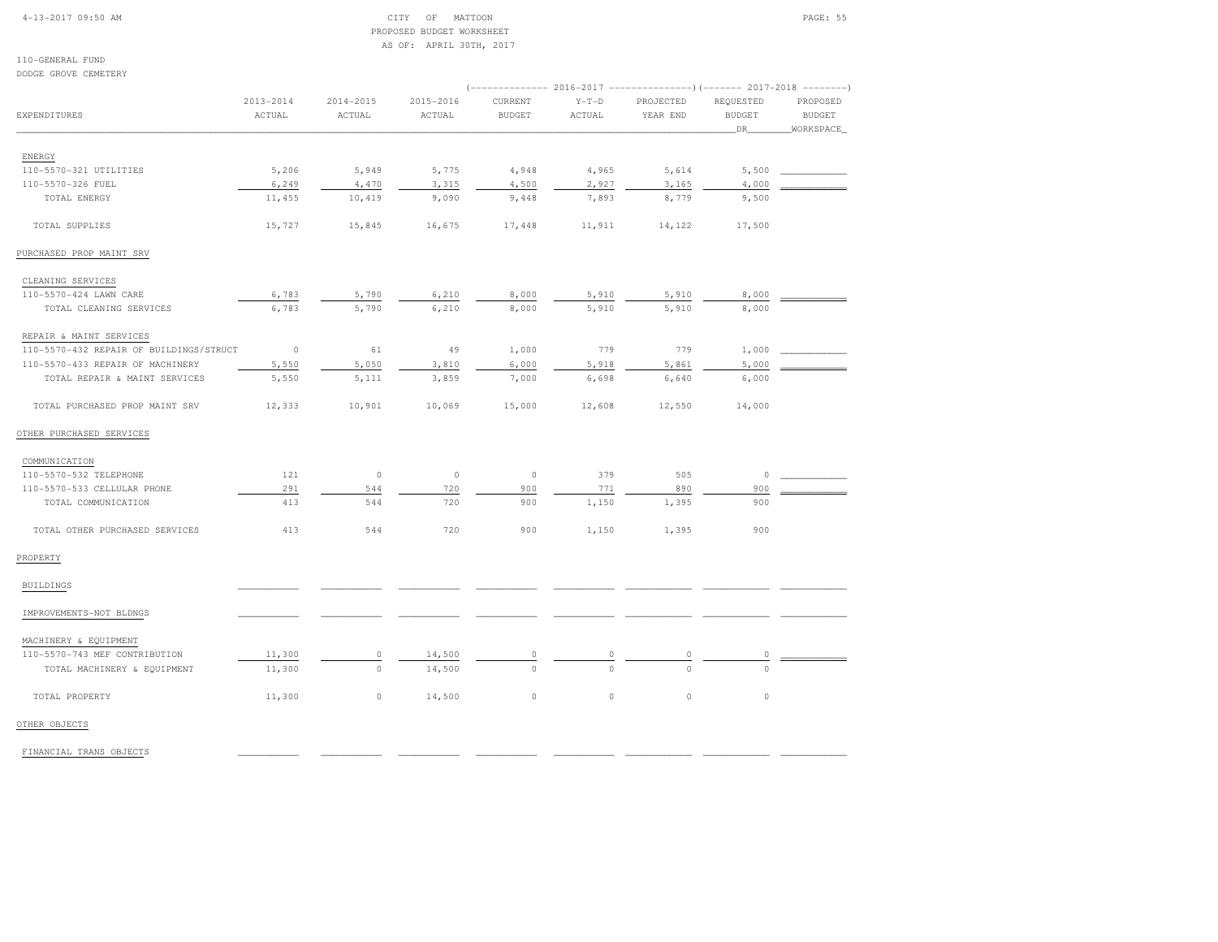CITY OF MATTOON
PROPOSED BUDGET WORKSHEET
AS OF: APRIL 30TH, 2017

110-GENERAL FUND
DODGE GROVE CEMETERY

| EXPENDITURES | 2013-2014 ACTUAL | 2014-2015 ACTUAL | 2015-2016 ACTUAL | 2016-2017 CURRENT BUDGET | 2016-2017 Y-T-D ACTUAL | 2016-2017 PROJECTED YEAR END | 2017-2018 REQUESTED BUDGET DR | 2017-2018 PROPOSED BUDGET WORKSPACE |
|---|---|---|---|---|---|---|---|---|
| ENERGY | | | | | | | | |
| 110-5570-321 UTILITIES | 5,206 | 5,949 | 5,775 | 4,948 | 4,965 | 5,614 | 5,500 | |
| 110-5570-326 FUEL | 6,249 | 4,470 | 3,315 | 4,500 | 2,927 | 3,165 | 4,000 | |
| TOTAL ENERGY | 11,455 | 10,419 | 9,090 | 9,448 | 7,893 | 8,779 | 9,500 | |
| TOTAL SUPPLIES | 15,727 | 15,845 | 16,675 | 17,448 | 11,911 | 14,122 | 17,500 | |
| PURCHASED PROP MAINT SRV | | | | | | | | |
| CLEANING SERVICES | | | | | | | | |
| 110-5570-424 LAWN CARE | 6,783 | 5,790 | 6,210 | 8,000 | 5,910 | 5,910 | 8,000 | |
| TOTAL CLEANING SERVICES | 6,783 | 5,790 | 6,210 | 8,000 | 5,910 | 5,910 | 8,000 | |
| REPAIR & MAINT SERVICES | | | | | | | | |
| 110-5570-432 REPAIR OF BUILDINGS/STRUCT | 0 | 61 | 49 | 1,000 | 779 | 779 | 1,000 | |
| 110-5570-433 REPAIR OF MACHINERY | 5,550 | 5,050 | 3,810 | 6,000 | 5,918 | 5,861 | 5,000 | |
| TOTAL REPAIR & MAINT SERVICES | 5,550 | 5,111 | 3,859 | 7,000 | 6,698 | 6,640 | 6,000 | |
| TOTAL PURCHASED PROP MAINT SRV | 12,333 | 10,901 | 10,069 | 15,000 | 12,608 | 12,550 | 14,000 | |
| OTHER PURCHASED SERVICES | | | | | | | | |
| COMMUNICATION | | | | | | | | |
| 110-5570-532 TELEPHONE | 121 | 0 | 0 | 0 | 379 | 505 | 0 | |
| 110-5570-533 CELLULAR PHONE | 291 | 544 | 720 | 900 | 771 | 890 | 900 | |
| TOTAL COMMUNICATION | 413 | 544 | 720 | 900 | 1,150 | 1,395 | 900 | |
| TOTAL OTHER PURCHASED SERVICES | 413 | 544 | 720 | 900 | 1,150 | 1,395 | 900 | |
| PROPERTY | | | | | | | | |
| BUILDINGS | | | | | | | | |
| IMPROVEMENTS-NOT BLDNGS | | | | | | | | |
| MACHINERY & EQUIPMENT | | | | | | | | |
| 110-5570-743 MEF CONTRIBUTION | 11,300 | 0 | 14,500 | 0 | 0 | 0 | 0 | |
| TOTAL MACHINERY & EQUIPMENT | 11,300 | 0 | 14,500 | 0 | 0 | 0 | 0 | |
| TOTAL PROPERTY | 11,300 | 0 | 14,500 | 0 | 0 | 0 | 0 | |
| OTHER OBJECTS | | | | | | | | |
| FINANCIAL TRANS OBJECTS | | | | | | | | |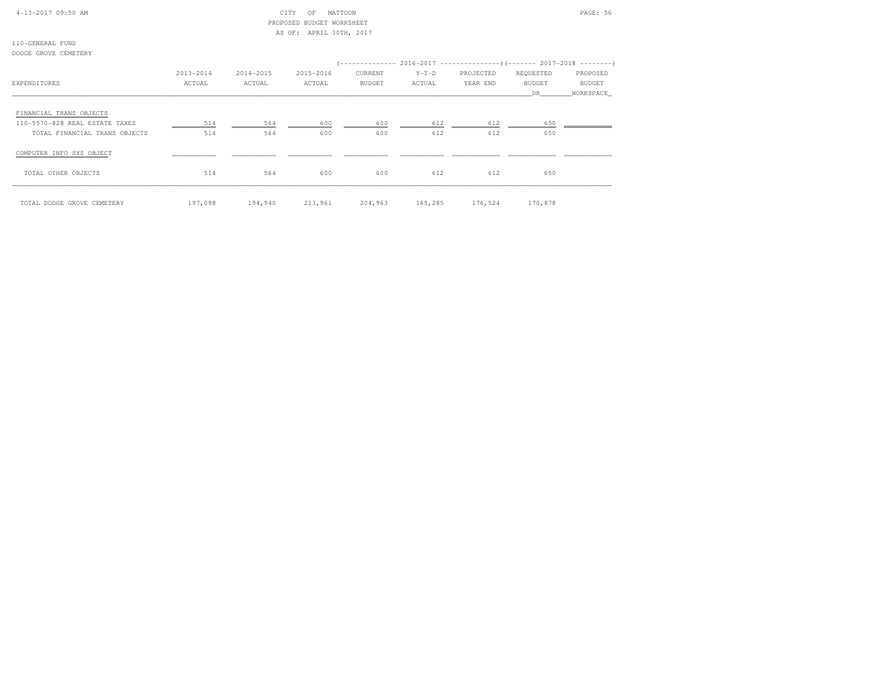CITY OF MATTOON
PROPOSED BUDGET WORKSHEET
AS OF: APRIL 30TH, 2017

110-GENERAL FUND
DODGE GROVE CEMETERY

| EXPENDITURES | 2013-2014 ACTUAL | 2014-2015 ACTUAL | 2015-2016 ACTUAL | 2016-2017 CURRENT BUDGET | 2016-2017 Y-T-D ACTUAL | 2016-2017 PROJECTED YEAR END | 2017-2018 REQUESTED BUDGET DR | 2017-2018 PROPOSED BUDGET WORKSPACE |
|---|---|---|---|---|---|---|---|---|
| FINANCIAL TRANS OBJECTS | | | | | | | | |
| 110-5570-828 REAL ESTATE TAXES | 514 | 564 | 600 | 600 | 612 | 612 | 650 | |
| TOTAL FINANCIAL TRANS OBJECTS | 514 | 564 | 600 | 600 | 612 | 612 | 650 | |
| COMPUTER INFO SYS OBJECT | | | | | | | | |
| TOTAL OTHER OBJECTS | 514 | 564 | 600 | 600 | 612 | 612 | 650 | |
| TOTAL DODGE GROVE CEMETERY | 197,098 | 194,940 | 213,961 | 204,963 | 165,285 | 176,524 | 170,878 | |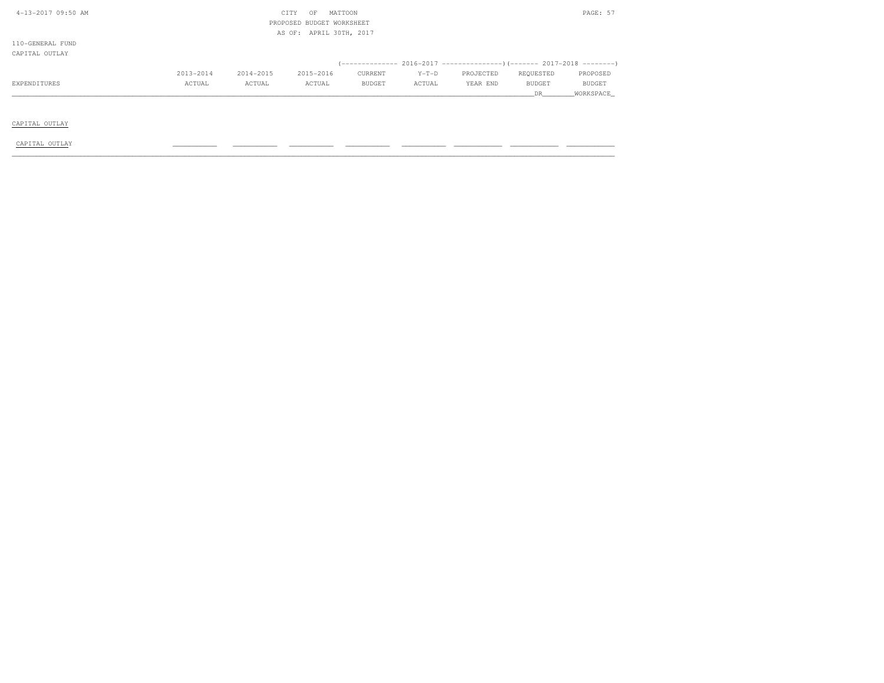CITY OF MATTOON
PROPOSED BUDGET WORKSHEET
AS OF: APRIL 30TH, 2017

110-GENERAL FUND
CAPITAL OUTLAY

| EXPENDITURES | 2013-2014 ACTUAL | 2014-2015 ACTUAL | 2015-2016 ACTUAL | 2016-2017 CURRENT BUDGET | 2016-2017 Y-T-D ACTUAL | 2016-2017 PROJECTED YEAR END | 2017-2018 REQUESTED BUDGET DR | 2017-2018 PROPOSED BUDGET WORKSPACE |
|---|---|---|---|---|---|---|---|---|
| **CAPITAL OUTLAY** | | | | | | | | |
| CAPITAL OUTLAY | | | | | | | | |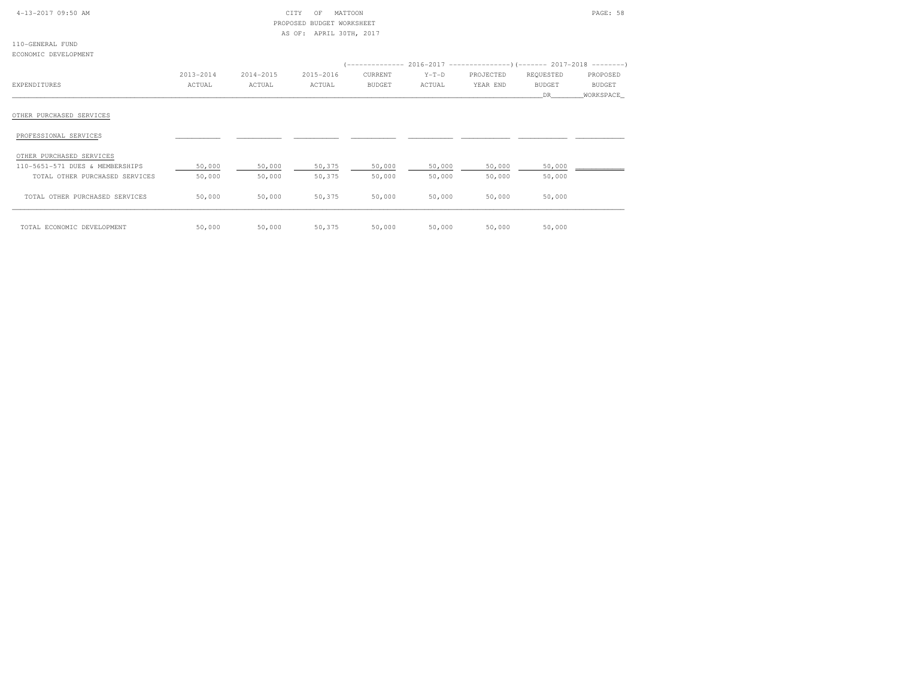CITY OF MATTOON
PROPOSED BUDGET WORKSHEET
AS OF: APRIL 30TH, 2017

110-GENERAL FUND
ECONOMIC DEVELOPMENT

| EXPENDITURES | 2013-2014 ACTUAL | 2014-2015 ACTUAL | 2015-2016 ACTUAL | 2016-2017 CURRENT BUDGET | 2016-2017 Y-T-D ACTUAL | 2016-2017 PROJECTED YEAR END | 2017-2018 REQUESTED BUDGET DR | 2017-2018 PROPOSED BUDGET WORKSPACE |
|---|---|---|---|---|---|---|---|---|
| OTHER PURCHASED SERVICES | | | | | | | | |
| PROFESSIONAL SERVICES | | | | | | | | |
| OTHER PURCHASED SERVICES | | | | | | | | |
| 110-5651-571 DUES & MEMBERSHIPS | 50,000 | 50,000 | 50,375 | 50,000 | 50,000 | 50,000 | 50,000 | |
| TOTAL OTHER PURCHASED SERVICES | 50,000 | 50,000 | 50,375 | 50,000 | 50,000 | 50,000 | 50,000 | |
| TOTAL OTHER PURCHASED SERVICES | 50,000 | 50,000 | 50,375 | 50,000 | 50,000 | 50,000 | 50,000 | |
| TOTAL ECONOMIC DEVELOPMENT | 50,000 | 50,000 | 50,375 | 50,000 | 50,000 | 50,000 | 50,000 | |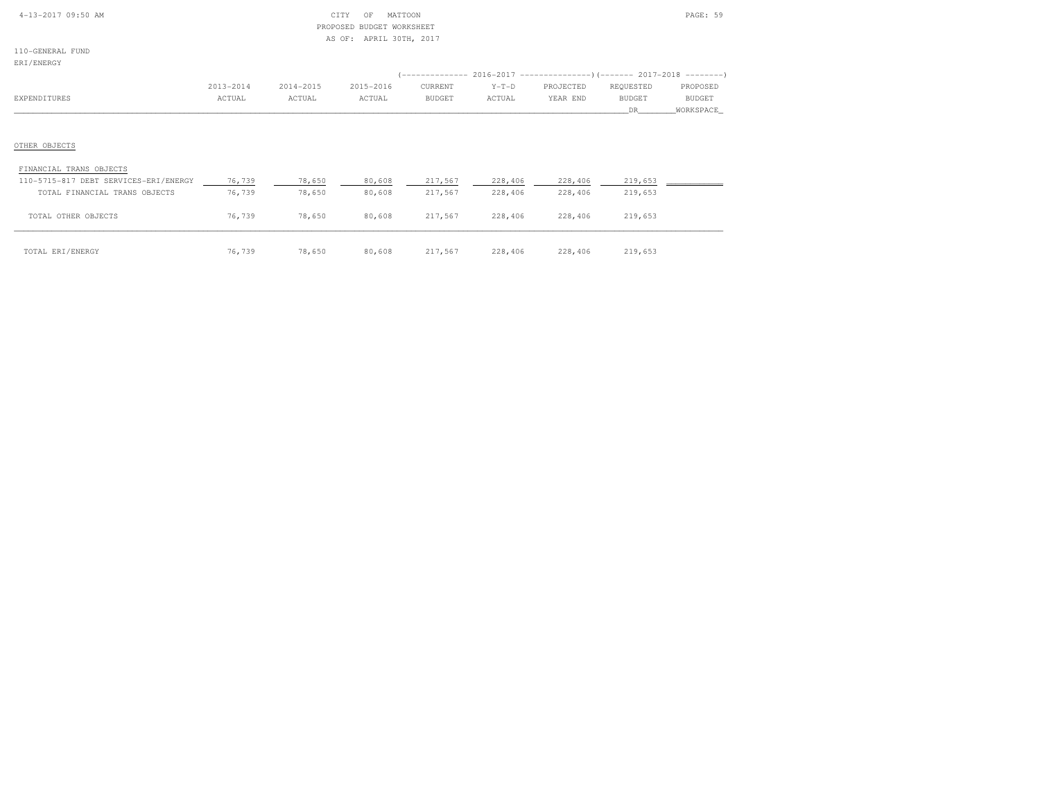CITY OF MATTOON
PROPOSED BUDGET WORKSHEET
AS OF: APRIL 30TH, 2017

110-GENERAL FUND
ERI/ENERGY

| EXPENDITURES | 2013-2014 ACTUAL | 2014-2015 ACTUAL | 2015-2016 ACTUAL | 2016-2017 CURRENT BUDGET | 2016-2017 Y-T-D ACTUAL | 2016-2017 PROJECTED YEAR END | 2017-2018 REQUESTED BUDGET DR | 2017-2018 PROPOSED BUDGET WORKSPACE |
|---|---|---|---|---|---|---|---|---|
| OTHER OBJECTS | | | | | | | | |
| FINANCIAL TRANS OBJECTS | | | | | | | | |
| 110-5715-817 DEBT SERVICES-ERI/ENERGY | 76,739 | 78,650 | 80,608 | 217,567 | 228,406 | 228,406 | 219,653 | |
| TOTAL FINANCIAL TRANS OBJECTS | 76,739 | 78,650 | 80,608 | 217,567 | 228,406 | 228,406 | 219,653 | |
| TOTAL OTHER OBJECTS | 76,739 | 78,650 | 80,608 | 217,567 | 228,406 | 228,406 | 219,653 | |
| TOTAL ERI/ENERGY | 76,739 | 78,650 | 80,608 | 217,567 | 228,406 | 228,406 | 219,653 | |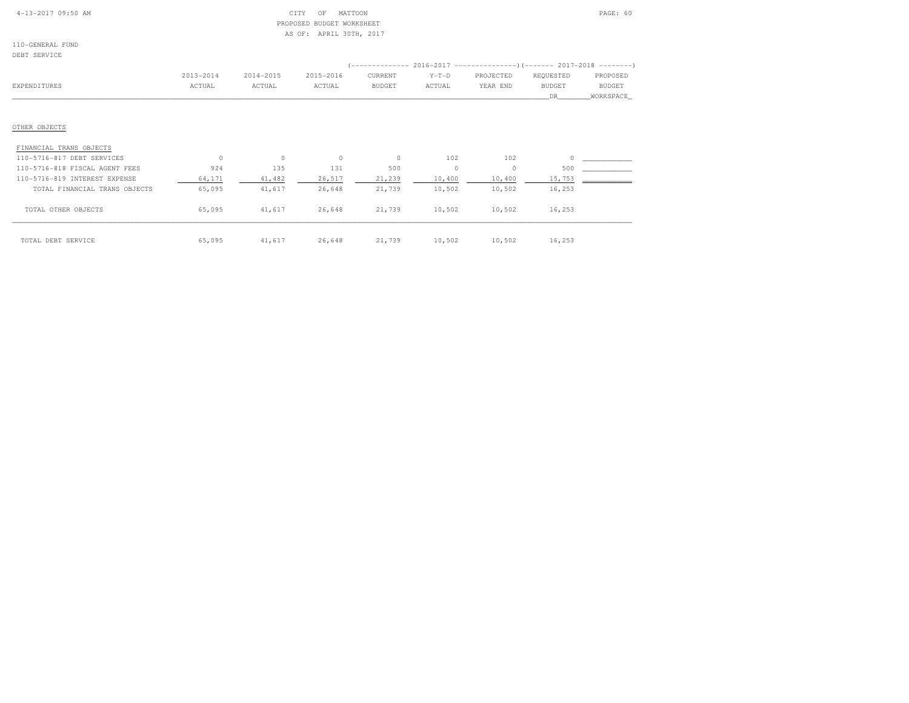CITY OF MATTOON
PROPOSED BUDGET WORKSHEET
AS OF: APRIL 30TH, 2017

110-GENERAL FUND
DEBT SERVICE

| EXPENDITURES | 2013-2014 ACTUAL | 2014-2015 ACTUAL | 2015-2016 ACTUAL | 2016-2017 CURRENT BUDGET | 2016-2017 Y-T-D ACTUAL | 2016-2017 PROJECTED YEAR END | 2017-2018 REQUESTED BUDGET DR | 2017-2018 PROPOSED BUDGET WORKSPACE |
|---|---|---|---|---|---|---|---|---|
| OTHER OBJECTS | | | | | | | | |
| FINANCIAL TRANS OBJECTS | | | | | | | | |
| 110-5716-817 DEBT SERVICES | 0 | 0 | 0 | 0 | 102 | 102 | 0 | |
| 110-5716-818 FISCAL AGENT FEES | 924 | 135 | 131 | 500 | 0 | 0 | 500 | |
| 110-5716-819 INTEREST EXPENSE | 64,171 | 41,482 | 26,517 | 21,239 | 10,400 | 10,400 | 15,753 | |
| TOTAL FINANCIAL TRANS OBJECTS | 65,095 | 41,617 | 26,648 | 21,739 | 10,502 | 10,502 | 16,253 | |
| TOTAL OTHER OBJECTS | 65,095 | 41,617 | 26,648 | 21,739 | 10,502 | 10,502 | 16,253 | |
| TOTAL DEBT SERVICE | 65,095 | 41,617 | 26,648 | 21,739 | 10,502 | 10,502 | 16,253 | |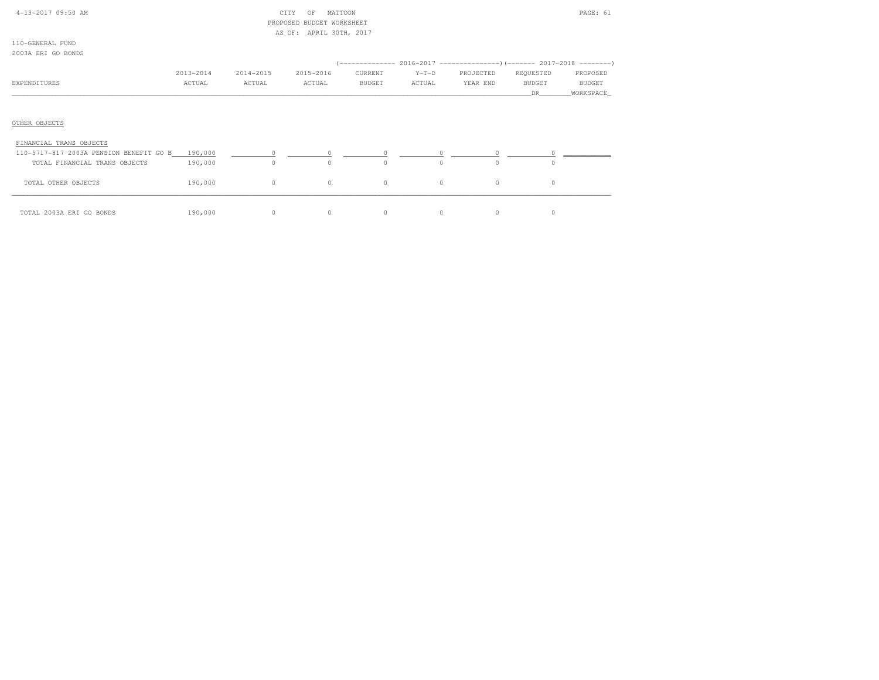CITY OF MATTOON
PROPOSED BUDGET WORKSHEET
AS OF: APRIL 30TH, 2017

110-GENERAL FUND
2003A ERI GO BONDS

| EXPENDITURES | 2013-2014 ACTUAL | 2014-2015 ACTUAL | 2015-2016 ACTUAL | 2016-2017 CURRENT BUDGET | 2016-2017 Y-T-D ACTUAL | 2016-2017 PROJECTED YEAR END | 2017-2018 REQUESTED BUDGET DR | 2017-2018 PROPOSED BUDGET WORKSPACE |
|---|---|---|---|---|---|---|---|---|
| OTHER OBJECTS | | | | | | | | |
| FINANCIAL TRANS OBJECTS | | | | | | | | |
| 110-5717-817 2003A PENSION BENEFIT GO B | 190,000 | 0 | 0 | 0 | 0 | 0 | 0 | |
| TOTAL FINANCIAL TRANS OBJECTS | 190,000 | 0 | 0 | 0 | 0 | 0 | 0 | |
| TOTAL OTHER OBJECTS | 190,000 | 0 | 0 | 0 | 0 | 0 | 0 | |
| TOTAL 2003A ERI GO BONDS | 190,000 | 0 | 0 | 0 | 0 | 0 | 0 | |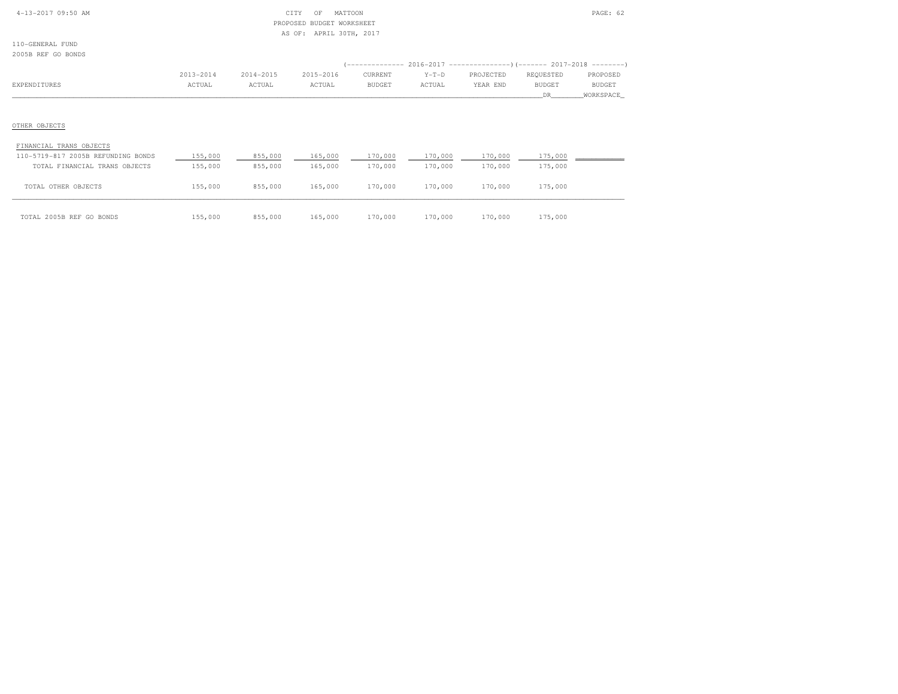CITY OF MATTOON
PROPOSED BUDGET WORKSHEET
AS OF: APRIL 30TH, 2017

110-GENERAL FUND
2005B REF GO BONDS

| EXPENDITURES | 2013-2014 ACTUAL | 2014-2015 ACTUAL | 2015-2016 ACTUAL | 2016-2017 CURRENT BUDGET | 2016-2017 Y-T-D ACTUAL | 2016-2017 PROJECTED YEAR END | 2017-2018 REQUESTED BUDGET DR | 2017-2018 PROPOSED BUDGET WORKSPACE |
|---|---|---|---|---|---|---|---|---|
| OTHER OBJECTS | | | | | | | | |
| FINANCIAL TRANS OBJECTS | | | | | | | | |
| 110-5719-817 2005B REFUNDING BONDS | 155,000 | 855,000 | 165,000 | 170,000 | 170,000 | 170,000 | 175,000 | |
| TOTAL FINANCIAL TRANS OBJECTS | 155,000 | 855,000 | 165,000 | 170,000 | 170,000 | 170,000 | 175,000 | |
| TOTAL OTHER OBJECTS | 155,000 | 855,000 | 165,000 | 170,000 | 170,000 | 170,000 | 175,000 | |
| TOTAL 2005B REF GO BONDS | 155,000 | 855,000 | 165,000 | 170,000 | 170,000 | 170,000 | 175,000 | |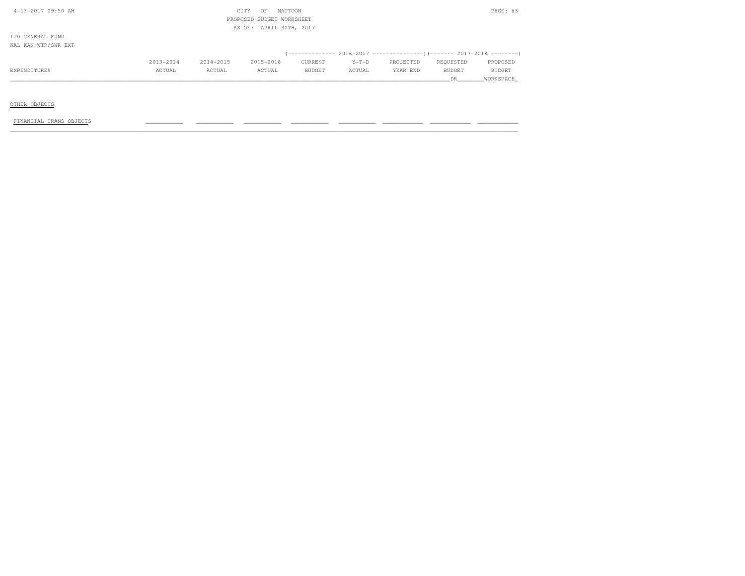CITY OF MATTOON
PROPOSED BUDGET WORKSHEET
AS OF: APRIL 30TH, 2017

110-GENERAL FUND
KAL KAN WTR/SWR EXT

| EXPENDITURES | 2013-2014 ACTUAL | 2014-2015 ACTUAL | 2015-2016 ACTUAL | 2016-2017 CURRENT BUDGET | 2016-2017 Y-T-D ACTUAL | 2016-2017 PROJECTED YEAR END | 2017-2018 REQUESTED BUDGET DR | 2017-2018 PROPOSED BUDGET WORKSPACE |
|---|---|---|---|---|---|---|---|---|
| OTHER OBJECTS | | | | | | | | |
| FINANCIAL TRANS OBJECTS | | | | | | | | |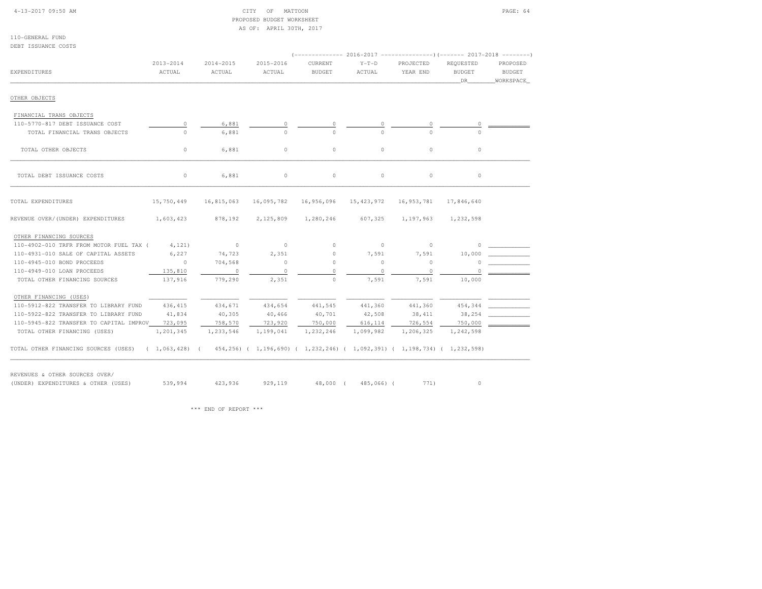CITY OF MATTOON
PROPOSED BUDGET WORKSHEET
AS OF: APRIL 30TH, 2017

110-GENERAL FUND
DEBT ISSUANCE COSTS

| EXPENDITURES | 2013-2014 ACTUAL | 2014-2015 ACTUAL | 2015-2016 ACTUAL | 2016-2017 CURRENT BUDGET | 2016-2017 Y-T-D ACTUAL | 2016-2017 PROJECTED YEAR END | 2017-2018 REQUESTED BUDGET DR | 2017-2018 PROPOSED BUDGET WORKSPACE |
|---|---|---|---|---|---|---|---|---|
| **OTHER OBJECTS** | | | | | | | | |
| FINANCIAL TRANS OBJECTS | | | | | | | | |
| 110-5770-817 DEBT ISSUANCE COST | 0 | 6,881 | 0 | 0 | 0 | 0 | 0 | |
| TOTAL FINANCIAL TRANS OBJECTS | 0 | 6,881 | 0 | 0 | 0 | 0 | 0 | |
| TOTAL OTHER OBJECTS | 0 | 6,881 | 0 | 0 | 0 | 0 | 0 | |
| TOTAL DEBT ISSUANCE COSTS | 0 | 6,881 | 0 | 0 | 0 | 0 | 0 | |
| TOTAL EXPENDITURES | 15,750,449 | 16,815,063 | 16,095,782 | 16,956,096 | 15,423,972 | 16,953,781 | 17,846,640 | |
| REVENUE OVER/(UNDER) EXPENDITURES | 1,603,423 | 878,192 | 2,125,809 | 1,280,246 | 607,325 | 1,197,963 | 1,232,598 | |
| OTHER FINANCING SOURCES | | | | | | | | |
| 110-4902-010 TRFR FROM MOTOR FUEL TAX ( | 4,121) | 0 | 0 | 0 | 0 | 0 | 0 | |
| 110-4931-010 SALE OF CAPITAL ASSETS | 6,227 | 74,723 | 2,351 | 0 | 7,591 | 7,591 | 10,000 | |
| 110-4945-010 BOND PROCEEDS | 0 | 704,568 | 0 | 0 | 0 | 0 | 0 | |
| 110-4949-010 LOAN PROCEEDS | 135,810 | 0 | 0 | 0 | 0 | 0 | 0 | |
| TOTAL OTHER FINANCING SOURCES | 137,916 | 779,290 | 2,351 | 0 | 7,591 | 7,591 | 10,000 | |
| OTHER FINANCING (USES) | | | | | | | | |
| 110-5912-822 TRANSFER TO LIBRARY FUND | 436,415 | 434,671 | 434,654 | 441,545 | 441,360 | 441,360 | 454,344 | |
| 110-5922-822 TRANSFER TO LIBRARY FUND | 41,834 | 40,305 | 40,466 | 40,701 | 42,508 | 38,411 | 38,254 | |
| 110-5945-822 TRANSFER TO CAPITAL IMPROV | 723,095 | 758,570 | 723,920 | 750,000 | 616,114 | 726,554 | 750,000 | |
| TOTAL OTHER FINANCING (USES) | 1,201,345 | 1,233,546 | 1,199,041 | 1,232,246 | 1,099,982 | 1,206,325 | 1,242,598 | |
| TOTAL OTHER FINANCING SOURCES (USES) | ( 1,063,428) | ( 454,256) | ( 1,196,690) | ( 1,232,246) | ( 1,092,391) | ( 1,198,734) | ( 1,232,598) | |
| REVENUES & OTHER SOURCES OVER/ (UNDER) EXPENDITURES & OTHER (USES) | 539,994 | 423,936 | 929,119 | 48,000 | ( 485,066) | ( 771) | 0 | |

\*\*\* END OF REPORT \*\*\*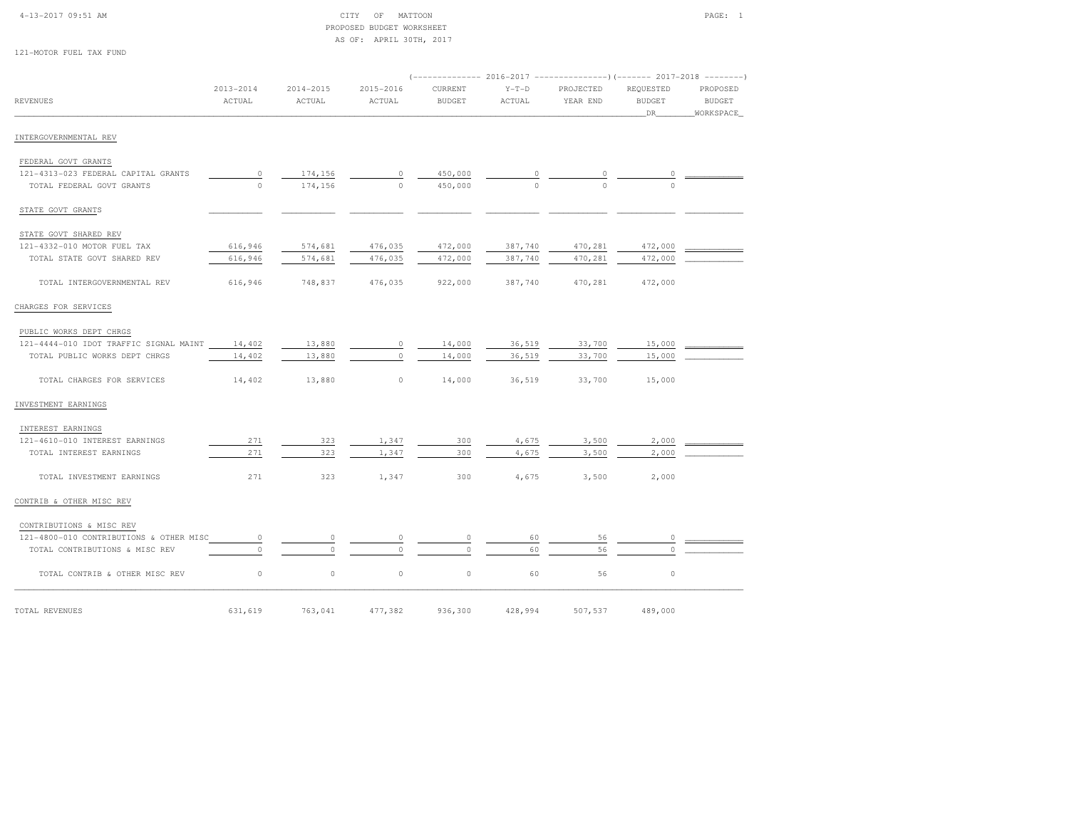CITY OF MATTOON
PROPOSED BUDGET WORKSHEET
AS OF: APRIL 30TH, 2017

4-13-2017 09:51 AM

121-MOTOR FUEL TAX FUND

| REVENUES | 2013-2014 ACTUAL | 2014-2015 ACTUAL | 2015-2016 ACTUAL | 2016-2017 CURRENT BUDGET | 2016-2017 Y-T-D ACTUAL | 2016-2017 PROJECTED YEAR END | 2017-2018 REQUESTED BUDGET DR | 2017-2018 PROPOSED BUDGET WORKSPACE |
|---|---|---|---|---|---|---|---|---|
| INTERGOVERNMENTAL REV | | | | | | | | |
| FEDERAL GOVT GRANTS | | | | | | | | |
| 121-4313-023 FEDERAL CAPITAL GRANTS | 0 | 174,156 | 0 | 450,000 | 0 | 0 | 0 | |
| TOTAL FEDERAL GOVT GRANTS | 0 | 174,156 | 0 | 450,000 | 0 | 0 | 0 | |
| STATE GOVT GRANTS | | | | | | | | |
| STATE GOVT SHARED REV | | | | | | | | |
| 121-4332-010 MOTOR FUEL TAX | 616,946 | 574,681 | 476,035 | 472,000 | 387,740 | 470,281 | 472,000 | |
| TOTAL STATE GOVT SHARED REV | 616,946 | 574,681 | 476,035 | 472,000 | 387,740 | 470,281 | 472,000 | |
| TOTAL INTERGOVERNMENTAL REV | 616,946 | 748,837 | 476,035 | 922,000 | 387,740 | 470,281 | 472,000 | |
| CHARGES FOR SERVICES | | | | | | | | |
| PUBLIC WORKS DEPT CHRGS | | | | | | | | |
| 121-4444-010 IDOT TRAFFIC SIGNAL MAINT | 14,402 | 13,880 | 0 | 14,000 | 36,519 | 33,700 | 15,000 | |
| TOTAL PUBLIC WORKS DEPT CHRGS | 14,402 | 13,880 | 0 | 14,000 | 36,519 | 33,700 | 15,000 | |
| TOTAL CHARGES FOR SERVICES | 14,402 | 13,880 | 0 | 14,000 | 36,519 | 33,700 | 15,000 | |
| INVESTMENT EARNINGS | | | | | | | | |
| INTEREST EARNINGS | | | | | | | | |
| 121-4610-010 INTEREST EARNINGS | 271 | 323 | 1,347 | 300 | 4,675 | 3,500 | 2,000 | |
| TOTAL INTEREST EARNINGS | 271 | 323 | 1,347 | 300 | 4,675 | 3,500 | 2,000 | |
| TOTAL INVESTMENT EARNINGS | 271 | 323 | 1,347 | 300 | 4,675 | 3,500 | 2,000 | |
| CONTRIB & OTHER MISC REV | | | | | | | | |
| CONTRIBUTIONS & MISC REV | | | | | | | | |
| 121-4800-010 CONTRIBUTIONS & OTHER MISC | 0 | 0 | 0 | 0 | 60 | 56 | 0 | |
| TOTAL CONTRIBUTIONS & MISC REV | 0 | 0 | 0 | 0 | 60 | 56 | 0 | |
| TOTAL CONTRIB & OTHER MISC REV | 0 | 0 | 0 | 0 | 60 | 56 | 0 | |
| TOTAL REVENUES | 631,619 | 763,041 | 477,382 | 936,300 | 428,994 | 507,537 | 489,000 | |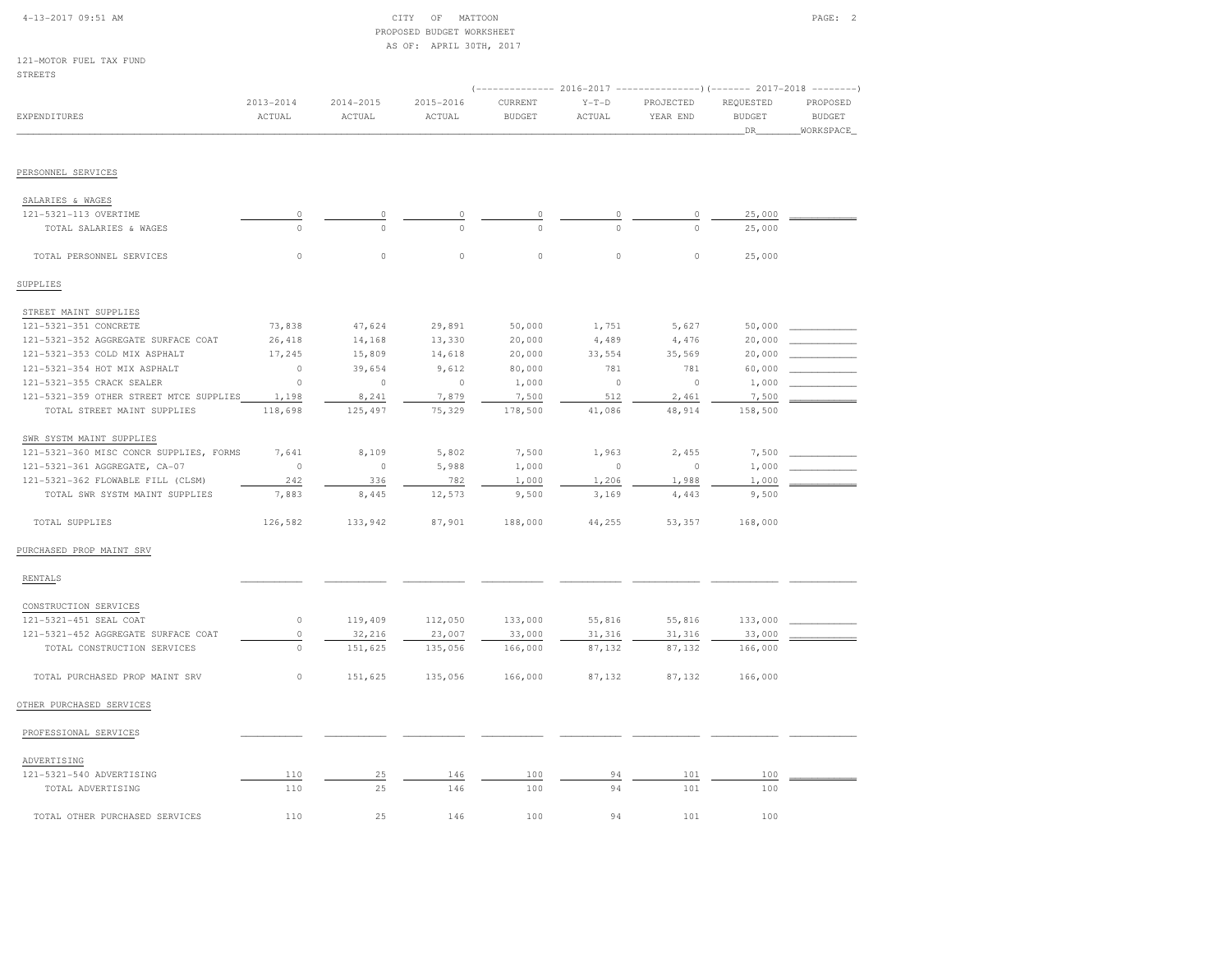CITY OF MATTOON
PROPOSED BUDGET WORKSHEET
AS OF: APRIL 30TH, 2017

121-MOTOR FUEL TAX FUND
STREETS

| EXPENDITURES | 2013-2014 ACTUAL | 2014-2015 ACTUAL | 2015-2016 ACTUAL | 2016-2017 CURRENT BUDGET | 2016-2017 Y-T-D ACTUAL | 2016-2017 PROJECTED YEAR END | 2017-2018 REQUESTED BUDGET DR | 2017-2018 PROPOSED BUDGET WORKSPACE |
|---|---|---|---|---|---|---|---|---|
| **PERSONNEL SERVICES** | | | | | | | | |
| SALARIES & WAGES | | | | | | | | |
| 121-5321-113 OVERTIME | 0 | 0 | 0 | 0 | 0 | 0 | 25,000 | |
| TOTAL SALARIES & WAGES | 0 | 0 | 0 | 0 | 0 | 0 | 25,000 | |
| TOTAL PERSONNEL SERVICES | 0 | 0 | 0 | 0 | 0 | 0 | 25,000 | |
| **SUPPLIES** | | | | | | | | |
| STREET MAINT SUPPLIES | | | | | | | | |
| 121-5321-351 CONCRETE | 73,838 | 47,624 | 29,891 | 50,000 | 1,751 | 5,627 | 50,000 | |
| 121-5321-352 AGGREGATE SURFACE COAT | 26,418 | 14,168 | 13,330 | 20,000 | 4,489 | 4,476 | 20,000 | |
| 121-5321-353 COLD MIX ASPHALT | 17,245 | 15,809 | 14,618 | 20,000 | 33,554 | 35,569 | 20,000 | |
| 121-5321-354 HOT MIX ASPHALT | 0 | 39,654 | 9,612 | 80,000 | 781 | 781 | 60,000 | |
| 121-5321-355 CRACK SEALER | 0 | 0 | 0 | 1,000 | 0 | 0 | 1,000 | |
| 121-5321-359 OTHER STREET MTCE SUPPLIES | 1,198 | 8,241 | 7,879 | 7,500 | 512 | 2,461 | 7,500 | |
| TOTAL STREET MAINT SUPPLIES | 118,698 | 125,497 | 75,329 | 178,500 | 41,086 | 48,914 | 158,500 | |
| SWR SYSTM MAINT SUPPLIES | | | | | | | | |
| 121-5321-360 MISC CONCR SUPPLIES, FORMS | 7,641 | 8,109 | 5,802 | 7,500 | 1,963 | 2,455 | 7,500 | |
| 121-5321-361 AGGREGATE, CA-07 | 0 | 0 | 5,988 | 1,000 | 0 | 0 | 1,000 | |
| 121-5321-362 FLOWABLE FILL (CLSM) | 242 | 336 | 782 | 1,000 | 1,206 | 1,988 | 1,000 | |
| TOTAL SWR SYSTM MAINT SUPPLIES | 7,883 | 8,445 | 12,573 | 9,500 | 3,169 | 4,443 | 9,500 | |
| TOTAL SUPPLIES | 126,582 | 133,942 | 87,901 | 188,000 | 44,255 | 53,357 | 168,000 | |
| **PURCHASED PROP MAINT SRV** | | | | | | | | |
| RENTALS | | | | | | | | |
| CONSTRUCTION SERVICES | | | | | | | | |
| 121-5321-451 SEAL COAT | 0 | 119,409 | 112,050 | 133,000 | 55,816 | 55,816 | 133,000 | |
| 121-5321-452 AGGREGATE SURFACE COAT | 0 | 32,216 | 23,007 | 33,000 | 31,316 | 31,316 | 33,000 | |
| TOTAL CONSTRUCTION SERVICES | 0 | 151,625 | 135,056 | 166,000 | 87,132 | 87,132 | 166,000 | |
| TOTAL PURCHASED PROP MAINT SRV | 0 | 151,625 | 135,056 | 166,000 | 87,132 | 87,132 | 166,000 | |
| **OTHER PURCHASED SERVICES** | | | | | | | | |
| PROFESSIONAL SERVICES | | | | | | | | |
| ADVERTISING | | | | | | | | |
| 121-5321-540 ADVERTISING | 110 | 25 | 146 | 100 | 94 | 101 | 100 | |
| TOTAL ADVERTISING | 110 | 25 | 146 | 100 | 94 | 101 | 100 | |
| TOTAL OTHER PURCHASED SERVICES | 110 | 25 | 146 | 100 | 94 | 101 | 100 | |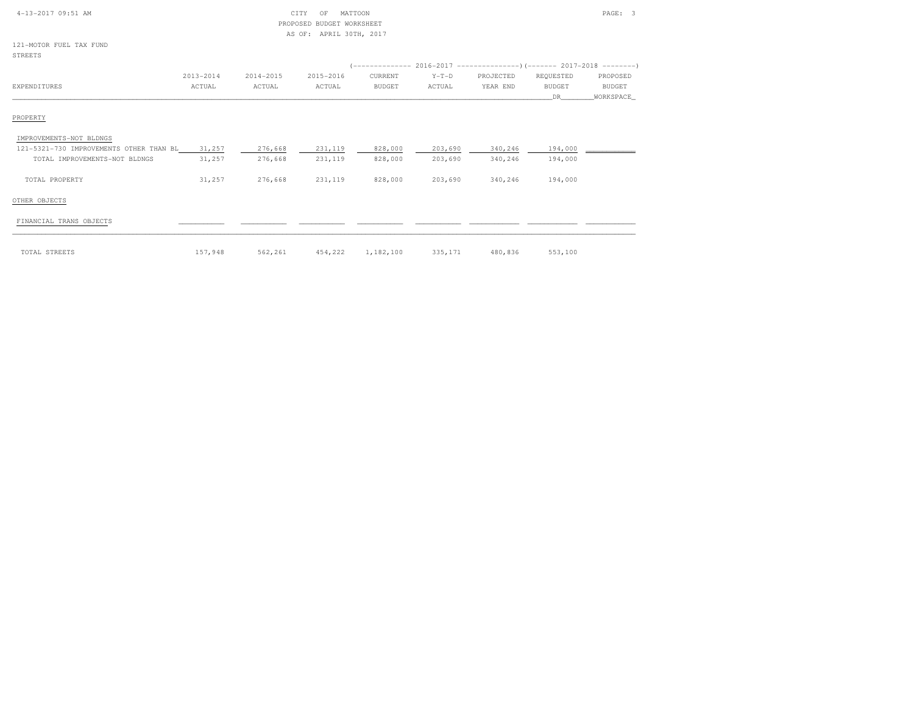CITY OF MATTOON
PROPOSED BUDGET WORKSHEET
AS OF: APRIL 30TH, 2017

121-MOTOR FUEL TAX FUND
STREETS

| EXPENDITURES | 2013-2014 ACTUAL | 2014-2015 ACTUAL | 2015-2016 ACTUAL | 2016-2017 CURRENT BUDGET | 2016-2017 Y-T-D ACTUAL | 2016-2017 PROJECTED YEAR END | 2017-2018 REQUESTED BUDGET DR | 2017-2018 PROPOSED BUDGET WORKSPACE |
|---|---|---|---|---|---|---|---|---|
| PROPERTY | | | | | | | | |
| IMPROVEMENTS-NOT BLDNGS | | | | | | | | |
| 121-5321-730 IMPROVEMENTS OTHER THAN BL | 31,257 | 276,668 | 231,119 | 828,000 | 203,690 | 340,246 | 194,000 | |
| TOTAL IMPROVEMENTS-NOT BLDNGS | 31,257 | 276,668 | 231,119 | 828,000 | 203,690 | 340,246 | 194,000 | |
| TOTAL PROPERTY | 31,257 | 276,668 | 231,119 | 828,000 | 203,690 | 340,246 | 194,000 | |
| OTHER OBJECTS | | | | | | | | |
| FINANCIAL TRANS OBJECTS | | | | | | | | |
| TOTAL STREETS | 157,948 | 562,261 | 454,222 | 1,182,100 | 335,171 | 480,836 | 553,100 | |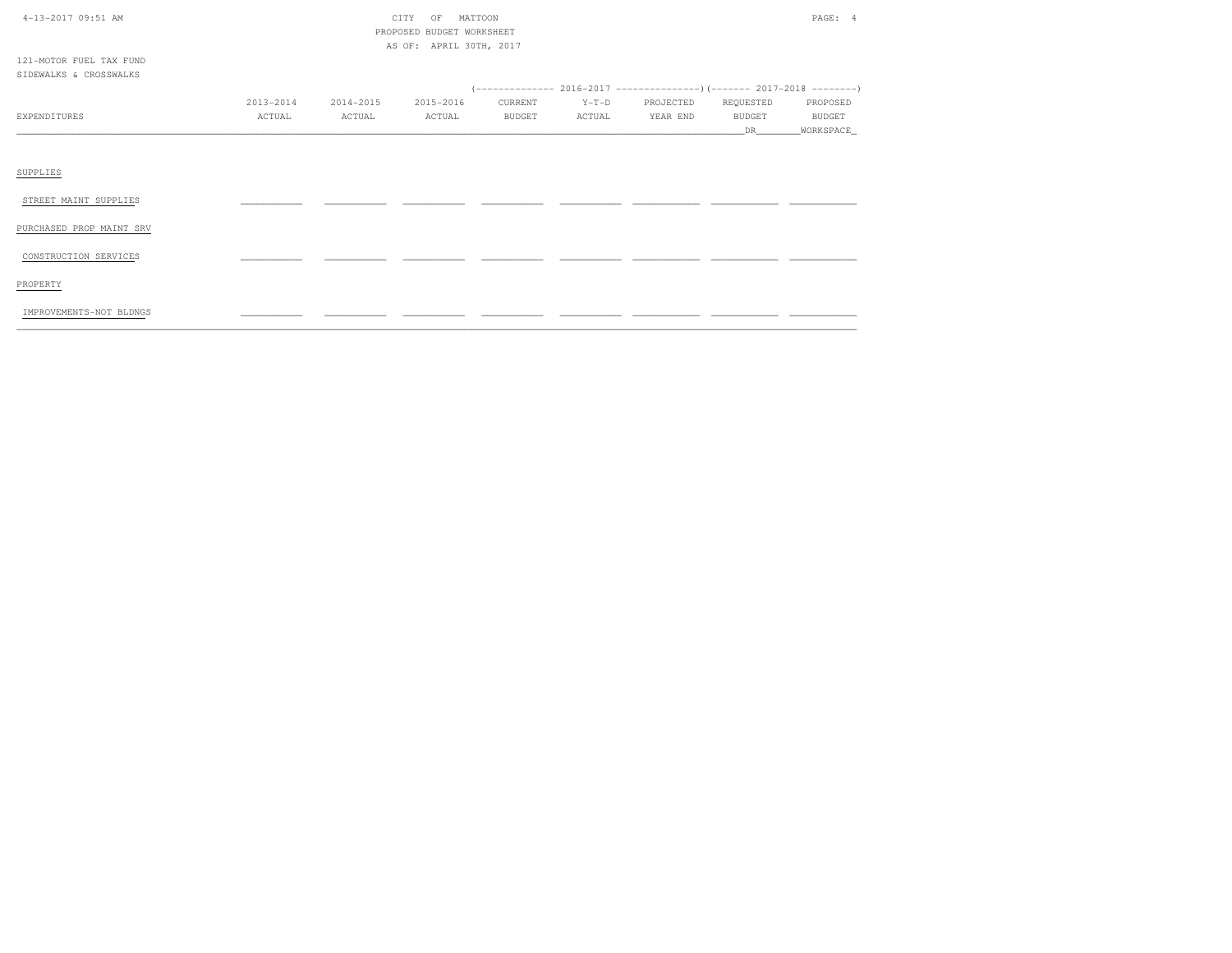121-MOTOR FUEL TAX FUND
SIDEWALKS & CROSSWALKS

| EXPENDITURES | 2013-2014 ACTUAL | 2014-2015 ACTUAL | 2015-2016 ACTUAL | 2016-2017 CURRENT BUDGET | 2016-2017 Y-T-D ACTUAL | 2016-2017 PROJECTED YEAR END | 2017-2018 REQUESTED BUDGET DR | 2017-2018 PROPOSED BUDGET WORKSPACE |
|---|---|---|---|---|---|---|---|---|
| SUPPLIES | | | | | | | | |
| STREET MAINT SUPPLIES | | | | | | | | |
| PURCHASED PROP MAINT SRV | | | | | | | | |
| CONSTRUCTION SERVICES | | | | | | | | |
| PROPERTY | | | | | | | | |
| IMPROVEMENTS-NOT BLDNGS | | | | | | | | |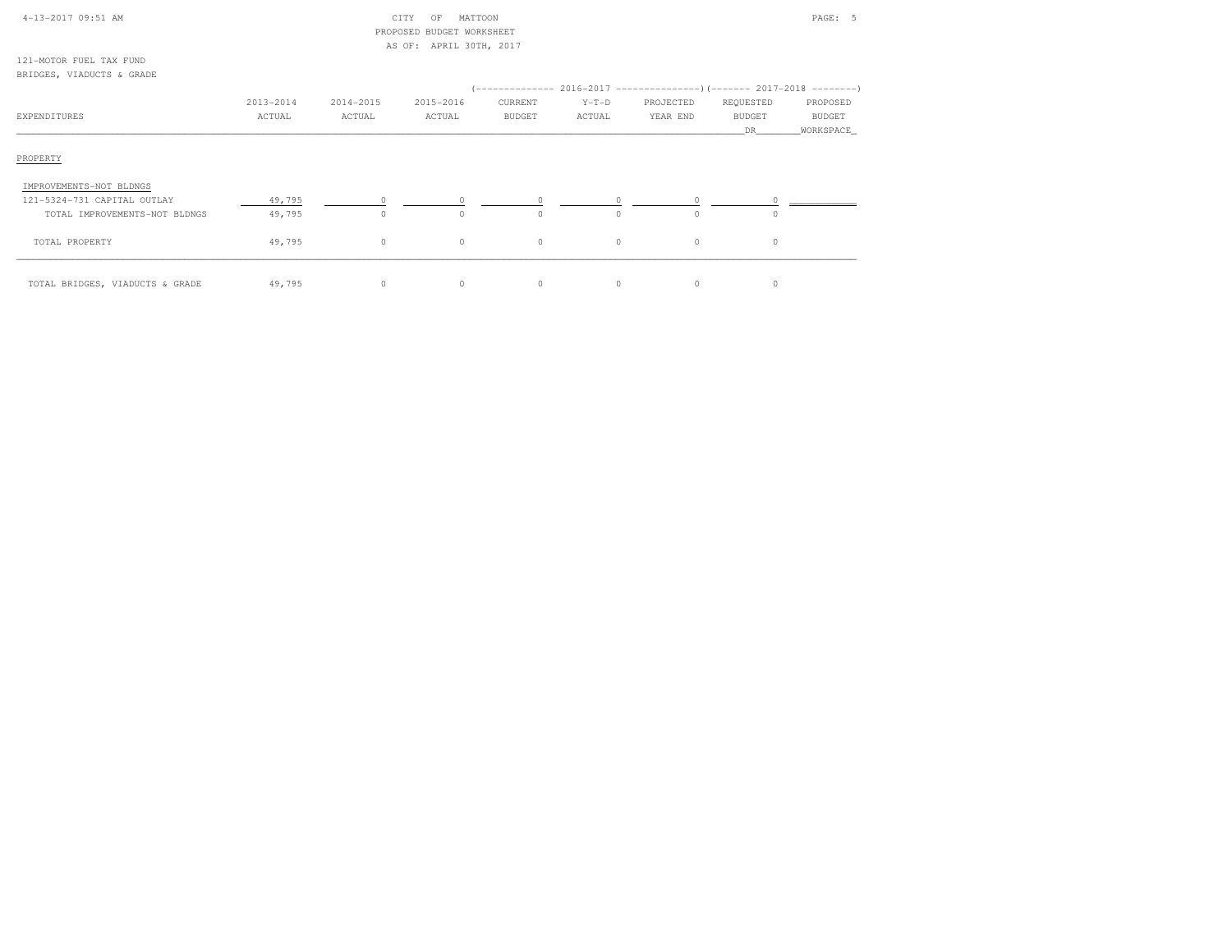CITY OF MATTOON
PROPOSED BUDGET WORKSHEET
AS OF: APRIL 30TH, 2017

121-MOTOR FUEL TAX FUND
BRIDGES, VIADUCTS & GRADE

| EXPENDITURES | 2013-2014 ACTUAL | 2014-2015 ACTUAL | 2015-2016 ACTUAL | 2016-2017 CURRENT BUDGET | 2016-2017 Y-T-D ACTUAL | 2016-2017 PROJECTED YEAR END | 2017-2018 REQUESTED BUDGET DR | 2017-2018 PROPOSED BUDGET WORKSPACE |
|---|---|---|---|---|---|---|---|---|
| PROPERTY | | | | | | | | |
| IMPROVEMENTS-NOT BLDNGS | | | | | | | | |
| 121-5324-731 CAPITAL OUTLAY | 49,795 | 0 | 0 | 0 | 0 | 0 | 0 | |
| TOTAL IMPROVEMENTS-NOT BLDNGS | 49,795 | 0 | 0 | 0 | 0 | 0 | 0 | |
| TOTAL PROPERTY | 49,795 | 0 | 0 | 0 | 0 | 0 | 0 | |
| TOTAL BRIDGES, VIADUCTS & GRADE | 49,795 | 0 | 0 | 0 | 0 | 0 | 0 | |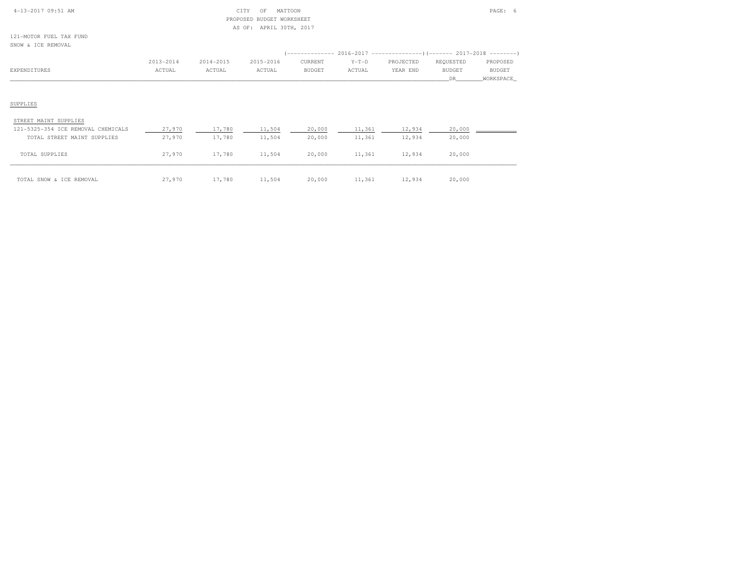CITY OF MATTOON
PROPOSED BUDGET WORKSHEET
AS OF: APRIL 30TH, 2017

121-MOTOR FUEL TAX FUND
SNOW & ICE REMOVAL

| EXPENDITURES | 2013-2014 ACTUAL | 2014-2015 ACTUAL | 2015-2016 ACTUAL | 2016-2017 CURRENT BUDGET | 2016-2017 Y-T-D ACTUAL | 2016-2017 PROJECTED YEAR END | 2017-2018 REQUESTED BUDGET DR | 2017-2018 PROPOSED BUDGET WORKSPACE |
|---|---|---|---|---|---|---|---|---|
| SUPPLIES | | | | | | | | |
| STREET MAINT SUPPLIES | | | | | | | | |
| 121-5325-354 ICE REMOVAL CHEMICALS | 27,970 | 17,780 | 11,504 | 20,000 | 11,361 | 12,934 | 20,000 | |
| TOTAL STREET MAINT SUPPLIES | 27,970 | 17,780 | 11,504 | 20,000 | 11,361 | 12,934 | 20,000 | |
| TOTAL SUPPLIES | 27,970 | 17,780 | 11,504 | 20,000 | 11,361 | 12,934 | 20,000 | |
| TOTAL SNOW & ICE REMOVAL | 27,970 | 17,780 | 11,504 | 20,000 | 11,361 | 12,934 | 20,000 | |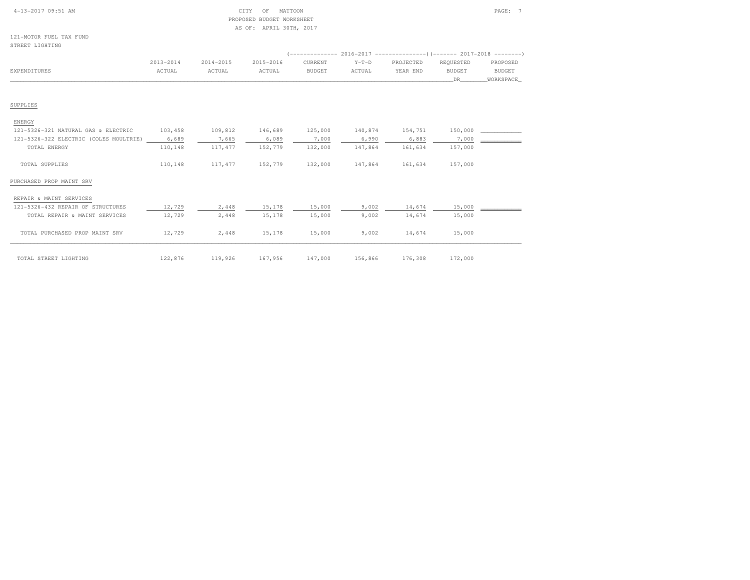CITY OF MATTOON
PROPOSED BUDGET WORKSHEET
AS OF: APRIL 30TH, 2017

121-MOTOR FUEL TAX FUND
STREET LIGHTING

| EXPENDITURES | 2013-2014 ACTUAL | 2014-2015 ACTUAL | 2015-2016 ACTUAL | 2016-2017 CURRENT BUDGET | 2016-2017 Y-T-D ACTUAL | 2016-2017 PROJECTED YEAR END | 2017-2018 REQUESTED BUDGET DR | 2017-2018 PROPOSED BUDGET WORKSPACE |
|---|---|---|---|---|---|---|---|---|
| SUPPLIES | | | | | | | | |
| ENERGY | | | | | | | | |
| 121-5326-321 NATURAL GAS & ELECTRIC | 103,458 | 109,812 | 146,689 | 125,000 | 140,874 | 154,751 | 150,000 | |
| 121-5326-322 ELECTRIC (COLES MOULTRIE) | 6,689 | 7,665 | 6,089 | 7,000 | 6,990 | 6,883 | 7,000 | |
| TOTAL ENERGY | 110,148 | 117,477 | 152,779 | 132,000 | 147,864 | 161,634 | 157,000 | |
| TOTAL SUPPLIES | 110,148 | 117,477 | 152,779 | 132,000 | 147,864 | 161,634 | 157,000 | |
| PURCHASED PROP MAINT SRV | | | | | | | | |
| REPAIR & MAINT SERVICES | | | | | | | | |
| 121-5326-432 REPAIR OF STRUCTURES | 12,729 | 2,448 | 15,178 | 15,000 | 9,002 | 14,674 | 15,000 | |
| TOTAL REPAIR & MAINT SERVICES | 12,729 | 2,448 | 15,178 | 15,000 | 9,002 | 14,674 | 15,000 | |
| TOTAL PURCHASED PROP MAINT SRV | 12,729 | 2,448 | 15,178 | 15,000 | 9,002 | 14,674 | 15,000 | |
| TOTAL STREET LIGHTING | 122,876 | 119,926 | 167,956 | 147,000 | 156,866 | 176,308 | 172,000 | |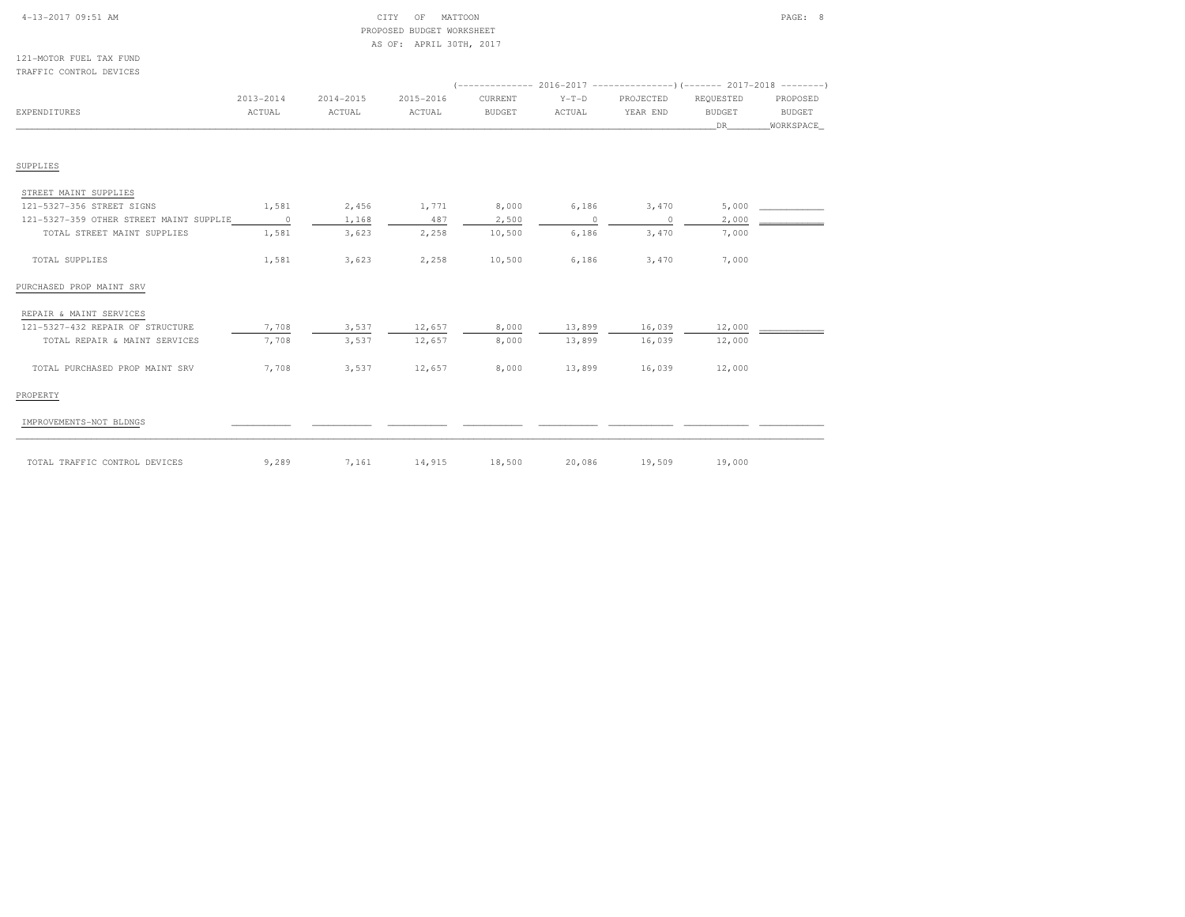CITY OF MATTOON
PROPOSED BUDGET WORKSHEET
AS OF: APRIL 30TH, 2017

121-MOTOR FUEL TAX FUND
TRAFFIC CONTROL DEVICES

| EXPENDITURES | 2013-2014 ACTUAL | 2014-2015 ACTUAL | 2015-2016 ACTUAL | 2016-2017 CURRENT BUDGET | 2016-2017 Y-T-D ACTUAL | 2016-2017 PROJECTED YEAR END | 2017-2018 REQUESTED BUDGET DR | 2017-2018 PROPOSED BUDGET WORKSPACE |
|---|---|---|---|---|---|---|---|---|
| SUPPLIES | | | | | | | | |
| STREET MAINT SUPPLIES | | | | | | | | |
| 121-5327-356 STREET SIGNS | 1,581 | 2,456 | 1,771 | 8,000 | 6,186 | 3,470 | 5,000 | |
| 121-5327-359 OTHER STREET MAINT SUPPLIE | 0 | 1,168 | 487 | 2,500 | 0 | 0 | 2,000 | |
| TOTAL STREET MAINT SUPPLIES | 1,581 | 3,623 | 2,258 | 10,500 | 6,186 | 3,470 | 7,000 | |
| TOTAL SUPPLIES | 1,581 | 3,623 | 2,258 | 10,500 | 6,186 | 3,470 | 7,000 | |
| PURCHASED PROP MAINT SRV | | | | | | | | |
| REPAIR & MAINT SERVICES | | | | | | | | |
| 121-5327-432 REPAIR OF STRUCTURE | 7,708 | 3,537 | 12,657 | 8,000 | 13,899 | 16,039 | 12,000 | |
| TOTAL REPAIR & MAINT SERVICES | 7,708 | 3,537 | 12,657 | 8,000 | 13,899 | 16,039 | 12,000 | |
| TOTAL PURCHASED PROP MAINT SRV | 7,708 | 3,537 | 12,657 | 8,000 | 13,899 | 16,039 | 12,000 | |
| PROPERTY | | | | | | | | |
| IMPROVEMENTS-NOT BLDNGS | | | | | | | | |
| TOTAL TRAFFIC CONTROL DEVICES | 9,289 | 7,161 | 14,915 | 18,500 | 20,086 | 19,509 | 19,000 | |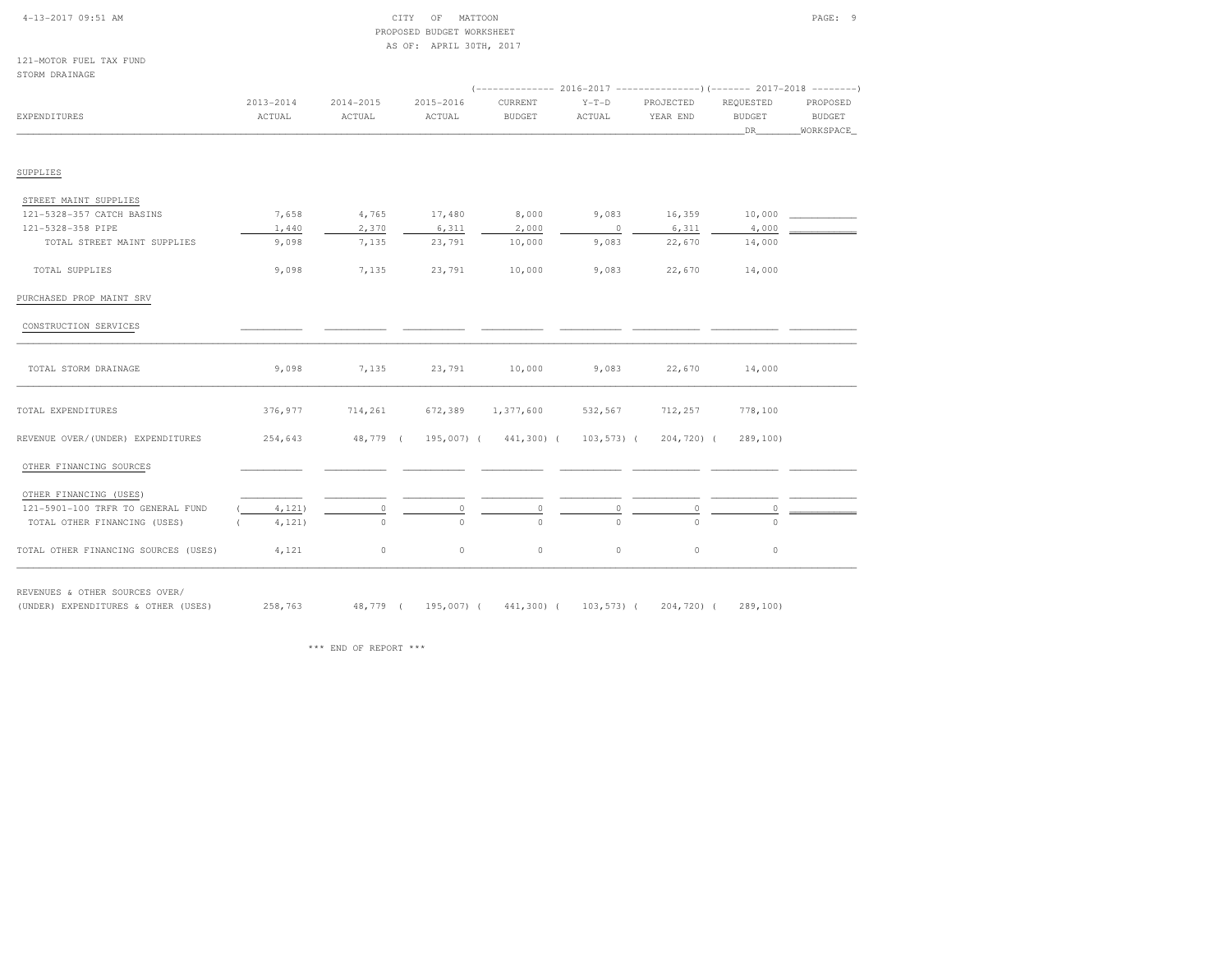CITY OF MATTOON
PROPOSED BUDGET WORKSHEET
AS OF: APRIL 30TH, 2017

121-MOTOR FUEL TAX FUND
STORM DRAINAGE

| EXPENDITURES | 2013-2014 ACTUAL | 2014-2015 ACTUAL | 2015-2016 ACTUAL | 2016-2017 CURRENT BUDGET | 2016-2017 Y-T-D ACTUAL | 2016-2017 PROJECTED YEAR END | 2017-2018 REQUESTED BUDGET DR | 2017-2018 PROPOSED BUDGET WORKSPACE |
|---|---|---|---|---|---|---|---|---|
| **SUPPLIES** | | | | | | | | |
| STREET MAINT SUPPLIES | | | | | | | | |
| 121-5328-357 CATCH BASINS | 7,658 | 4,765 | 17,480 | 8,000 | 9,083 | 16,359 | 10,000 | |
| 121-5328-358 PIPE | 1,440 | 2,370 | 6,311 | 2,000 | 0 | 6,311 | 4,000 | |
| TOTAL STREET MAINT SUPPLIES | 9,098 | 7,135 | 23,791 | 10,000 | 9,083 | 22,670 | 14,000 | |
| TOTAL SUPPLIES | 9,098 | 7,135 | 23,791 | 10,000 | 9,083 | 22,670 | 14,000 | |
| **PURCHASED PROP MAINT SRV** | | | | | | | | |
| CONSTRUCTION SERVICES | | | | | | | | |
| TOTAL STORM DRAINAGE | 9,098 | 7,135 | 23,791 | 10,000 | 9,083 | 22,670 | 14,000 | |
| TOTAL EXPENDITURES | 376,977 | 714,261 | 672,389 | 1,377,600 | 532,567 | 712,257 | 778,100 | |
| REVENUE OVER/(UNDER) EXPENDITURES | 254,643 | 48,779 | (195,007) | (441,300) | (103,573) | (204,720) | (289,100) | |
| OTHER FINANCING SOURCES | | | | | | | | |
| OTHER FINANCING (USES) | | | | | | | | |
| 121-5901-100 TRFR TO GENERAL FUND | (4,121) | 0 | 0 | 0 | 0 | 0 | 0 | |
| TOTAL OTHER FINANCING (USES) | (4,121) | 0 | 0 | 0 | 0 | 0 | 0 | |
| TOTAL OTHER FINANCING SOURCES (USES) | 4,121 | 0 | 0 | 0 | 0 | 0 | 0 | |
| REVENUES & OTHER SOURCES OVER/ (UNDER) EXPENDITURES & OTHER (USES) | 258,763 | 48,779 | (195,007) | (441,300) | (103,573) | (204,720) | (289,100) | |

*** END OF REPORT ***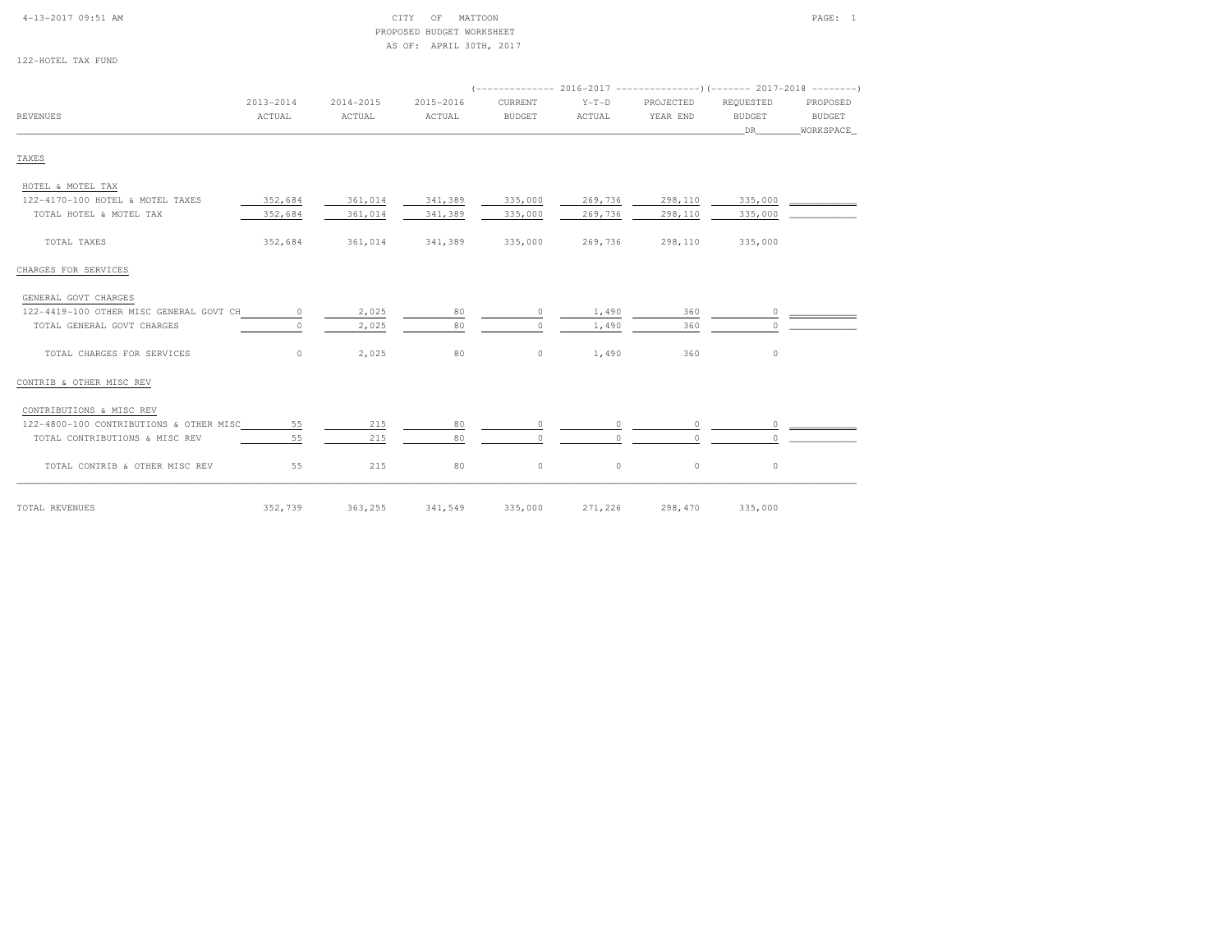CITY OF MATTOON
PROPOSED BUDGET WORKSHEET
AS OF: APRIL 30TH, 2017

122-HOTEL TAX FUND

| REVENUES | 2013-2014 ACTUAL | 2014-2015 ACTUAL | 2015-2016 ACTUAL | 2016-2017 CURRENT BUDGET | 2016-2017 Y-T-D ACTUAL | 2016-2017 PROJECTED YEAR END | 2017-2018 REQUESTED BUDGET DR | 2017-2018 PROPOSED BUDGET WORKSPACE |
|---|---|---|---|---|---|---|---|---|
| TAXES | | | | | | | | |
| HOTEL & MOTEL TAX | | | | | | | | |
| 122-4170-100 HOTEL & MOTEL TAXES | 352,684 | 361,014 | 341,389 | 335,000 | 269,736 | 298,110 | 335,000 | |
| TOTAL HOTEL & MOTEL TAX | 352,684 | 361,014 | 341,389 | 335,000 | 269,736 | 298,110 | 335,000 | |
| TOTAL TAXES | 352,684 | 361,014 | 341,389 | 335,000 | 269,736 | 298,110 | 335,000 | |
| CHARGES FOR SERVICES | | | | | | | | |
| GENERAL GOVT CHARGES | | | | | | | | |
| 122-4419-100 OTHER MISC GENERAL GOVT CH | 0 | 2,025 | 80 | 0 | 1,490 | 360 | 0 | |
| TOTAL GENERAL GOVT CHARGES | 0 | 2,025 | 80 | 0 | 1,490 | 360 | 0 | |
| TOTAL CHARGES FOR SERVICES | 0 | 2,025 | 80 | 0 | 1,490 | 360 | 0 | |
| CONTRIB & OTHER MISC REV | | | | | | | | |
| CONTRIBUTIONS & MISC REV | | | | | | | | |
| 122-4800-100 CONTRIBUTIONS & OTHER MISC | 55 | 215 | 80 | 0 | 0 | 0 | 0 | |
| TOTAL CONTRIBUTIONS & MISC REV | 55 | 215 | 80 | 0 | 0 | 0 | 0 | |
| TOTAL CONTRIB & OTHER MISC REV | 55 | 215 | 80 | 0 | 0 | 0 | 0 | |
| TOTAL REVENUES | 352,739 | 363,255 | 341,549 | 335,000 | 271,226 | 298,470 | 335,000 | |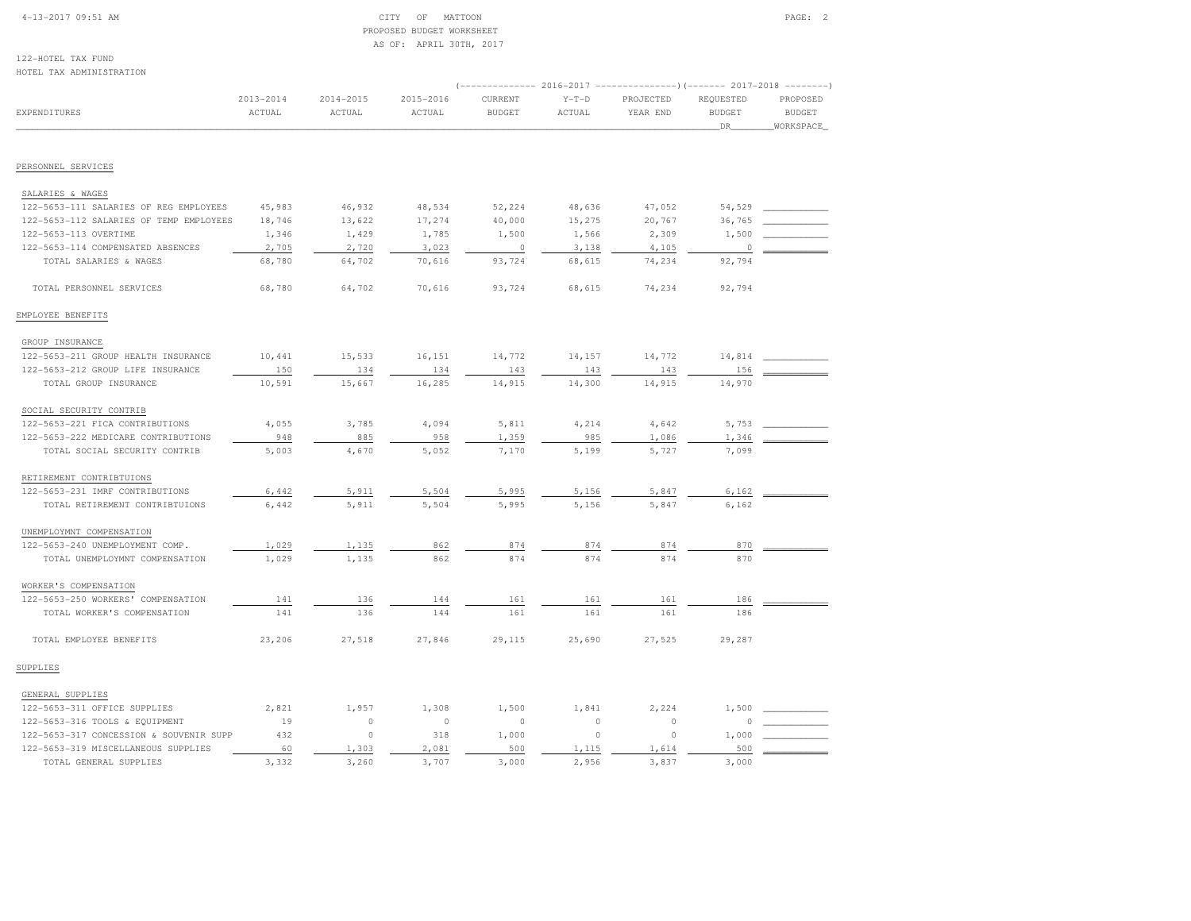CITY OF MATTOON
PROPOSED BUDGET WORKSHEET
AS OF: APRIL 30TH, 2017

122-HOTEL TAX FUND
HOTEL TAX ADMINISTRATION

| EXPENDITURES | 2013-2014 ACTUAL | 2014-2015 ACTUAL | 2015-2016 ACTUAL | 2016-2017 CURRENT BUDGET | 2016-2017 Y-T-D ACTUAL | 2016-2017 PROJECTED YEAR END | 2017-2018 REQUESTED BUDGET DR | 2017-2018 PROPOSED BUDGET WORKSPACE |
|---|---|---|---|---|---|---|---|---|
| **PERSONNEL SERVICES** | | | | | | | | |
| SALARIES & WAGES | | | | | | | | |
| 122-5653-111 SALARIES OF REG EMPLOYEES | 45,983 | 46,932 | 48,534 | 52,224 | 48,636 | 47,052 | 54,529 | |
| 122-5653-112 SALARIES OF TEMP EMPLOYEES | 18,746 | 13,622 | 17,274 | 40,000 | 15,275 | 20,767 | 36,765 | |
| 122-5653-113 OVERTIME | 1,346 | 1,429 | 1,785 | 1,500 | 1,566 | 2,309 | 1,500 | |
| 122-5653-114 COMPENSATED ABSENCES | 2,705 | 2,720 | 3,023 | 0 | 3,138 | 4,105 | 0 | |
| TOTAL SALARIES & WAGES | 68,780 | 64,702 | 70,616 | 93,724 | 68,615 | 74,234 | 92,794 | |
| TOTAL PERSONNEL SERVICES | 68,780 | 64,702 | 70,616 | 93,724 | 68,615 | 74,234 | 92,794 | |
| **EMPLOYEE BENEFITS** | | | | | | | | |
| GROUP INSURANCE | | | | | | | | |
| 122-5653-211 GROUP HEALTH INSURANCE | 10,441 | 15,533 | 16,151 | 14,772 | 14,157 | 14,772 | 14,814 | |
| 122-5653-212 GROUP LIFE INSURANCE | 150 | 134 | 134 | 143 | 143 | 143 | 156 | |
| TOTAL GROUP INSURANCE | 10,591 | 15,667 | 16,285 | 14,915 | 14,300 | 14,915 | 14,970 | |
| SOCIAL SECURITY CONTRIB | | | | | | | | |
| 122-5653-221 FICA CONTRIBUTIONS | 4,055 | 3,785 | 4,094 | 5,811 | 4,214 | 4,642 | 5,753 | |
| 122-5653-222 MEDICARE CONTRIBUTIONS | 948 | 885 | 958 | 1,359 | 985 | 1,086 | 1,346 | |
| TOTAL SOCIAL SECURITY CONTRIB | 5,003 | 4,670 | 5,052 | 7,170 | 5,199 | 5,727 | 7,099 | |
| RETIREMENT CONTRIBTUIONS | | | | | | | | |
| 122-5653-231 IMRF CONTRIBUTIONS | 6,442 | 5,911 | 5,504 | 5,995 | 5,156 | 5,847 | 6,162 | |
| TOTAL RETIREMENT CONTRIBTUIONS | 6,442 | 5,911 | 5,504 | 5,995 | 5,156 | 5,847 | 6,162 | |
| UNEMPLOYMNT COMPENSATION | | | | | | | | |
| 122-5653-240 UNEMPLOYMENT COMP. | 1,029 | 1,135 | 862 | 874 | 874 | 874 | 870 | |
| TOTAL UNEMPLOYMNT COMPENSATION | 1,029 | 1,135 | 862 | 874 | 874 | 874 | 870 | |
| WORKER'S COMPENSATION | | | | | | | | |
| 122-5653-250 WORKERS' COMPENSATION | 141 | 136 | 144 | 161 | 161 | 161 | 186 | |
| TOTAL WORKER'S COMPENSATION | 141 | 136 | 144 | 161 | 161 | 161 | 186 | |
| TOTAL EMPLOYEE BENEFITS | 23,206 | 27,518 | 27,846 | 29,115 | 25,690 | 27,525 | 29,287 | |
| **SUPPLIES** | | | | | | | | |
| GENERAL SUPPLIES | | | | | | | | |
| 122-5653-311 OFFICE SUPPLIES | 2,821 | 1,957 | 1,308 | 1,500 | 1,841 | 2,224 | 1,500 | |
| 122-5653-316 TOOLS & EQUIPMENT | 19 | 0 | 0 | 0 | 0 | 0 | 0 | |
| 122-5653-317 CONCESSION & SOUVENIR SUPP | 432 | 0 | 318 | 1,000 | 0 | 0 | 1,000 | |
| 122-5653-319 MISCELLANEOUS SUPPLIES | 60 | 1,303 | 2,081 | 500 | 1,115 | 1,614 | 500 | |
| TOTAL GENERAL SUPPLIES | 3,332 | 3,260 | 3,707 | 3,000 | 2,956 | 3,837 | 3,000 | |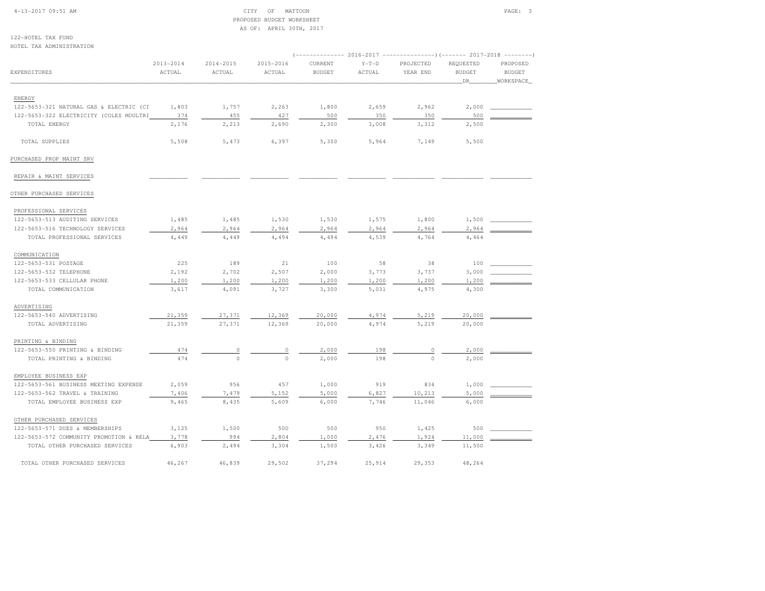CITY OF MATTOON
PROPOSED BUDGET WORKSHEET
AS OF: APRIL 30TH, 2017

122-HOTEL TAX FUND
HOTEL TAX ADMINISTRATION

| EXPENDITURES | 2013-2014 ACTUAL | 2014-2015 ACTUAL | 2015-2016 ACTUAL | 2016-2017 CURRENT BUDGET | 2016-2017 Y-T-D ACTUAL | 2016-2017 PROJECTED YEAR END | 2017-2018 REQUESTED BUDGET DR | 2017-2018 PROPOSED BUDGET WORKSPACE |
|---|---|---|---|---|---|---|---|---|
| ENERGY | | | | | | | | |
| 122-5653-321 NATURAL GAS & ELECTRIC (CI | 1,803 | 1,757 | 2,263 | 1,800 | 2,659 | 2,962 | 2,000 | |
| 122-5653-322 ELECTRICITY (COLES MOULTRI | 374 | 455 | 427 | 500 | 350 | 350 | 500 | |
| TOTAL ENERGY | 2,176 | 2,213 | 2,690 | 2,300 | 3,008 | 3,312 | 2,500 | |
| TOTAL SUPPLIES | 5,508 | 5,473 | 6,397 | 5,300 | 5,964 | 7,149 | 5,500 | |
| PURCHASED PROP MAINT SRV | | | | | | | | |
| REPAIR & MAINT SERVICES | | | | | | | | |
| OTHER PURCHASED SERVICES | | | | | | | | |
| PROFESSIONAL SERVICES | | | | | | | | |
| 122-5653-513 AUDITING SERVICES | 1,485 | 1,485 | 1,530 | 1,530 | 1,575 | 1,800 | 1,500 | |
| 122-5653-516 TECHNOLOGY SERVICES | 2,964 | 2,964 | 2,964 | 2,964 | 2,964 | 2,964 | 2,964 | |
| TOTAL PROFESSIONAL SERVICES | 4,449 | 4,449 | 4,494 | 4,494 | 4,539 | 4,764 | 4,464 | |
| COMMUNICATION | | | | | | | | |
| 122-5653-531 POSTAGE | 225 | 189 | 21 | 100 | 58 | 38 | 100 | |
| 122-5653-532 TELEPHONE | 2,192 | 2,702 | 2,507 | 2,000 | 3,773 | 3,737 | 3,000 | |
| 122-5653-533 CELLULAR PHONE | 1,200 | 1,200 | 1,200 | 1,200 | 1,200 | 1,200 | 1,200 | |
| TOTAL COMMUNICATION | 3,617 | 4,091 | 3,727 | 3,300 | 5,031 | 4,975 | 4,300 | |
| ADVERTISING | | | | | | | | |
| 122-5653-540 ADVERTISING | 21,359 | 27,371 | 12,369 | 20,000 | 4,974 | 5,219 | 20,000 | |
| TOTAL ADVERTISING | 21,359 | 27,371 | 12,369 | 20,000 | 4,974 | 5,219 | 20,000 | |
| PRINTING & BINDING | | | | | | | | |
| 122-5653-550 PRINTING & BINDING | 474 | 0 | 0 | 2,000 | 198 | 0 | 2,000 | |
| TOTAL PRINTING & BINDING | 474 | 0 | 0 | 2,000 | 198 | 0 | 2,000 | |
| EMPLOYEE BUSINESS EXP | | | | | | | | |
| 122-5653-561 BUSINESS MEETING EXPENSE | 2,059 | 956 | 457 | 1,000 | 919 | 834 | 1,000 | |
| 122-5653-562 TRAVEL & TRAINING | 7,406 | 7,479 | 5,152 | 5,000 | 6,827 | 10,213 | 5,000 | |
| TOTAL EMPLOYEE BUSINESS EXP | 9,465 | 8,435 | 5,609 | 6,000 | 7,746 | 11,046 | 6,000 | |
| OTHER PURCHASED SERVICES | | | | | | | | |
| 122-5653-571 DUES & MEMBERSHIPS | 3,125 | 1,500 | 500 | 500 | 950 | 1,425 | 500 | |
| 122-5653-572 COMMUNITY PROMOTION & RELA | 3,778 | 994 | 2,804 | 1,000 | 2,476 | 1,924 | 11,000 | |
| TOTAL OTHER PURCHASED SERVICES | 6,903 | 2,494 | 3,304 | 1,500 | 3,426 | 3,349 | 11,500 | |
| TOTAL OTHER PURCHASED SERVICES | 46,267 | 46,839 | 29,502 | 37,294 | 25,914 | 29,353 | 48,264 | |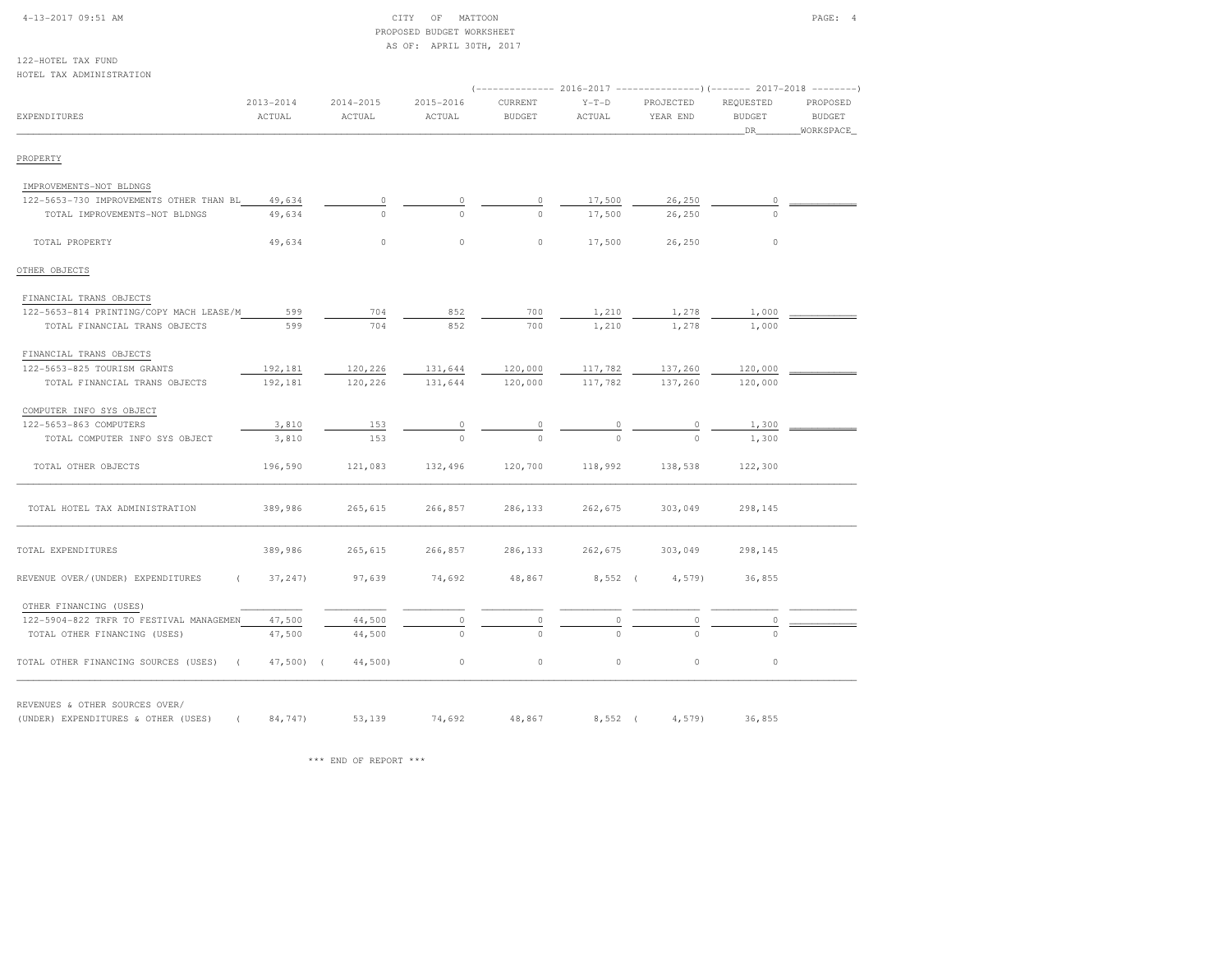CITY OF MATTOON
PROPOSED BUDGET WORKSHEET
AS OF: APRIL 30TH, 2017

122-HOTEL TAX FUND
HOTEL TAX ADMINISTRATION

| EXPENDITURES | 2013-2014 ACTUAL | 2014-2015 ACTUAL | 2015-2016 ACTUAL | 2016-2017 CURRENT BUDGET | 2016-2017 Y-T-D ACTUAL | 2016-2017 PROJECTED YEAR END | 2017-2018 REQUESTED BUDGET DR | 2017-2018 PROPOSED BUDGET WORKSPACE |
|---|---|---|---|---|---|---|---|---|
| PROPERTY | | | | | | | | |
| IMPROVEMENTS-NOT BLDNGS | | | | | | | | |
| 122-5653-730 IMPROVEMENTS OTHER THAN BL | 49,634 | 0 | 0 | 0 | 17,500 | 26,250 | 0 | |
| TOTAL IMPROVEMENTS-NOT BLDNGS | 49,634 | 0 | 0 | 0 | 17,500 | 26,250 | 0 | |
| TOTAL PROPERTY | 49,634 | 0 | 0 | 0 | 17,500 | 26,250 | 0 | |
| OTHER OBJECTS | | | | | | | | |
| FINANCIAL TRANS OBJECTS | | | | | | | | |
| 122-5653-814 PRINTING/COPY MACH LEASE/M | 599 | 704 | 852 | 700 | 1,210 | 1,278 | 1,000 | |
| TOTAL FINANCIAL TRANS OBJECTS | 599 | 704 | 852 | 700 | 1,210 | 1,278 | 1,000 | |
| FINANCIAL TRANS OBJECTS | | | | | | | | |
| 122-5653-825 TOURISM GRANTS | 192,181 | 120,226 | 131,644 | 120,000 | 117,782 | 137,260 | 120,000 | |
| TOTAL FINANCIAL TRANS OBJECTS | 192,181 | 120,226 | 131,644 | 120,000 | 117,782 | 137,260 | 120,000 | |
| COMPUTER INFO SYS OBJECT | | | | | | | | |
| 122-5653-863 COMPUTERS | 3,810 | 153 | 0 | 0 | 0 | 0 | 1,300 | |
| TOTAL COMPUTER INFO SYS OBJECT | 3,810 | 153 | 0 | 0 | 0 | 0 | 1,300 | |
| TOTAL OTHER OBJECTS | 196,590 | 121,083 | 132,496 | 120,700 | 118,992 | 138,538 | 122,300 | |
| TOTAL HOTEL TAX ADMINISTRATION | 389,986 | 265,615 | 266,857 | 286,133 | 262,675 | 303,049 | 298,145 | |
| TOTAL EXPENDITURES | 389,986 | 265,615 | 266,857 | 286,133 | 262,675 | 303,049 | 298,145 | |
| REVENUE OVER/(UNDER) EXPENDITURES | ( 37,247) | 97,639 | 74,692 | 48,867 | 8,552 | ( 4,579) | 36,855 | |
| OTHER FINANCING (USES) | | | | | | | | |
| 122-5904-822 TRFR TO FESTIVAL MANAGEMEN | 47,500 | 44,500 | 0 | 0 | 0 | 0 | 0 | |
| TOTAL OTHER FINANCING (USES) | 47,500 | 44,500 | 0 | 0 | 0 | 0 | 0 | |
| TOTAL OTHER FINANCING SOURCES (USES) | ( 47,500) | ( 44,500) | 0 | 0 | 0 | 0 | 0 | |
| REVENUES & OTHER SOURCES OVER/ (UNDER) EXPENDITURES & OTHER (USES) | ( 84,747) | 53,139 | 74,692 | 48,867 | 8,552 | ( 4,579) | 36,855 | |

*** END OF REPORT ***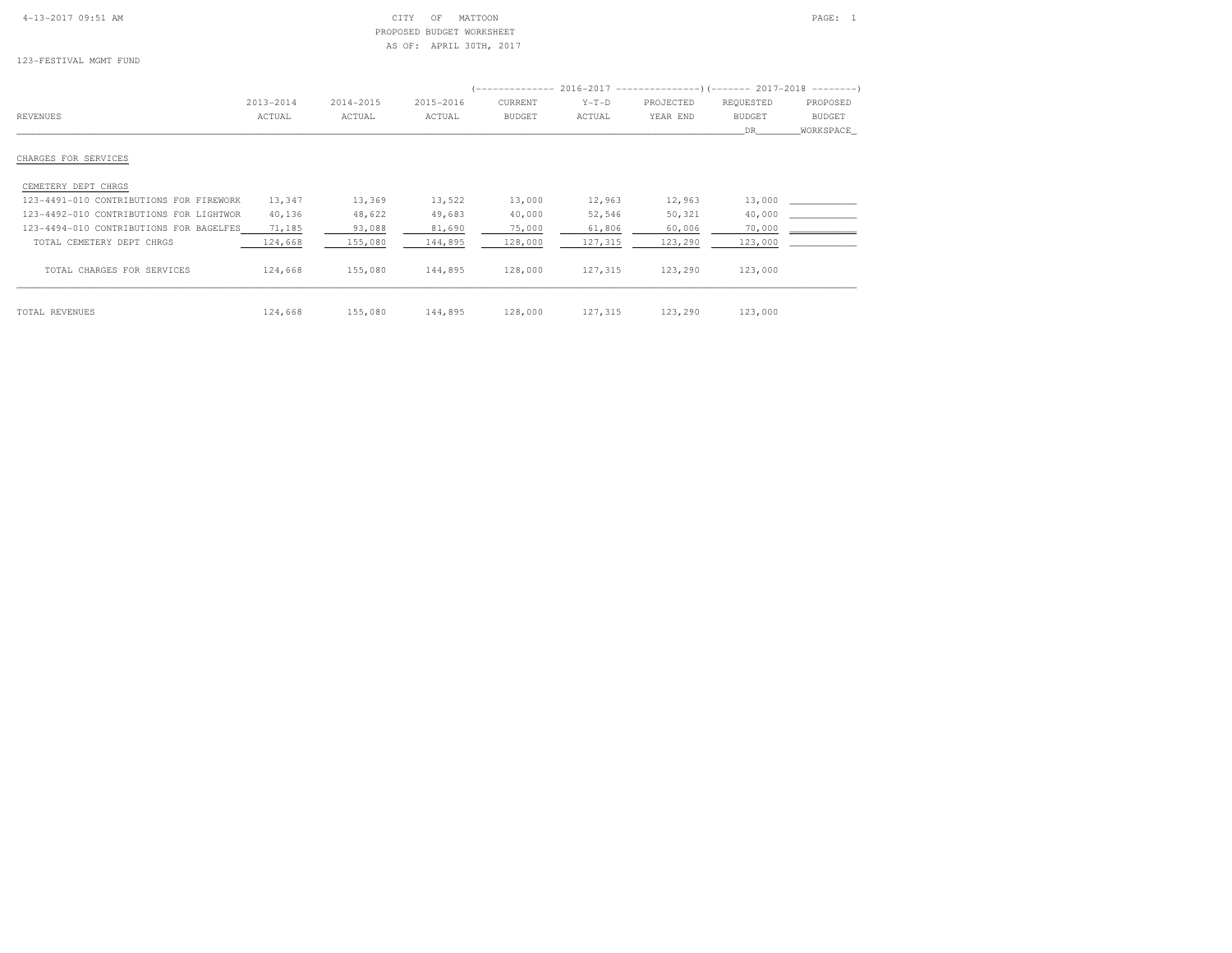CITY OF MATTOON
PROPOSED BUDGET WORKSHEET
AS OF: APRIL 30TH, 2017

123-FESTIVAL MGMT FUND

| REVENUES | 2013-2014 ACTUAL | 2014-2015 ACTUAL | 2015-2016 ACTUAL | 2016-2017 CURRENT BUDGET | 2016-2017 Y-T-D ACTUAL | 2016-2017 PROJECTED YEAR END | 2017-2018 REQUESTED BUDGET DR | 2017-2018 PROPOSED BUDGET WORKSPACE |
|---|---|---|---|---|---|---|---|---|
| CHARGES FOR SERVICES | | | | | | | | |
| CEMETERY DEPT CHRGS | | | | | | | | |
| 123-4491-010 CONTRIBUTIONS FOR FIREWORK | 13,347 | 13,369 | 13,522 | 13,000 | 12,963 | 12,963 | 13,000 | ____________ |
| 123-4492-010 CONTRIBUTIONS FOR LIGHTWOR | 40,136 | 48,622 | 49,683 | 40,000 | 52,546 | 50,321 | 40,000 | ____________ |
| 123-4494-010 CONTRIBUTIONS FOR BAGELFES | 71,185 | 93,088 | 81,690 | 75,000 | 61,806 | 60,006 | 70,000 | ____________ |
| TOTAL CEMETERY DEPT CHRGS | 124,668 | 155,080 | 144,895 | 128,000 | 127,315 | 123,290 | 123,000 | ____________ |
| TOTAL CHARGES FOR SERVICES | 124,668 | 155,080 | 144,895 | 128,000 | 127,315 | 123,290 | 123,000 | |
| TOTAL REVENUES | 124,668 | 155,080 | 144,895 | 128,000 | 127,315 | 123,290 | 123,000 | |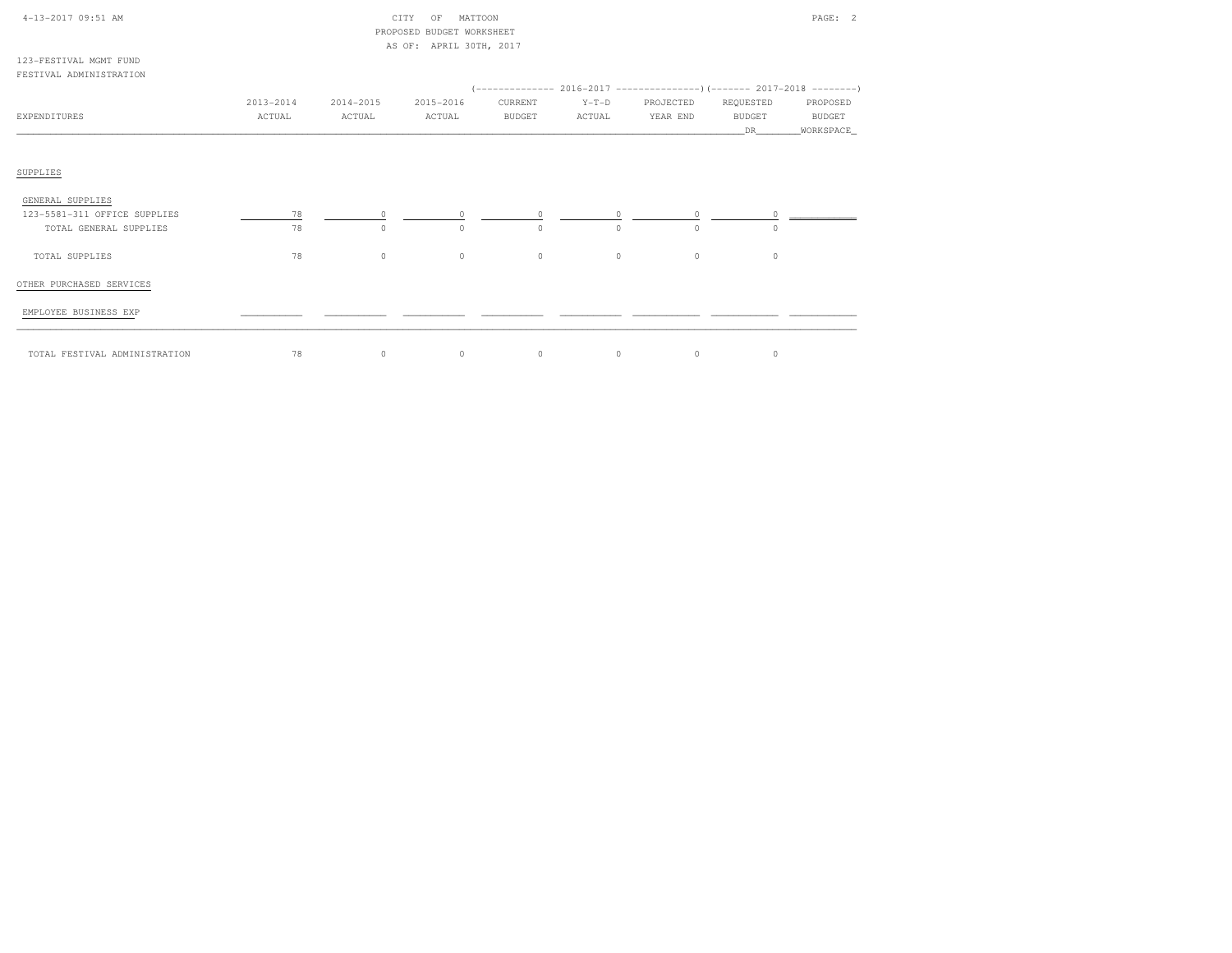CITY OF MATTOON
PROPOSED BUDGET WORKSHEET
AS OF: APRIL 30TH, 2017

123-FESTIVAL MGMT FUND
FESTIVAL ADMINISTRATION

| EXPENDITURES | 2013-2014 ACTUAL | 2014-2015 ACTUAL | 2015-2016 ACTUAL | 2016-2017 CURRENT BUDGET | 2016-2017 Y-T-D ACTUAL | 2016-2017 PROJECTED YEAR END | 2017-2018 REQUESTED BUDGET DR | 2017-2018 PROPOSED BUDGET WORKSPACE |
|---|---|---|---|---|---|---|---|---|
| SUPPLIES | | | | | | | | |
| GENERAL SUPPLIES | | | | | | | | |
| 123-5581-311 OFFICE SUPPLIES | 78 | 0 | 0 | 0 | 0 | 0 | 0 | |
| TOTAL GENERAL SUPPLIES | 78 | 0 | 0 | 0 | 0 | 0 | 0 | |
| TOTAL SUPPLIES | 78 | 0 | 0 | 0 | 0 | 0 | 0 | |
| OTHER PURCHASED SERVICES | | | | | | | | |
| EMPLOYEE BUSINESS EXP | | | | | | | | |
| TOTAL FESTIVAL ADMINISTRATION | 78 | 0 | 0 | 0 | 0 | 0 | 0 | |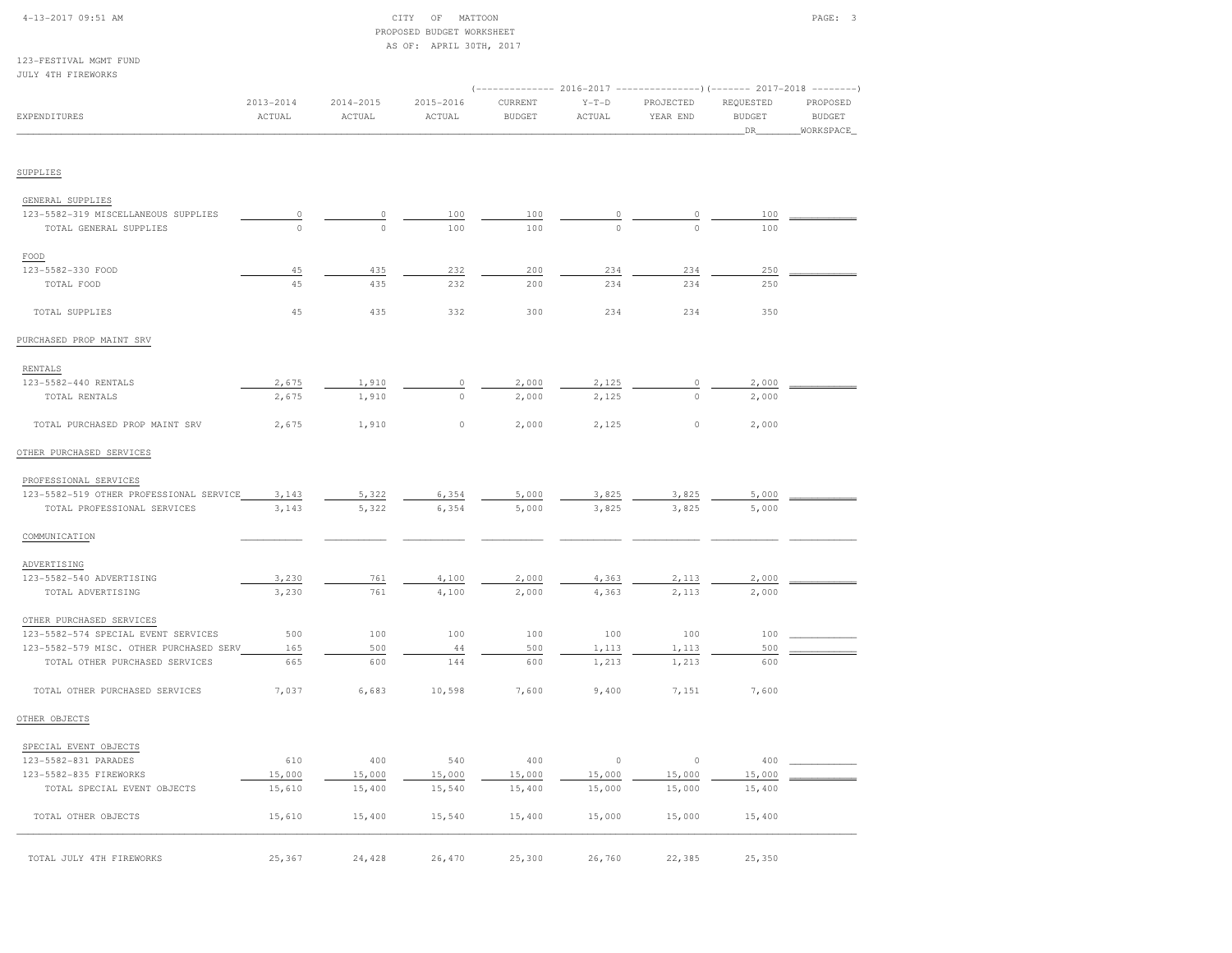CITY OF MATTOON
PROPOSED BUDGET WORKSHEET
AS OF: APRIL 30TH, 2017

123-FESTIVAL MGMT FUND
JULY 4TH FIREWORKS

| EXPENDITURES | 2013-2014 ACTUAL | 2014-2015 ACTUAL | 2015-2016 ACTUAL | 2016-2017 CURRENT BUDGET | 2016-2017 Y-T-D ACTUAL | 2016-2017 PROJECTED YEAR END | 2017-2018 REQUESTED BUDGET DR | 2017-2018 PROPOSED BUDGET WORKSPACE |
|---|---|---|---|---|---|---|---|---|
| SUPPLIES | | | | | | | | |
| GENERAL SUPPLIES | | | | | | | | |
| 123-5582-319 MISCELLANEOUS SUPPLIES | 0 | 0 | 100 | 100 | 0 | 0 | 100 | |
| TOTAL GENERAL SUPPLIES | 0 | 0 | 100 | 100 | 0 | 0 | 100 | |
| FOOD | | | | | | | | |
| 123-5582-330 FOOD | 45 | 435 | 232 | 200 | 234 | 234 | 250 | |
| TOTAL FOOD | 45 | 435 | 232 | 200 | 234 | 234 | 250 | |
| TOTAL SUPPLIES | 45 | 435 | 332 | 300 | 234 | 234 | 350 | |
| PURCHASED PROP MAINT SRV | | | | | | | | |
| RENTALS | | | | | | | | |
| 123-5582-440 RENTALS | 2,675 | 1,910 | 0 | 2,000 | 2,125 | 0 | 2,000 | |
| TOTAL RENTALS | 2,675 | 1,910 | 0 | 2,000 | 2,125 | 0 | 2,000 | |
| TOTAL PURCHASED PROP MAINT SRV | 2,675 | 1,910 | 0 | 2,000 | 2,125 | 0 | 2,000 | |
| OTHER PURCHASED SERVICES | | | | | | | | |
| PROFESSIONAL SERVICES | | | | | | | | |
| 123-5582-519 OTHER PROFESSIONAL SERVICE | 3,143 | 5,322 | 6,354 | 5,000 | 3,825 | 3,825 | 5,000 | |
| TOTAL PROFESSIONAL SERVICES | 3,143 | 5,322 | 6,354 | 5,000 | 3,825 | 3,825 | 5,000 | |
| COMMUNICATION | | | | | | | | |
| ADVERTISING | | | | | | | | |
| 123-5582-540 ADVERTISING | 3,230 | 761 | 4,100 | 2,000 | 4,363 | 2,113 | 2,000 | |
| TOTAL ADVERTISING | 3,230 | 761 | 4,100 | 2,000 | 4,363 | 2,113 | 2,000 | |
| OTHER PURCHASED SERVICES | | | | | | | | |
| 123-5582-574 SPECIAL EVENT SERVICES | 500 | 100 | 100 | 100 | 100 | 100 | 100 | |
| 123-5582-579 MISC. OTHER PURCHASED SERV | 165 | 500 | 44 | 500 | 1,113 | 1,113 | 500 | |
| TOTAL OTHER PURCHASED SERVICES | 665 | 600 | 144 | 600 | 1,213 | 1,213 | 600 | |
| TOTAL OTHER PURCHASED SERVICES | 7,037 | 6,683 | 10,598 | 7,600 | 9,400 | 7,151 | 7,600 | |
| OTHER OBJECTS | | | | | | | | |
| SPECIAL EVENT OBJECTS | | | | | | | | |
| 123-5582-831 PARADES | 610 | 400 | 540 | 400 | 0 | 0 | 400 | |
| 123-5582-835 FIREWORKS | 15,000 | 15,000 | 15,000 | 15,000 | 15,000 | 15,000 | 15,000 | |
| TOTAL SPECIAL EVENT OBJECTS | 15,610 | 15,400 | 15,540 | 15,400 | 15,000 | 15,000 | 15,400 | |
| TOTAL OTHER OBJECTS | 15,610 | 15,400 | 15,540 | 15,400 | 15,000 | 15,000 | 15,400 | |
| TOTAL JULY 4TH FIREWORKS | 25,367 | 24,428 | 26,470 | 25,300 | 26,760 | 22,385 | 25,350 | |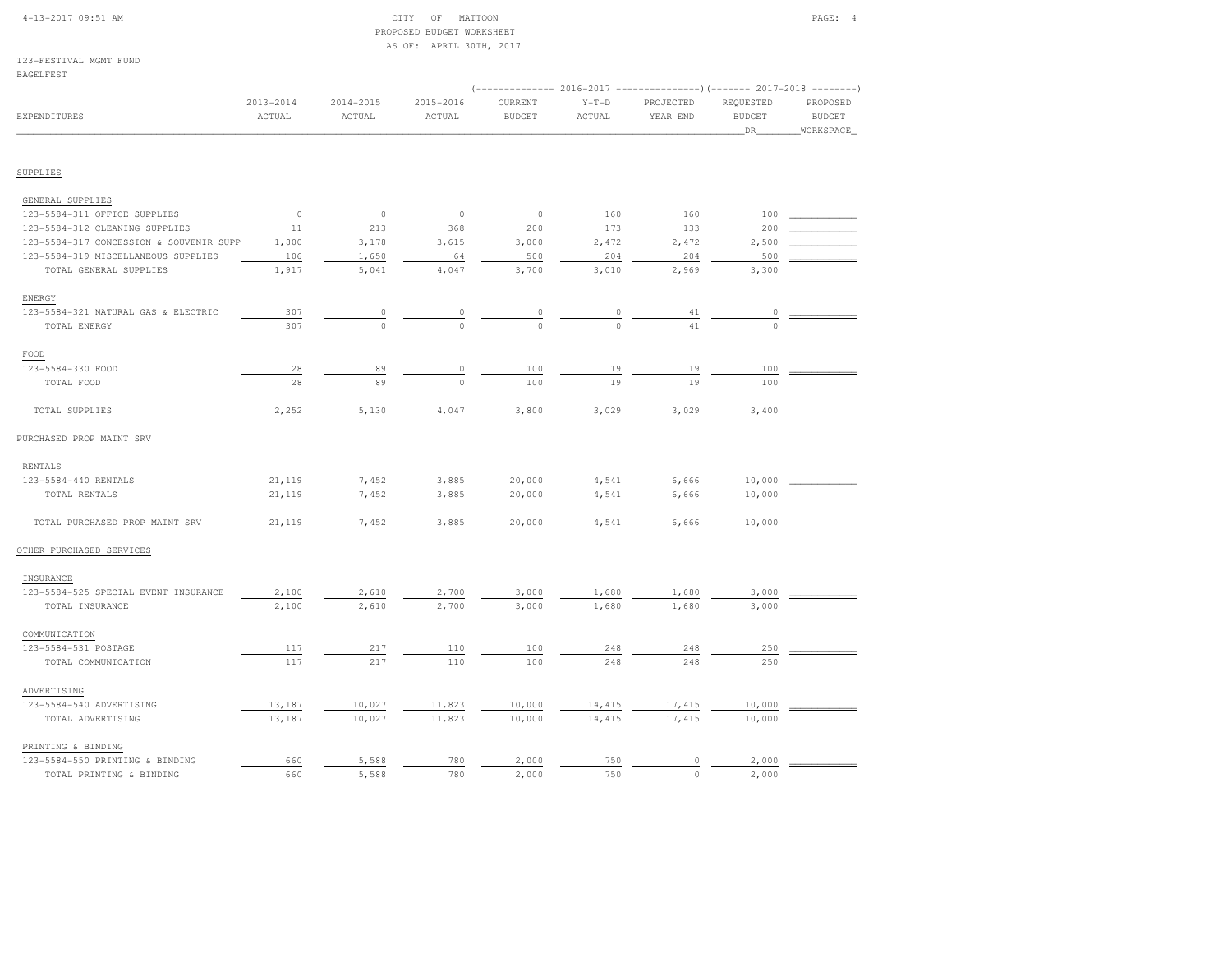CITY OF MATTOON
PROPOSED BUDGET WORKSHEET
AS OF: APRIL 30TH, 2017

123-FESTIVAL MGMT FUND
BAGELFEST

| EXPENDITURES | 2013-2014 ACTUAL | 2014-2015 ACTUAL | 2015-2016 ACTUAL | 2016-2017 CURRENT BUDGET | 2016-2017 Y-T-D ACTUAL | 2016-2017 PROJECTED YEAR END | 2017-2018 REQUESTED BUDGET DR | 2017-2018 PROPOSED BUDGET WORKSPACE |
|---|---|---|---|---|---|---|---|---|
| **SUPPLIES** | | | | | | | | |
| GENERAL SUPPLIES | | | | | | | | |
| 123-5584-311 OFFICE SUPPLIES | 0 | 0 | 0 | 0 | 160 | 160 | 100 | |
| 123-5584-312 CLEANING SUPPLIES | 11 | 213 | 368 | 200 | 173 | 133 | 200 | |
| 123-5584-317 CONCESSION & SOUVENIR SUPP | 1,800 | 3,178 | 3,615 | 3,000 | 2,472 | 2,472 | 2,500 | |
| 123-5584-319 MISCELLANEOUS SUPPLIES | 106 | 1,650 | 64 | 500 | 204 | 204 | 500 | |
| TOTAL GENERAL SUPPLIES | 1,917 | 5,041 | 4,047 | 3,700 | 3,010 | 2,969 | 3,300 | |
| ENERGY | | | | | | | | |
| 123-5584-321 NATURAL GAS & ELECTRIC | 307 | 0 | 0 | 0 | 0 | 41 | 0 | |
| TOTAL ENERGY | 307 | 0 | 0 | 0 | 0 | 41 | 0 | |
| FOOD | | | | | | | | |
| 123-5584-330 FOOD | 28 | 89 | 0 | 100 | 19 | 19 | 100 | |
| TOTAL FOOD | 28 | 89 | 0 | 100 | 19 | 19 | 100 | |
| TOTAL SUPPLIES | 2,252 | 5,130 | 4,047 | 3,800 | 3,029 | 3,029 | 3,400 | |
| **PURCHASED PROP MAINT SRV** | | | | | | | | |
| RENTALS | | | | | | | | |
| 123-5584-440 RENTALS | 21,119 | 7,452 | 3,885 | 20,000 | 4,541 | 6,666 | 10,000 | |
| TOTAL RENTALS | 21,119 | 7,452 | 3,885 | 20,000 | 4,541 | 6,666 | 10,000 | |
| TOTAL PURCHASED PROP MAINT SRV | 21,119 | 7,452 | 3,885 | 20,000 | 4,541 | 6,666 | 10,000 | |
| **OTHER PURCHASED SERVICES** | | | | | | | | |
| INSURANCE | | | | | | | | |
| 123-5584-525 SPECIAL EVENT INSURANCE | 2,100 | 2,610 | 2,700 | 3,000 | 1,680 | 1,680 | 3,000 | |
| TOTAL INSURANCE | 2,100 | 2,610 | 2,700 | 3,000 | 1,680 | 1,680 | 3,000 | |
| COMMUNICATION | | | | | | | | |
| 123-5584-531 POSTAGE | 117 | 217 | 110 | 100 | 248 | 248 | 250 | |
| TOTAL COMMUNICATION | 117 | 217 | 110 | 100 | 248 | 248 | 250 | |
| ADVERTISING | | | | | | | | |
| 123-5584-540 ADVERTISING | 13,187 | 10,027 | 11,823 | 10,000 | 14,415 | 17,415 | 10,000 | |
| TOTAL ADVERTISING | 13,187 | 10,027 | 11,823 | 10,000 | 14,415 | 17,415 | 10,000 | |
| PRINTING & BINDING | | | | | | | | |
| 123-5584-550 PRINTING & BINDING | 660 | 5,588 | 780 | 2,000 | 750 | 0 | 2,000 | |
| TOTAL PRINTING & BINDING | 660 | 5,588 | 780 | 2,000 | 750 | 0 | 2,000 | |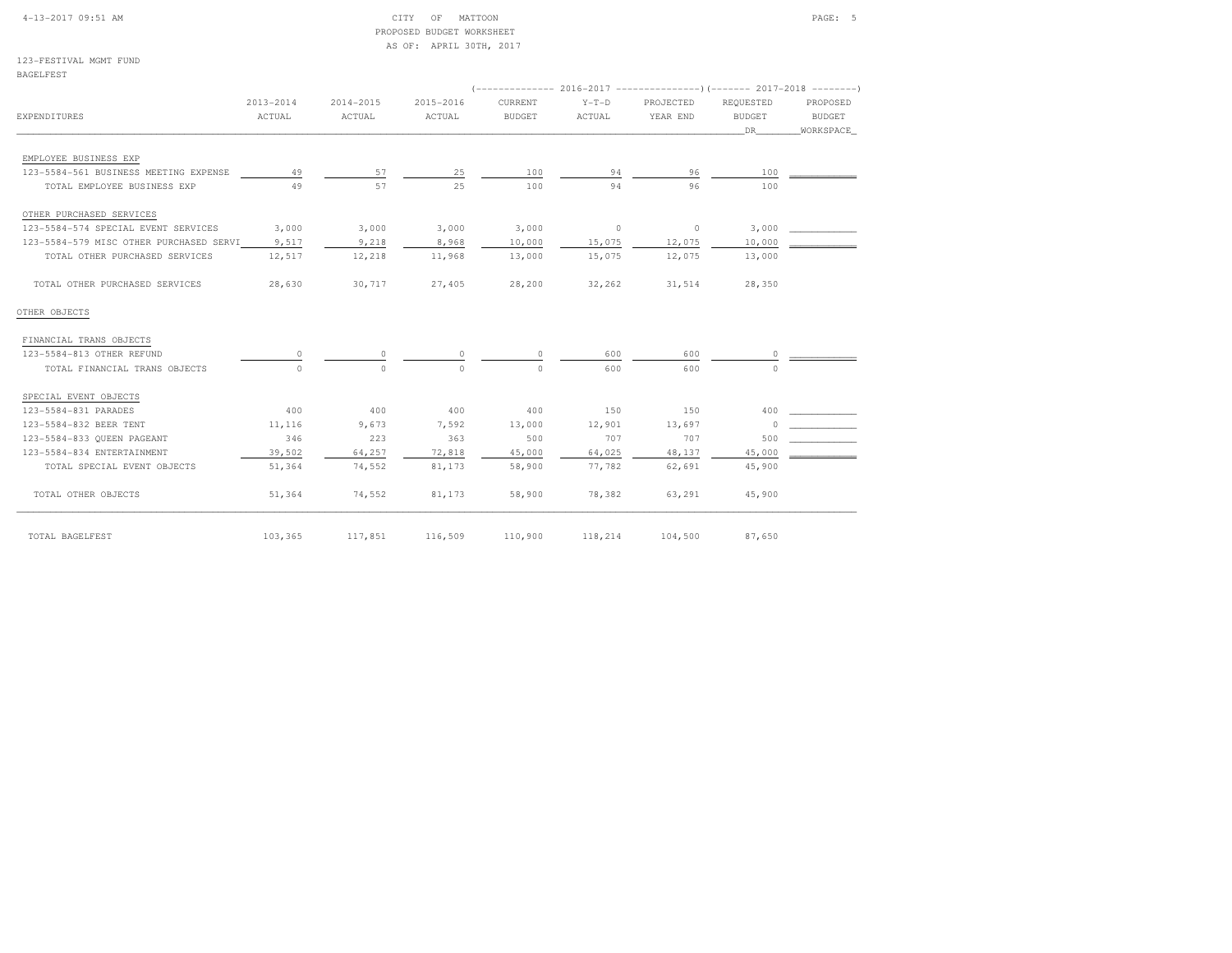CITY OF MATTOON
PROPOSED BUDGET WORKSHEET
AS OF: APRIL 30TH, 2017

123-FESTIVAL MGMT FUND
BAGELFEST

| EXPENDITURES | 2013-2014 ACTUAL | 2014-2015 ACTUAL | 2015-2016 ACTUAL | 2016-2017 CURRENT BUDGET | 2016-2017 Y-T-D ACTUAL | 2016-2017 PROJECTED YEAR END | 2017-2018 REQUESTED BUDGET DR | 2017-2018 PROPOSED BUDGET WORKSPACE |
|---|---|---|---|---|---|---|---|---|
| EMPLOYEE BUSINESS EXP | | | | | | | | |
| 123-5584-561 BUSINESS MEETING EXPENSE | 49 | 57 | 25 | 100 | 94 | 96 | 100 | |
| TOTAL EMPLOYEE BUSINESS EXP | 49 | 57 | 25 | 100 | 94 | 96 | 100 | |
| OTHER PURCHASED SERVICES | | | | | | | | |
| 123-5584-574 SPECIAL EVENT SERVICES | 3,000 | 3,000 | 3,000 | 3,000 | 0 | 0 | 3,000 | |
| 123-5584-579 MISC OTHER PURCHASED SERVI | 9,517 | 9,218 | 8,968 | 10,000 | 15,075 | 12,075 | 10,000 | |
| TOTAL OTHER PURCHASED SERVICES | 12,517 | 12,218 | 11,968 | 13,000 | 15,075 | 12,075 | 13,000 | |
| TOTAL OTHER PURCHASED SERVICES | 28,630 | 30,717 | 27,405 | 28,200 | 32,262 | 31,514 | 28,350 | |
| OTHER OBJECTS | | | | | | | | |
| FINANCIAL TRANS OBJECTS | | | | | | | | |
| 123-5584-813 OTHER REFUND | 0 | 0 | 0 | 0 | 600 | 600 | 0 | |
| TOTAL FINANCIAL TRANS OBJECTS | 0 | 0 | 0 | 0 | 600 | 600 | 0 | |
| SPECIAL EVENT OBJECTS | | | | | | | | |
| 123-5584-831 PARADES | 400 | 400 | 400 | 400 | 150 | 150 | 400 | |
| 123-5584-832 BEER TENT | 11,116 | 9,673 | 7,592 | 13,000 | 12,901 | 13,697 | 0 | |
| 123-5584-833 QUEEN PAGEANT | 346 | 223 | 363 | 500 | 707 | 707 | 500 | |
| 123-5584-834 ENTERTAINMENT | 39,502 | 64,257 | 72,818 | 45,000 | 64,025 | 48,137 | 45,000 | |
| TOTAL SPECIAL EVENT OBJECTS | 51,364 | 74,552 | 81,173 | 58,900 | 77,782 | 62,691 | 45,900 | |
| TOTAL OTHER OBJECTS | 51,364 | 74,552 | 81,173 | 58,900 | 78,382 | 63,291 | 45,900 | |
| TOTAL BAGELFEST | 103,365 | 117,851 | 116,509 | 110,900 | 118,214 | 104,500 | 87,650 | |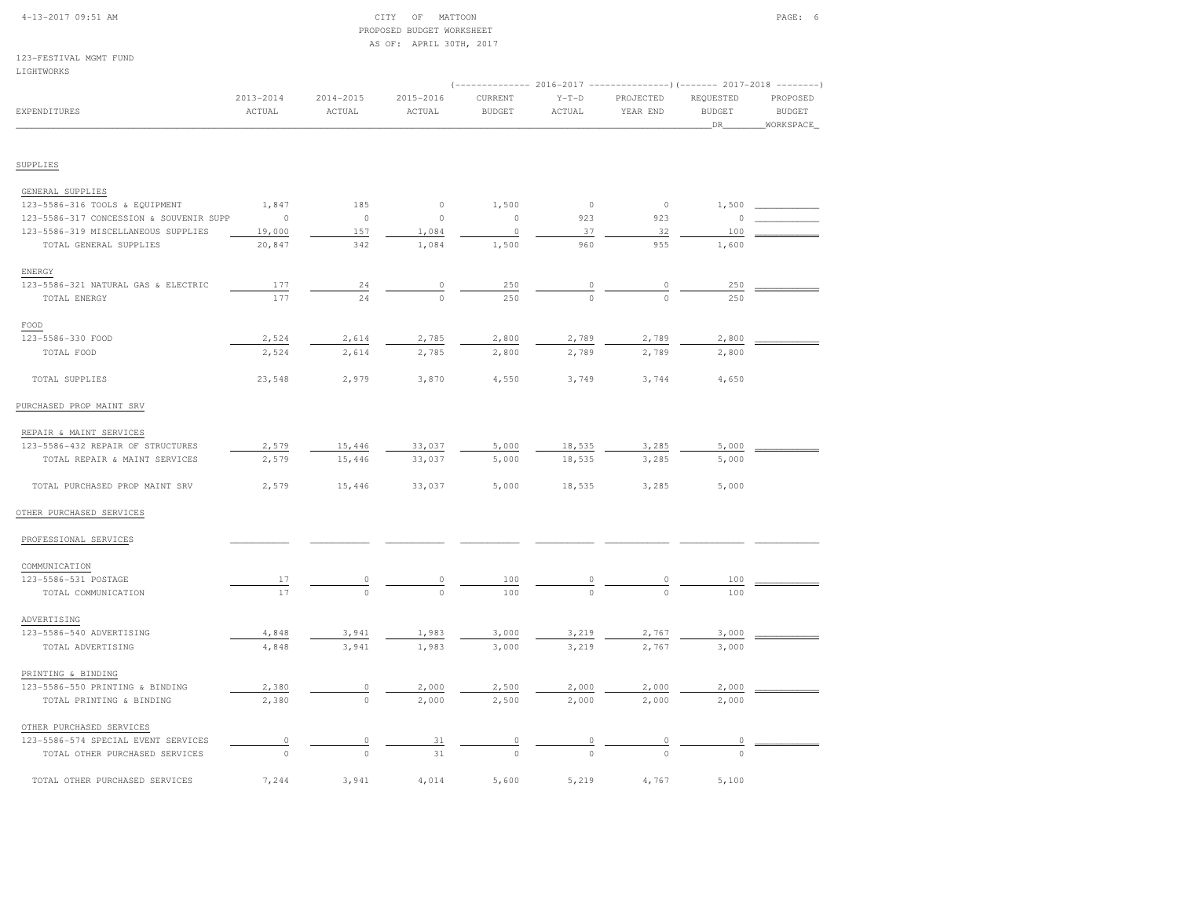CITY OF MATTOON
PROPOSED BUDGET WORKSHEET
AS OF: APRIL 30TH, 2017

4-13-2017 09:51 AM

123-FESTIVAL MGMT FUND
LIGHTWORKS

| EXPENDITURES | 2013-2014 ACTUAL | 2014-2015 ACTUAL | 2015-2016 ACTUAL | 2016-2017 CURRENT BUDGET | 2016-2017 Y-T-D ACTUAL | 2016-2017 PROJECTED YEAR END | 2017-2018 REQUESTED BUDGET DR | 2017-2018 PROPOSED BUDGET WORKSPACE |
|---|---|---|---|---|---|---|---|---|
| **SUPPLIES** | | | | | | | | |
| GENERAL SUPPLIES | | | | | | | | |
| 123-5586-316 TOOLS & EQUIPMENT | 1,847 | 185 | 0 | 1,500 | 0 | 0 | 1,500 | |
| 123-5586-317 CONCESSION & SOUVENIR SUPP | 0 | 0 | 0 | 0 | 923 | 923 | 0 | |
| 123-5586-319 MISCELLANEOUS SUPPLIES | 19,000 | 157 | 1,084 | 0 | 37 | 32 | 100 | |
| TOTAL GENERAL SUPPLIES | 20,847 | 342 | 1,084 | 1,500 | 960 | 955 | 1,600 | |
| ENERGY | | | | | | | | |
| 123-5586-321 NATURAL GAS & ELECTRIC | 177 | 24 | 0 | 250 | 0 | 0 | 250 | |
| TOTAL ENERGY | 177 | 24 | 0 | 250 | 0 | 0 | 250 | |
| FOOD | | | | | | | | |
| 123-5586-330 FOOD | 2,524 | 2,614 | 2,785 | 2,800 | 2,789 | 2,789 | 2,800 | |
| TOTAL FOOD | 2,524 | 2,614 | 2,785 | 2,800 | 2,789 | 2,789 | 2,800 | |
| TOTAL SUPPLIES | 23,548 | 2,979 | 3,870 | 4,550 | 3,749 | 3,744 | 4,650 | |
| **PURCHASED PROP MAINT SRV** | | | | | | | | |
| REPAIR & MAINT SERVICES | | | | | | | | |
| 123-5586-432 REPAIR OF STRUCTURES | 2,579 | 15,446 | 33,037 | 5,000 | 18,535 | 3,285 | 5,000 | |
| TOTAL REPAIR & MAINT SERVICES | 2,579 | 15,446 | 33,037 | 5,000 | 18,535 | 3,285 | 5,000 | |
| TOTAL PURCHASED PROP MAINT SRV | 2,579 | 15,446 | 33,037 | 5,000 | 18,535 | 3,285 | 5,000 | |
| **OTHER PURCHASED SERVICES** | | | | | | | | |
| PROFESSIONAL SERVICES | | | | | | | | |
| COMMUNICATION | | | | | | | | |
| 123-5586-531 POSTAGE | 17 | 0 | 0 | 100 | 0 | 0 | 100 | |
| TOTAL COMMUNICATION | 17 | 0 | 0 | 100 | 0 | 0 | 100 | |
| ADVERTISING | | | | | | | | |
| 123-5586-540 ADVERTISING | 4,848 | 3,941 | 1,983 | 3,000 | 3,219 | 2,767 | 3,000 | |
| TOTAL ADVERTISING | 4,848 | 3,941 | 1,983 | 3,000 | 3,219 | 2,767 | 3,000 | |
| PRINTING & BINDING | | | | | | | | |
| 123-5586-550 PRINTING & BINDING | 2,380 | 0 | 2,000 | 2,500 | 2,000 | 2,000 | 2,000 | |
| TOTAL PRINTING & BINDING | 2,380 | 0 | 2,000 | 2,500 | 2,000 | 2,000 | 2,000 | |
| OTHER PURCHASED SERVICES | | | | | | | | |
| 123-5586-574 SPECIAL EVENT SERVICES | 0 | 0 | 31 | 0 | 0 | 0 | 0 | |
| TOTAL OTHER PURCHASED SERVICES | 0 | 0 | 31 | 0 | 0 | 0 | 0 | |
| TOTAL OTHER PURCHASED SERVICES | 7,244 | 3,941 | 4,014 | 5,600 | 5,219 | 4,767 | 5,100 | |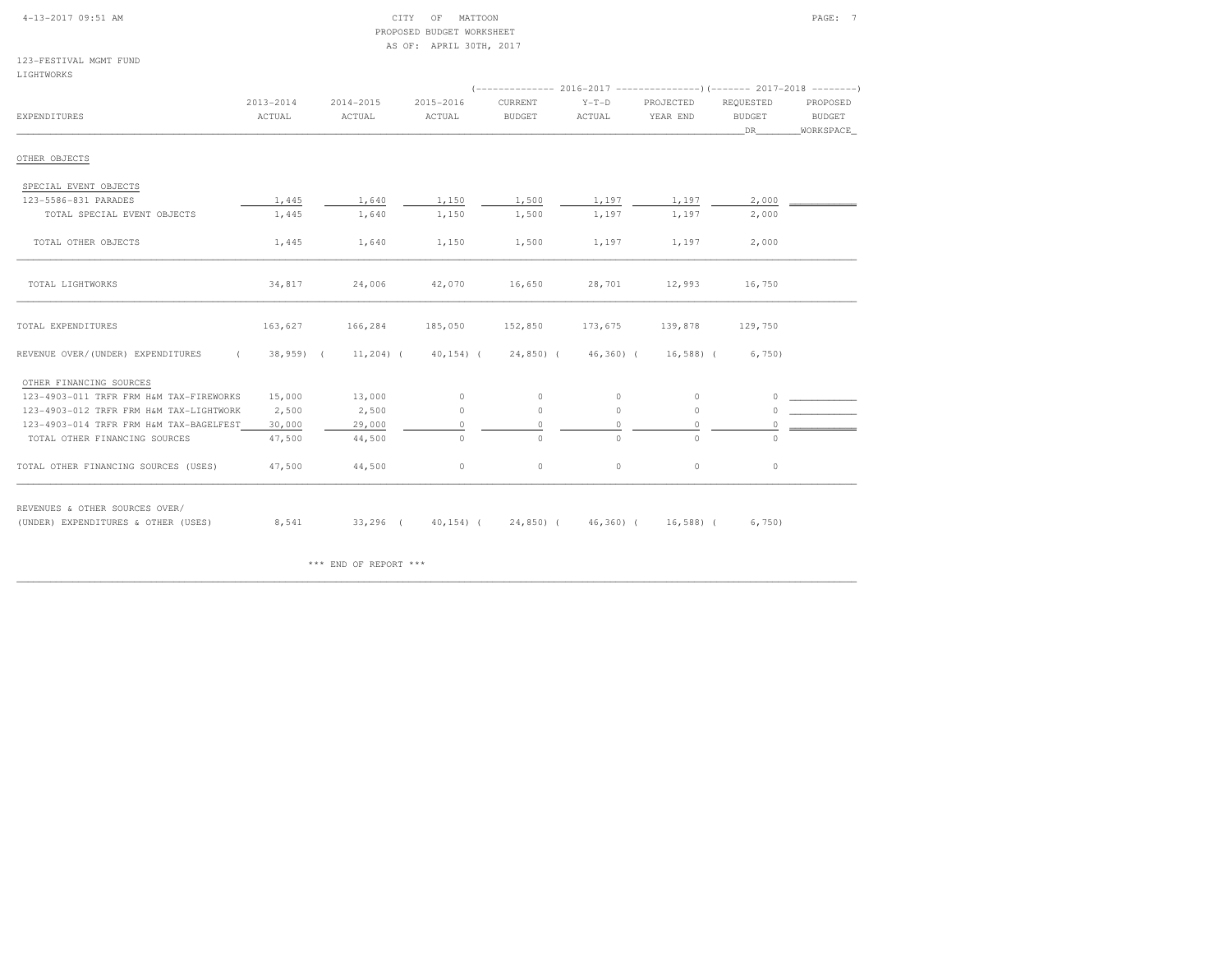CITY OF MATTOON
PROPOSED BUDGET WORKSHEET
AS OF: APRIL 30TH, 2017

123-FESTIVAL MGMT FUND
LIGHTWORKS

| EXPENDITURES | 2013-2014 ACTUAL | 2014-2015 ACTUAL | 2015-2016 ACTUAL | 2016-2017 CURRENT BUDGET | 2016-2017 Y-T-D ACTUAL | 2016-2017 PROJECTED YEAR END | 2017-2018 REQUESTED BUDGET DR | 2017-2018 PROPOSED BUDGET WORKSPACE |
|---|---|---|---|---|---|---|---|---|
| OTHER OBJECTS | | | | | | | | |
| SPECIAL EVENT OBJECTS | | | | | | | | |
| 123-5586-831 PARADES | 1,445 | 1,640 | 1,150 | 1,500 | 1,197 | 1,197 | 2,000 | |
| TOTAL SPECIAL EVENT OBJECTS | 1,445 | 1,640 | 1,150 | 1,500 | 1,197 | 1,197 | 2,000 | |
| TOTAL OTHER OBJECTS | 1,445 | 1,640 | 1,150 | 1,500 | 1,197 | 1,197 | 2,000 | |
| TOTAL LIGHTWORKS | 34,817 | 24,006 | 42,070 | 16,650 | 28,701 | 12,993 | 16,750 | |
| TOTAL EXPENDITURES | 163,627 | 166,284 | 185,050 | 152,850 | 173,675 | 139,878 | 129,750 | |
| REVENUE OVER/(UNDER) EXPENDITURES | ( 38,959) | ( 11,204) | ( 40,154) | ( 24,850) | ( 46,360) | ( 16,588) | ( 6,750) | |
| OTHER FINANCING SOURCES | | | | | | | | |
| 123-4903-011 TRFR FRM H&M TAX-FIREWORKS | 15,000 | 13,000 | 0 | 0 | 0 | 0 | 0 | |
| 123-4903-012 TRFR FRM H&M TAX-LIGHTWORK | 2,500 | 2,500 | 0 | 0 | 0 | 0 | 0 | |
| 123-4903-014 TRFR FRM H&M TAX-BAGELFEST | 30,000 | 29,000 | 0 | 0 | 0 | 0 | 0 | |
| TOTAL OTHER FINANCING SOURCES | 47,500 | 44,500 | 0 | 0 | 0 | 0 | 0 | |
| TOTAL OTHER FINANCING SOURCES (USES) | 47,500 | 44,500 | 0 | 0 | 0 | 0 | 0 | |
| REVENUES & OTHER SOURCES OVER/ (UNDER) EXPENDITURES & OTHER (USES) | 8,541 | 33,296 | ( 40,154) | ( 24,850) | ( 46,360) | ( 16,588) | ( 6,750) | |

*** END OF REPORT ***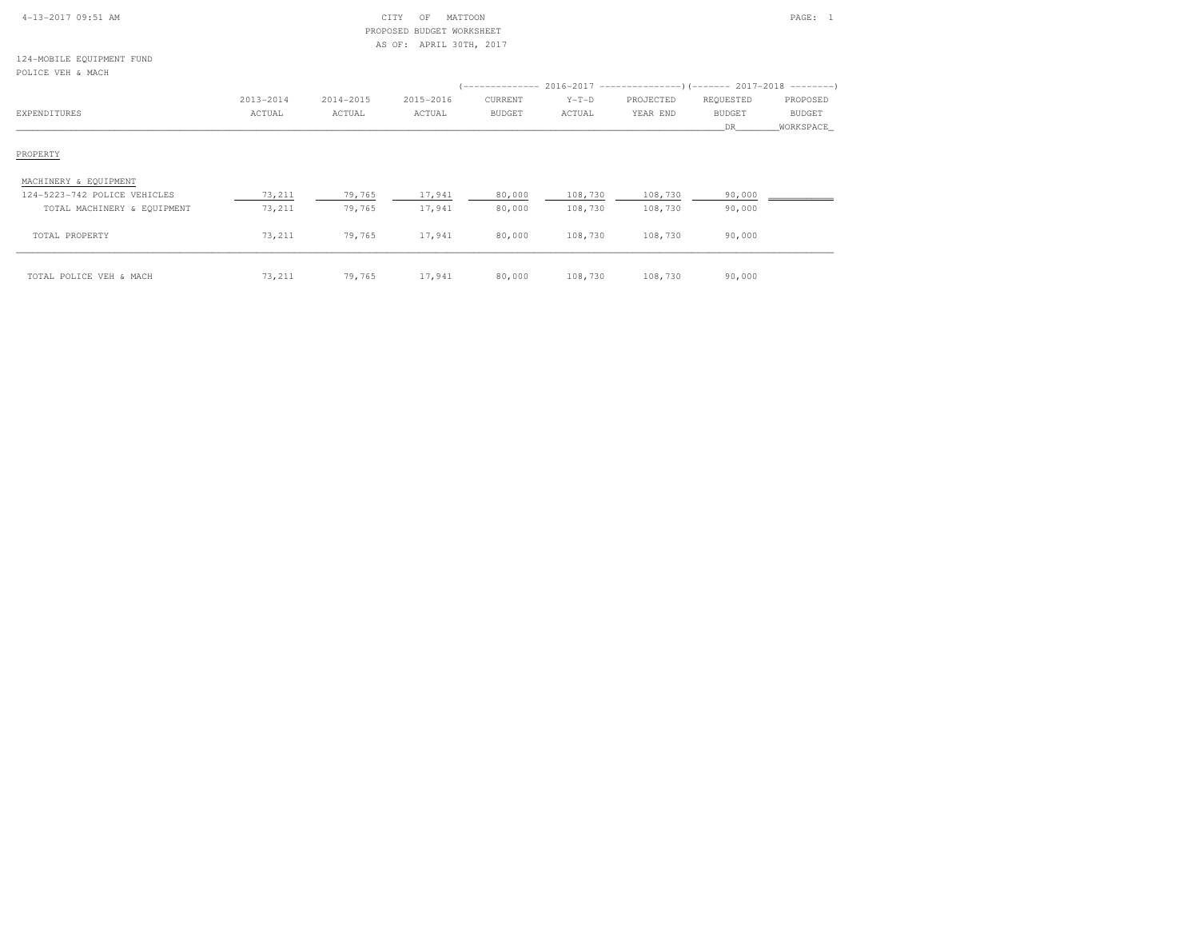CITY OF MATTOON
PROPOSED BUDGET WORKSHEET
AS OF: APRIL 30TH, 2017

124-MOBILE EQUIPMENT FUND
POLICE VEH & MACH

| | | | | 2016-2017 | | | 2017-2018 | |
|---|---|---|---|---|---|---|---|---|
| EXPENDITURES | 2013-2014 ACTUAL | 2014-2015 ACTUAL | 2015-2016 ACTUAL | CURRENT BUDGET | Y-T-D ACTUAL | PROJECTED YEAR END | REQUESTED BUDGET DR | PROPOSED BUDGET WORKSPACE |
| PROPERTY | | | | | | | | |
| MACHINERY & EQUIPMENT | | | | | | | | |
| 124-5223-742 POLICE VEHICLES | 73,211 | 79,765 | 17,941 | 80,000 | 108,730 | 108,730 | 90,000 | |
| TOTAL MACHINERY & EQUIPMENT | 73,211 | 79,765 | 17,941 | 80,000 | 108,730 | 108,730 | 90,000 | |
| TOTAL PROPERTY | 73,211 | 79,765 | 17,941 | 80,000 | 108,730 | 108,730 | 90,000 | |
| TOTAL POLICE VEH & MACH | 73,211 | 79,765 | 17,941 | 80,000 | 108,730 | 108,730 | 90,000 | |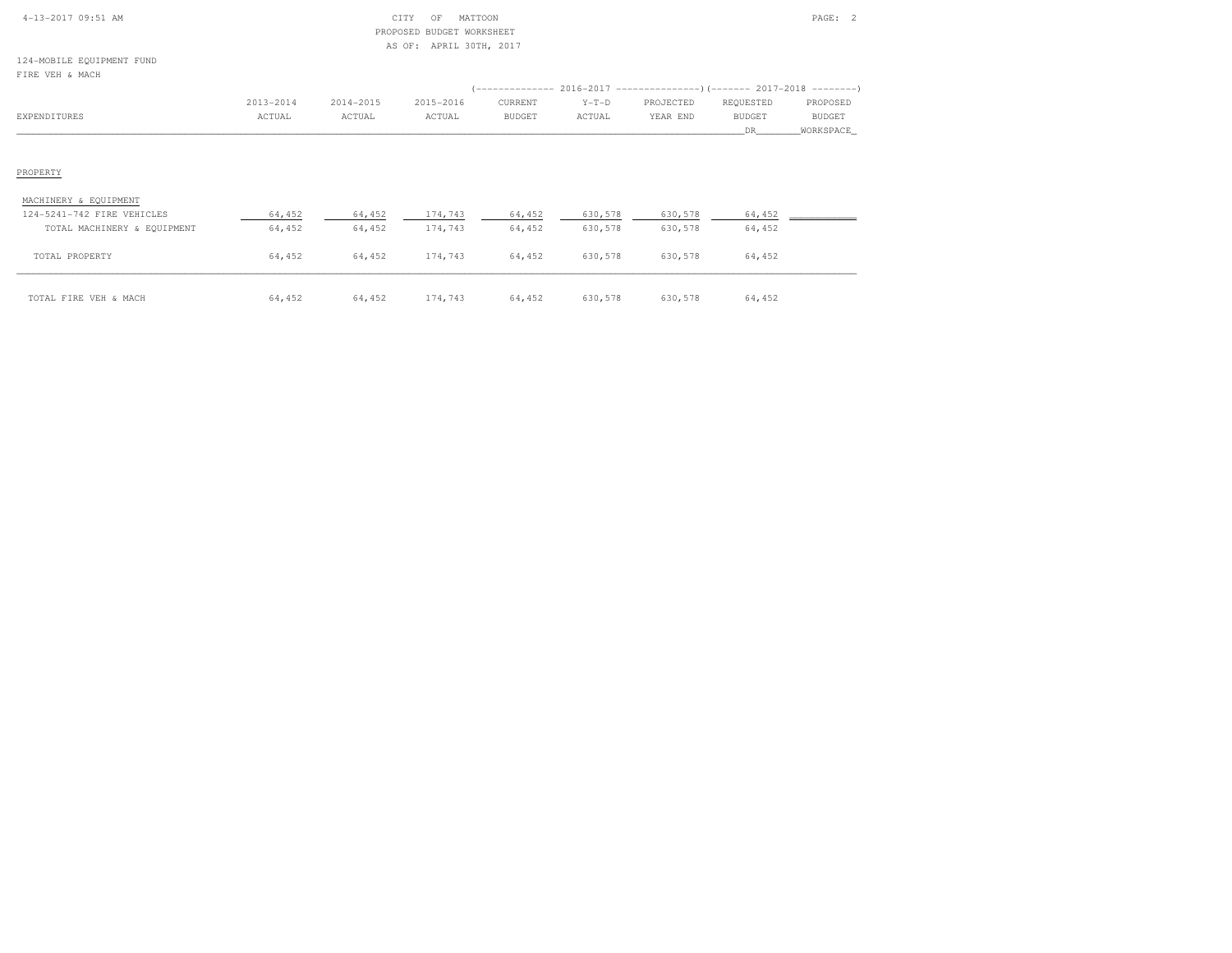CITY OF MATTOON
PROPOSED BUDGET WORKSHEET
AS OF: APRIL 30TH, 2017

124-MOBILE EQUIPMENT FUND
FIRE VEH & MACH

| EXPENDITURES | 2013-2014 ACTUAL | 2014-2015 ACTUAL | 2015-2016 ACTUAL | 2016-2017 CURRENT BUDGET | 2016-2017 Y-T-D ACTUAL | 2016-2017 PROJECTED YEAR END | 2017-2018 REQUESTED BUDGET DR | 2017-2018 PROPOSED BUDGET WORKSPACE |
|---|---|---|---|---|---|---|---|---|
| PROPERTY | | | | | | | | |
| MACHINERY & EQUIPMENT | | | | | | | | |
| 124-5241-742 FIRE VEHICLES | 64,452 | 64,452 | 174,743 | 64,452 | 630,578 | 630,578 | 64,452 | |
| TOTAL MACHINERY & EQUIPMENT | 64,452 | 64,452 | 174,743 | 64,452 | 630,578 | 630,578 | 64,452 | |
| TOTAL PROPERTY | 64,452 | 64,452 | 174,743 | 64,452 | 630,578 | 630,578 | 64,452 | |
| TOTAL FIRE VEH & MACH | 64,452 | 64,452 | 174,743 | 64,452 | 630,578 | 630,578 | 64,452 | |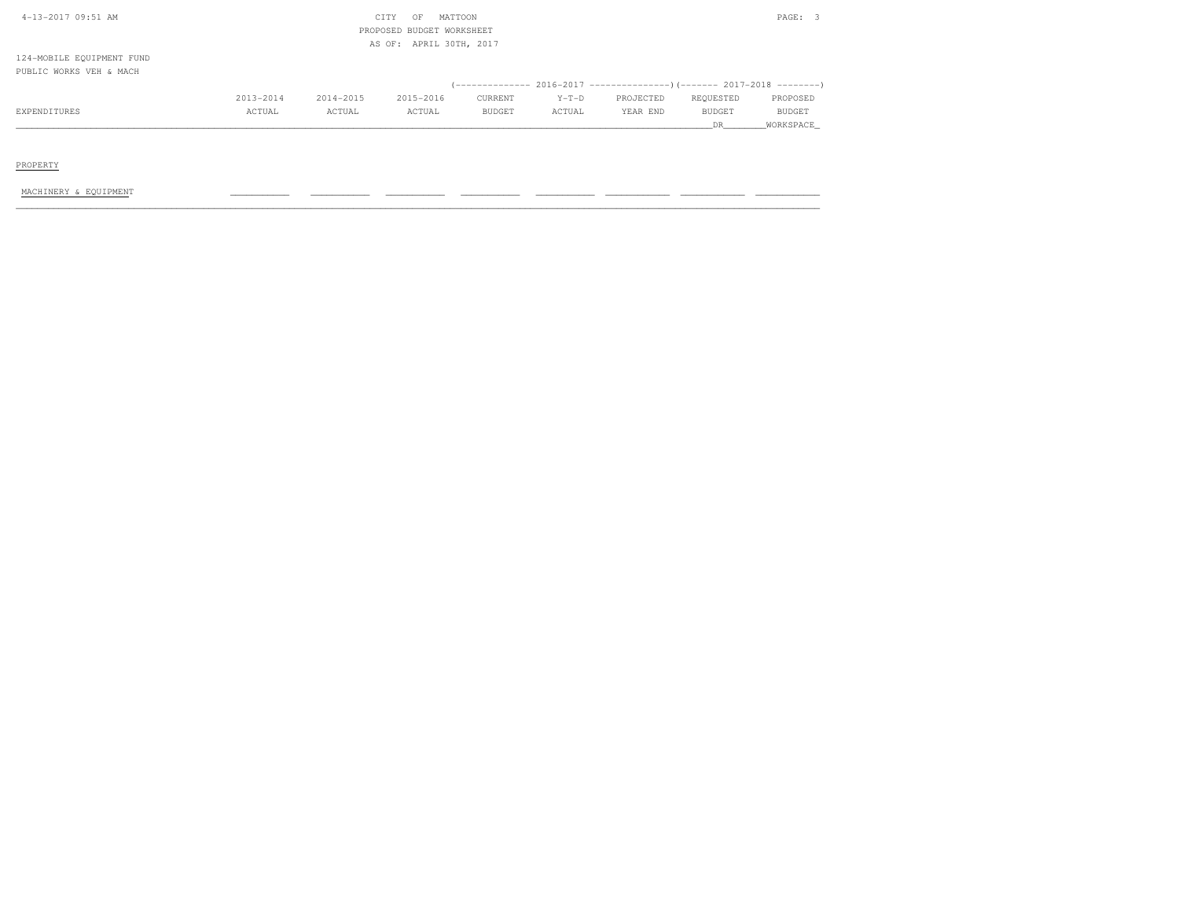CITY OF MATTOON
PROPOSED BUDGET WORKSHEET
AS OF: APRIL 30TH, 2017

124-MOBILE EQUIPMENT FUND
PUBLIC WORKS VEH & MACH

| EXPENDITURES | 2013-2014 ACTUAL | 2014-2015 ACTUAL | 2015-2016 ACTUAL | 2016-2017 CURRENT BUDGET | 2016-2017 Y-T-D ACTUAL | 2016-2017 PROJECTED YEAR END | 2017-2018 REQUESTED BUDGET DR | 2017-2018 PROPOSED BUDGET WORKSPACE |
|---|---|---|---|---|---|---|---|---|
| PROPERTY | | | | | | | | |
| MACHINERY & EQUIPMENT | | | | | | | | |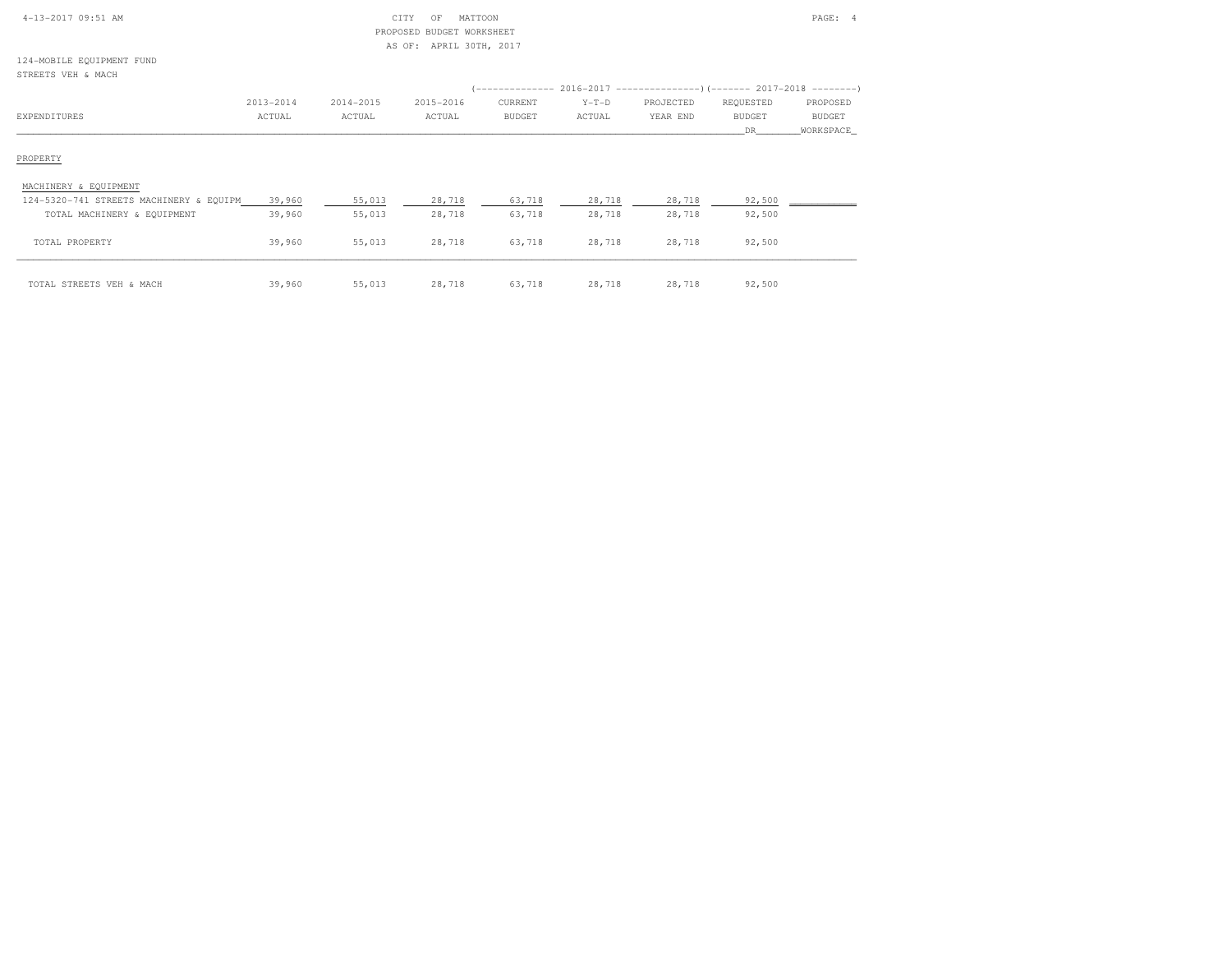CITY OF MATTOON
PROPOSED BUDGET WORKSHEET
AS OF: APRIL 30TH, 2017

124-MOBILE EQUIPMENT FUND
STREETS VEH & MACH

| EXPENDITURES | 2013-2014 ACTUAL | 2014-2015 ACTUAL | 2015-2016 ACTUAL | 2016-2017 CURRENT BUDGET | 2016-2017 Y-T-D ACTUAL | 2016-2017 PROJECTED YEAR END | 2017-2018 REQUESTED BUDGET DR | 2017-2018 PROPOSED BUDGET WORKSPACE |
|---|---|---|---|---|---|---|---|---|
| **PROPERTY** | | | | | | | | |
| MACHINERY & EQUIPMENT | | | | | | | | |
| 124-5320-741 STREETS MACHINERY & EQUIPM | 39,960 | 55,013 | 28,718 | 63,718 | 28,718 | 28,718 | 92,500 | |
| TOTAL MACHINERY & EQUIPMENT | 39,960 | 55,013 | 28,718 | 63,718 | 28,718 | 28,718 | 92,500 | |
| TOTAL PROPERTY | 39,960 | 55,013 | 28,718 | 63,718 | 28,718 | 28,718 | 92,500 | |
| TOTAL STREETS VEH & MACH | 39,960 | 55,013 | 28,718 | 63,718 | 28,718 | 28,718 | 92,500 | |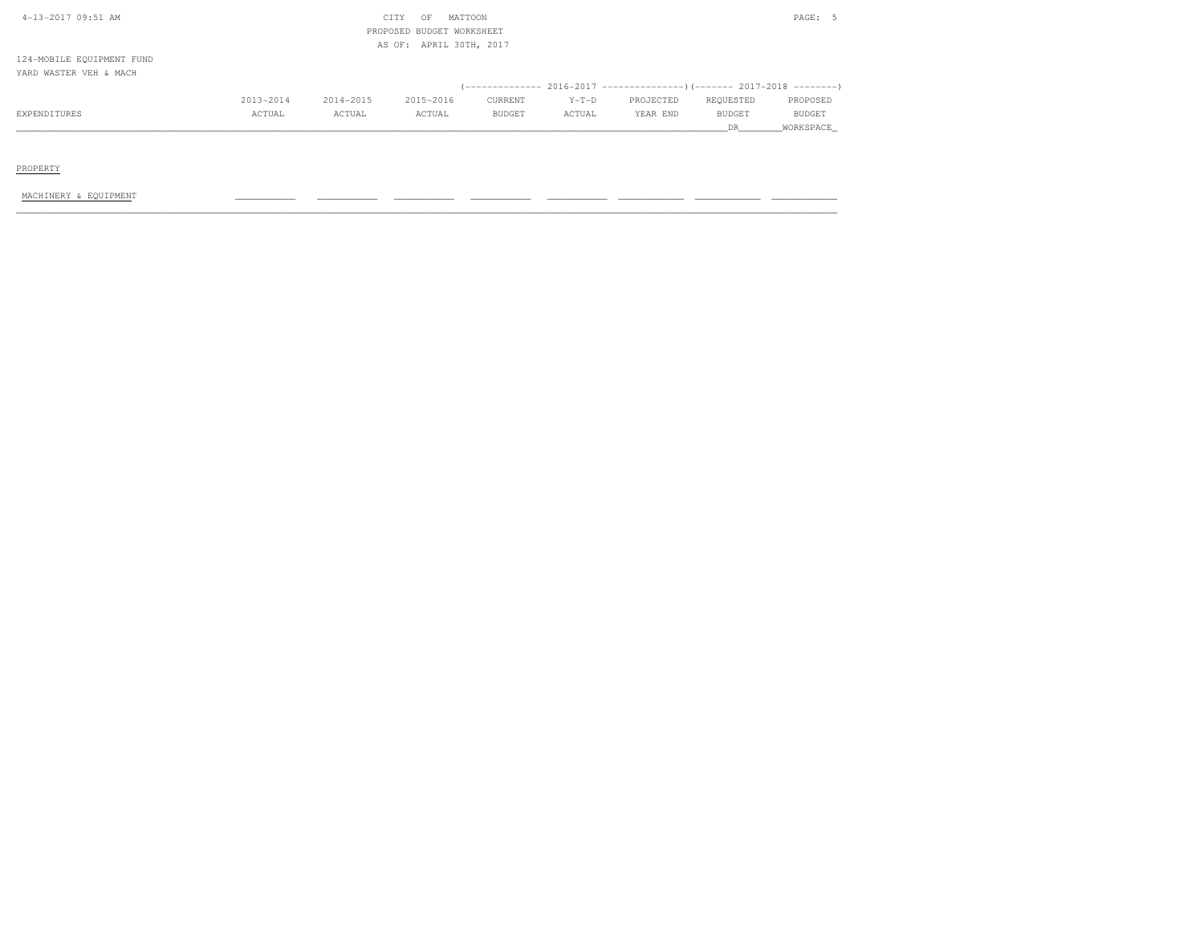CITY OF MATTOON
PROPOSED BUDGET WORKSHEET
AS OF: APRIL 30TH, 2017

124-MOBILE EQUIPMENT FUND
YARD WASTER VEH & MACH

| EXPENDITURES | 2013-2014 ACTUAL | 2014-2015 ACTUAL | 2015-2016 ACTUAL | 2016-2017 CURRENT BUDGET | 2016-2017 Y-T-D ACTUAL | 2016-2017 PROJECTED YEAR END | 2017-2018 REQUESTED BUDGET DR | 2017-2018 PROPOSED BUDGET WORKSPACE |
|---|---|---|---|---|---|---|---|---|
| PROPERTY | | | | | | | | |
| MACHINERY & EQUIPMENT | | | | | | | | |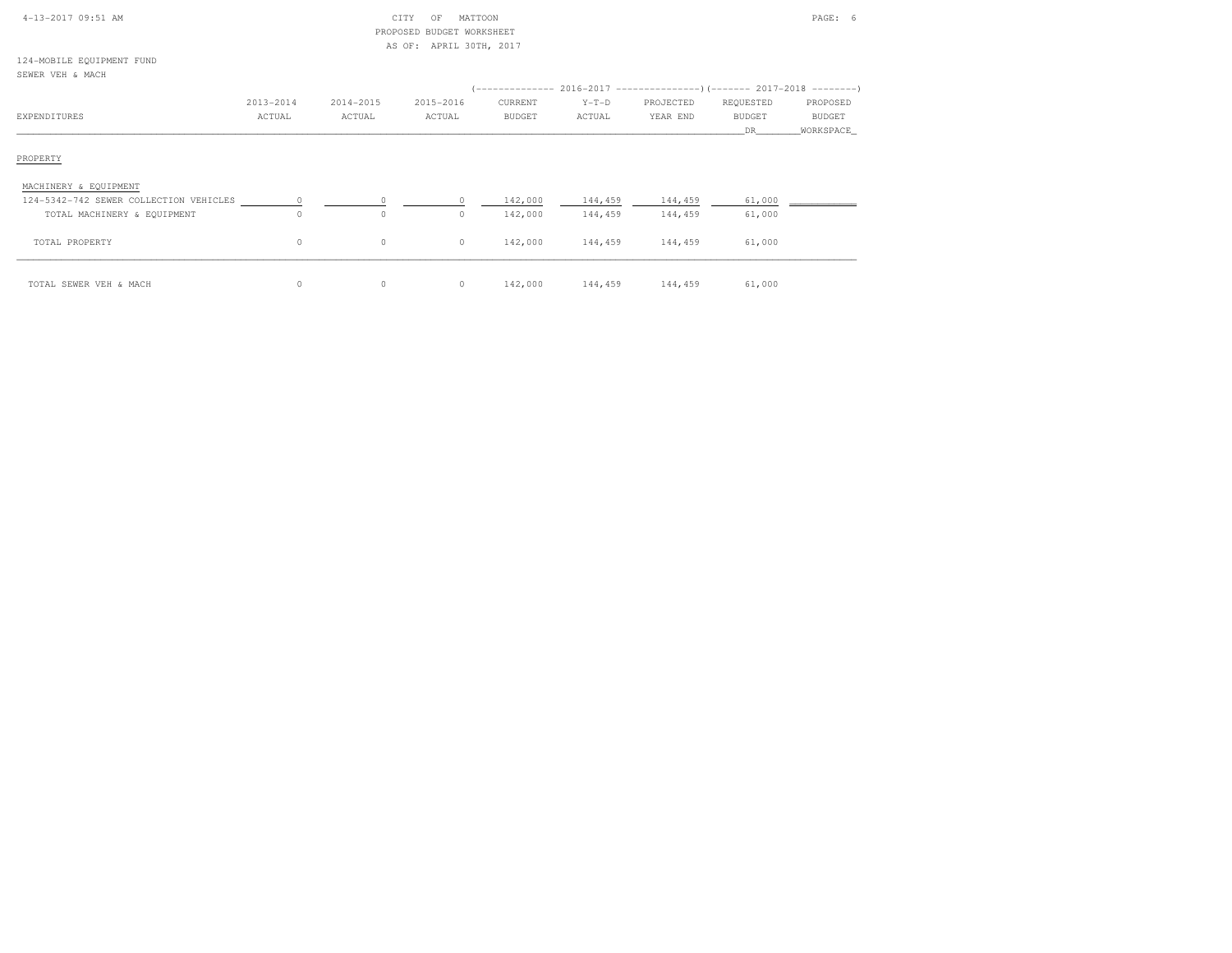CITY OF MATTOON
PROPOSED BUDGET WORKSHEET
AS OF: APRIL 30TH, 2017

124-MOBILE EQUIPMENT FUND
SEWER VEH & MACH

| EXPENDITURES | 2013-2014 ACTUAL | 2014-2015 ACTUAL | 2015-2016 ACTUAL | 2016-2017 CURRENT BUDGET | 2016-2017 Y-T-D ACTUAL | 2016-2017 PROJECTED YEAR END | 2017-2018 REQUESTED BUDGET DR | 2017-2018 PROPOSED BUDGET WORKSPACE |
|---|---|---|---|---|---|---|---|---|
| PROPERTY | | | | | | | | |
| MACHINERY & EQUIPMENT | | | | | | | | |
| 124-5342-742 SEWER COLLECTION VEHICLES | 0 | 0 | 0 | 142,000 | 144,459 | 144,459 | 61,000 | |
| TOTAL MACHINERY & EQUIPMENT | 0 | 0 | 0 | 142,000 | 144,459 | 144,459 | 61,000 | |
| TOTAL PROPERTY | 0 | 0 | 0 | 142,000 | 144,459 | 144,459 | 61,000 | |
| TOTAL SEWER VEH & MACH | 0 | 0 | 0 | 142,000 | 144,459 | 144,459 | 61,000 | |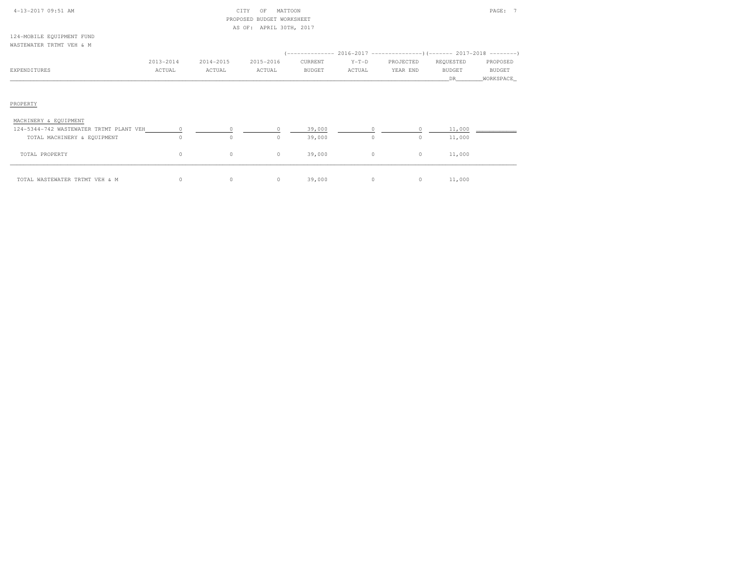CITY OF MATTOON
PROPOSED BUDGET WORKSHEET
AS OF: APRIL 30TH, 2017

124-MOBILE EQUIPMENT FUND
WASTEWATER TRTMT VEH & M

| EXPENDITURES | 2013-2014 ACTUAL | 2014-2015 ACTUAL | 2015-2016 ACTUAL | 2016-2017 CURRENT BUDGET | 2016-2017 Y-T-D ACTUAL | 2016-2017 PROJECTED YEAR END | 2017-2018 REQUESTED BUDGET DR | 2017-2018 PROPOSED BUDGET WORKSPACE |
|---|---|---|---|---|---|---|---|---|
| PROPERTY | | | | | | | | |
| MACHINERY & EQUIPMENT | | | | | | | | |
| 124-5344-742 WASTEWATER TRTMT PLANT VEH | 0 | 0 | 0 | 39,000 | 0 | 0 | 11,000 | |
| TOTAL MACHINERY & EQUIPMENT | 0 | 0 | 0 | 39,000 | 0 | 0 | 11,000 | |
| TOTAL PROPERTY | 0 | 0 | 0 | 39,000 | 0 | 0 | 11,000 | |
| TOTAL WASTEWATER TRTMT VEH & M | 0 | 0 | 0 | 39,000 | 0 | 0 | 11,000 | |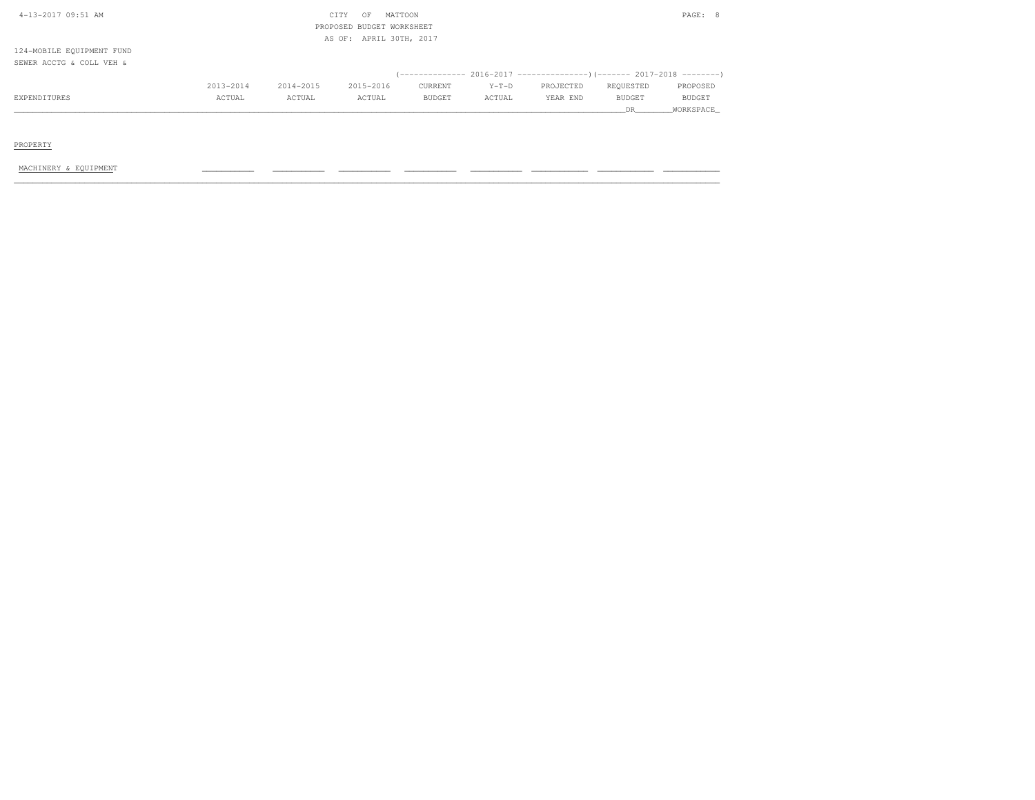124-MOBILE EQUIPMENT FUND

SEWER ACCTG & COLL VEH &

| EXPENDITURES | 2013-2014 ACTUAL | 2014-2015 ACTUAL | 2015-2016 ACTUAL | 2016-2017 CURRENT BUDGET | 2016-2017 Y-T-D ACTUAL | 2016-2017 PROJECTED YEAR END | 2017-2018 REQUESTED BUDGET DR | 2017-2018 PROPOSED BUDGET WORKSPACE |
|---|---|---|---|---|---|---|---|---|
| PROPERTY | | | | | | | | |
| MACHINERY & EQUIPMENT | | | | | | | | |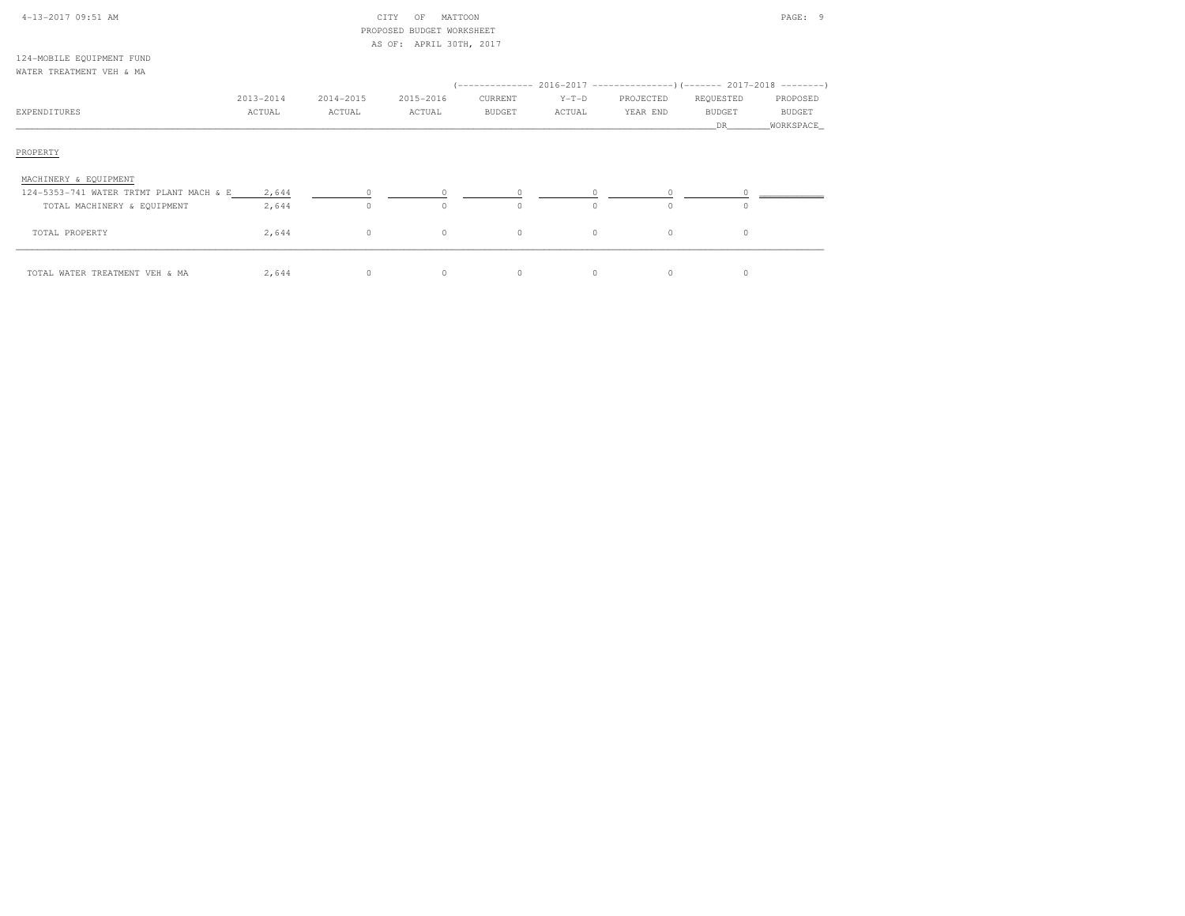CITY OF MATTOON
PROPOSED BUDGET WORKSHEET
AS OF: APRIL 30TH, 2017

124-MOBILE EQUIPMENT FUND
WATER TREATMENT VEH & MA

| EXPENDITURES | 2013-2014 ACTUAL | 2014-2015 ACTUAL | 2015-2016 ACTUAL | 2016-2017 CURRENT BUDGET | 2016-2017 Y-T-D ACTUAL | 2016-2017 PROJECTED YEAR END | 2017-2018 REQUESTED BUDGET DR | 2017-2018 PROPOSED BUDGET WORKSPACE |
|---|---|---|---|---|---|---|---|---|
| PROPERTY | | | | | | | | |
| MACHINERY & EQUIPMENT | | | | | | | | |
| 124-5353-741 WATER TRTMT PLANT MACH & E | 2,644 | 0 | 0 | 0 | 0 | 0 | 0 | |
| TOTAL MACHINERY & EQUIPMENT | 2,644 | 0 | 0 | 0 | 0 | 0 | 0 | |
| TOTAL PROPERTY | 2,644 | 0 | 0 | 0 | 0 | 0 | 0 | |
| TOTAL WATER TREATMENT VEH & MA | 2,644 | 0 | 0 | 0 | 0 | 0 | 0 | |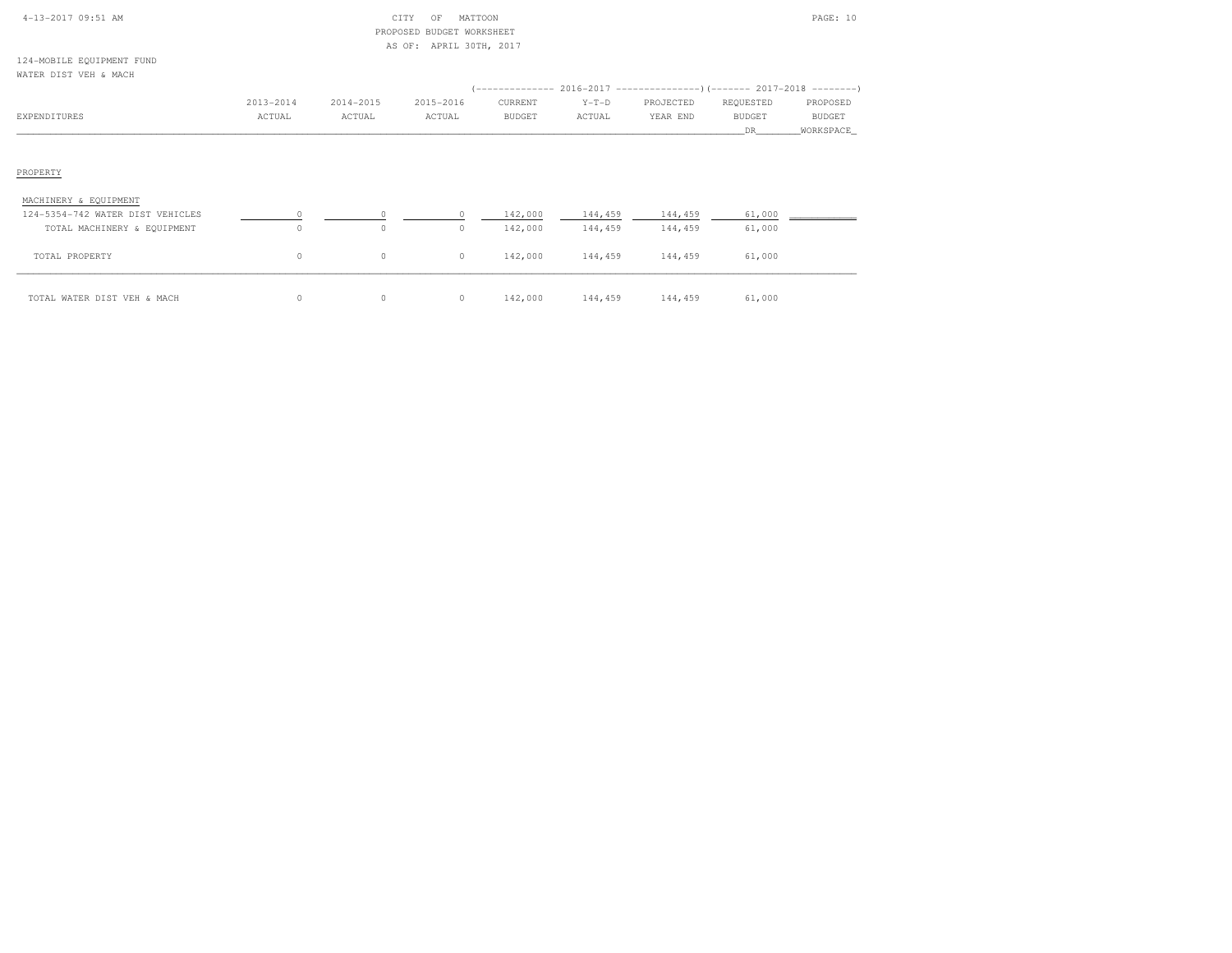CITY OF MATTOON
PROPOSED BUDGET WORKSHEET
AS OF: APRIL 30TH, 2017

124-MOBILE EQUIPMENT FUND
WATER DIST VEH & MACH

| EXPENDITURES | 2013-2014 ACTUAL | 2014-2015 ACTUAL | 2015-2016 ACTUAL | 2016-2017 CURRENT BUDGET | 2016-2017 Y-T-D ACTUAL | 2016-2017 PROJECTED YEAR END | 2017-2018 REQUESTED BUDGET DR | 2017-2018 PROPOSED BUDGET WORKSPACE |
|---|---|---|---|---|---|---|---|---|
| **PROPERTY** | | | | | | | | |
| MACHINERY & EQUIPMENT | | | | | | | | |
| 124-5354-742 WATER DIST VEHICLES | 0 | 0 | 0 | 142,000 | 144,459 | 144,459 | 61,000 | |
| TOTAL MACHINERY & EQUIPMENT | 0 | 0 | 0 | 142,000 | 144,459 | 144,459 | 61,000 | |
| TOTAL PROPERTY | 0 | 0 | 0 | 142,000 | 144,459 | 144,459 | 61,000 | |
| TOTAL WATER DIST VEH & MACH | 0 | 0 | 0 | 142,000 | 144,459 | 144,459 | 61,000 | |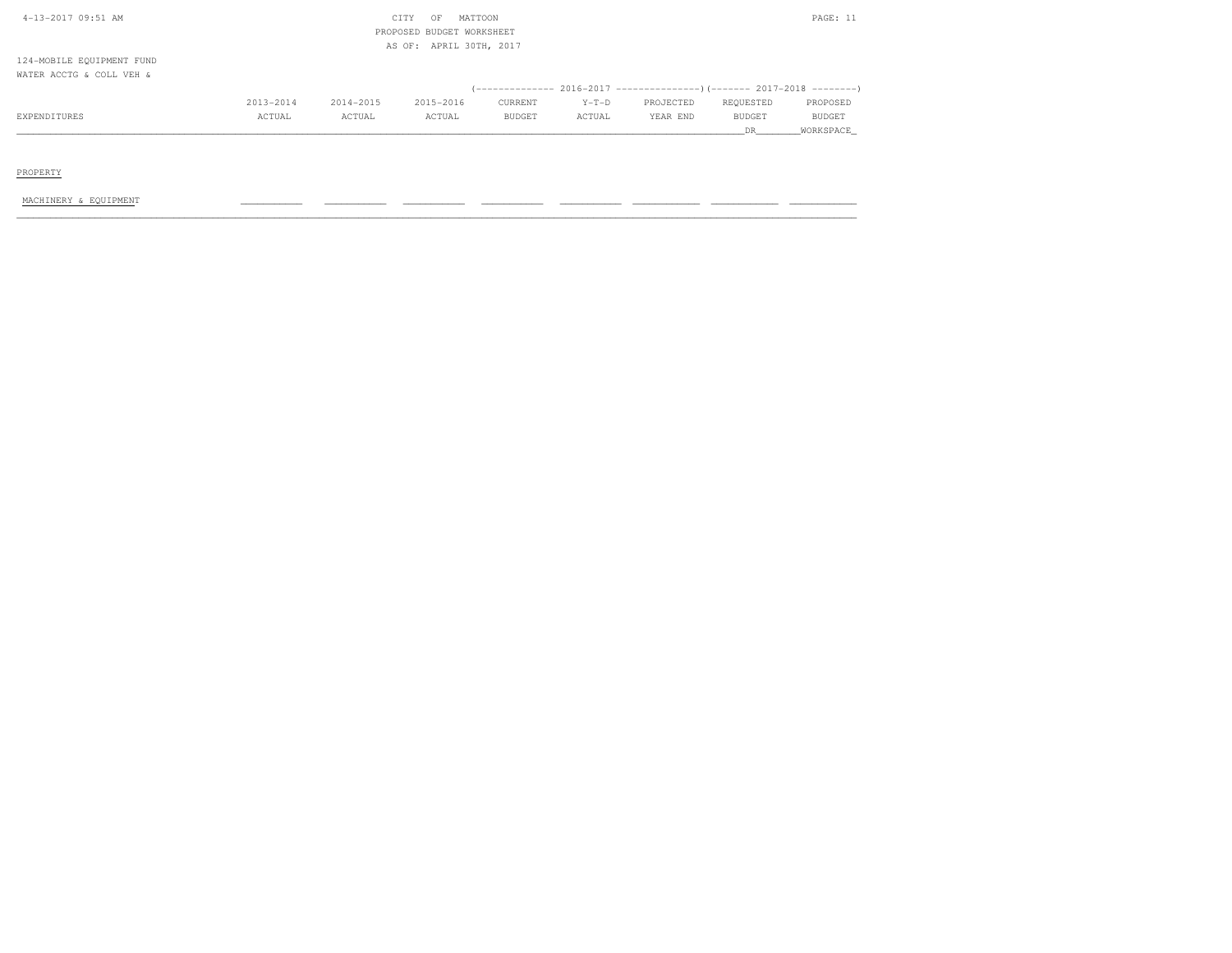CITY OF MATTOON
PROPOSED BUDGET WORKSHEET
AS OF: APRIL 30TH, 2017

124-MOBILE EQUIPMENT FUND
WATER ACCTG & COLL VEH &

| EXPENDITURES | 2013-2014 ACTUAL | 2014-2015 ACTUAL | 2015-2016 ACTUAL | 2016-2017 CURRENT BUDGET | 2016-2017 Y-T-D ACTUAL | 2016-2017 PROJECTED YEAR END | 2017-2018 REQUESTED BUDGET DR | 2017-2018 PROPOSED BUDGET WORKSPACE |
|---|---|---|---|---|---|---|---|---|
| PROPERTY | | | | | | | | |
| MACHINERY & EQUIPMENT | | | | | | | | |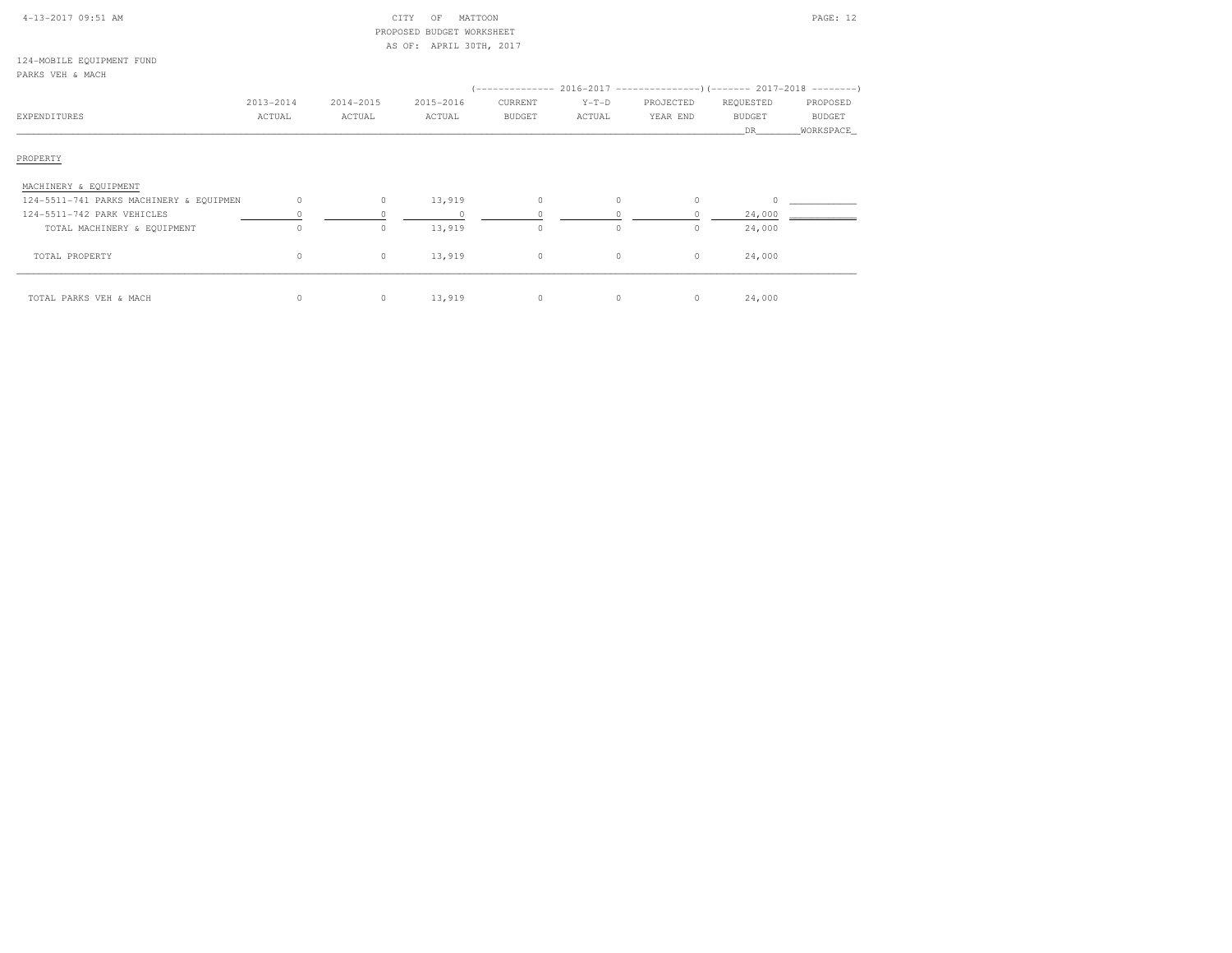CITY OF MATTOON
PROPOSED BUDGET WORKSHEET
AS OF: APRIL 30TH, 2017

124-MOBILE EQUIPMENT FUND
PARKS VEH & MACH

| EXPENDITURES | 2013-2014 ACTUAL | 2014-2015 ACTUAL | 2015-2016 ACTUAL | 2016-2017 CURRENT BUDGET | 2016-2017 Y-T-D ACTUAL | 2016-2017 PROJECTED YEAR END | 2017-2018 REQUESTED BUDGET DR | 2017-2018 PROPOSED BUDGET WORKSPACE |
|---|---|---|---|---|---|---|---|---|
| PROPERTY | | | | | | | | |
| MACHINERY & EQUIPMENT | | | | | | | | |
| 124-5511-741 PARKS MACHINERY & EQUIPMEN | 0 | 0 | 13,919 | 0 | 0 | 0 | 0 | |
| 124-5511-742 PARK VEHICLES | 0 | 0 | 0 | 0 | 0 | 0 | 24,000 | |
| TOTAL MACHINERY & EQUIPMENT | 0 | 0 | 13,919 | 0 | 0 | 0 | 24,000 | |
| TOTAL PROPERTY | 0 | 0 | 13,919 | 0 | 0 | 0 | 24,000 | |
| TOTAL PARKS VEH & MACH | 0 | 0 | 13,919 | 0 | 0 | 0 | 24,000 | |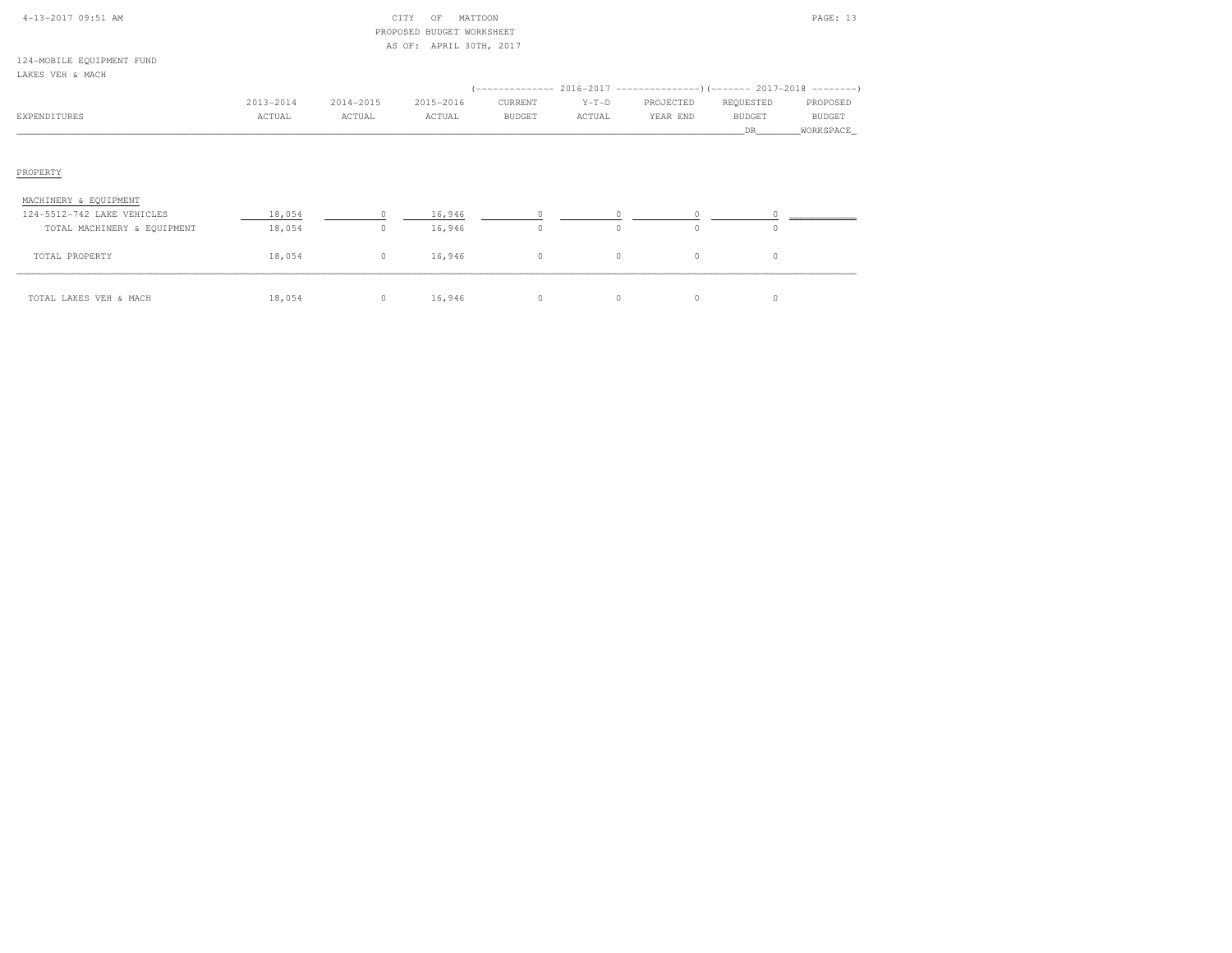CITY OF MATTOON
PROPOSED BUDGET WORKSHEET
AS OF: APRIL 30TH, 2017

124-MOBILE EQUIPMENT FUND
LAKES VEH & MACH

| EXPENDITURES | 2013-2014 ACTUAL | 2014-2015 ACTUAL | 2015-2016 ACTUAL | 2016-2017 CURRENT BUDGET | 2016-2017 Y-T-D ACTUAL | 2016-2017 PROJECTED YEAR END | 2017-2018 REQUESTED BUDGET DR | 2017-2018 PROPOSED BUDGET WORKSPACE |
|---|---|---|---|---|---|---|---|---|
| **PROPERTY** | | | | | | | | |
| MACHINERY & EQUIPMENT | | | | | | | | |
| 124-5512-742 LAKE VEHICLES | 18,054 | 0 | 16,946 | 0 | 0 | 0 | 0 | |
| TOTAL MACHINERY & EQUIPMENT | 18,054 | 0 | 16,946 | 0 | 0 | 0 | 0 | |
| TOTAL PROPERTY | 18,054 | 0 | 16,946 | 0 | 0 | 0 | 0 | |
| TOTAL LAKES VEH & MACH | 18,054 | 0 | 16,946 | 0 | 0 | 0 | 0 | |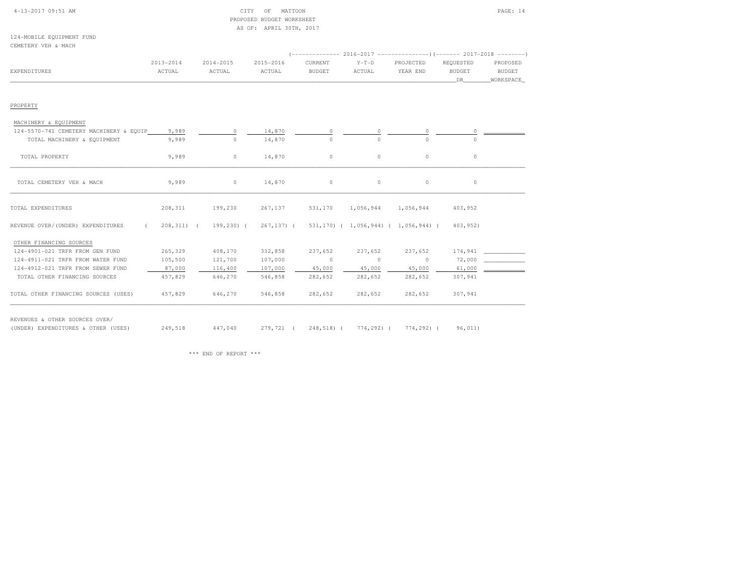CITY OF MATTOON
PROPOSED BUDGET WORKSHEET
AS OF: APRIL 30TH, 2017

124-MOBILE EQUIPMENT FUND
CEMETERY VEH & MACH

| EXPENDITURES | 2013-2014 ACTUAL | 2014-2015 ACTUAL | 2015-2016 ACTUAL | 2016-2017 CURRENT BUDGET | 2016-2017 Y-T-D ACTUAL | 2016-2017 PROJECTED YEAR END | 2017-2018 REQUESTED BUDGET DR | 2017-2018 PROPOSED BUDGET WORKSPACE |
|---|---|---|---|---|---|---|---|---|
| PROPERTY | | | | | | | | |
| MACHINERY & EQUIPMENT | | | | | | | | |
| 124-5570-741 CEMETERY MACHINERY & EQUIP | 9,989 | 0 | 14,870 | 0 | 0 | 0 | 0 | |
| TOTAL MACHINERY & EQUIPMENT | 9,989 | 0 | 14,870 | 0 | 0 | 0 | 0 | |
| TOTAL PROPERTY | 9,989 | 0 | 14,870 | 0 | 0 | 0 | 0 | |
| TOTAL CEMETERY VEH & MACH | 9,989 | 0 | 14,870 | 0 | 0 | 0 | 0 | |
| TOTAL EXPENDITURES | 208,311 | 199,230 | 267,137 | 531,170 | 1,056,944 | 1,056,944 | 403,952 | |
| REVENUE OVER/(UNDER) EXPENDITURES | (208,311) | (199,230) | (267,137) | (531,170) | (1,056,944) | (1,056,944) | (403,952) | |
| OTHER FINANCING SOURCES | | | | | | | | |
| 124-4901-021 TRFR FROM GEN FUND | 265,329 | 408,170 | 332,858 | 237,652 | 237,652 | 237,652 | 174,941 | |
| 124-4911-021 TRFR FROM WATER FUND | 105,500 | 121,700 | 107,000 | 0 | 0 | 0 | 72,000 | |
| 124-4912-021 TRFR FROM SEWER FUND | 87,000 | 116,400 | 107,000 | 45,000 | 45,000 | 45,000 | 61,000 | |
| TOTAL OTHER FINANCING SOURCES | 457,829 | 646,270 | 546,858 | 282,652 | 282,652 | 282,652 | 307,941 | |
| TOTAL OTHER FINANCING SOURCES (USES) | 457,829 | 646,270 | 546,858 | 282,652 | 282,652 | 282,652 | 307,941 | |
| REVENUES & OTHER SOURCES OVER/ (UNDER) EXPENDITURES & OTHER (USES) | 249,518 | 447,040 | 279,721 | (248,518) | (774,292) | (774,292) | (96,011) | |

\*\*\* END OF REPORT \*\*\*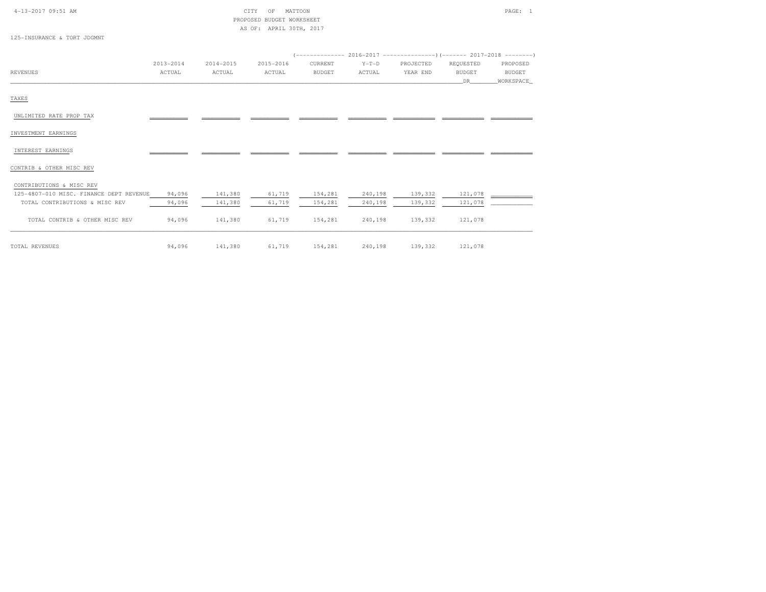CITY OF MATTOON
PROPOSED BUDGET WORKSHEET
AS OF: APRIL 30TH, 2017

125-INSURANCE & TORT JDGMNT

| REVENUES | 2013-2014 ACTUAL | 2014-2015 ACTUAL | 2015-2016 ACTUAL | 2016-2017 CURRENT BUDGET | 2016-2017 Y-T-D ACTUAL | 2016-2017 PROJECTED YEAR END | 2017-2018 REQUESTED BUDGET DR | 2017-2018 PROPOSED BUDGET WORKSPACE |
|---|---|---|---|---|---|---|---|---|
| TAXES | | | | | | | | |
| UNLIMITED RATE PROP TAX | | | | | | | | |
| INVESTMENT EARNINGS | | | | | | | | |
| INTEREST EARNINGS | | | | | | | | |
| CONTRIB & OTHER MISC REV | | | | | | | | |
| CONTRIBUTIONS & MISC REV | | | | | | | | |
| 125-4807-010 MISC. FINANCE DEPT REVENUE | 94,096 | 141,380 | 61,719 | 154,281 | 240,198 | 139,332 | 121,078 | |
| TOTAL CONTRIBUTIONS & MISC REV | 94,096 | 141,380 | 61,719 | 154,281 | 240,198 | 139,332 | 121,078 | |
| TOTAL CONTRIB & OTHER MISC REV | 94,096 | 141,380 | 61,719 | 154,281 | 240,198 | 139,332 | 121,078 | |
| TOTAL REVENUES | 94,096 | 141,380 | 61,719 | 154,281 | 240,198 | 139,332 | 121,078 | |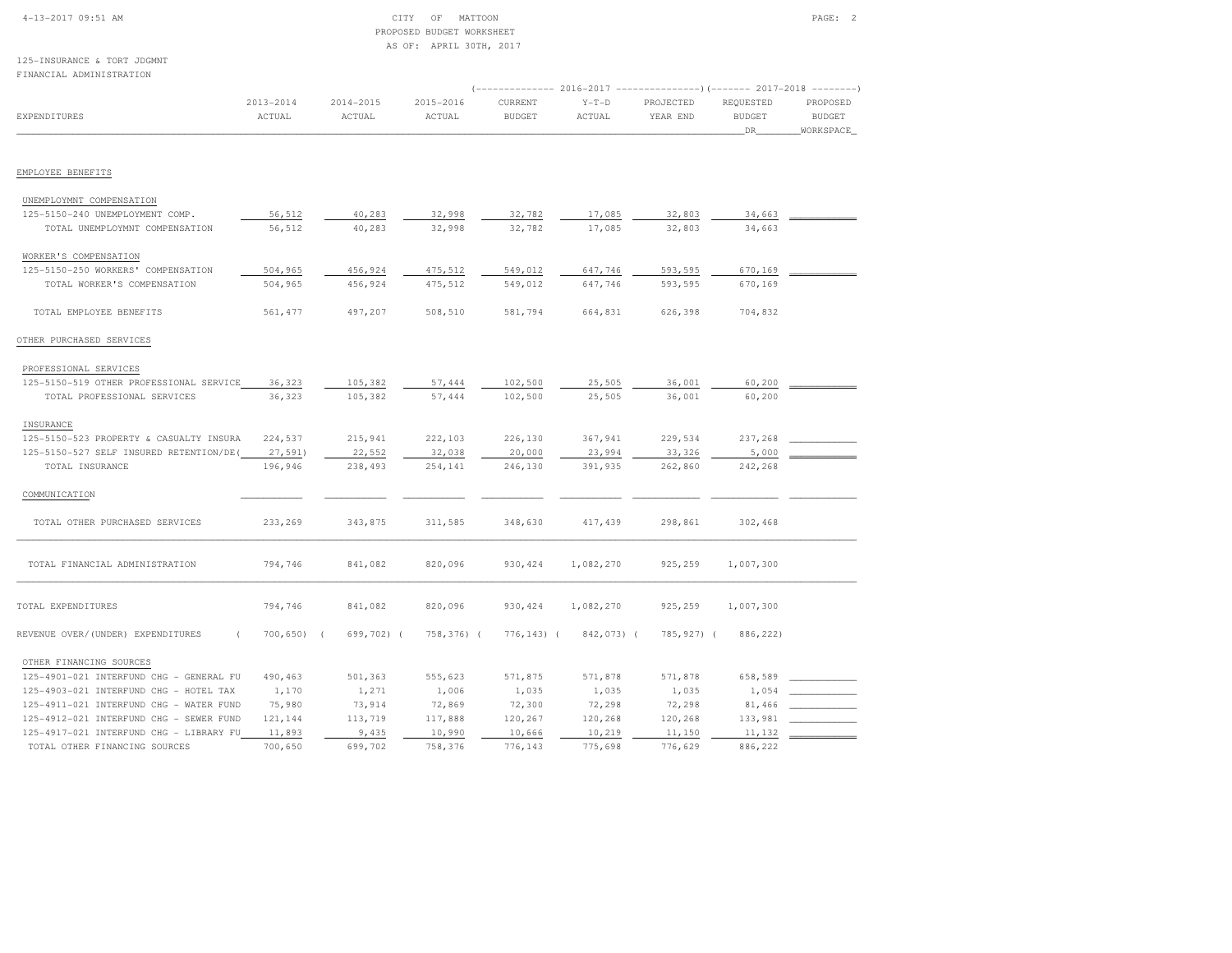CITY OF MATTOON
PROPOSED BUDGET WORKSHEET
AS OF: APRIL 30TH, 2017

125-INSURANCE & TORT JDGMNT
FINANCIAL ADMINISTRATION

| EXPENDITURES | 2013-2014 ACTUAL | 2014-2015 ACTUAL | 2015-2016 ACTUAL | 2016-2017 CURRENT BUDGET | 2016-2017 Y-T-D ACTUAL | 2016-2017 PROJECTED YEAR END | 2017-2018 REQUESTED BUDGET DR | 2017-2018 PROPOSED BUDGET WORKSPACE |
|---|---|---|---|---|---|---|---|---|
| EMPLOYEE BENEFITS | | | | | | | | |
| UNEMPLOYMNT COMPENSATION | | | | | | | | |
| 125-5150-240 UNEMPLOYMENT COMP. | 56,512 | 40,283 | 32,998 | 32,782 | 17,085 | 32,803 | 34,663 | |
| TOTAL UNEMPLOYMNT COMPENSATION | 56,512 | 40,283 | 32,998 | 32,782 | 17,085 | 32,803 | 34,663 | |
| WORKER'S COMPENSATION | | | | | | | | |
| 125-5150-250 WORKERS' COMPENSATION | 504,965 | 456,924 | 475,512 | 549,012 | 647,746 | 593,595 | 670,169 | |
| TOTAL WORKER'S COMPENSATION | 504,965 | 456,924 | 475,512 | 549,012 | 647,746 | 593,595 | 670,169 | |
| TOTAL EMPLOYEE BENEFITS | 561,477 | 497,207 | 508,510 | 581,794 | 664,831 | 626,398 | 704,832 | |
| OTHER PURCHASED SERVICES | | | | | | | | |
| PROFESSIONAL SERVICES | | | | | | | | |
| 125-5150-519 OTHER PROFESSIONAL SERVICE | 36,323 | 105,382 | 57,444 | 102,500 | 25,505 | 36,001 | 60,200 | |
| TOTAL PROFESSIONAL SERVICES | 36,323 | 105,382 | 57,444 | 102,500 | 25,505 | 36,001 | 60,200 | |
| INSURANCE | | | | | | | | |
| 125-5150-523 PROPERTY & CASUALTY INSURA | 224,537 | 215,941 | 222,103 | 226,130 | 367,941 | 229,534 | 237,268 | |
| 125-5150-527 SELF INSURED RETENTION/DE | ( 27,591) | 22,552 | 32,038 | 20,000 | 23,994 | 33,326 | 5,000 | |
| TOTAL INSURANCE | 196,946 | 238,493 | 254,141 | 246,130 | 391,935 | 262,860 | 242,268 | |
| COMMUNICATION | | | | | | | | |
| TOTAL OTHER PURCHASED SERVICES | 233,269 | 343,875 | 311,585 | 348,630 | 417,439 | 298,861 | 302,468 | |
| TOTAL FINANCIAL ADMINISTRATION | 794,746 | 841,082 | 820,096 | 930,424 | 1,082,270 | 925,259 | 1,007,300 | |
| TOTAL EXPENDITURES | 794,746 | 841,082 | 820,096 | 930,424 | 1,082,270 | 925,259 | 1,007,300 | |
| REVENUE OVER/(UNDER) EXPENDITURES | ( 700,650) | ( 699,702) | ( 758,376) | ( 776,143) | ( 842,073) | ( 785,927) | ( 886,222) | |
| OTHER FINANCING SOURCES | | | | | | | | |
| 125-4901-021 INTERFUND CHG - GENERAL FU | 490,463 | 501,363 | 555,623 | 571,875 | 571,878 | 571,878 | 658,589 | |
| 125-4903-021 INTERFUND CHG - HOTEL TAX | 1,170 | 1,271 | 1,006 | 1,035 | 1,035 | 1,035 | 1,054 | |
| 125-4911-021 INTERFUND CHG - WATER FUND | 75,980 | 73,914 | 72,869 | 72,300 | 72,298 | 72,298 | 81,466 | |
| 125-4912-021 INTERFUND CHG - SEWER FUND | 121,144 | 113,719 | 117,888 | 120,267 | 120,268 | 120,268 | 133,981 | |
| 125-4917-021 INTERFUND CHG - LIBRARY FU | 11,893 | 9,435 | 10,990 | 10,666 | 10,219 | 11,150 | 11,132 | |
| TOTAL OTHER FINANCING SOURCES | 700,650 | 699,702 | 758,376 | 776,143 | 775,698 | 776,629 | 886,222 | |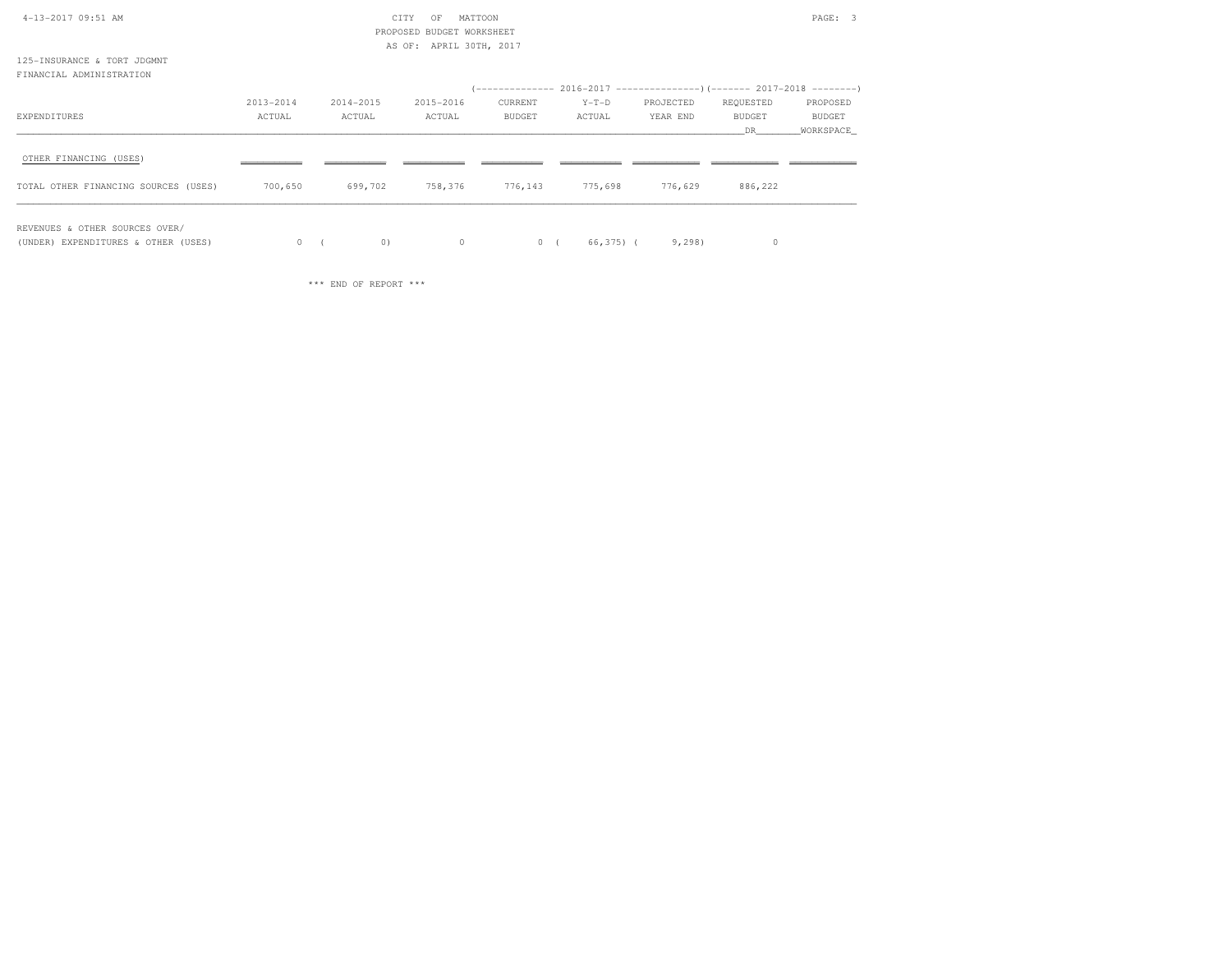CITY OF MATTOON
PROPOSED BUDGET WORKSHEET
AS OF: APRIL 30TH, 2017

125-INSURANCE & TORT JDGMNT
FINANCIAL ADMINISTRATION

| EXPENDITURES | 2013-2014 ACTUAL | 2014-2015 ACTUAL | 2015-2016 ACTUAL | 2016-2017 CURRENT BUDGET | 2016-2017 Y-T-D ACTUAL | 2016-2017 PROJECTED YEAR END | 2017-2018 REQUESTED BUDGET DR | 2017-2018 PROPOSED BUDGET WORKSPACE |
|---|---|---|---|---|---|---|---|---|
| OTHER FINANCING (USES) | | | | | | | | |
| TOTAL OTHER FINANCING SOURCES (USES) | 700,650 | 699,702 | 758,376 | 776,143 | 775,698 | 776,629 | 886,222 | |
| REVENUES & OTHER SOURCES OVER/ (UNDER) EXPENDITURES & OTHER (USES) | 0 | ( 0) | 0 | 0 | ( 66,375) | ( 9,298) | 0 | |

*** END OF REPORT ***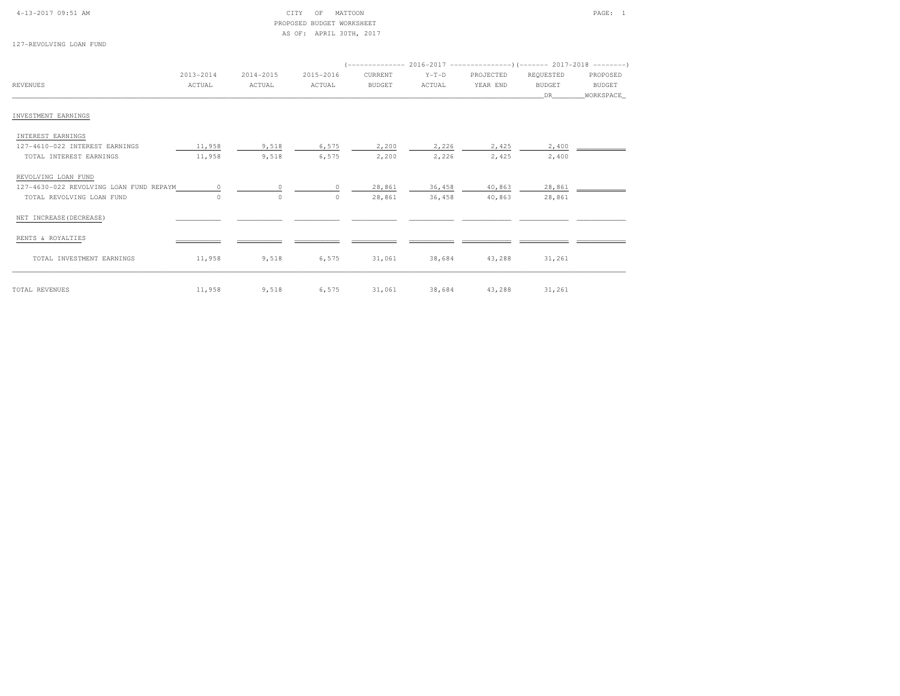CITY OF MATTOON
PROPOSED BUDGET WORKSHEET
AS OF: APRIL 30TH, 2017

127-REVOLVING LOAN FUND

| REVENUES | 2013-2014 ACTUAL | 2014-2015 ACTUAL | 2015-2016 ACTUAL | 2016-2017 CURRENT BUDGET | 2016-2017 Y-T-D ACTUAL | 2016-2017 PROJECTED YEAR END | 2017-2018 REQUESTED BUDGET DR | 2017-2018 PROPOSED BUDGET WORKSPACE |
|---|---|---|---|---|---|---|---|---|
| INVESTMENT EARNINGS | | | | | | | | |
| INTEREST EARNINGS | | | | | | | | |
| 127-4610-022 INTEREST EARNINGS | 11,958 | 9,518 | 6,575 | 2,200 | 2,226 | 2,425 | 2,400 | |
| TOTAL INTEREST EARNINGS | 11,958 | 9,518 | 6,575 | 2,200 | 2,226 | 2,425 | 2,400 | |
| REVOLVING LOAN FUND | | | | | | | | |
| 127-4630-022 REVOLVING LOAN FUND REPAYM | 0 | 0 | 0 | 28,861 | 36,458 | 40,863 | 28,861 | |
| TOTAL REVOLVING LOAN FUND | 0 | 0 | 0 | 28,861 | 36,458 | 40,863 | 28,861 | |
| NET INCREASE(DECREASE) | | | | | | | | |
| RENTS & ROYALTIES | | | | | | | | |
| TOTAL INVESTMENT EARNINGS | 11,958 | 9,518 | 6,575 | 31,061 | 38,684 | 43,288 | 31,261 | |
| TOTAL REVENUES | 11,958 | 9,518 | 6,575 | 31,061 | 38,684 | 43,288 | 31,261 | |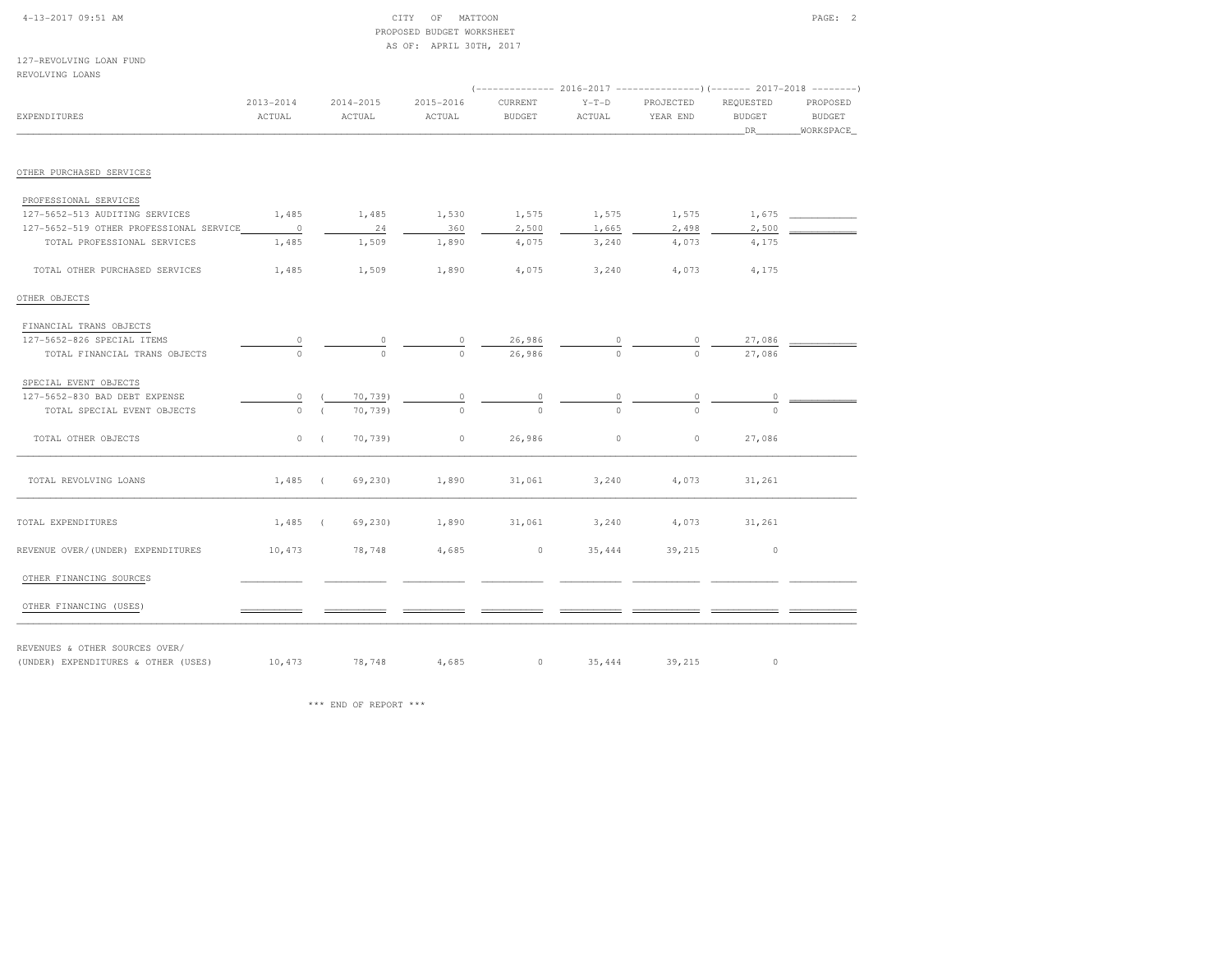CITY OF MATTOON
PROPOSED BUDGET WORKSHEET
AS OF: APRIL 30TH, 2017

127-REVOLVING LOAN FUND
REVOLVING LOANS

| EXPENDITURES | 2013-2014 ACTUAL | 2014-2015 ACTUAL | 2015-2016 ACTUAL | 2016-2017 CURRENT BUDGET | 2016-2017 Y-T-D ACTUAL | 2016-2017 PROJECTED YEAR END | 2017-2018 REQUESTED BUDGET DR | 2017-2018 PROPOSED BUDGET WORKSPACE |
|---|---|---|---|---|---|---|---|---|
| OTHER PURCHASED SERVICES | | | | | | | | |
| PROFESSIONAL SERVICES | | | | | | | | |
| 127-5652-513 AUDITING SERVICES | 1,485 | 1,485 | 1,530 | 1,575 | 1,575 | 1,575 | 1,675 | |
| 127-5652-519 OTHER PROFESSIONAL SERVICE | 0 | 24 | 360 | 2,500 | 1,665 | 2,498 | 2,500 | |
| TOTAL PROFESSIONAL SERVICES | 1,485 | 1,509 | 1,890 | 4,075 | 3,240 | 4,073 | 4,175 | |
| TOTAL OTHER PURCHASED SERVICES | 1,485 | 1,509 | 1,890 | 4,075 | 3,240 | 4,073 | 4,175 | |
| OTHER OBJECTS | | | | | | | | |
| FINANCIAL TRANS OBJECTS | | | | | | | | |
| 127-5652-826 SPECIAL ITEMS | 0 | 0 | 0 | 26,986 | 0 | 0 | 27,086 | |
| TOTAL FINANCIAL TRANS OBJECTS | 0 | 0 | 0 | 26,986 | 0 | 0 | 27,086 | |
| SPECIAL EVENT OBJECTS | | | | | | | | |
| 127-5652-830 BAD DEBT EXPENSE | 0 | ( 70,739) | 0 | 0 | 0 | 0 | 0 | |
| TOTAL SPECIAL EVENT OBJECTS | 0 | ( 70,739) | 0 | 0 | 0 | 0 | 0 | |
| TOTAL OTHER OBJECTS | 0 | ( 70,739) | 0 | 26,986 | 0 | 0 | 27,086 | |
| TOTAL REVOLVING LOANS | 1,485 | ( 69,230) | 1,890 | 31,061 | 3,240 | 4,073 | 31,261 | |
| TOTAL EXPENDITURES | 1,485 | ( 69,230) | 1,890 | 31,061 | 3,240 | 4,073 | 31,261 | |
| REVENUE OVER/(UNDER) EXPENDITURES | 10,473 | 78,748 | 4,685 | 0 | 35,444 | 39,215 | 0 | |
| OTHER FINANCING SOURCES | | | | | | | | |
| OTHER FINANCING (USES) | | | | | | | | |
| REVENUES & OTHER SOURCES OVER/ (UNDER) EXPENDITURES & OTHER (USES) | 10,473 | 78,748 | 4,685 | 0 | 35,444 | 39,215 | 0 | |

*** END OF REPORT ***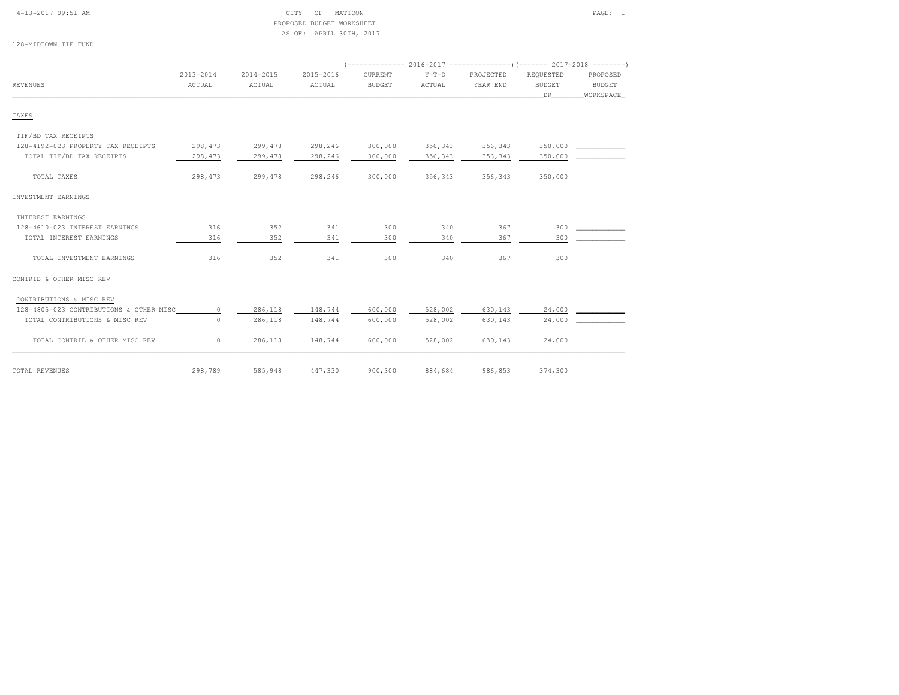CITY OF MATTOON
PROPOSED BUDGET WORKSHEET
AS OF: APRIL 30TH, 2017

128-MIDTOWN TIF FUND

| REVENUES | 2013-2014 ACTUAL | 2014-2015 ACTUAL | 2015-2016 ACTUAL | 2016-2017 CURRENT BUDGET | 2016-2017 Y-T-D ACTUAL | 2016-2017 PROJECTED YEAR END | 2017-2018 REQUESTED BUDGET DR | 2017-2018 PROPOSED BUDGET WORKSPACE |
|---|---|---|---|---|---|---|---|---|
| **TAXES** | | | | | | | | |
| TIF/BD TAX RECEIPTS | | | | | | | | |
| 128-4192-023 PROPERTY TAX RECEIPTS | 298,473 | 299,478 | 298,246 | 300,000 | 356,343 | 356,343 | 350,000 | |
| TOTAL TIF/BD TAX RECEIPTS | 298,473 | 299,478 | 298,246 | 300,000 | 356,343 | 356,343 | 350,000 | |
| TOTAL TAXES | 298,473 | 299,478 | 298,246 | 300,000 | 356,343 | 356,343 | 350,000 | |
| **INVESTMENT EARNINGS** | | | | | | | | |
| INTEREST EARNINGS | | | | | | | | |
| 128-4610-023 INTEREST EARNINGS | 316 | 352 | 341 | 300 | 340 | 367 | 300 | |
| TOTAL INTEREST EARNINGS | 316 | 352 | 341 | 300 | 340 | 367 | 300 | |
| TOTAL INVESTMENT EARNINGS | 316 | 352 | 341 | 300 | 340 | 367 | 300 | |
| **CONTRIB & OTHER MISC REV** | | | | | | | | |
| CONTRIBUTIONS & MISC REV | | | | | | | | |
| 128-4805-023 CONTRIBUTIONS & OTHER MISC | 0 | 286,118 | 148,744 | 600,000 | 528,002 | 630,143 | 24,000 | |
| TOTAL CONTRIBUTIONS & MISC REV | 0 | 286,118 | 148,744 | 600,000 | 528,002 | 630,143 | 24,000 | |
| TOTAL CONTRIB & OTHER MISC REV | 0 | 286,118 | 148,744 | 600,000 | 528,002 | 630,143 | 24,000 | |
| **TOTAL REVENUES** | 298,789 | 585,948 | 447,330 | 900,300 | 884,684 | 986,853 | 374,300 | |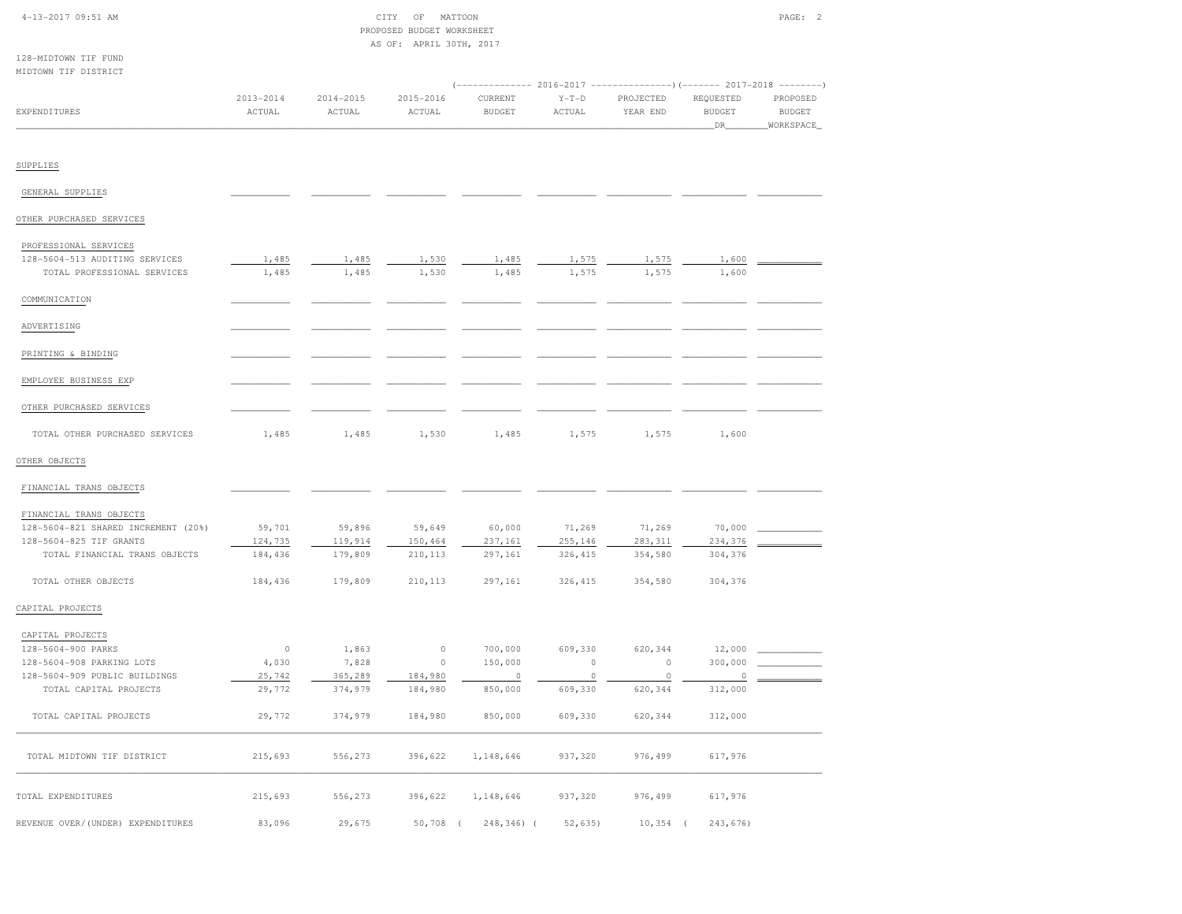CITY OF MATTOON
PROPOSED BUDGET WORKSHEET
AS OF: APRIL 30TH, 2017

128-MIDTOWN TIF FUND
MIDTOWN TIF DISTRICT

| EXPENDITURES | 2013-2014 ACTUAL | 2014-2015 ACTUAL | 2015-2016 ACTUAL | 2016-2017 CURRENT BUDGET | 2016-2017 Y-T-D ACTUAL | 2016-2017 PROJECTED YEAR END | 2017-2018 REQUESTED BUDGET DR | 2017-2018 PROPOSED BUDGET WORKSPACE |
|---|---|---|---|---|---|---|---|---|
| SUPPLIES | | | | | | | | |
| GENERAL SUPPLIES | | | | | | | | |
| OTHER PURCHASED SERVICES | | | | | | | | |
| PROFESSIONAL SERVICES | | | | | | | | |
| 128-5604-513 AUDITING SERVICES | 1,485 | 1,485 | 1,530 | 1,485 | 1,575 | 1,575 | 1,600 | |
| TOTAL PROFESSIONAL SERVICES | 1,485 | 1,485 | 1,530 | 1,485 | 1,575 | 1,575 | 1,600 | |
| COMMUNICATION | | | | | | | | |
| ADVERTISING | | | | | | | | |
| PRINTING & BINDING | | | | | | | | |
| EMPLOYEE BUSINESS EXP | | | | | | | | |
| OTHER PURCHASED SERVICES | | | | | | | | |
| TOTAL OTHER PURCHASED SERVICES | 1,485 | 1,485 | 1,530 | 1,485 | 1,575 | 1,575 | 1,600 | |
| OTHER OBJECTS | | | | | | | | |
| FINANCIAL TRANS OBJECTS | | | | | | | | |
| FINANCIAL TRANS OBJECTS | | | | | | | | |
| 128-5604-821 SHARED INCREMENT (20%) | 59,701 | 59,896 | 59,649 | 60,000 | 71,269 | 71,269 | 70,000 | |
| 128-5604-825 TIF GRANTS | 124,735 | 119,914 | 150,464 | 237,161 | 255,146 | 283,311 | 234,376 | |
| TOTAL FINANCIAL TRANS OBJECTS | 184,436 | 179,809 | 210,113 | 297,161 | 326,415 | 354,580 | 304,376 | |
| TOTAL OTHER OBJECTS | 184,436 | 179,809 | 210,113 | 297,161 | 326,415 | 354,580 | 304,376 | |
| CAPITAL PROJECTS | | | | | | | | |
| CAPITAL PROJECTS | | | | | | | | |
| 128-5604-900 PARKS | 0 | 1,863 | 0 | 700,000 | 609,330 | 620,344 | 12,000 | |
| 128-5604-908 PARKING LOTS | 4,030 | 7,828 | 0 | 150,000 | 0 | 0 | 300,000 | |
| 128-5604-909 PUBLIC BUILDINGS | 25,742 | 365,289 | 184,980 | 0 | 0 | 0 | 0 | |
| TOTAL CAPITAL PROJECTS | 29,772 | 374,979 | 184,980 | 850,000 | 609,330 | 620,344 | 312,000 | |
| TOTAL CAPITAL PROJECTS | 29,772 | 374,979 | 184,980 | 850,000 | 609,330 | 620,344 | 312,000 | |
| TOTAL MIDTOWN TIF DISTRICT | 215,693 | 556,273 | 396,622 | 1,148,646 | 937,320 | 976,499 | 617,976 | |
| TOTAL EXPENDITURES | 215,693 | 556,273 | 396,622 | 1,148,646 | 937,320 | 976,499 | 617,976 | |
| REVENUE OVER/(UNDER) EXPENDITURES | 83,096 | 29,675 | 50,708 | ( 248,346) | ( 52,635) | 10,354 | ( 243,676) | |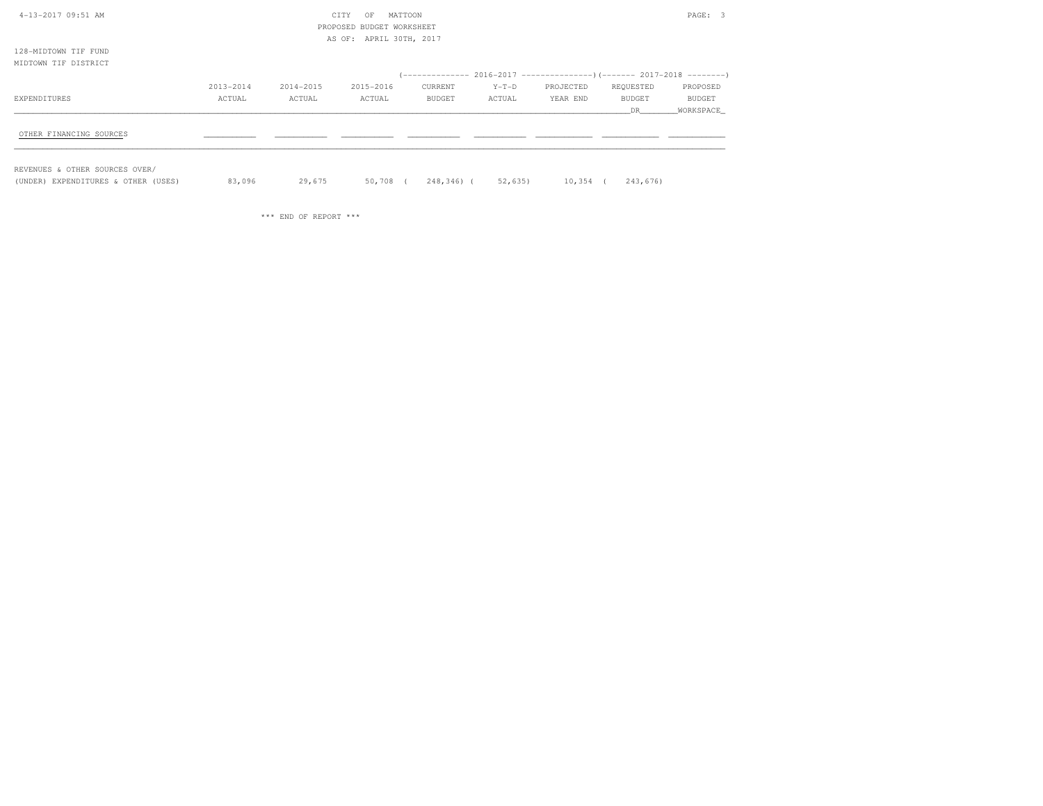PROPOSED BUDGET WORKSHEET

AS OF: APRIL 30TH, 2017

128-MIDTOWN TIF FUND

MIDTOWN TIF DISTRICT

| EXPENDITURES | 2013-2014 ACTUAL | 2014-2015 ACTUAL | 2015-2016 ACTUAL | 2016-2017 CURRENT BUDGET | 2016-2017 Y-T-D ACTUAL | 2016-2017 PROJECTED YEAR END | 2017-2018 REQUESTED BUDGET DR | 2017-2018 PROPOSED BUDGET WORKSPACE |
|---|---|---|---|---|---|---|---|---|
| OTHER FINANCING SOURCES | | | | | | | | |
| REVENUES & OTHER SOURCES OVER/ (UNDER) EXPENDITURES & OTHER (USES) | 83,096 | 29,675 | 50,708 | ( 248,346) | ( 52,635) | 10,354 | ( 243,676) | |

*** END OF REPORT ***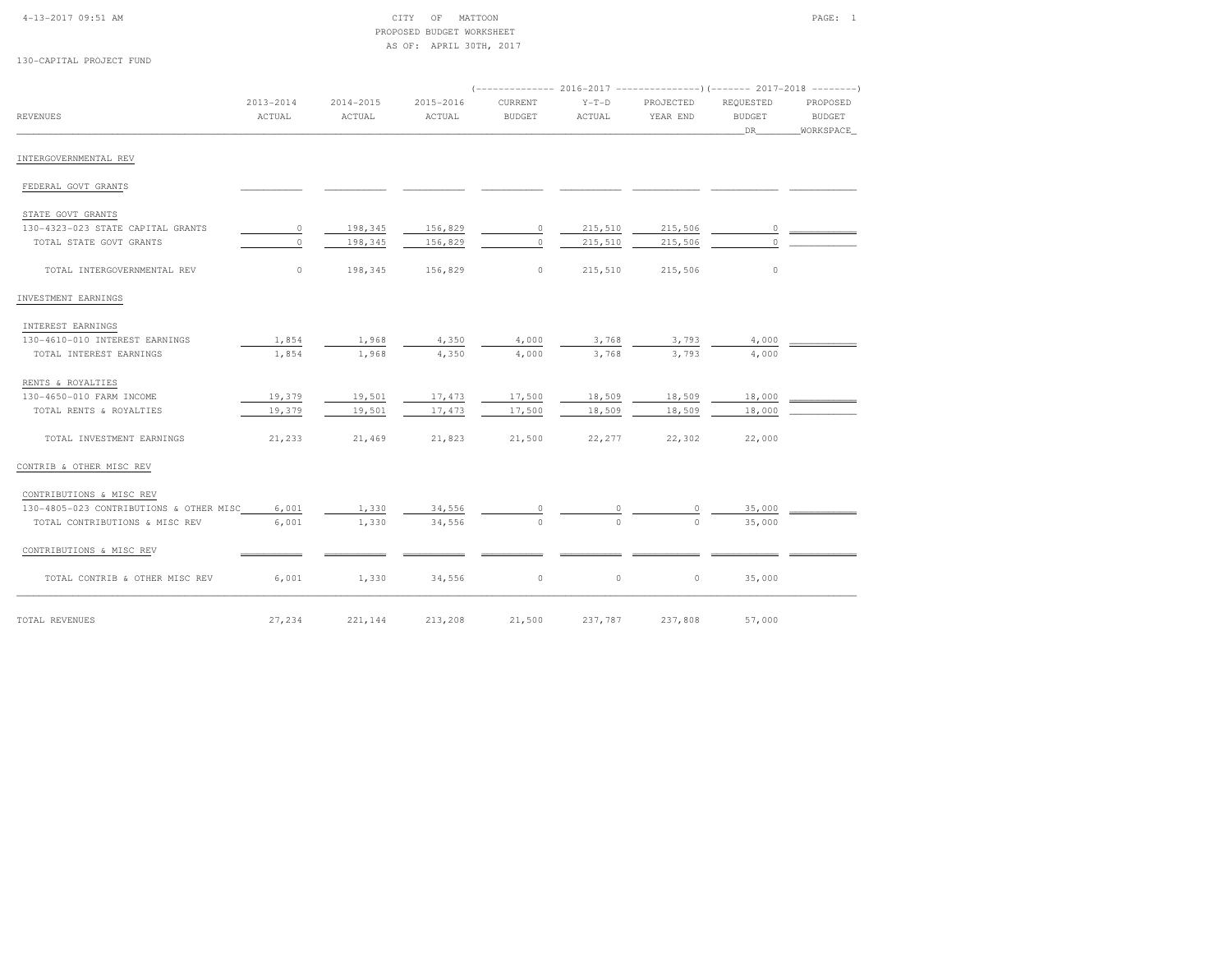CITY OF MATTOON
PROPOSED BUDGET WORKSHEET
AS OF: APRIL 30TH, 2017

130-CAPITAL PROJECT FUND

| REVENUES | 2013-2014 ACTUAL | 2014-2015 ACTUAL | 2015-2016 ACTUAL | 2016-2017 CURRENT BUDGET | 2016-2017 Y-T-D ACTUAL | 2016-2017 PROJECTED YEAR END | 2017-2018 REQUESTED BUDGET DR | 2017-2018 PROPOSED BUDGET WORKSPACE |
|---|---|---|---|---|---|---|---|---|
| **INTERGOVERNMENTAL REV** | | | | | | | | |
| FEDERAL GOVT GRANTS | | | | | | | | |
| STATE GOVT GRANTS | | | | | | | | |
| 130-4323-023 STATE CAPITAL GRANTS | 0 | 198,345 | 156,829 | 0 | 215,510 | 215,506 | 0 | |
| TOTAL STATE GOVT GRANTS | 0 | 198,345 | 156,829 | 0 | 215,510 | 215,506 | 0 | |
| TOTAL INTERGOVERNMENTAL REV | 0 | 198,345 | 156,829 | 0 | 215,510 | 215,506 | 0 | |
| **INVESTMENT EARNINGS** | | | | | | | | |
| INTEREST EARNINGS | | | | | | | | |
| 130-4610-010 INTEREST EARNINGS | 1,854 | 1,968 | 4,350 | 4,000 | 3,768 | 3,793 | 4,000 | |
| TOTAL INTEREST EARNINGS | 1,854 | 1,968 | 4,350 | 4,000 | 3,768 | 3,793 | 4,000 | |
| RENTS & ROYALTIES | | | | | | | | |
| 130-4650-010 FARM INCOME | 19,379 | 19,501 | 17,473 | 17,500 | 18,509 | 18,509 | 18,000 | |
| TOTAL RENTS & ROYALTIES | 19,379 | 19,501 | 17,473 | 17,500 | 18,509 | 18,509 | 18,000 | |
| TOTAL INVESTMENT EARNINGS | 21,233 | 21,469 | 21,823 | 21,500 | 22,277 | 22,302 | 22,000 | |
| **CONTRIB & OTHER MISC REV** | | | | | | | | |
| CONTRIBUTIONS & MISC REV | | | | | | | | |
| 130-4805-023 CONTRIBUTIONS & OTHER MISC | 6,001 | 1,330 | 34,556 | 0 | 0 | 0 | 35,000 | |
| TOTAL CONTRIBUTIONS & MISC REV | 6,001 | 1,330 | 34,556 | 0 | 0 | 0 | 35,000 | |
| CONTRIBUTIONS & MISC REV | | | | | | | | |
| TOTAL CONTRIB & OTHER MISC REV | 6,001 | 1,330 | 34,556 | 0 | 0 | 0 | 35,000 | |
| **TOTAL REVENUES** | 27,234 | 221,144 | 213,208 | 21,500 | 237,787 | 237,808 | 57,000 | |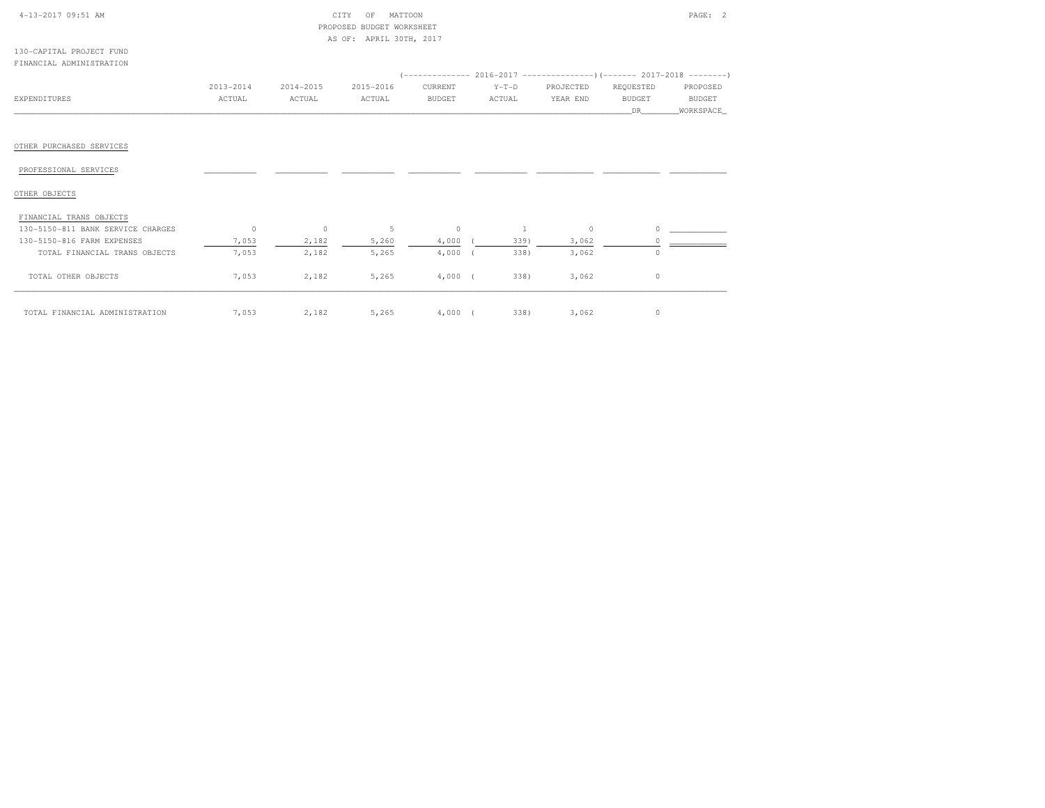CITY OF MATTOON
PROPOSED BUDGET WORKSHEET
AS OF: APRIL 30TH, 2017

130-CAPITAL PROJECT FUND
FINANCIAL ADMINISTRATION

| EXPENDITURES | 2013-2014 ACTUAL | 2014-2015 ACTUAL | 2015-2016 ACTUAL | 2016-2017 CURRENT BUDGET | 2016-2017 Y-T-D ACTUAL | 2016-2017 PROJECTED YEAR END | 2017-2018 REQUESTED BUDGET DR | 2017-2018 PROPOSED BUDGET WORKSPACE |
|---|---|---|---|---|---|---|---|---|
| OTHER PURCHASED SERVICES | | | | | | | | |
| PROFESSIONAL SERVICES | | | | | | | | |
| OTHER OBJECTS | | | | | | | | |
| FINANCIAL TRANS OBJECTS | | | | | | | | |
| 130-5150-811 BANK SERVICE CHARGES | 0 | 0 | 5 | 0 | 1 | 0 | 0 | |
| 130-5150-816 FARM EXPENSES | 7,053 | 2,182 | 5,260 | 4,000 | ( 339) | 3,062 | 0 | |
| TOTAL FINANCIAL TRANS OBJECTS | 7,053 | 2,182 | 5,265 | 4,000 | ( 338) | 3,062 | 0 | |
| TOTAL OTHER OBJECTS | 7,053 | 2,182 | 5,265 | 4,000 | ( 338) | 3,062 | 0 | |
| TOTAL FINANCIAL ADMINISTRATION | 7,053 | 2,182 | 5,265 | 4,000 | ( 338) | 3,062 | 0 | |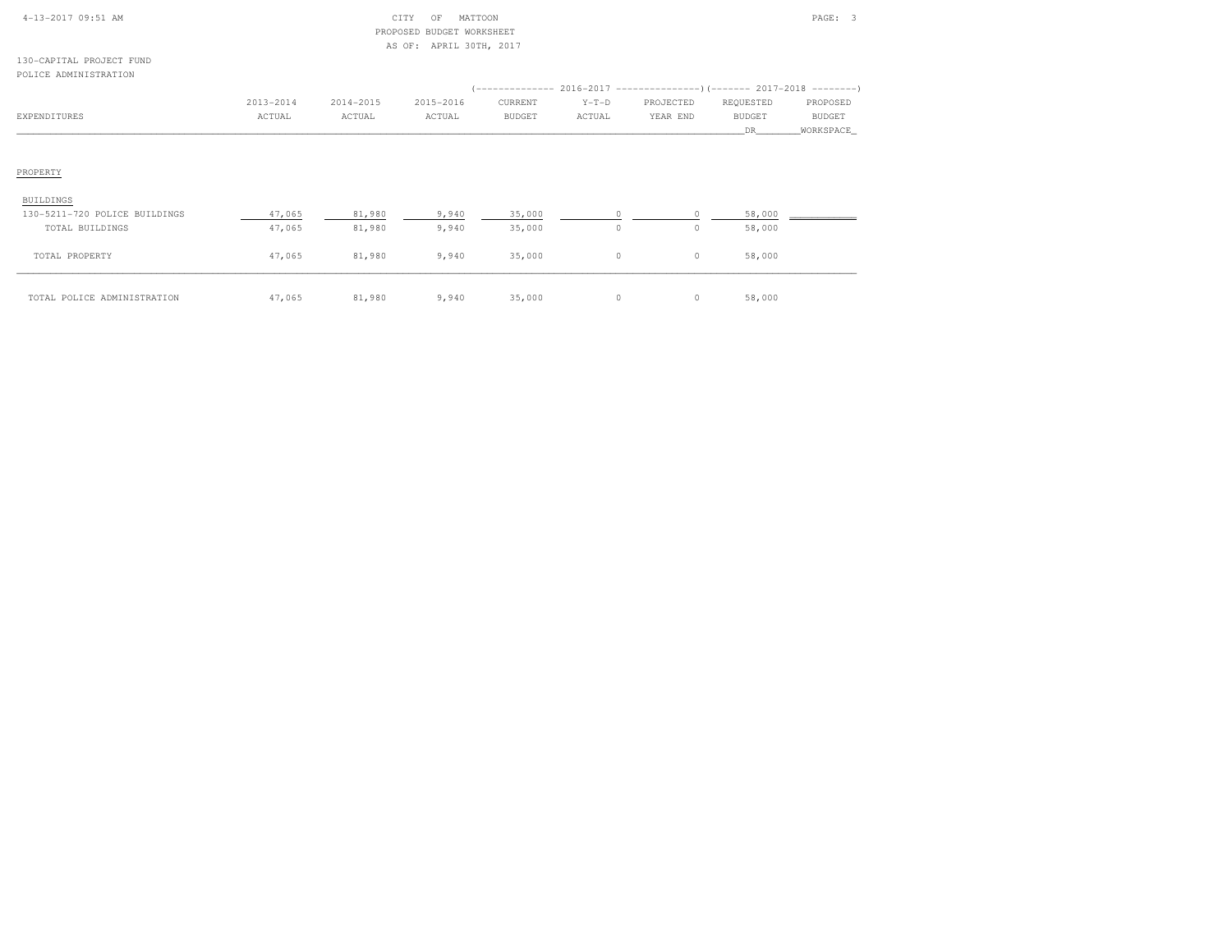CITY OF MATTOON
PROPOSED BUDGET WORKSHEET
AS OF: APRIL 30TH, 2017

130-CAPITAL PROJECT FUND
POLICE ADMINISTRATION

| EXPENDITURES | 2013-2014 ACTUAL | 2014-2015 ACTUAL | 2015-2016 ACTUAL | 2016-2017 CURRENT BUDGET | 2016-2017 Y-T-D ACTUAL | 2016-2017 PROJECTED YEAR END | 2017-2018 REQUESTED BUDGET DR | 2017-2018 PROPOSED BUDGET WORKSPACE |
|---|---|---|---|---|---|---|---|---|
| PROPERTY | | | | | | | | |
| BUILDINGS | | | | | | | | |
| 130-5211-720 POLICE BUILDINGS | 47,065 | 81,980 | 9,940 | 35,000 | 0 | 0 | 58,000 | |
| TOTAL BUILDINGS | 47,065 | 81,980 | 9,940 | 35,000 | 0 | 0 | 58,000 | |
| TOTAL PROPERTY | 47,065 | 81,980 | 9,940 | 35,000 | 0 | 0 | 58,000 | |
| TOTAL POLICE ADMINISTRATION | 47,065 | 81,980 | 9,940 | 35,000 | 0 | 0 | 58,000 | |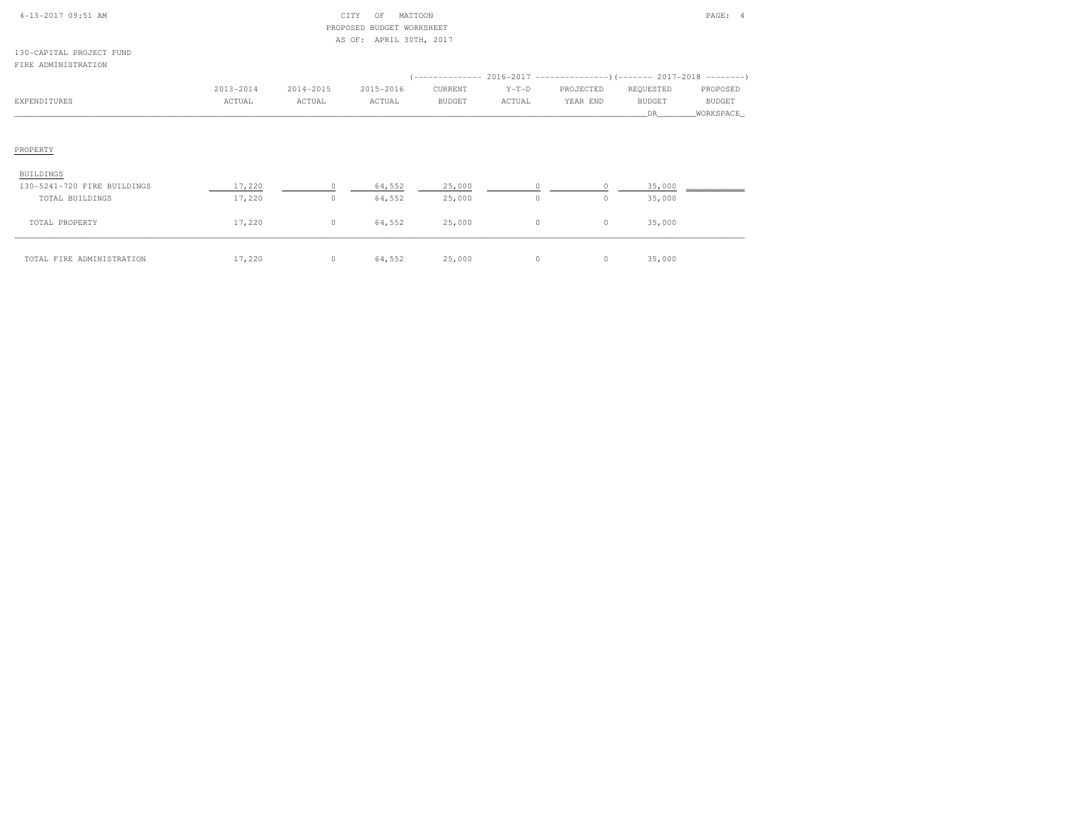CITY OF MATTOON
PROPOSED BUDGET WORKSHEET
AS OF: APRIL 30TH, 2017

130-CAPITAL PROJECT FUND
FIRE ADMINISTRATION

| EXPENDITURES | 2013-2014 ACTUAL | 2014-2015 ACTUAL | 2015-2016 ACTUAL | 2016-2017 CURRENT BUDGET | 2016-2017 Y-T-D ACTUAL | 2016-2017 PROJECTED YEAR END | 2017-2018 REQUESTED BUDGET DR | 2017-2018 PROPOSED BUDGET WORKSPACE |
|---|---|---|---|---|---|---|---|---|
| PROPERTY | | | | | | | | |
| BUILDINGS | | | | | | | | |
| 130-5241-720 FIRE BUILDINGS | 17,220 | 0 | 64,552 | 25,000 | 0 | 0 | 35,000 | |
| TOTAL BUILDINGS | 17,220 | 0 | 64,552 | 25,000 | 0 | 0 | 35,000 | |
| TOTAL PROPERTY | 17,220 | 0 | 64,552 | 25,000 | 0 | 0 | 35,000 | |
| TOTAL FIRE ADMINISTRATION | 17,220 | 0 | 64,552 | 25,000 | 0 | 0 | 35,000 | |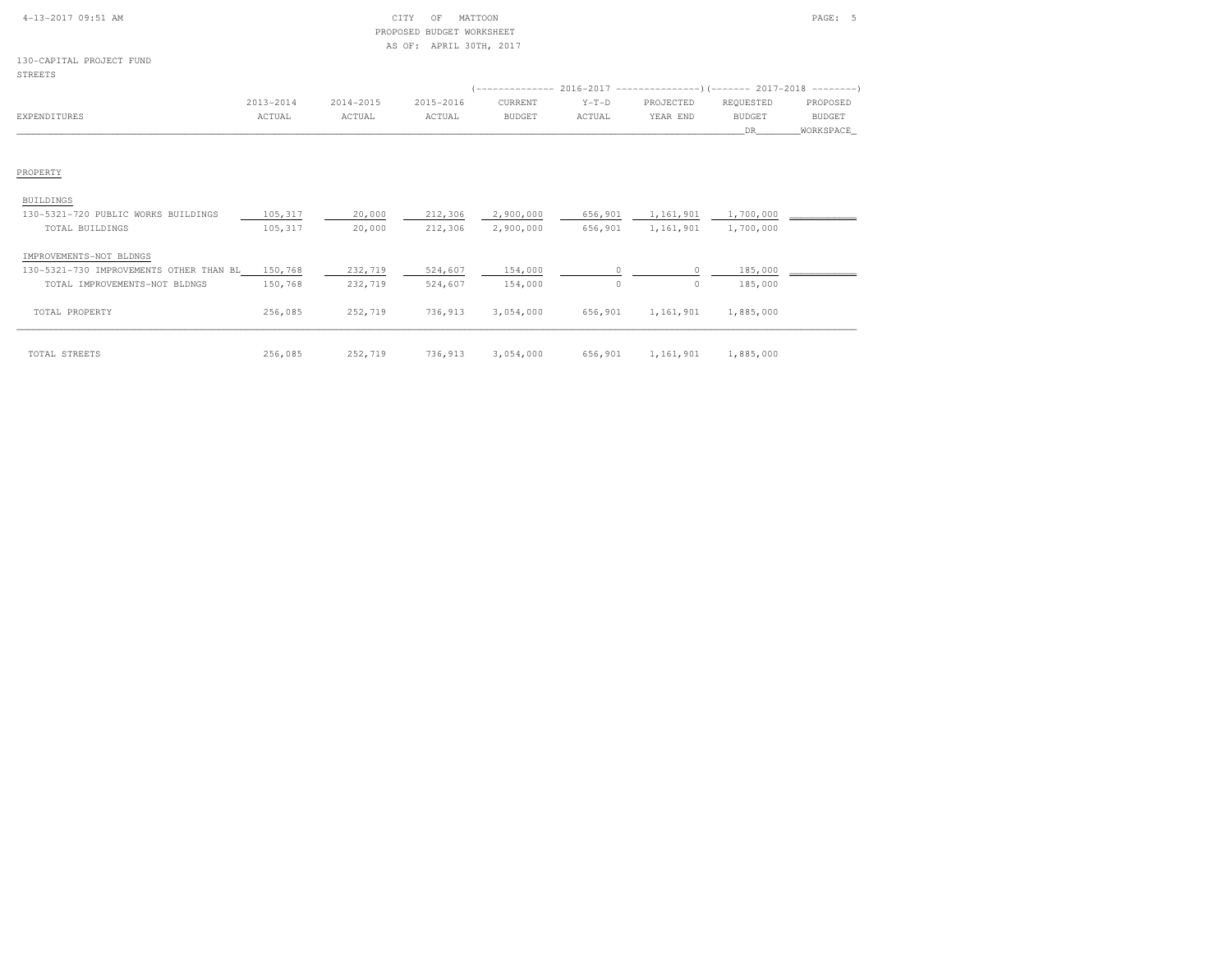CITY OF MATTOON
PROPOSED BUDGET WORKSHEET
AS OF: APRIL 30TH, 2017

130-CAPITAL PROJECT FUND
STREETS

| EXPENDITURES | 2013-2014 ACTUAL | 2014-2015 ACTUAL | 2015-2016 ACTUAL | 2016-2017 CURRENT BUDGET | 2016-2017 Y-T-D ACTUAL | 2016-2017 PROJECTED YEAR END | 2017-2018 REQUESTED BUDGET DR | 2017-2018 PROPOSED BUDGET WORKSPACE |
|---|---|---|---|---|---|---|---|---|
| PROPERTY | | | | | | | | |
| BUILDINGS | | | | | | | | |
| 130-5321-720 PUBLIC WORKS BUILDINGS | 105,317 | 20,000 | 212,306 | 2,900,000 | 656,901 | 1,161,901 | 1,700,000 | |
| TOTAL BUILDINGS | 105,317 | 20,000 | 212,306 | 2,900,000 | 656,901 | 1,161,901 | 1,700,000 | |
| IMPROVEMENTS-NOT BLDNGS | | | | | | | | |
| 130-5321-730 IMPROVEMENTS OTHER THAN BL | 150,768 | 232,719 | 524,607 | 154,000 | 0 | 0 | 185,000 | |
| TOTAL IMPROVEMENTS-NOT BLDNGS | 150,768 | 232,719 | 524,607 | 154,000 | 0 | 0 | 185,000 | |
| TOTAL PROPERTY | 256,085 | 252,719 | 736,913 | 3,054,000 | 656,901 | 1,161,901 | 1,885,000 | |
| TOTAL STREETS | 256,085 | 252,719 | 736,913 | 3,054,000 | 656,901 | 1,161,901 | 1,885,000 | |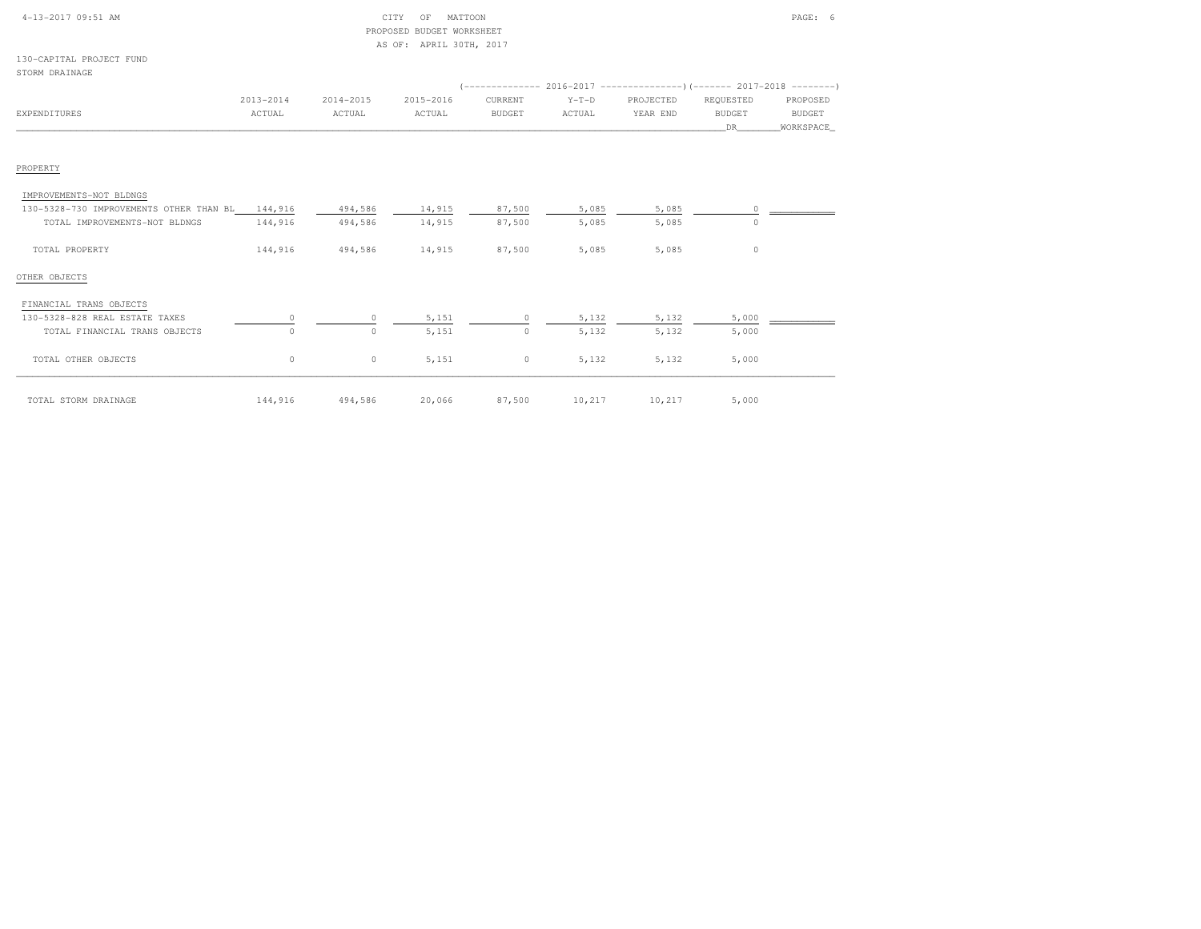CITY OF MATTOON
PROPOSED BUDGET WORKSHEET
AS OF: APRIL 30TH, 2017

130-CAPITAL PROJECT FUND
STORM DRAINAGE

| EXPENDITURES | 2013-2014 ACTUAL | 2014-2015 ACTUAL | 2015-2016 ACTUAL | 2016-2017 CURRENT BUDGET | 2016-2017 Y-T-D ACTUAL | 2016-2017 PROJECTED YEAR END | 2017-2018 REQUESTED BUDGET DR | 2017-2018 PROPOSED BUDGET WORKSPACE |
|---|---|---|---|---|---|---|---|---|
| **PROPERTY** | | | | | | | | |
| IMPROVEMENTS-NOT BLDNGS | | | | | | | | |
| 130-5328-730 IMPROVEMENTS OTHER THAN BL | 144,916 | 494,586 | 14,915 | 87,500 | 5,085 | 5,085 | 0 | |
| TOTAL IMPROVEMENTS-NOT BLDNGS | 144,916 | 494,586 | 14,915 | 87,500 | 5,085 | 5,085 | 0 | |
| TOTAL PROPERTY | 144,916 | 494,586 | 14,915 | 87,500 | 5,085 | 5,085 | 0 | |
| **OTHER OBJECTS** | | | | | | | | |
| FINANCIAL TRANS OBJECTS | | | | | | | | |
| 130-5328-828 REAL ESTATE TAXES | 0 | 0 | 5,151 | 0 | 5,132 | 5,132 | 5,000 | |
| TOTAL FINANCIAL TRANS OBJECTS | 0 | 0 | 5,151 | 0 | 5,132 | 5,132 | 5,000 | |
| TOTAL OTHER OBJECTS | 0 | 0 | 5,151 | 0 | 5,132 | 5,132 | 5,000 | |
| TOTAL STORM DRAINAGE | 144,916 | 494,586 | 20,066 | 87,500 | 10,217 | 10,217 | 5,000 | |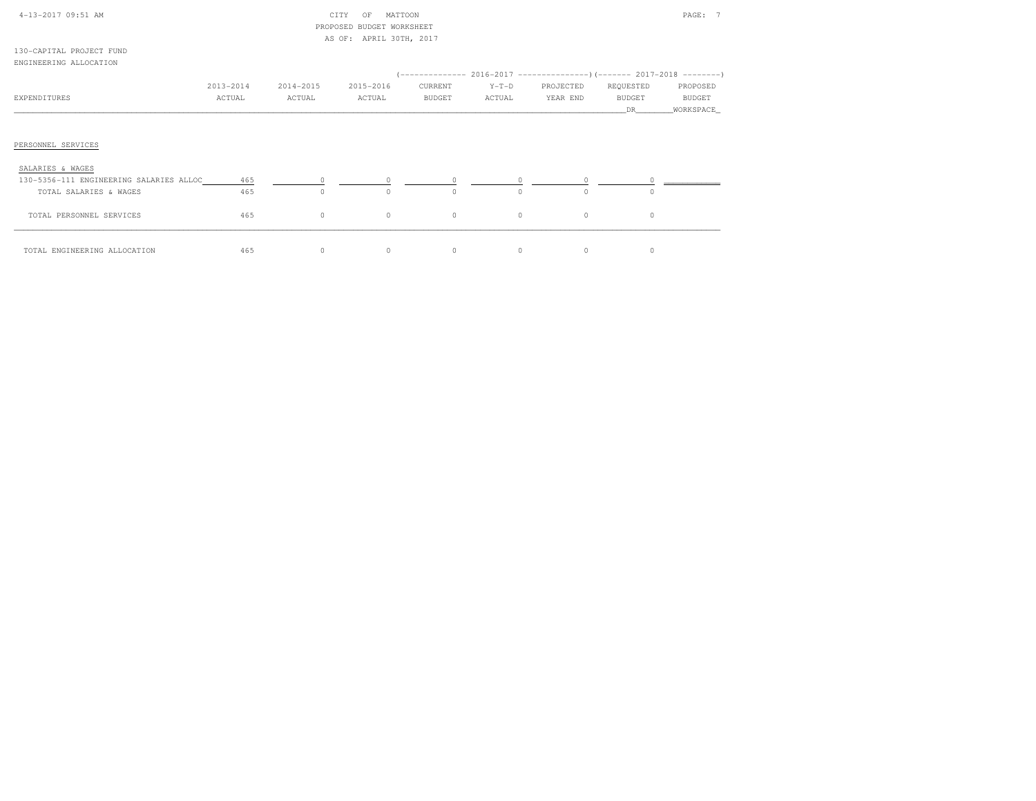CITY OF MATTOON
PROPOSED BUDGET WORKSHEET
AS OF: APRIL 30TH, 2017

130-CAPITAL PROJECT FUND
ENGINEERING ALLOCATION

| EXPENDITURES | 2013-2014 ACTUAL | 2014-2015 ACTUAL | 2015-2016 ACTUAL | 2016-2017 CURRENT BUDGET | 2016-2017 Y-T-D ACTUAL | 2016-2017 PROJECTED YEAR END | 2017-2018 REQUESTED BUDGET DR | 2017-2018 PROPOSED BUDGET WORKSPACE |
|---|---|---|---|---|---|---|---|---|
| PERSONNEL SERVICES | | | | | | | | |
| SALARIES & WAGES | | | | | | | | |
| 130-5356-111 ENGINEERING SALARIES ALLOC | 465 | 0 | 0 | 0 | 0 | 0 | 0 | |
| TOTAL SALARIES & WAGES | 465 | 0 | 0 | 0 | 0 | 0 | 0 | |
| TOTAL PERSONNEL SERVICES | 465 | 0 | 0 | 0 | 0 | 0 | 0 | |
| TOTAL ENGINEERING ALLOCATION | 465 | 0 | 0 | 0 | 0 | 0 | 0 | |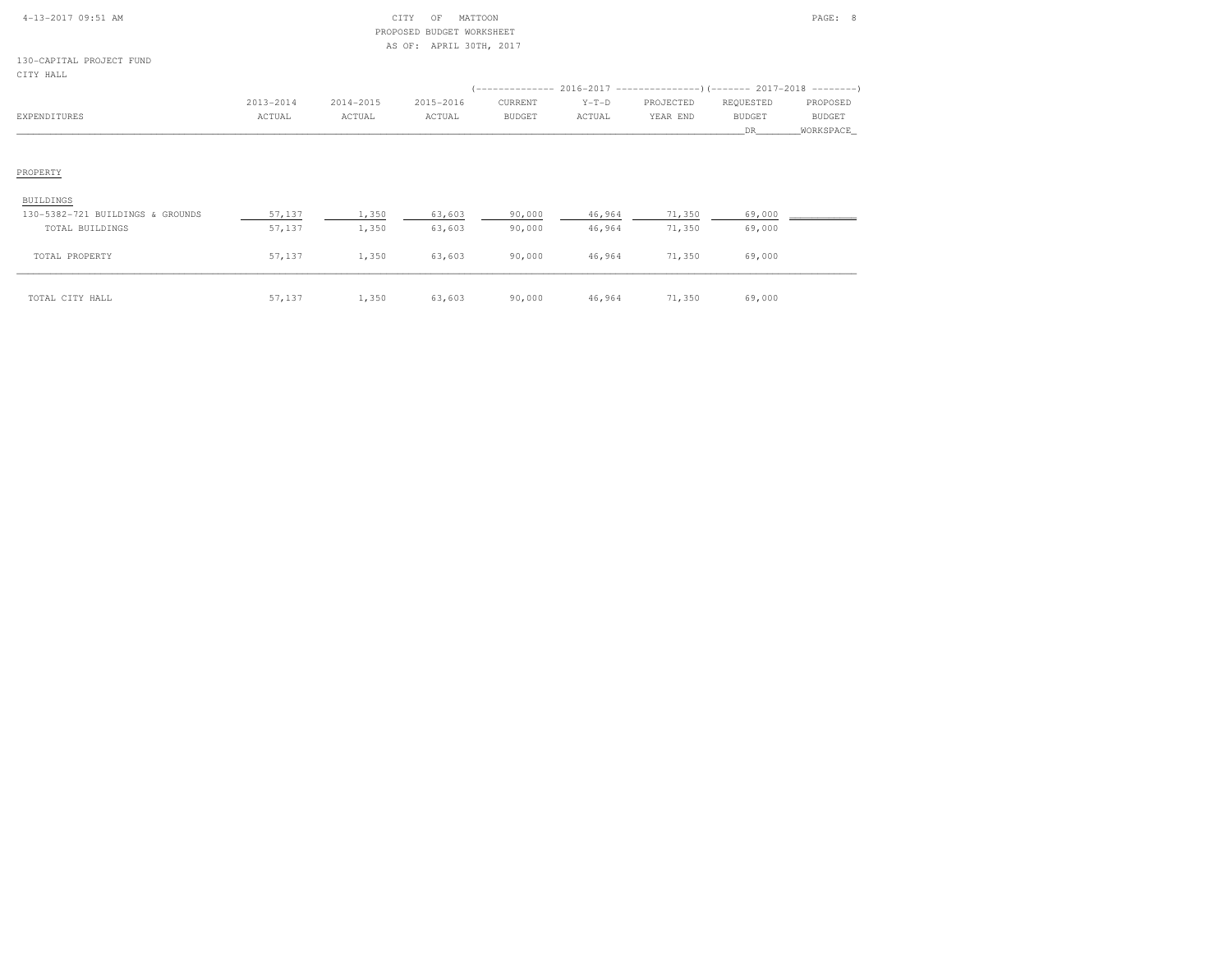CITY OF MATTOON
PROPOSED BUDGET WORKSHEET
AS OF: APRIL 30TH, 2017

130-CAPITAL PROJECT FUND
CITY HALL

| EXPENDITURES | 2013-2014 ACTUAL | 2014-2015 ACTUAL | 2015-2016 ACTUAL | 2016-2017 CURRENT BUDGET | 2016-2017 Y-T-D ACTUAL | 2016-2017 PROJECTED YEAR END | 2017-2018 REQUESTED BUDGET DR | 2017-2018 PROPOSED BUDGET WORKSPACE |
|---|---|---|---|---|---|---|---|---|
| PROPERTY | | | | | | | | |
| BUILDINGS | | | | | | | | |
| 130-5382-721 BUILDINGS & GROUNDS | 57,137 | 1,350 | 63,603 | 90,000 | 46,964 | 71,350 | 69,000 | |
| TOTAL BUILDINGS | 57,137 | 1,350 | 63,603 | 90,000 | 46,964 | 71,350 | 69,000 | |
| TOTAL PROPERTY | 57,137 | 1,350 | 63,603 | 90,000 | 46,964 | 71,350 | 69,000 | |
| TOTAL CITY HALL | 57,137 | 1,350 | 63,603 | 90,000 | 46,964 | 71,350 | 69,000 | |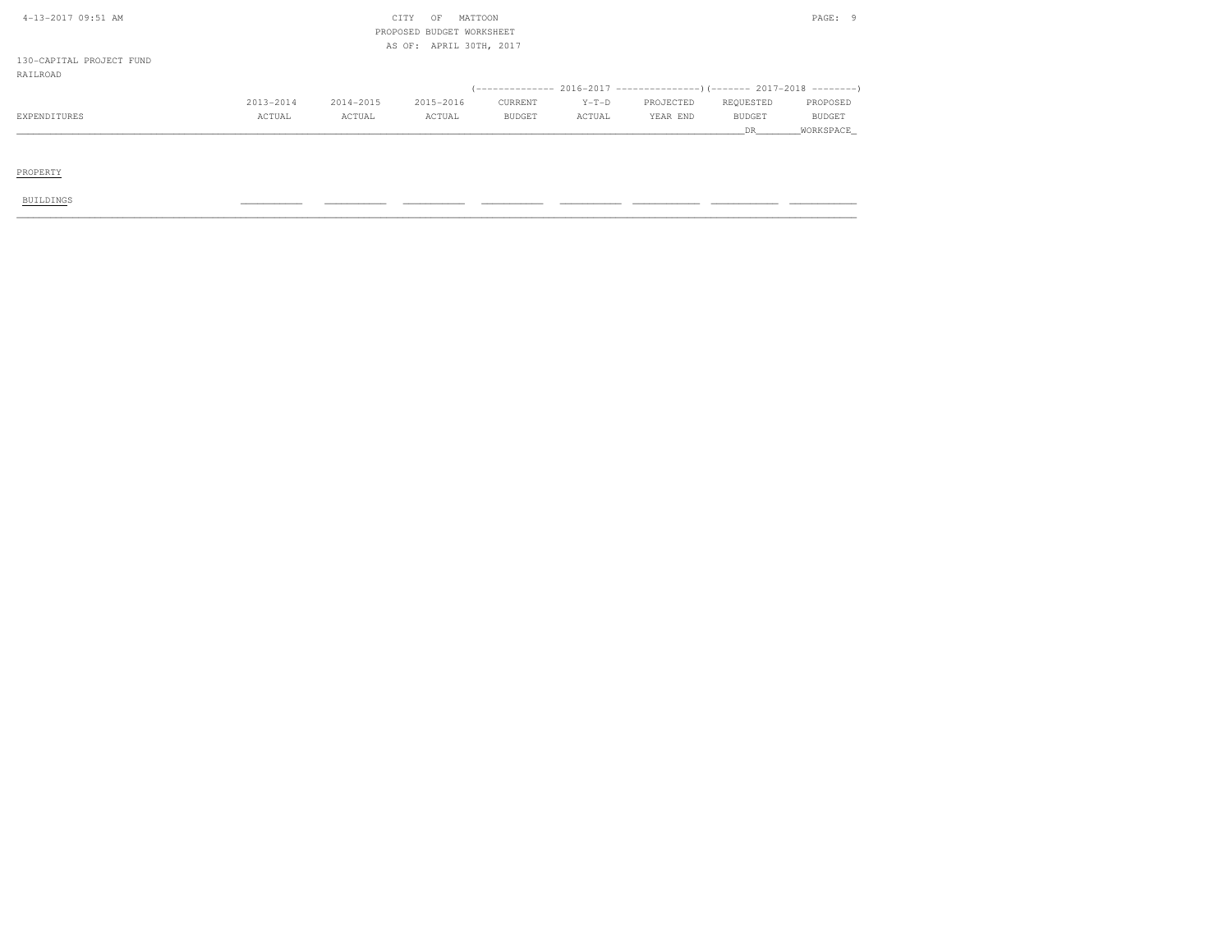CITY OF MATTOON
PROPOSED BUDGET WORKSHEET
AS OF: APRIL 30TH, 2017

130-CAPITAL PROJECT FUND
RAILROAD

| EXPENDITURES | 2013-2014 ACTUAL | 2014-2015 ACTUAL | 2015-2016 ACTUAL | 2016-2017 CURRENT BUDGET | 2016-2017 Y-T-D ACTUAL | 2016-2017 PROJECTED YEAR END | 2017-2018 REQUESTED BUDGET DR | 2017-2018 PROPOSED BUDGET WORKSPACE |
|---|---|---|---|---|---|---|---|---|
| PROPERTY | | | | | | | | |
| BUILDINGS | | | | | | | | |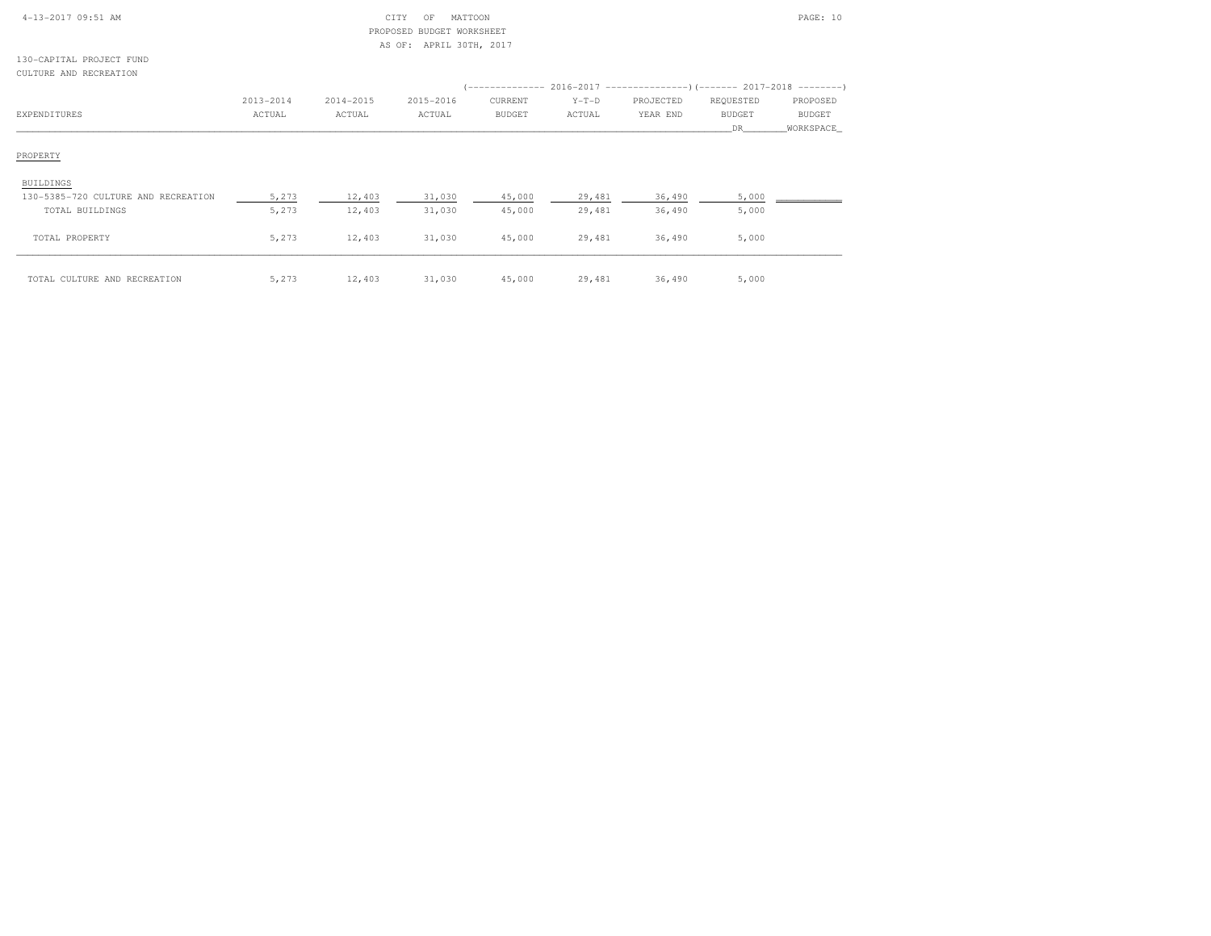CITY OF MATTOON
PROPOSED BUDGET WORKSHEET
AS OF: APRIL 30TH, 2017

130-CAPITAL PROJECT FUND
CULTURE AND RECREATION

| EXPENDITURES | 2013-2014 ACTUAL | 2014-2015 ACTUAL | 2015-2016 ACTUAL | 2016-2017 CURRENT BUDGET | 2016-2017 Y-T-D ACTUAL | 2016-2017 PROJECTED YEAR END | 2017-2018 REQUESTED BUDGET DR | 2017-2018 PROPOSED BUDGET WORKSPACE |
|---|---|---|---|---|---|---|---|---|
| PROPERTY | | | | | | | | |
| BUILDINGS | | | | | | | | |
| 130-5385-720 CULTURE AND RECREATION | 5,273 | 12,403 | 31,030 | 45,000 | 29,481 | 36,490 | 5,000 | |
| TOTAL BUILDINGS | 5,273 | 12,403 | 31,030 | 45,000 | 29,481 | 36,490 | 5,000 | |
| TOTAL PROPERTY | 5,273 | 12,403 | 31,030 | 45,000 | 29,481 | 36,490 | 5,000 | |
| TOTAL CULTURE AND RECREATION | 5,273 | 12,403 | 31,030 | 45,000 | 29,481 | 36,490 | 5,000 | |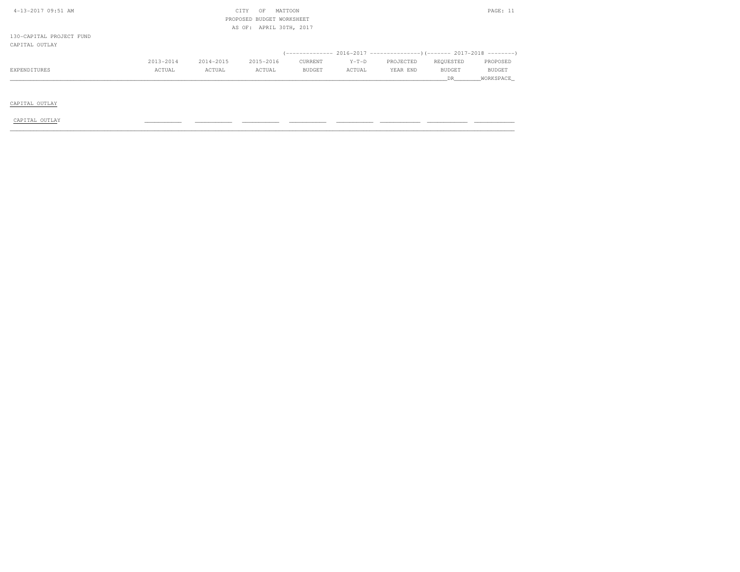CITY OF MATTOON
PROPOSED BUDGET WORKSHEET
AS OF: APRIL 30TH, 2017

130-CAPITAL PROJECT FUND
CAPITAL OUTLAY

| EXPENDITURES | 2013-2014 ACTUAL | 2014-2015 ACTUAL | 2015-2016 ACTUAL | 2016-2017 CURRENT BUDGET | 2016-2017 Y-T-D ACTUAL | 2016-2017 PROJECTED YEAR END | 2017-2018 REQUESTED BUDGET DR | 2017-2018 PROPOSED BUDGET WORKSPACE |
|---|---|---|---|---|---|---|---|---|
| **CAPITAL OUTLAY** | | | | | | | | |
| CAPITAL OUTLAY | | | | | | | | |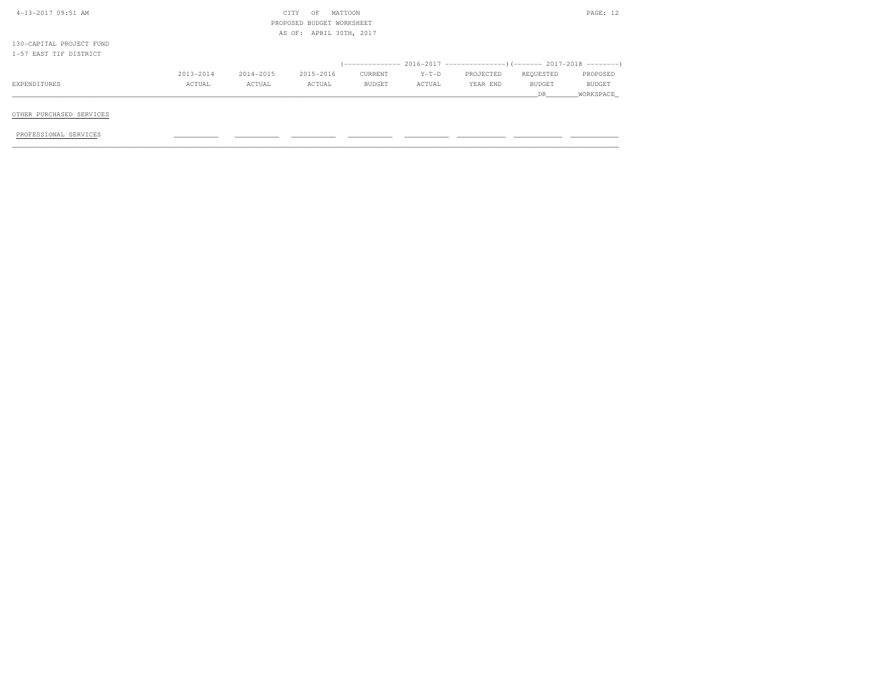CITY OF MATTOON
PROPOSED BUDGET WORKSHEET
AS OF: APRIL 30TH, 2017

130-CAPITAL PROJECT FUND
I-57 EAST TIF DISTRICT

| | | | | (-------------- 2016-2017 --------------) | | | (------- 2017-2018 --------) | |
|---|---|---|---|---|---|---|---|---|
| EXPENDITURES | 2013-2014 ACTUAL | 2014-2015 ACTUAL | 2015-2016 ACTUAL | CURRENT BUDGET | Y-T-D ACTUAL | PROJECTED YEAR END | REQUESTED BUDGET DR | PROPOSED BUDGET WORKSPACE |
| OTHER PURCHASED SERVICES | | | | | | | | |
| PROFESSIONAL SERVICES | | | | | | | | |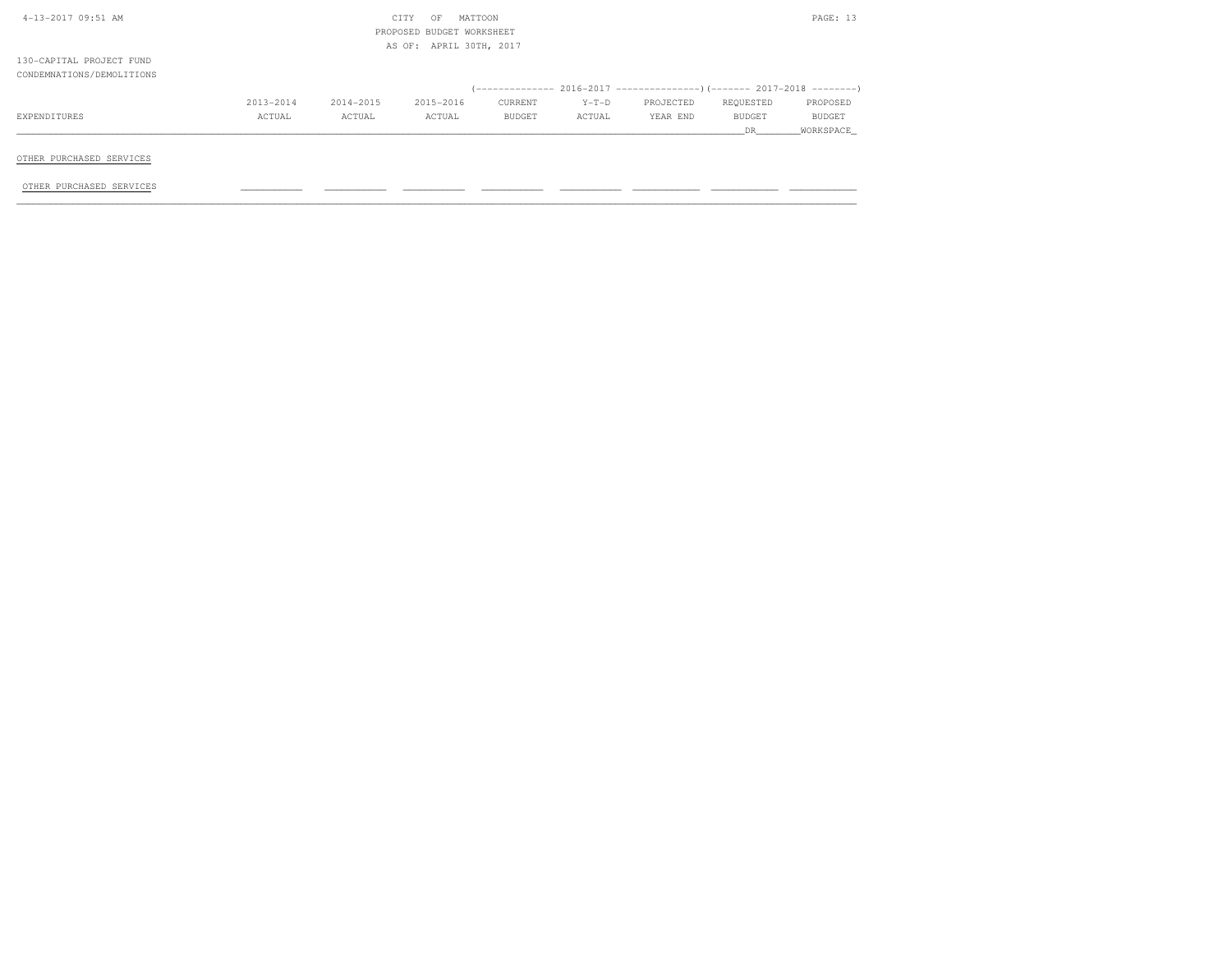CITY OF MATTOON
PROPOSED BUDGET WORKSHEET
AS OF: APRIL 30TH, 2017

130-CAPITAL PROJECT FUND
CONDEMNATIONS/DEMOLITIONS

| EXPENDITURES | 2013-2014 ACTUAL | 2014-2015 ACTUAL | 2015-2016 ACTUAL | 2016-2017 CURRENT BUDGET | 2016-2017 Y-T-D ACTUAL | 2016-2017 PROJECTED YEAR END | 2017-2018 REQUESTED BUDGET DR | 2017-2018 PROPOSED BUDGET WORKSPACE |
|---|---|---|---|---|---|---|---|---|
| OTHER PURCHASED SERVICES | | | | | | | | |
| OTHER PURCHASED SERVICES | | | | | | | | |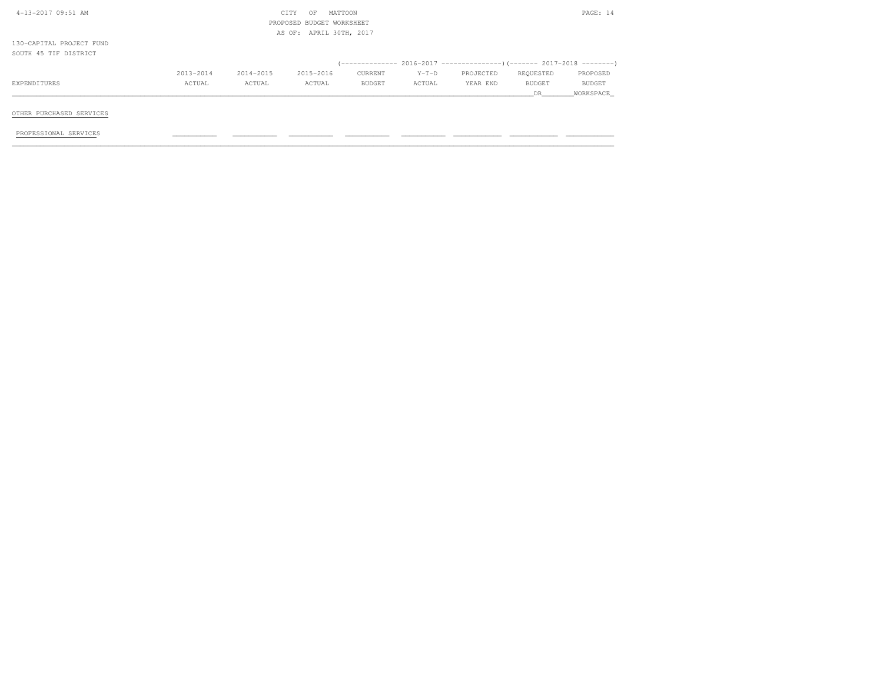CITY OF MATTOON
PROPOSED BUDGET WORKSHEET
AS OF: APRIL 30TH, 2017

130-CAPITAL PROJECT FUND
SOUTH 45 TIF DISTRICT

| EXPENDITURES | 2013-2014 ACTUAL | 2014-2015 ACTUAL | 2015-2016 ACTUAL | 2016-2017 CURRENT BUDGET | 2016-2017 Y-T-D ACTUAL | 2016-2017 PROJECTED YEAR END | 2017-2018 REQUESTED BUDGET DR | 2017-2018 PROPOSED BUDGET WORKSPACE |
|---|---|---|---|---|---|---|---|---|
| OTHER PURCHASED SERVICES | | | | | | | | |
| PROFESSIONAL SERVICES | | | | | | | | |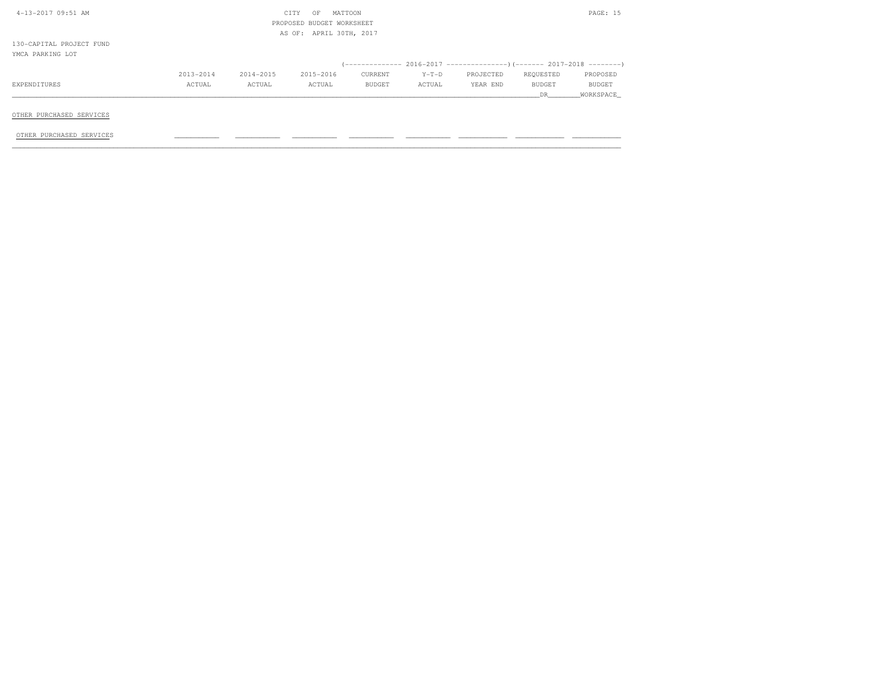CITY OF MATTOON
PROPOSED BUDGET WORKSHEET
AS OF: APRIL 30TH, 2017

130-CAPITAL PROJECT FUND
YMCA PARKING LOT

| EXPENDITURES | 2013-2014 ACTUAL | 2014-2015 ACTUAL | 2015-2016 ACTUAL | 2016-2017 CURRENT BUDGET | 2016-2017 Y-T-D ACTUAL | 2016-2017 PROJECTED YEAR END | 2017-2018 REQUESTED BUDGET DR | 2017-2018 PROPOSED BUDGET WORKSPACE |
|---|---|---|---|---|---|---|---|---|
| **OTHER PURCHASED SERVICES** | | | | | | | | |
| OTHER PURCHASED SERVICES | | | | | | | | |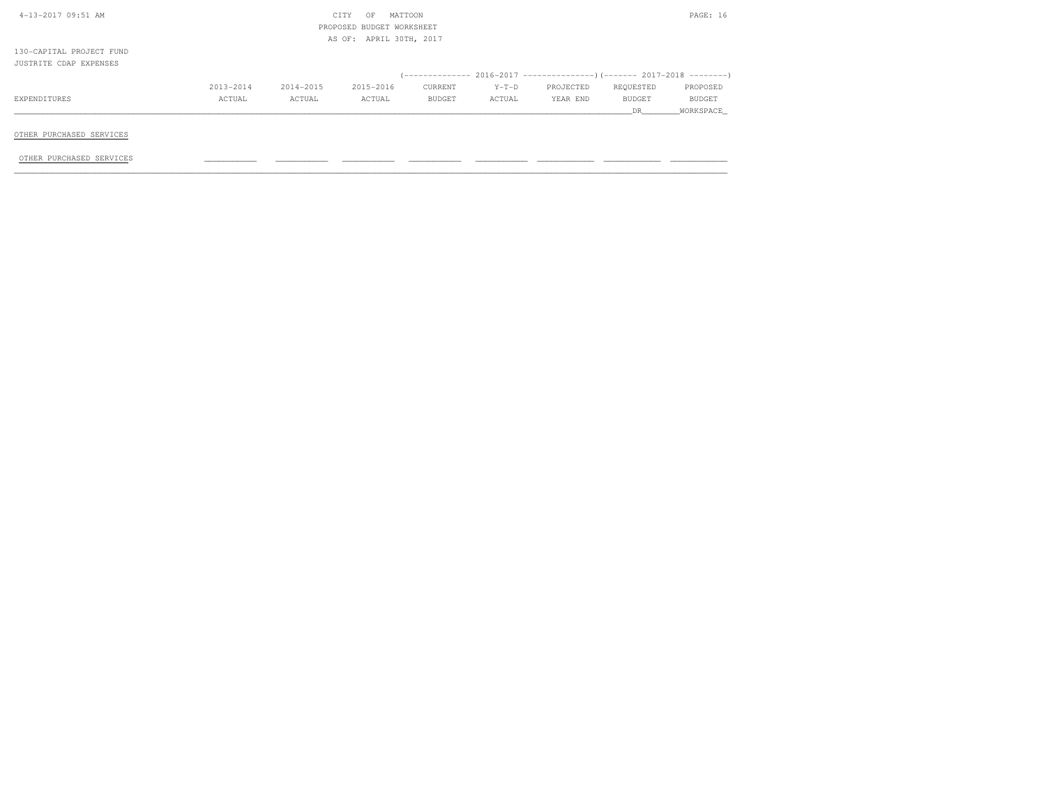CITY OF MATTOON
PROPOSED BUDGET WORKSHEET
AS OF: APRIL 30TH, 2017

130-CAPITAL PROJECT FUND
JUSTRITE CDAP EXPENSES

| EXPENDITURES | 2013-2014 ACTUAL | 2014-2015 ACTUAL | 2015-2016 ACTUAL | 2016-2017 CURRENT BUDGET | 2016-2017 Y-T-D ACTUAL | 2016-2017 PROJECTED YEAR END | 2017-2018 REQUESTED BUDGET DR | 2017-2018 PROPOSED BUDGET WORKSPACE |
|---|---|---|---|---|---|---|---|---|
| **OTHER PURCHASED SERVICES** | | | | | | | | |
| OTHER PURCHASED SERVICES | | | | | | | | |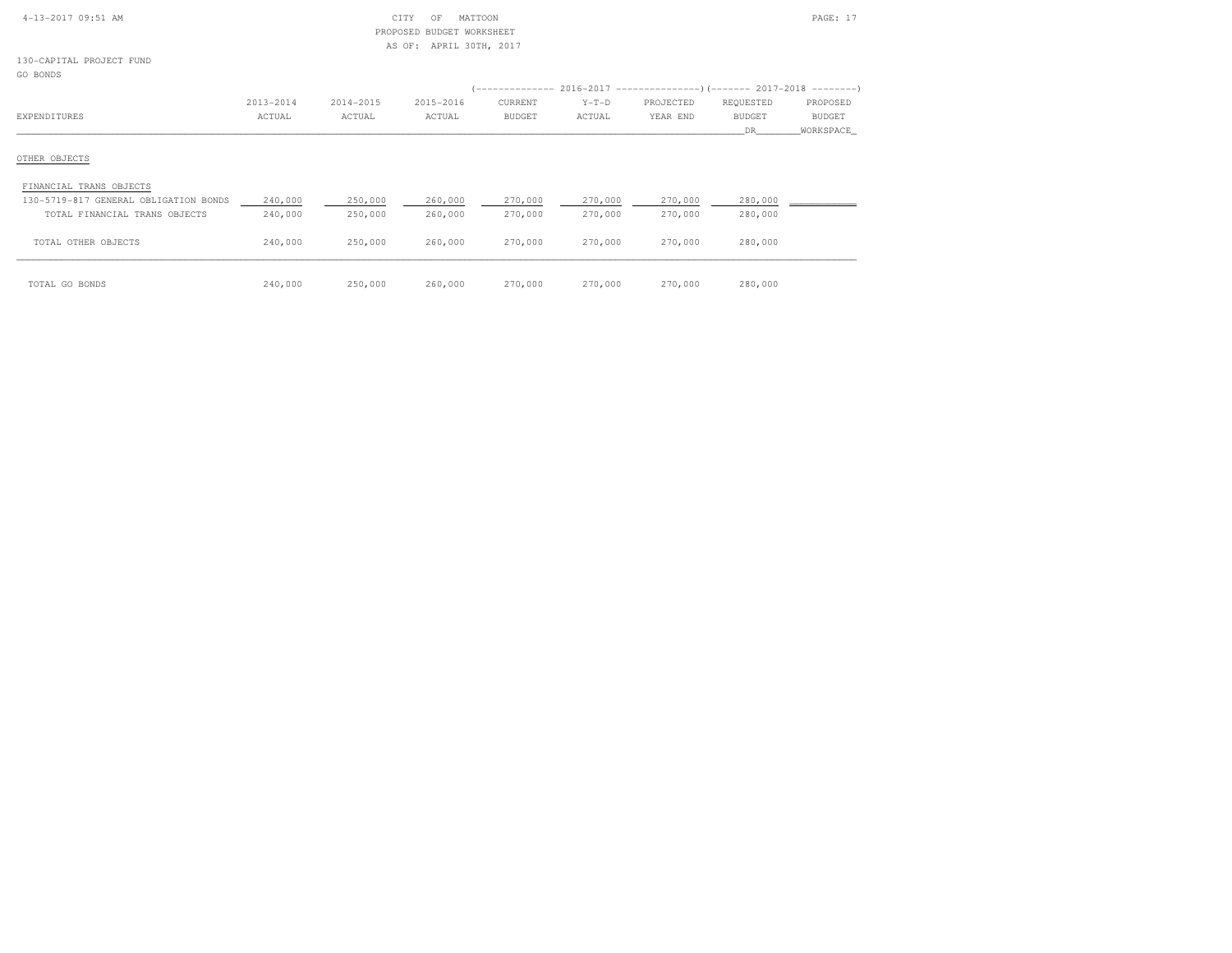CITY OF MATTOON
PROPOSED BUDGET WORKSHEET
AS OF: APRIL 30TH, 2017

130-CAPITAL PROJECT FUND
GO BONDS

| EXPENDITURES | 2013-2014 ACTUAL | 2014-2015 ACTUAL | 2015-2016 ACTUAL | 2016-2017 CURRENT BUDGET | 2016-2017 Y-T-D ACTUAL | 2016-2017 PROJECTED YEAR END | 2017-2018 REQUESTED BUDGET DR | 2017-2018 PROPOSED BUDGET WORKSPACE |
|---|---|---|---|---|---|---|---|---|
| OTHER OBJECTS | | | | | | | | |
| FINANCIAL TRANS OBJECTS | | | | | | | | |
| 130-5719-817 GENERAL OBLIGATION BONDS | 240,000 | 250,000 | 260,000 | 270,000 | 270,000 | 270,000 | 280,000 | |
| TOTAL FINANCIAL TRANS OBJECTS | 240,000 | 250,000 | 260,000 | 270,000 | 270,000 | 270,000 | 280,000 | |
| TOTAL OTHER OBJECTS | 240,000 | 250,000 | 260,000 | 270,000 | 270,000 | 270,000 | 280,000 | |
| TOTAL GO BONDS | 240,000 | 250,000 | 260,000 | 270,000 | 270,000 | 270,000 | 280,000 | |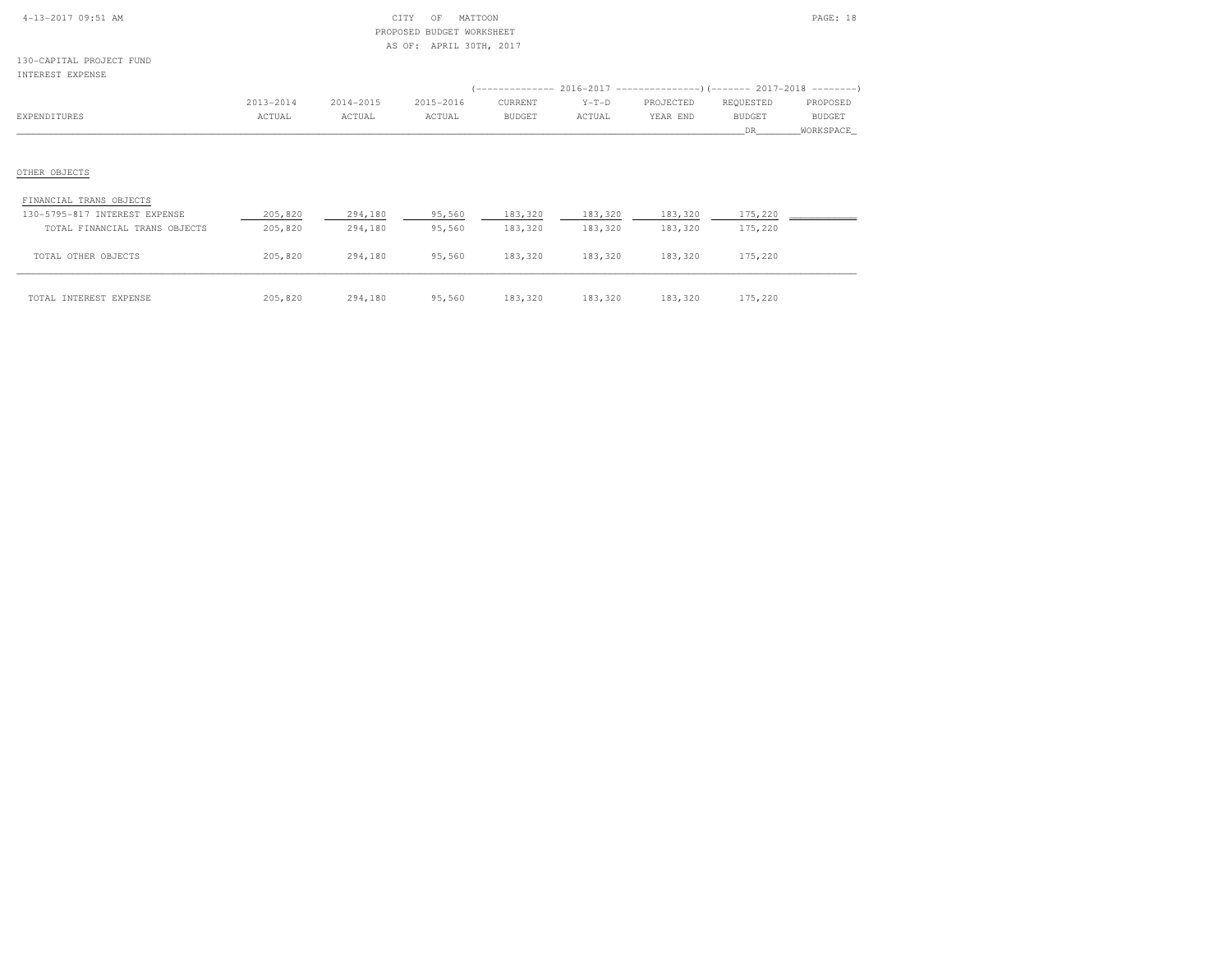CITY OF MATTOON
PROPOSED BUDGET WORKSHEET
AS OF: APRIL 30TH, 2017

130-CAPITAL PROJECT FUND
INTEREST EXPENSE

| EXPENDITURES | 2013-2014 ACTUAL | 2014-2015 ACTUAL | 2015-2016 ACTUAL | 2016-2017 CURRENT BUDGET | 2016-2017 Y-T-D ACTUAL | 2016-2017 PROJECTED YEAR END | 2017-2018 REQUESTED BUDGET DR | 2017-2018 PROPOSED BUDGET WORKSPACE |
|---|---|---|---|---|---|---|---|---|
| OTHER OBJECTS | | | | | | | | |
| FINANCIAL TRANS OBJECTS | | | | | | | | |
| 130-5795-817 INTEREST EXPENSE | 205,820 | 294,180 | 95,560 | 183,320 | 183,320 | 183,320 | 175,220 | |
| TOTAL FINANCIAL TRANS OBJECTS | 205,820 | 294,180 | 95,560 | 183,320 | 183,320 | 183,320 | 175,220 | |
| TOTAL OTHER OBJECTS | 205,820 | 294,180 | 95,560 | 183,320 | 183,320 | 183,320 | 175,220 | |
| TOTAL INTEREST EXPENSE | 205,820 | 294,180 | 95,560 | 183,320 | 183,320 | 183,320 | 175,220 | |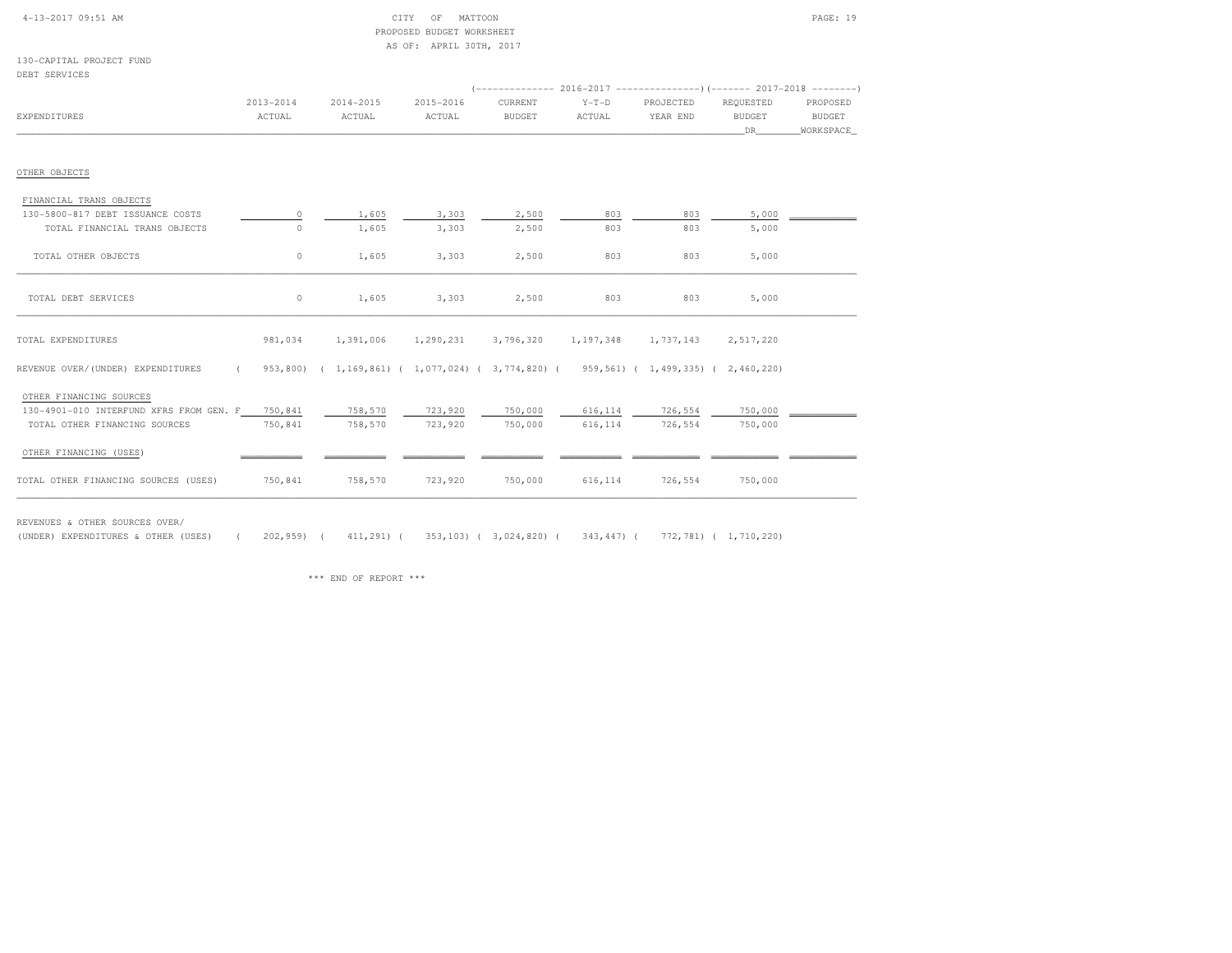CITY OF MATTOON
PROPOSED BUDGET WORKSHEET
AS OF: APRIL 30TH, 2017

130-CAPITAL PROJECT FUND
DEBT SERVICES

| EXPENDITURES | 2013-2014 ACTUAL | 2014-2015 ACTUAL | 2015-2016 ACTUAL | 2016-2017 CURRENT BUDGET | 2016-2017 Y-T-D ACTUAL | 2016-2017 PROJECTED YEAR END | 2017-2018 REQUESTED BUDGET DR | 2017-2018 PROPOSED BUDGET WORKSPACE |
|---|---|---|---|---|---|---|---|---|
| OTHER OBJECTS | | | | | | | | |
| FINANCIAL TRANS OBJECTS | | | | | | | | |
| 130-5800-817 DEBT ISSUANCE COSTS | 0 | 1,605 | 3,303 | 2,500 | 803 | 803 | 5,000 | |
| TOTAL FINANCIAL TRANS OBJECTS | 0 | 1,605 | 3,303 | 2,500 | 803 | 803 | 5,000 | |
| TOTAL OTHER OBJECTS | 0 | 1,605 | 3,303 | 2,500 | 803 | 803 | 5,000 | |
| TOTAL DEBT SERVICES | 0 | 1,605 | 3,303 | 2,500 | 803 | 803 | 5,000 | |
| TOTAL EXPENDITURES | 981,034 | 1,391,006 | 1,290,231 | 3,796,320 | 1,197,348 | 1,737,143 | 2,517,220 | |
| REVENUE OVER/(UNDER) EXPENDITURES | ( 953,800) | ( 1,169,861) | ( 1,077,024) | ( 3,774,820) | ( 959,561) | ( 1,499,335) | ( 2,460,220) | |
| OTHER FINANCING SOURCES | | | | | | | | |
| 130-4901-010 INTERFUND XFRS FROM GEN. F | 750,841 | 758,570 | 723,920 | 750,000 | 616,114 | 726,554 | 750,000 | |
| TOTAL OTHER FINANCING SOURCES | 750,841 | 758,570 | 723,920 | 750,000 | 616,114 | 726,554 | 750,000 | |
| OTHER FINANCING (USES) | | | | | | | | |
| TOTAL OTHER FINANCING SOURCES (USES) | 750,841 | 758,570 | 723,920 | 750,000 | 616,114 | 726,554 | 750,000 | |
| REVENUES & OTHER SOURCES OVER/ (UNDER) EXPENDITURES & OTHER (USES) | ( 202,959) | ( 411,291) | ( 353,103) | ( 3,024,820) | ( 343,447) | ( 772,781) | ( 1,710,220) | |

*** END OF REPORT ***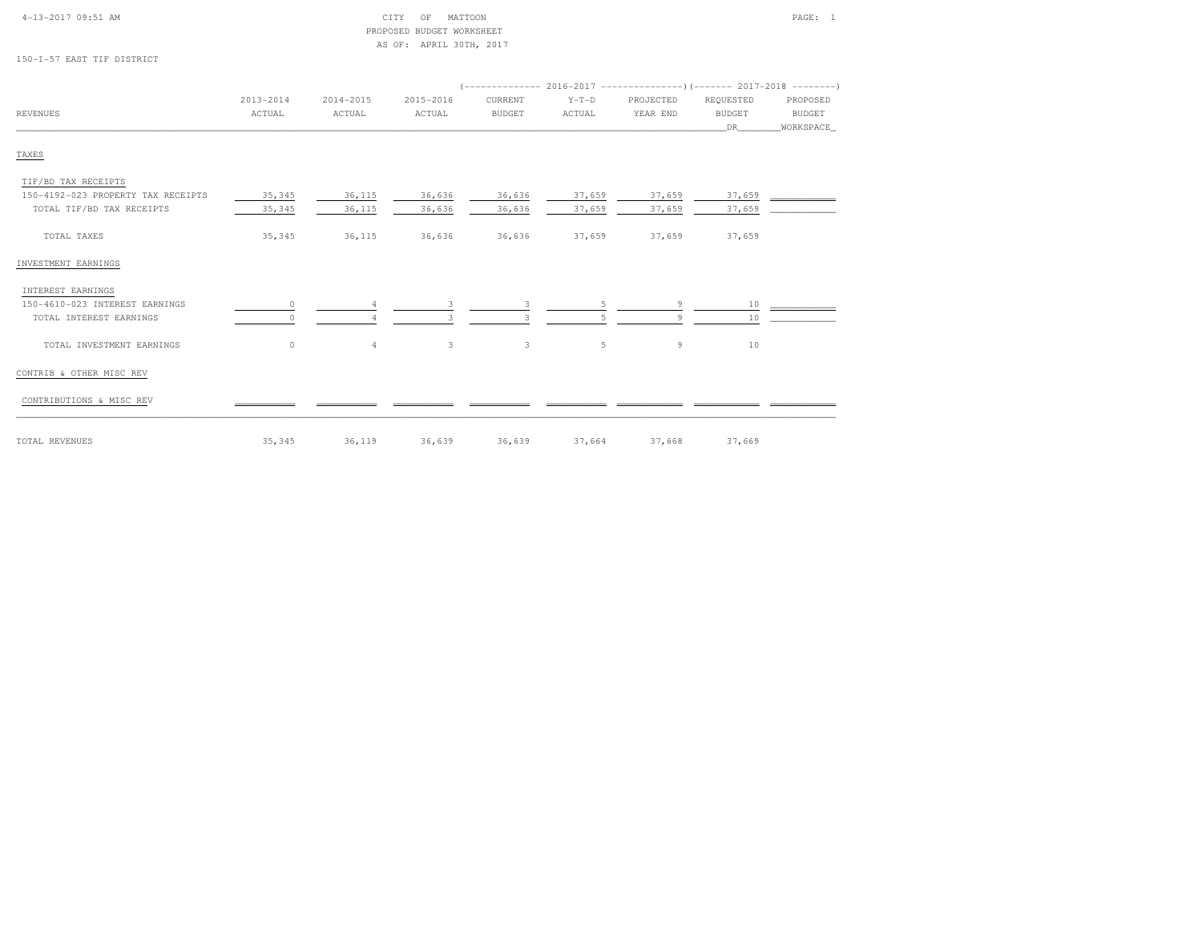CITY OF MATTOON
PROPOSED BUDGET WORKSHEET
AS OF: APRIL 30TH, 2017

150-I-57 EAST TIF DISTRICT

| REVENUES | 2013-2014 ACTUAL | 2014-2015 ACTUAL | 2015-2016 ACTUAL | 2016-2017 CURRENT BUDGET | 2016-2017 Y-T-D ACTUAL | 2016-2017 PROJECTED YEAR END | 2017-2018 REQUESTED BUDGET DR | 2017-2018 PROPOSED BUDGET WORKSPACE |
|---|---|---|---|---|---|---|---|---|
| TAXES | | | | | | | | |
| TIF/BD TAX RECEIPTS | | | | | | | | |
| 150-4192-023 PROPERTY TAX RECEIPTS | 35,345 | 36,115 | 36,636 | 36,636 | 37,659 | 37,659 | 37,659 | |
| TOTAL TIF/BD TAX RECEIPTS | 35,345 | 36,115 | 36,636 | 36,636 | 37,659 | 37,659 | 37,659 | |
| TOTAL TAXES | 35,345 | 36,115 | 36,636 | 36,636 | 37,659 | 37,659 | 37,659 | |
| INVESTMENT EARNINGS | | | | | | | | |
| INTEREST EARNINGS | | | | | | | | |
| 150-4610-023 INTEREST EARNINGS | 0 | 4 | 3 | 3 | 5 | 9 | 10 | |
| TOTAL INTEREST EARNINGS | 0 | 4 | 3 | 3 | 5 | 9 | 10 | |
| TOTAL INVESTMENT EARNINGS | 0 | 4 | 3 | 3 | 5 | 9 | 10 | |
| CONTRIB & OTHER MISC REV | | | | | | | | |
| CONTRIBUTIONS & MISC REV | | | | | | | | |
| TOTAL REVENUES | 35,345 | 36,119 | 36,639 | 36,639 | 37,664 | 37,668 | 37,669 | |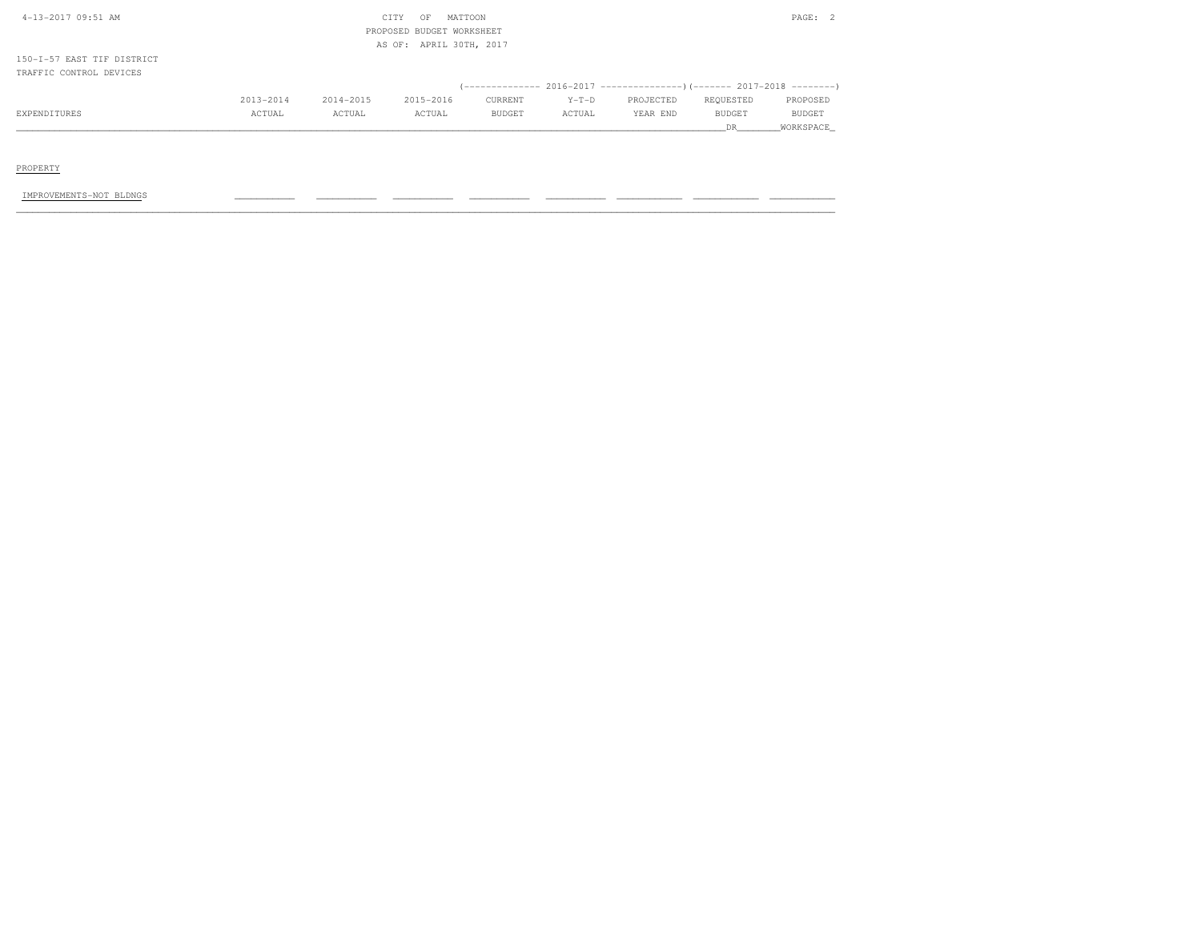PROPOSED BUDGET WORKSHEET

AS OF: APRIL 30TH, 2017

150-I-57 EAST TIF DISTRICT

TRAFFIC CONTROL DEVICES

| EXPENDITURES | 2013-2014 ACTUAL | 2014-2015 ACTUAL | 2015-2016 ACTUAL | 2016-2017 CURRENT BUDGET | 2016-2017 Y-T-D ACTUAL | 2016-2017 PROJECTED YEAR END | 2017-2018 REQUESTED BUDGET DR | 2017-2018 PROPOSED BUDGET WORKSPACE |
|---|---|---|---|---|---|---|---|---|
| PROPERTY | | | | | | | | |
| IMPROVEMENTS-NOT BLDNGS | | | | | | | | |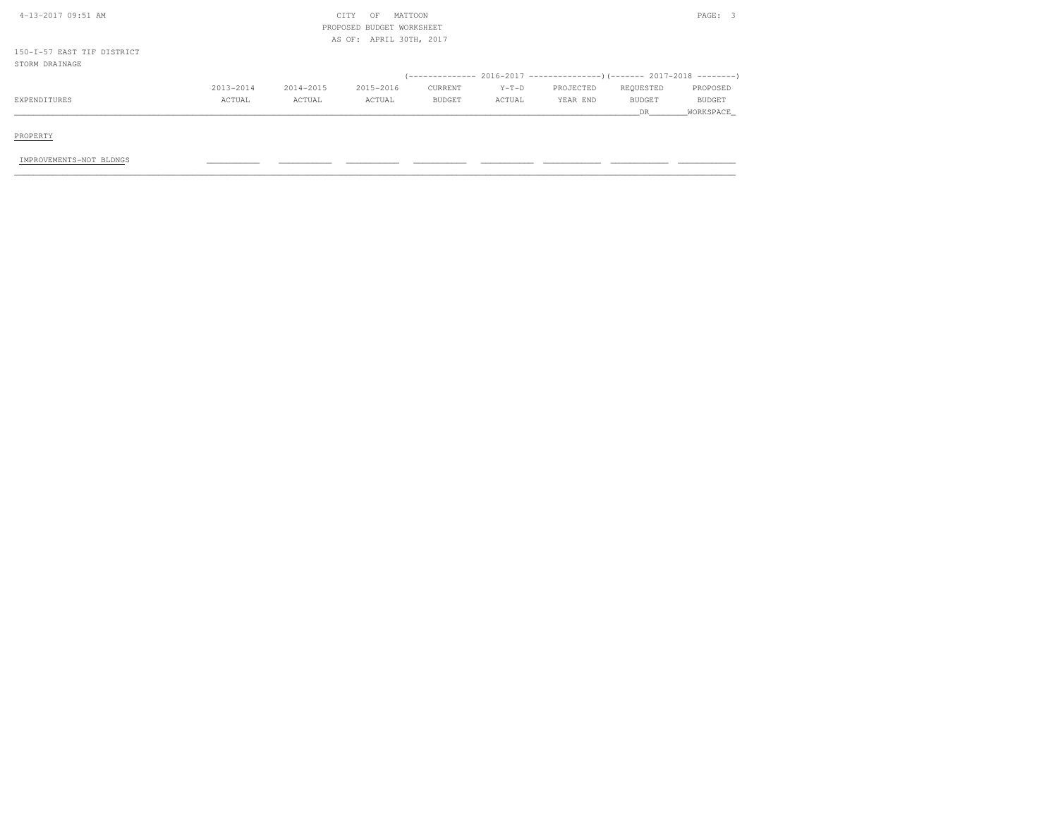CITY OF MATTOON
PROPOSED BUDGET WORKSHEET
AS OF: APRIL 30TH, 2017

150-I-57 EAST TIF DISTRICT
STORM DRAINAGE

| EXPENDITURES | 2013-2014 ACTUAL | 2014-2015 ACTUAL | 2015-2016 ACTUAL | 2016-2017 CURRENT BUDGET | 2016-2017 Y-T-D ACTUAL | 2016-2017 PROJECTED YEAR END | 2017-2018 REQUESTED BUDGET DR | 2017-2018 PROPOSED BUDGET WORKSPACE |
|---|---|---|---|---|---|---|---|---|
| PROPERTY | | | | | | | | |
| IMPROVEMENTS-NOT BLDNGS | | | | | | | | |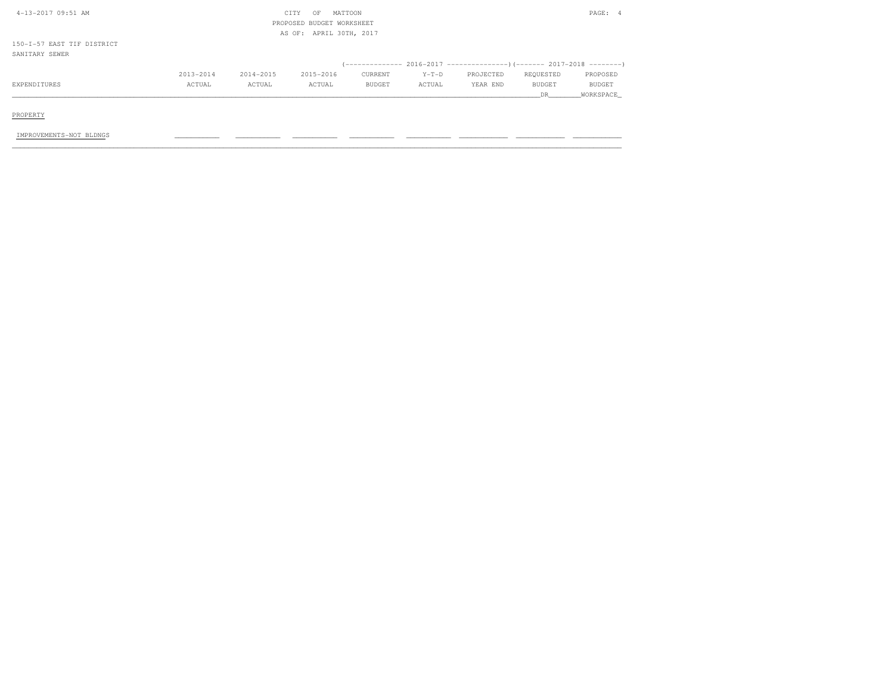PROPOSED BUDGET WORKSHEET

AS OF: APRIL 30TH, 2017

150-I-57 EAST TIF DISTRICT

SANITARY SEWER

| | | | | (-------------- 2016-2017 | --------------- | ---------------) | (------- 2017-2018 | --------) |
|---|---|---|---|---|---|---|---|---|
| | 2013-2014 | 2014-2015 | 2015-2016 | CURRENT | Y-T-D | PROJECTED | REQUESTED | PROPOSED |
| EXPENDITURES | ACTUAL | ACTUAL | ACTUAL | BUDGET | ACTUAL | YEAR END | BUDGET | BUDGET |
| | | | | | | | DR | WORKSPACE |
| **PROPERTY** | | | | | | | | |
| IMPROVEMENTS-NOT BLDNGS | | | | | | | | |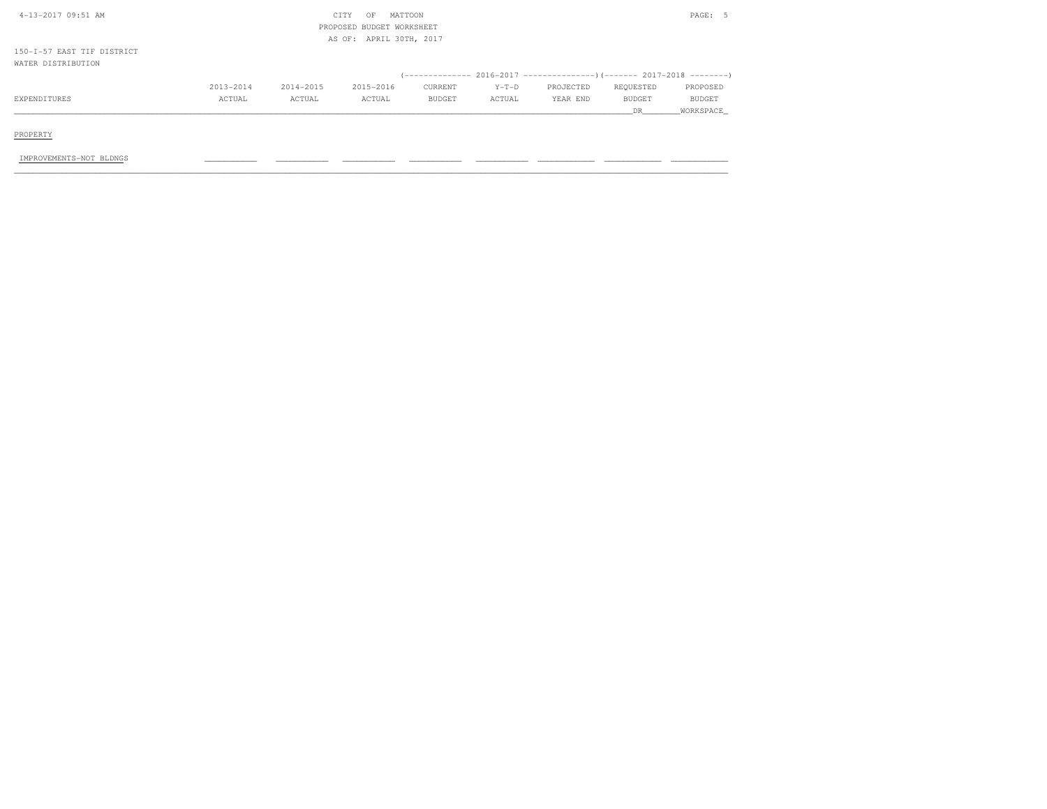CITY OF MATTOON
PROPOSED BUDGET WORKSHEET
AS OF: APRIL 30TH, 2017

150-I-57 EAST TIF DISTRICT
WATER DISTRIBUTION

| EXPENDITURES | 2013-2014 ACTUAL | 2014-2015 ACTUAL | 2015-2016 ACTUAL | 2016-2017 CURRENT BUDGET | 2016-2017 Y-T-D ACTUAL | 2016-2017 PROJECTED YEAR END | 2017-2018 REQUESTED BUDGET DR | 2017-2018 PROPOSED BUDGET WORKSPACE |
|---|---|---|---|---|---|---|---|---|
| PROPERTY | | | | | | | | |
| IMPROVEMENTS-NOT BLDNGS | | | | | | | | |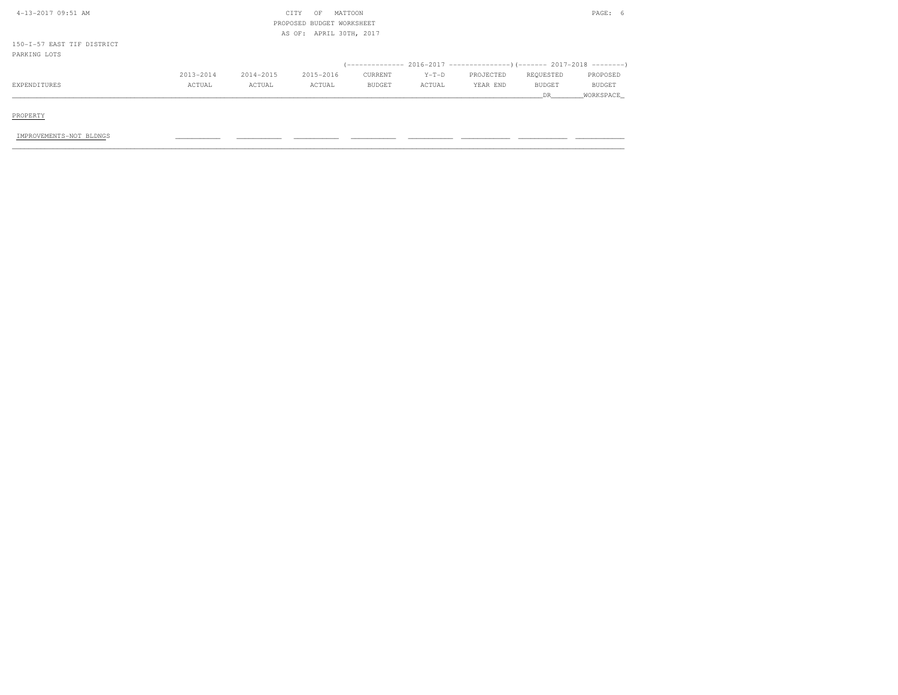CITY OF MATTOON
PROPOSED BUDGET WORKSHEET
AS OF: APRIL 30TH, 2017

150-I-57 EAST TIF DISTRICT
PARKING LOTS

| EXPENDITURES | 2013-2014 ACTUAL | 2014-2015 ACTUAL | 2015-2016 ACTUAL | 2016-2017 CURRENT BUDGET | 2016-2017 Y-T-D ACTUAL | 2016-2017 PROJECTED YEAR END | 2017-2018 REQUESTED BUDGET DR | 2017-2018 PROPOSED BUDGET WORKSPACE |
|---|---|---|---|---|---|---|---|---|
| PROPERTY | | | | | | | | |
| IMPROVEMENTS-NOT BLDNGS | | | | | | | | |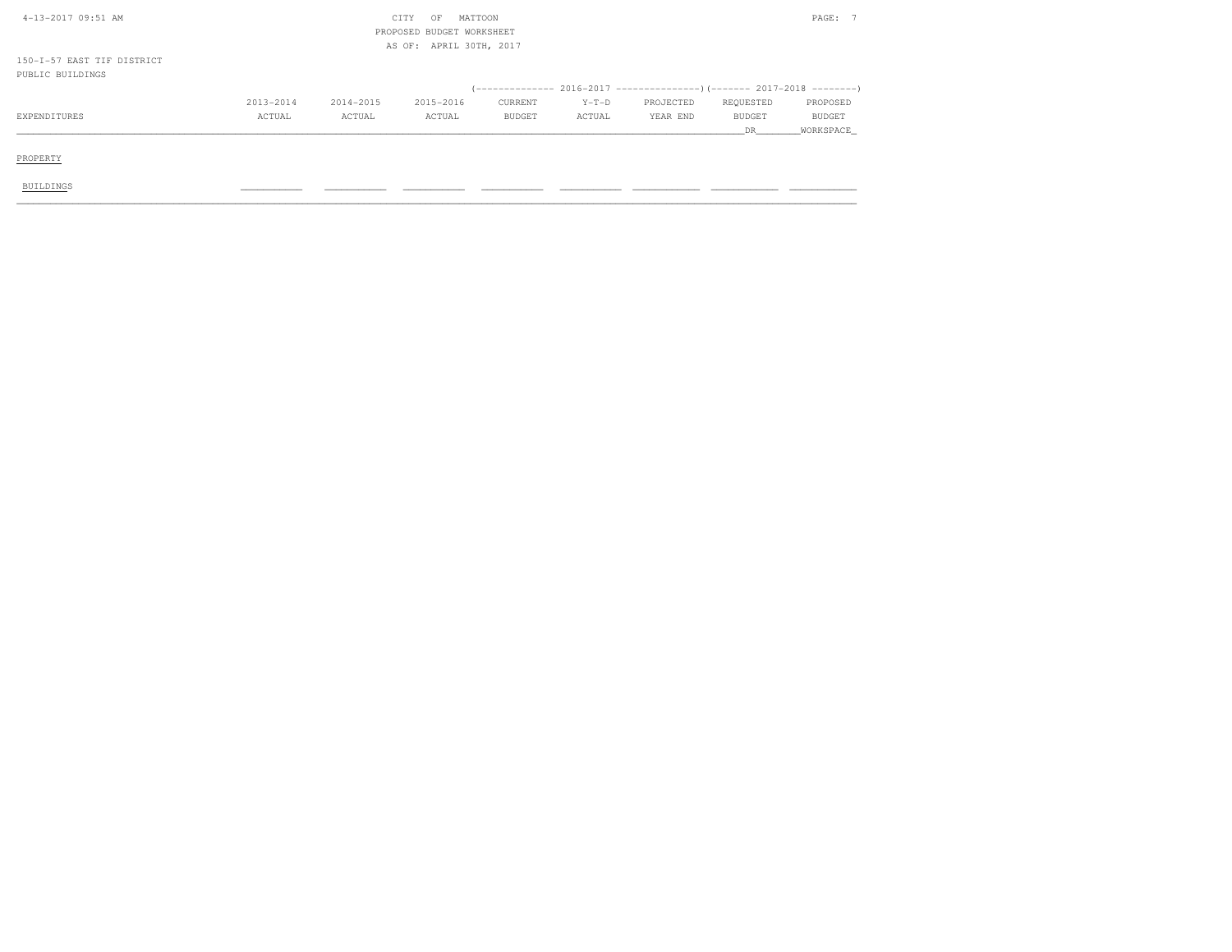CITY OF MATTOON
PROPOSED BUDGET WORKSHEET
AS OF: APRIL 30TH, 2017

150-I-57 EAST TIF DISTRICT
PUBLIC BUILDINGS

| EXPENDITURES | 2013-2014 ACTUAL | 2014-2015 ACTUAL | 2015-2016 ACTUAL | 2016-2017 CURRENT BUDGET | 2016-2017 Y-T-D ACTUAL | 2016-2017 PROJECTED YEAR END | 2017-2018 REQUESTED BUDGET DR | 2017-2018 PROPOSED BUDGET WORKSPACE |
|---|---|---|---|---|---|---|---|---|
| **PROPERTY** | | | | | | | | |
| BUILDINGS | | | | | | | | |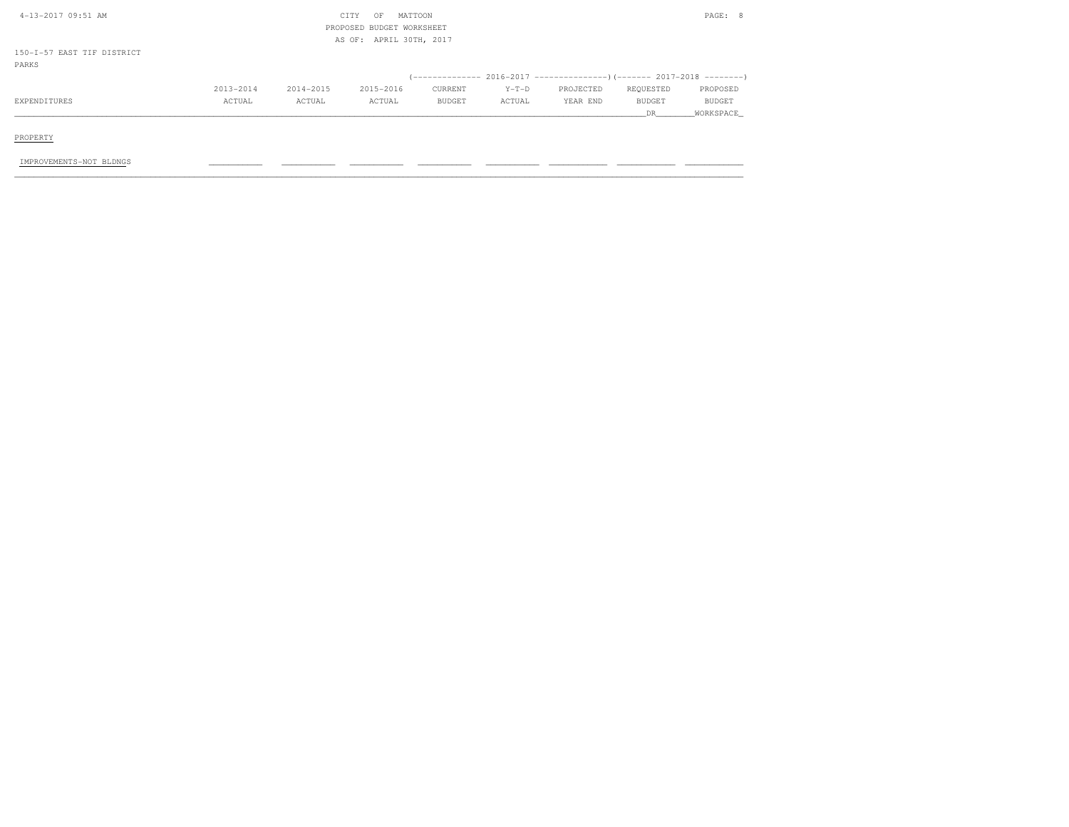CITY OF MATTOON
PROPOSED BUDGET WORKSHEET
AS OF: APRIL 30TH, 2017

150-I-57 EAST TIF DISTRICT
PARKS

| EXPENDITURES | 2013-2014 ACTUAL | 2014-2015 ACTUAL | 2015-2016 ACTUAL | 2016-2017 CURRENT BUDGET | 2016-2017 Y-T-D ACTUAL | 2016-2017 PROJECTED YEAR END | 2017-2018 REQUESTED BUDGET DR | 2017-2018 PROPOSED BUDGET WORKSPACE |
|---|---|---|---|---|---|---|---|---|
| **PROPERTY** | | | | | | | | |
| IMPROVEMENTS-NOT BLDNGS | | | | | | | | |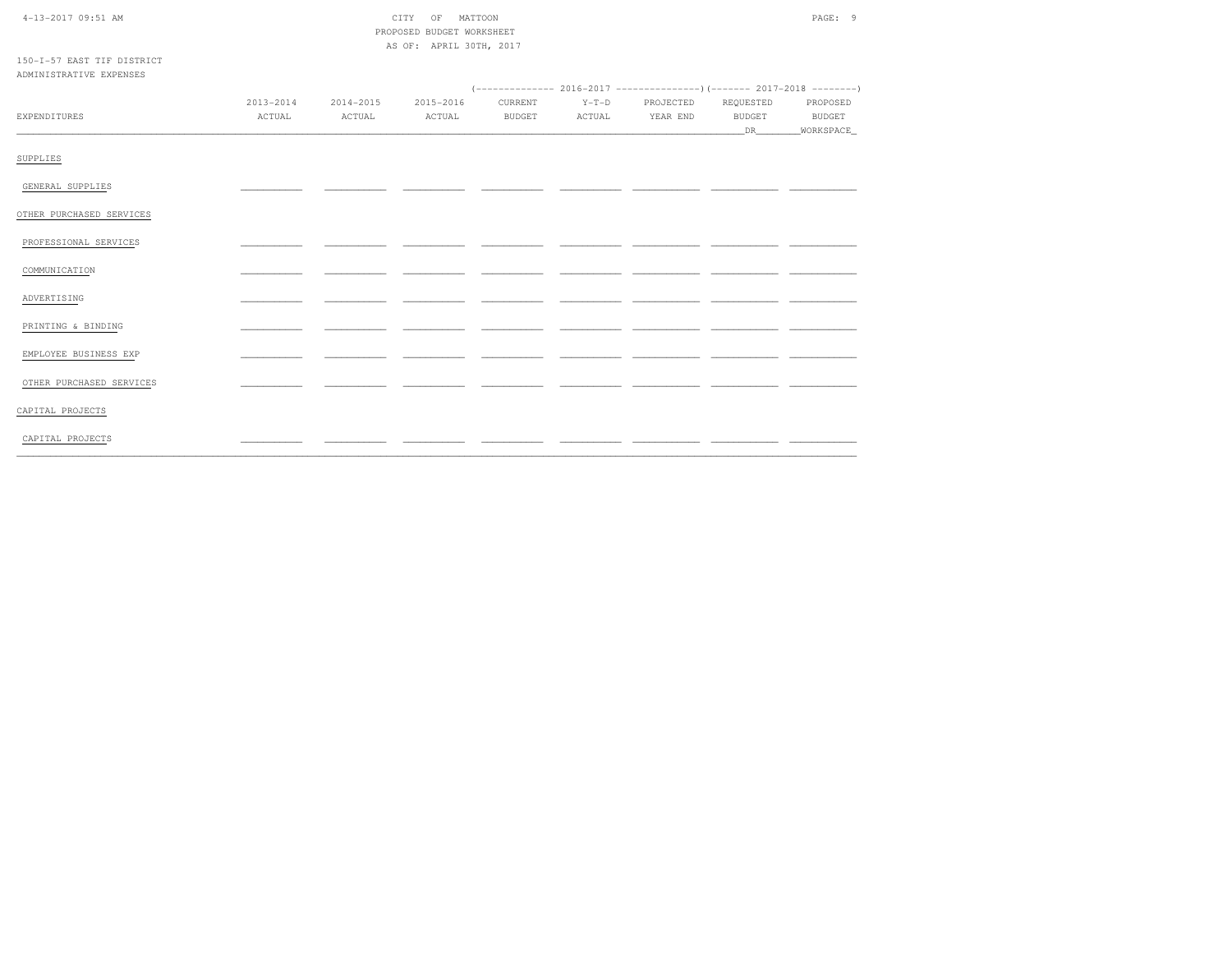CITY OF MATTOON
PROPOSED BUDGET WORKSHEET
AS OF: APRIL 30TH, 2017

150-I-57 EAST TIF DISTRICT
ADMINISTRATIVE EXPENSES

| EXPENDITURES | 2013-2014 ACTUAL | 2014-2015 ACTUAL | 2015-2016 ACTUAL | 2016-2017 CURRENT BUDGET | 2016-2017 Y-T-D ACTUAL | 2016-2017 PROJECTED YEAR END | 2017-2018 REQUESTED BUDGET DR | 2017-2018 PROPOSED BUDGET WORKSPACE |
|---|---|---|---|---|---|---|---|---|
| SUPPLIES | | | | | | | | |
| GENERAL SUPPLIES | | | | | | | | |
| OTHER PURCHASED SERVICES | | | | | | | | |
| PROFESSIONAL SERVICES | | | | | | | | |
| COMMUNICATION | | | | | | | | |
| ADVERTISING | | | | | | | | |
| PRINTING & BINDING | | | | | | | | |
| EMPLOYEE BUSINESS EXP | | | | | | | | |
| OTHER PURCHASED SERVICES | | | | | | | | |
| CAPITAL PROJECTS | | | | | | | | |
| CAPITAL PROJECTS | | | | | | | | |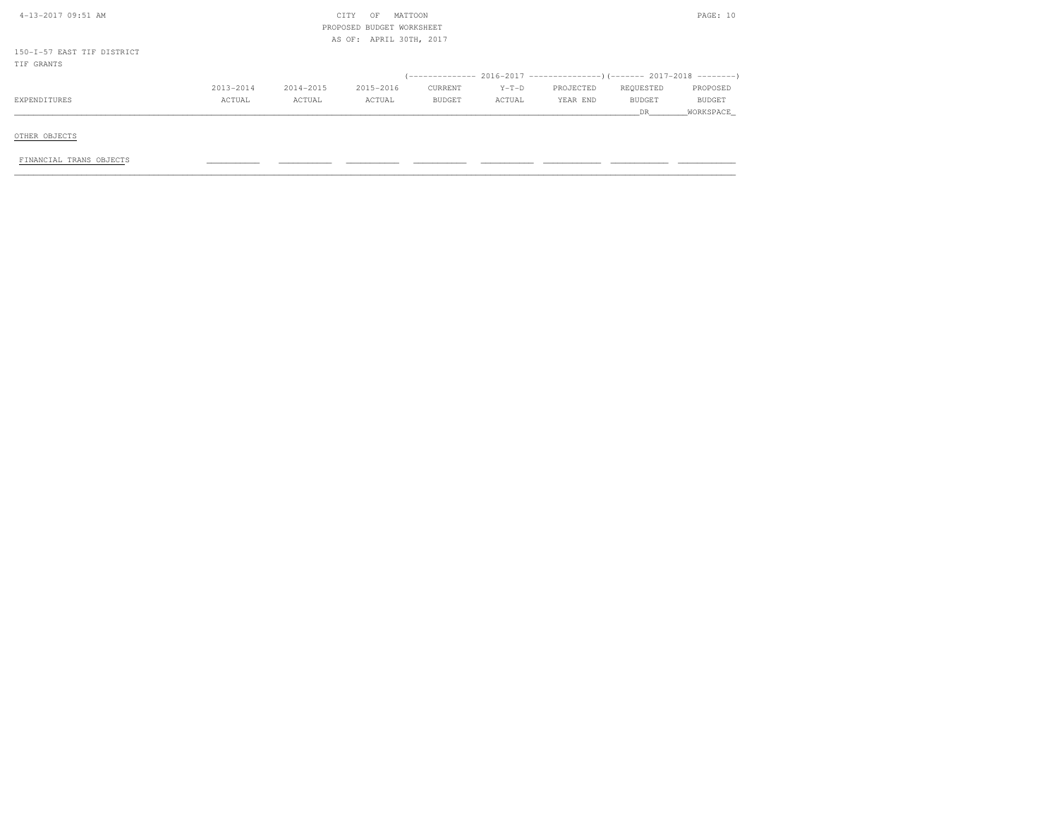CITY OF MATTOON
PROPOSED BUDGET WORKSHEET
AS OF: APRIL 30TH, 2017

150-I-57 EAST TIF DISTRICT
TIF GRANTS

| EXPENDITURES | 2013-2014 ACTUAL | 2014-2015 ACTUAL | 2015-2016 ACTUAL | 2016-2017 CURRENT BUDGET | 2016-2017 Y-T-D ACTUAL | 2016-2017 PROJECTED YEAR END | 2017-2018 REQUESTED BUDGET DR | 2017-2018 PROPOSED BUDGET WORKSPACE |
|---|---|---|---|---|---|---|---|---|
| OTHER OBJECTS | | | | | | | | |
| FINANCIAL TRANS OBJECTS | | | | | | | | |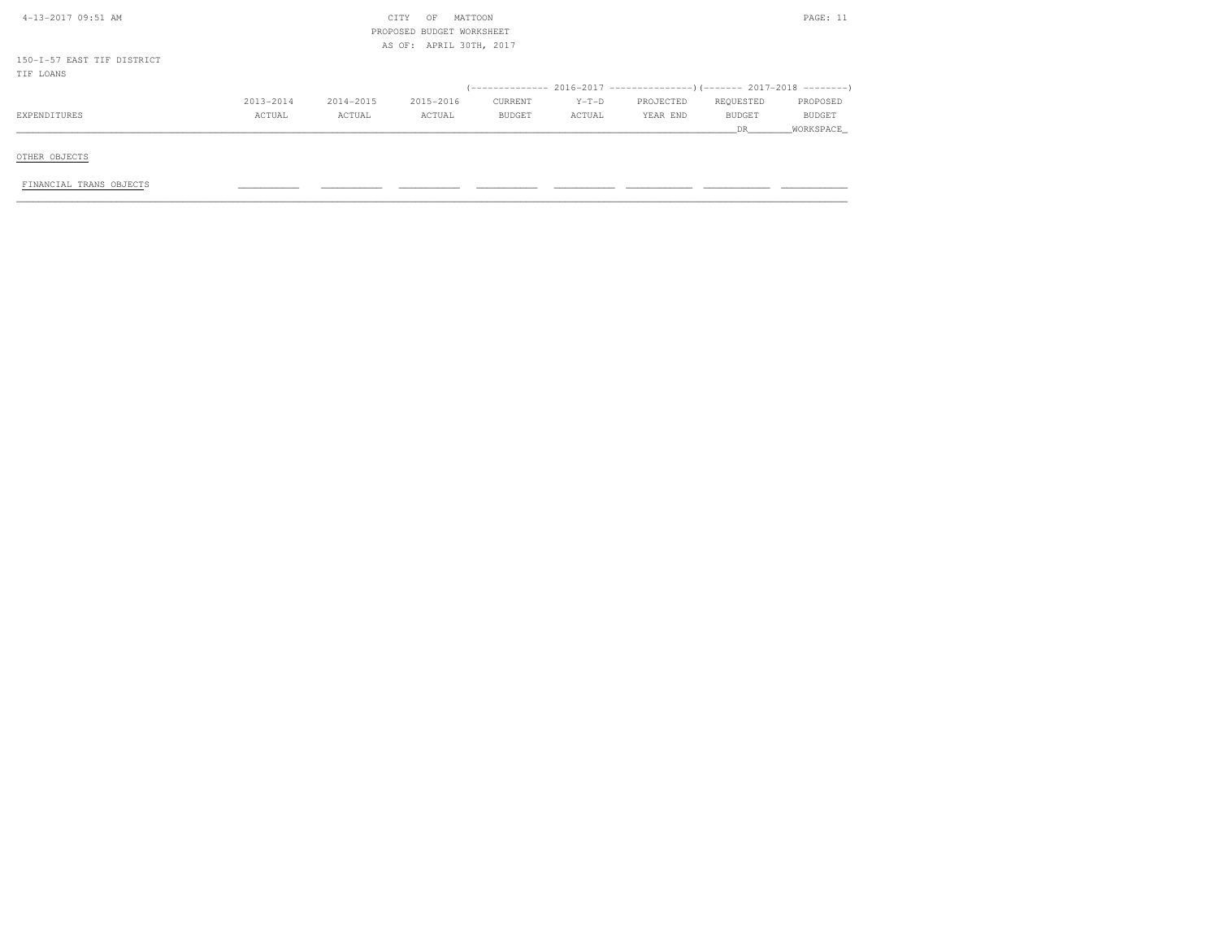CITY OF MATTOON
PROPOSED BUDGET WORKSHEET
AS OF: APRIL 30TH, 2017

150-I-57 EAST TIF DISTRICT
TIF LOANS

| EXPENDITURES | 2013-2014 ACTUAL | 2014-2015 ACTUAL | 2015-2016 ACTUAL | 2016-2017 CURRENT BUDGET | 2016-2017 Y-T-D ACTUAL | 2016-2017 PROJECTED YEAR END | 2017-2018 REQUESTED BUDGET DR | 2017-2018 PROPOSED BUDGET WORKSPACE |
|---|---|---|---|---|---|---|---|---|
| OTHER OBJECTS | | | | | | | | |
| FINANCIAL TRANS OBJECTS | | | | | | | | |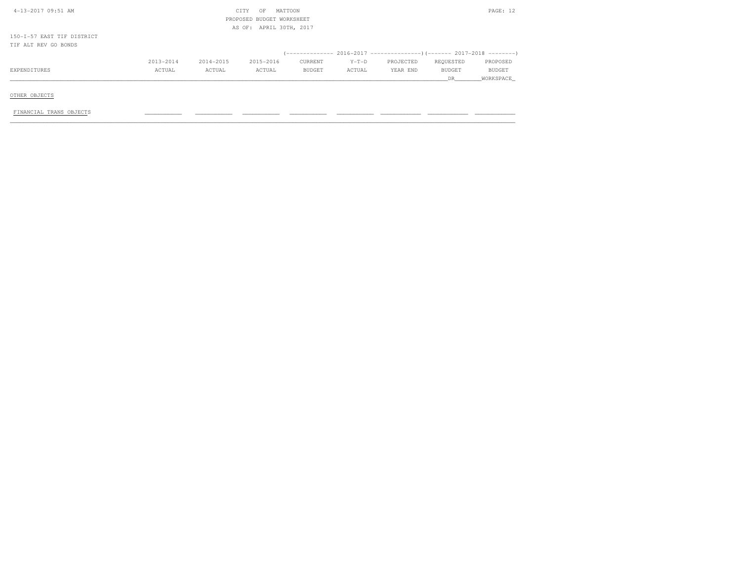CITY OF MATTOON
PROPOSED BUDGET WORKSHEET
AS OF: APRIL 30TH, 2017

150-I-57 EAST TIF DISTRICT
TIF ALT REV GO BONDS

| EXPENDITURES | 2013-2014 ACTUAL | 2014-2015 ACTUAL | 2015-2016 ACTUAL | 2016-2017 CURRENT BUDGET | 2016-2017 Y-T-D ACTUAL | 2016-2017 PROJECTED YEAR END | 2017-2018 REQUESTED BUDGET DR | 2017-2018 PROPOSED BUDGET WORKSPACE |
|---|---|---|---|---|---|---|---|---|
| OTHER OBJECTS | | | | | | | | |
| FINANCIAL TRANS OBJECTS | | | | | | | | |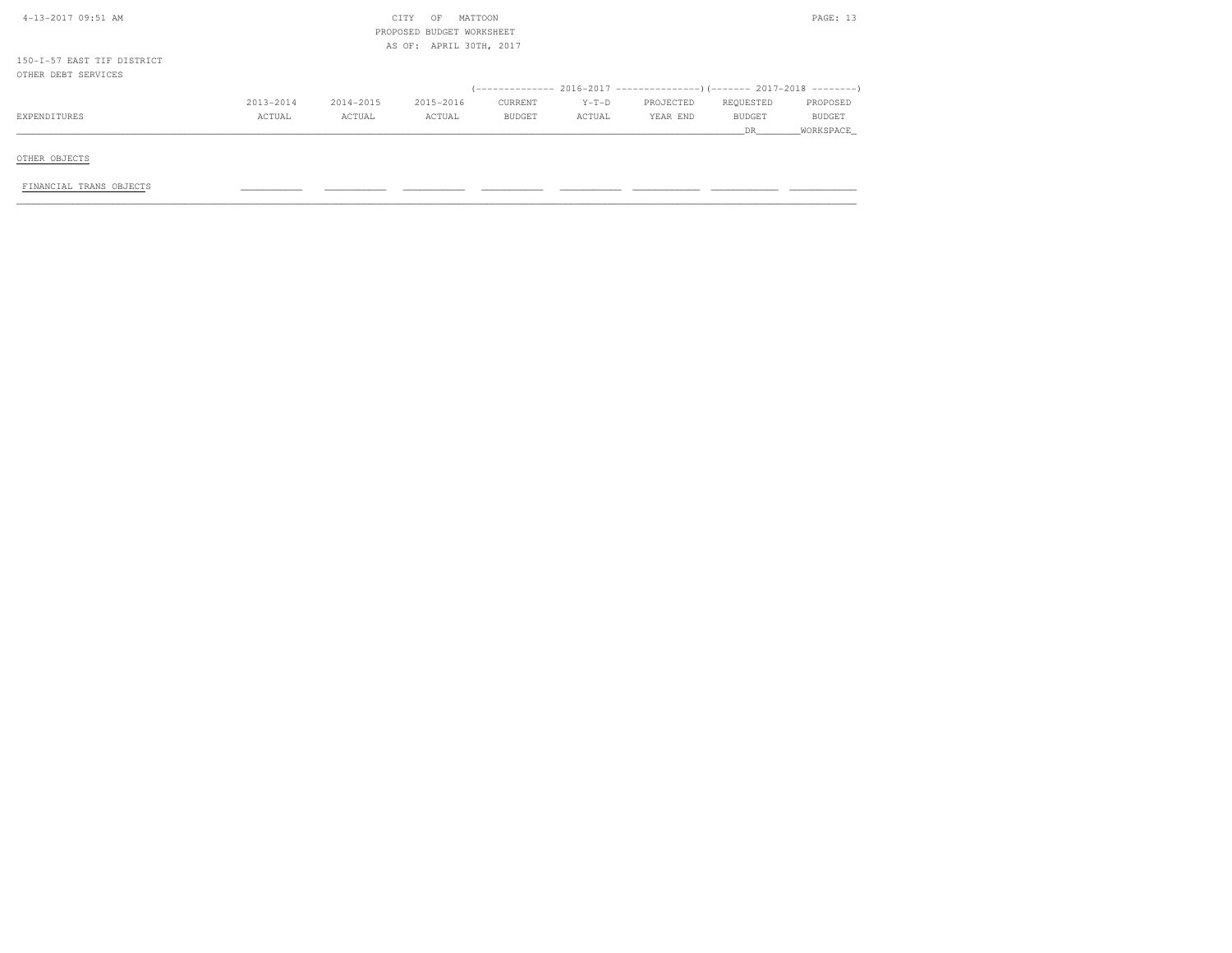CITY OF MATTOON
PROPOSED BUDGET WORKSHEET
AS OF: APRIL 30TH, 2017

150-I-57 EAST TIF DISTRICT
OTHER DEBT SERVICES

| | | | | 2016-2017 | | | 2017-2018 | |
|---|---|---|---|---|---|---|---|---|
| EXPENDITURES | 2013-2014 ACTUAL | 2014-2015 ACTUAL | 2015-2016 ACTUAL | CURRENT BUDGET | Y-T-D ACTUAL | PROJECTED YEAR END | REQUESTED BUDGET DR | PROPOSED BUDGET WORKSPACE |
| OTHER OBJECTS | | | | | | | | |
| FINANCIAL TRANS OBJECTS | | | | | | | | |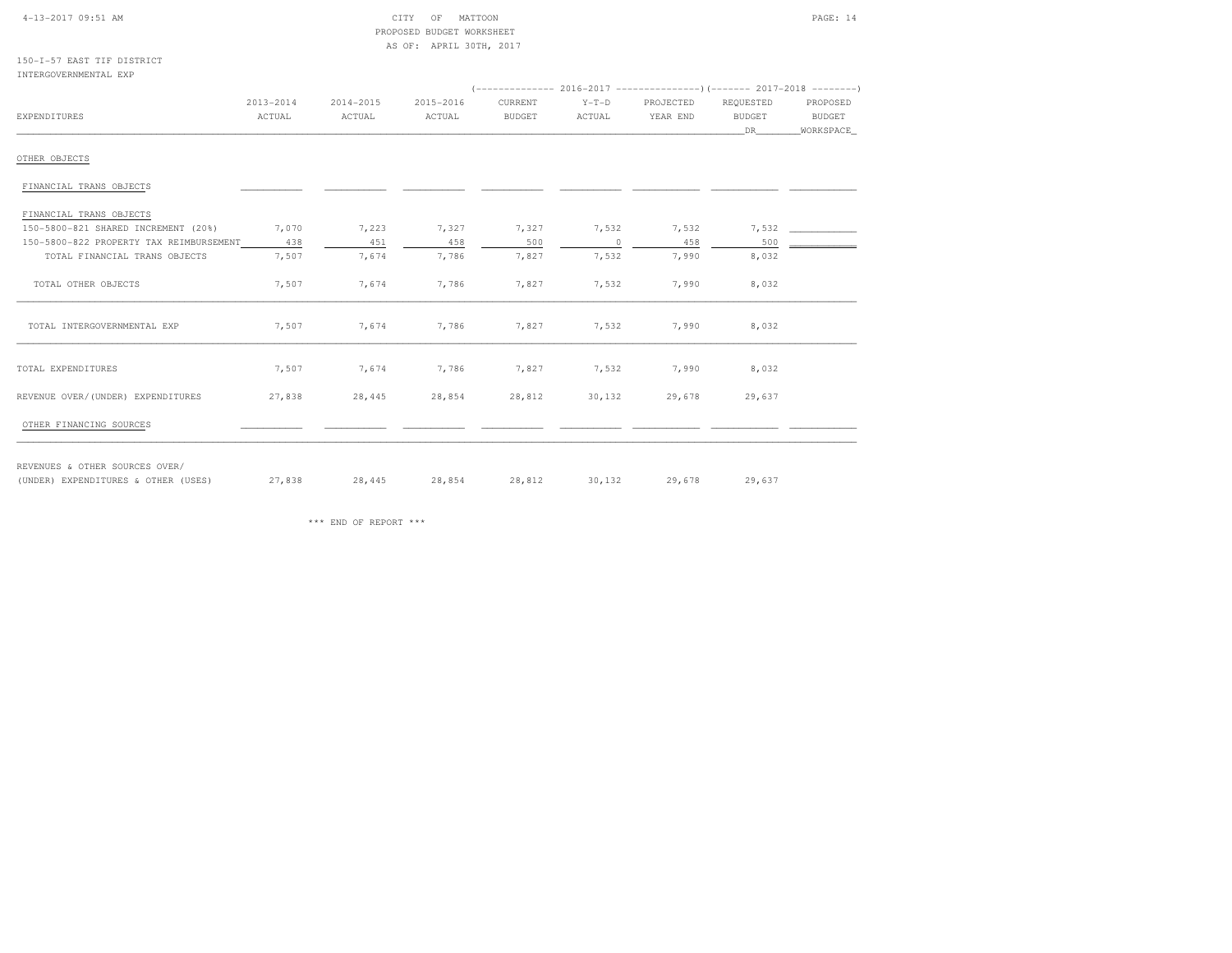CITY OF MATTOON
PROPOSED BUDGET WORKSHEET
AS OF: APRIL 30TH, 2017

150-I-57 EAST TIF DISTRICT
INTERGOVERNMENTAL EXP

| EXPENDITURES | 2013-2014 ACTUAL | 2014-2015 ACTUAL | 2015-2016 ACTUAL | 2016-2017 CURRENT BUDGET | 2016-2017 Y-T-D ACTUAL | 2016-2017 PROJECTED YEAR END | 2017-2018 REQUESTED BUDGET DR | 2017-2018 PROPOSED BUDGET WORKSPACE |
|---|---|---|---|---|---|---|---|---|
| OTHER OBJECTS | | | | | | | | |
| FINANCIAL TRANS OBJECTS | | | | | | | | |
| FINANCIAL TRANS OBJECTS | | | | | | | | |
| 150-5800-821 SHARED INCREMENT (20%) | 7,070 | 7,223 | 7,327 | 7,327 | 7,532 | 7,532 | 7,532 | |
| 150-5800-822 PROPERTY TAX REIMBURSEMENT | 438 | 451 | 458 | 500 | 0 | 458 | 500 | |
| TOTAL FINANCIAL TRANS OBJECTS | 7,507 | 7,674 | 7,786 | 7,827 | 7,532 | 7,990 | 8,032 | |
| TOTAL OTHER OBJECTS | 7,507 | 7,674 | 7,786 | 7,827 | 7,532 | 7,990 | 8,032 | |
| TOTAL INTERGOVERNMENTAL EXP | 7,507 | 7,674 | 7,786 | 7,827 | 7,532 | 7,990 | 8,032 | |
| TOTAL EXPENDITURES | 7,507 | 7,674 | 7,786 | 7,827 | 7,532 | 7,990 | 8,032 | |
| REVENUE OVER/(UNDER) EXPENDITURES | 27,838 | 28,445 | 28,854 | 28,812 | 30,132 | 29,678 | 29,637 | |
| OTHER FINANCING SOURCES | | | | | | | | |
| REVENUES & OTHER SOURCES OVER/ (UNDER) EXPENDITURES & OTHER (USES) | 27,838 | 28,445 | 28,854 | 28,812 | 30,132 | 29,678 | 29,637 | |

*** END OF REPORT ***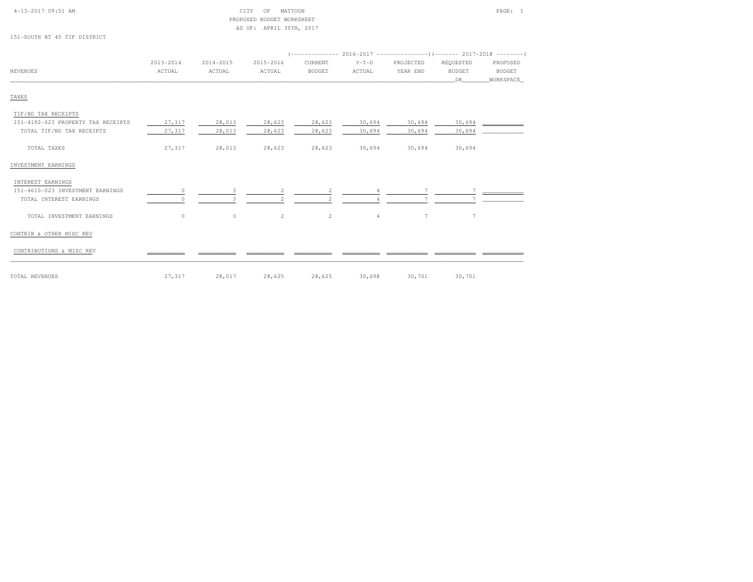CITY OF MATTOON
PROPOSED BUDGET WORKSHEET
AS OF: APRIL 30TH, 2017

151-SOUTH RT 45 TIF DISTRICT

| REVENUES | 2013-2014 ACTUAL | 2014-2015 ACTUAL | 2015-2016 ACTUAL | 2016-2017 CURRENT BUDGET | 2016-2017 Y-T-D ACTUAL | 2016-2017 PROJECTED YEAR END | 2017-2018 REQUESTED BUDGET DR | 2017-2018 PROPOSED BUDGET WORKSPACE |
|---|---|---|---|---|---|---|---|---|
| **TAXES** | | | | | | | | |
| TIF/BD TAX RECEIPTS | | | | | | | | |
| 151-4192-023 PROPERTY TAX RECEIPTS | 27,317 | 28,013 | 28,623 | 28,623 | 30,694 | 30,694 | 30,694 | |
| TOTAL TIF/BD TAX RECEIPTS | 27,317 | 28,013 | 28,623 | 28,623 | 30,694 | 30,694 | 30,694 | |
| TOTAL TAXES | 27,317 | 28,013 | 28,623 | 28,623 | 30,694 | 30,694 | 30,694 | |
| **INVESTMENT EARNINGS** | | | | | | | | |
| INTEREST EARNINGS | | | | | | | | |
| 151-4610-023 INVESTMENT EARNINGS | 0 | 3 | 2 | 2 | 4 | 7 | 7 | |
| TOTAL INTEREST EARNINGS | 0 | 3 | 2 | 2 | 4 | 7 | 7 | |
| TOTAL INVESTMENT EARNINGS | 0 | 3 | 2 | 2 | 4 | 7 | 7 | |
| **CONTRIB & OTHER MISC REV** | | | | | | | | |
| CONTRIBUTIONS & MISC REV | | | | | | | | |
| TOTAL REVENUES | 27,317 | 28,017 | 28,625 | 28,625 | 30,698 | 30,701 | 30,701 | |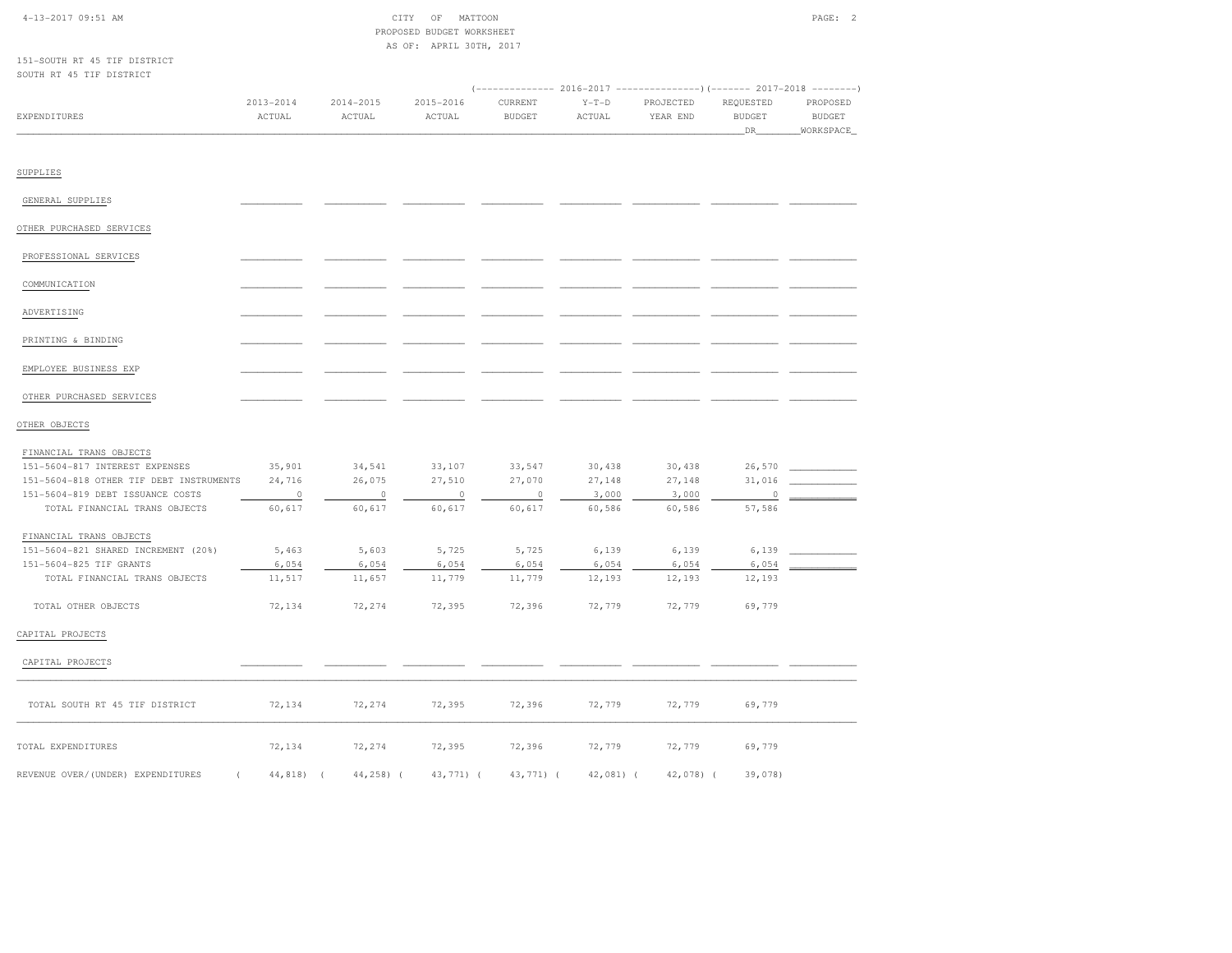CITY OF MATTOON
PROPOSED BUDGET WORKSHEET
AS OF: APRIL 30TH, 2017

151-SOUTH RT 45 TIF DISTRICT
SOUTH RT 45 TIF DISTRICT

| EXPENDITURES | 2013-2014 ACTUAL | 2014-2015 ACTUAL | 2015-2016 ACTUAL | 2016-2017 CURRENT BUDGET | 2016-2017 Y-T-D ACTUAL | 2016-2017 PROJECTED YEAR END | 2017-2018 REQUESTED BUDGET DR | 2017-2018 PROPOSED BUDGET WORKSPACE |
|---|---|---|---|---|---|---|---|---|
| **SUPPLIES** | | | | | | | | |
| GENERAL SUPPLIES | | | | | | | | |
| **OTHER PURCHASED SERVICES** | | | | | | | | |
| PROFESSIONAL SERVICES | | | | | | | | |
| COMMUNICATION | | | | | | | | |
| ADVERTISING | | | | | | | | |
| PRINTING & BINDING | | | | | | | | |
| EMPLOYEE BUSINESS EXP | | | | | | | | |
| OTHER PURCHASED SERVICES | | | | | | | | |
| **OTHER OBJECTS** | | | | | | | | |
| FINANCIAL TRANS OBJECTS | | | | | | | | |
| 151-5604-817 INTEREST EXPENSES | 35,901 | 34,541 | 33,107 | 33,547 | 30,438 | 30,438 | 26,570 | |
| 151-5604-818 OTHER TIF DEBT INSTRUMENTS | 24,716 | 26,075 | 27,510 | 27,070 | 27,148 | 27,148 | 31,016 | |
| 151-5604-819 DEBT ISSUANCE COSTS | 0 | 0 | 0 | 0 | 3,000 | 3,000 | 0 | |
| TOTAL FINANCIAL TRANS OBJECTS | 60,617 | 60,617 | 60,617 | 60,617 | 60,586 | 60,586 | 57,586 | |
| FINANCIAL TRANS OBJECTS | | | | | | | | |
| 151-5604-821 SHARED INCREMENT (20%) | 5,463 | 5,603 | 5,725 | 5,725 | 6,139 | 6,139 | 6,139 | |
| 151-5604-825 TIF GRANTS | 6,054 | 6,054 | 6,054 | 6,054 | 6,054 | 6,054 | 6,054 | |
| TOTAL FINANCIAL TRANS OBJECTS | 11,517 | 11,657 | 11,779 | 11,779 | 12,193 | 12,193 | 12,193 | |
| TOTAL OTHER OBJECTS | 72,134 | 72,274 | 72,395 | 72,396 | 72,779 | 72,779 | 69,779 | |
| **CAPITAL PROJECTS** | | | | | | | | |
| CAPITAL PROJECTS | | | | | | | | |
| TOTAL SOUTH RT 45 TIF DISTRICT | 72,134 | 72,274 | 72,395 | 72,396 | 72,779 | 72,779 | 69,779 | |
| TOTAL EXPENDITURES | 72,134 | 72,274 | 72,395 | 72,396 | 72,779 | 72,779 | 69,779 | |
| REVENUE OVER/(UNDER) EXPENDITURES | ( 44,818) | ( 44,258) | ( 43,771) | ( 43,771) | ( 42,081) | ( 42,078) | ( 39,078) | |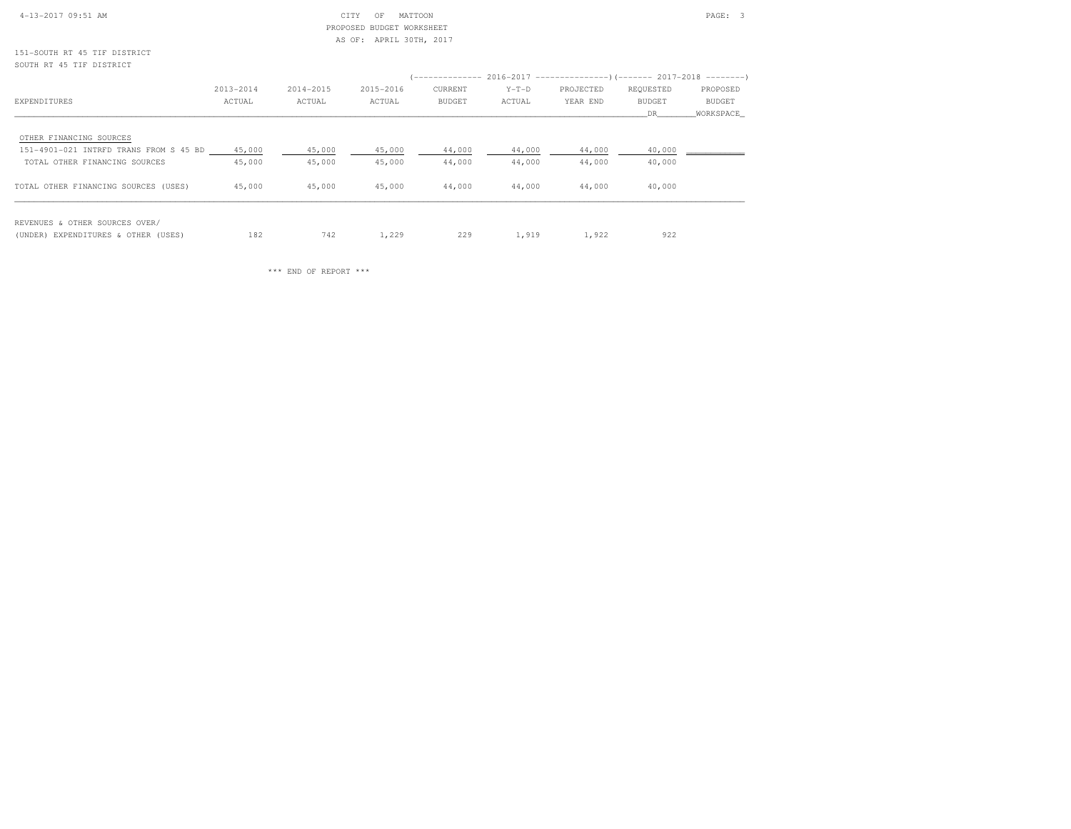CITY OF MATTOON
PROPOSED BUDGET WORKSHEET
AS OF: APRIL 30TH, 2017

151-SOUTH RT 45 TIF DISTRICT
SOUTH RT 45 TIF DISTRICT

| EXPENDITURES | 2013-2014 ACTUAL | 2014-2015 ACTUAL | 2015-2016 ACTUAL | 2016-2017 CURRENT BUDGET | 2016-2017 Y-T-D ACTUAL | 2016-2017 PROJECTED YEAR END | 2017-2018 REQUESTED BUDGET DR | 2017-2018 PROPOSED BUDGET WORKSPACE |
|---|---|---|---|---|---|---|---|---|
| OTHER FINANCING SOURCES | | | | | | | | |
| 151-4901-021 INTRFD TRANS FROM S 45 BD | 45,000 | 45,000 | 45,000 | 44,000 | 44,000 | 44,000 | 40,000 | |
| TOTAL OTHER FINANCING SOURCES | 45,000 | 45,000 | 45,000 | 44,000 | 44,000 | 44,000 | 40,000 | |
| TOTAL OTHER FINANCING SOURCES (USES) | 45,000 | 45,000 | 45,000 | 44,000 | 44,000 | 44,000 | 40,000 | |
| REVENUES & OTHER SOURCES OVER/ (UNDER) EXPENDITURES & OTHER (USES) | 182 | 742 | 1,229 | 229 | 1,919 | 1,922 | 922 | |

\*\*\* END OF REPORT \*\*\*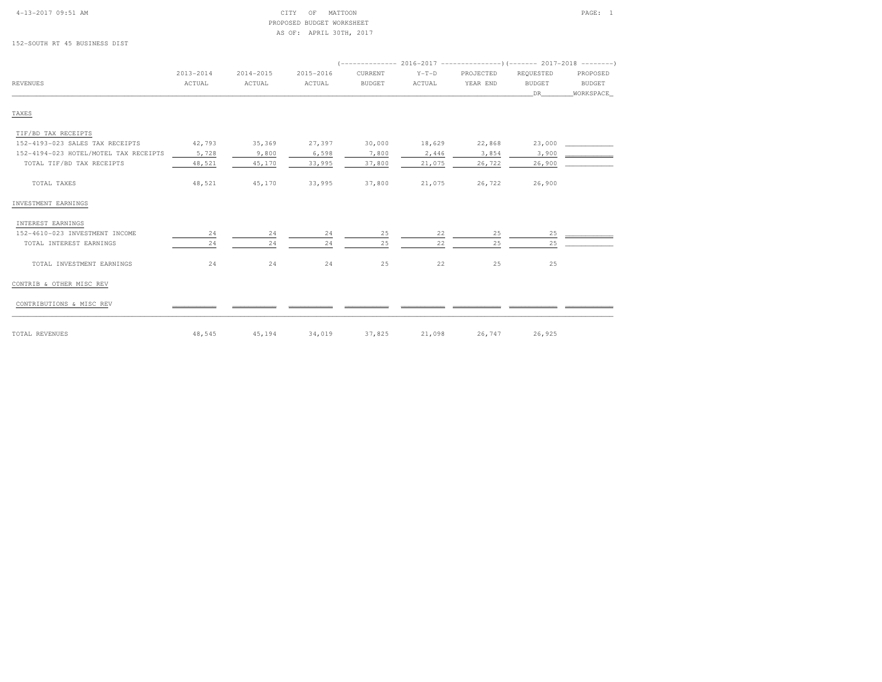CITY OF MATTOON
PROPOSED BUDGET WORKSHEET
AS OF: APRIL 30TH, 2017

152-SOUTH RT 45 BUSINESS DIST

| REVENUES | 2013-2014 ACTUAL | 2014-2015 ACTUAL | 2015-2016 ACTUAL | 2016-2017 CURRENT BUDGET | 2016-2017 Y-T-D ACTUAL | 2016-2017 PROJECTED YEAR END | 2017-2018 REQUESTED BUDGET DR | 2017-2018 PROPOSED BUDGET WORKSPACE |
|---|---|---|---|---|---|---|---|---|
| **TAXES** | | | | | | | | |
| TIF/BD TAX RECEIPTS | | | | | | | | |
| 152-4193-023 SALES TAX RECEIPTS | 42,793 | 35,369 | 27,397 | 30,000 | 18,629 | 22,868 | 23,000 | |
| 152-4194-023 HOTEL/MOTEL TAX RECEIPTS | 5,728 | 9,800 | 6,598 | 7,800 | 2,446 | 3,854 | 3,900 | |
| TOTAL TIF/BD TAX RECEIPTS | 48,521 | 45,170 | 33,995 | 37,800 | 21,075 | 26,722 | 26,900 | |
| TOTAL TAXES | 48,521 | 45,170 | 33,995 | 37,800 | 21,075 | 26,722 | 26,900 | |
| **INVESTMENT EARNINGS** | | | | | | | | |
| INTEREST EARNINGS | | | | | | | | |
| 152-4610-023 INVESTMENT INCOME | 24 | 24 | 24 | 25 | 22 | 25 | 25 | |
| TOTAL INTEREST EARNINGS | 24 | 24 | 24 | 25 | 22 | 25 | 25 | |
| TOTAL INVESTMENT EARNINGS | 24 | 24 | 24 | 25 | 22 | 25 | 25 | |
| **CONTRIB & OTHER MISC REV** | | | | | | | | |
| CONTRIBUTIONS & MISC REV | | | | | | | | |
| TOTAL REVENUES | 48,545 | 45,194 | 34,019 | 37,825 | 21,098 | 26,747 | 26,925 | |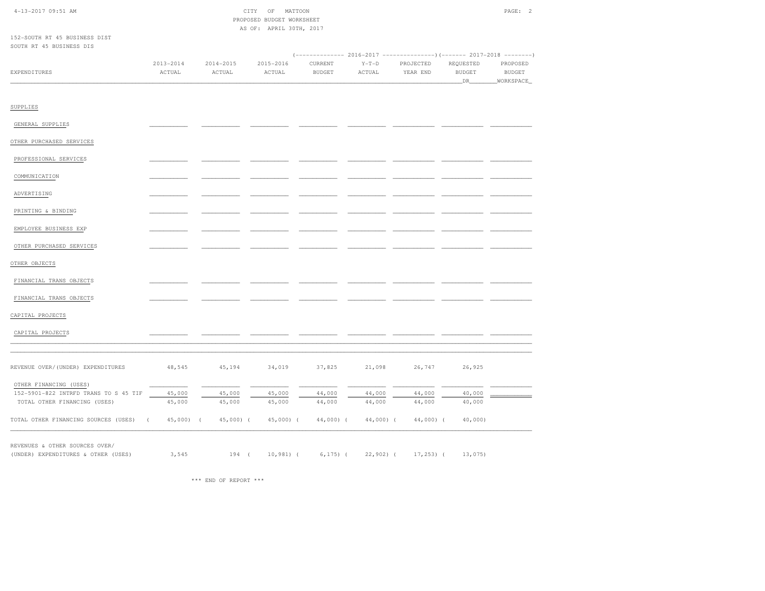CITY OF MATTOON
PROPOSED BUDGET WORKSHEET
AS OF: APRIL 30TH, 2017

152-SOUTH RT 45 BUSINESS DIST
SOUTH RT 45 BUSINESS DIS

| EXPENDITURES | 2013-2014 ACTUAL | 2014-2015 ACTUAL | 2015-2016 ACTUAL | 2016-2017 CURRENT BUDGET | 2016-2017 Y-T-D ACTUAL | 2016-2017 PROJECTED YEAR END | 2017-2018 REQUESTED BUDGET DR | 2017-2018 PROPOSED BUDGET WORKSPACE |
|---|---|---|---|---|---|---|---|---|
| SUPPLIES | | | | | | | | |
| GENERAL SUPPLIES | | | | | | | | |
| OTHER PURCHASED SERVICES | | | | | | | | |
| PROFESSIONAL SERVICES | | | | | | | | |
| COMMUNICATION | | | | | | | | |
| ADVERTISING | | | | | | | | |
| PRINTING & BINDING | | | | | | | | |
| EMPLOYEE BUSINESS EXP | | | | | | | | |
| OTHER PURCHASED SERVICES | | | | | | | | |
| OTHER OBJECTS | | | | | | | | |
| FINANCIAL TRANS OBJECTS | | | | | | | | |
| FINANCIAL TRANS OBJECTS | | | | | | | | |
| CAPITAL PROJECTS | | | | | | | | |
| CAPITAL PROJECTS | | | | | | | | |
| REVENUE OVER/(UNDER) EXPENDITURES | 48,545 | 45,194 | 34,019 | 37,825 | 21,098 | 26,747 | 26,925 | |
| OTHER FINANCING (USES) | | | | | | | | |
| 152-5901-822 INTRFD TRANS TO S 45 TIF | 45,000 | 45,000 | 45,000 | 44,000 | 44,000 | 44,000 | 40,000 | |
| TOTAL OTHER FINANCING (USES) | 45,000 | 45,000 | 45,000 | 44,000 | 44,000 | 44,000 | 40,000 | |
| TOTAL OTHER FINANCING SOURCES (USES) | ( 45,000) | ( 45,000) | ( 45,000) | ( 44,000) | ( 44,000) | ( 44,000) | ( 40,000) | |
| REVENUES & OTHER SOURCES OVER/ (UNDER) EXPENDITURES & OTHER (USES) | 3,545 | 194 | ( 10,981) | ( 6,175) | ( 22,902) | ( 17,253) | ( 13,075) | |

\*\*\* END OF REPORT \*\*\*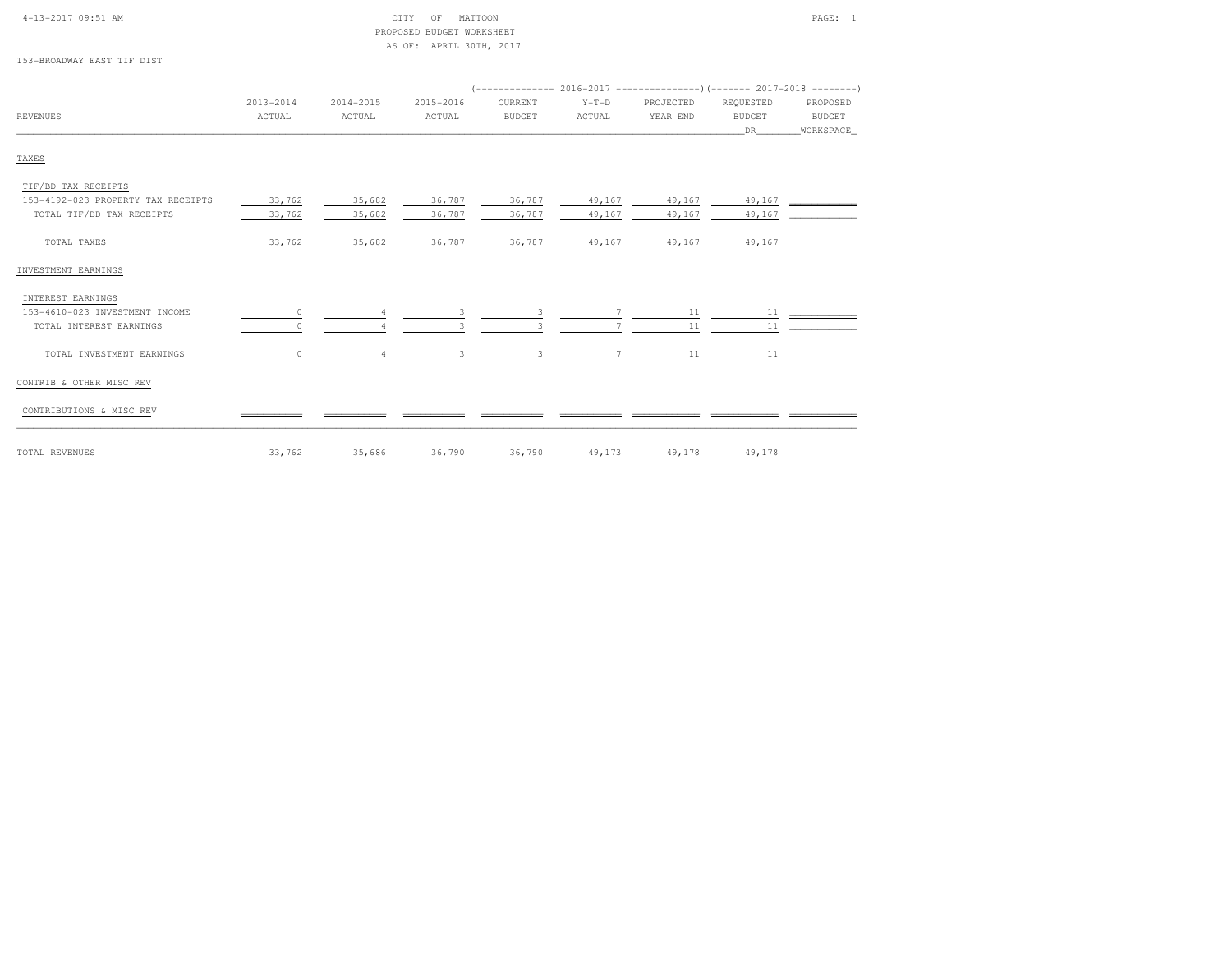CITY OF MATTOON
PROPOSED BUDGET WORKSHEET
AS OF: APRIL 30TH, 2017

153-BROADWAY EAST TIF DIST

| REVENUES | 2013-2014 ACTUAL | 2014-2015 ACTUAL | 2015-2016 ACTUAL | 2016-2017 CURRENT BUDGET | 2016-2017 Y-T-D ACTUAL | 2016-2017 PROJECTED YEAR END | 2017-2018 REQUESTED BUDGET DR | 2017-2018 PROPOSED BUDGET WORKSPACE |
|---|---|---|---|---|---|---|---|---|
| **TAXES** | | | | | | | | |
| TIF/BD TAX RECEIPTS | | | | | | | | |
| 153-4192-023 PROPERTY TAX RECEIPTS | 33,762 | 35,682 | 36,787 | 36,787 | 49,167 | 49,167 | 49,167 | |
| TOTAL TIF/BD TAX RECEIPTS | 33,762 | 35,682 | 36,787 | 36,787 | 49,167 | 49,167 | 49,167 | |
| TOTAL TAXES | 33,762 | 35,682 | 36,787 | 36,787 | 49,167 | 49,167 | 49,167 | |
| **INVESTMENT EARNINGS** | | | | | | | | |
| INTEREST EARNINGS | | | | | | | | |
| 153-4610-023 INVESTMENT INCOME | 0 | 4 | 3 | 3 | 7 | 11 | 11 | |
| TOTAL INTEREST EARNINGS | 0 | 4 | 3 | 3 | 7 | 11 | 11 | |
| TOTAL INVESTMENT EARNINGS | 0 | 4 | 3 | 3 | 7 | 11 | 11 | |
| **CONTRIB & OTHER MISC REV** | | | | | | | | |
| CONTRIBUTIONS & MISC REV | | | | | | | | |
| TOTAL REVENUES | 33,762 | 35,686 | 36,790 | 36,790 | 49,173 | 49,178 | 49,178 | |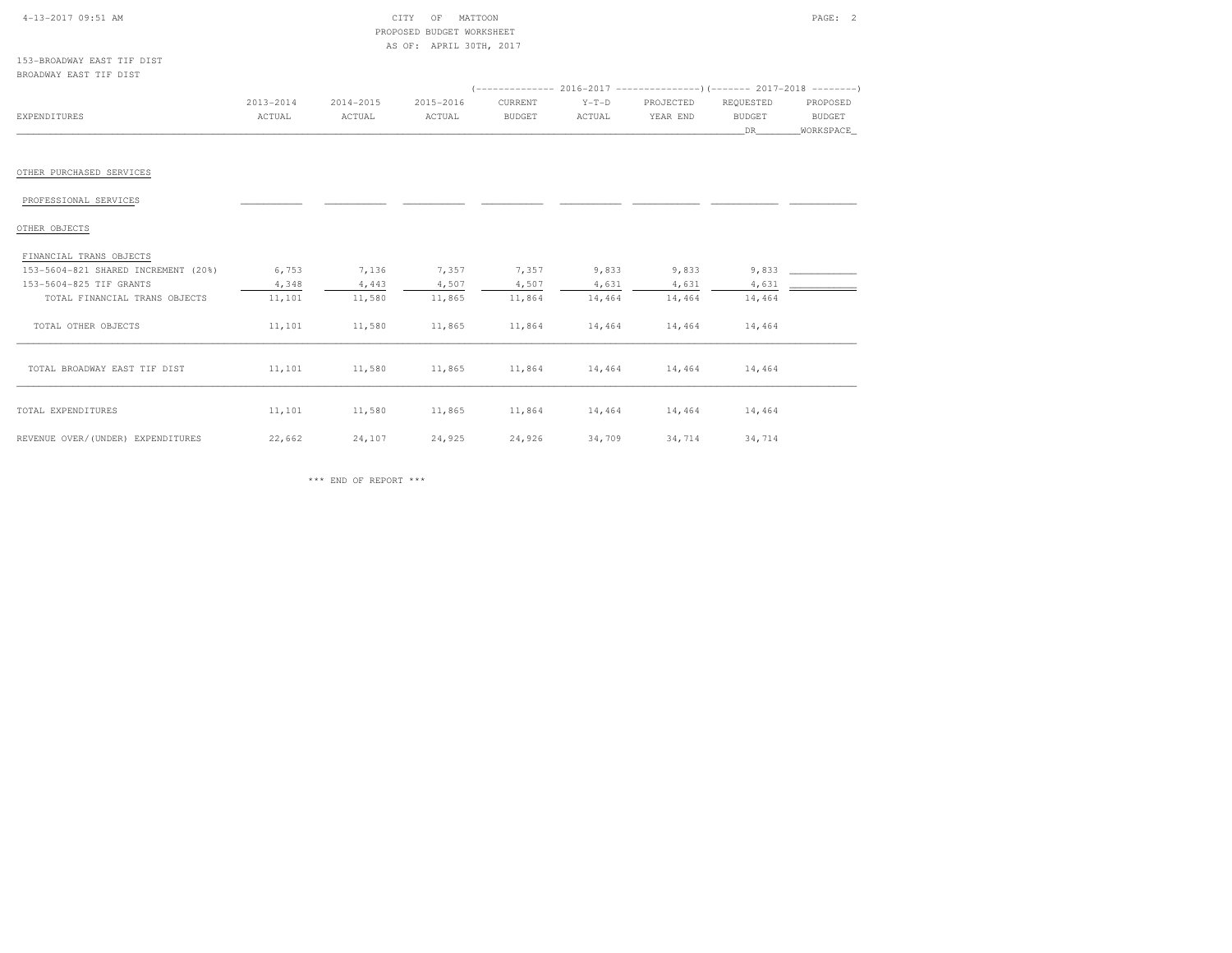CITY OF MATTOON
PROPOSED BUDGET WORKSHEET
AS OF: APRIL 30TH, 2017

153-BROADWAY EAST TIF DIST
BROADWAY EAST TIF DIST

| EXPENDITURES | 2013-2014 ACTUAL | 2014-2015 ACTUAL | 2015-2016 ACTUAL | 2016-2017 CURRENT BUDGET | 2016-2017 Y-T-D ACTUAL | 2016-2017 PROJECTED YEAR END | 2017-2018 REQUESTED BUDGET DR | 2017-2018 PROPOSED BUDGET WORKSPACE |
|---|---|---|---|---|---|---|---|---|
| OTHER PURCHASED SERVICES | | | | | | | | |
| PROFESSIONAL SERVICES | | | | | | | | |
| OTHER OBJECTS | | | | | | | | |
| FINANCIAL TRANS OBJECTS | | | | | | | | |
| 153-5604-821 SHARED INCREMENT (20%) | 6,753 | 7,136 | 7,357 | 7,357 | 9,833 | 9,833 | 9,833 | |
| 153-5604-825 TIF GRANTS | 4,348 | 4,443 | 4,507 | 4,507 | 4,631 | 4,631 | 4,631 | |
| TOTAL FINANCIAL TRANS OBJECTS | 11,101 | 11,580 | 11,865 | 11,864 | 14,464 | 14,464 | 14,464 | |
| TOTAL OTHER OBJECTS | 11,101 | 11,580 | 11,865 | 11,864 | 14,464 | 14,464 | 14,464 | |
| TOTAL BROADWAY EAST TIF DIST | 11,101 | 11,580 | 11,865 | 11,864 | 14,464 | 14,464 | 14,464 | |
| TOTAL EXPENDITURES | 11,101 | 11,580 | 11,865 | 11,864 | 14,464 | 14,464 | 14,464 | |
| REVENUE OVER/(UNDER) EXPENDITURES | 22,662 | 24,107 | 24,925 | 24,926 | 34,709 | 34,714 | 34,714 | |

*** END OF REPORT ***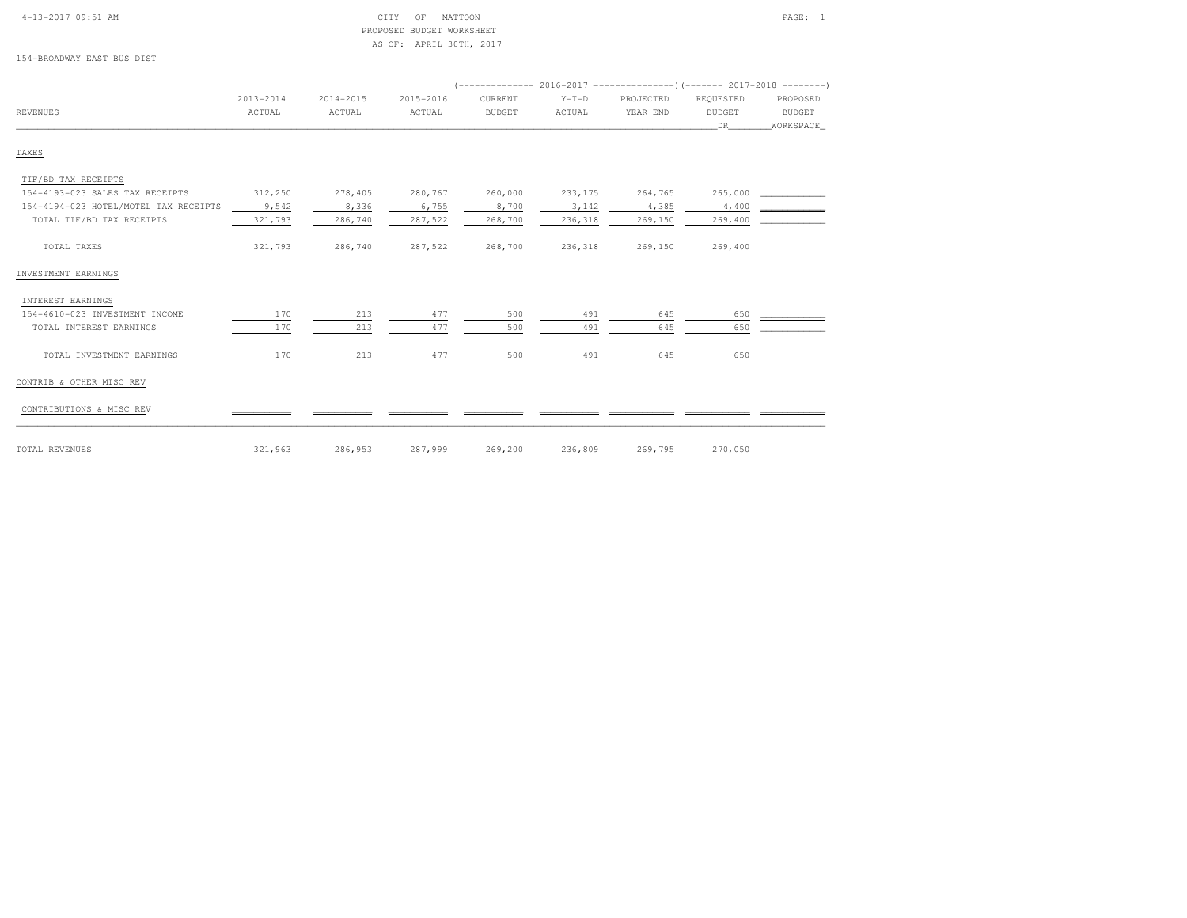CITY OF MATTOON
PROPOSED BUDGET WORKSHEET
AS OF: APRIL 30TH, 2017

154-BROADWAY EAST BUS DIST

| REVENUES | 2013-2014 ACTUAL | 2014-2015 ACTUAL | 2015-2016 ACTUAL | 2016-2017 CURRENT BUDGET | 2016-2017 Y-T-D ACTUAL | 2016-2017 PROJECTED YEAR END | 2017-2018 REQUESTED BUDGET DR | 2017-2018 PROPOSED BUDGET WORKSPACE |
|---|---|---|---|---|---|---|---|---|
| **TAXES** | | | | | | | | |
| TIF/BD TAX RECEIPTS | | | | | | | | |
| 154-4193-023 SALES TAX RECEIPTS | 312,250 | 278,405 | 280,767 | 260,000 | 233,175 | 264,765 | 265,000 | |
| 154-4194-023 HOTEL/MOTEL TAX RECEIPTS | 9,542 | 8,336 | 6,755 | 8,700 | 3,142 | 4,385 | 4,400 | |
| TOTAL TIF/BD TAX RECEIPTS | 321,793 | 286,740 | 287,522 | 268,700 | 236,318 | 269,150 | 269,400 | |
| TOTAL TAXES | 321,793 | 286,740 | 287,522 | 268,700 | 236,318 | 269,150 | 269,400 | |
| **INVESTMENT EARNINGS** | | | | | | | | |
| INTEREST EARNINGS | | | | | | | | |
| 154-4610-023 INVESTMENT INCOME | 170 | 213 | 477 | 500 | 491 | 645 | 650 | |
| TOTAL INTEREST EARNINGS | 170 | 213 | 477 | 500 | 491 | 645 | 650 | |
| TOTAL INVESTMENT EARNINGS | 170 | 213 | 477 | 500 | 491 | 645 | 650 | |
| **CONTRIB & OTHER MISC REV** | | | | | | | | |
| CONTRIBUTIONS & MISC REV | | | | | | | | |
| TOTAL REVENUES | 321,963 | 286,953 | 287,999 | 269,200 | 236,809 | 269,795 | 270,050 | |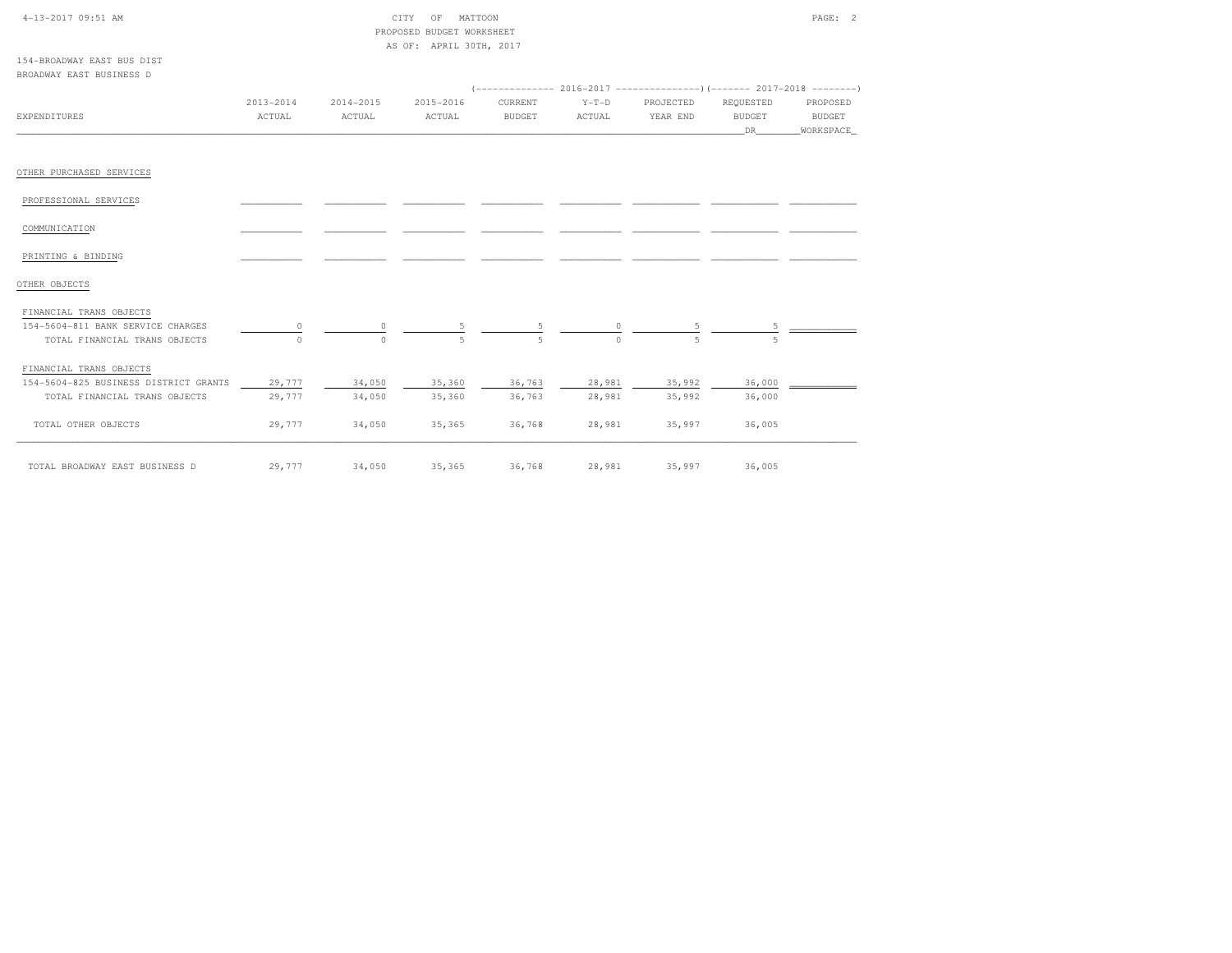CITY OF MATTOON
PROPOSED BUDGET WORKSHEET
AS OF: APRIL 30TH, 2017

154-BROADWAY EAST BUS DIST
BROADWAY EAST BUSINESS D

| EXPENDITURES | 2013-2014 ACTUAL | 2014-2015 ACTUAL | 2015-2016 ACTUAL | 2016-2017 CURRENT BUDGET | 2016-2017 Y-T-D ACTUAL | 2016-2017 PROJECTED YEAR END | 2017-2018 REQUESTED BUDGET DR | 2017-2018 PROPOSED BUDGET WORKSPACE |
|---|---|---|---|---|---|---|---|---|
| OTHER PURCHASED SERVICES | | | | | | | | |
| PROFESSIONAL SERVICES | | | | | | | | |
| COMMUNICATION | | | | | | | | |
| PRINTING & BINDING | | | | | | | | |
| OTHER OBJECTS | | | | | | | | |
| FINANCIAL TRANS OBJECTS | | | | | | | | |
| 154-5604-811 BANK SERVICE CHARGES | 0 | 0 | 5 | 5 | 0 | 5 | 5 | |
| TOTAL FINANCIAL TRANS OBJECTS | 0 | 0 | 5 | 5 | 0 | 5 | 5 | |
| FINANCIAL TRANS OBJECTS | | | | | | | | |
| 154-5604-825 BUSINESS DISTRICT GRANTS | 29,777 | 34,050 | 35,360 | 36,763 | 28,981 | 35,992 | 36,000 | |
| TOTAL FINANCIAL TRANS OBJECTS | 29,777 | 34,050 | 35,360 | 36,763 | 28,981 | 35,992 | 36,000 | |
| TOTAL OTHER OBJECTS | 29,777 | 34,050 | 35,365 | 36,768 | 28,981 | 35,997 | 36,005 | |
| TOTAL BROADWAY EAST BUSINESS D | 29,777 | 34,050 | 35,365 | 36,768 | 28,981 | 35,997 | 36,005 | |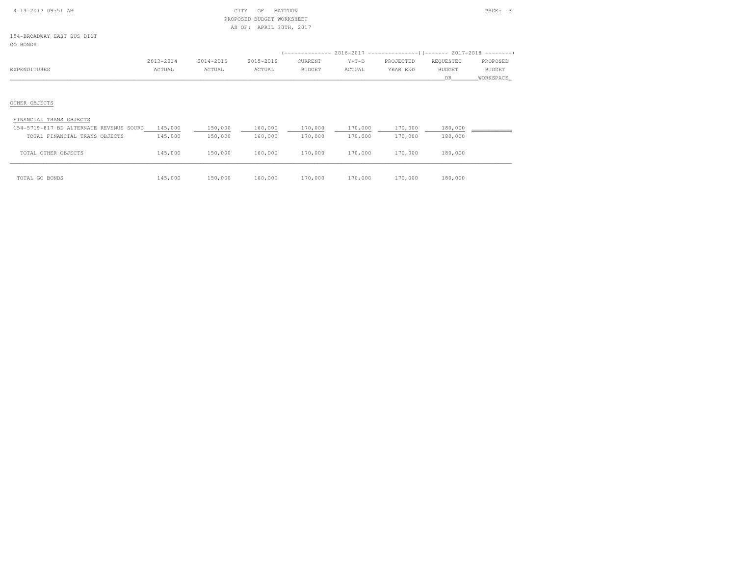CITY OF MATTOON
PROPOSED BUDGET WORKSHEET
AS OF: APRIL 30TH, 2017

154-BROADWAY EAST BUS DIST
GO BONDS

| EXPENDITURES | 2013-2014 ACTUAL | 2014-2015 ACTUAL | 2015-2016 ACTUAL | 2016-2017 CURRENT BUDGET | 2016-2017 Y-T-D ACTUAL | 2016-2017 PROJECTED YEAR END | 2017-2018 REQUESTED BUDGET DR | 2017-2018 PROPOSED BUDGET WORKSPACE |
|---|---|---|---|---|---|---|---|---|
| OTHER OBJECTS | | | | | | | | |
| FINANCIAL TRANS OBJECTS | | | | | | | | |
| 154-5719-817 BD ALTERNATE REVENUE SOURC | 145,000 | 150,000 | 160,000 | 170,000 | 170,000 | 170,000 | 180,000 | |
| TOTAL FINANCIAL TRANS OBJECTS | 145,000 | 150,000 | 160,000 | 170,000 | 170,000 | 170,000 | 180,000 | |
| TOTAL OTHER OBJECTS | 145,000 | 150,000 | 160,000 | 170,000 | 170,000 | 170,000 | 180,000 | |
| TOTAL GO BONDS | 145,000 | 150,000 | 160,000 | 170,000 | 170,000 | 170,000 | 180,000 | |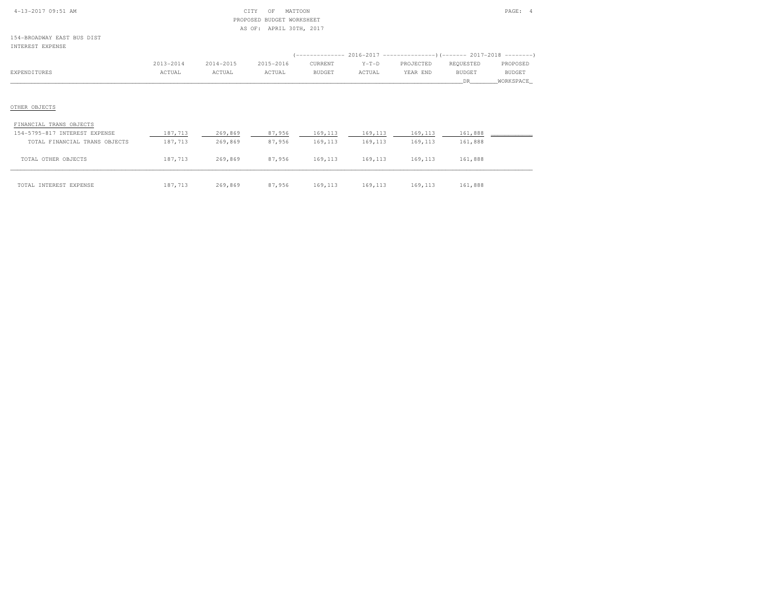CITY OF MATTOON
PROPOSED BUDGET WORKSHEET
AS OF: APRIL 30TH, 2017

154-BROADWAY EAST BUS DIST
INTEREST EXPENSE

| EXPENDITURES | 2013-2014 ACTUAL | 2014-2015 ACTUAL | 2015-2016 ACTUAL | 2016-2017 CURRENT BUDGET | 2016-2017 Y-T-D ACTUAL | 2016-2017 PROJECTED YEAR END | 2017-2018 REQUESTED BUDGET DR | 2017-2018 PROPOSED BUDGET WORKSPACE |
|---|---|---|---|---|---|---|---|---|
| OTHER OBJECTS | | | | | | | | |
| FINANCIAL TRANS OBJECTS | | | | | | | | |
| 154-5795-817 INTEREST EXPENSE | 187,713 | 269,869 | 87,956 | 169,113 | 169,113 | 169,113 | 161,888 | |
| TOTAL FINANCIAL TRANS OBJECTS | 187,713 | 269,869 | 87,956 | 169,113 | 169,113 | 169,113 | 161,888 | |
| TOTAL OTHER OBJECTS | 187,713 | 269,869 | 87,956 | 169,113 | 169,113 | 169,113 | 161,888 | |
| TOTAL INTEREST EXPENSE | 187,713 | 269,869 | 87,956 | 169,113 | 169,113 | 169,113 | 161,888 | |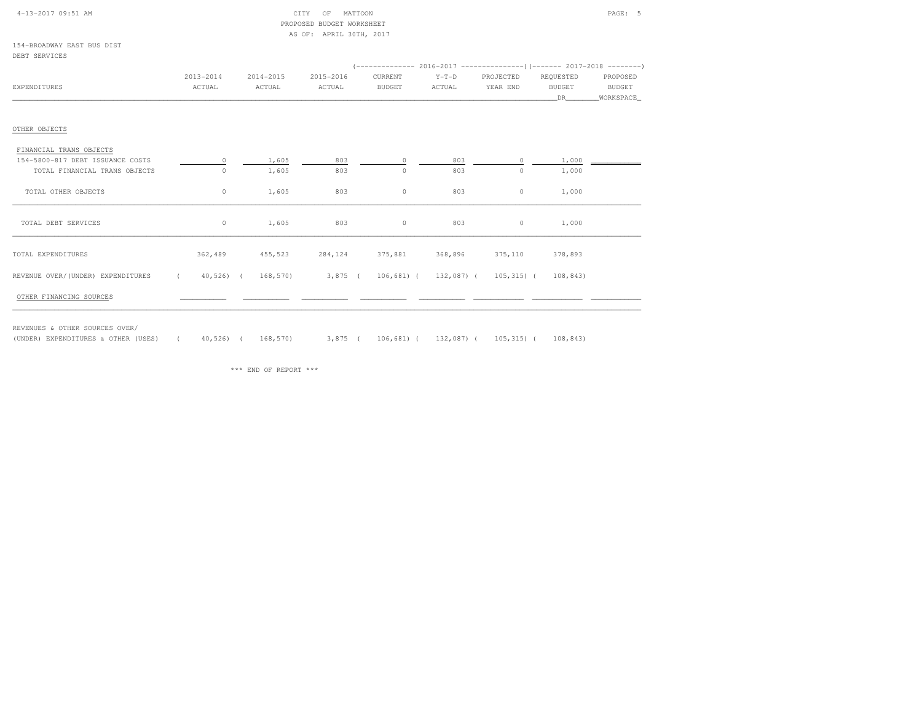CITY OF MATTOON
PROPOSED BUDGET WORKSHEET
AS OF: APRIL 30TH, 2017

154-BROADWAY EAST BUS DIST
DEBT SERVICES

| | | | | (------- 2016-2017 | -------) | | (------- 2017-2018 | -------) |
|---|---|---|---|---|---|---|---|---|
| EXPENDITURES | 2013-2014 ACTUAL | 2014-2015 ACTUAL | 2015-2016 ACTUAL | CURRENT BUDGET | Y-T-D ACTUAL | PROJECTED YEAR END | REQUESTED BUDGET DR | PROPOSED BUDGET WORKSPACE |
| OTHER OBJECTS | | | | | | | | |
| FINANCIAL TRANS OBJECTS | | | | | | | | |
| 154-5800-817 DEBT ISSUANCE COSTS | 0 | 1,605 | 803 | 0 | 803 | 0 | 1,000 | |
| TOTAL FINANCIAL TRANS OBJECTS | 0 | 1,605 | 803 | 0 | 803 | 0 | 1,000 | |
| TOTAL OTHER OBJECTS | 0 | 1,605 | 803 | 0 | 803 | 0 | 1,000 | |
| TOTAL DEBT SERVICES | 0 | 1,605 | 803 | 0 | 803 | 0 | 1,000 | |
| TOTAL EXPENDITURES | 362,489 | 455,523 | 284,124 | 375,881 | 368,896 | 375,110 | 378,893 | |
| REVENUE OVER/(UNDER) EXPENDITURES | ( 40,526) | ( 168,570) | 3,875 | ( 106,681) | ( 132,087) | ( 105,315) | ( 108,843) | |
| OTHER FINANCING SOURCES | | | | | | | | |
| REVENUES & OTHER SOURCES OVER/ (UNDER) EXPENDITURES & OTHER (USES) | ( 40,526) | ( 168,570) | 3,875 | ( 106,681) | ( 132,087) | ( 105,315) | ( 108,843) | |

*** END OF REPORT ***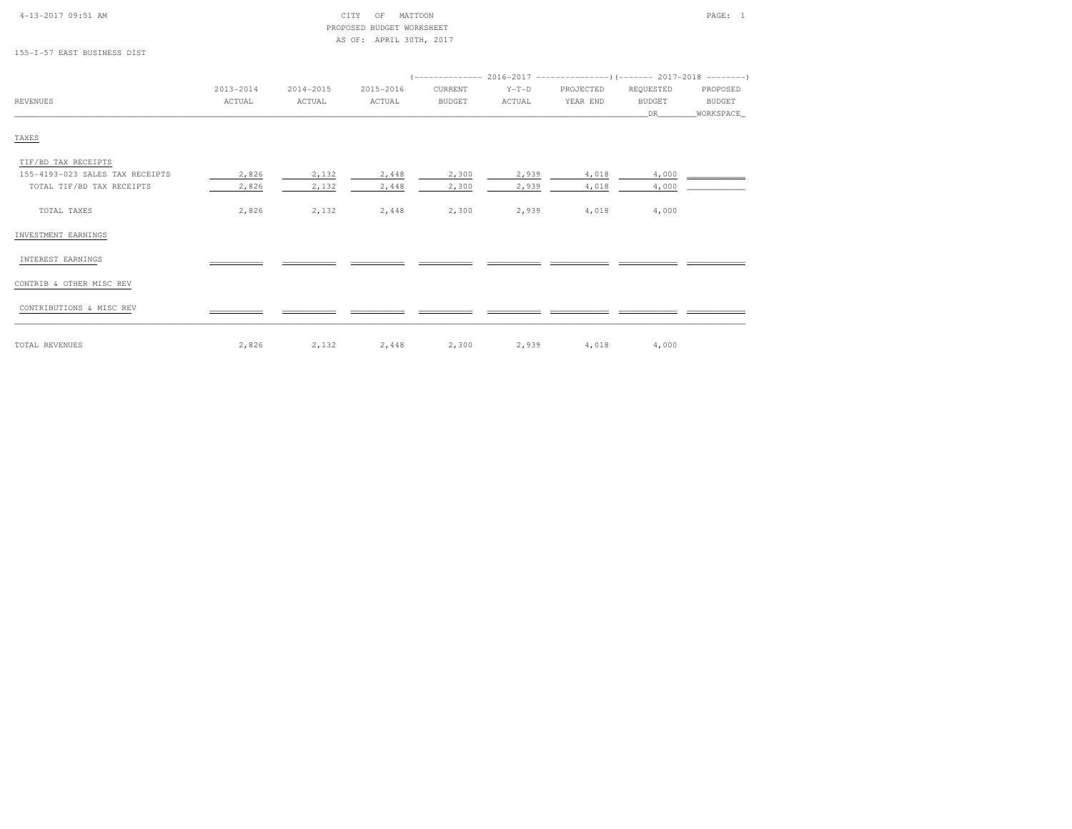CITY OF MATTOON
PROPOSED BUDGET WORKSHEET
AS OF: APRIL 30TH, 2017

155-I-57 EAST BUSINESS DIST

| REVENUES | 2013-2014 ACTUAL | 2014-2015 ACTUAL | 2015-2016 ACTUAL | 2016-2017 CURRENT BUDGET | 2016-2017 Y-T-D ACTUAL | 2016-2017 PROJECTED YEAR END | 2017-2018 REQUESTED BUDGET DR | 2017-2018 PROPOSED BUDGET WORKSPACE |
|---|---|---|---|---|---|---|---|---|
| **TAXES** | | | | | | | | |
| TIF/BD TAX RECEIPTS | | | | | | | | |
| 155-4193-023 SALES TAX RECEIPTS | 2,826 | 2,132 | 2,448 | 2,300 | 2,939 | 4,018 | 4,000 | |
| TOTAL TIF/BD TAX RECEIPTS | 2,826 | 2,132 | 2,448 | 2,300 | 2,939 | 4,018 | 4,000 | |
| TOTAL TAXES | 2,826 | 2,132 | 2,448 | 2,300 | 2,939 | 4,018 | 4,000 | |
| **INVESTMENT EARNINGS** | | | | | | | | |
| INTEREST EARNINGS | | | | | | | | |
| **CONTRIB & OTHER MISC REV** | | | | | | | | |
| CONTRIBUTIONS & MISC REV | | | | | | | | |
| TOTAL REVENUES | 2,826 | 2,132 | 2,448 | 2,300 | 2,939 | 4,018 | 4,000 | |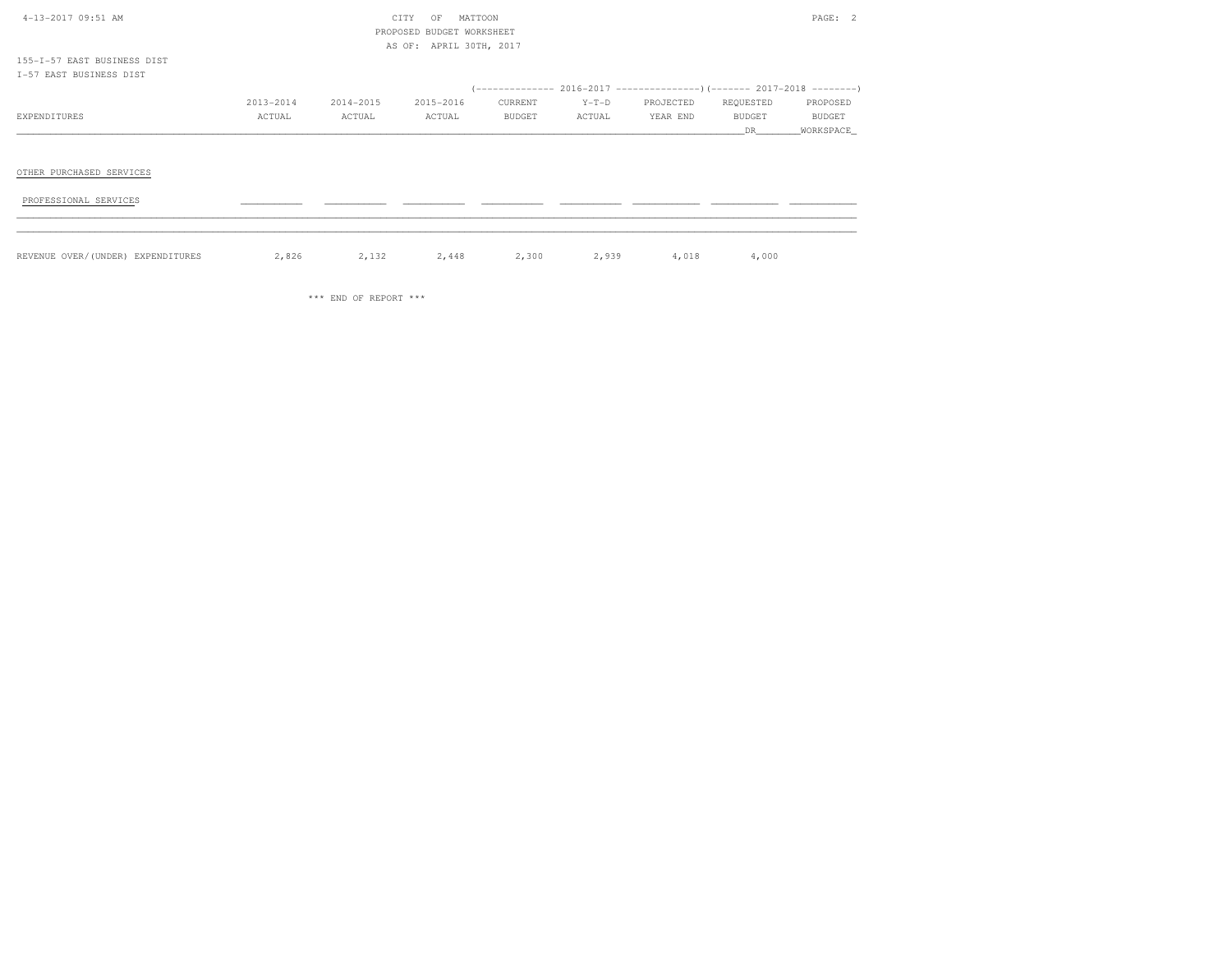CITY OF MATTOON
PROPOSED BUDGET WORKSHEET
AS OF: APRIL 30TH, 2017

155-I-57 EAST BUSINESS DIST
I-57 EAST BUSINESS DIST

| EXPENDITURES | 2013-2014 ACTUAL | 2014-2015 ACTUAL | 2015-2016 ACTUAL | 2016-2017 CURRENT BUDGET | 2016-2017 Y-T-D ACTUAL | 2016-2017 PROJECTED YEAR END | 2017-2018 REQUESTED BUDGET DR | 2017-2018 PROPOSED BUDGET WORKSPACE |
|---|---|---|---|---|---|---|---|---|
| OTHER PURCHASED SERVICES | | | | | | | | |
| PROFESSIONAL SERVICES | | | | | | | | |
| REVENUE OVER/(UNDER) EXPENDITURES | 2,826 | 2,132 | 2,448 | 2,300 | 2,939 | 4,018 | 4,000 | |

*** END OF REPORT ***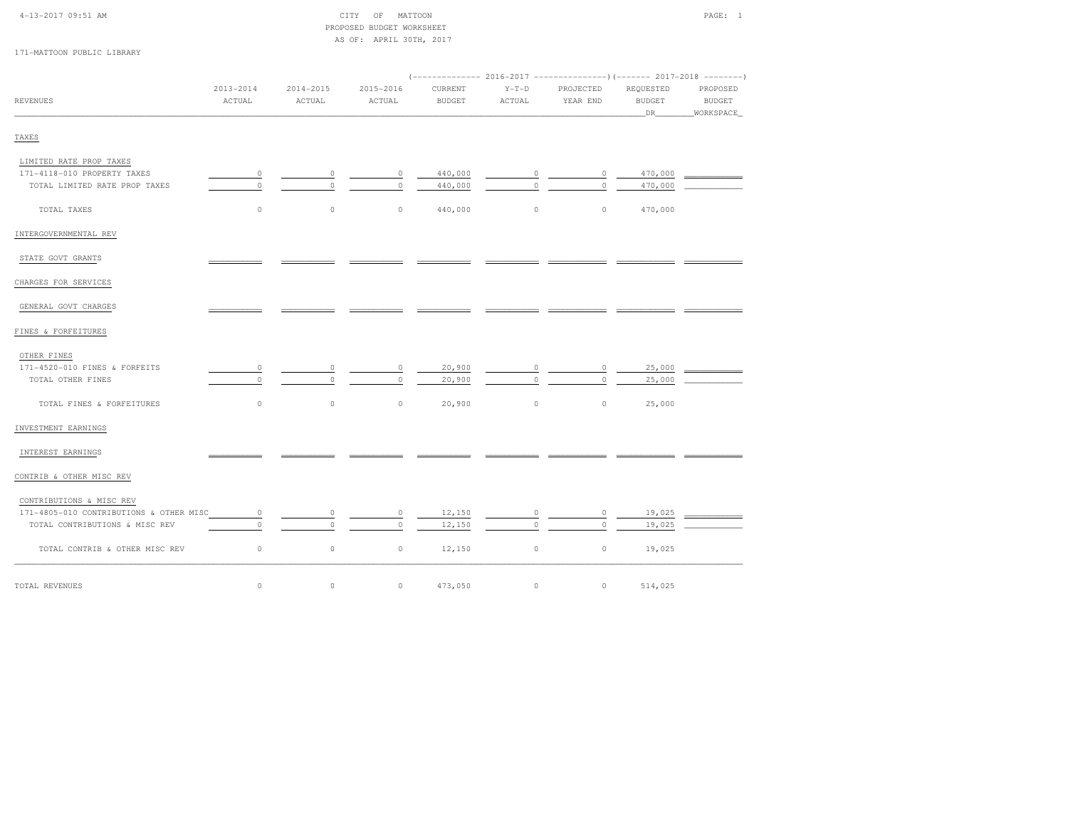CITY OF MATTOON
PROPOSED BUDGET WORKSHEET
AS OF: APRIL 30TH, 2017

171-MATTOON PUBLIC LIBRARY

| REVENUES | 2013-2014 ACTUAL | 2014-2015 ACTUAL | 2015-2016 ACTUAL | 2016-2017 CURRENT BUDGET | 2016-2017 Y-T-D ACTUAL | 2016-2017 PROJECTED YEAR END | 2017-2018 REQUESTED BUDGET DR | 2017-2018 PROPOSED BUDGET WORKSPACE |
|---|---|---|---|---|---|---|---|---|
| **TAXES** | | | | | | | | |
| LIMITED RATE PROP TAXES | | | | | | | | |
| 171-4118-010 PROPERTY TAXES | 0 | 0 | 0 | 440,000 | 0 | 0 | 470,000 | |
| TOTAL LIMITED RATE PROP TAXES | 0 | 0 | 0 | 440,000 | 0 | 0 | 470,000 | |
| TOTAL TAXES | 0 | 0 | 0 | 440,000 | 0 | 0 | 470,000 | |
| **INTERGOVERNMENTAL REV** | | | | | | | | |
| STATE GOVT GRANTS | | | | | | | | |
| **CHARGES FOR SERVICES** | | | | | | | | |
| GENERAL GOVT CHARGES | | | | | | | | |
| **FINES & FORFEITURES** | | | | | | | | |
| OTHER FINES | | | | | | | | |
| 171-4520-010 FINES & FORFEITS | 0 | 0 | 0 | 20,900 | 0 | 0 | 25,000 | |
| TOTAL OTHER FINES | 0 | 0 | 0 | 20,900 | 0 | 0 | 25,000 | |
| TOTAL FINES & FORFEITURES | 0 | 0 | 0 | 20,900 | 0 | 0 | 25,000 | |
| **INVESTMENT EARNINGS** | | | | | | | | |
| INTEREST EARNINGS | | | | | | | | |
| **CONTRIB & OTHER MISC REV** | | | | | | | | |
| CONTRIBUTIONS & MISC REV | | | | | | | | |
| 171-4805-010 CONTRIBUTIONS & OTHER MISC | 0 | 0 | 0 | 12,150 | 0 | 0 | 19,025 | |
| TOTAL CONTRIBUTIONS & MISC REV | 0 | 0 | 0 | 12,150 | 0 | 0 | 19,025 | |
| TOTAL CONTRIB & OTHER MISC REV | 0 | 0 | 0 | 12,150 | 0 | 0 | 19,025 | |
| TOTAL REVENUES | 0 | 0 | 0 | 473,050 | 0 | 0 | 514,025 | |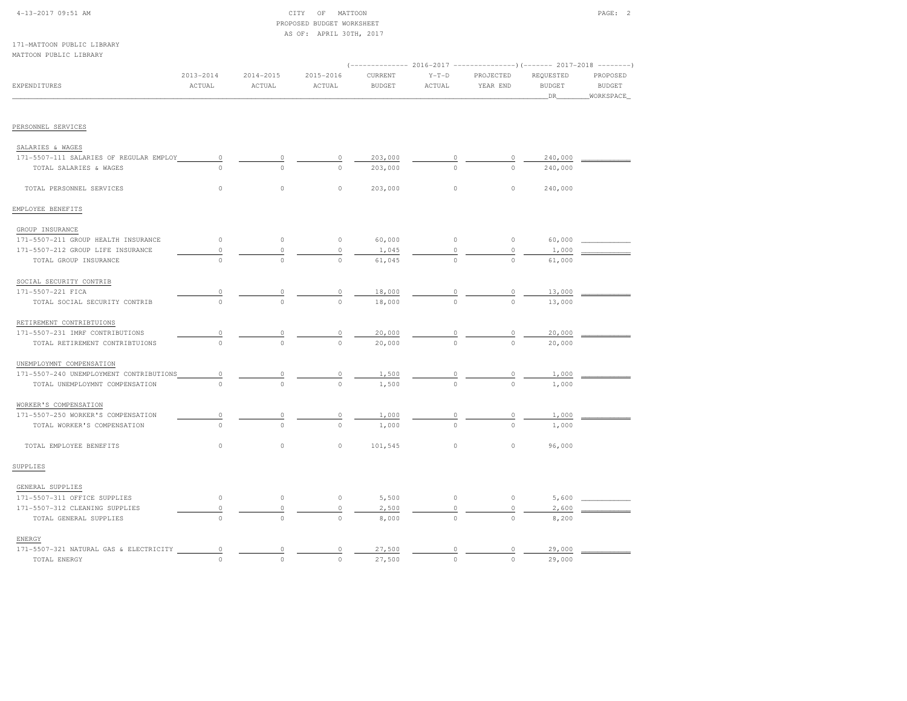CITY OF MATTOON
PROPOSED BUDGET WORKSHEET
AS OF: APRIL 30TH, 2017

171-MATTOON PUBLIC LIBRARY
MATTOON PUBLIC LIBRARY

| EXPENDITURES | 2013-2014 ACTUAL | 2014-2015 ACTUAL | 2015-2016 ACTUAL | 2016-2017 CURRENT BUDGET | 2016-2017 Y-T-D ACTUAL | 2016-2017 PROJECTED YEAR END | 2017-2018 REQUESTED BUDGET DR | 2017-2018 PROPOSED BUDGET WORKSPACE |
|---|---|---|---|---|---|---|---|---|
| **PERSONNEL SERVICES** | | | | | | | | |
| SALARIES & WAGES | | | | | | | | |
| 171-5507-111 SALARIES OF REGULAR EMPLOY | 0 | 0 | 0 | 203,000 | 0 | 0 | 240,000 | |
| TOTAL SALARIES & WAGES | 0 | 0 | 0 | 203,000 | 0 | 0 | 240,000 | |
| TOTAL PERSONNEL SERVICES | 0 | 0 | 0 | 203,000 | 0 | 0 | 240,000 | |
| **EMPLOYEE BENEFITS** | | | | | | | | |
| GROUP INSURANCE | | | | | | | | |
| 171-5507-211 GROUP HEALTH INSURANCE | 0 | 0 | 0 | 60,000 | 0 | 0 | 60,000 | |
| 171-5507-212 GROUP LIFE INSURANCE | 0 | 0 | 0 | 1,045 | 0 | 0 | 1,000 | |
| TOTAL GROUP INSURANCE | 0 | 0 | 0 | 61,045 | 0 | 0 | 61,000 | |
| SOCIAL SECURITY CONTRIB | | | | | | | | |
| 171-5507-221 FICA | 0 | 0 | 0 | 18,000 | 0 | 0 | 13,000 | |
| TOTAL SOCIAL SECURITY CONTRIB | 0 | 0 | 0 | 18,000 | 0 | 0 | 13,000 | |
| RETIREMENT CONTRIBTUIONS | | | | | | | | |
| 171-5507-231 IMRF CONTRIBUTIONS | 0 | 0 | 0 | 20,000 | 0 | 0 | 20,000 | |
| TOTAL RETIREMENT CONTRIBTUIONS | 0 | 0 | 0 | 20,000 | 0 | 0 | 20,000 | |
| UNEMPLOYMNT COMPENSATION | | | | | | | | |
| 171-5507-240 UNEMPLOYMENT CONTRIBUTIONS | 0 | 0 | 0 | 1,500 | 0 | 0 | 1,000 | |
| TOTAL UNEMPLOYMNT COMPENSATION | 0 | 0 | 0 | 1,500 | 0 | 0 | 1,000 | |
| WORKER'S COMPENSATION | | | | | | | | |
| 171-5507-250 WORKER'S COMPENSATION | 0 | 0 | 0 | 1,000 | 0 | 0 | 1,000 | |
| TOTAL WORKER'S COMPENSATION | 0 | 0 | 0 | 1,000 | 0 | 0 | 1,000 | |
| TOTAL EMPLOYEE BENEFITS | 0 | 0 | 0 | 101,545 | 0 | 0 | 96,000 | |
| **SUPPLIES** | | | | | | | | |
| GENERAL SUPPLIES | | | | | | | | |
| 171-5507-311 OFFICE SUPPLIES | 0 | 0 | 0 | 5,500 | 0 | 0 | 5,600 | |
| 171-5507-312 CLEANING SUPPLIES | 0 | 0 | 0 | 2,500 | 0 | 0 | 2,600 | |
| TOTAL GENERAL SUPPLIES | 0 | 0 | 0 | 8,000 | 0 | 0 | 8,200 | |
| ENERGY | | | | | | | | |
| 171-5507-321 NATURAL GAS & ELECTRICITY | 0 | 0 | 0 | 27,500 | 0 | 0 | 29,000 | |
| TOTAL ENERGY | 0 | 0 | 0 | 27,500 | 0 | 0 | 29,000 | |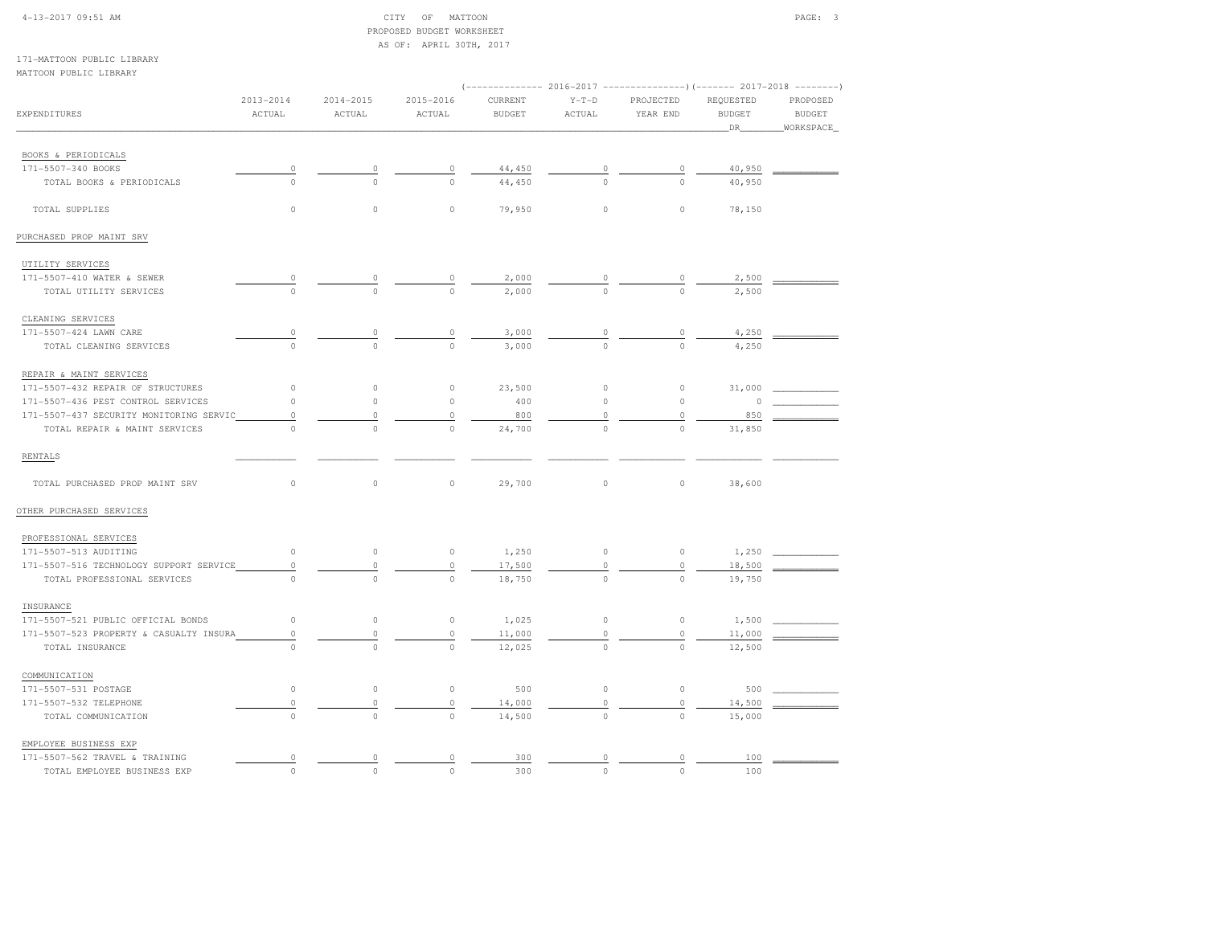CITY OF MATTOON
PROPOSED BUDGET WORKSHEET
AS OF: APRIL 30TH, 2017

171-MATTOON PUBLIC LIBRARY
MATTOON PUBLIC LIBRARY

| EXPENDITURES | 2013-2014 ACTUAL | 2014-2015 ACTUAL | 2015-2016 ACTUAL | 2016-2017 CURRENT BUDGET | 2016-2017 Y-T-D ACTUAL | 2016-2017 PROJECTED YEAR END | 2017-2018 REQUESTED BUDGET DR | 2017-2018 PROPOSED BUDGET WORKSPACE |
|---|---|---|---|---|---|---|---|---|
| BOOKS & PERIODICALS | | | | | | | | |
| 171-5507-340 BOOKS | 0 | 0 | 0 | 44,450 | 0 | 0 | 40,950 | |
| TOTAL BOOKS & PERIODICALS | 0 | 0 | 0 | 44,450 | 0 | 0 | 40,950 | |
| TOTAL SUPPLIES | 0 | 0 | 0 | 79,950 | 0 | 0 | 78,150 | |
| PURCHASED PROP MAINT SRV | | | | | | | | |
| UTILITY SERVICES | | | | | | | | |
| 171-5507-410 WATER & SEWER | 0 | 0 | 0 | 2,000 | 0 | 0 | 2,500 | |
| TOTAL UTILITY SERVICES | 0 | 0 | 0 | 2,000 | 0 | 0 | 2,500 | |
| CLEANING SERVICES | | | | | | | | |
| 171-5507-424 LAWN CARE | 0 | 0 | 0 | 3,000 | 0 | 0 | 4,250 | |
| TOTAL CLEANING SERVICES | 0 | 0 | 0 | 3,000 | 0 | 0 | 4,250 | |
| REPAIR & MAINT SERVICES | | | | | | | | |
| 171-5507-432 REPAIR OF STRUCTURES | 0 | 0 | 0 | 23,500 | 0 | 0 | 31,000 | |
| 171-5507-436 PEST CONTROL SERVICES | 0 | 0 | 0 | 400 | 0 | 0 | 0 | |
| 171-5507-437 SECURITY MONITORING SERVIC | 0 | 0 | 0 | 800 | 0 | 0 | 850 | |
| TOTAL REPAIR & MAINT SERVICES | 0 | 0 | 0 | 24,700 | 0 | 0 | 31,850 | |
| RENTALS | | | | | | | | |
| TOTAL PURCHASED PROP MAINT SRV | 0 | 0 | 0 | 29,700 | 0 | 0 | 38,600 | |
| OTHER PURCHASED SERVICES | | | | | | | | |
| PROFESSIONAL SERVICES | | | | | | | | |
| 171-5507-513 AUDITING | 0 | 0 | 0 | 1,250 | 0 | 0 | 1,250 | |
| 171-5507-516 TECHNOLOGY SUPPORT SERVICE | 0 | 0 | 0 | 17,500 | 0 | 0 | 18,500 | |
| TOTAL PROFESSIONAL SERVICES | 0 | 0 | 0 | 18,750 | 0 | 0 | 19,750 | |
| INSURANCE | | | | | | | | |
| 171-5507-521 PUBLIC OFFICIAL BONDS | 0 | 0 | 0 | 1,025 | 0 | 0 | 1,500 | |
| 171-5507-523 PROPERTY & CASUALTY INSURA | 0 | 0 | 0 | 11,000 | 0 | 0 | 11,000 | |
| TOTAL INSURANCE | 0 | 0 | 0 | 12,025 | 0 | 0 | 12,500 | |
| COMMUNICATION | | | | | | | | |
| 171-5507-531 POSTAGE | 0 | 0 | 0 | 500 | 0 | 0 | 500 | |
| 171-5507-532 TELEPHONE | 0 | 0 | 0 | 14,000 | 0 | 0 | 14,500 | |
| TOTAL COMMUNICATION | 0 | 0 | 0 | 14,500 | 0 | 0 | 15,000 | |
| EMPLOYEE BUSINESS EXP | | | | | | | | |
| 171-5507-562 TRAVEL & TRAINING | 0 | 0 | 0 | 300 | 0 | 0 | 100 | |
| TOTAL EMPLOYEE BUSINESS EXP | 0 | 0 | 0 | 300 | 0 | 0 | 100 | |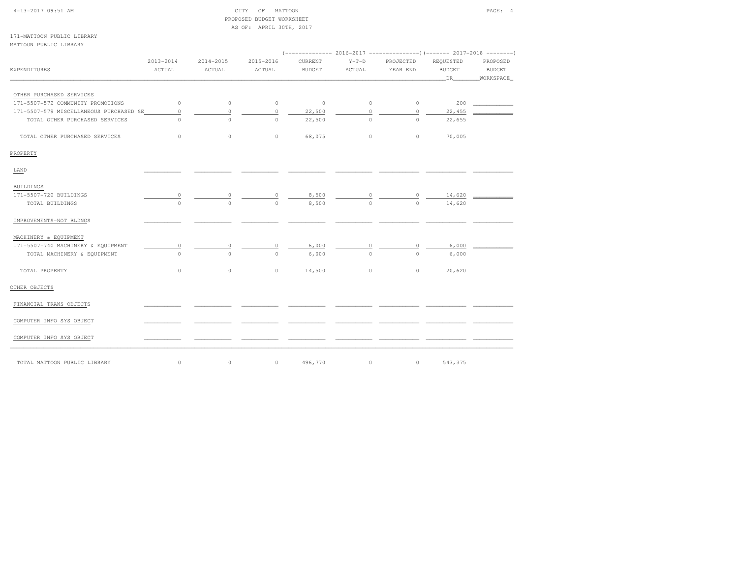CITY OF MATTOON
PROPOSED BUDGET WORKSHEET
AS OF: APRIL 30TH, 2017

171-MATTOON PUBLIC LIBRARY
MATTOON PUBLIC LIBRARY

| EXPENDITURES | 2013-2014 ACTUAL | 2014-2015 ACTUAL | 2015-2016 ACTUAL | 2016-2017 CURRENT BUDGET | 2016-2017 Y-T-D ACTUAL | 2016-2017 PROJECTED YEAR END | 2017-2018 REQUESTED BUDGET DR | 2017-2018 PROPOSED BUDGET WORKSPACE |
|---|---|---|---|---|---|---|---|---|
| OTHER PURCHASED SERVICES | | | | | | | | |
| 171-5507-572 COMMUNITY PROMOTIONS | 0 | 0 | 0 | 0 | 0 | 0 | 200 | |
| 171-5507-579 MISCELLANEOUS PURCHASED SE | 0 | 0 | 0 | 22,500 | 0 | 0 | 22,455 | |
| TOTAL OTHER PURCHASED SERVICES | 0 | 0 | 0 | 22,500 | 0 | 0 | 22,655 | |
| TOTAL OTHER PURCHASED SERVICES | 0 | 0 | 0 | 68,075 | 0 | 0 | 70,005 | |
| PROPERTY | | | | | | | | |
| LAND | | | | | | | | |
| BUILDINGS | | | | | | | | |
| 171-5507-720 BUILDINGS | 0 | 0 | 0 | 8,500 | 0 | 0 | 14,620 | |
| TOTAL BUILDINGS | 0 | 0 | 0 | 8,500 | 0 | 0 | 14,620 | |
| IMPROVEMENTS-NOT BLDNGS | | | | | | | | |
| MACHINERY & EQUIPMENT | | | | | | | | |
| 171-5507-740 MACHINERY & EQUIPMENT | 0 | 0 | 0 | 6,000 | 0 | 0 | 6,000 | |
| TOTAL MACHINERY & EQUIPMENT | 0 | 0 | 0 | 6,000 | 0 | 0 | 6,000 | |
| TOTAL PROPERTY | 0 | 0 | 0 | 14,500 | 0 | 0 | 20,620 | |
| OTHER OBJECTS | | | | | | | | |
| FINANCIAL TRANS OBJECTS | | | | | | | | |
| COMPUTER INFO SYS OBJECT | | | | | | | | |
| COMPUTER INFO SYS OBJECT | | | | | | | | |
| TOTAL MATTOON PUBLIC LIBRARY | 0 | 0 | 0 | 496,770 | 0 | 0 | 543,375 | |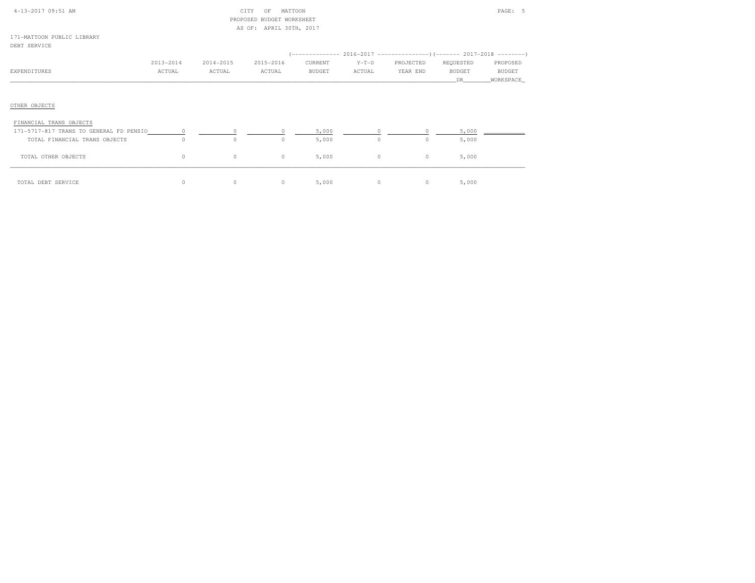CITY OF MATTOON
PROPOSED BUDGET WORKSHEET
AS OF: APRIL 30TH, 2017

171-MATTOON PUBLIC LIBRARY
DEBT SERVICE

| EXPENDITURES | 2013-2014 ACTUAL | 2014-2015 ACTUAL | 2015-2016 ACTUAL | 2016-2017 CURRENT BUDGET | 2016-2017 Y-T-D ACTUAL | 2016-2017 PROJECTED YEAR END | 2017-2018 REQUESTED BUDGET DR | 2017-2018 PROPOSED BUDGET WORKSPACE |
|---|---|---|---|---|---|---|---|---|
| **OTHER OBJECTS** | | | | | | | | |
| FINANCIAL TRANS OBJECTS | | | | | | | | |
| 171-5717-817 TRANS TO GENERAL FD PENSIO | 0 | 0 | 0 | 5,000 | 0 | 0 | 5,000 | |
| TOTAL FINANCIAL TRANS OBJECTS | 0 | 0 | 0 | 5,000 | 0 | 0 | 5,000 | |
| TOTAL OTHER OBJECTS | 0 | 0 | 0 | 5,000 | 0 | 0 | 5,000 | |
| TOTAL DEBT SERVICE | 0 | 0 | 0 | 5,000 | 0 | 0 | 5,000 | |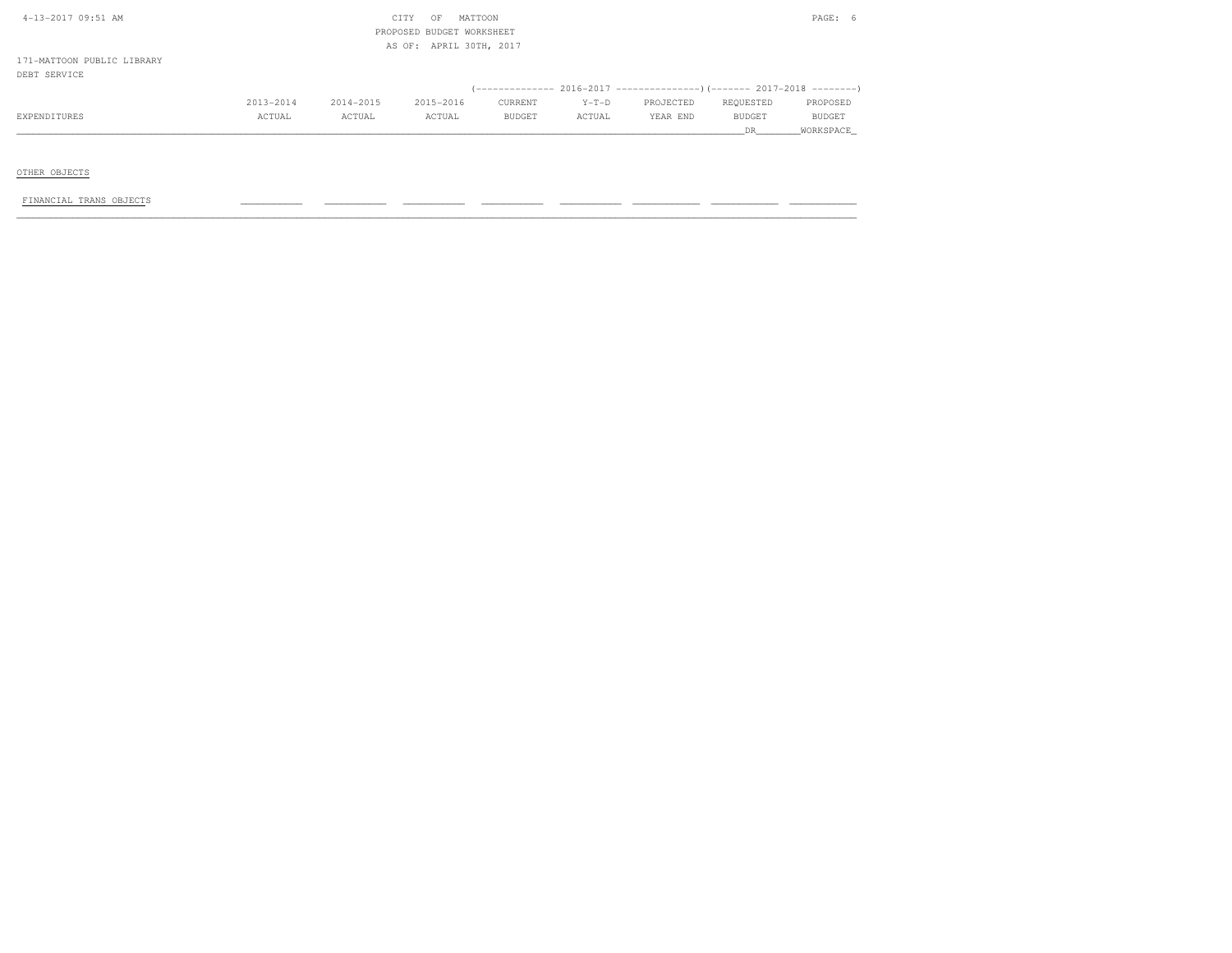CITY OF MATTOON
PROPOSED BUDGET WORKSHEET
AS OF: APRIL 30TH, 2017

171-MATTOON PUBLIC LIBRARY
DEBT SERVICE

| EXPENDITURES | 2013-2014 ACTUAL | 2014-2015 ACTUAL | 2015-2016 ACTUAL | 2016-2017 CURRENT BUDGET | 2016-2017 Y-T-D ACTUAL | 2016-2017 PROJECTED YEAR END | 2017-2018 REQUESTED BUDGET DR | 2017-2018 PROPOSED BUDGET WORKSPACE |
|---|---|---|---|---|---|---|---|---|
| OTHER OBJECTS | | | | | | | | |
| FINANCIAL TRANS OBJECTS | ___ | ___ | ___ | ___ | ___ | ___ | ___ | ___ |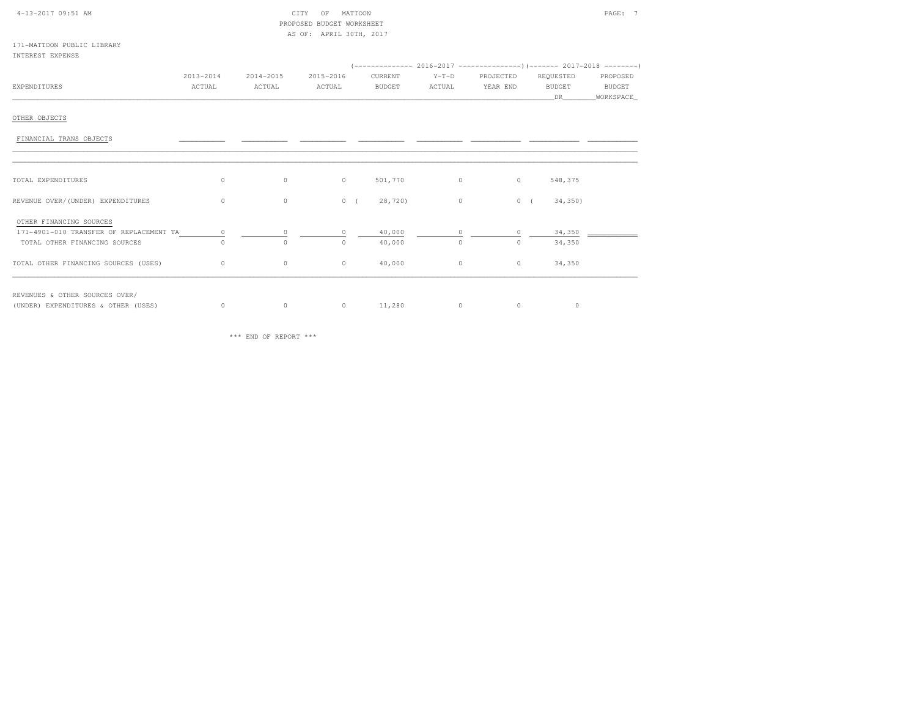CITY OF MATTOON
PROPOSED BUDGET WORKSHEET
AS OF: APRIL 30TH, 2017

171-MATTOON PUBLIC LIBRARY
INTEREST EXPENSE

| EXPENDITURES | 2013-2014 ACTUAL | 2014-2015 ACTUAL | 2015-2016 ACTUAL | 2016-2017 CURRENT BUDGET | 2016-2017 Y-T-D ACTUAL | 2016-2017 PROJECTED YEAR END | 2017-2018 REQUESTED BUDGET DR | 2017-2018 PROPOSED BUDGET WORKSPACE |
|---|---|---|---|---|---|---|---|---|
| OTHER OBJECTS | | | | | | | | |
| FINANCIAL TRANS OBJECTS | | | | | | | | |
| TOTAL EXPENDITURES | 0 | 0 | 0 | 501,770 | 0 | 0 | 548,375 | |
| REVENUE OVER/(UNDER) EXPENDITURES | 0 | 0 | 0 | (28,720) | 0 | 0 | (34,350) | |
| OTHER FINANCING SOURCES | | | | | | | | |
| 171-4901-010 TRANSFER OF REPLACEMENT TA | 0 | 0 | 0 | 40,000 | 0 | 0 | 34,350 | |
| TOTAL OTHER FINANCING SOURCES | 0 | 0 | 0 | 40,000 | 0 | 0 | 34,350 | |
| TOTAL OTHER FINANCING SOURCES (USES) | 0 | 0 | 0 | 40,000 | 0 | 0 | 34,350 | |
| REVENUES & OTHER SOURCES OVER/ (UNDER) EXPENDITURES & OTHER (USES) | 0 | 0 | 0 | 11,280 | 0 | 0 | 0 | |

*** END OF REPORT ***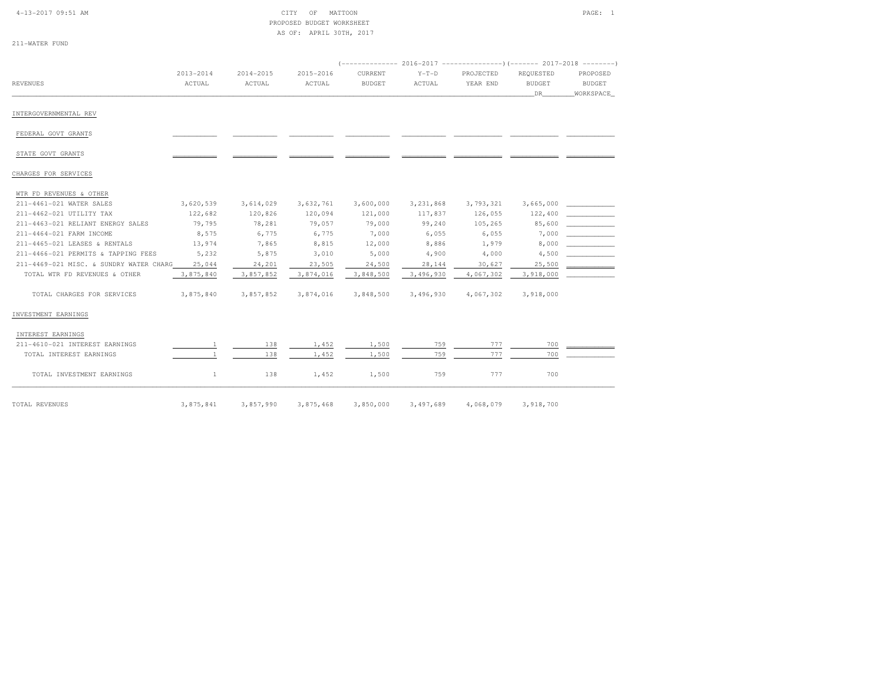# CITY OF MATTOON
## PROPOSED BUDGET WORKSHEET
### AS OF: APRIL 30TH, 2017

211-WATER FUND

| REVENUES | 2013-2014 ACTUAL | 2014-2015 ACTUAL | 2015-2016 ACTUAL | 2016-2017 CURRENT BUDGET | 2016-2017 Y-T-D ACTUAL | 2016-2017 PROJECTED YEAR END | 2017-2018 REQUESTED BUDGET DR | 2017-2018 PROPOSED BUDGET WORKSPACE |
|---|---|---|---|---|---|---|---|---|
| INTERGOVERNMENTAL REV | | | | | | | | |
| FEDERAL GOVT GRANTS | | | | | | | | |
| STATE GOVT GRANTS | | | | | | | | |
| CHARGES FOR SERVICES | | | | | | | | |
| WTR FD REVENUES & OTHER | | | | | | | | |
| 211-4461-021 WATER SALES | 3,620,539 | 3,614,029 | 3,632,761 | 3,600,000 | 3,231,868 | 3,793,321 | 3,665,000 | |
| 211-4462-021 UTILITY TAX | 122,682 | 120,826 | 120,094 | 121,000 | 117,837 | 126,055 | 122,400 | |
| 211-4463-021 RELIANT ENERGY SALES | 79,795 | 78,281 | 79,057 | 79,000 | 99,240 | 105,265 | 85,600 | |
| 211-4464-021 FARM INCOME | 8,575 | 6,775 | 6,775 | 7,000 | 6,055 | 6,055 | 7,000 | |
| 211-4465-021 LEASES & RENTALS | 13,974 | 7,865 | 8,815 | 12,000 | 8,886 | 1,979 | 8,000 | |
| 211-4466-021 PERMITS & TAPPING FEES | 5,232 | 5,875 | 3,010 | 5,000 | 4,900 | 4,000 | 4,500 | |
| 211-4469-021 MISC. & SUNDRY WATER CHARG | 25,044 | 24,201 | 23,505 | 24,500 | 28,144 | 30,627 | 25,500 | |
| TOTAL WTR FD REVENUES & OTHER | 3,875,840 | 3,857,852 | 3,874,016 | 3,848,500 | 3,496,930 | 4,067,302 | 3,918,000 | |
| TOTAL CHARGES FOR SERVICES | 3,875,840 | 3,857,852 | 3,874,016 | 3,848,500 | 3,496,930 | 4,067,302 | 3,918,000 | |
| INVESTMENT EARNINGS | | | | | | | | |
| INTEREST EARNINGS | | | | | | | | |
| 211-4610-021 INTEREST EARNINGS | 1 | 138 | 1,452 | 1,500 | 759 | 777 | 700 | |
| TOTAL INTEREST EARNINGS | 1 | 138 | 1,452 | 1,500 | 759 | 777 | 700 | |
| TOTAL INVESTMENT EARNINGS | 1 | 138 | 1,452 | 1,500 | 759 | 777 | 700 | |
| TOTAL REVENUES | 3,875,841 | 3,857,990 | 3,875,468 | 3,850,000 | 3,497,689 | 4,068,079 | 3,918,700 | |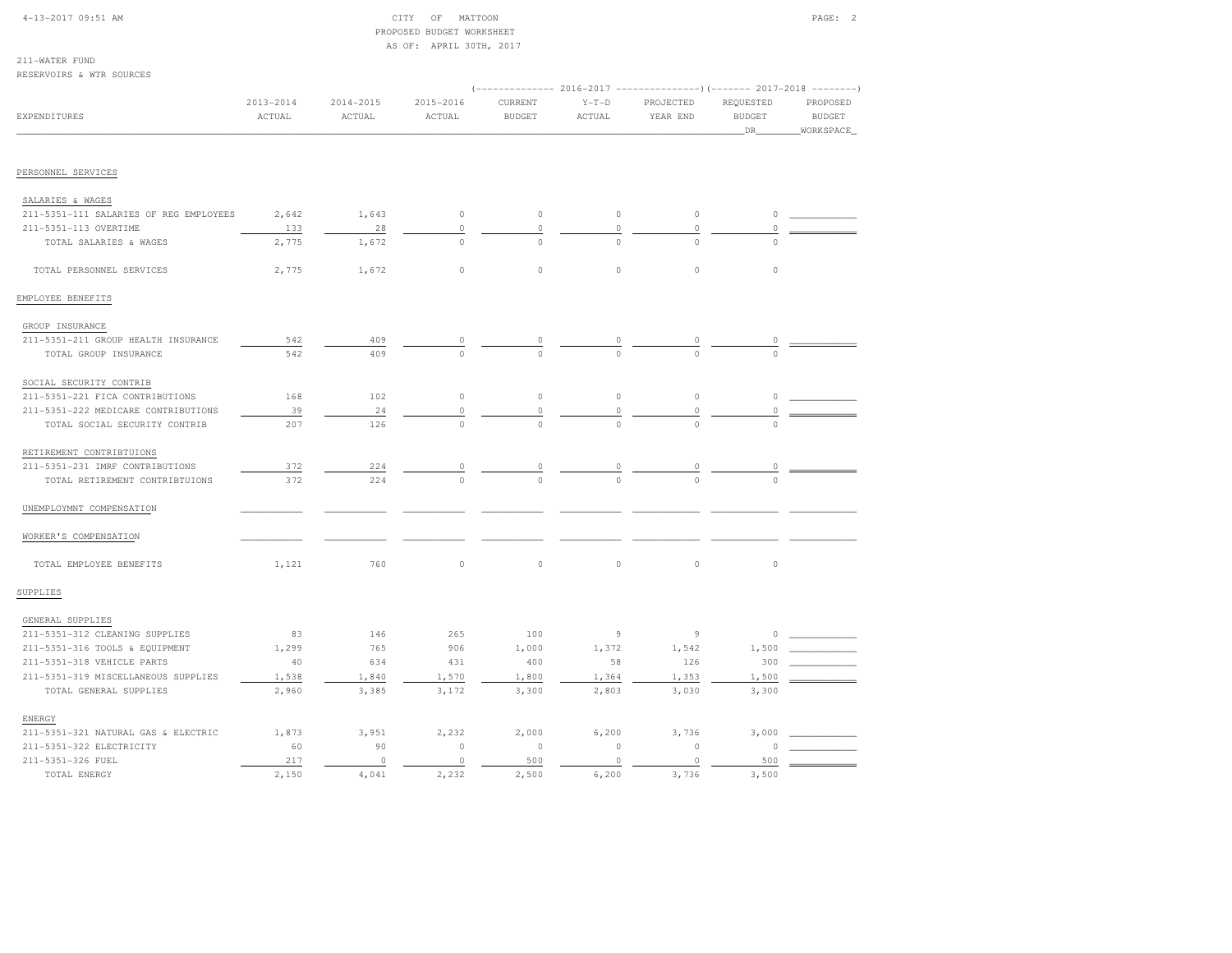4-13-2017 09:51 AM

CITY OF MATTOON
PROPOSED BUDGET WORKSHEET
AS OF: APRIL 30TH, 2017

211-WATER FUND
RESERVOIRS & WTR SOURCES

| EXPENDITURES | 2013-2014 ACTUAL | 2014-2015 ACTUAL | 2015-2016 ACTUAL | 2016-2017 CURRENT BUDGET | 2016-2017 Y-T-D ACTUAL | 2016-2017 PROJECTED YEAR END | 2017-2018 REQUESTED BUDGET DR | 2017-2018 PROPOSED BUDGET WORKSPACE |
|---|---|---|---|---|---|---|---|---|
| PERSONNEL SERVICES | | | | | | | | |
| SALARIES & WAGES | | | | | | | | |
| 211-5351-111 SALARIES OF REG EMPLOYEES | 2,642 | 1,643 | 0 | 0 | 0 | 0 | 0 | |
| 211-5351-113 OVERTIME | 133 | 28 | 0 | 0 | 0 | 0 | 0 | |
| TOTAL SALARIES & WAGES | 2,775 | 1,672 | 0 | 0 | 0 | 0 | 0 | |
| TOTAL PERSONNEL SERVICES | 2,775 | 1,672 | 0 | 0 | 0 | 0 | 0 | |
| EMPLOYEE BENEFITS | | | | | | | | |
| GROUP INSURANCE | | | | | | | | |
| 211-5351-211 GROUP HEALTH INSURANCE | 542 | 409 | 0 | 0 | 0 | 0 | 0 | |
| TOTAL GROUP INSURANCE | 542 | 409 | 0 | 0 | 0 | 0 | 0 | |
| SOCIAL SECURITY CONTRIB | | | | | | | | |
| 211-5351-221 FICA CONTRIBUTIONS | 168 | 102 | 0 | 0 | 0 | 0 | 0 | |
| 211-5351-222 MEDICARE CONTRIBUTIONS | 39 | 24 | 0 | 0 | 0 | 0 | 0 | |
| TOTAL SOCIAL SECURITY CONTRIB | 207 | 126 | 0 | 0 | 0 | 0 | 0 | |
| RETIREMENT CONTRIBTUIONS | | | | | | | | |
| 211-5351-231 IMRF CONTRIBUTIONS | 372 | 224 | 0 | 0 | 0 | 0 | 0 | |
| TOTAL RETIREMENT CONTRIBTUIONS | 372 | 224 | 0 | 0 | 0 | 0 | 0 | |
| UNEMPLOYMNT COMPENSATION | | | | | | | | |
| WORKER'S COMPENSATION | | | | | | | | |
| TOTAL EMPLOYEE BENEFITS | 1,121 | 760 | 0 | 0 | 0 | 0 | 0 | |
| SUPPLIES | | | | | | | | |
| GENERAL SUPPLIES | | | | | | | | |
| 211-5351-312 CLEANING SUPPLIES | 83 | 146 | 265 | 100 | 9 | 9 | 0 | |
| 211-5351-316 TOOLS & EQUIPMENT | 1,299 | 765 | 906 | 1,000 | 1,372 | 1,542 | 1,500 | |
| 211-5351-318 VEHICLE PARTS | 40 | 634 | 431 | 400 | 58 | 126 | 300 | |
| 211-5351-319 MISCELLANEOUS SUPPLIES | 1,538 | 1,840 | 1,570 | 1,800 | 1,364 | 1,353 | 1,500 | |
| TOTAL GENERAL SUPPLIES | 2,960 | 3,385 | 3,172 | 3,300 | 2,803 | 3,030 | 3,300 | |
| ENERGY | | | | | | | | |
| 211-5351-321 NATURAL GAS & ELECTRIC | 1,873 | 3,951 | 2,232 | 2,000 | 6,200 | 3,736 | 3,000 | |
| 211-5351-322 ELECTRICITY | 60 | 90 | 0 | 0 | 0 | 0 | 0 | |
| 211-5351-326 FUEL | 217 | 0 | 0 | 500 | 0 | 0 | 500 | |
| TOTAL ENERGY | 2,150 | 4,041 | 2,232 | 2,500 | 6,200 | 3,736 | 3,500 | |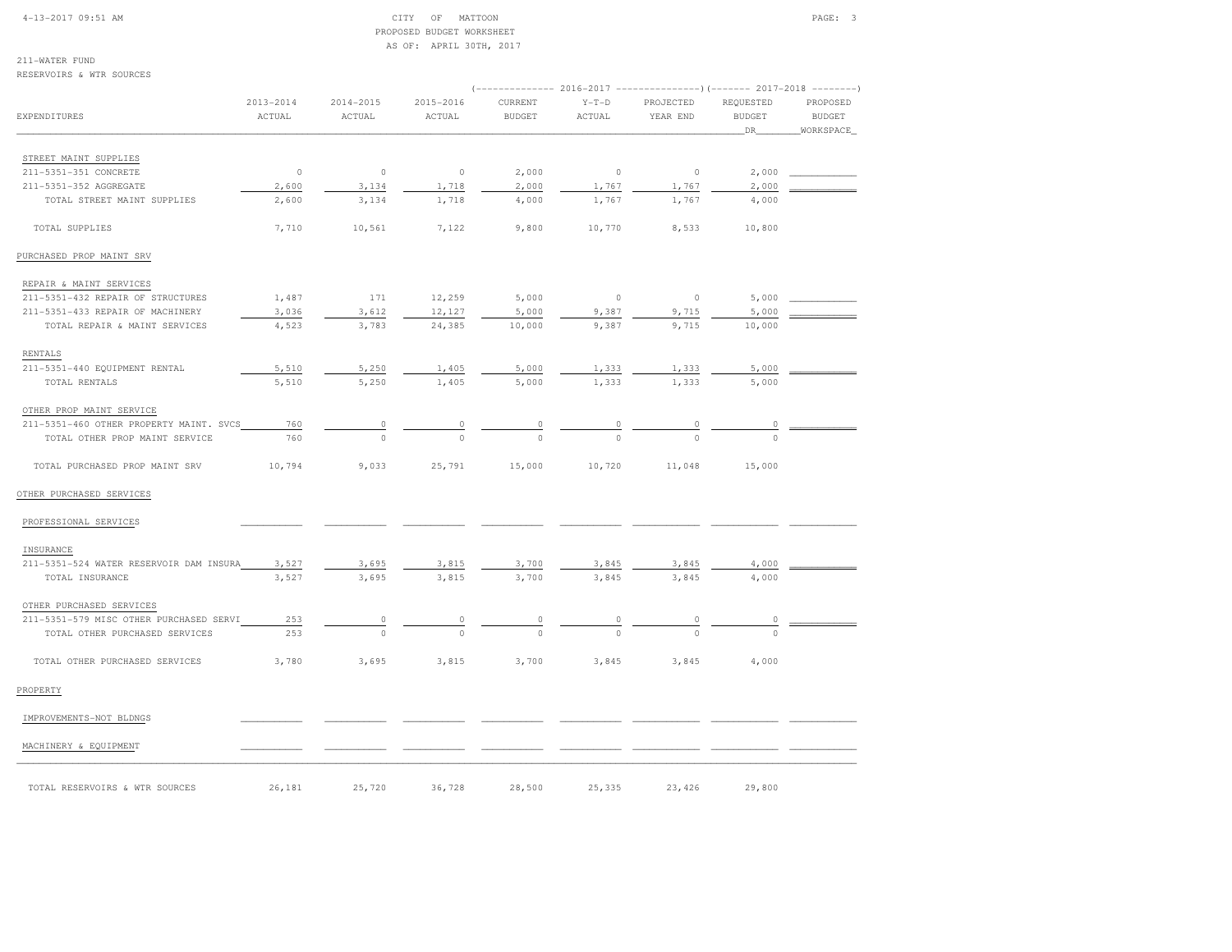CITY OF MATTOON
PROPOSED BUDGET WORKSHEET
AS OF: APRIL 30TH, 2017

211-WATER FUND
RESERVOIRS & WTR SOURCES

| EXPENDITURES | 2013-2014 ACTUAL | 2014-2015 ACTUAL | 2015-2016 ACTUAL | 2016-2017 CURRENT BUDGET | 2016-2017 Y-T-D ACTUAL | 2016-2017 PROJECTED YEAR END | 2017-2018 REQUESTED BUDGET DR | 2017-2018 PROPOSED BUDGET WORKSPACE |
|---|---|---|---|---|---|---|---|---|
| STREET MAINT SUPPLIES | | | | | | | | |
| 211-5351-351 CONCRETE | 0 | 0 | 0 | 2,000 | 0 | 0 | 2,000 | |
| 211-5351-352 AGGREGATE | 2,600 | 3,134 | 1,718 | 2,000 | 1,767 | 1,767 | 2,000 | |
| TOTAL STREET MAINT SUPPLIES | 2,600 | 3,134 | 1,718 | 4,000 | 1,767 | 1,767 | 4,000 | |
| TOTAL SUPPLIES | 7,710 | 10,561 | 7,122 | 9,800 | 10,770 | 8,533 | 10,800 | |
| PURCHASED PROP MAINT SRV | | | | | | | | |
| REPAIR & MAINT SERVICES | | | | | | | | |
| 211-5351-432 REPAIR OF STRUCTURES | 1,487 | 171 | 12,259 | 5,000 | 0 | 0 | 5,000 | |
| 211-5351-433 REPAIR OF MACHINERY | 3,036 | 3,612 | 12,127 | 5,000 | 9,387 | 9,715 | 5,000 | |
| TOTAL REPAIR & MAINT SERVICES | 4,523 | 3,783 | 24,385 | 10,000 | 9,387 | 9,715 | 10,000 | |
| RENTALS | | | | | | | | |
| 211-5351-440 EQUIPMENT RENTAL | 5,510 | 5,250 | 1,405 | 5,000 | 1,333 | 1,333 | 5,000 | |
| TOTAL RENTALS | 5,510 | 5,250 | 1,405 | 5,000 | 1,333 | 1,333 | 5,000 | |
| OTHER PROP MAINT SERVICE | | | | | | | | |
| 211-5351-460 OTHER PROPERTY MAINT. SVCS | 760 | 0 | 0 | 0 | 0 | 0 | 0 | |
| TOTAL OTHER PROP MAINT SERVICE | 760 | 0 | 0 | 0 | 0 | 0 | 0 | |
| TOTAL PURCHASED PROP MAINT SRV | 10,794 | 9,033 | 25,791 | 15,000 | 10,720 | 11,048 | 15,000 | |
| OTHER PURCHASED SERVICES | | | | | | | | |
| PROFESSIONAL SERVICES | | | | | | | | |
| INSURANCE | | | | | | | | |
| 211-5351-524 WATER RESERVOIR DAM INSURA | 3,527 | 3,695 | 3,815 | 3,700 | 3,845 | 3,845 | 4,000 | |
| TOTAL INSURANCE | 3,527 | 3,695 | 3,815 | 3,700 | 3,845 | 3,845 | 4,000 | |
| OTHER PURCHASED SERVICES | | | | | | | | |
| 211-5351-579 MISC OTHER PURCHASED SERVI | 253 | 0 | 0 | 0 | 0 | 0 | 0 | |
| TOTAL OTHER PURCHASED SERVICES | 253 | 0 | 0 | 0 | 0 | 0 | 0 | |
| TOTAL OTHER PURCHASED SERVICES | 3,780 | 3,695 | 3,815 | 3,700 | 3,845 | 3,845 | 4,000 | |
| PROPERTY | | | | | | | | |
| IMPROVEMENTS-NOT BLDNGS | | | | | | | | |
| MACHINERY & EQUIPMENT | | | | | | | | |
| TOTAL RESERVOIRS & WTR SOURCES | 26,181 | 25,720 | 36,728 | 28,500 | 25,335 | 23,426 | 29,800 | |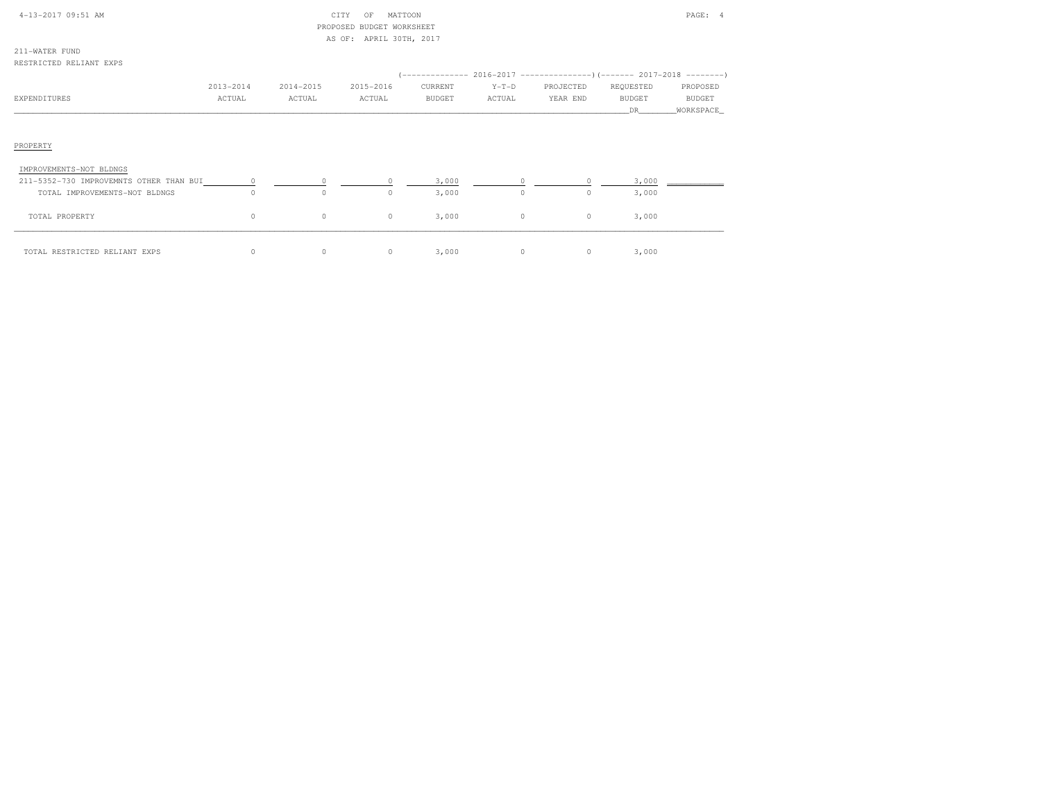CITY OF MATTOON
PROPOSED BUDGET WORKSHEET
AS OF: APRIL 30TH, 2017

211-WATER FUND
RESTRICTED RELIANT EXPS

| | | | | 2016-2017 | | | 2017-2018 | |
|---|---|---|---|---|---|---|---|---|
| EXPENDITURES | 2013-2014 ACTUAL | 2014-2015 ACTUAL | 2015-2016 ACTUAL | CURRENT BUDGET | Y-T-D ACTUAL | PROJECTED YEAR END | REQUESTED BUDGET DR | PROPOSED BUDGET WORKSPACE |
| PROPERTY | | | | | | | | |
| IMPROVEMENTS-NOT BLDNGS | | | | | | | | |
| 211-5352-730 IMPROVEMNTS OTHER THAN BUI | 0 | 0 | 0 | 3,000 | 0 | 0 | 3,000 | |
| TOTAL IMPROVEMENTS-NOT BLDNGS | 0 | 0 | 0 | 3,000 | 0 | 0 | 3,000 | |
| TOTAL PROPERTY | 0 | 0 | 0 | 3,000 | 0 | 0 | 3,000 | |
| TOTAL RESTRICTED RELIANT EXPS | 0 | 0 | 0 | 3,000 | 0 | 0 | 3,000 | |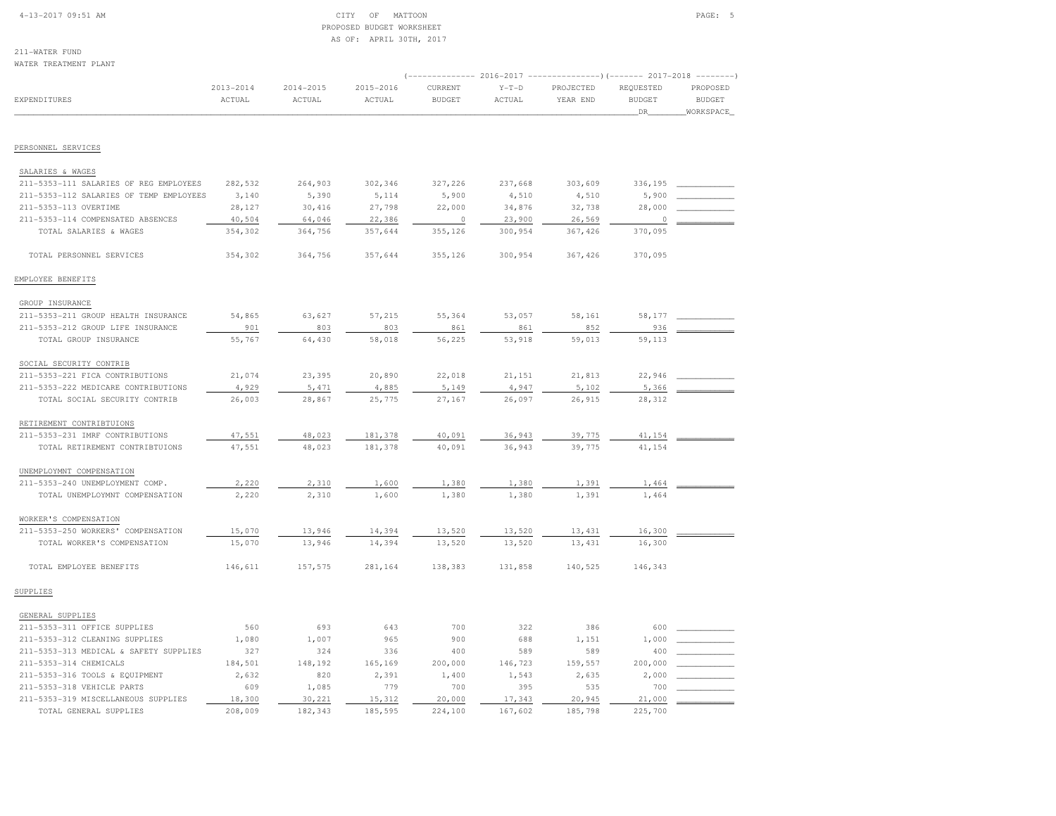CITY OF MATTOON
PROPOSED BUDGET WORKSHEET
AS OF: APRIL 30TH, 2017

211-WATER FUND
WATER TREATMENT PLANT

| EXPENDITURES | 2013-2014 ACTUAL | 2014-2015 ACTUAL | 2015-2016 ACTUAL | 2016-2017 CURRENT BUDGET | 2016-2017 Y-T-D ACTUAL | 2016-2017 PROJECTED YEAR END | 2017-2018 REQUESTED BUDGET DR | 2017-2018 PROPOSED BUDGET WORKSPACE |
|---|---|---|---|---|---|---|---|---|
| **PERSONNEL SERVICES** | | | | | | | | |
| SALARIES & WAGES | | | | | | | | |
| 211-5353-111 SALARIES OF REG EMPLOYEES | 282,532 | 264,903 | 302,346 | 327,226 | 237,668 | 303,609 | 336,195 | |
| 211-5353-112 SALARIES OF TEMP EMPLOYEES | 3,140 | 5,390 | 5,114 | 5,900 | 4,510 | 4,510 | 5,900 | |
| 211-5353-113 OVERTIME | 28,127 | 30,416 | 27,798 | 22,000 | 34,876 | 32,738 | 28,000 | |
| 211-5353-114 COMPENSATED ABSENCES | 40,504 | 64,046 | 22,386 | 0 | 23,900 | 26,569 | 0 | |
| TOTAL SALARIES & WAGES | 354,302 | 364,756 | 357,644 | 355,126 | 300,954 | 367,426 | 370,095 | |
| TOTAL PERSONNEL SERVICES | 354,302 | 364,756 | 357,644 | 355,126 | 300,954 | 367,426 | 370,095 | |
| **EMPLOYEE BENEFITS** | | | | | | | | |
| GROUP INSURANCE | | | | | | | | |
| 211-5353-211 GROUP HEALTH INSURANCE | 54,865 | 63,627 | 57,215 | 55,364 | 53,057 | 58,161 | 58,177 | |
| 211-5353-212 GROUP LIFE INSURANCE | 901 | 803 | 803 | 861 | 861 | 852 | 936 | |
| TOTAL GROUP INSURANCE | 55,767 | 64,430 | 58,018 | 56,225 | 53,918 | 59,013 | 59,113 | |
| SOCIAL SECURITY CONTRIB | | | | | | | | |
| 211-5353-221 FICA CONTRIBUTIONS | 21,074 | 23,395 | 20,890 | 22,018 | 21,151 | 21,813 | 22,946 | |
| 211-5353-222 MEDICARE CONTRIBUTIONS | 4,929 | 5,471 | 4,885 | 5,149 | 4,947 | 5,102 | 5,366 | |
| TOTAL SOCIAL SECURITY CONTRIB | 26,003 | 28,867 | 25,775 | 27,167 | 26,097 | 26,915 | 28,312 | |
| RETIREMENT CONTRIBTUIONS | | | | | | | | |
| 211-5353-231 IMRF CONTRIBUTIONS | 47,551 | 48,023 | 181,378 | 40,091 | 36,943 | 39,775 | 41,154 | |
| TOTAL RETIREMENT CONTRIBTUIONS | 47,551 | 48,023 | 181,378 | 40,091 | 36,943 | 39,775 | 41,154 | |
| UNEMPLOYMNT COMPENSATION | | | | | | | | |
| 211-5353-240 UNEMPLOYMENT COMP. | 2,220 | 2,310 | 1,600 | 1,380 | 1,380 | 1,391 | 1,464 | |
| TOTAL UNEMPLOYMNT COMPENSATION | 2,220 | 2,310 | 1,600 | 1,380 | 1,380 | 1,391 | 1,464 | |
| WORKER'S COMPENSATION | | | | | | | | |
| 211-5353-250 WORKERS' COMPENSATION | 15,070 | 13,946 | 14,394 | 13,520 | 13,520 | 13,431 | 16,300 | |
| TOTAL WORKER'S COMPENSATION | 15,070 | 13,946 | 14,394 | 13,520 | 13,520 | 13,431 | 16,300 | |
| TOTAL EMPLOYEE BENEFITS | 146,611 | 157,575 | 281,164 | 138,383 | 131,858 | 140,525 | 146,343 | |
| **SUPPLIES** | | | | | | | | |
| GENERAL SUPPLIES | | | | | | | | |
| 211-5353-311 OFFICE SUPPLIES | 560 | 693 | 643 | 700 | 322 | 386 | 600 | |
| 211-5353-312 CLEANING SUPPLIES | 1,080 | 1,007 | 965 | 900 | 688 | 1,151 | 1,000 | |
| 211-5353-313 MEDICAL & SAFETY SUPPLIES | 327 | 324 | 336 | 400 | 589 | 589 | 400 | |
| 211-5353-314 CHEMICALS | 184,501 | 148,192 | 165,169 | 200,000 | 146,723 | 159,557 | 200,000 | |
| 211-5353-316 TOOLS & EQUIPMENT | 2,632 | 820 | 2,391 | 1,400 | 1,543 | 2,635 | 2,000 | |
| 211-5353-318 VEHICLE PARTS | 609 | 1,085 | 779 | 700 | 395 | 535 | 700 | |
| 211-5353-319 MISCELLANEOUS SUPPLIES | 18,300 | 30,221 | 15,312 | 20,000 | 17,343 | 20,945 | 21,000 | |
| TOTAL GENERAL SUPPLIES | 208,009 | 182,343 | 185,595 | 224,100 | 167,602 | 185,798 | 225,700 | |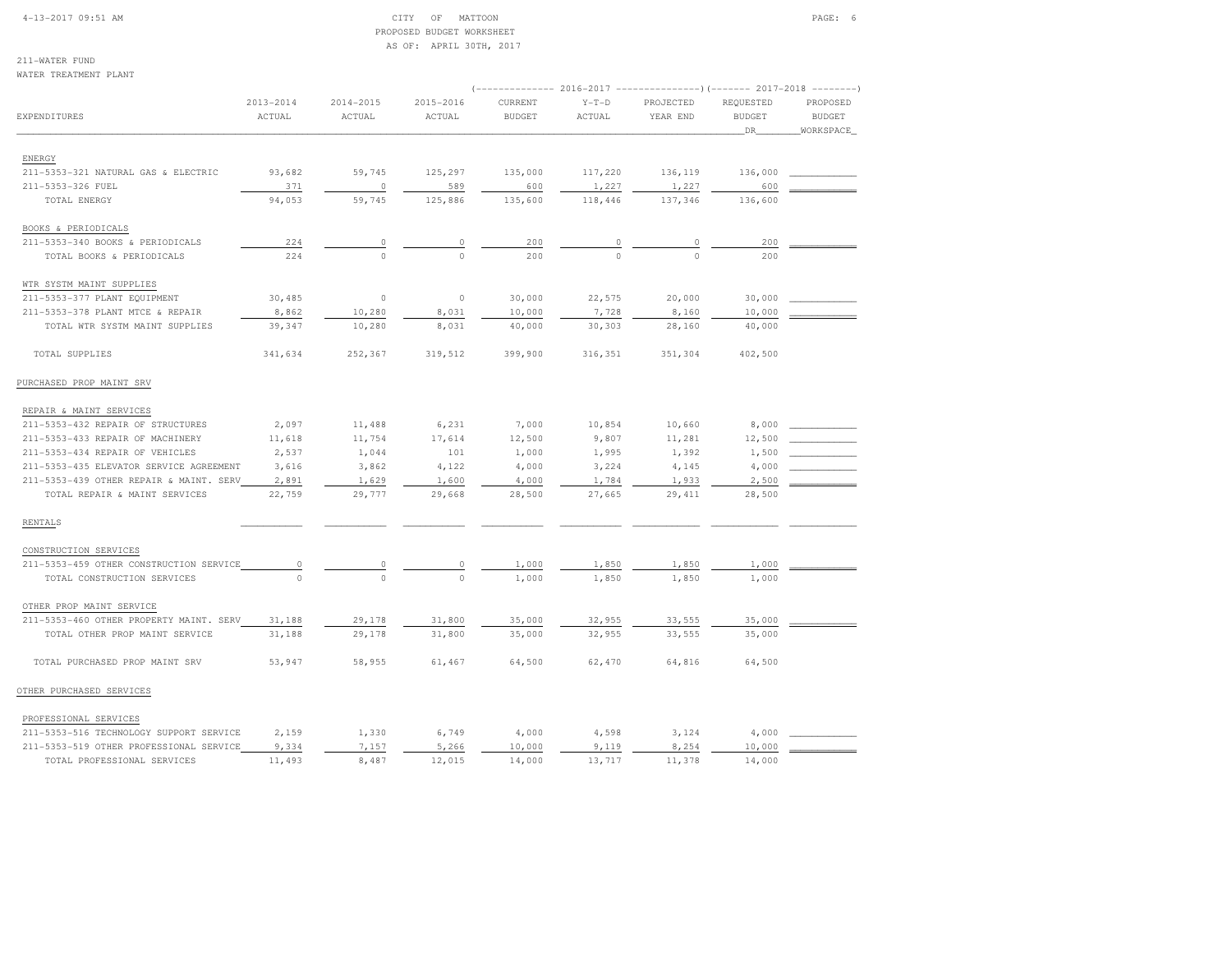CITY OF MATTOON
PROPOSED BUDGET WORKSHEET
AS OF: APRIL 30TH, 2017

211-WATER FUND
WATER TREATMENT PLANT

| EXPENDITURES | 2013-2014 ACTUAL | 2014-2015 ACTUAL | 2015-2016 ACTUAL | 2016-2017 CURRENT BUDGET | 2016-2017 Y-T-D ACTUAL | 2016-2017 PROJECTED YEAR END | 2017-2018 REQUESTED BUDGET DR | 2017-2018 PROPOSED BUDGET WORKSPACE |
|---|---|---|---|---|---|---|---|---|
| **ENERGY** | | | | | | | | |
| 211-5353-321 NATURAL GAS & ELECTRIC | 93,682 | 59,745 | 125,297 | 135,000 | 117,220 | 136,119 | 136,000 | |
| 211-5353-326 FUEL | 371 | 0 | 589 | 600 | 1,227 | 1,227 | 600 | |
| TOTAL ENERGY | 94,053 | 59,745 | 125,886 | 135,600 | 118,446 | 137,346 | 136,600 | |
| **BOOKS & PERIODICALS** | | | | | | | | |
| 211-5353-340 BOOKS & PERIODICALS | 224 | 0 | 0 | 200 | 0 | 0 | 200 | |
| TOTAL BOOKS & PERIODICALS | 224 | 0 | 0 | 200 | 0 | 0 | 200 | |
| **WTR SYSTM MAINT SUPPLIES** | | | | | | | | |
| 211-5353-377 PLANT EQUIPMENT | 30,485 | 0 | 0 | 30,000 | 22,575 | 20,000 | 30,000 | |
| 211-5353-378 PLANT MTCE & REPAIR | 8,862 | 10,280 | 8,031 | 10,000 | 7,728 | 8,160 | 10,000 | |
| TOTAL WTR SYSTM MAINT SUPPLIES | 39,347 | 10,280 | 8,031 | 40,000 | 30,303 | 28,160 | 40,000 | |
| TOTAL SUPPLIES | 341,634 | 252,367 | 319,512 | 399,900 | 316,351 | 351,304 | 402,500 | |
| **PURCHASED PROP MAINT SRV** | | | | | | | | |
| **REPAIR & MAINT SERVICES** | | | | | | | | |
| 211-5353-432 REPAIR OF STRUCTURES | 2,097 | 11,488 | 6,231 | 7,000 | 10,854 | 10,660 | 8,000 | |
| 211-5353-433 REPAIR OF MACHINERY | 11,618 | 11,754 | 17,614 | 12,500 | 9,807 | 11,281 | 12,500 | |
| 211-5353-434 REPAIR OF VEHICLES | 2,537 | 1,044 | 101 | 1,000 | 1,995 | 1,392 | 1,500 | |
| 211-5353-435 ELEVATOR SERVICE AGREEMENT | 3,616 | 3,862 | 4,122 | 4,000 | 3,224 | 4,145 | 4,000 | |
| 211-5353-439 OTHER REPAIR & MAINT. SERV | 2,891 | 1,629 | 1,600 | 4,000 | 1,784 | 1,933 | 2,500 | |
| TOTAL REPAIR & MAINT SERVICES | 22,759 | 29,777 | 29,668 | 28,500 | 27,665 | 29,411 | 28,500 | |
| **RENTALS** | | | | | | | | |
| **CONSTRUCTION SERVICES** | | | | | | | | |
| 211-5353-459 OTHER CONSTRUCTION SERVICE | 0 | 0 | 0 | 1,000 | 1,850 | 1,850 | 1,000 | |
| TOTAL CONSTRUCTION SERVICES | 0 | 0 | 0 | 1,000 | 1,850 | 1,850 | 1,000 | |
| **OTHER PROP MAINT SERVICE** | | | | | | | | |
| 211-5353-460 OTHER PROPERTY MAINT. SERV | 31,188 | 29,178 | 31,800 | 35,000 | 32,955 | 33,555 | 35,000 | |
| TOTAL OTHER PROP MAINT SERVICE | 31,188 | 29,178 | 31,800 | 35,000 | 32,955 | 33,555 | 35,000 | |
| TOTAL PURCHASED PROP MAINT SRV | 53,947 | 58,955 | 61,467 | 64,500 | 62,470 | 64,816 | 64,500 | |
| **OTHER PURCHASED SERVICES** | | | | | | | | |
| **PROFESSIONAL SERVICES** | | | | | | | | |
| 211-5353-516 TECHNOLOGY SUPPORT SERVICE | 2,159 | 1,330 | 6,749 | 4,000 | 4,598 | 3,124 | 4,000 | |
| 211-5353-519 OTHER PROFESSIONAL SERVICE | 9,334 | 7,157 | 5,266 | 10,000 | 9,119 | 8,254 | 10,000 | |
| TOTAL PROFESSIONAL SERVICES | 11,493 | 8,487 | 12,015 | 14,000 | 13,717 | 11,378 | 14,000 | |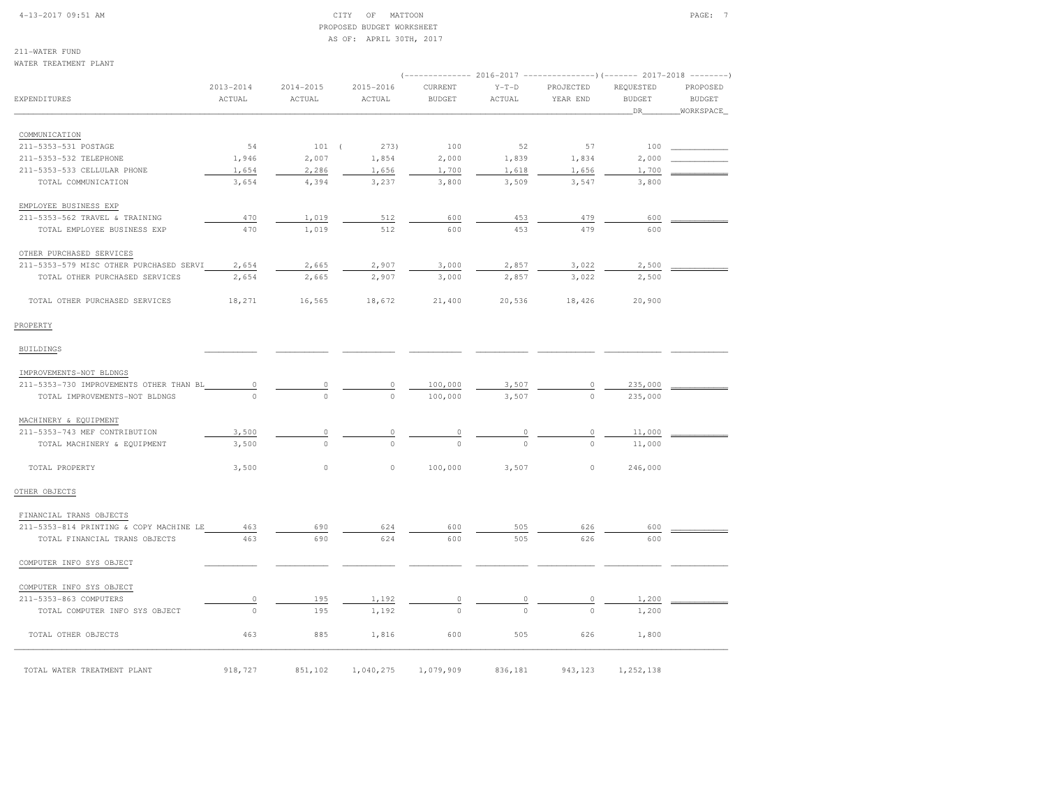CITY OF MATTOON
PROPOSED BUDGET WORKSHEET
AS OF: APRIL 30TH, 2017

211-WATER FUND
WATER TREATMENT PLANT

| EXPENDITURES | 2013-2014 ACTUAL | 2014-2015 ACTUAL | 2015-2016 ACTUAL | 2016-2017 CURRENT BUDGET | 2016-2017 Y-T-D ACTUAL | 2016-2017 PROJECTED YEAR END | 2017-2018 REQUESTED BUDGET DR | 2017-2018 PROPOSED BUDGET WORKSPACE |
|---|---|---|---|---|---|---|---|---|
| COMMUNICATION | | | | | | | | |
| 211-5353-531 POSTAGE | 54 | 101 | ( 273) | 100 | 52 | 57 | 100 | |
| 211-5353-532 TELEPHONE | 1,946 | 2,007 | 1,854 | 2,000 | 1,839 | 1,834 | 2,000 | |
| 211-5353-533 CELLULAR PHONE | 1,654 | 2,286 | 1,656 | 1,700 | 1,618 | 1,656 | 1,700 | |
| TOTAL COMMUNICATION | 3,654 | 4,394 | 3,237 | 3,800 | 3,509 | 3,547 | 3,800 | |
| EMPLOYEE BUSINESS EXP | | | | | | | | |
| 211-5353-562 TRAVEL & TRAINING | 470 | 1,019 | 512 | 600 | 453 | 479 | 600 | |
| TOTAL EMPLOYEE BUSINESS EXP | 470 | 1,019 | 512 | 600 | 453 | 479 | 600 | |
| OTHER PURCHASED SERVICES | | | | | | | | |
| 211-5353-579 MISC OTHER PURCHASED SERVI | 2,654 | 2,665 | 2,907 | 3,000 | 2,857 | 3,022 | 2,500 | |
| TOTAL OTHER PURCHASED SERVICES | 2,654 | 2,665 | 2,907 | 3,000 | 2,857 | 3,022 | 2,500 | |
| TOTAL OTHER PURCHASED SERVICES | 18,271 | 16,565 | 18,672 | 21,400 | 20,536 | 18,426 | 20,900 | |
| PROPERTY | | | | | | | | |
| BUILDINGS | | | | | | | | |
| IMPROVEMENTS-NOT BLDNGS | | | | | | | | |
| 211-5353-730 IMPROVEMENTS OTHER THAN BL | 0 | 0 | 0 | 100,000 | 3,507 | 0 | 235,000 | |
| TOTAL IMPROVEMENTS-NOT BLDNGS | 0 | 0 | 0 | 100,000 | 3,507 | 0 | 235,000 | |
| MACHINERY & EQUIPMENT | | | | | | | | |
| 211-5353-743 MEF CONTRIBUTION | 3,500 | 0 | 0 | 0 | 0 | 0 | 11,000 | |
| TOTAL MACHINERY & EQUIPMENT | 3,500 | 0 | 0 | 0 | 0 | 0 | 11,000 | |
| TOTAL PROPERTY | 3,500 | 0 | 0 | 100,000 | 3,507 | 0 | 246,000 | |
| OTHER OBJECTS | | | | | | | | |
| FINANCIAL TRANS OBJECTS | | | | | | | | |
| 211-5353-814 PRINTING & COPY MACHINE LE | 463 | 690 | 624 | 600 | 505 | 626 | 600 | |
| TOTAL FINANCIAL TRANS OBJECTS | 463 | 690 | 624 | 600 | 505 | 626 | 600 | |
| COMPUTER INFO SYS OBJECT | | | | | | | | |
| COMPUTER INFO SYS OBJECT | | | | | | | | |
| 211-5353-863 COMPUTERS | 0 | 195 | 1,192 | 0 | 0 | 0 | 1,200 | |
| TOTAL COMPUTER INFO SYS OBJECT | 0 | 195 | 1,192 | 0 | 0 | 0 | 1,200 | |
| TOTAL OTHER OBJECTS | 463 | 885 | 1,816 | 600 | 505 | 626 | 1,800 | |
| TOTAL WATER TREATMENT PLANT | 918,727 | 851,102 | 1,040,275 | 1,079,909 | 836,181 | 943,123 | 1,252,138 | |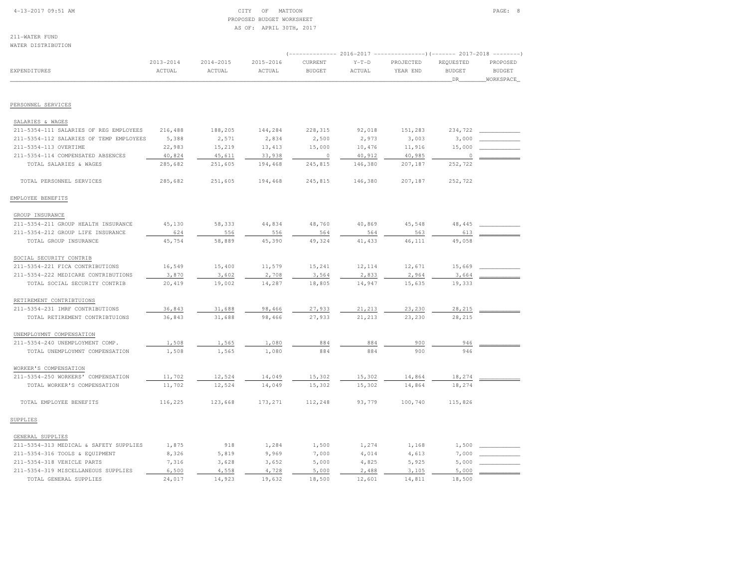CITY OF MATTOON
PROPOSED BUDGET WORKSHEET
AS OF: APRIL 30TH, 2017

211-WATER FUND
WATER DISTRIBUTION

| EXPENDITURES | 2013-2014 ACTUAL | 2014-2015 ACTUAL | 2015-2016 ACTUAL | 2016-2017 CURRENT BUDGET | 2016-2017 Y-T-D ACTUAL | 2016-2017 PROJECTED YEAR END | 2017-2018 REQUESTED BUDGET DR | 2017-2018 PROPOSED BUDGET WORKSPACE |
|---|---|---|---|---|---|---|---|---|
| **PERSONNEL SERVICES** | | | | | | | | |
| SALARIES & WAGES | | | | | | | | |
| 211-5354-111 SALARIES OF REG EMPLOYEES | 216,488 | 188,205 | 144,284 | 228,315 | 92,018 | 151,283 | 234,722 | |
| 211-5354-112 SALARIES OF TEMP EMPLOYEES | 5,388 | 2,571 | 2,834 | 2,500 | 2,973 | 3,003 | 3,000 | |
| 211-5354-113 OVERTIME | 22,983 | 15,219 | 13,413 | 15,000 | 10,476 | 11,916 | 15,000 | |
| 211-5354-114 COMPENSATED ABSENCES | 40,824 | 45,611 | 33,938 | 0 | 40,912 | 40,985 | 0 | |
| TOTAL SALARIES & WAGES | 285,682 | 251,605 | 194,468 | 245,815 | 146,380 | 207,187 | 252,722 | |
| TOTAL PERSONNEL SERVICES | 285,682 | 251,605 | 194,468 | 245,815 | 146,380 | 207,187 | 252,722 | |
| **EMPLOYEE BENEFITS** | | | | | | | | |
| GROUP INSURANCE | | | | | | | | |
| 211-5354-211 GROUP HEALTH INSURANCE | 45,130 | 58,333 | 44,834 | 48,760 | 40,869 | 45,548 | 48,445 | |
| 211-5354-212 GROUP LIFE INSURANCE | 624 | 556 | 556 | 564 | 564 | 563 | 613 | |
| TOTAL GROUP INSURANCE | 45,754 | 58,889 | 45,390 | 49,324 | 41,433 | 46,111 | 49,058 | |
| SOCIAL SECURITY CONTRIB | | | | | | | | |
| 211-5354-221 FICA CONTRIBUTIONS | 16,549 | 15,400 | 11,579 | 15,241 | 12,114 | 12,671 | 15,669 | |
| 211-5354-222 MEDICARE CONTRIBUTIONS | 3,870 | 3,602 | 2,708 | 3,564 | 2,833 | 2,964 | 3,664 | |
| TOTAL SOCIAL SECURITY CONTRIB | 20,419 | 19,002 | 14,287 | 18,805 | 14,947 | 15,635 | 19,333 | |
| RETIREMENT CONTRIBTUIONS | | | | | | | | |
| 211-5354-231 IMRF CONTRIBUTIONS | 36,843 | 31,688 | 98,466 | 27,933 | 21,213 | 23,230 | 28,215 | |
| TOTAL RETIREMENT CONTRIBTUIONS | 36,843 | 31,688 | 98,466 | 27,933 | 21,213 | 23,230 | 28,215 | |
| UNEMPLOYMNT COMPENSATION | | | | | | | | |
| 211-5354-240 UNEMPLOYMENT COMP. | 1,508 | 1,565 | 1,080 | 884 | 884 | 900 | 946 | |
| TOTAL UNEMPLOYMNT COMPENSATION | 1,508 | 1,565 | 1,080 | 884 | 884 | 900 | 946 | |
| WORKER'S COMPENSATION | | | | | | | | |
| 211-5354-250 WORKERS' COMPENSATION | 11,702 | 12,524 | 14,049 | 15,302 | 15,302 | 14,864 | 18,274 | |
| TOTAL WORKER'S COMPENSATION | 11,702 | 12,524 | 14,049 | 15,302 | 15,302 | 14,864 | 18,274 | |
| TOTAL EMPLOYEE BENEFITS | 116,225 | 123,668 | 173,271 | 112,248 | 93,779 | 100,740 | 115,826 | |
| **SUPPLIES** | | | | | | | | |
| GENERAL SUPPLIES | | | | | | | | |
| 211-5354-313 MEDICAL & SAFETY SUPPLIES | 1,875 | 918 | 1,284 | 1,500 | 1,274 | 1,168 | 1,500 | |
| 211-5354-316 TOOLS & EQUIPMENT | 8,326 | 5,819 | 9,969 | 7,000 | 4,014 | 4,613 | 7,000 | |
| 211-5354-318 VEHICLE PARTS | 7,316 | 3,628 | 3,652 | 5,000 | 4,825 | 5,925 | 5,000 | |
| 211-5354-319 MISCELLANEOUS SUPPLIES | 6,500 | 4,558 | 4,728 | 5,000 | 2,488 | 3,105 | 5,000 | |
| TOTAL GENERAL SUPPLIES | 24,017 | 14,923 | 19,632 | 18,500 | 12,601 | 14,811 | 18,500 | |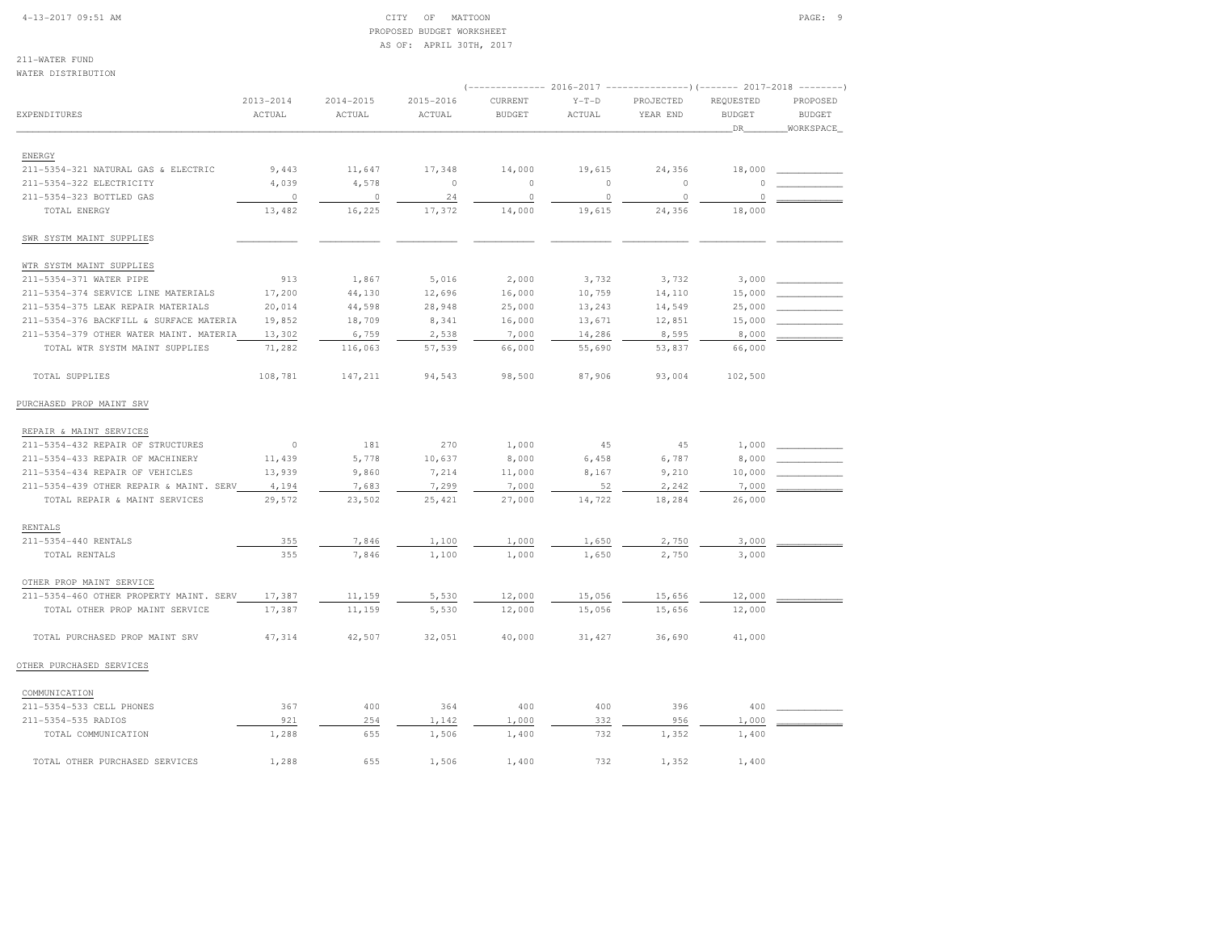CITY OF MATTOON
PROPOSED BUDGET WORKSHEET
AS OF: APRIL 30TH, 2017

211-WATER FUND
WATER DISTRIBUTION

| EXPENDITURES | 2013-2014 ACTUAL | 2014-2015 ACTUAL | 2015-2016 ACTUAL | 2016-2017 CURRENT BUDGET | 2016-2017 Y-T-D ACTUAL | 2016-2017 PROJECTED YEAR END | 2017-2018 REQUESTED BUDGET DR | 2017-2018 PROPOSED BUDGET WORKSPACE |
|---|---|---|---|---|---|---|---|---|
| ENERGY | | | | | | | | |
| 211-5354-321 NATURAL GAS & ELECTRIC | 9,443 | 11,647 | 17,348 | 14,000 | 19,615 | 24,356 | 18,000 | |
| 211-5354-322 ELECTRICITY | 4,039 | 4,578 | 0 | 0 | 0 | 0 | 0 | |
| 211-5354-323 BOTTLED GAS | 0 | 0 | 24 | 0 | 0 | 0 | 0 | |
| TOTAL ENERGY | 13,482 | 16,225 | 17,372 | 14,000 | 19,615 | 24,356 | 18,000 | |
| SWR SYSTM MAINT SUPPLIES | | | | | | | | |
| WTR SYSTM MAINT SUPPLIES | | | | | | | | |
| 211-5354-371 WATER PIPE | 913 | 1,867 | 5,016 | 2,000 | 3,732 | 3,732 | 3,000 | |
| 211-5354-374 SERVICE LINE MATERIALS | 17,200 | 44,130 | 12,696 | 16,000 | 10,759 | 14,110 | 15,000 | |
| 211-5354-375 LEAK REPAIR MATERIALS | 20,014 | 44,598 | 28,948 | 25,000 | 13,243 | 14,549 | 25,000 | |
| 211-5354-376 BACKFILL & SURFACE MATERIA | 19,852 | 18,709 | 8,341 | 16,000 | 13,671 | 12,851 | 15,000 | |
| 211-5354-379 OTHER WATER MAINT. MATERIA | 13,302 | 6,759 | 2,538 | 7,000 | 14,286 | 8,595 | 8,000 | |
| TOTAL WTR SYSTM MAINT SUPPLIES | 71,282 | 116,063 | 57,539 | 66,000 | 55,690 | 53,837 | 66,000 | |
| TOTAL SUPPLIES | 108,781 | 147,211 | 94,543 | 98,500 | 87,906 | 93,004 | 102,500 | |
| PURCHASED PROP MAINT SRV | | | | | | | | |
| REPAIR & MAINT SERVICES | | | | | | | | |
| 211-5354-432 REPAIR OF STRUCTURES | 0 | 181 | 270 | 1,000 | 45 | 45 | 1,000 | |
| 211-5354-433 REPAIR OF MACHINERY | 11,439 | 5,778 | 10,637 | 8,000 | 6,458 | 6,787 | 8,000 | |
| 211-5354-434 REPAIR OF VEHICLES | 13,939 | 9,860 | 7,214 | 11,000 | 8,167 | 9,210 | 10,000 | |
| 211-5354-439 OTHER REPAIR & MAINT. SERV | 4,194 | 7,683 | 7,299 | 7,000 | 52 | 2,242 | 7,000 | |
| TOTAL REPAIR & MAINT SERVICES | 29,572 | 23,502 | 25,421 | 27,000 | 14,722 | 18,284 | 26,000 | |
| RENTALS | | | | | | | | |
| 211-5354-440 RENTALS | 355 | 7,846 | 1,100 | 1,000 | 1,650 | 2,750 | 3,000 | |
| TOTAL RENTALS | 355 | 7,846 | 1,100 | 1,000 | 1,650 | 2,750 | 3,000 | |
| OTHER PROP MAINT SERVICE | | | | | | | | |
| 211-5354-460 OTHER PROPERTY MAINT. SERV | 17,387 | 11,159 | 5,530 | 12,000 | 15,056 | 15,656 | 12,000 | |
| TOTAL OTHER PROP MAINT SERVICE | 17,387 | 11,159 | 5,530 | 12,000 | 15,056 | 15,656 | 12,000 | |
| TOTAL PURCHASED PROP MAINT SRV | 47,314 | 42,507 | 32,051 | 40,000 | 31,427 | 36,690 | 41,000 | |
| OTHER PURCHASED SERVICES | | | | | | | | |
| COMMUNICATION | | | | | | | | |
| 211-5354-533 CELL PHONES | 367 | 400 | 364 | 400 | 400 | 396 | 400 | |
| 211-5354-535 RADIOS | 921 | 254 | 1,142 | 1,000 | 332 | 956 | 1,000 | |
| TOTAL COMMUNICATION | 1,288 | 655 | 1,506 | 1,400 | 732 | 1,352 | 1,400 | |
| TOTAL OTHER PURCHASED SERVICES | 1,288 | 655 | 1,506 | 1,400 | 732 | 1,352 | 1,400 | |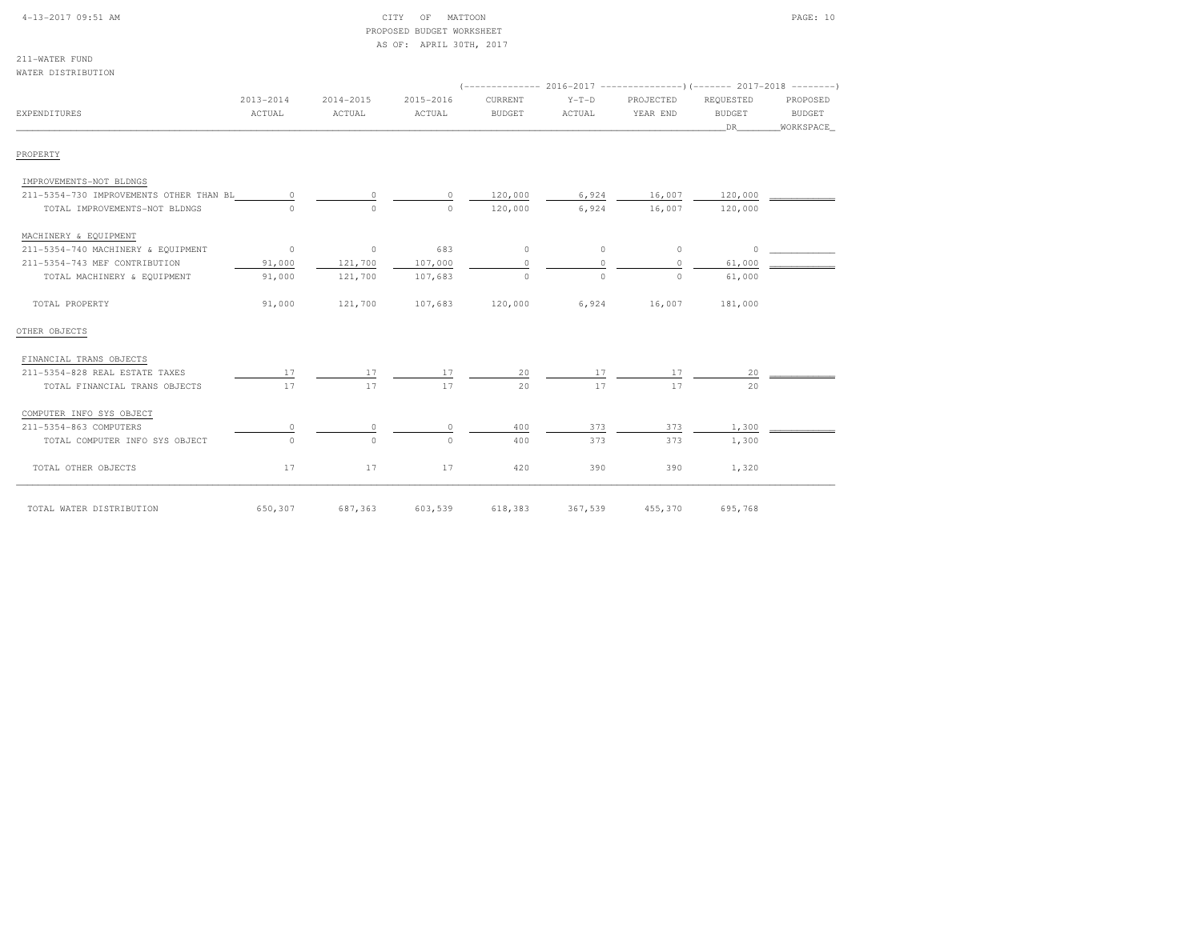CITY OF MATTOON
PROPOSED BUDGET WORKSHEET
AS OF: APRIL 30TH, 2017

211-WATER FUND
WATER DISTRIBUTION

| EXPENDITURES | 2013-2014 ACTUAL | 2014-2015 ACTUAL | 2015-2016 ACTUAL | 2016-2017 CURRENT BUDGET | 2016-2017 Y-T-D ACTUAL | 2016-2017 PROJECTED YEAR END | 2017-2018 REQUESTED BUDGET DR | 2017-2018 PROPOSED BUDGET WORKSPACE |
|---|---|---|---|---|---|---|---|---|
| PROPERTY | | | | | | | | |
| IMPROVEMENTS-NOT BLDNGS | | | | | | | | |
| 211-5354-730 IMPROVEMENTS OTHER THAN BL | 0 | 0 | 0 | 120,000 | 6,924 | 16,007 | 120,000 | |
| TOTAL IMPROVEMENTS-NOT BLDNGS | 0 | 0 | 0 | 120,000 | 6,924 | 16,007 | 120,000 | |
| MACHINERY & EQUIPMENT | | | | | | | | |
| 211-5354-740 MACHINERY & EQUIPMENT | 0 | 0 | 683 | 0 | 0 | 0 | 0 | |
| 211-5354-743 MEF CONTRIBUTION | 91,000 | 121,700 | 107,000 | 0 | 0 | 0 | 61,000 | |
| TOTAL MACHINERY & EQUIPMENT | 91,000 | 121,700 | 107,683 | 0 | 0 | 0 | 61,000 | |
| TOTAL PROPERTY | 91,000 | 121,700 | 107,683 | 120,000 | 6,924 | 16,007 | 181,000 | |
| OTHER OBJECTS | | | | | | | | |
| FINANCIAL TRANS OBJECTS | | | | | | | | |
| 211-5354-828 REAL ESTATE TAXES | 17 | 17 | 17 | 20 | 17 | 17 | 20 | |
| TOTAL FINANCIAL TRANS OBJECTS | 17 | 17 | 17 | 20 | 17 | 17 | 20 | |
| COMPUTER INFO SYS OBJECT | | | | | | | | |
| 211-5354-863 COMPUTERS | 0 | 0 | 0 | 400 | 373 | 373 | 1,300 | |
| TOTAL COMPUTER INFO SYS OBJECT | 0 | 0 | 0 | 400 | 373 | 373 | 1,300 | |
| TOTAL OTHER OBJECTS | 17 | 17 | 17 | 420 | 390 | 390 | 1,320 | |
| TOTAL WATER DISTRIBUTION | 650,307 | 687,363 | 603,539 | 618,383 | 367,539 | 455,370 | 695,768 | |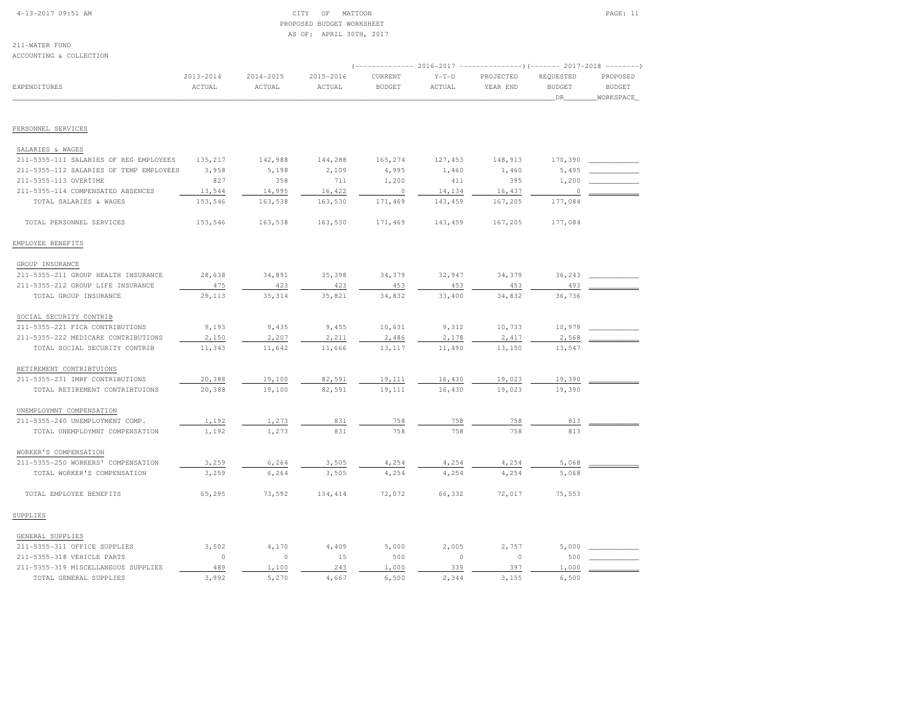CITY OF MATTOON
PROPOSED BUDGET WORKSHEET
AS OF: APRIL 30TH, 2017

211-WATER FUND
ACCOUNTING & COLLECTION

| EXPENDITURES | 2013-2014 ACTUAL | 2014-2015 ACTUAL | 2015-2016 ACTUAL | 2016-2017 CURRENT BUDGET | 2016-2017 Y-T-D ACTUAL | 2016-2017 PROJECTED YEAR END | 2017-2018 REQUESTED BUDGET DR | 2017-2018 PROPOSED BUDGET WORKSPACE |
|---|---|---|---|---|---|---|---|---|
| **PERSONNEL SERVICES** | | | | | | | | |
| SALARIES & WAGES | | | | | | | | |
| 211-5355-111 SALARIES OF REG EMPLOYEES | 135,217 | 142,988 | 144,288 | 165,274 | 127,453 | 148,913 | 170,390 | |
| 211-5355-112 SALARIES OF TEMP EMPLOYEES | 3,958 | 5,198 | 2,109 | 4,995 | 1,460 | 1,460 | 5,495 | |
| 211-5355-113 OVERTIME | 827 | 358 | 711 | 1,200 | 411 | 395 | 1,200 | |
| 211-5355-114 COMPENSATED ABSENCES | 13,544 | 14,995 | 16,422 | 0 | 14,134 | 16,437 | 0 | |
| TOTAL SALARIES & WAGES | 153,546 | 163,538 | 163,530 | 171,469 | 143,459 | 167,205 | 177,084 | |
| TOTAL PERSONNEL SERVICES | 153,546 | 163,538 | 163,530 | 171,469 | 143,459 | 167,205 | 177,084 | |
| **EMPLOYEE BENEFITS** | | | | | | | | |
| GROUP INSURANCE | | | | | | | | |
| 211-5355-211 GROUP HEALTH INSURANCE | 28,638 | 34,891 | 35,398 | 34,379 | 32,947 | 34,379 | 36,243 | |
| 211-5355-212 GROUP LIFE INSURANCE | 475 | 423 | 423 | 453 | 453 | 453 | 493 | |
| TOTAL GROUP INSURANCE | 29,113 | 35,314 | 35,821 | 34,832 | 33,400 | 34,832 | 36,736 | |
| SOCIAL SECURITY CONTRIB | | | | | | | | |
| 211-5355-221 FICA CONTRIBUTIONS | 9,193 | 9,435 | 9,455 | 10,631 | 9,312 | 10,733 | 10,979 | |
| 211-5355-222 MEDICARE CONTRIBUTIONS | 2,150 | 2,207 | 2,211 | 2,486 | 2,178 | 2,417 | 2,568 | |
| TOTAL SOCIAL SECURITY CONTRIB | 11,343 | 11,642 | 11,666 | 13,117 | 11,490 | 13,150 | 13,547 | |
| RETIREMENT CONTRIBTUIONS | | | | | | | | |
| 211-5355-231 IMRF CONTRIBUTIONS | 20,388 | 19,100 | 82,591 | 19,111 | 16,430 | 19,023 | 19,390 | |
| TOTAL RETIREMENT CONTRIBTUIONS | 20,388 | 19,100 | 82,591 | 19,111 | 16,430 | 19,023 | 19,390 | |
| UNEMPLOYMNT COMPENSATION | | | | | | | | |
| 211-5355-240 UNEMPLOYMENT COMP. | 1,192 | 1,273 | 831 | 758 | 758 | 758 | 813 | |
| TOTAL UNEMPLOYMNT COMPENSATION | 1,192 | 1,273 | 831 | 758 | 758 | 758 | 813 | |
| WORKER'S COMPENSATION | | | | | | | | |
| 211-5355-250 WORKERS' COMPENSATION | 3,259 | 6,264 | 3,505 | 4,254 | 4,254 | 4,254 | 5,068 | |
| TOTAL WORKER'S COMPENSATION | 3,259 | 6,264 | 3,505 | 4,254 | 4,254 | 4,254 | 5,068 | |
| TOTAL EMPLOYEE BENEFITS | 65,295 | 73,592 | 134,414 | 72,072 | 66,332 | 72,017 | 75,553 | |
| **SUPPLIES** | | | | | | | | |
| GENERAL SUPPLIES | | | | | | | | |
| 211-5355-311 OFFICE SUPPLIES | 3,502 | 4,170 | 4,409 | 5,000 | 2,005 | 2,757 | 5,000 | |
| 211-5355-318 VEHICLE PARTS | 0 | 0 | 15 | 500 | 0 | 0 | 500 | |
| 211-5355-319 MISCELLANEOUS SUPPLIES | 489 | 1,100 | 243 | 1,000 | 339 | 397 | 1,000 | |
| TOTAL GENERAL SUPPLIES | 3,992 | 5,270 | 4,667 | 6,500 | 2,344 | 3,155 | 6,500 | |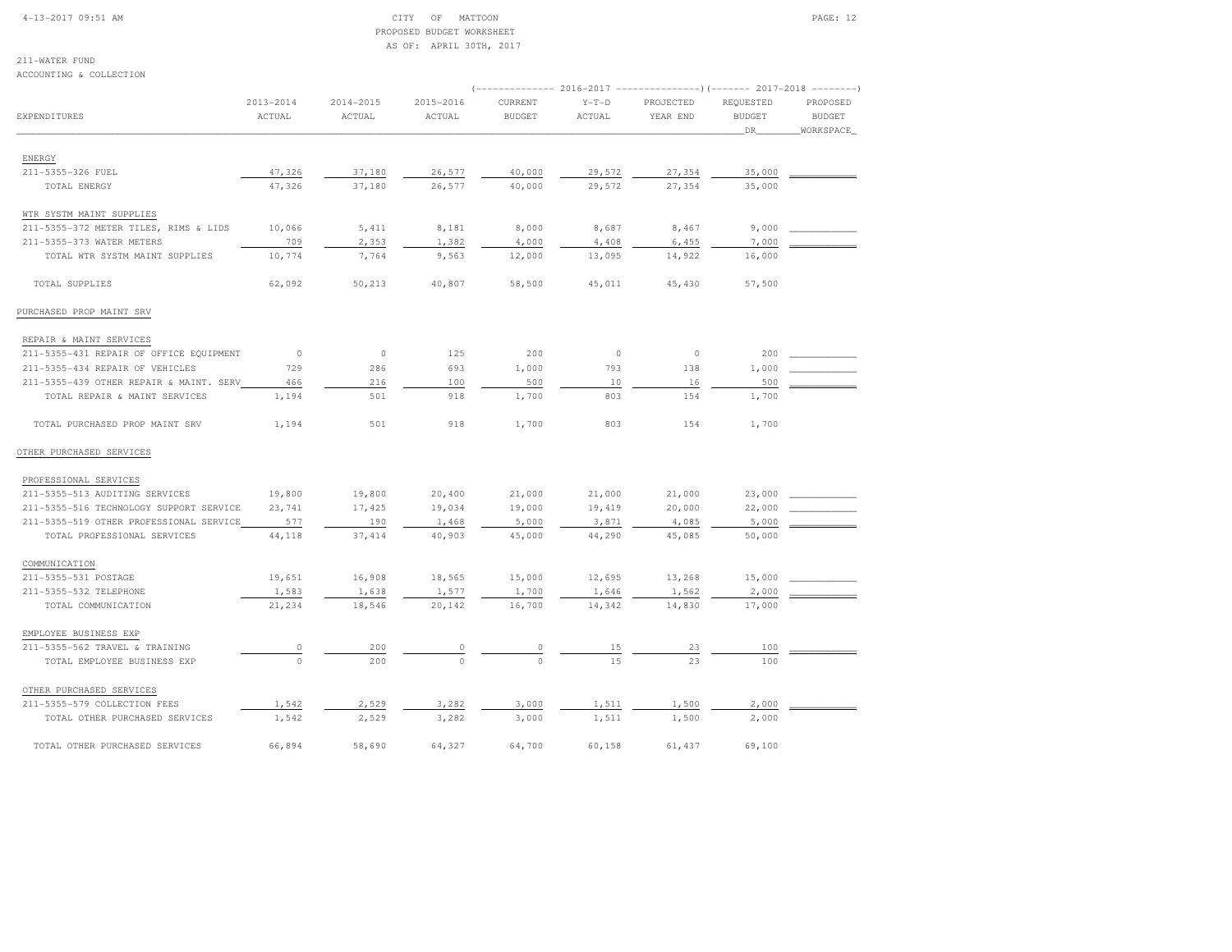CITY OF MATTOON
PROPOSED BUDGET WORKSHEET
AS OF: APRIL 30TH, 2017

211-WATER FUND
ACCOUNTING & COLLECTION

| EXPENDITURES | 2013-2014 ACTUAL | 2014-2015 ACTUAL | 2015-2016 ACTUAL | 2016-2017 CURRENT BUDGET | 2016-2017 Y-T-D ACTUAL | 2016-2017 PROJECTED YEAR END | 2017-2018 REQUESTED BUDGET DR | 2017-2018 PROPOSED BUDGET WORKSPACE |
|---|---|---|---|---|---|---|---|---|
| ENERGY | | | | | | | | |
| 211-5355-326 FUEL | 47,326 | 37,180 | 26,577 | 40,000 | 29,572 | 27,354 | 35,000 | |
| TOTAL ENERGY | 47,326 | 37,180 | 26,577 | 40,000 | 29,572 | 27,354 | 35,000 | |
| WTR SYSTM MAINT SUPPLIES | | | | | | | | |
| 211-5355-372 METER TILES, RIMS & LIDS | 10,066 | 5,411 | 8,181 | 8,000 | 8,687 | 8,467 | 9,000 | |
| 211-5355-373 WATER METERS | 709 | 2,353 | 1,382 | 4,000 | 4,408 | 6,455 | 7,000 | |
| TOTAL WTR SYSTM MAINT SUPPLIES | 10,774 | 7,764 | 9,563 | 12,000 | 13,095 | 14,922 | 16,000 | |
| TOTAL SUPPLIES | 62,092 | 50,213 | 40,807 | 58,500 | 45,011 | 45,430 | 57,500 | |
| PURCHASED PROP MAINT SRV | | | | | | | | |
| REPAIR & MAINT SERVICES | | | | | | | | |
| 211-5355-431 REPAIR OF OFFICE EQUIPMENT | 0 | 0 | 125 | 200 | 0 | 0 | 200 | |
| 211-5355-434 REPAIR OF VEHICLES | 729 | 286 | 693 | 1,000 | 793 | 138 | 1,000 | |
| 211-5355-439 OTHER REPAIR & MAINT. SERV | 466 | 216 | 100 | 500 | 10 | 16 | 500 | |
| TOTAL REPAIR & MAINT SERVICES | 1,194 | 501 | 918 | 1,700 | 803 | 154 | 1,700 | |
| TOTAL PURCHASED PROP MAINT SRV | 1,194 | 501 | 918 | 1,700 | 803 | 154 | 1,700 | |
| OTHER PURCHASED SERVICES | | | | | | | | |
| PROFESSIONAL SERVICES | | | | | | | | |
| 211-5355-513 AUDITING SERVICES | 19,800 | 19,800 | 20,400 | 21,000 | 21,000 | 21,000 | 23,000 | |
| 211-5355-516 TECHNOLOGY SUPPORT SERVICE | 23,741 | 17,425 | 19,034 | 19,000 | 19,419 | 20,000 | 22,000 | |
| 211-5355-519 OTHER PROFESSIONAL SERVICE | 577 | 190 | 1,468 | 5,000 | 3,871 | 4,085 | 5,000 | |
| TOTAL PROFESSIONAL SERVICES | 44,118 | 37,414 | 40,903 | 45,000 | 44,290 | 45,085 | 50,000 | |
| COMMUNICATION | | | | | | | | |
| 211-5355-531 POSTAGE | 19,651 | 16,908 | 18,565 | 15,000 | 12,695 | 13,268 | 15,000 | |
| 211-5355-532 TELEPHONE | 1,583 | 1,638 | 1,577 | 1,700 | 1,646 | 1,562 | 2,000 | |
| TOTAL COMMUNICATION | 21,234 | 18,546 | 20,142 | 16,700 | 14,342 | 14,830 | 17,000 | |
| EMPLOYEE BUSINESS EXP | | | | | | | | |
| 211-5355-562 TRAVEL & TRAINING | 0 | 200 | 0 | 0 | 15 | 23 | 100 | |
| TOTAL EMPLOYEE BUSINESS EXP | 0 | 200 | 0 | 0 | 15 | 23 | 100 | |
| OTHER PURCHASED SERVICES | | | | | | | | |
| 211-5355-579 COLLECTION FEES | 1,542 | 2,529 | 3,282 | 3,000 | 1,511 | 1,500 | 2,000 | |
| TOTAL OTHER PURCHASED SERVICES | 1,542 | 2,529 | 3,282 | 3,000 | 1,511 | 1,500 | 2,000 | |
| TOTAL OTHER PURCHASED SERVICES | 66,894 | 58,690 | 64,327 | 64,700 | 60,158 | 61,437 | 69,100 | |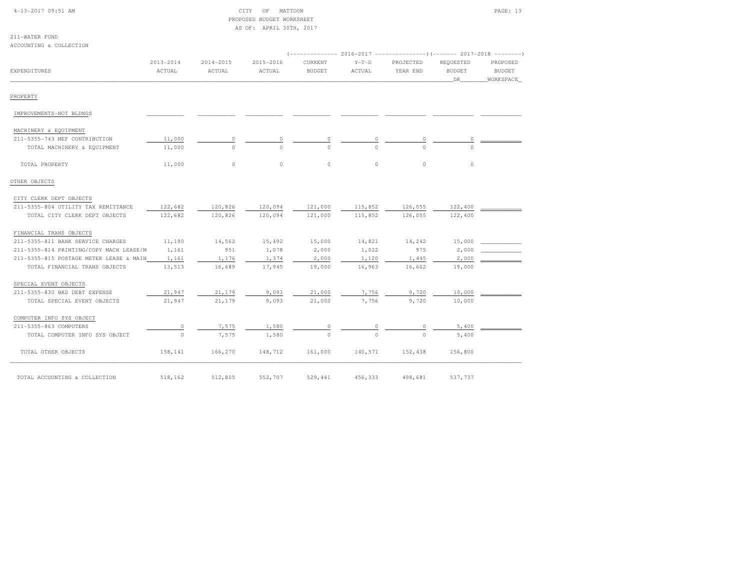CITY OF MATTOON
PROPOSED BUDGET WORKSHEET
AS OF: APRIL 30TH, 2017

211-WATER FUND
ACCOUNTING & COLLECTION

| EXPENDITURES | 2013-2014 ACTUAL | 2014-2015 ACTUAL | 2015-2016 ACTUAL | 2016-2017 CURRENT BUDGET | 2016-2017 Y-T-D ACTUAL | 2016-2017 PROJECTED YEAR END | 2017-2018 REQUESTED BUDGET DR | 2017-2018 PROPOSED BUDGET WORKSPACE |
|---|---|---|---|---|---|---|---|---|
| PROPERTY | | | | | | | | |
| IMPROVEMENTS-NOT BLDNGS | | | | | | | | |
| MACHINERY & EQUIPMENT | | | | | | | | |
| 211-5355-743 MEF CONTRIBUTION | 11,000 | 0 | 0 | 0 | 0 | 0 | 0 | |
| TOTAL MACHINERY & EQUIPMENT | 11,000 | 0 | 0 | 0 | 0 | 0 | 0 | |
| TOTAL PROPERTY | 11,000 | 0 | 0 | 0 | 0 | 0 | 0 | |
| OTHER OBJECTS | | | | | | | | |
| CITY CLERK DEPT OBJECTS | | | | | | | | |
| 211-5355-804 UTILITY TAX REMITTANCE | 122,682 | 120,826 | 120,094 | 121,000 | 115,852 | 126,055 | 122,400 | |
| TOTAL CITY CLERK DEPT OBJECTS | 122,682 | 120,826 | 120,094 | 121,000 | 115,852 | 126,055 | 122,400 | |
| FINANCIAL TRANS OBJECTS | | | | | | | | |
| 211-5355-811 BANK SERVICE CHARGES | 11,190 | 14,562 | 15,492 | 15,000 | 14,821 | 14,242 | 15,000 | |
| 211-5355-814 PRINTING/COPY MACH LEASE/M | 1,161 | 951 | 1,078 | 2,000 | 1,022 | 975 | 2,000 | |
| 211-5355-815 POSTAGE METER LEASE & MAIN | 1,161 | 1,176 | 1,374 | 2,000 | 1,120 | 1,445 | 2,000 | |
| TOTAL FINANCIAL TRANS OBJECTS | 13,513 | 16,689 | 17,945 | 19,000 | 16,963 | 16,662 | 19,000 | |
| SPECIAL EVENT OBJECTS | | | | | | | | |
| 211-5355-830 BAD DEBT EXPENSE | 21,947 | 21,179 | 9,093 | 21,000 | 7,756 | 9,720 | 10,000 | |
| TOTAL SPECIAL EVENT OBJECTS | 21,947 | 21,179 | 9,093 | 21,000 | 7,756 | 9,720 | 10,000 | |
| COMPUTER INFO SYS OBJECT | | | | | | | | |
| 211-5355-863 COMPUTERS | 0 | 7,575 | 1,580 | 0 | 0 | 0 | 5,400 | |
| TOTAL COMPUTER INFO SYS OBJECT | 0 | 7,575 | 1,580 | 0 | 0 | 0 | 5,400 | |
| TOTAL OTHER OBJECTS | 158,141 | 166,270 | 148,712 | 161,000 | 140,571 | 152,438 | 156,800 | |
| TOTAL ACCOUNTING & COLLECTION | 518,162 | 512,805 | 552,707 | 529,441 | 456,333 | 498,681 | 537,737 | |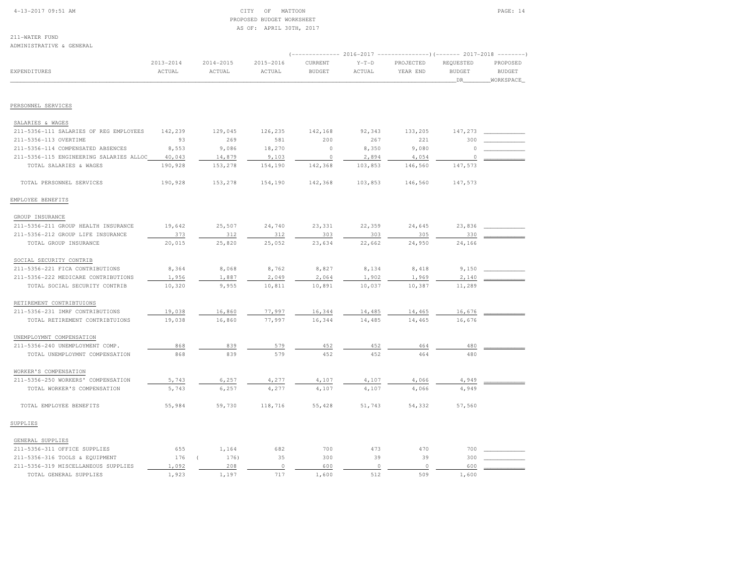CITY OF MATTOON
PROPOSED BUDGET WORKSHEET
AS OF: APRIL 30TH, 2017

211-WATER FUND
ADMINISTRATIVE & GENERAL

| EXPENDITURES | 2013-2014 ACTUAL | 2014-2015 ACTUAL | 2015-2016 ACTUAL | 2016-2017 CURRENT BUDGET | 2016-2017 Y-T-D ACTUAL | 2016-2017 PROJECTED YEAR END | 2017-2018 REQUESTED BUDGET DR | 2017-2018 PROPOSED BUDGET WORKSPACE |
|---|---|---|---|---|---|---|---|---|
| **PERSONNEL SERVICES** | | | | | | | | |
| SALARIES & WAGES | | | | | | | | |
| 211-5356-111 SALARIES OF REG EMPLOYEES | 142,239 | 129,045 | 126,235 | 142,168 | 92,343 | 133,205 | 147,273 | |
| 211-5356-113 OVERTIME | 93 | 269 | 581 | 200 | 267 | 221 | 300 | |
| 211-5356-114 COMPENSATED ABSENCES | 8,553 | 9,086 | 18,270 | 0 | 8,350 | 9,080 | 0 | |
| 211-5356-115 ENGINEERING SALARIES ALLOC | 40,043 | 14,879 | 9,103 | 0 | 2,894 | 4,054 | 0 | |
| TOTAL SALARIES & WAGES | 190,928 | 153,278 | 154,190 | 142,368 | 103,853 | 146,560 | 147,573 | |
| TOTAL PERSONNEL SERVICES | 190,928 | 153,278 | 154,190 | 142,368 | 103,853 | 146,560 | 147,573 | |
| **EMPLOYEE BENEFITS** | | | | | | | | |
| GROUP INSURANCE | | | | | | | | |
| 211-5356-211 GROUP HEALTH INSURANCE | 19,642 | 25,507 | 24,740 | 23,331 | 22,359 | 24,645 | 23,836 | |
| 211-5356-212 GROUP LIFE INSURANCE | 373 | 312 | 312 | 303 | 303 | 305 | 330 | |
| TOTAL GROUP INSURANCE | 20,015 | 25,820 | 25,052 | 23,634 | 22,662 | 24,950 | 24,166 | |
| SOCIAL SECURITY CONTRIB | | | | | | | | |
| 211-5356-221 FICA CONTRIBUTIONS | 8,364 | 8,068 | 8,762 | 8,827 | 8,134 | 8,418 | 9,150 | |
| 211-5356-222 MEDICARE CONTRIBUTIONS | 1,956 | 1,887 | 2,049 | 2,064 | 1,902 | 1,969 | 2,140 | |
| TOTAL SOCIAL SECURITY CONTRIB | 10,320 | 9,955 | 10,811 | 10,891 | 10,037 | 10,387 | 11,289 | |
| RETIREMENT CONTRIBTUIONS | | | | | | | | |
| 211-5356-231 IMRF CONTRIBUTIONS | 19,038 | 16,860 | 77,997 | 16,344 | 14,485 | 14,465 | 16,676 | |
| TOTAL RETIREMENT CONTRIBTUIONS | 19,038 | 16,860 | 77,997 | 16,344 | 14,485 | 14,465 | 16,676 | |
| UNEMPLOYMNT COMPENSATION | | | | | | | | |
| 211-5356-240 UNEMPLOYMENT COMP. | 868 | 839 | 579 | 452 | 452 | 464 | 480 | |
| TOTAL UNEMPLOYMNT COMPENSATION | 868 | 839 | 579 | 452 | 452 | 464 | 480 | |
| WORKER'S COMPENSATION | | | | | | | | |
| 211-5356-250 WORKERS' COMPENSATION | 5,743 | 6,257 | 4,277 | 4,107 | 4,107 | 4,066 | 4,949 | |
| TOTAL WORKER'S COMPENSATION | 5,743 | 6,257 | 4,277 | 4,107 | 4,107 | 4,066 | 4,949 | |
| TOTAL EMPLOYEE BENEFITS | 55,984 | 59,730 | 118,716 | 55,428 | 51,743 | 54,332 | 57,560 | |
| **SUPPLIES** | | | | | | | | |
| GENERAL SUPPLIES | | | | | | | | |
| 211-5356-311 OFFICE SUPPLIES | 655 | 1,164 | 682 | 700 | 473 | 470 | 700 | |
| 211-5356-316 TOOLS & EQUIPMENT | 176 | ( 176) | 35 | 300 | 39 | 39 | 300 | |
| 211-5356-319 MISCELLANEOUS SUPPLIES | 1,092 | 208 | 0 | 600 | 0 | 0 | 600 | |
| TOTAL GENERAL SUPPLIES | 1,923 | 1,197 | 717 | 1,600 | 512 | 509 | 1,600 | |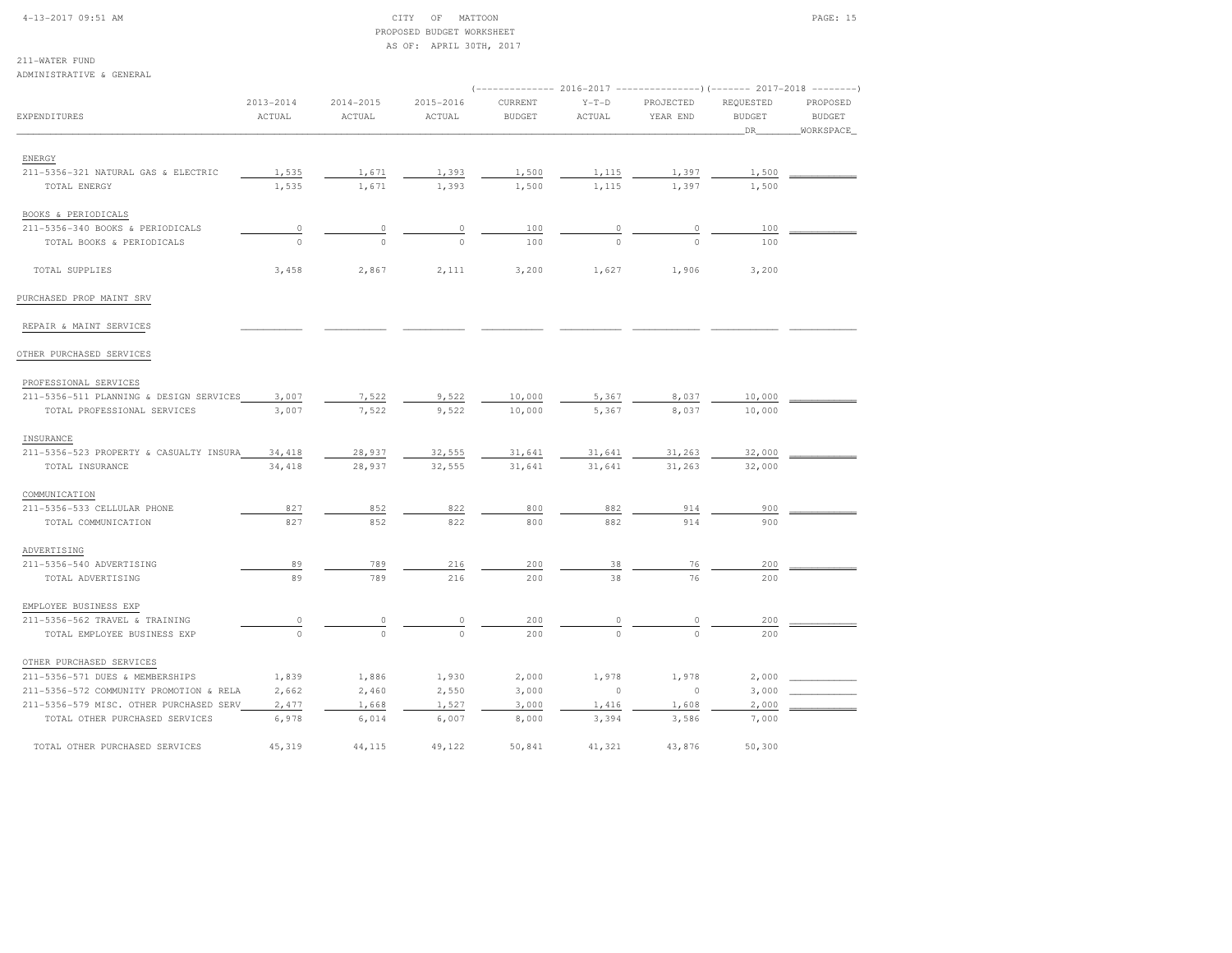CITY OF MATTOON
PROPOSED BUDGET WORKSHEET
AS OF: APRIL 30TH, 2017

4-13-2017 09:51 AM

211-WATER FUND
ADMINISTRATIVE & GENERAL

| EXPENDITURES | 2013-2014 ACTUAL | 2014-2015 ACTUAL | 2015-2016 ACTUAL | 2016-2017 CURRENT BUDGET | 2016-2017 Y-T-D ACTUAL | 2016-2017 PROJECTED YEAR END | 2017-2018 REQUESTED BUDGET DR | 2017-2018 PROPOSED BUDGET WORKSPACE |
|---|---|---|---|---|---|---|---|---|
| ENERGY | | | | | | | | |
| 211-5356-321 NATURAL GAS & ELECTRIC | 1,535 | 1,671 | 1,393 | 1,500 | 1,115 | 1,397 | 1,500 | |
| TOTAL ENERGY | 1,535 | 1,671 | 1,393 | 1,500 | 1,115 | 1,397 | 1,500 | |
| BOOKS & PERIODICALS | | | | | | | | |
| 211-5356-340 BOOKS & PERIODICALS | 0 | 0 | 0 | 100 | 0 | 0 | 100 | |
| TOTAL BOOKS & PERIODICALS | 0 | 0 | 0 | 100 | 0 | 0 | 100 | |
| TOTAL SUPPLIES | 3,458 | 2,867 | 2,111 | 3,200 | 1,627 | 1,906 | 3,200 | |
| PURCHASED PROP MAINT SRV | | | | | | | | |
| REPAIR & MAINT SERVICES | | | | | | | | |
| OTHER PURCHASED SERVICES | | | | | | | | |
| PROFESSIONAL SERVICES | | | | | | | | |
| 211-5356-511 PLANNING & DESIGN SERVICES | 3,007 | 7,522 | 9,522 | 10,000 | 5,367 | 8,037 | 10,000 | |
| TOTAL PROFESSIONAL SERVICES | 3,007 | 7,522 | 9,522 | 10,000 | 5,367 | 8,037 | 10,000 | |
| INSURANCE | | | | | | | | |
| 211-5356-523 PROPERTY & CASUALTY INSURA | 34,418 | 28,937 | 32,555 | 31,641 | 31,641 | 31,263 | 32,000 | |
| TOTAL INSURANCE | 34,418 | 28,937 | 32,555 | 31,641 | 31,641 | 31,263 | 32,000 | |
| COMMUNICATION | | | | | | | | |
| 211-5356-533 CELLULAR PHONE | 827 | 852 | 822 | 800 | 882 | 914 | 900 | |
| TOTAL COMMUNICATION | 827 | 852 | 822 | 800 | 882 | 914 | 900 | |
| ADVERTISING | | | | | | | | |
| 211-5356-540 ADVERTISING | 89 | 789 | 216 | 200 | 38 | 76 | 200 | |
| TOTAL ADVERTISING | 89 | 789 | 216 | 200 | 38 | 76 | 200 | |
| EMPLOYEE BUSINESS EXP | | | | | | | | |
| 211-5356-562 TRAVEL & TRAINING | 0 | 0 | 0 | 200 | 0 | 0 | 200 | |
| TOTAL EMPLOYEE BUSINESS EXP | 0 | 0 | 0 | 200 | 0 | 0 | 200 | |
| OTHER PURCHASED SERVICES | | | | | | | | |
| 211-5356-571 DUES & MEMBERSHIPS | 1,839 | 1,886 | 1,930 | 2,000 | 1,978 | 1,978 | 2,000 | |
| 211-5356-572 COMMUNITY PROMOTION & RELA | 2,662 | 2,460 | 2,550 | 3,000 | 0 | 0 | 3,000 | |
| 211-5356-579 MISC. OTHER PURCHASED SERV | 2,477 | 1,668 | 1,527 | 3,000 | 1,416 | 1,608 | 2,000 | |
| TOTAL OTHER PURCHASED SERVICES | 6,978 | 6,014 | 6,007 | 8,000 | 3,394 | 3,586 | 7,000 | |
| TOTAL OTHER PURCHASED SERVICES | 45,319 | 44,115 | 49,122 | 50,841 | 41,321 | 43,876 | 50,300 | |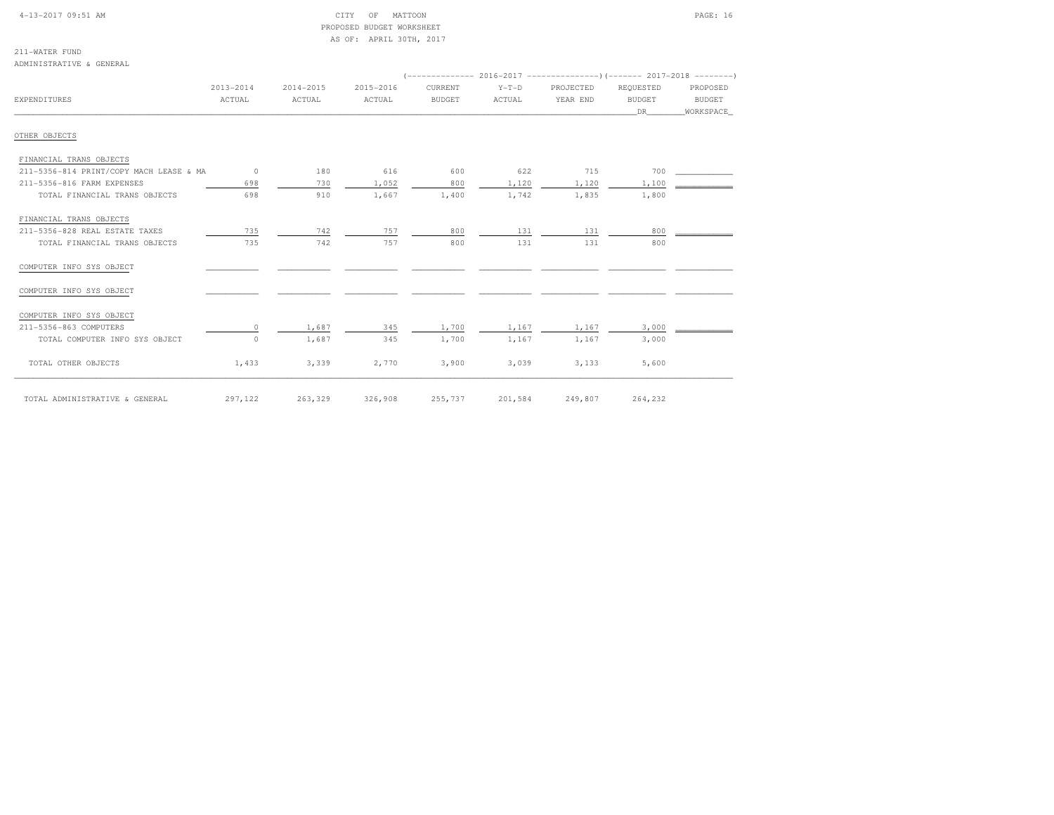CITY OF MATTOON
PROPOSED BUDGET WORKSHEET
AS OF: APRIL 30TH, 2017

211-WATER FUND
ADMINISTRATIVE & GENERAL

| EXPENDITURES | 2013-2014 ACTUAL | 2014-2015 ACTUAL | 2015-2016 ACTUAL | 2016-2017 CURRENT BUDGET | 2016-2017 Y-T-D ACTUAL | 2016-2017 PROJECTED YEAR END | 2017-2018 REQUESTED BUDGET DR | 2017-2018 PROPOSED BUDGET WORKSPACE |
|---|---|---|---|---|---|---|---|---|
| OTHER OBJECTS | | | | | | | | |
| FINANCIAL TRANS OBJECTS | | | | | | | | |
| 211-5356-814 PRINT/COPY MACH LEASE & MA | 0 | 180 | 616 | 600 | 622 | 715 | 700 | |
| 211-5356-816 FARM EXPENSES | 698 | 730 | 1,052 | 800 | 1,120 | 1,120 | 1,100 | |
| TOTAL FINANCIAL TRANS OBJECTS | 698 | 910 | 1,667 | 1,400 | 1,742 | 1,835 | 1,800 | |
| FINANCIAL TRANS OBJECTS | | | | | | | | |
| 211-5356-828 REAL ESTATE TAXES | 735 | 742 | 757 | 800 | 131 | 131 | 800 | |
| TOTAL FINANCIAL TRANS OBJECTS | 735 | 742 | 757 | 800 | 131 | 131 | 800 | |
| COMPUTER INFO SYS OBJECT | | | | | | | | |
| COMPUTER INFO SYS OBJECT | | | | | | | | |
| COMPUTER INFO SYS OBJECT | | | | | | | | |
| 211-5356-863 COMPUTERS | 0 | 1,687 | 345 | 1,700 | 1,167 | 1,167 | 3,000 | |
| TOTAL COMPUTER INFO SYS OBJECT | 0 | 1,687 | 345 | 1,700 | 1,167 | 1,167 | 3,000 | |
| TOTAL OTHER OBJECTS | 1,433 | 3,339 | 2,770 | 3,900 | 3,039 | 3,133 | 5,600 | |
| TOTAL ADMINISTRATIVE & GENERAL | 297,122 | 263,329 | 326,908 | 255,737 | 201,584 | 249,807 | 264,232 | |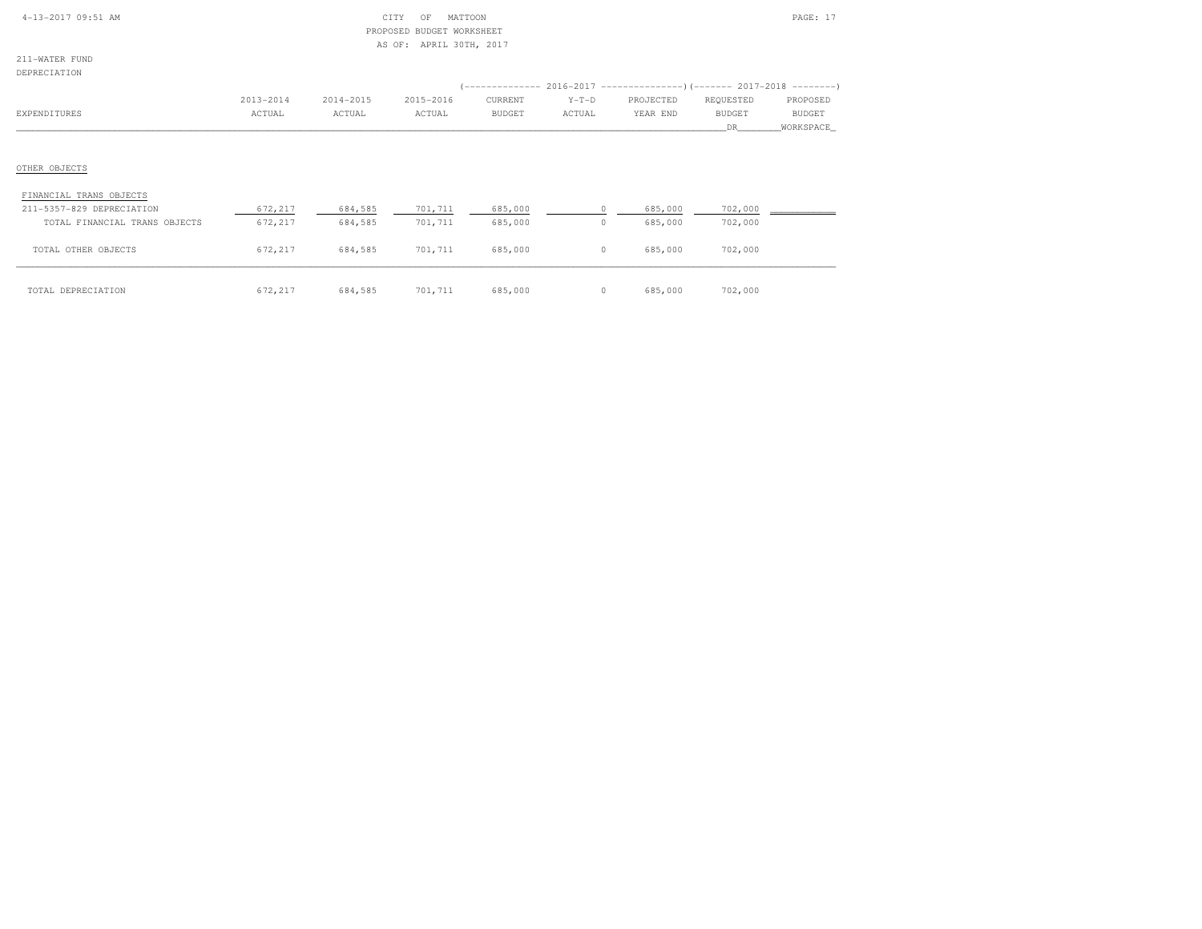CITY OF MATTOON
PROPOSED BUDGET WORKSHEET
AS OF: APRIL 30TH, 2017

211-WATER FUND
DEPRECIATION

| EXPENDITURES | 2013-2014 ACTUAL | 2014-2015 ACTUAL | 2015-2016 ACTUAL | 2016-2017 CURRENT BUDGET | 2016-2017 Y-T-D ACTUAL | 2016-2017 PROJECTED YEAR END | 2017-2018 REQUESTED BUDGET DR | 2017-2018 PROPOSED BUDGET WORKSPACE |
|---|---|---|---|---|---|---|---|---|
| OTHER OBJECTS | | | | | | | | |
| FINANCIAL TRANS OBJECTS | | | | | | | | |
| 211-5357-829 DEPRECIATION | 672,217 | 684,585 | 701,711 | 685,000 | 0 | 685,000 | 702,000 | |
| TOTAL FINANCIAL TRANS OBJECTS | 672,217 | 684,585 | 701,711 | 685,000 | 0 | 685,000 | 702,000 | |
| TOTAL OTHER OBJECTS | 672,217 | 684,585 | 701,711 | 685,000 | 0 | 685,000 | 702,000 | |
| TOTAL DEPRECIATION | 672,217 | 684,585 | 701,711 | 685,000 | 0 | 685,000 | 702,000 | |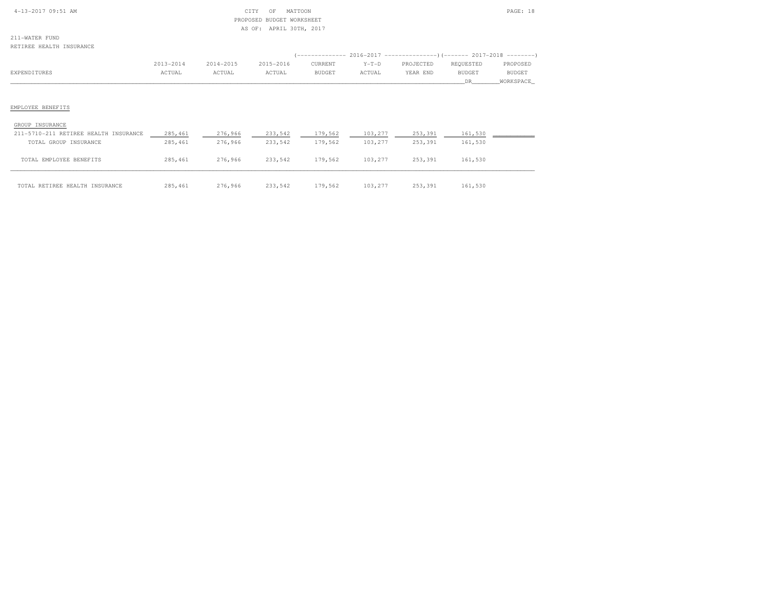CITY OF MATTOON
PROPOSED BUDGET WORKSHEET
AS OF: APRIL 30TH, 2017

211-WATER FUND
RETIREE HEALTH INSURANCE

| EXPENDITURES | 2013-2014 ACTUAL | 2014-2015 ACTUAL | 2015-2016 ACTUAL | 2016-2017 CURRENT BUDGET | 2016-2017 Y-T-D ACTUAL | 2016-2017 PROJECTED YEAR END | 2017-2018 REQUESTED BUDGET DR | 2017-2018 PROPOSED BUDGET WORKSPACE |
|---|---|---|---|---|---|---|---|---|
| EMPLOYEE BENEFITS | | | | | | | | |
| GROUP INSURANCE | | | | | | | | |
| 211-5710-211 RETIREE HEALTH INSURANCE | 285,461 | 276,966 | 233,542 | 179,562 | 103,277 | 253,391 | 161,530 | |
| TOTAL GROUP INSURANCE | 285,461 | 276,966 | 233,542 | 179,562 | 103,277 | 253,391 | 161,530 | |
| TOTAL EMPLOYEE BENEFITS | 285,461 | 276,966 | 233,542 | 179,562 | 103,277 | 253,391 | 161,530 | |
| TOTAL RETIREE HEALTH INSURANCE | 285,461 | 276,966 | 233,542 | 179,562 | 103,277 | 253,391 | 161,530 | |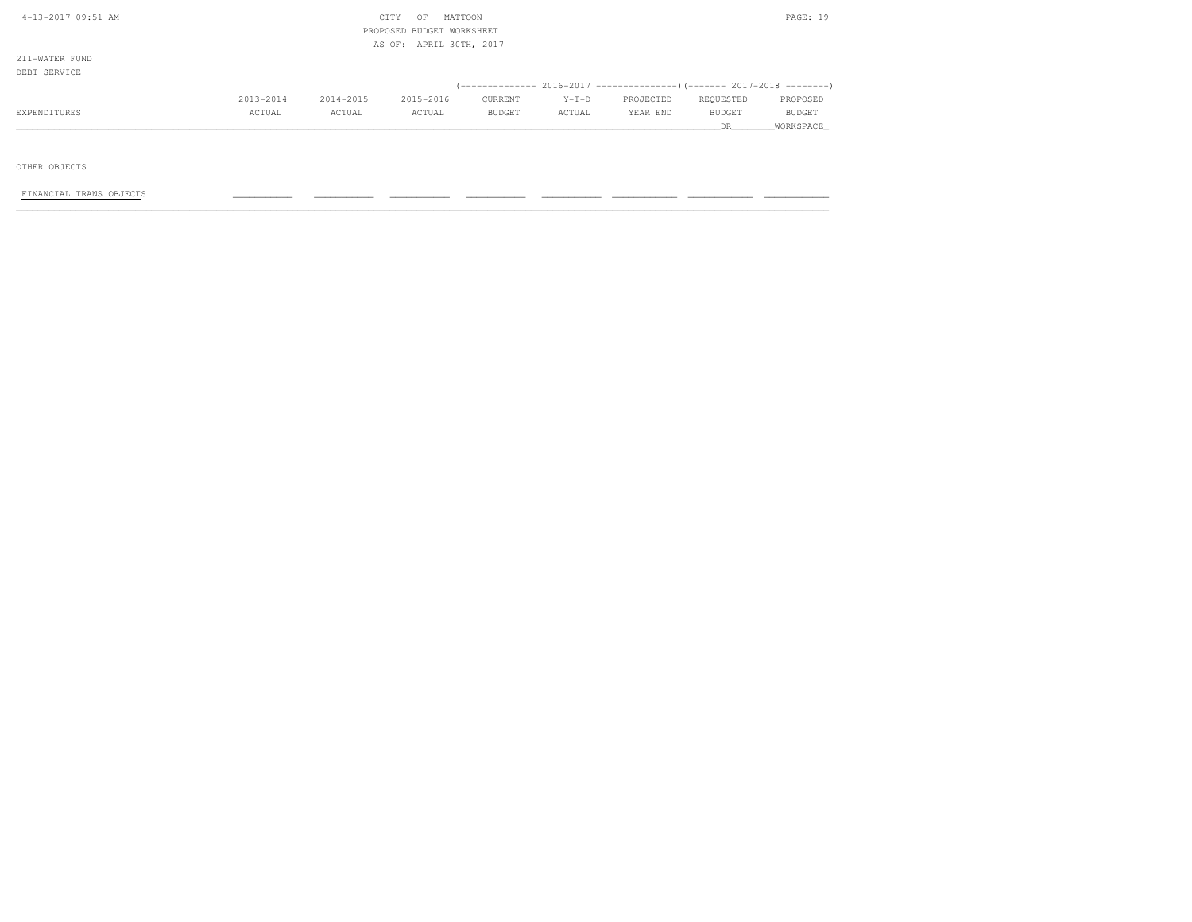211-WATER FUND
DEBT SERVICE

| EXPENDITURES | 2013-2014 ACTUAL | 2014-2015 ACTUAL | 2015-2016 ACTUAL | 2016-2017 CURRENT BUDGET | 2016-2017 Y-T-D ACTUAL | 2016-2017 PROJECTED YEAR END | 2017-2018 REQUESTED BUDGET DR | 2017-2018 PROPOSED BUDGET WORKSPACE |
|---|---|---|---|---|---|---|---|---|
| OTHER OBJECTS | | | | | | | | |
| FINANCIAL TRANS OBJECTS | | | | | | | | |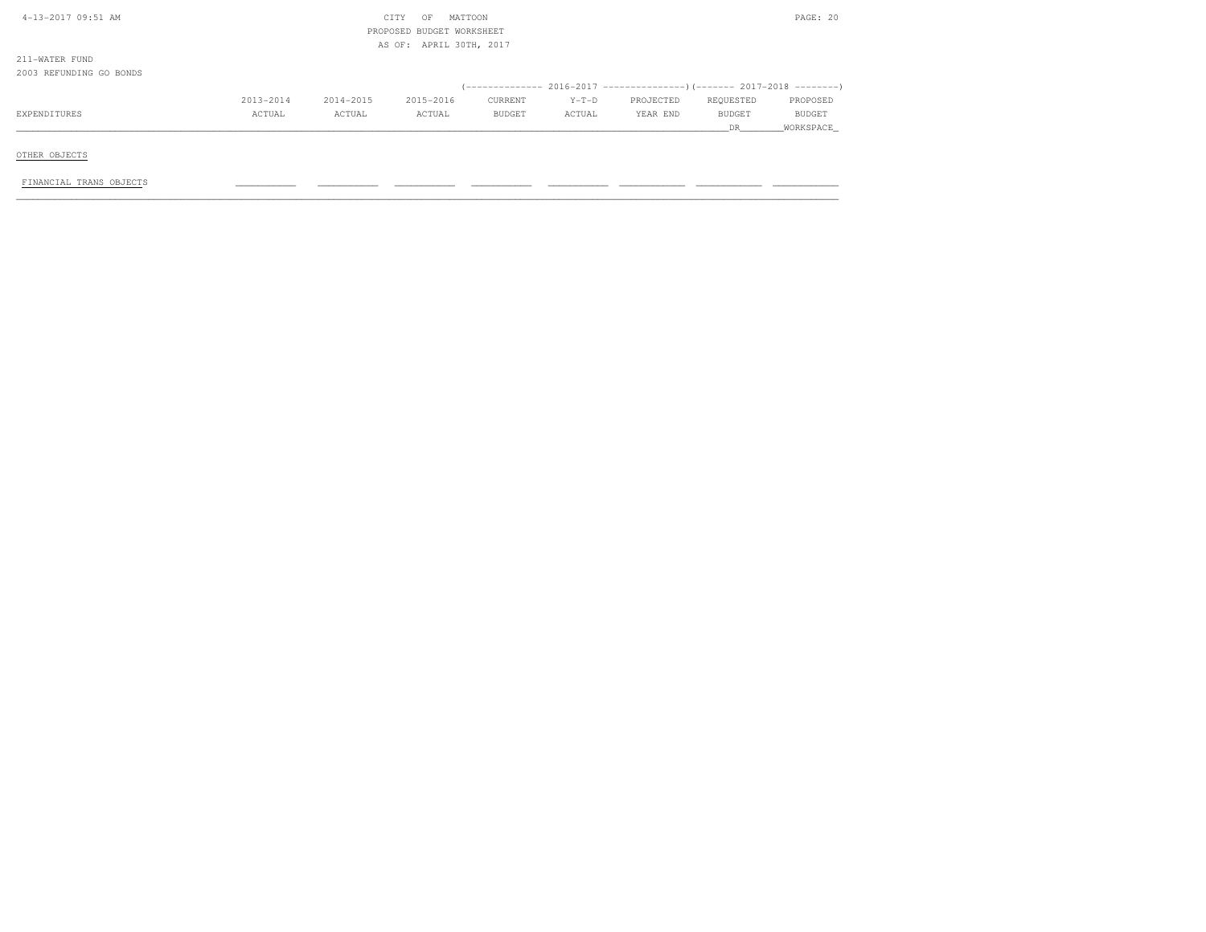211-WATER FUND

2003 REFUNDING GO BONDS

| EXPENDITURES | 2013-2014 ACTUAL | 2014-2015 ACTUAL | 2015-2016 ACTUAL | 2016-2017 CURRENT BUDGET | 2016-2017 Y-T-D ACTUAL | 2016-2017 PROJECTED YEAR END | 2017-2018 REQUESTED BUDGET DR | 2017-2018 PROPOSED BUDGET WORKSPACE |
|---|---|---|---|---|---|---|---|---|
| OTHER OBJECTS | | | | | | | | |
| FINANCIAL TRANS OBJECTS | | | | | | | | |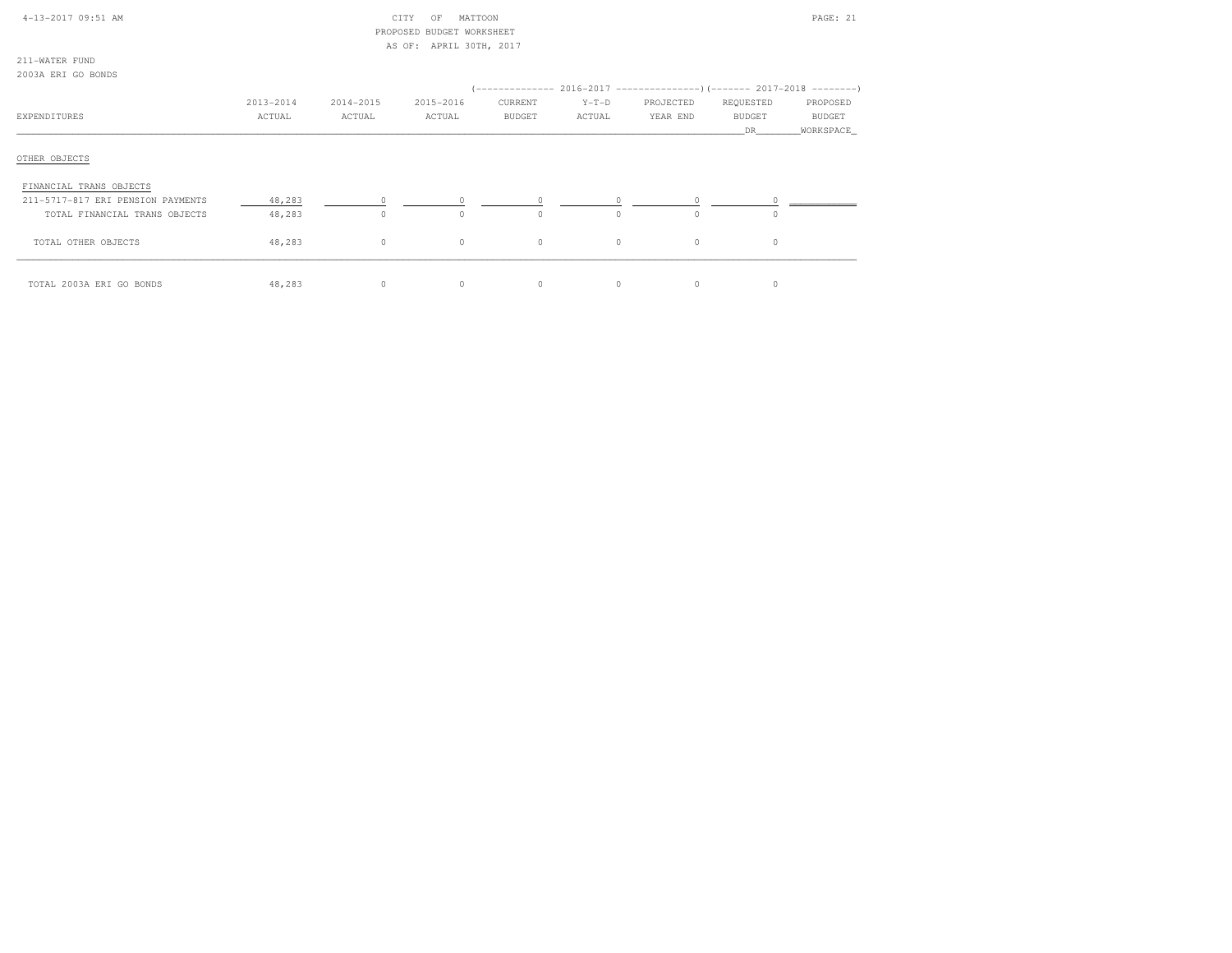CITY OF MATTOON
PROPOSED BUDGET WORKSHEET
AS OF: APRIL 30TH, 2017

211-WATER FUND
2003A ERI GO BONDS

| EXPENDITURES | 2013-2014 ACTUAL | 2014-2015 ACTUAL | 2015-2016 ACTUAL | 2016-2017 CURRENT BUDGET | 2016-2017 Y-T-D ACTUAL | 2016-2017 PROJECTED YEAR END | 2017-2018 REQUESTED BUDGET DR | 2017-2018 PROPOSED BUDGET WORKSPACE |
|---|---|---|---|---|---|---|---|---|
| OTHER OBJECTS | | | | | | | | |
| FINANCIAL TRANS OBJECTS | | | | | | | | |
| 211-5717-817 ERI PENSION PAYMENTS | 48,283 | 0 | 0 | 0 | 0 | 0 | 0 | |
| TOTAL FINANCIAL TRANS OBJECTS | 48,283 | 0 | 0 | 0 | 0 | 0 | 0 | |
| TOTAL OTHER OBJECTS | 48,283 | 0 | 0 | 0 | 0 | 0 | 0 | |
| TOTAL 2003A ERI GO BONDS | 48,283 | 0 | 0 | 0 | 0 | 0 | 0 | |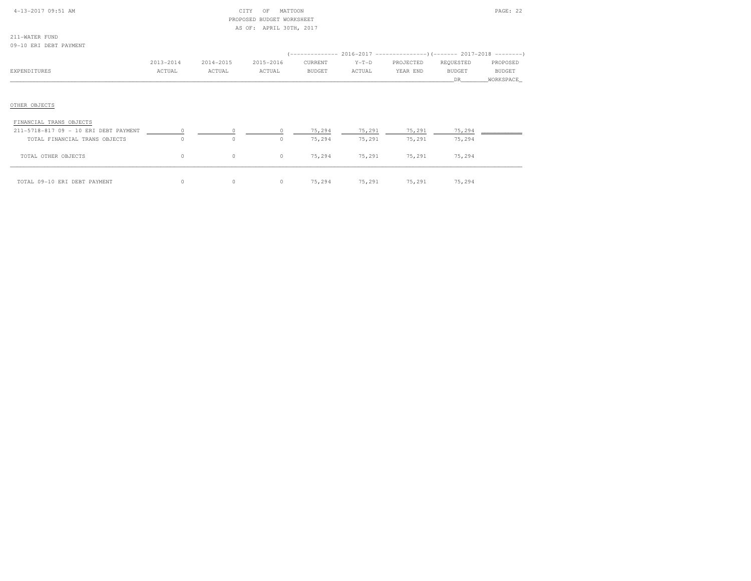CITY OF MATTOON
PROPOSED BUDGET WORKSHEET
AS OF: APRIL 30TH, 2017

211-WATER FUND
09-10 ERI DEBT PAYMENT

| EXPENDITURES | 2013-2014 ACTUAL | 2014-2015 ACTUAL | 2015-2016 ACTUAL | 2016-2017 CURRENT BUDGET | 2016-2017 Y-T-D ACTUAL | 2016-2017 PROJECTED YEAR END | 2017-2018 REQUESTED BUDGET DR | 2017-2018 PROPOSED BUDGET WORKSPACE |
|---|---|---|---|---|---|---|---|---|
| OTHER OBJECTS | | | | | | | | |
| FINANCIAL TRANS OBJECTS | | | | | | | | |
| 211-5718-817 09 - 10 ERI DEBT PAYMENT | 0 | 0 | 0 | 75,294 | 75,291 | 75,291 | 75,294 | |
| TOTAL FINANCIAL TRANS OBJECTS | 0 | 0 | 0 | 75,294 | 75,291 | 75,291 | 75,294 | |
| TOTAL OTHER OBJECTS | 0 | 0 | 0 | 75,294 | 75,291 | 75,291 | 75,294 | |
| TOTAL 09-10 ERI DEBT PAYMENT | 0 | 0 | 0 | 75,294 | 75,291 | 75,291 | 75,294 | |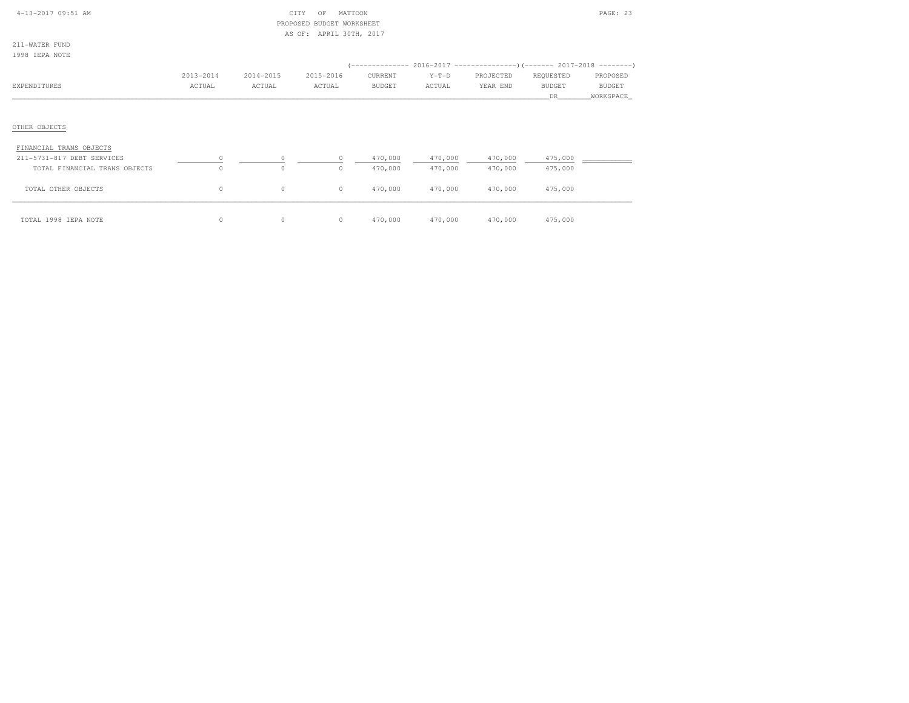CITY OF MATTOON
PROPOSED BUDGET WORKSHEET
AS OF: APRIL 30TH, 2017

211-WATER FUND
1998 IEPA NOTE

| EXPENDITURES | 2013-2014 ACTUAL | 2014-2015 ACTUAL | 2015-2016 ACTUAL | 2016-2017 CURRENT BUDGET | 2016-2017 Y-T-D ACTUAL | 2016-2017 PROJECTED YEAR END | 2017-2018 REQUESTED BUDGET DR | 2017-2018 PROPOSED BUDGET WORKSPACE |
|---|---|---|---|---|---|---|---|---|
| OTHER OBJECTS | | | | | | | | |
| FINANCIAL TRANS OBJECTS | | | | | | | | |
| 211-5731-817 DEBT SERVICES | 0 | 0 | 0 | 470,000 | 470,000 | 470,000 | 475,000 | |
| TOTAL FINANCIAL TRANS OBJECTS | 0 | 0 | 0 | 470,000 | 470,000 | 470,000 | 475,000 | |
| TOTAL OTHER OBJECTS | 0 | 0 | 0 | 470,000 | 470,000 | 470,000 | 475,000 | |
| TOTAL 1998 IEPA NOTE | 0 | 0 | 0 | 470,000 | 470,000 | 470,000 | 475,000 | |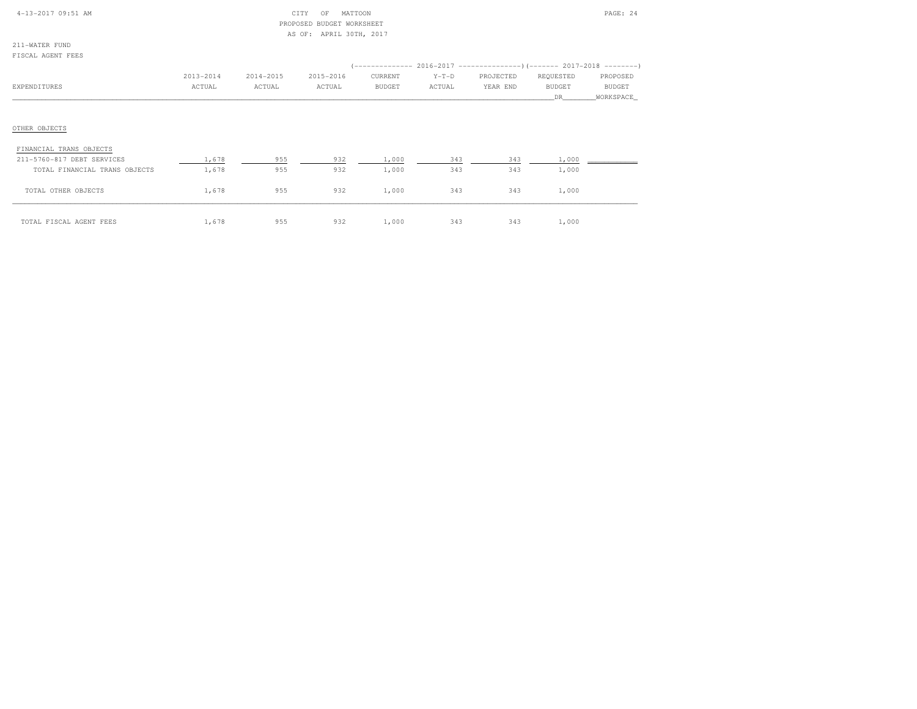CITY OF MATTOON
PROPOSED BUDGET WORKSHEET
AS OF: APRIL 30TH, 2017

211-WATER FUND
FISCAL AGENT FEES

| EXPENDITURES | 2013-2014 ACTUAL | 2014-2015 ACTUAL | 2015-2016 ACTUAL | 2016-2017 CURRENT BUDGET | 2016-2017 Y-T-D ACTUAL | 2016-2017 PROJECTED YEAR END | 2017-2018 REQUESTED BUDGET DR | 2017-2018 PROPOSED BUDGET WORKSPACE |
|---|---|---|---|---|---|---|---|---|
| OTHER OBJECTS | | | | | | | | |
| FINANCIAL TRANS OBJECTS | | | | | | | | |
| 211-5760-817 DEBT SERVICES | 1,678 | 955 | 932 | 1,000 | 343 | 343 | 1,000 | |
| TOTAL FINANCIAL TRANS OBJECTS | 1,678 | 955 | 932 | 1,000 | 343 | 343 | 1,000 | |
| TOTAL OTHER OBJECTS | 1,678 | 955 | 932 | 1,000 | 343 | 343 | 1,000 | |
| TOTAL FISCAL AGENT FEES | 1,678 | 955 | 932 | 1,000 | 343 | 343 | 1,000 | |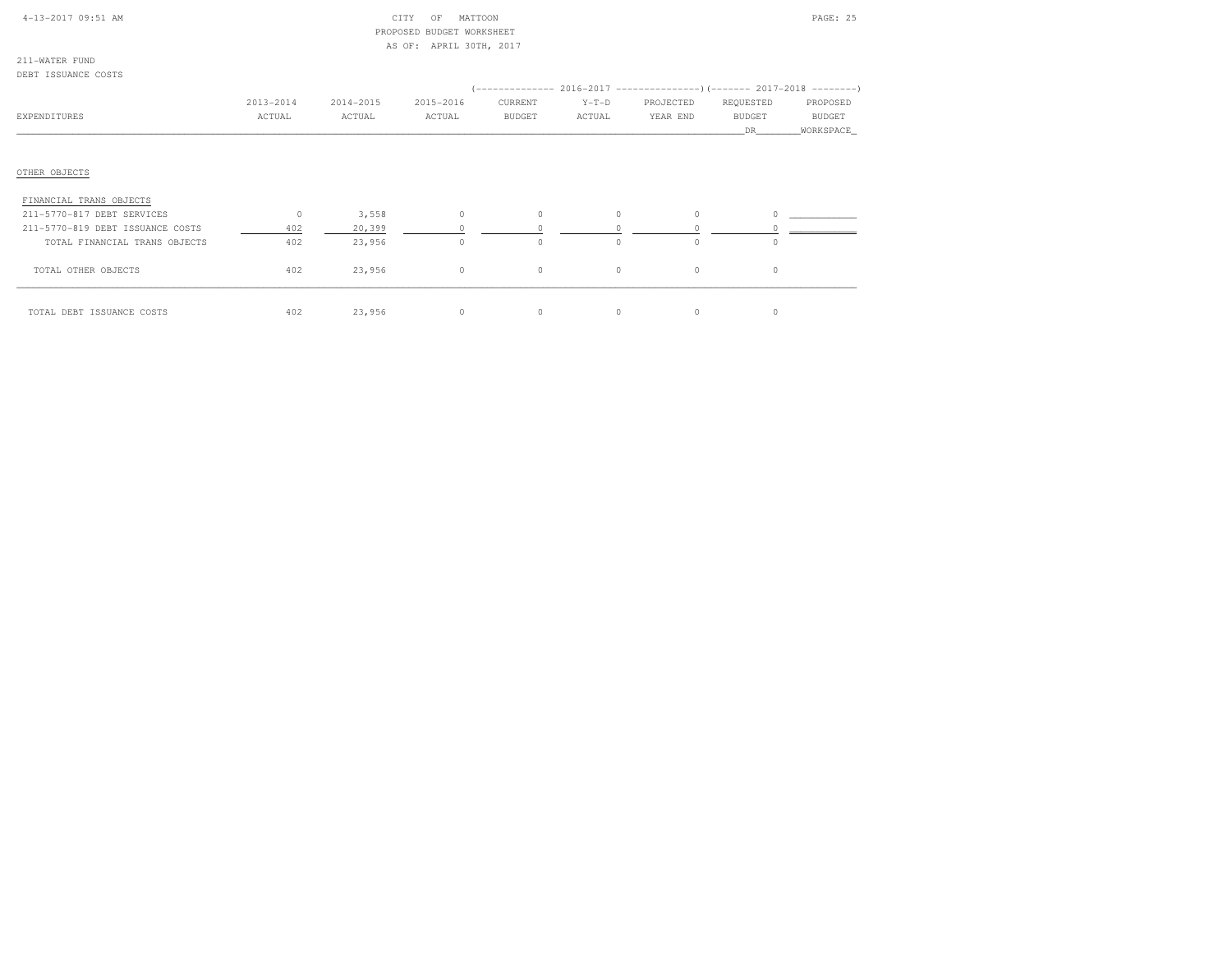CITY OF MATTOON
PROPOSED BUDGET WORKSHEET
AS OF: APRIL 30TH, 2017

211-WATER FUND
DEBT ISSUANCE COSTS

| EXPENDITURES | 2013-2014 ACTUAL | 2014-2015 ACTUAL | 2015-2016 ACTUAL | 2016-2017 CURRENT BUDGET | 2016-2017 Y-T-D ACTUAL | 2016-2017 PROJECTED YEAR END | 2017-2018 REQUESTED BUDGET DR | 2017-2018 PROPOSED BUDGET WORKSPACE |
|---|---|---|---|---|---|---|---|---|
| OTHER OBJECTS | | | | | | | | |
| FINANCIAL TRANS OBJECTS | | | | | | | | |
| 211-5770-817 DEBT SERVICES | 0 | 3,558 | 0 | 0 | 0 | 0 | 0 | |
| 211-5770-819 DEBT ISSUANCE COSTS | 402 | 20,399 | 0 | 0 | 0 | 0 | 0 | |
| TOTAL FINANCIAL TRANS OBJECTS | 402 | 23,956 | 0 | 0 | 0 | 0 | 0 | |
| TOTAL OTHER OBJECTS | 402 | 23,956 | 0 | 0 | 0 | 0 | 0 | |
| TOTAL DEBT ISSUANCE COSTS | 402 | 23,956 | 0 | 0 | 0 | 0 | 0 | |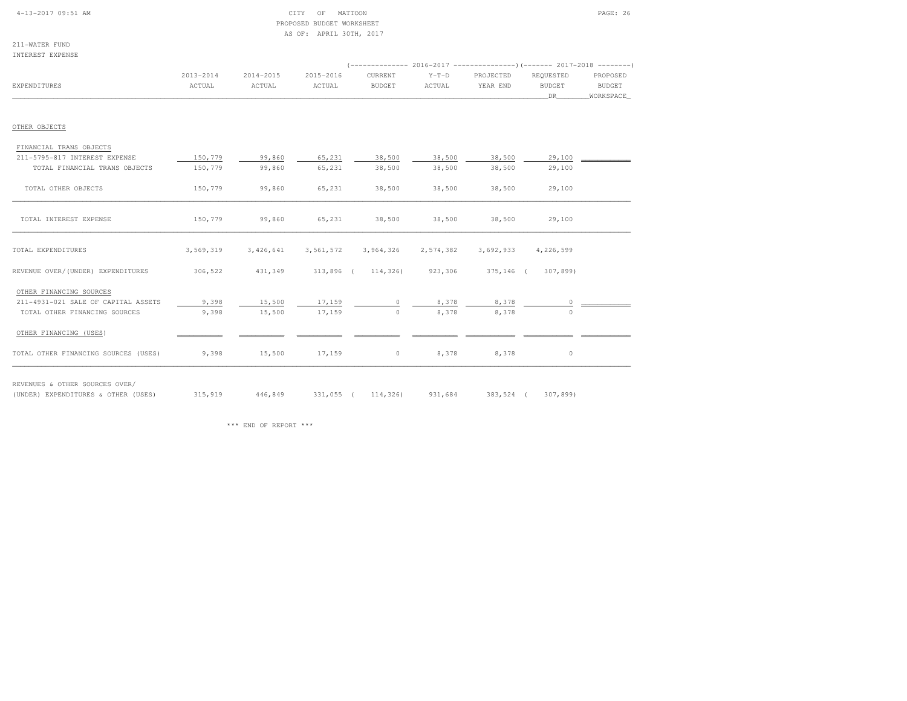211-WATER FUND
INTEREST EXPENSE

| EXPENDITURES | 2013-2014 ACTUAL | 2014-2015 ACTUAL | 2015-2016 ACTUAL | 2016-2017 CURRENT BUDGET | 2016-2017 Y-T-D ACTUAL | 2016-2017 PROJECTED YEAR END | 2017-2018 REQUESTED BUDGET DR | 2017-2018 PROPOSED BUDGET WORKSPACE |
|---|---|---|---|---|---|---|---|---|
| OTHER OBJECTS | | | | | | | | |
| FINANCIAL TRANS OBJECTS | | | | | | | | |
| 211-5795-817 INTEREST EXPENSE | 150,779 | 99,860 | 65,231 | 38,500 | 38,500 | 38,500 | 29,100 | |
| TOTAL FINANCIAL TRANS OBJECTS | 150,779 | 99,860 | 65,231 | 38,500 | 38,500 | 38,500 | 29,100 | |
| TOTAL OTHER OBJECTS | 150,779 | 99,860 | 65,231 | 38,500 | 38,500 | 38,500 | 29,100 | |
| TOTAL INTEREST EXPENSE | 150,779 | 99,860 | 65,231 | 38,500 | 38,500 | 38,500 | 29,100 | |
| TOTAL EXPENDITURES | 3,569,319 | 3,426,641 | 3,561,572 | 3,964,326 | 2,574,382 | 3,692,933 | 4,226,599 | |
| REVENUE OVER/(UNDER) EXPENDITURES | 306,522 | 431,349 | 313,896 | ( 114,326) | 923,306 | 375,146 | ( 307,899) | |
| OTHER FINANCING SOURCES | | | | | | | | |
| 211-4931-021 SALE OF CAPITAL ASSETS | 9,398 | 15,500 | 17,159 | 0 | 8,378 | 8,378 | 0 | |
| TOTAL OTHER FINANCING SOURCES | 9,398 | 15,500 | 17,159 | 0 | 8,378 | 8,378 | 0 | |
| OTHER FINANCING (USES) | | | | | | | | |
| TOTAL OTHER FINANCING SOURCES (USES) | 9,398 | 15,500 | 17,159 | 0 | 8,378 | 8,378 | 0 | |
| REVENUES & OTHER SOURCES OVER/ (UNDER) EXPENDITURES & OTHER (USES) | 315,919 | 446,849 | 331,055 | ( 114,326) | 931,684 | 383,524 | ( 307,899) | |

\*\*\* END OF REPORT \*\*\*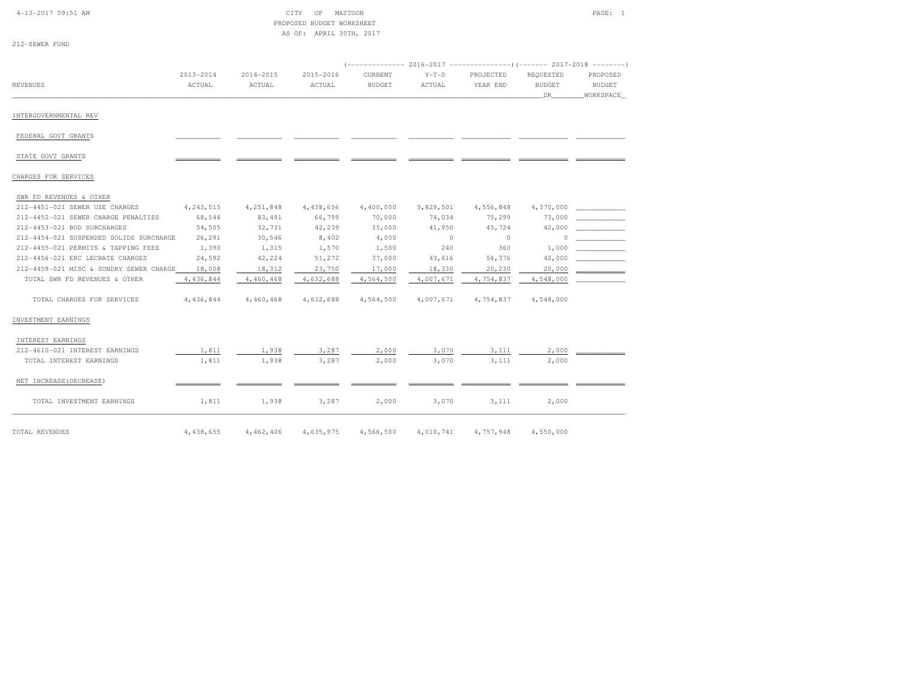CITY OF MATTOON
PROPOSED BUDGET WORKSHEET
AS OF: APRIL 30TH, 2017

212-SEWER FUND

| REVENUES | 2013-2014 ACTUAL | 2014-2015 ACTUAL | 2015-2016 ACTUAL | 2016-2017 CURRENT BUDGET | 2016-2017 Y-T-D ACTUAL | 2016-2017 PROJECTED YEAR END | 2017-2018 REQUESTED BUDGET DR | 2017-2018 PROPOSED BUDGET WORKSPACE |
|---|---|---|---|---|---|---|---|---|
| INTERGOVERNMENTAL REV | | | | | | | | |
| FEDERAL GOVT GRANTS | | | | | | | | |
| STATE GOVT GRANTS | | | | | | | | |
| CHARGES FOR SERVICES | | | | | | | | |
| SWR FD REVENUES & OTHER | | | | | | | | |
| 212-4451-021 SEWER USE CHARGES | 4,243,515 | 4,251,848 | 4,438,656 | 4,400,000 | 3,829,501 | 4,556,848 | 4,370,000 | |
| 212-4452-021 SEWER CHARGE PENALTIES | 68,544 | 83,491 | 66,799 | 70,000 | 74,034 | 75,299 | 73,000 | |
| 212-4453-021 BOD SURCHARGES | 54,505 | 32,731 | 42,239 | 35,000 | 41,950 | 45,724 | 42,000 | |
| 212-4454-021 SUSPENDED SOLIDS SURCHARGE | 26,291 | 30,546 | 8,402 | 4,000 | 0 | 0 | 0 | |
| 212-4455-021 PERMITS & TAPPING FEES | 1,390 | 1,315 | 1,570 | 1,500 | 240 | 360 | 1,000 | |
| 212-4456-021 ERC LECHATE CHARGES | 24,592 | 42,224 | 51,272 | 37,000 | 43,616 | 56,376 | 42,000 | |
| 212-4459-021 MISC & SUNDRY SEWER CHARGE | 18,008 | 18,312 | 23,750 | 17,000 | 18,330 | 20,230 | 20,000 | |
| TOTAL SWR FD REVENUES & OTHER | 4,436,844 | 4,460,468 | 4,632,688 | 4,564,500 | 4,007,671 | 4,754,837 | 4,548,000 | |
| TOTAL CHARGES FOR SERVICES | 4,436,844 | 4,460,468 | 4,632,688 | 4,564,500 | 4,007,671 | 4,754,837 | 4,548,000 | |
| INVESTMENT EARNINGS | | | | | | | | |
| INTEREST EARNINGS | | | | | | | | |
| 212-4610-021 INTEREST EARNINGS | 1,811 | 1,938 | 3,287 | 2,000 | 3,070 | 3,111 | 2,000 | |
| TOTAL INTEREST EARNINGS | 1,811 | 1,938 | 3,287 | 2,000 | 3,070 | 3,111 | 2,000 | |
| NET INCREASE(DECREASE) | | | | | | | | |
| TOTAL INVESTMENT EARNINGS | 1,811 | 1,938 | 3,287 | 2,000 | 3,070 | 3,111 | 2,000 | |
| TOTAL REVENUES | 4,438,655 | 4,462,406 | 4,635,975 | 4,566,500 | 4,010,741 | 4,757,948 | 4,550,000 | |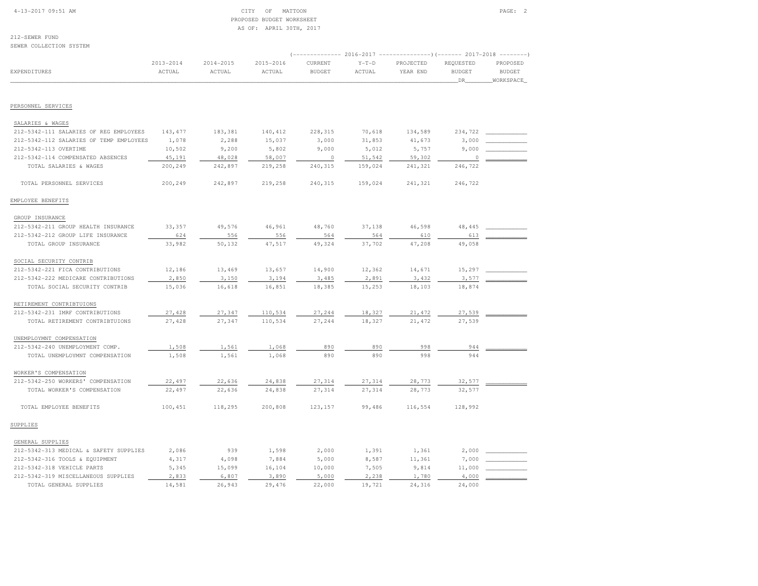CITY OF MATTOON
PROPOSED BUDGET WORKSHEET
AS OF: APRIL 30TH, 2017

212-SEWER FUND
SEWER COLLECTION SYSTEM

| EXPENDITURES | 2013-2014 ACTUAL | 2014-2015 ACTUAL | 2015-2016 ACTUAL | 2016-2017 CURRENT BUDGET | 2016-2017 Y-T-D ACTUAL | 2016-2017 PROJECTED YEAR END | 2017-2018 REQUESTED BUDGET DR | 2017-2018 PROPOSED BUDGET WORKSPACE |
|---|---|---|---|---|---|---|---|---|
| **PERSONNEL SERVICES** | | | | | | | | |
| SALARIES & WAGES | | | | | | | | |
| 212-5342-111 SALARIES OF REG EMPLOYEES | 143,477 | 183,381 | 140,412 | 228,315 | 70,618 | 134,589 | 234,722 | |
| 212-5342-112 SALARIES OF TEMP EMPLOYEES | 1,078 | 2,288 | 15,037 | 3,000 | 31,853 | 41,673 | 3,000 | |
| 212-5342-113 OVERTIME | 10,502 | 9,200 | 5,802 | 9,000 | 5,012 | 5,757 | 9,000 | |
| 212-5342-114 COMPENSATED ABSENCES | 45,191 | 48,028 | 58,007 | 0 | 51,542 | 59,302 | 0 | |
| TOTAL SALARIES & WAGES | 200,249 | 242,897 | 219,258 | 240,315 | 159,024 | 241,321 | 246,722 | |
| TOTAL PERSONNEL SERVICES | 200,249 | 242,897 | 219,258 | 240,315 | 159,024 | 241,321 | 246,722 | |
| **EMPLOYEE BENEFITS** | | | | | | | | |
| GROUP INSURANCE | | | | | | | | |
| 212-5342-211 GROUP HEALTH INSURANCE | 33,357 | 49,576 | 46,961 | 48,760 | 37,138 | 46,598 | 48,445 | |
| 212-5342-212 GROUP LIFE INSURANCE | 624 | 556 | 556 | 564 | 564 | 610 | 613 | |
| TOTAL GROUP INSURANCE | 33,982 | 50,132 | 47,517 | 49,324 | 37,702 | 47,208 | 49,058 | |
| SOCIAL SECURITY CONTRIB | | | | | | | | |
| 212-5342-221 FICA CONTRIBUTIONS | 12,186 | 13,469 | 13,657 | 14,900 | 12,362 | 14,671 | 15,297 | |
| 212-5342-222 MEDICARE CONTRIBUTIONS | 2,850 | 3,150 | 3,194 | 3,485 | 2,891 | 3,432 | 3,577 | |
| TOTAL SOCIAL SECURITY CONTRIB | 15,036 | 16,618 | 16,851 | 18,385 | 15,253 | 18,103 | 18,874 | |
| RETIREMENT CONTRIBTUIONS | | | | | | | | |
| 212-5342-231 IMRF CONTRIBUTIONS | 27,428 | 27,347 | 110,534 | 27,244 | 18,327 | 21,472 | 27,539 | |
| TOTAL RETIREMENT CONTRIBTUIONS | 27,428 | 27,347 | 110,534 | 27,244 | 18,327 | 21,472 | 27,539 | |
| UNEMPLOYMNT COMPENSATION | | | | | | | | |
| 212-5342-240 UNEMPLOYMENT COMP. | 1,508 | 1,561 | 1,068 | 890 | 890 | 998 | 944 | |
| TOTAL UNEMPLOYMNT COMPENSATION | 1,508 | 1,561 | 1,068 | 890 | 890 | 998 | 944 | |
| WORKER'S COMPENSATION | | | | | | | | |
| 212-5342-250 WORKERS' COMPENSATION | 22,497 | 22,636 | 24,838 | 27,314 | 27,314 | 28,773 | 32,577 | |
| TOTAL WORKER'S COMPENSATION | 22,497 | 22,636 | 24,838 | 27,314 | 27,314 | 28,773 | 32,577 | |
| TOTAL EMPLOYEE BENEFITS | 100,451 | 118,295 | 200,808 | 123,157 | 99,486 | 116,554 | 128,992 | |
| **SUPPLIES** | | | | | | | | |
| GENERAL SUPPLIES | | | | | | | | |
| 212-5342-313 MEDICAL & SAFETY SUPPLIES | 2,086 | 939 | 1,598 | 2,000 | 1,391 | 1,361 | 2,000 | |
| 212-5342-316 TOOLS & EQUIPMENT | 4,317 | 4,098 | 7,884 | 5,000 | 8,587 | 11,361 | 7,000 | |
| 212-5342-318 VEHICLE PARTS | 5,345 | 15,099 | 16,104 | 10,000 | 7,505 | 9,814 | 11,000 | |
| 212-5342-319 MISCELLANEOUS SUPPLIES | 2,833 | 6,807 | 3,890 | 5,000 | 2,238 | 1,780 | 4,000 | |
| TOTAL GENERAL SUPPLIES | 14,581 | 26,943 | 29,476 | 22,000 | 19,721 | 24,316 | 24,000 | |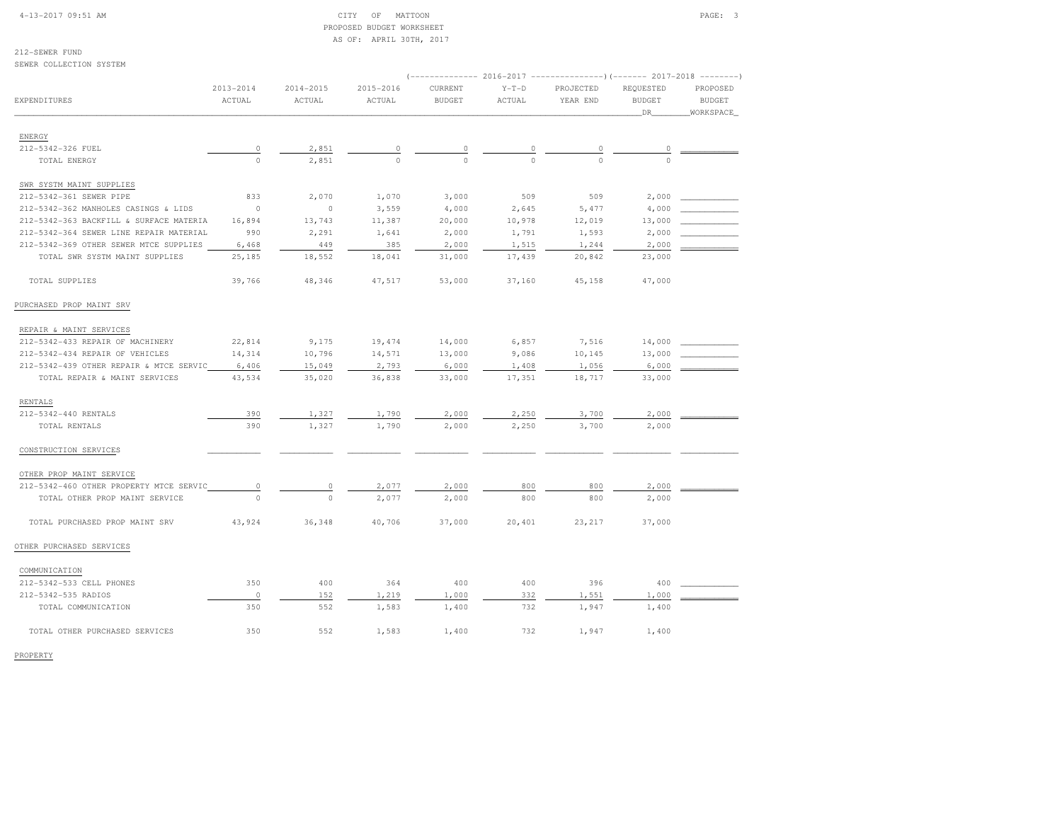CITY OF MATTOON
PROPOSED BUDGET WORKSHEET
AS OF: APRIL 30TH, 2017

212-SEWER FUND
SEWER COLLECTION SYSTEM

| EXPENDITURES | 2013-2014 ACTUAL | 2014-2015 ACTUAL | 2015-2016 ACTUAL | 2016-2017 CURRENT BUDGET | 2016-2017 Y-T-D ACTUAL | 2016-2017 PROJECTED YEAR END | 2017-2018 REQUESTED BUDGET DR | 2017-2018 PROPOSED BUDGET WORKSPACE |
|---|---|---|---|---|---|---|---|---|
| ENERGY | | | | | | | | |
| 212-5342-326 FUEL | 0 | 2,851 | 0 | 0 | 0 | 0 | 0 | |
| TOTAL ENERGY | 0 | 2,851 | 0 | 0 | 0 | 0 | 0 | |
| SWR SYSTM MAINT SUPPLIES | | | | | | | | |
| 212-5342-361 SEWER PIPE | 833 | 2,070 | 1,070 | 3,000 | 509 | 509 | 2,000 | |
| 212-5342-362 MANHOLES CASINGS & LIDS | 0 | 0 | 3,559 | 4,000 | 2,645 | 5,477 | 4,000 | |
| 212-5342-363 BACKFILL & SURFACE MATERIA | 16,894 | 13,743 | 11,387 | 20,000 | 10,978 | 12,019 | 13,000 | |
| 212-5342-364 SEWER LINE REPAIR MATERIAL | 990 | 2,291 | 1,641 | 2,000 | 1,791 | 1,593 | 2,000 | |
| 212-5342-369 OTHER SEWER MTCE SUPPLIES | 6,468 | 449 | 385 | 2,000 | 1,515 | 1,244 | 2,000 | |
| TOTAL SWR SYSTM MAINT SUPPLIES | 25,185 | 18,552 | 18,041 | 31,000 | 17,439 | 20,842 | 23,000 | |
| TOTAL SUPPLIES | 39,766 | 48,346 | 47,517 | 53,000 | 37,160 | 45,158 | 47,000 | |
| PURCHASED PROP MAINT SRV | | | | | | | | |
| REPAIR & MAINT SERVICES | | | | | | | | |
| 212-5342-433 REPAIR OF MACHINERY | 22,814 | 9,175 | 19,474 | 14,000 | 6,857 | 7,516 | 14,000 | |
| 212-5342-434 REPAIR OF VEHICLES | 14,314 | 10,796 | 14,571 | 13,000 | 9,086 | 10,145 | 13,000 | |
| 212-5342-439 OTHER REPAIR & MTCE SERVIC | 6,406 | 15,049 | 2,793 | 6,000 | 1,408 | 1,056 | 6,000 | |
| TOTAL REPAIR & MAINT SERVICES | 43,534 | 35,020 | 36,838 | 33,000 | 17,351 | 18,717 | 33,000 | |
| RENTALS | | | | | | | | |
| 212-5342-440 RENTALS | 390 | 1,327 | 1,790 | 2,000 | 2,250 | 3,700 | 2,000 | |
| TOTAL RENTALS | 390 | 1,327 | 1,790 | 2,000 | 2,250 | 3,700 | 2,000 | |
| CONSTRUCTION SERVICES | | | | | | | | |
| OTHER PROP MAINT SERVICE | | | | | | | | |
| 212-5342-460 OTHER PROPERTY MTCE SERVIC | 0 | 0 | 2,077 | 2,000 | 800 | 800 | 2,000 | |
| TOTAL OTHER PROP MAINT SERVICE | 0 | 0 | 2,077 | 2,000 | 800 | 800 | 2,000 | |
| TOTAL PURCHASED PROP MAINT SRV | 43,924 | 36,348 | 40,706 | 37,000 | 20,401 | 23,217 | 37,000 | |
| OTHER PURCHASED SERVICES | | | | | | | | |
| COMMUNICATION | | | | | | | | |
| 212-5342-533 CELL PHONES | 350 | 400 | 364 | 400 | 400 | 396 | 400 | |
| 212-5342-535 RADIOS | 0 | 152 | 1,219 | 1,000 | 332 | 1,551 | 1,000 | |
| TOTAL COMMUNICATION | 350 | 552 | 1,583 | 1,400 | 732 | 1,947 | 1,400 | |
| TOTAL OTHER PURCHASED SERVICES | 350 | 552 | 1,583 | 1,400 | 732 | 1,947 | 1,400 | |

PROPERTY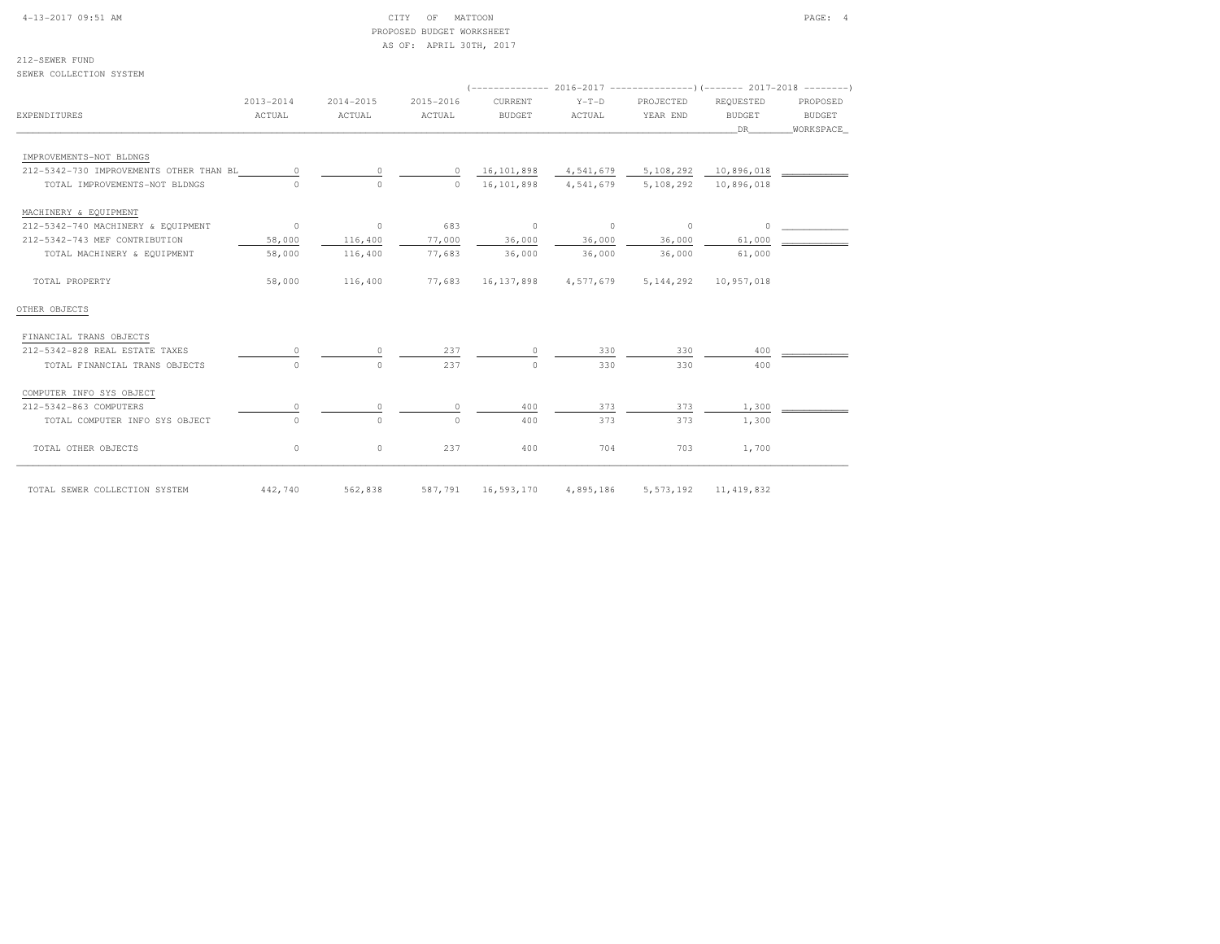CITY OF MATTOON
PROPOSED BUDGET WORKSHEET
AS OF: APRIL 30TH, 2017

212-SEWER FUND
SEWER COLLECTION SYSTEM

| EXPENDITURES | 2013-2014 ACTUAL | 2014-2015 ACTUAL | 2015-2016 ACTUAL | 2016-2017 CURRENT BUDGET | 2016-2017 Y-T-D ACTUAL | 2016-2017 PROJECTED YEAR END | 2017-2018 REQUESTED BUDGET DR | 2017-2018 PROPOSED BUDGET WORKSPACE |
|---|---|---|---|---|---|---|---|---|
| IMPROVEMENTS-NOT BLDNGS | | | | | | | | |
| 212-5342-730 IMPROVEMENTS OTHER THAN BL | 0 | 0 | 0 | 16,101,898 | 4,541,679 | 5,108,292 | 10,896,018 | |
| TOTAL IMPROVEMENTS-NOT BLDNGS | 0 | 0 | 0 | 16,101,898 | 4,541,679 | 5,108,292 | 10,896,018 | |
| MACHINERY & EQUIPMENT | | | | | | | | |
| 212-5342-740 MACHINERY & EQUIPMENT | 0 | 0 | 683 | 0 | 0 | 0 | 0 | |
| 212-5342-743 MEF CONTRIBUTION | 58,000 | 116,400 | 77,000 | 36,000 | 36,000 | 36,000 | 61,000 | |
| TOTAL MACHINERY & EQUIPMENT | 58,000 | 116,400 | 77,683 | 36,000 | 36,000 | 36,000 | 61,000 | |
| TOTAL PROPERTY | 58,000 | 116,400 | 77,683 | 16,137,898 | 4,577,679 | 5,144,292 | 10,957,018 | |
| OTHER OBJECTS | | | | | | | | |
| FINANCIAL TRANS OBJECTS | | | | | | | | |
| 212-5342-828 REAL ESTATE TAXES | 0 | 0 | 237 | 0 | 330 | 330 | 400 | |
| TOTAL FINANCIAL TRANS OBJECTS | 0 | 0 | 237 | 0 | 330 | 330 | 400 | |
| COMPUTER INFO SYS OBJECT | | | | | | | | |
| 212-5342-863 COMPUTERS | 0 | 0 | 0 | 400 | 373 | 373 | 1,300 | |
| TOTAL COMPUTER INFO SYS OBJECT | 0 | 0 | 0 | 400 | 373 | 373 | 1,300 | |
| TOTAL OTHER OBJECTS | 0 | 0 | 237 | 400 | 704 | 703 | 1,700 | |
| TOTAL SEWER COLLECTION SYSTEM | 442,740 | 562,838 | 587,791 | 16,593,170 | 4,895,186 | 5,573,192 | 11,419,832 | |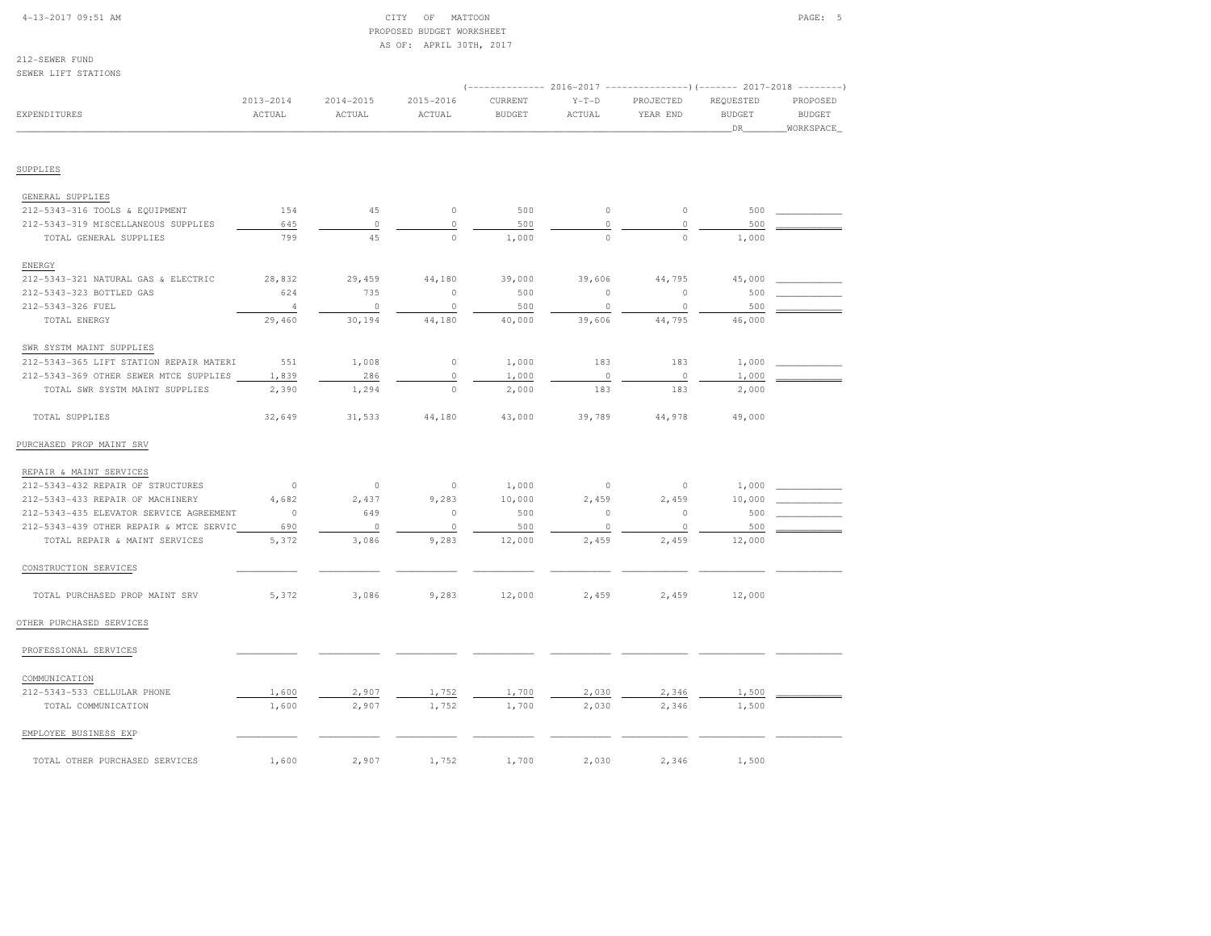CITY OF MATTOON
PROPOSED BUDGET WORKSHEET
AS OF: APRIL 30TH, 2017

212-SEWER FUND
SEWER LIFT STATIONS

| EXPENDITURES | 2013-2014 ACTUAL | 2014-2015 ACTUAL | 2015-2016 ACTUAL | 2016-2017 CURRENT BUDGET | 2016-2017 Y-T-D ACTUAL | 2016-2017 PROJECTED YEAR END | 2017-2018 REQUESTED BUDGET DR | 2017-2018 PROPOSED BUDGET WORKSPACE |
|---|---|---|---|---|---|---|---|---|
| **SUPPLIES** | | | | | | | | |
| GENERAL SUPPLIES | | | | | | | | |
| 212-5343-316 TOOLS & EQUIPMENT | 154 | 45 | 0 | 500 | 0 | 0 | 500 | |
| 212-5343-319 MISCELLANEOUS SUPPLIES | 645 | 0 | 0 | 500 | 0 | 0 | 500 | |
| TOTAL GENERAL SUPPLIES | 799 | 45 | 0 | 1,000 | 0 | 0 | 1,000 | |
| ENERGY | | | | | | | | |
| 212-5343-321 NATURAL GAS & ELECTRIC | 28,832 | 29,459 | 44,180 | 39,000 | 39,606 | 44,795 | 45,000 | |
| 212-5343-323 BOTTLED GAS | 624 | 735 | 0 | 500 | 0 | 0 | 500 | |
| 212-5343-326 FUEL | 4 | 0 | 0 | 500 | 0 | 0 | 500 | |
| TOTAL ENERGY | 29,460 | 30,194 | 44,180 | 40,000 | 39,606 | 44,795 | 46,000 | |
| SWR SYSTM MAINT SUPPLIES | | | | | | | | |
| 212-5343-365 LIFT STATION REPAIR MATERI | 551 | 1,008 | 0 | 1,000 | 183 | 183 | 1,000 | |
| 212-5343-369 OTHER SEWER MTCE SUPPLIES | 1,839 | 286 | 0 | 1,000 | 0 | 0 | 1,000 | |
| TOTAL SWR SYSTM MAINT SUPPLIES | 2,390 | 1,294 | 0 | 2,000 | 183 | 183 | 2,000 | |
| TOTAL SUPPLIES | 32,649 | 31,533 | 44,180 | 43,000 | 39,789 | 44,978 | 49,000 | |
| **PURCHASED PROP MAINT SRV** | | | | | | | | |
| REPAIR & MAINT SERVICES | | | | | | | | |
| 212-5343-432 REPAIR OF STRUCTURES | 0 | 0 | 0 | 1,000 | 0 | 0 | 1,000 | |
| 212-5343-433 REPAIR OF MACHINERY | 4,682 | 2,437 | 9,283 | 10,000 | 2,459 | 2,459 | 10,000 | |
| 212-5343-435 ELEVATOR SERVICE AGREEMENT | 0 | 649 | 0 | 500 | 0 | 0 | 500 | |
| 212-5343-439 OTHER REPAIR & MTCE SERVIC | 690 | 0 | 0 | 500 | 0 | 0 | 500 | |
| TOTAL REPAIR & MAINT SERVICES | 5,372 | 3,086 | 9,283 | 12,000 | 2,459 | 2,459 | 12,000 | |
| CONSTRUCTION SERVICES | | | | | | | | |
| TOTAL PURCHASED PROP MAINT SRV | 5,372 | 3,086 | 9,283 | 12,000 | 2,459 | 2,459 | 12,000 | |
| **OTHER PURCHASED SERVICES** | | | | | | | | |
| PROFESSIONAL SERVICES | | | | | | | | |
| COMMUNICATION | | | | | | | | |
| 212-5343-533 CELLULAR PHONE | 1,600 | 2,907 | 1,752 | 1,700 | 2,030 | 2,346 | 1,500 | |
| TOTAL COMMUNICATION | 1,600 | 2,907 | 1,752 | 1,700 | 2,030 | 2,346 | 1,500 | |
| EMPLOYEE BUSINESS EXP | | | | | | | | |
| TOTAL OTHER PURCHASED SERVICES | 1,600 | 2,907 | 1,752 | 1,700 | 2,030 | 2,346 | 1,500 | |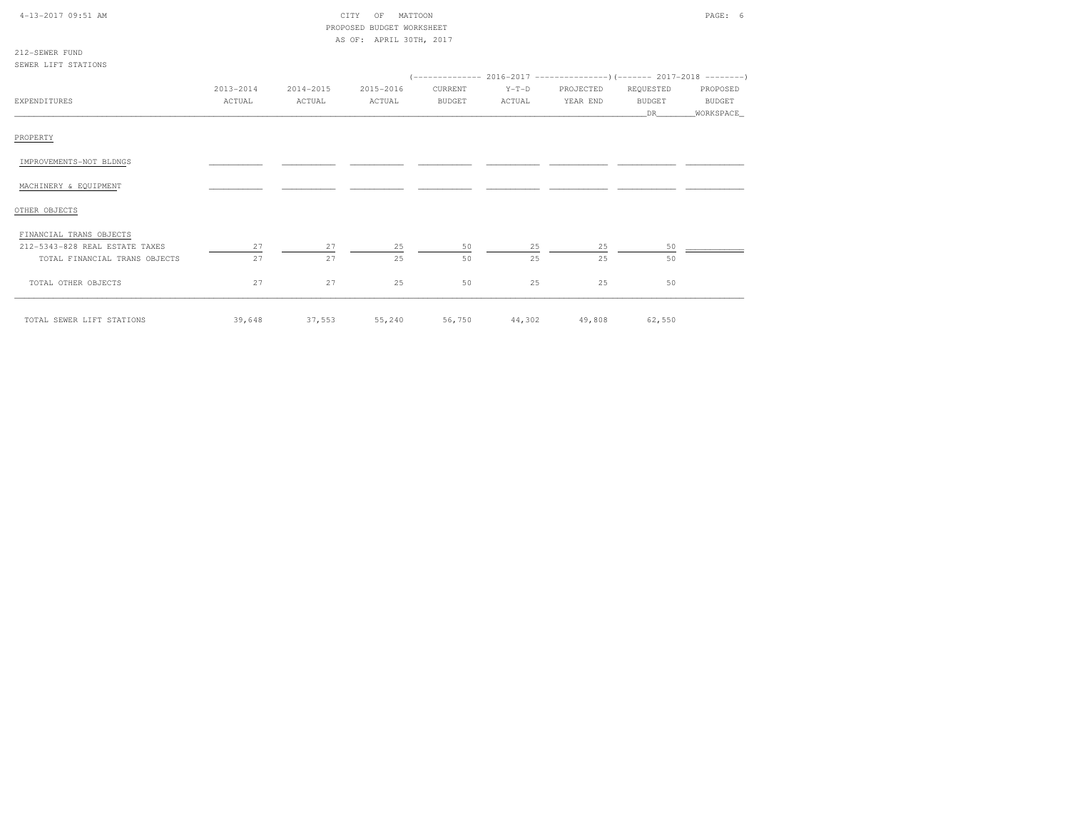CITY OF MATTOON
PROPOSED BUDGET WORKSHEET
AS OF: APRIL 30TH, 2017

212-SEWER FUND
SEWER LIFT STATIONS

| EXPENDITURES | 2013-2014 ACTUAL | 2014-2015 ACTUAL | 2015-2016 ACTUAL | 2016-2017 CURRENT BUDGET | 2016-2017 Y-T-D ACTUAL | 2016-2017 PROJECTED YEAR END | 2017-2018 REQUESTED BUDGET DR | 2017-2018 PROPOSED BUDGET WORKSPACE |
|---|---|---|---|---|---|---|---|---|
| PROPERTY | | | | | | | | |
| IMPROVEMENTS-NOT BLDNGS | | | | | | | | |
| MACHINERY & EQUIPMENT | | | | | | | | |
| OTHER OBJECTS | | | | | | | | |
| FINANCIAL TRANS OBJECTS | | | | | | | | |
| 212-5343-828 REAL ESTATE TAXES | 27 | 27 | 25 | 50 | 25 | 25 | 50 | |
| TOTAL FINANCIAL TRANS OBJECTS | 27 | 27 | 25 | 50 | 25 | 25 | 50 | |
| TOTAL OTHER OBJECTS | 27 | 27 | 25 | 50 | 25 | 25 | 50 | |
| TOTAL SEWER LIFT STATIONS | 39,648 | 37,553 | 55,240 | 56,750 | 44,302 | 49,808 | 62,550 | |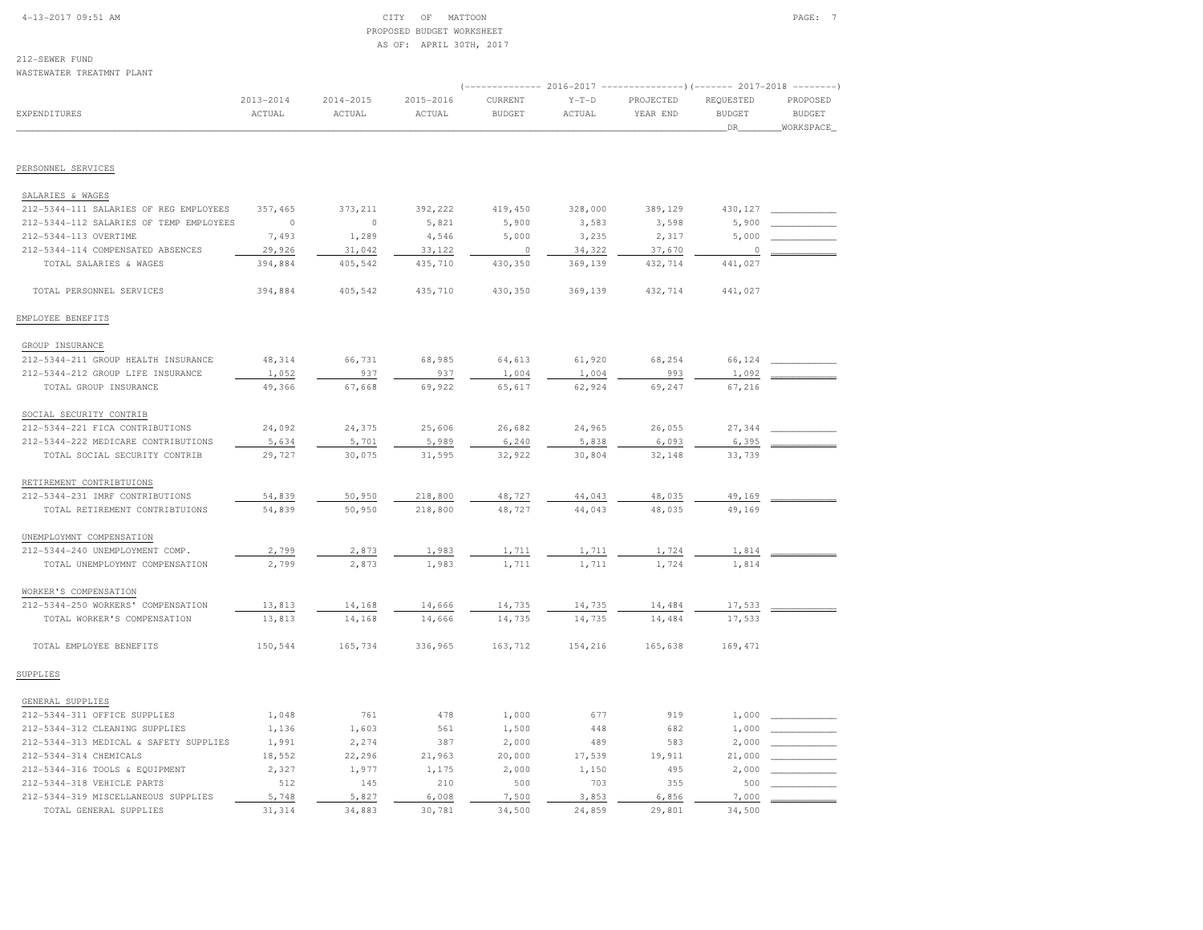CITY OF MATTOON
PROPOSED BUDGET WORKSHEET
AS OF: APRIL 30TH, 2017

212-SEWER FUND
WASTEWATER TREATMNT PLANT

| EXPENDITURES | 2013-2014 ACTUAL | 2014-2015 ACTUAL | 2015-2016 ACTUAL | 2016-2017 CURRENT BUDGET | 2016-2017 Y-T-D ACTUAL | 2016-2017 PROJECTED YEAR END | 2017-2018 REQUESTED BUDGET DR | 2017-2018 PROPOSED BUDGET WORKSPACE |
|---|---|---|---|---|---|---|---|---|
| **PERSONNEL SERVICES** | | | | | | | | |
| SALARIES & WAGES | | | | | | | | |
| 212-5344-111 SALARIES OF REG EMPLOYEES | 357,465 | 373,211 | 392,222 | 419,450 | 328,000 | 389,129 | 430,127 | |
| 212-5344-112 SALARIES OF TEMP EMPLOYEES | 0 | 0 | 5,821 | 5,900 | 3,583 | 3,598 | 5,900 | |
| 212-5344-113 OVERTIME | 7,493 | 1,289 | 4,546 | 5,000 | 3,235 | 2,317 | 5,000 | |
| 212-5344-114 COMPENSATED ABSENCES | 29,926 | 31,042 | 33,122 | 0 | 34,322 | 37,670 | 0 | |
| TOTAL SALARIES & WAGES | 394,884 | 405,542 | 435,710 | 430,350 | 369,139 | 432,714 | 441,027 | |
| TOTAL PERSONNEL SERVICES | 394,884 | 405,542 | 435,710 | 430,350 | 369,139 | 432,714 | 441,027 | |
| **EMPLOYEE BENEFITS** | | | | | | | | |
| GROUP INSURANCE | | | | | | | | |
| 212-5344-211 GROUP HEALTH INSURANCE | 48,314 | 66,731 | 68,985 | 64,613 | 61,920 | 68,254 | 66,124 | |
| 212-5344-212 GROUP LIFE INSURANCE | 1,052 | 937 | 937 | 1,004 | 1,004 | 993 | 1,092 | |
| TOTAL GROUP INSURANCE | 49,366 | 67,668 | 69,922 | 65,617 | 62,924 | 69,247 | 67,216 | |
| SOCIAL SECURITY CONTRIB | | | | | | | | |
| 212-5344-221 FICA CONTRIBUTIONS | 24,092 | 24,375 | 25,606 | 26,682 | 24,965 | 26,055 | 27,344 | |
| 212-5344-222 MEDICARE CONTRIBUTIONS | 5,634 | 5,701 | 5,989 | 6,240 | 5,838 | 6,093 | 6,395 | |
| TOTAL SOCIAL SECURITY CONTRIB | 29,727 | 30,075 | 31,595 | 32,922 | 30,804 | 32,148 | 33,739 | |
| RETIREMENT CONTRIBTUIONS | | | | | | | | |
| 212-5344-231 IMRF CONTRIBUTIONS | 54,839 | 50,950 | 218,800 | 48,727 | 44,043 | 48,035 | 49,169 | |
| TOTAL RETIREMENT CONTRIBTUIONS | 54,839 | 50,950 | 218,800 | 48,727 | 44,043 | 48,035 | 49,169 | |
| UNEMPLOYMNT COMPENSATION | | | | | | | | |
| 212-5344-240 UNEMPLOYMENT COMP. | 2,799 | 2,873 | 1,983 | 1,711 | 1,711 | 1,724 | 1,814 | |
| TOTAL UNEMPLOYMNT COMPENSATION | 2,799 | 2,873 | 1,983 | 1,711 | 1,711 | 1,724 | 1,814 | |
| WORKER'S COMPENSATION | | | | | | | | |
| 212-5344-250 WORKERS' COMPENSATION | 13,813 | 14,168 | 14,666 | 14,735 | 14,735 | 14,484 | 17,533 | |
| TOTAL WORKER'S COMPENSATION | 13,813 | 14,168 | 14,666 | 14,735 | 14,735 | 14,484 | 17,533 | |
| TOTAL EMPLOYEE BENEFITS | 150,544 | 165,734 | 336,965 | 163,712 | 154,216 | 165,638 | 169,471 | |
| **SUPPLIES** | | | | | | | | |
| GENERAL SUPPLIES | | | | | | | | |
| 212-5344-311 OFFICE SUPPLIES | 1,048 | 761 | 478 | 1,000 | 677 | 919 | 1,000 | |
| 212-5344-312 CLEANING SUPPLIES | 1,136 | 1,603 | 561 | 1,500 | 448 | 682 | 1,000 | |
| 212-5344-313 MEDICAL & SAFETY SUPPLIES | 1,991 | 2,274 | 387 | 2,000 | 489 | 583 | 2,000 | |
| 212-5344-314 CHEMICALS | 18,552 | 22,296 | 21,963 | 20,000 | 17,539 | 19,911 | 21,000 | |
| 212-5344-316 TOOLS & EQUIPMENT | 2,327 | 1,977 | 1,175 | 2,000 | 1,150 | 495 | 2,000 | |
| 212-5344-318 VEHICLE PARTS | 512 | 145 | 210 | 500 | 703 | 355 | 500 | |
| 212-5344-319 MISCELLANEOUS SUPPLIES | 5,748 | 5,827 | 6,008 | 7,500 | 3,853 | 6,856 | 7,000 | |
| TOTAL GENERAL SUPPLIES | 31,314 | 34,883 | 30,781 | 34,500 | 24,859 | 29,801 | 34,500 | |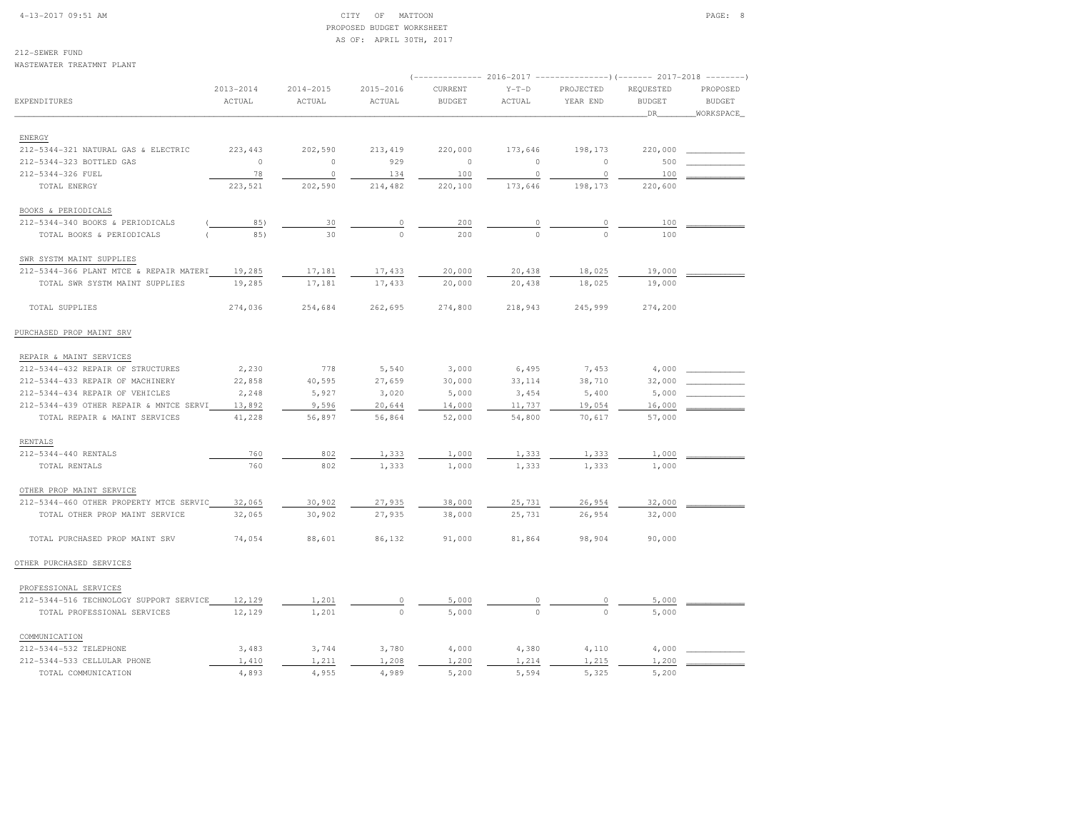CITY OF MATTOON
PROPOSED BUDGET WORKSHEET
AS OF: APRIL 30TH, 2017

212-SEWER FUND
WASTEWATER TREATMNT PLANT

| EXPENDITURES | 2013-2014 ACTUAL | 2014-2015 ACTUAL | 2015-2016 ACTUAL | 2016-2017 CURRENT BUDGET | 2016-2017 Y-T-D ACTUAL | 2016-2017 PROJECTED YEAR END | 2017-2018 REQUESTED BUDGET DR | 2017-2018 PROPOSED BUDGET WORKSPACE |
|---|---|---|---|---|---|---|---|---|
| **ENERGY** | | | | | | | | |
| 212-5344-321 NATURAL GAS & ELECTRIC | 223,443 | 202,590 | 213,419 | 220,000 | 173,646 | 198,173 | 220,000 | |
| 212-5344-323 BOTTLED GAS | 0 | 0 | 929 | 0 | 0 | 0 | 500 | |
| 212-5344-326 FUEL | 78 | 0 | 134 | 100 | 0 | 0 | 100 | |
| TOTAL ENERGY | 223,521 | 202,590 | 214,482 | 220,100 | 173,646 | 198,173 | 220,600 | |
| **BOOKS & PERIODICALS** | | | | | | | | |
| 212-5344-340 BOOKS & PERIODICALS | (85) | 30 | 0 | 200 | 0 | 0 | 100 | |
| TOTAL BOOKS & PERIODICALS | (85) | 30 | 0 | 200 | 0 | 0 | 100 | |
| **SWR SYSTM MAINT SUPPLIES** | | | | | | | | |
| 212-5344-366 PLANT MTCE & REPAIR MATERI | 19,285 | 17,181 | 17,433 | 20,000 | 20,438 | 18,025 | 19,000 | |
| TOTAL SWR SYSTM MAINT SUPPLIES | 19,285 | 17,181 | 17,433 | 20,000 | 20,438 | 18,025 | 19,000 | |
| TOTAL SUPPLIES | 274,036 | 254,684 | 262,695 | 274,800 | 218,943 | 245,999 | 274,200 | |
| **PURCHASED PROP MAINT SRV** | | | | | | | | |
| **REPAIR & MAINT SERVICES** | | | | | | | | |
| 212-5344-432 REPAIR OF STRUCTURES | 2,230 | 778 | 5,540 | 3,000 | 6,495 | 7,453 | 4,000 | |
| 212-5344-433 REPAIR OF MACHINERY | 22,858 | 40,595 | 27,659 | 30,000 | 33,114 | 38,710 | 32,000 | |
| 212-5344-434 REPAIR OF VEHICLES | 2,248 | 5,927 | 3,020 | 5,000 | 3,454 | 5,400 | 5,000 | |
| 212-5344-439 OTHER REPAIR & MNTCE SERVI | 13,892 | 9,596 | 20,644 | 14,000 | 11,737 | 19,054 | 16,000 | |
| TOTAL REPAIR & MAINT SERVICES | 41,228 | 56,897 | 56,864 | 52,000 | 54,800 | 70,617 | 57,000 | |
| **RENTALS** | | | | | | | | |
| 212-5344-440 RENTALS | 760 | 802 | 1,333 | 1,000 | 1,333 | 1,333 | 1,000 | |
| TOTAL RENTALS | 760 | 802 | 1,333 | 1,000 | 1,333 | 1,333 | 1,000 | |
| **OTHER PROP MAINT SERVICE** | | | | | | | | |
| 212-5344-460 OTHER PROPERTY MTCE SERVIC | 32,065 | 30,902 | 27,935 | 38,000 | 25,731 | 26,954 | 32,000 | |
| TOTAL OTHER PROP MAINT SERVICE | 32,065 | 30,902 | 27,935 | 38,000 | 25,731 | 26,954 | 32,000 | |
| TOTAL PURCHASED PROP MAINT SRV | 74,054 | 88,601 | 86,132 | 91,000 | 81,864 | 98,904 | 90,000 | |
| **OTHER PURCHASED SERVICES** | | | | | | | | |
| **PROFESSIONAL SERVICES** | | | | | | | | |
| 212-5344-516 TECHNOLOGY SUPPORT SERVICE | 12,129 | 1,201 | 0 | 5,000 | 0 | 0 | 5,000 | |
| TOTAL PROFESSIONAL SERVICES | 12,129 | 1,201 | 0 | 5,000 | 0 | 0 | 5,000 | |
| **COMMUNICATION** | | | | | | | | |
| 212-5344-532 TELEPHONE | 3,483 | 3,744 | 3,780 | 4,000 | 4,380 | 4,110 | 4,000 | |
| 212-5344-533 CELLULAR PHONE | 1,410 | 1,211 | 1,208 | 1,200 | 1,214 | 1,215 | 1,200 | |
| TOTAL COMMUNICATION | 4,893 | 4,955 | 4,989 | 5,200 | 5,594 | 5,325 | 5,200 | |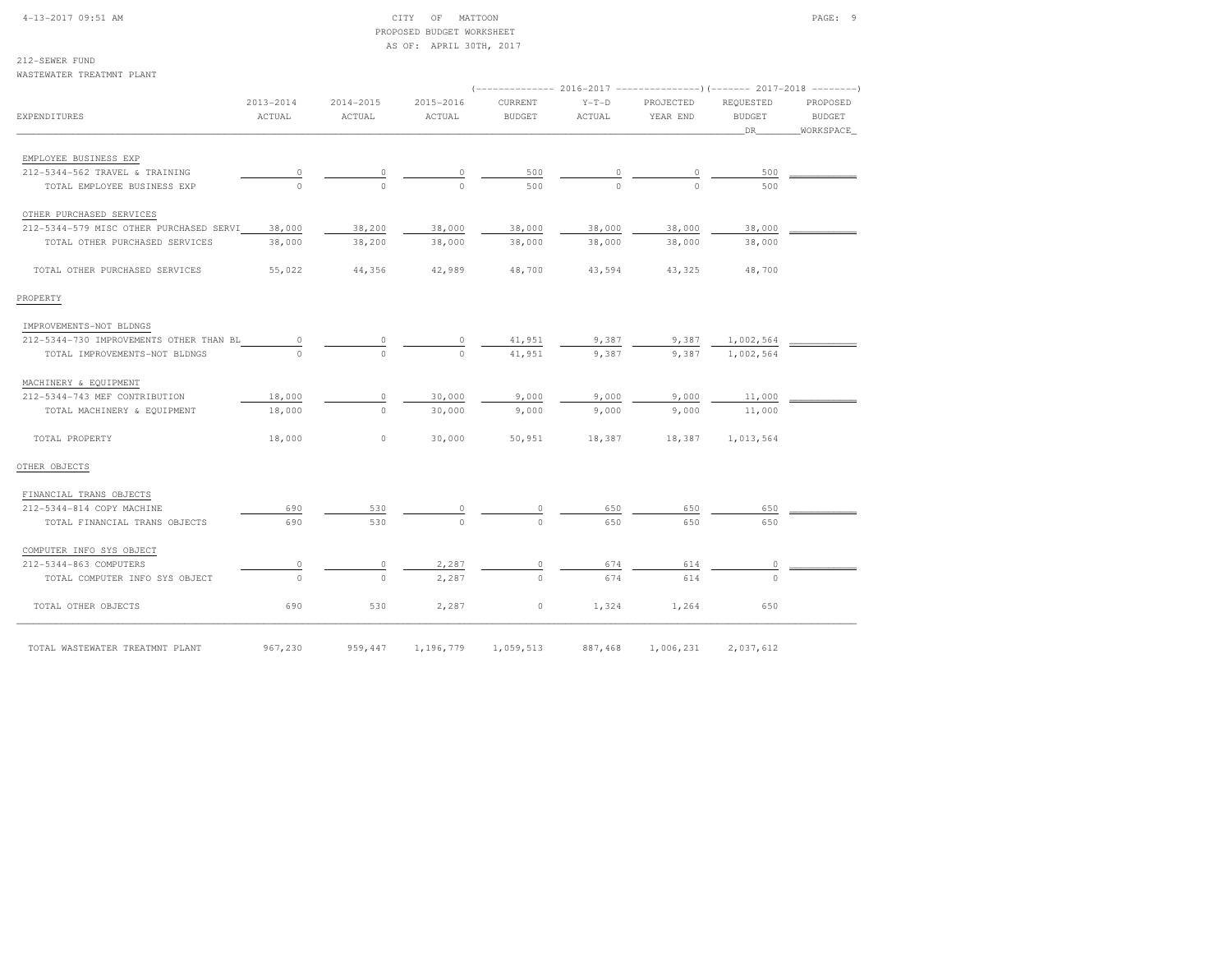CITY OF MATTOON
PROPOSED BUDGET WORKSHEET
AS OF: APRIL 30TH, 2017

212-SEWER FUND
WASTEWATER TREATMNT PLANT

| EXPENDITURES | 2013-2014 ACTUAL | 2014-2015 ACTUAL | 2015-2016 ACTUAL | 2016-2017 CURRENT BUDGET | 2016-2017 Y-T-D ACTUAL | 2016-2017 PROJECTED YEAR END | 2017-2018 REQUESTED BUDGET DR | 2017-2018 PROPOSED BUDGET WORKSPACE |
|---|---|---|---|---|---|---|---|---|
| EMPLOYEE BUSINESS EXP | | | | | | | | |
| 212-5344-562 TRAVEL & TRAINING | 0 | 0 | 0 | 500 | 0 | 0 | 500 | |
| TOTAL EMPLOYEE BUSINESS EXP | 0 | 0 | 0 | 500 | 0 | 0 | 500 | |
| OTHER PURCHASED SERVICES | | | | | | | | |
| 212-5344-579 MISC OTHER PURCHASED SERVI | 38,000 | 38,200 | 38,000 | 38,000 | 38,000 | 38,000 | 38,000 | |
| TOTAL OTHER PURCHASED SERVICES | 38,000 | 38,200 | 38,000 | 38,000 | 38,000 | 38,000 | 38,000 | |
| TOTAL OTHER PURCHASED SERVICES | 55,022 | 44,356 | 42,989 | 48,700 | 43,594 | 43,325 | 48,700 | |
| PROPERTY | | | | | | | | |
| IMPROVEMENTS-NOT BLDNGS | | | | | | | | |
| 212-5344-730 IMPROVEMENTS OTHER THAN BL | 0 | 0 | 0 | 41,951 | 9,387 | 9,387 | 1,002,564 | |
| TOTAL IMPROVEMENTS-NOT BLDNGS | 0 | 0 | 0 | 41,951 | 9,387 | 9,387 | 1,002,564 | |
| MACHINERY & EQUIPMENT | | | | | | | | |
| 212-5344-743 MEF CONTRIBUTION | 18,000 | 0 | 30,000 | 9,000 | 9,000 | 9,000 | 11,000 | |
| TOTAL MACHINERY & EQUIPMENT | 18,000 | 0 | 30,000 | 9,000 | 9,000 | 9,000 | 11,000 | |
| TOTAL PROPERTY | 18,000 | 0 | 30,000 | 50,951 | 18,387 | 18,387 | 1,013,564 | |
| OTHER OBJECTS | | | | | | | | |
| FINANCIAL TRANS OBJECTS | | | | | | | | |
| 212-5344-814 COPY MACHINE | 690 | 530 | 0 | 0 | 650 | 650 | 650 | |
| TOTAL FINANCIAL TRANS OBJECTS | 690 | 530 | 0 | 0 | 650 | 650 | 650 | |
| COMPUTER INFO SYS OBJECT | | | | | | | | |
| 212-5344-863 COMPUTERS | 0 | 0 | 2,287 | 0 | 674 | 614 | 0 | |
| TOTAL COMPUTER INFO SYS OBJECT | 0 | 0 | 2,287 | 0 | 674 | 614 | 0 | |
| TOTAL OTHER OBJECTS | 690 | 530 | 2,287 | 0 | 1,324 | 1,264 | 650 | |
| TOTAL WASTEWATER TREATMNT PLANT | 967,230 | 959,447 | 1,196,779 | 1,059,513 | 887,468 | 1,006,231 | 2,037,612 | |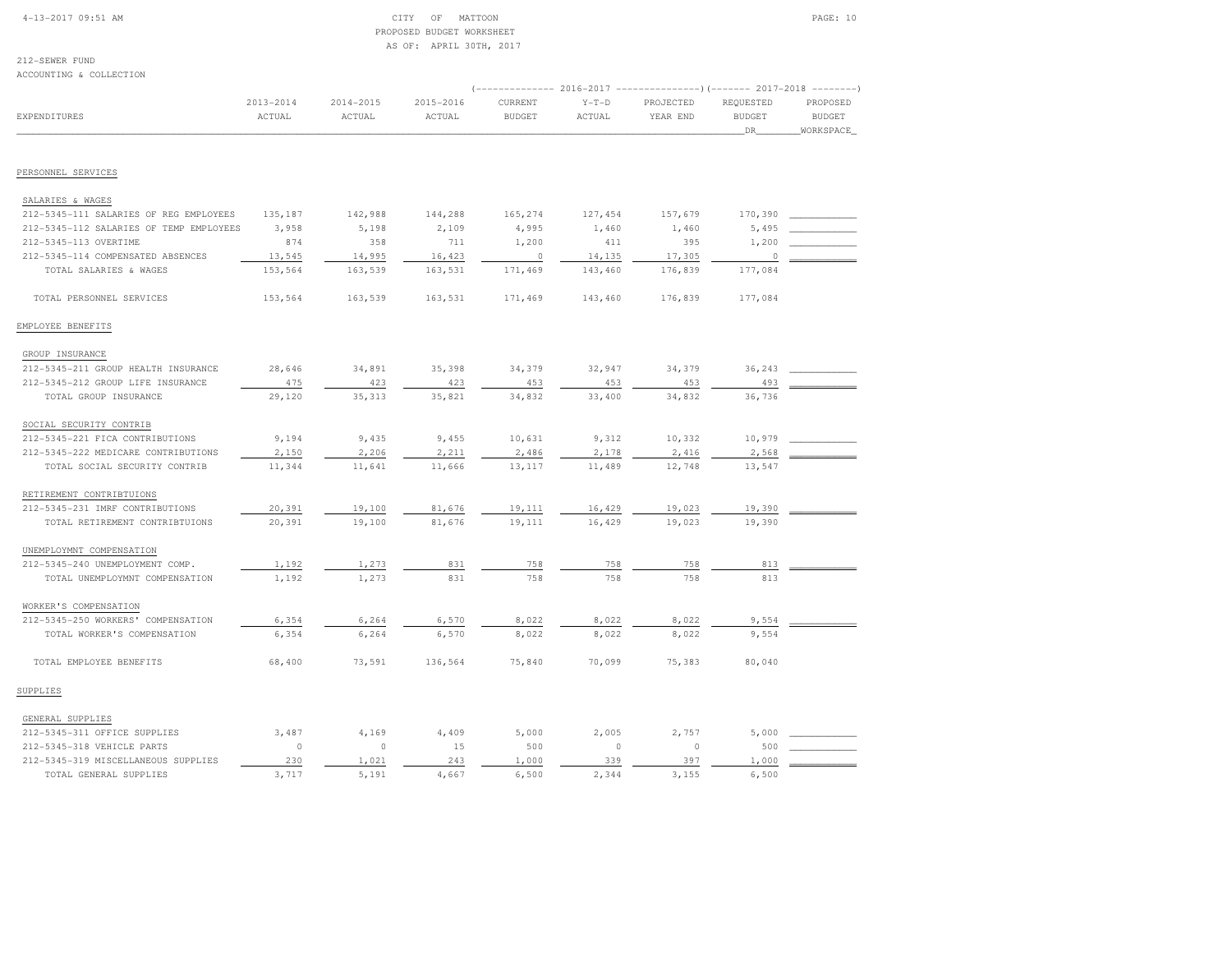CITY OF MATTOON
PROPOSED BUDGET WORKSHEET
AS OF: APRIL 30TH, 2017

212-SEWER FUND
ACCOUNTING & COLLECTION

| EXPENDITURES | 2013-2014 ACTUAL | 2014-2015 ACTUAL | 2015-2016 ACTUAL | 2016-2017 CURRENT BUDGET | 2016-2017 Y-T-D ACTUAL | 2016-2017 PROJECTED YEAR END | 2017-2018 REQUESTED BUDGET DR | 2017-2018 PROPOSED BUDGET WORKSPACE |
|---|---|---|---|---|---|---|---|---|
| **PERSONNEL SERVICES** | | | | | | | | |
| SALARIES & WAGES | | | | | | | | |
| 212-5345-111 SALARIES OF REG EMPLOYEES | 135,187 | 142,988 | 144,288 | 165,274 | 127,454 | 157,679 | 170,390 | |
| 212-5345-112 SALARIES OF TEMP EMPLOYEES | 3,958 | 5,198 | 2,109 | 4,995 | 1,460 | 1,460 | 5,495 | |
| 212-5345-113 OVERTIME | 874 | 358 | 711 | 1,200 | 411 | 395 | 1,200 | |
| 212-5345-114 COMPENSATED ABSENCES | 13,545 | 14,995 | 16,423 | 0 | 14,135 | 17,305 | 0 | |
| TOTAL SALARIES & WAGES | 153,564 | 163,539 | 163,531 | 171,469 | 143,460 | 176,839 | 177,084 | |
| TOTAL PERSONNEL SERVICES | 153,564 | 163,539 | 163,531 | 171,469 | 143,460 | 176,839 | 177,084 | |
| **EMPLOYEE BENEFITS** | | | | | | | | |
| GROUP INSURANCE | | | | | | | | |
| 212-5345-211 GROUP HEALTH INSURANCE | 28,646 | 34,891 | 35,398 | 34,379 | 32,947 | 34,379 | 36,243 | |
| 212-5345-212 GROUP LIFE INSURANCE | 475 | 423 | 423 | 453 | 453 | 453 | 493 | |
| TOTAL GROUP INSURANCE | 29,120 | 35,313 | 35,821 | 34,832 | 33,400 | 34,832 | 36,736 | |
| SOCIAL SECURITY CONTRIB | | | | | | | | |
| 212-5345-221 FICA CONTRIBUTIONS | 9,194 | 9,435 | 9,455 | 10,631 | 9,312 | 10,332 | 10,979 | |
| 212-5345-222 MEDICARE CONTRIBUTIONS | 2,150 | 2,206 | 2,211 | 2,486 | 2,178 | 2,416 | 2,568 | |
| TOTAL SOCIAL SECURITY CONTRIB | 11,344 | 11,641 | 11,666 | 13,117 | 11,489 | 12,748 | 13,547 | |
| RETIREMENT CONTRIBTUIONS | | | | | | | | |
| 212-5345-231 IMRF CONTRIBUTIONS | 20,391 | 19,100 | 81,676 | 19,111 | 16,429 | 19,023 | 19,390 | |
| TOTAL RETIREMENT CONTRIBTUIONS | 20,391 | 19,100 | 81,676 | 19,111 | 16,429 | 19,023 | 19,390 | |
| UNEMPLOYMNT COMPENSATION | | | | | | | | |
| 212-5345-240 UNEMPLOYMENT COMP. | 1,192 | 1,273 | 831 | 758 | 758 | 758 | 813 | |
| TOTAL UNEMPLOYMNT COMPENSATION | 1,192 | 1,273 | 831 | 758 | 758 | 758 | 813 | |
| WORKER'S COMPENSATION | | | | | | | | |
| 212-5345-250 WORKERS' COMPENSATION | 6,354 | 6,264 | 6,570 | 8,022 | 8,022 | 8,022 | 9,554 | |
| TOTAL WORKER'S COMPENSATION | 6,354 | 6,264 | 6,570 | 8,022 | 8,022 | 8,022 | 9,554 | |
| TOTAL EMPLOYEE BENEFITS | 68,400 | 73,591 | 136,564 | 75,840 | 70,099 | 75,383 | 80,040 | |
| **SUPPLIES** | | | | | | | | |
| GENERAL SUPPLIES | | | | | | | | |
| 212-5345-311 OFFICE SUPPLIES | 3,487 | 4,169 | 4,409 | 5,000 | 2,005 | 2,757 | 5,000 | |
| 212-5345-318 VEHICLE PARTS | 0 | 0 | 15 | 500 | 0 | 0 | 500 | |
| 212-5345-319 MISCELLANEOUS SUPPLIES | 230 | 1,021 | 243 | 1,000 | 339 | 397 | 1,000 | |
| TOTAL GENERAL SUPPLIES | 3,717 | 5,191 | 4,667 | 6,500 | 2,344 | 3,155 | 6,500 | |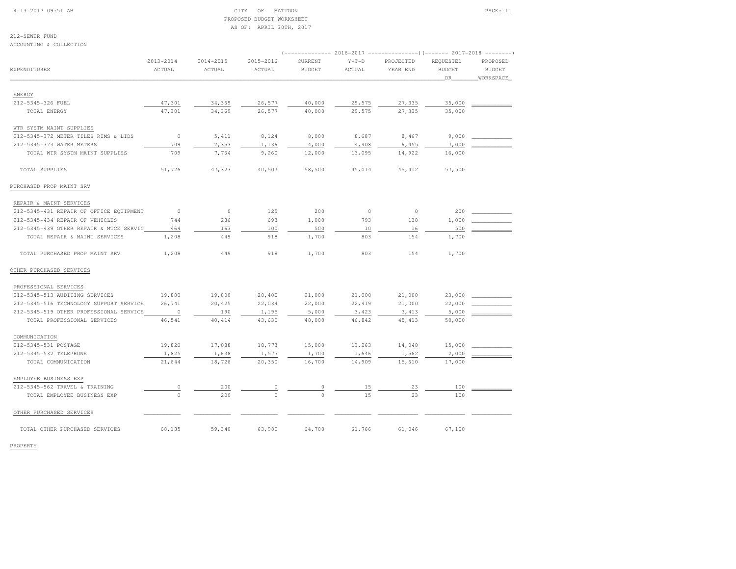CITY OF MATTOON
PROPOSED BUDGET WORKSHEET
AS OF: APRIL 30TH, 2017

212-SEWER FUND
ACCOUNTING & COLLECTION

| EXPENDITURES | 2013-2014 ACTUAL | 2014-2015 ACTUAL | 2015-2016 ACTUAL | 2016-2017 CURRENT BUDGET | 2016-2017 Y-T-D ACTUAL | 2016-2017 PROJECTED YEAR END | 2017-2018 REQUESTED BUDGET DR | 2017-2018 PROPOSED BUDGET WORKSPACE |
|---|---|---|---|---|---|---|---|---|
| ENERGY | | | | | | | | |
| 212-5345-326 FUEL | 47,301 | 34,369 | 26,577 | 40,000 | 29,575 | 27,335 | 35,000 | |
| TOTAL ENERGY | 47,301 | 34,369 | 26,577 | 40,000 | 29,575 | 27,335 | 35,000 | |
| WTR SYSTM MAINT SUPPLIES | | | | | | | | |
| 212-5345-372 METER TILES RIMS & LIDS | 0 | 5,411 | 8,124 | 8,000 | 8,687 | 8,467 | 9,000 | |
| 212-5345-373 WATER METERS | 709 | 2,353 | 1,136 | 4,000 | 4,408 | 6,455 | 7,000 | |
| TOTAL WTR SYSTM MAINT SUPPLIES | 709 | 7,764 | 9,260 | 12,000 | 13,095 | 14,922 | 16,000 | |
| TOTAL SUPPLIES | 51,726 | 47,323 | 40,503 | 58,500 | 45,014 | 45,412 | 57,500 | |
| PURCHASED PROP MAINT SRV | | | | | | | | |
| REPAIR & MAINT SERVICES | | | | | | | | |
| 212-5345-431 REPAIR OF OFFICE EQUIPMENT | 0 | 0 | 125 | 200 | 0 | 0 | 200 | |
| 212-5345-434 REPAIR OF VEHICLES | 744 | 286 | 693 | 1,000 | 793 | 138 | 1,000 | |
| 212-5345-439 OTHER REPAIR & MTCE SERVIC | 464 | 163 | 100 | 500 | 10 | 16 | 500 | |
| TOTAL REPAIR & MAINT SERVICES | 1,208 | 449 | 918 | 1,700 | 803 | 154 | 1,700 | |
| TOTAL PURCHASED PROP MAINT SRV | 1,208 | 449 | 918 | 1,700 | 803 | 154 | 1,700 | |
| OTHER PURCHASED SERVICES | | | | | | | | |
| PROFESSIONAL SERVICES | | | | | | | | |
| 212-5345-513 AUDITING SERVICES | 19,800 | 19,800 | 20,400 | 21,000 | 21,000 | 21,000 | 23,000 | |
| 212-5345-516 TECHNOLOGY SUPPORT SERVICE | 26,741 | 20,425 | 22,034 | 22,000 | 22,419 | 21,000 | 22,000 | |
| 212-5345-519 OTHER PROFESSIONAL SERVICE | 0 | 190 | 1,195 | 5,000 | 3,423 | 3,413 | 5,000 | |
| TOTAL PROFESSIONAL SERVICES | 46,541 | 40,414 | 43,630 | 48,000 | 46,842 | 45,413 | 50,000 | |
| COMMUNICATION | | | | | | | | |
| 212-5345-531 POSTAGE | 19,820 | 17,088 | 18,773 | 15,000 | 13,263 | 14,048 | 15,000 | |
| 212-5345-532 TELEPHONE | 1,825 | 1,638 | 1,577 | 1,700 | 1,646 | 1,562 | 2,000 | |
| TOTAL COMMUNICATION | 21,644 | 18,726 | 20,350 | 16,700 | 14,909 | 15,610 | 17,000 | |
| EMPLOYEE BUSINESS EXP | | | | | | | | |
| 212-5345-562 TRAVEL & TRAINING | 0 | 200 | 0 | 0 | 15 | 23 | 100 | |
| TOTAL EMPLOYEE BUSINESS EXP | 0 | 200 | 0 | 0 | 15 | 23 | 100 | |
| OTHER PURCHASED SERVICES | | | | | | | | |
| TOTAL OTHER PURCHASED SERVICES | 68,185 | 59,340 | 63,980 | 64,700 | 61,766 | 61,046 | 67,100 | |

PROPERTY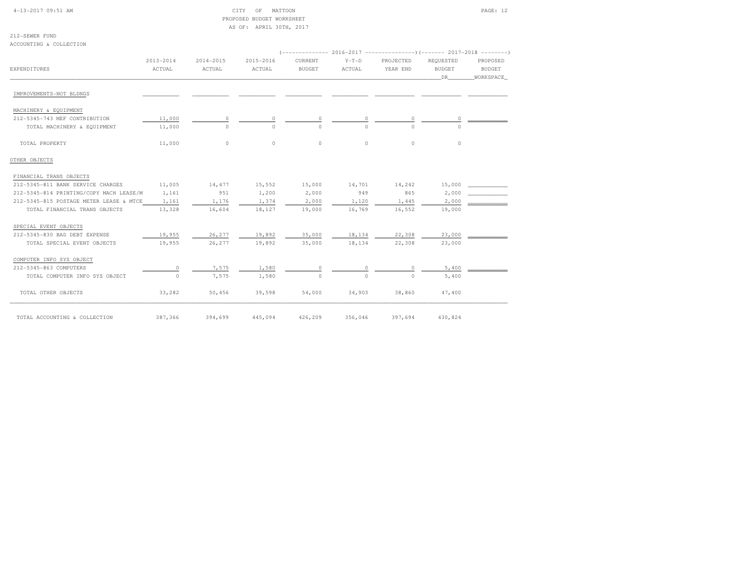CITY OF MATTOON
PROPOSED BUDGET WORKSHEET
AS OF: APRIL 30TH, 2017

212-SEWER FUND
ACCOUNTING & COLLECTION

| EXPENDITURES | 2013-2014 ACTUAL | 2014-2015 ACTUAL | 2015-2016 ACTUAL | 2016-2017 CURRENT BUDGET | 2016-2017 Y-T-D ACTUAL | 2016-2017 PROJECTED YEAR END | 2017-2018 REQUESTED BUDGET DR | 2017-2018 PROPOSED BUDGET WORKSPACE |
|---|---|---|---|---|---|---|---|---|
| IMPROVEMENTS-NOT BLDNGS | | | | | | | | |
| MACHINERY & EQUIPMENT | | | | | | | | |
| 212-5345-743 MEF CONTRIBUTION | 11,000 | 0 | 0 | 0 | 0 | 0 | 0 | |
| TOTAL MACHINERY & EQUIPMENT | 11,000 | 0 | 0 | 0 | 0 | 0 | 0 | |
| TOTAL PROPERTY | 11,000 | 0 | 0 | 0 | 0 | 0 | 0 | |
| OTHER OBJECTS | | | | | | | | |
| FINANCIAL TRANS OBJECTS | | | | | | | | |
| 212-5345-811 BANK SERVICE CHARGES | 11,005 | 14,477 | 15,552 | 15,000 | 14,701 | 14,242 | 15,000 | |
| 212-5345-814 PRINTING/COPY MACH LEASE/M | 1,161 | 951 | 1,200 | 2,000 | 949 | 865 | 2,000 | |
| 212-5345-815 POSTAGE METER LEASE & MTCE | 1,161 | 1,176 | 1,374 | 2,000 | 1,120 | 1,445 | 2,000 | |
| TOTAL FINANCIAL TRANS OBJECTS | 13,328 | 16,604 | 18,127 | 19,000 | 16,769 | 16,552 | 19,000 | |
| SPECIAL EVENT OBJECTS | | | | | | | | |
| 212-5345-830 BAD DEBT EXPENSE | 19,955 | 26,277 | 19,892 | 35,000 | 18,134 | 22,308 | 23,000 | |
| TOTAL SPECIAL EVENT OBJECTS | 19,955 | 26,277 | 19,892 | 35,000 | 18,134 | 22,308 | 23,000 | |
| COMPUTER INFO SYS OBJECT | | | | | | | | |
| 212-5345-863 COMPUTERS | 0 | 7,575 | 1,580 | 0 | 0 | 0 | 5,400 | |
| TOTAL COMPUTER INFO SYS OBJECT | 0 | 7,575 | 1,580 | 0 | 0 | 0 | 5,400 | |
| TOTAL OTHER OBJECTS | 33,282 | 50,456 | 39,598 | 54,000 | 34,903 | 38,860 | 47,400 | |
| TOTAL ACCOUNTING & COLLECTION | 387,366 | 394,699 | 445,094 | 426,209 | 356,046 | 397,694 | 430,824 | |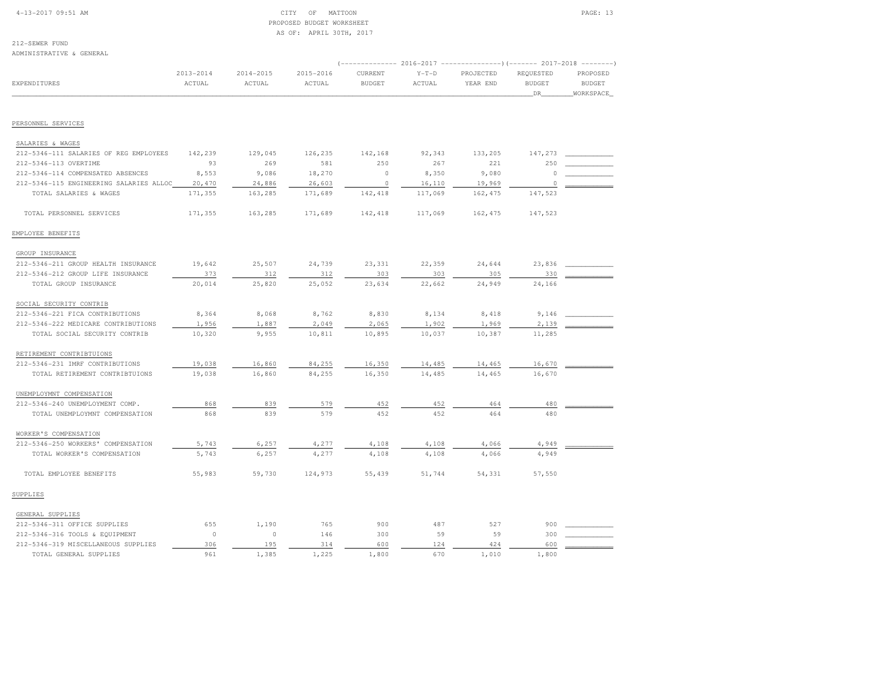CITY OF MATTOON
PROPOSED BUDGET WORKSHEET
AS OF: APRIL 30TH, 2017

212-SEWER FUND
ADMINISTRATIVE & GENERAL

| EXPENDITURES | 2013-2014 ACTUAL | 2014-2015 ACTUAL | 2015-2016 ACTUAL | 2016-2017 CURRENT BUDGET | 2016-2017 Y-T-D ACTUAL | 2016-2017 PROJECTED YEAR END | 2017-2018 REQUESTED BUDGET DR | 2017-2018 PROPOSED BUDGET WORKSPACE |
|---|---|---|---|---|---|---|---|---|
| PERSONNEL SERVICES | | | | | | | | |
| SALARIES & WAGES | | | | | | | | |
| 212-5346-111 SALARIES OF REG EMPLOYEES | 142,239 | 129,045 | 126,235 | 142,168 | 92,343 | 133,205 | 147,273 | |
| 212-5346-113 OVERTIME | 93 | 269 | 581 | 250 | 267 | 221 | 250 | |
| 212-5346-114 COMPENSATED ABSENCES | 8,553 | 9,086 | 18,270 | 0 | 8,350 | 9,080 | 0 | |
| 212-5346-115 ENGINEERING SALARIES ALLOC | 20,470 | 24,886 | 26,603 | 0 | 16,110 | 19,969 | 0 | |
| TOTAL SALARIES & WAGES | 171,355 | 163,285 | 171,689 | 142,418 | 117,069 | 162,475 | 147,523 | |
| TOTAL PERSONNEL SERVICES | 171,355 | 163,285 | 171,689 | 142,418 | 117,069 | 162,475 | 147,523 | |
| EMPLOYEE BENEFITS | | | | | | | | |
| GROUP INSURANCE | | | | | | | | |
| 212-5346-211 GROUP HEALTH INSURANCE | 19,642 | 25,507 | 24,739 | 23,331 | 22,359 | 24,644 | 23,836 | |
| 212-5346-212 GROUP LIFE INSURANCE | 373 | 312 | 312 | 303 | 303 | 305 | 330 | |
| TOTAL GROUP INSURANCE | 20,014 | 25,820 | 25,052 | 23,634 | 22,662 | 24,949 | 24,166 | |
| SOCIAL SECURITY CONTRIB | | | | | | | | |
| 212-5346-221 FICA CONTRIBUTIONS | 8,364 | 8,068 | 8,762 | 8,830 | 8,134 | 8,418 | 9,146 | |
| 212-5346-222 MEDICARE CONTRIBUTIONS | 1,956 | 1,887 | 2,049 | 2,065 | 1,902 | 1,969 | 2,139 | |
| TOTAL SOCIAL SECURITY CONTRIB | 10,320 | 9,955 | 10,811 | 10,895 | 10,037 | 10,387 | 11,285 | |
| RETIREMENT CONTRIBTUIONS | | | | | | | | |
| 212-5346-231 IMRF CONTRIBUTIONS | 19,038 | 16,860 | 84,255 | 16,350 | 14,485 | 14,465 | 16,670 | |
| TOTAL RETIREMENT CONTRIBTUIONS | 19,038 | 16,860 | 84,255 | 16,350 | 14,485 | 14,465 | 16,670 | |
| UNEMPLOYMNT COMPENSATION | | | | | | | | |
| 212-5346-240 UNEMPLOYMENT COMP. | 868 | 839 | 579 | 452 | 452 | 464 | 480 | |
| TOTAL UNEMPLOYMNT COMPENSATION | 868 | 839 | 579 | 452 | 452 | 464 | 480 | |
| WORKER'S COMPENSATION | | | | | | | | |
| 212-5346-250 WORKERS' COMPENSATION | 5,743 | 6,257 | 4,277 | 4,108 | 4,108 | 4,066 | 4,949 | |
| TOTAL WORKER'S COMPENSATION | 5,743 | 6,257 | 4,277 | 4,108 | 4,108 | 4,066 | 4,949 | |
| TOTAL EMPLOYEE BENEFITS | 55,983 | 59,730 | 124,973 | 55,439 | 51,744 | 54,331 | 57,550 | |
| SUPPLIES | | | | | | | | |
| GENERAL SUPPLIES | | | | | | | | |
| 212-5346-311 OFFICE SUPPLIES | 655 | 1,190 | 765 | 900 | 487 | 527 | 900 | |
| 212-5346-316 TOOLS & EQUIPMENT | 0 | 0 | 146 | 300 | 59 | 59 | 300 | |
| 212-5346-319 MISCELLANEOUS SUPPLIES | 306 | 195 | 314 | 600 | 124 | 424 | 600 | |
| TOTAL GENERAL SUPPLIES | 961 | 1,385 | 1,225 | 1,800 | 670 | 1,010 | 1,800 | |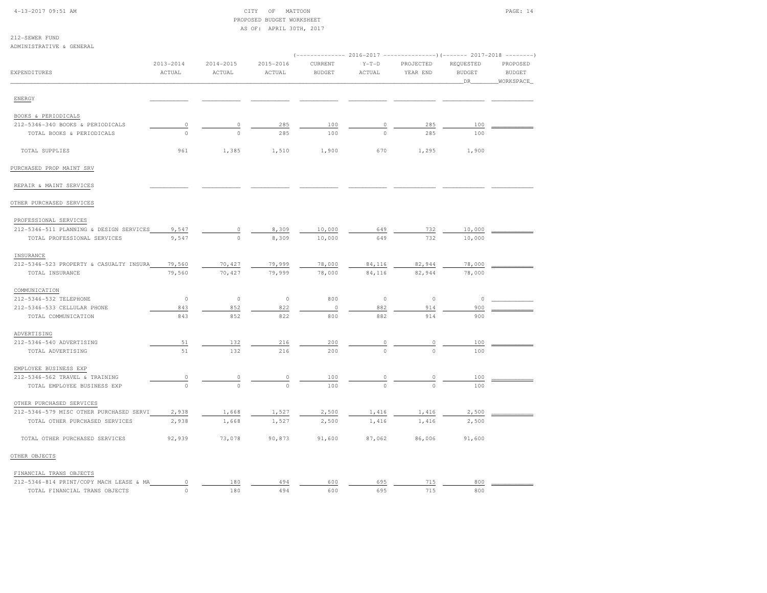212-SEWER FUND

ADMINISTRATIVE & GENERAL

| EXPENDITURES | 2013-2014 ACTUAL | 2014-2015 ACTUAL | 2015-2016 ACTUAL | 2016-2017 CURRENT BUDGET | 2016-2017 Y-T-D ACTUAL | 2016-2017 PROJECTED YEAR END | 2017-2018 REQUESTED BUDGET DR | 2017-2018 PROPOSED BUDGET WORKSPACE |
|---|---|---|---|---|---|---|---|---|
| ENERGY | | | | | | | | |
| BOOKS & PERIODICALS | | | | | | | | |
| 212-5346-340 BOOKS & PERIODICALS | 0 | 0 | 285 | 100 | 0 | 285 | 100 | |
| TOTAL BOOKS & PERIODICALS | 0 | 0 | 285 | 100 | 0 | 285 | 100 | |
| TOTAL SUPPLIES | 961 | 1,385 | 1,510 | 1,900 | 670 | 1,295 | 1,900 | |
| PURCHASED PROP MAINT SRV | | | | | | | | |
| REPAIR & MAINT SERVICES | | | | | | | | |
| OTHER PURCHASED SERVICES | | | | | | | | |
| PROFESSIONAL SERVICES | | | | | | | | |
| 212-5346-511 PLANNING & DESIGN SERVICES | 9,547 | 0 | 8,309 | 10,000 | 649 | 732 | 10,000 | |
| TOTAL PROFESSIONAL SERVICES | 9,547 | 0 | 8,309 | 10,000 | 649 | 732 | 10,000 | |
| INSURANCE | | | | | | | | |
| 212-5346-523 PROPERTY & CASUALTY INSURA | 79,560 | 70,427 | 79,999 | 78,000 | 84,116 | 82,944 | 78,000 | |
| TOTAL INSURANCE | 79,560 | 70,427 | 79,999 | 78,000 | 84,116 | 82,944 | 78,000 | |
| COMMUNICATION | | | | | | | | |
| 212-5346-532 TELEPHONE | 0 | 0 | 0 | 800 | 0 | 0 | 0 | |
| 212-5346-533 CELLULAR PHONE | 843 | 852 | 822 | 0 | 882 | 914 | 900 | |
| TOTAL COMMUNICATION | 843 | 852 | 822 | 800 | 882 | 914 | 900 | |
| ADVERTISING | | | | | | | | |
| 212-5346-540 ADVERTISING | 51 | 132 | 216 | 200 | 0 | 0 | 100 | |
| TOTAL ADVERTISING | 51 | 132 | 216 | 200 | 0 | 0 | 100 | |
| EMPLOYEE BUSINESS EXP | | | | | | | | |
| 212-5346-562 TRAVEL & TRAINING | 0 | 0 | 0 | 100 | 0 | 0 | 100 | |
| TOTAL EMPLOYEE BUSINESS EXP | 0 | 0 | 0 | 100 | 0 | 0 | 100 | |
| OTHER PURCHASED SERVICES | | | | | | | | |
| 212-5346-579 MISC OTHER PURCHASED SERVI | 2,938 | 1,668 | 1,527 | 2,500 | 1,416 | 1,416 | 2,500 | |
| TOTAL OTHER PURCHASED SERVICES | 2,938 | 1,668 | 1,527 | 2,500 | 1,416 | 1,416 | 2,500 | |
| TOTAL OTHER PURCHASED SERVICES | 92,939 | 73,078 | 90,873 | 91,600 | 87,062 | 86,006 | 91,600 | |
| OTHER OBJECTS | | | | | | | | |
| FINANCIAL TRANS OBJECTS | | | | | | | | |
| 212-5346-814 PRINT/COPY MACH LEASE & MA | 0 | 180 | 494 | 600 | 695 | 715 | 800 | |
| TOTAL FINANCIAL TRANS OBJECTS | 0 | 180 | 494 | 600 | 695 | 715 | 800 | |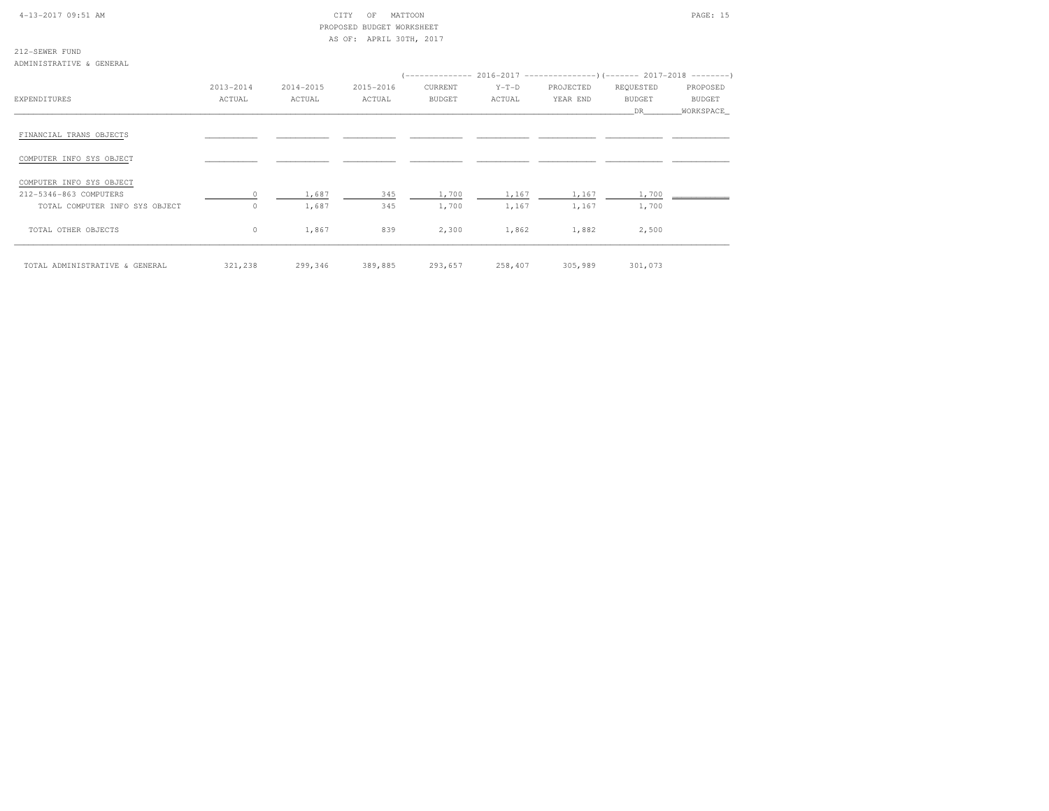CITY OF MATTOON
PROPOSED BUDGET WORKSHEET
AS OF: APRIL 30TH, 2017

212-SEWER FUND
ADMINISTRATIVE & GENERAL

| EXPENDITURES | 2013-2014 ACTUAL | 2014-2015 ACTUAL | 2015-2016 ACTUAL | 2016-2017 CURRENT BUDGET | 2016-2017 Y-T-D ACTUAL | 2016-2017 PROJECTED YEAR END | 2017-2018 REQUESTED BUDGET DR | 2017-2018 PROPOSED BUDGET WORKSPACE |
|---|---|---|---|---|---|---|---|---|
| FINANCIAL TRANS OBJECTS | | | | | | | | |
| COMPUTER INFO SYS OBJECT | | | | | | | | |
| COMPUTER INFO SYS OBJECT | | | | | | | | |
| 212-5346-863 COMPUTERS | 0 | 1,687 | 345 | 1,700 | 1,167 | 1,167 | 1,700 | |
| TOTAL COMPUTER INFO SYS OBJECT | 0 | 1,687 | 345 | 1,700 | 1,167 | 1,167 | 1,700 | |
| TOTAL OTHER OBJECTS | 0 | 1,867 | 839 | 2,300 | 1,862 | 1,882 | 2,500 | |
| TOTAL ADMINISTRATIVE & GENERAL | 321,238 | 299,346 | 389,885 | 293,657 | 258,407 | 305,989 | 301,073 | |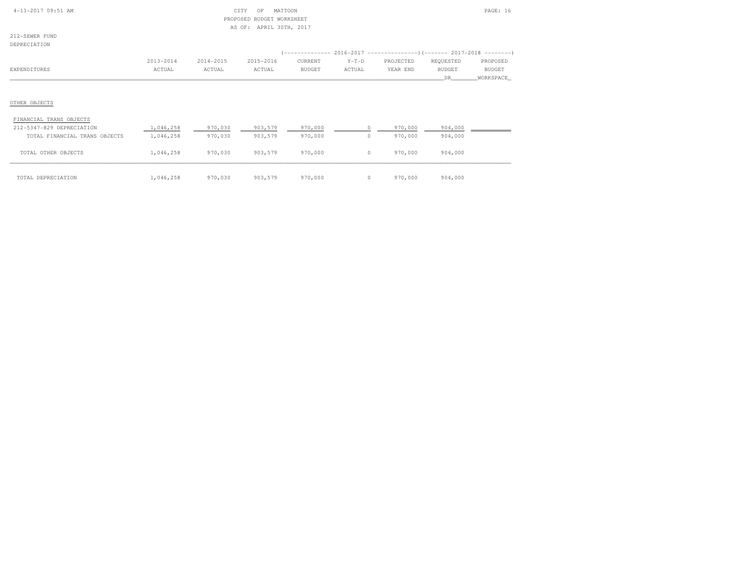CITY OF MATTOON
PROPOSED BUDGET WORKSHEET
AS OF: APRIL 30TH, 2017

212-SEWER FUND
DEPRECIATION

| EXPENDITURES | 2013-2014 ACTUAL | 2014-2015 ACTUAL | 2015-2016 ACTUAL | 2016-2017 CURRENT BUDGET | 2016-2017 Y-T-D ACTUAL | 2016-2017 PROJECTED YEAR END | 2017-2018 REQUESTED BUDGET DR | 2017-2018 PROPOSED BUDGET WORKSPACE |
|---|---|---|---|---|---|---|---|---|
| OTHER OBJECTS | | | | | | | | |
| FINANCIAL TRANS OBJECTS | | | | | | | | |
| 212-5347-829 DEPRECIATION | 1,046,258 | 970,030 | 903,579 | 970,000 | 0 | 970,000 | 904,000 | |
| TOTAL FINANCIAL TRANS OBJECTS | 1,046,258 | 970,030 | 903,579 | 970,000 | 0 | 970,000 | 904,000 | |
| TOTAL OTHER OBJECTS | 1,046,258 | 970,030 | 903,579 | 970,000 | 0 | 970,000 | 904,000 | |
| TOTAL DEPRECIATION | 1,046,258 | 970,030 | 903,579 | 970,000 | 0 | 970,000 | 904,000 | |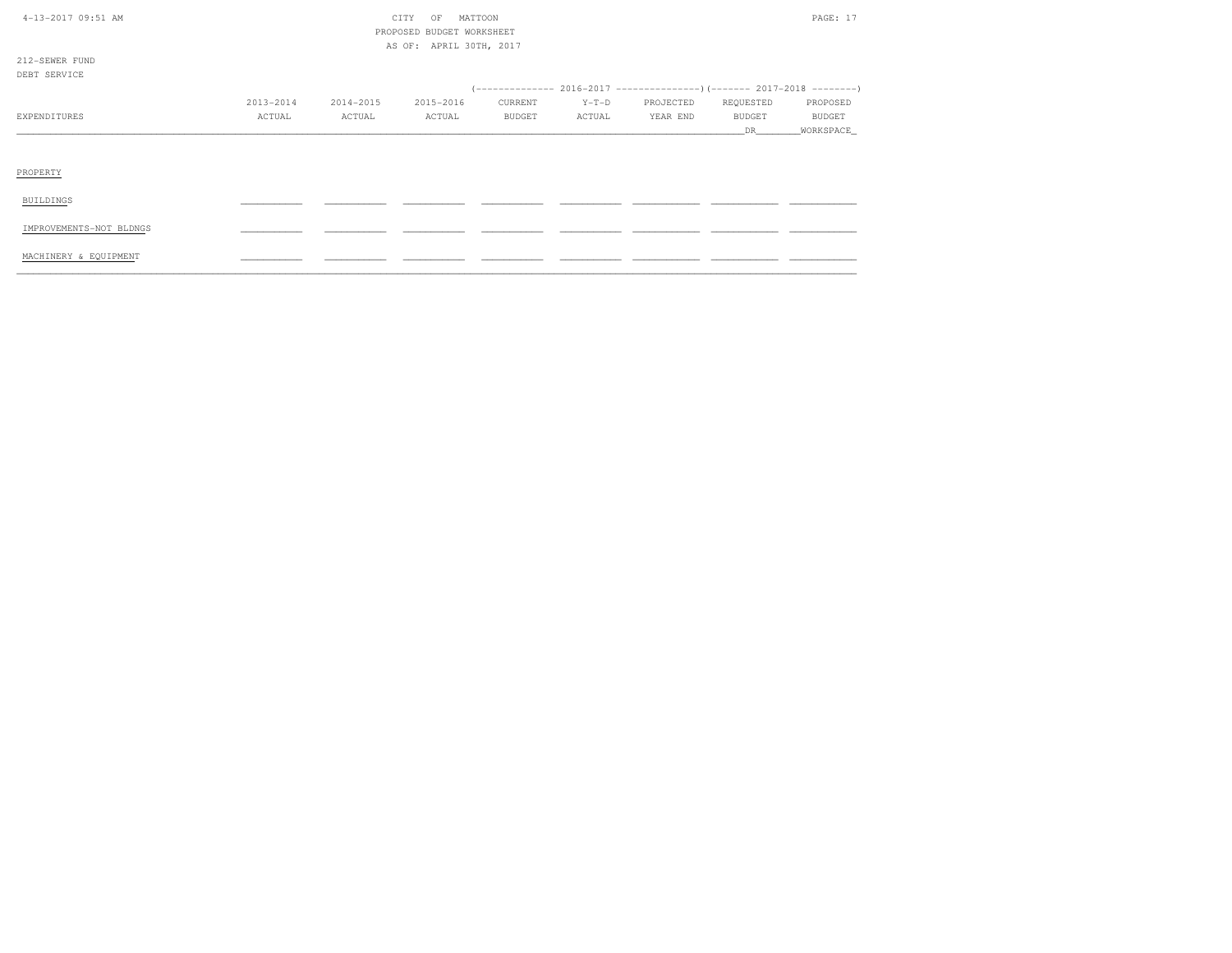CITY OF MATTOON
PROPOSED BUDGET WORKSHEET
AS OF: APRIL 30TH, 2017

212-SEWER FUND
DEBT SERVICE

| EXPENDITURES | 2013-2014 ACTUAL | 2014-2015 ACTUAL | 2015-2016 ACTUAL | 2016-2017 CURRENT BUDGET | 2016-2017 Y-T-D ACTUAL | 2016-2017 PROJECTED YEAR END | 2017-2018 REQUESTED BUDGET DR | 2017-2018 PROPOSED BUDGET WORKSPACE |
|---|---|---|---|---|---|---|---|---|
| PROPERTY | | | | | | | | |
| BUILDINGS | | | | | | | | |
| IMPROVEMENTS-NOT BLDNGS | | | | | | | | |
| MACHINERY & EQUIPMENT | | | | | | | | |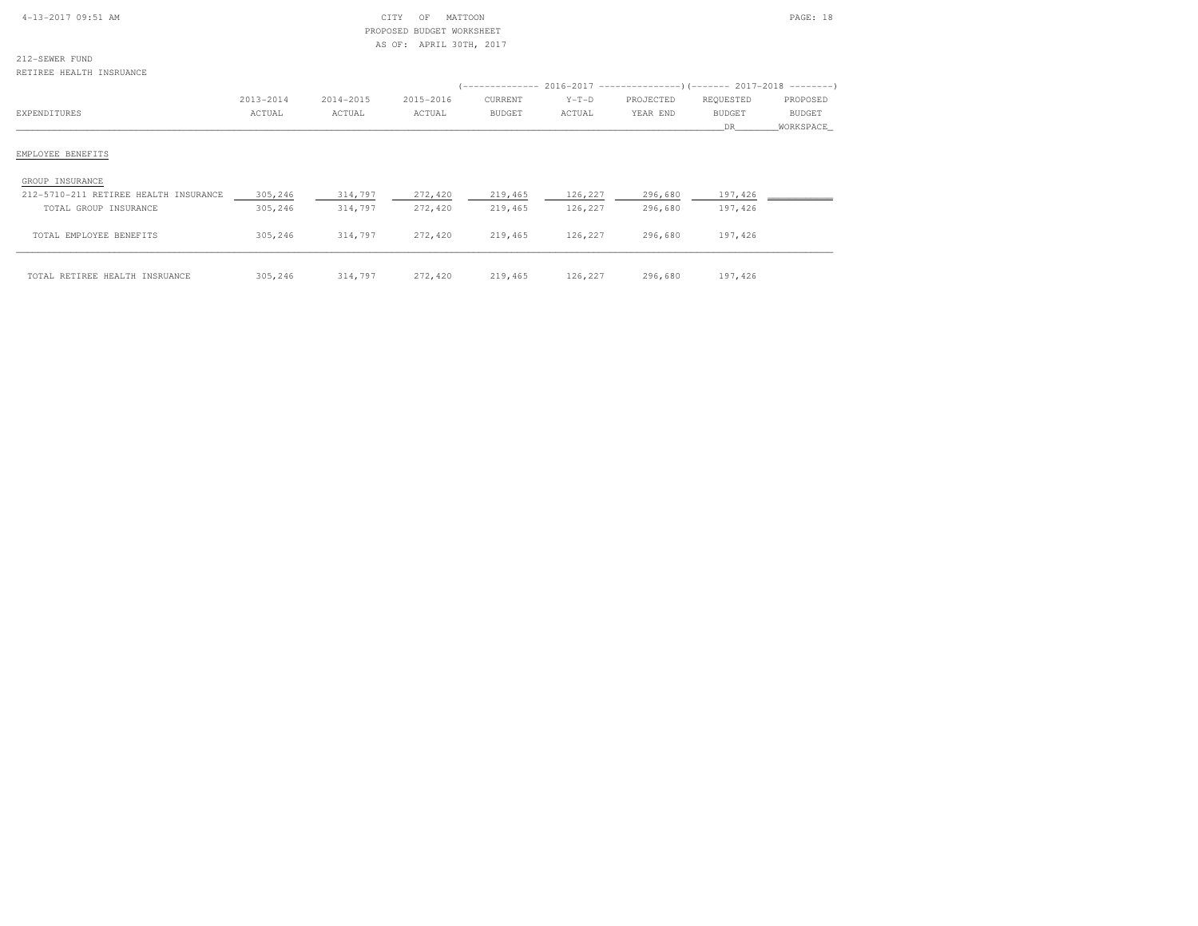CITY OF MATTOON
PROPOSED BUDGET WORKSHEET
AS OF: APRIL 30TH, 2017

212-SEWER FUND
RETIREE HEALTH INSRUANCE

| EXPENDITURES | 2013-2014 ACTUAL | 2014-2015 ACTUAL | 2015-2016 ACTUAL | 2016-2017 CURRENT BUDGET | 2016-2017 Y-T-D ACTUAL | 2016-2017 PROJECTED YEAR END | 2017-2018 REQUESTED BUDGET DR | 2017-2018 PROPOSED BUDGET WORKSPACE |
|---|---|---|---|---|---|---|---|---|
| **EMPLOYEE BENEFITS** | | | | | | | | |
| GROUP INSURANCE | | | | | | | | |
| 212-5710-211 RETIREE HEALTH INSURANCE | 305,246 | 314,797 | 272,420 | 219,465 | 126,227 | 296,680 | 197,426 | |
| TOTAL GROUP INSURANCE | 305,246 | 314,797 | 272,420 | 219,465 | 126,227 | 296,680 | 197,426 | |
| TOTAL EMPLOYEE BENEFITS | 305,246 | 314,797 | 272,420 | 219,465 | 126,227 | 296,680 | 197,426 | |
| TOTAL RETIREE HEALTH INSRUANCE | 305,246 | 314,797 | 272,420 | 219,465 | 126,227 | 296,680 | 197,426 | |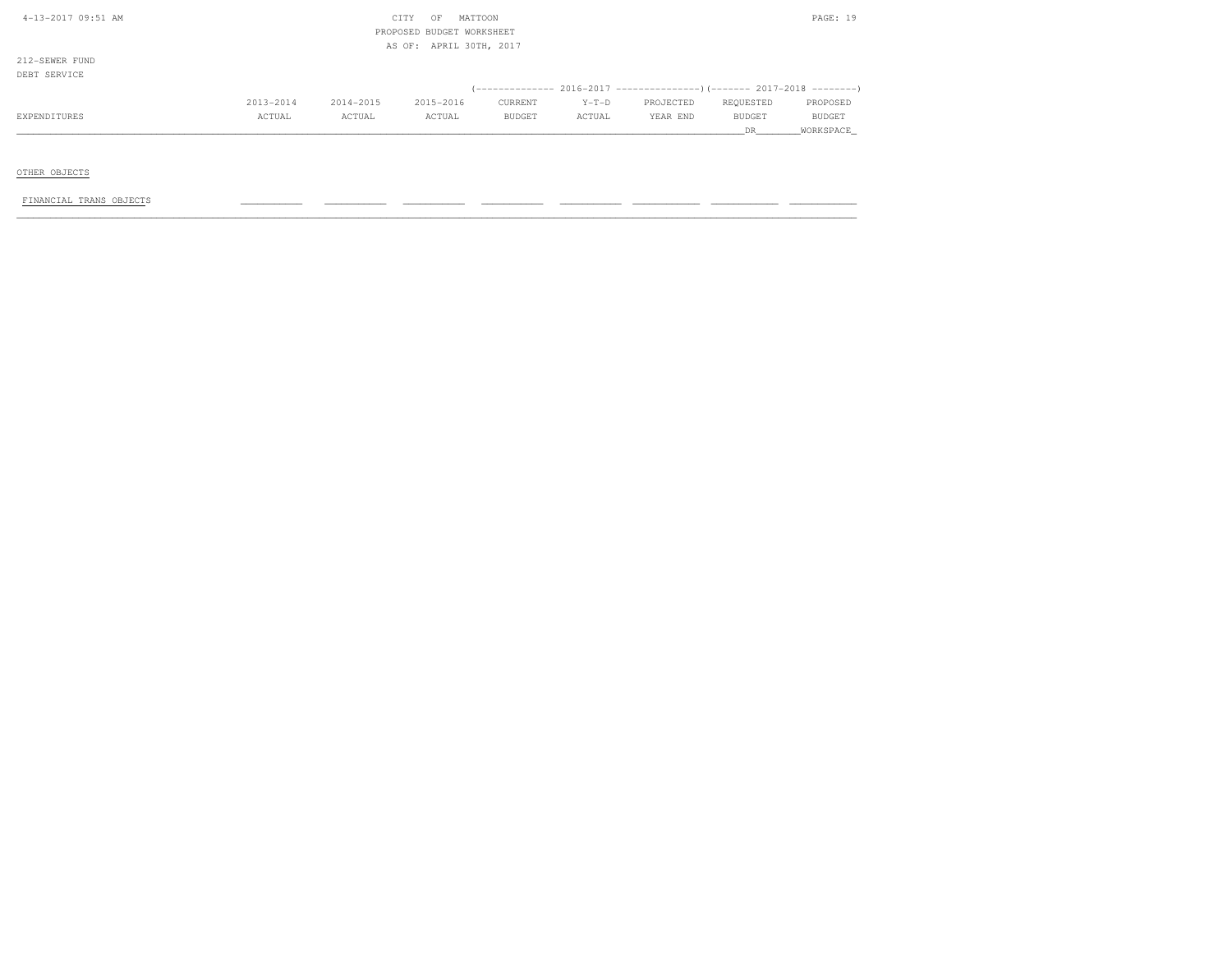CITY OF MATTOON
PROPOSED BUDGET WORKSHEET
AS OF: APRIL 30TH, 2017

212-SEWER FUND
DEBT SERVICE

| EXPENDITURES | 2013-2014 ACTUAL | 2014-2015 ACTUAL | 2015-2016 ACTUAL | 2016-2017 CURRENT BUDGET | 2016-2017 Y-T-D ACTUAL | 2016-2017 PROJECTED YEAR END | 2017-2018 REQUESTED BUDGET DR | 2017-2018 PROPOSED BUDGET WORKSPACE |
|---|---|---|---|---|---|---|---|---|
| OTHER OBJECTS | | | | | | | | |
| FINANCIAL TRANS OBJECTS | | | | | | | | |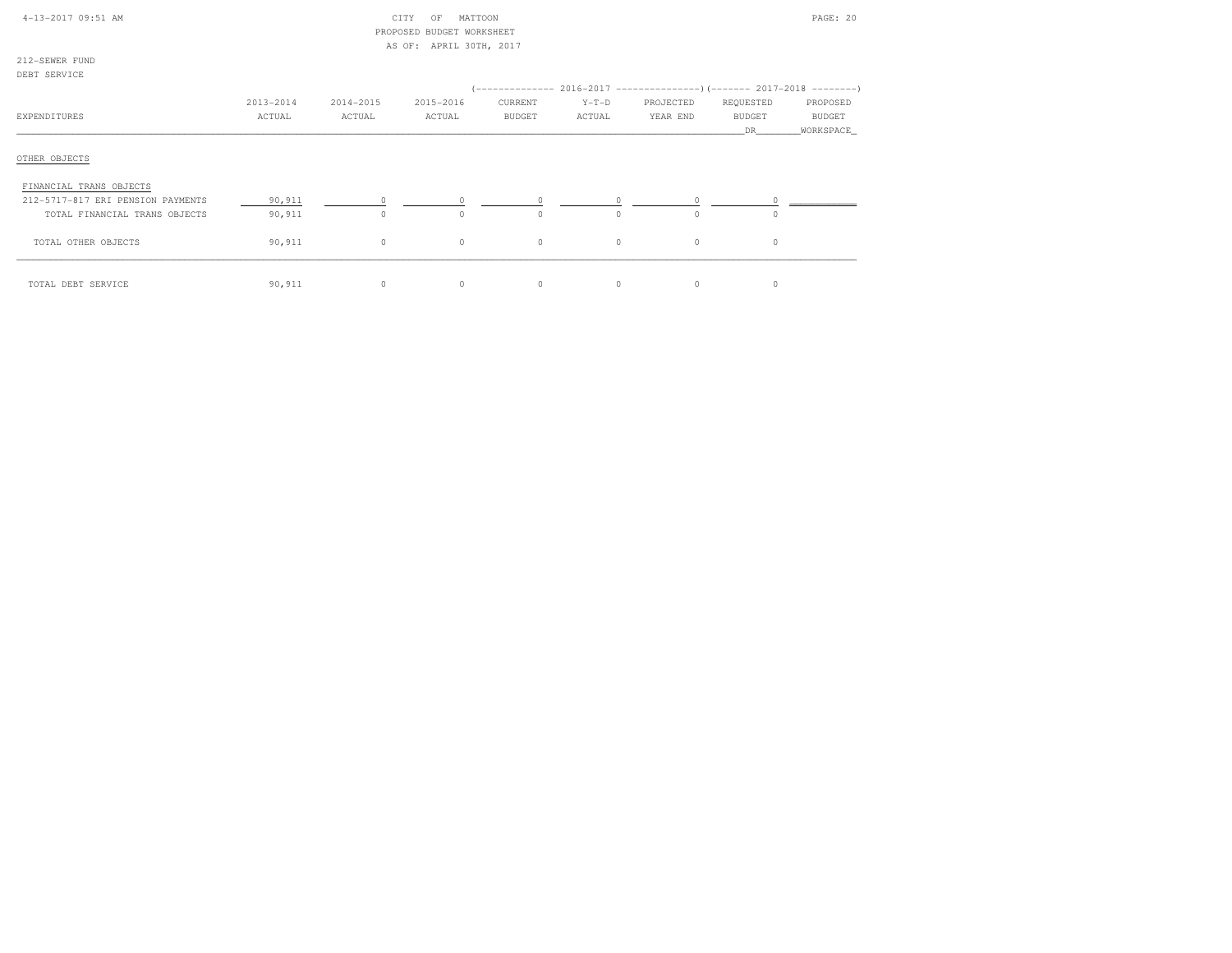CITY OF MATTOON
PROPOSED BUDGET WORKSHEET
AS OF: APRIL 30TH, 2017

212-SEWER FUND
DEBT SERVICE

| EXPENDITURES | 2013-2014 ACTUAL | 2014-2015 ACTUAL | 2015-2016 ACTUAL | 2016-2017 CURRENT BUDGET | 2016-2017 Y-T-D ACTUAL | 2016-2017 PROJECTED YEAR END | 2017-2018 REQUESTED BUDGET DR | 2017-2018 PROPOSED BUDGET WORKSPACE |
|---|---|---|---|---|---|---|---|---|
| OTHER OBJECTS | | | | | | | | |
| FINANCIAL TRANS OBJECTS | | | | | | | | |
| 212-5717-817 ERI PENSION PAYMENTS | 90,911 | 0 | 0 | 0 | 0 | 0 | 0 | |
| TOTAL FINANCIAL TRANS OBJECTS | 90,911 | 0 | 0 | 0 | 0 | 0 | 0 | |
| TOTAL OTHER OBJECTS | 90,911 | 0 | 0 | 0 | 0 | 0 | 0 | |
| TOTAL DEBT SERVICE | 90,911 | 0 | 0 | 0 | 0 | 0 | 0 | |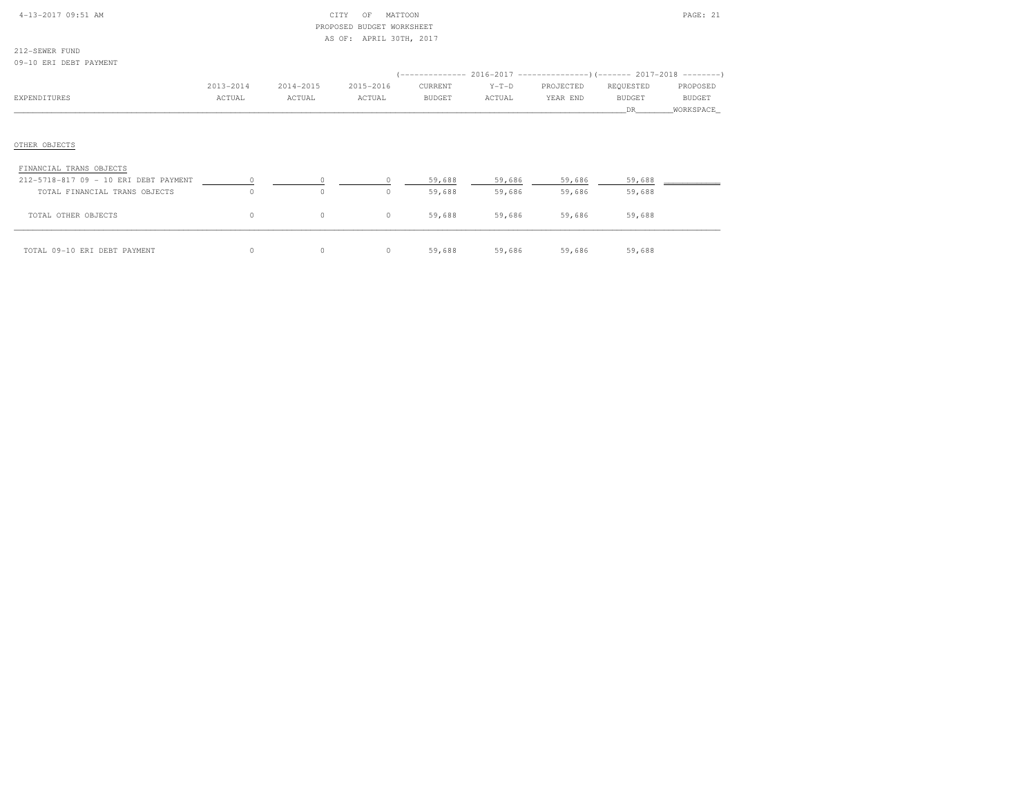CITY OF MATTOON
PROPOSED BUDGET WORKSHEET
AS OF: APRIL 30TH, 2017

212-SEWER FUND
09-10 ERI DEBT PAYMENT

| EXPENDITURES | 2013-2014 ACTUAL | 2014-2015 ACTUAL | 2015-2016 ACTUAL | 2016-2017 CURRENT BUDGET | 2016-2017 Y-T-D ACTUAL | 2016-2017 PROJECTED YEAR END | 2017-2018 REQUESTED BUDGET DR | 2017-2018 PROPOSED BUDGET WORKSPACE |
|---|---|---|---|---|---|---|---|---|
| OTHER OBJECTS | | | | | | | | |
| FINANCIAL TRANS OBJECTS | | | | | | | | |
| 212-5718-817 09 - 10 ERI DEBT PAYMENT | 0 | 0 | 0 | 59,688 | 59,686 | 59,686 | 59,688 | |
| TOTAL FINANCIAL TRANS OBJECTS | 0 | 0 | 0 | 59,688 | 59,686 | 59,686 | 59,688 | |
| TOTAL OTHER OBJECTS | 0 | 0 | 0 | 59,688 | 59,686 | 59,686 | 59,688 | |
| TOTAL 09-10 ERI DEBT PAYMENT | 0 | 0 | 0 | 59,688 | 59,686 | 59,686 | 59,688 | |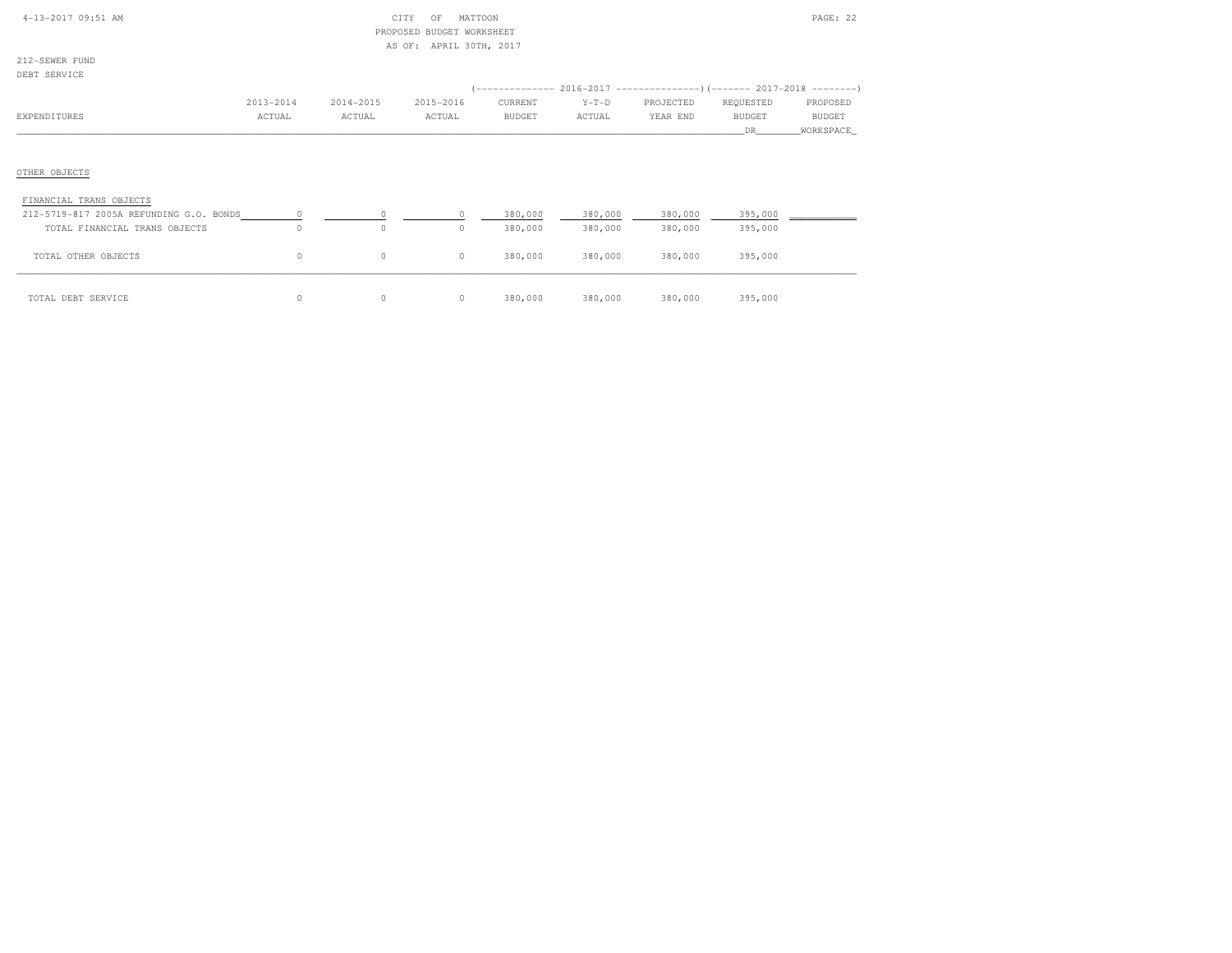CITY OF MATTOON
PROPOSED BUDGET WORKSHEET
AS OF: APRIL 30TH, 2017

212-SEWER FUND
DEBT SERVICE

| | | | | 2016-2017 | | | 2017-2018 | |
|---|---|---|---|---|---|---|---|---|
| EXPENDITURES | 2013-2014 ACTUAL | 2014-2015 ACTUAL | 2015-2016 ACTUAL | CURRENT BUDGET | Y-T-D ACTUAL | PROJECTED YEAR END | REQUESTED BUDGET DR | PROPOSED BUDGET WORKSPACE |
| OTHER OBJECTS | | | | | | | | |
| FINANCIAL TRANS OBJECTS | | | | | | | | |
| 212-5719-817 2005A REFUNDING G.O. BONDS | 0 | 0 | 0 | 380,000 | 380,000 | 380,000 | 395,000 | |
| TOTAL FINANCIAL TRANS OBJECTS | 0 | 0 | 0 | 380,000 | 380,000 | 380,000 | 395,000 | |
| TOTAL OTHER OBJECTS | 0 | 0 | 0 | 380,000 | 380,000 | 380,000 | 395,000 | |
| TOTAL DEBT SERVICE | 0 | 0 | 0 | 380,000 | 380,000 | 380,000 | 395,000 | |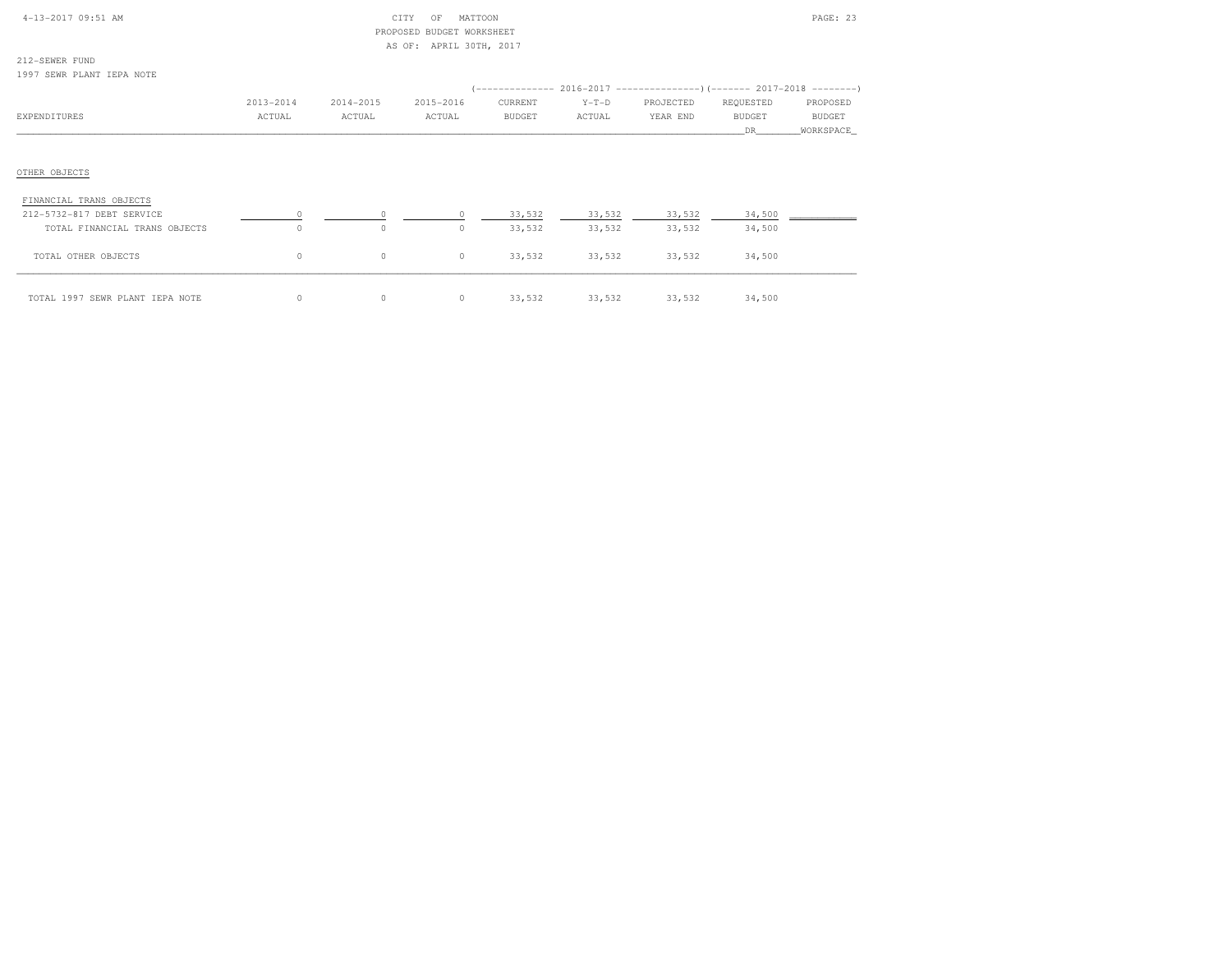CITY OF MATTOON
PROPOSED BUDGET WORKSHEET
AS OF: APRIL 30TH, 2017

212-SEWER FUND
1997 SEWR PLANT IEPA NOTE

| EXPENDITURES | 2013-2014 ACTUAL | 2014-2015 ACTUAL | 2015-2016 ACTUAL | 2016-2017 CURRENT BUDGET | 2016-2017 Y-T-D ACTUAL | 2016-2017 PROJECTED YEAR END | 2017-2018 REQUESTED BUDGET DR | 2017-2018 PROPOSED BUDGET WORKSPACE |
|---|---|---|---|---|---|---|---|---|
| OTHER OBJECTS | | | | | | | | |
| FINANCIAL TRANS OBJECTS | | | | | | | | |
| 212-5732-817 DEBT SERVICE | 0 | 0 | 0 | 33,532 | 33,532 | 33,532 | 34,500 | |
| TOTAL FINANCIAL TRANS OBJECTS | 0 | 0 | 0 | 33,532 | 33,532 | 33,532 | 34,500 | |
| TOTAL OTHER OBJECTS | 0 | 0 | 0 | 33,532 | 33,532 | 33,532 | 34,500 | |
| TOTAL 1997 SEWR PLANT IEPA NOTE | 0 | 0 | 0 | 33,532 | 33,532 | 33,532 | 34,500 | |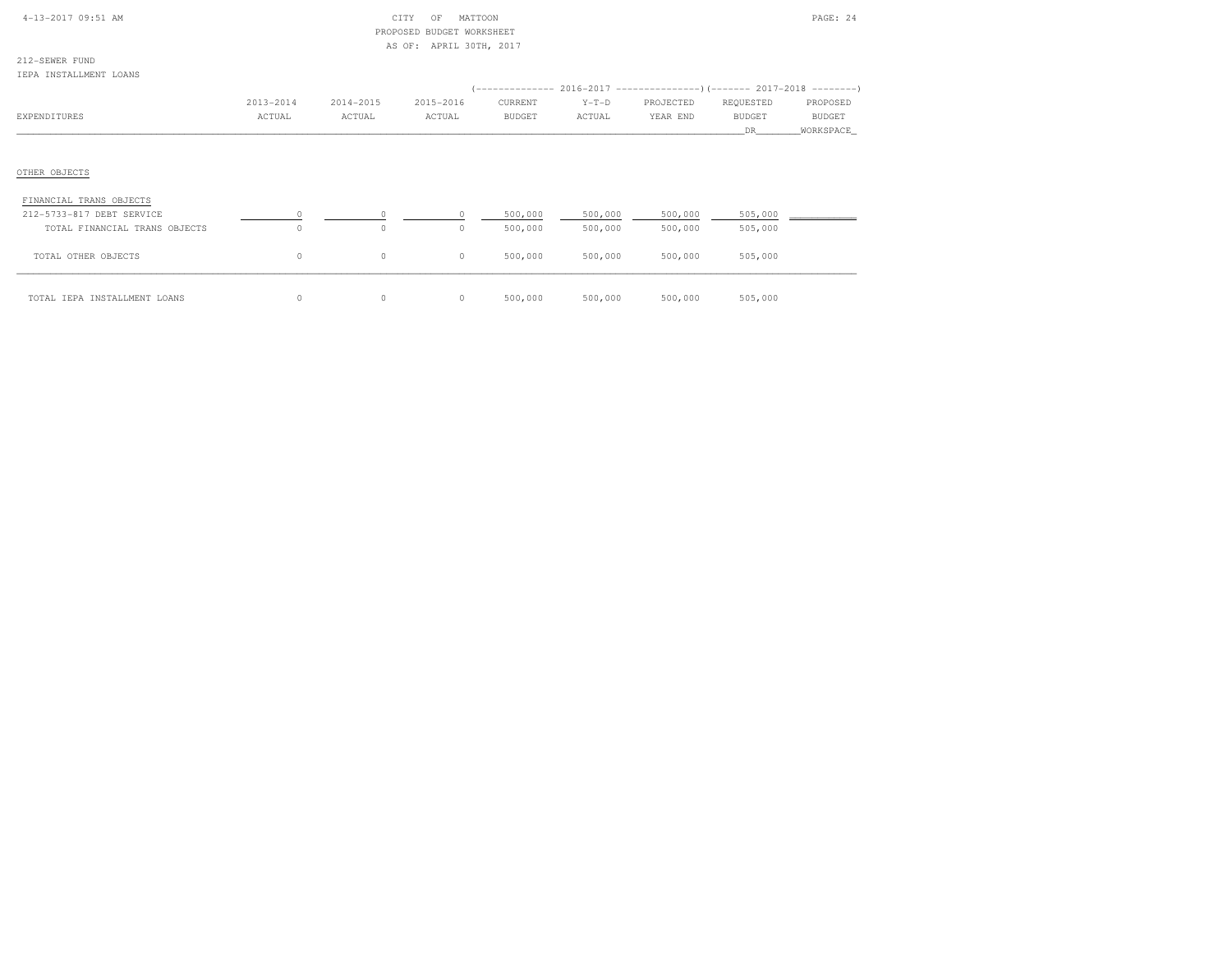CITY OF MATTOON
PROPOSED BUDGET WORKSHEET
AS OF: APRIL 30TH, 2017

212-SEWER FUND
IEPA INSTALLMENT LOANS

| EXPENDITURES | 2013-2014 ACTUAL | 2014-2015 ACTUAL | 2015-2016 ACTUAL | 2016-2017 CURRENT BUDGET | 2016-2017 Y-T-D ACTUAL | 2016-2017 PROJECTED YEAR END | 2017-2018 REQUESTED BUDGET DR | 2017-2018 PROPOSED BUDGET WORKSPACE |
|---|---|---|---|---|---|---|---|---|
| OTHER OBJECTS | | | | | | | | |
| FINANCIAL TRANS OBJECTS | | | | | | | | |
| 212-5733-817 DEBT SERVICE | 0 | 0 | 0 | 500,000 | 500,000 | 500,000 | 505,000 | |
| TOTAL FINANCIAL TRANS OBJECTS | 0 | 0 | 0 | 500,000 | 500,000 | 500,000 | 505,000 | |
| TOTAL OTHER OBJECTS | 0 | 0 | 0 | 500,000 | 500,000 | 500,000 | 505,000 | |
| TOTAL IEPA INSTALLMENT LOANS | 0 | 0 | 0 | 500,000 | 500,000 | 500,000 | 505,000 | |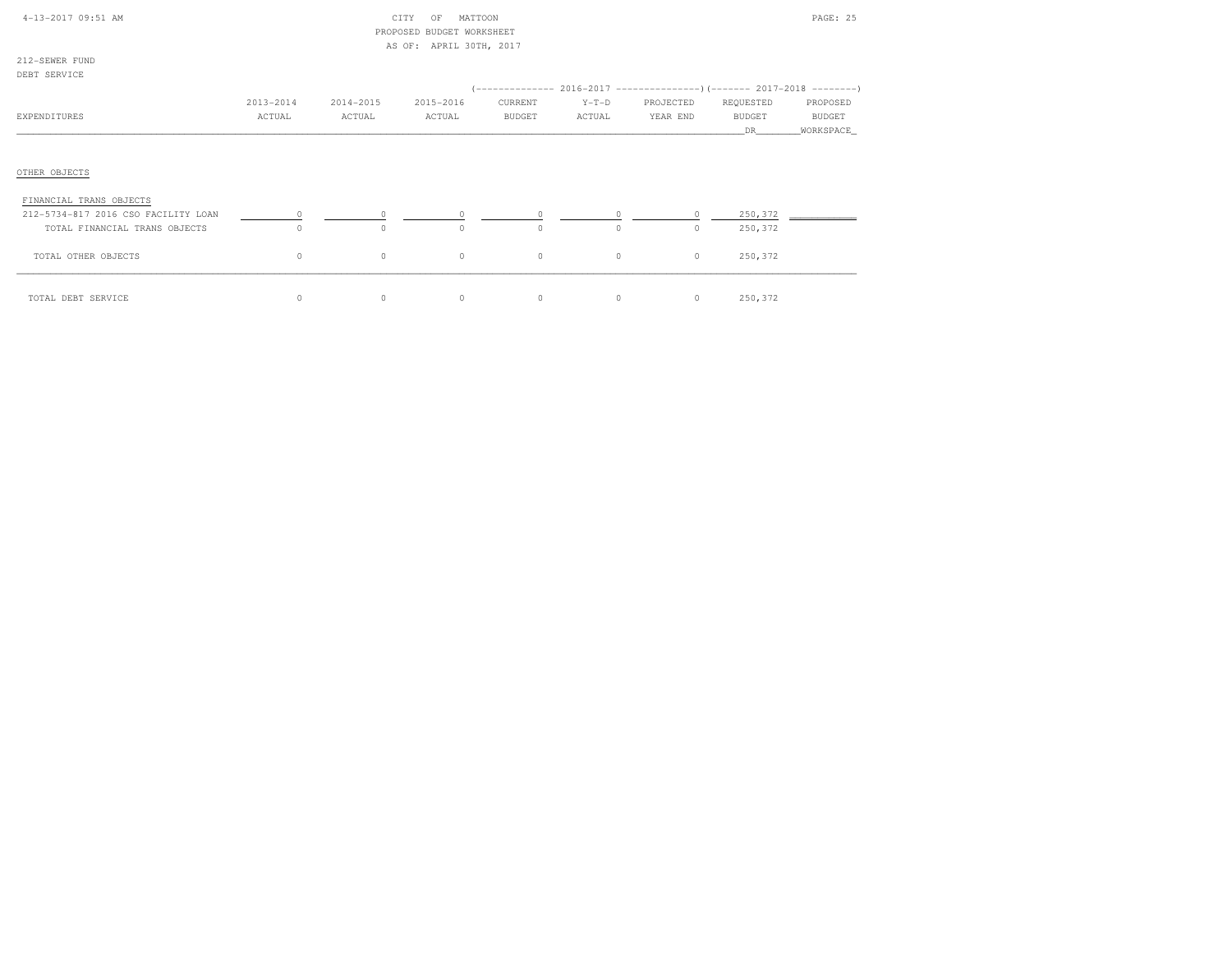CITY OF MATTOON
PROPOSED BUDGET WORKSHEET
AS OF: APRIL 30TH, 2017

212-SEWER FUND
DEBT SERVICE

| EXPENDITURES | 2013-2014 ACTUAL | 2014-2015 ACTUAL | 2015-2016 ACTUAL | 2016-2017 CURRENT BUDGET | 2016-2017 Y-T-D ACTUAL | 2016-2017 PROJECTED YEAR END | 2017-2018 REQUESTED BUDGET DR | 2017-2018 PROPOSED BUDGET WORKSPACE |
|---|---|---|---|---|---|---|---|---|
| OTHER OBJECTS | | | | | | | | |
| FINANCIAL TRANS OBJECTS | | | | | | | | |
| 212-5734-817 2016 CSO FACILITY LOAN | 0 | 0 | 0 | 0 | 0 | 0 | 250,372 | |
| TOTAL FINANCIAL TRANS OBJECTS | 0 | 0 | 0 | 0 | 0 | 0 | 250,372 | |
| TOTAL OTHER OBJECTS | 0 | 0 | 0 | 0 | 0 | 0 | 250,372 | |
| TOTAL DEBT SERVICE | 0 | 0 | 0 | 0 | 0 | 0 | 250,372 | |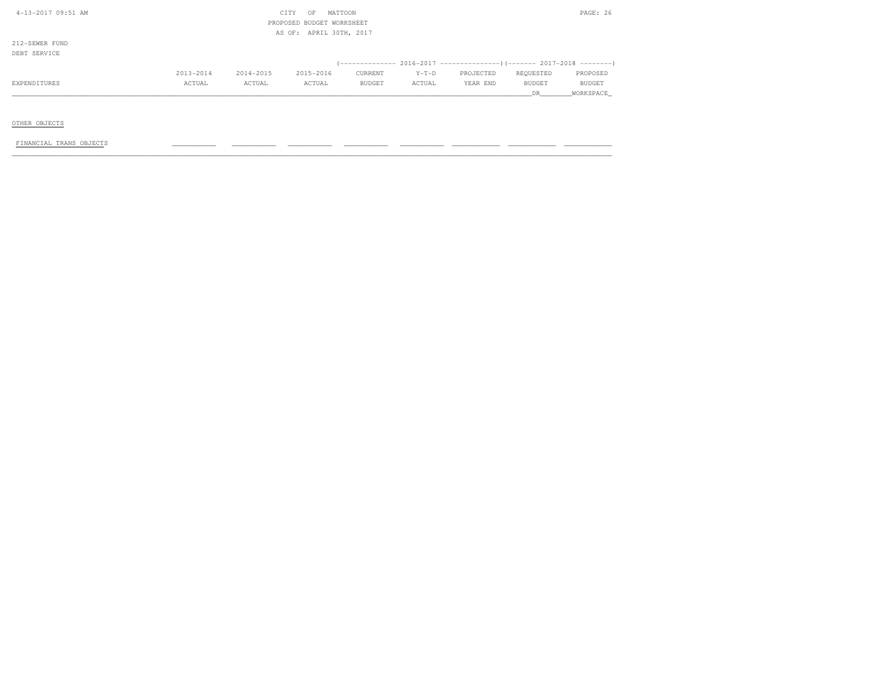CITY OF MATTOON
PROPOSED BUDGET WORKSHEET
AS OF: APRIL 30TH, 2017

212-SEWER FUND
DEBT SERVICE

| EXPENDITURES | 2013-2014 ACTUAL | 2014-2015 ACTUAL | 2015-2016 ACTUAL | 2016-2017 CURRENT BUDGET | 2016-2017 Y-T-D ACTUAL | 2016-2017 PROJECTED YEAR END | 2017-2018 REQUESTED BUDGET DR | 2017-2018 PROPOSED BUDGET WORKSPACE |
|---|---|---|---|---|---|---|---|---|
| OTHER OBJECTS | | | | | | | | |
| FINANCIAL TRANS OBJECTS | | | | | | | | |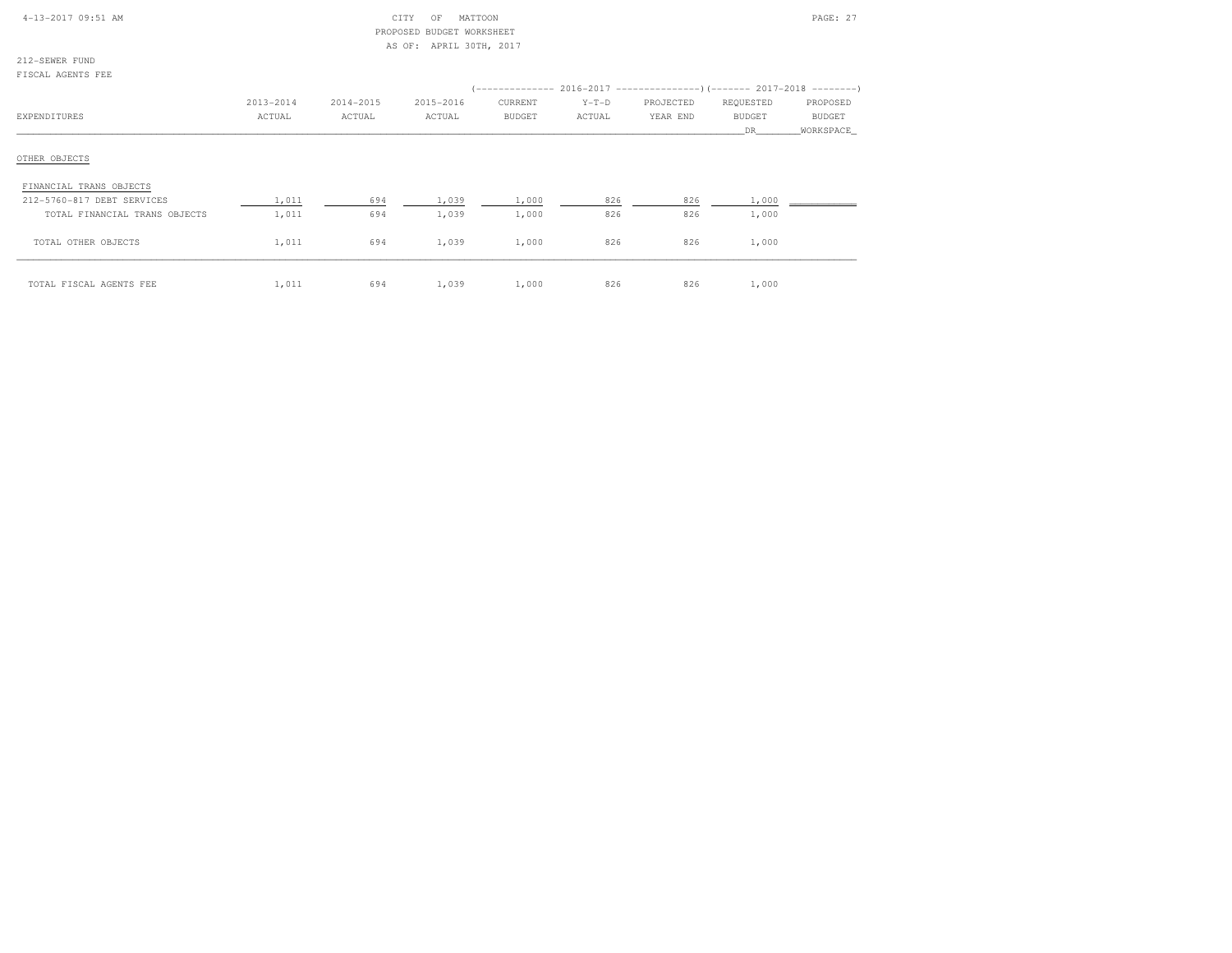CITY OF MATTOON
PROPOSED BUDGET WORKSHEET
AS OF: APRIL 30TH, 2017

212-SEWER FUND
FISCAL AGENTS FEE

| EXPENDITURES | 2013-2014 ACTUAL | 2014-2015 ACTUAL | 2015-2016 ACTUAL | 2016-2017 CURRENT BUDGET | 2016-2017 Y-T-D ACTUAL | 2016-2017 PROJECTED YEAR END | 2017-2018 REQUESTED BUDGET DR | 2017-2018 PROPOSED BUDGET WORKSPACE |
|---|---|---|---|---|---|---|---|---|
| OTHER OBJECTS | | | | | | | | |
| FINANCIAL TRANS OBJECTS | | | | | | | | |
| 212-5760-817 DEBT SERVICES | 1,011 | 694 | 1,039 | 1,000 | 826 | 826 | 1,000 | |
| TOTAL FINANCIAL TRANS OBJECTS | 1,011 | 694 | 1,039 | 1,000 | 826 | 826 | 1,000 | |
| TOTAL OTHER OBJECTS | 1,011 | 694 | 1,039 | 1,000 | 826 | 826 | 1,000 | |
| TOTAL FISCAL AGENTS FEE | 1,011 | 694 | 1,039 | 1,000 | 826 | 826 | 1,000 | |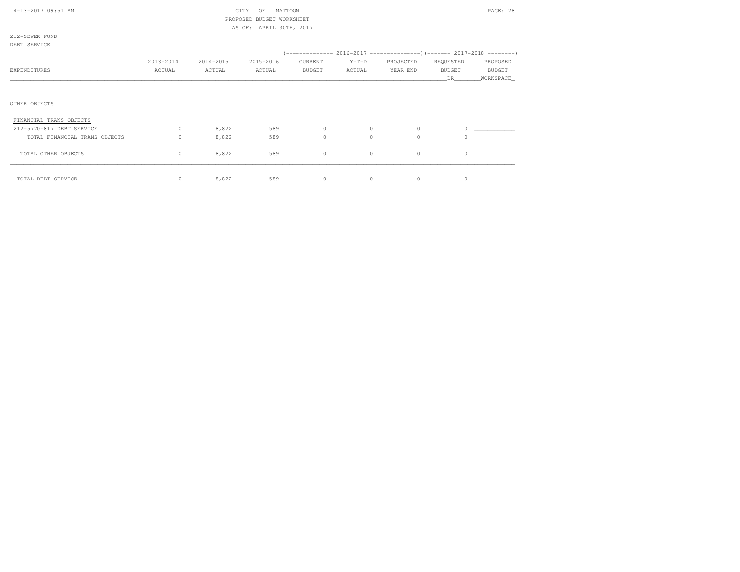CITY OF MATTOON
PROPOSED BUDGET WORKSHEET
AS OF: APRIL 30TH, 2017

212-SEWER FUND
DEBT SERVICE

| EXPENDITURES | 2013-2014 ACTUAL | 2014-2015 ACTUAL | 2015-2016 ACTUAL | 2016-2017 CURRENT BUDGET | 2016-2017 Y-T-D ACTUAL | 2016-2017 PROJECTED YEAR END | 2017-2018 REQUESTED BUDGET DR | 2017-2018 PROPOSED BUDGET WORKSPACE |
|---|---|---|---|---|---|---|---|---|
| OTHER OBJECTS | | | | | | | | |
| FINANCIAL TRANS OBJECTS | | | | | | | | |
| 212-5770-817 DEBT SERVICE | 0 | 8,822 | 589 | 0 | 0 | 0 | 0 | |
| TOTAL FINANCIAL TRANS OBJECTS | 0 | 8,822 | 589 | 0 | 0 | 0 | 0 | |
| TOTAL OTHER OBJECTS | 0 | 8,822 | 589 | 0 | 0 | 0 | 0 | |
| TOTAL DEBT SERVICE | 0 | 8,822 | 589 | 0 | 0 | 0 | 0 | |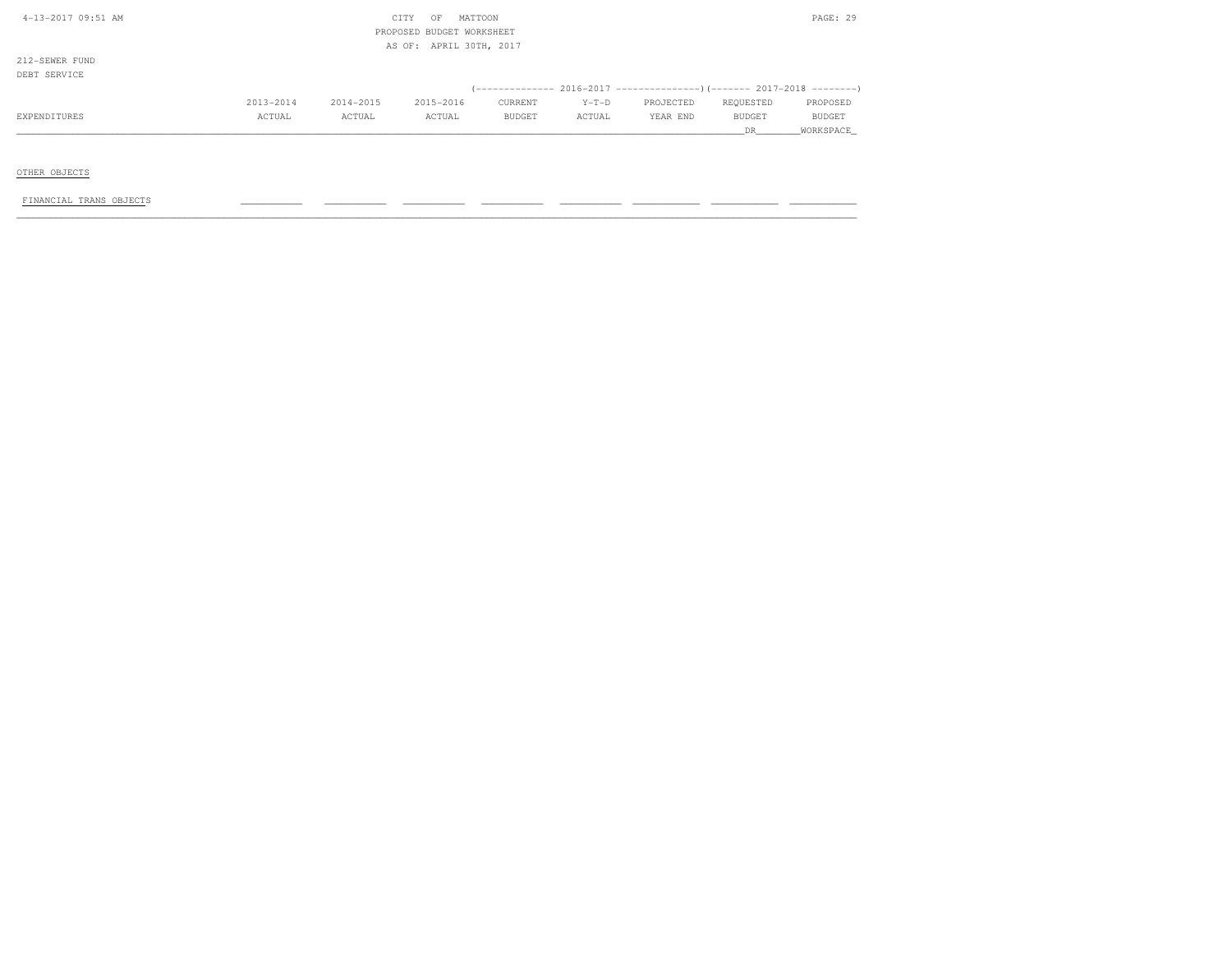CITY OF MATTOON
PROPOSED BUDGET WORKSHEET
AS OF: APRIL 30TH, 2017

212-SEWER FUND
DEBT SERVICE

| EXPENDITURES | 2013-2014 ACTUAL | 2014-2015 ACTUAL | 2015-2016 ACTUAL | 2016-2017 CURRENT BUDGET | 2016-2017 Y-T-D ACTUAL | 2016-2017 PROJECTED YEAR END | 2017-2018 REQUESTED BUDGET DR | 2017-2018 PROPOSED BUDGET WORKSPACE |
|---|---|---|---|---|---|---|---|---|
| OTHER OBJECTS | | | | | | | | |
| FINANCIAL TRANS OBJECTS | | | | | | | | |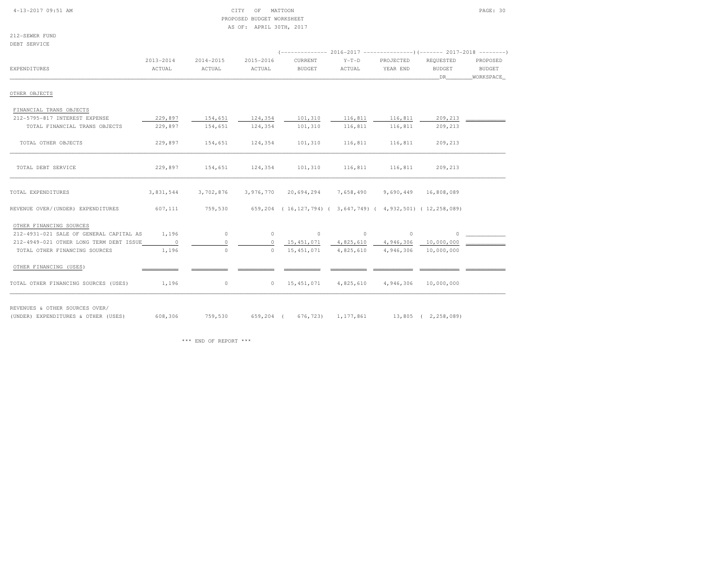CITY OF MATTOON
PROPOSED BUDGET WORKSHEET
AS OF: APRIL 30TH, 2017

212-SEWER FUND
DEBT SERVICE

| EXPENDITURES | 2013-2014 ACTUAL | 2014-2015 ACTUAL | 2015-2016 ACTUAL | 2016-2017 CURRENT BUDGET | 2016-2017 Y-T-D ACTUAL | 2016-2017 PROJECTED YEAR END | 2017-2018 REQUESTED BUDGET DR | 2017-2018 PROPOSED BUDGET WORKSPACE |
|---|---|---|---|---|---|---|---|---|
| OTHER OBJECTS | | | | | | | | |
| FINANCIAL TRANS OBJECTS | | | | | | | | |
| 212-5795-817 INTEREST EXPENSE | 229,897 | 154,651 | 124,354 | 101,310 | 116,811 | 116,811 | 209,213 | |
| TOTAL FINANCIAL TRANS OBJECTS | 229,897 | 154,651 | 124,354 | 101,310 | 116,811 | 116,811 | 209,213 | |
| TOTAL OTHER OBJECTS | 229,897 | 154,651 | 124,354 | 101,310 | 116,811 | 116,811 | 209,213 | |
| TOTAL DEBT SERVICE | 229,897 | 154,651 | 124,354 | 101,310 | 116,811 | 116,811 | 209,213 | |
| TOTAL EXPENDITURES | 3,831,544 | 3,702,876 | 3,976,770 | 20,694,294 | 7,658,490 | 9,690,449 | 16,808,089 | |
| REVENUE OVER/(UNDER) EXPENDITURES | 607,111 | 759,530 | 659,204 | ( 16,127,794) | ( 3,647,749) | ( 4,932,501) | ( 12,258,089) | |
| OTHER FINANCING SOURCES | | | | | | | | |
| 212-4931-021 SALE OF GENERAL CAPITAL AS | 1,196 | 0 | 0 | 0 | 0 | 0 | 0 | |
| 212-4949-021 OTHER LONG TERM DEBT ISSUE | 0 | 0 | 0 | 15,451,071 | 4,825,610 | 4,946,306 | 10,000,000 | |
| TOTAL OTHER FINANCING SOURCES | 1,196 | 0 | 0 | 15,451,071 | 4,825,610 | 4,946,306 | 10,000,000 | |
| OTHER FINANCING (USES) | | | | | | | | |
| TOTAL OTHER FINANCING SOURCES (USES) | 1,196 | 0 | 0 | 15,451,071 | 4,825,610 | 4,946,306 | 10,000,000 | |
| REVENUES & OTHER SOURCES OVER/ (UNDER) EXPENDITURES & OTHER (USES) | 608,306 | 759,530 | 659,204 | ( 676,723) | 1,177,861 | 13,805 | ( 2,258,089) | |

\*\*\* END OF REPORT \*\*\*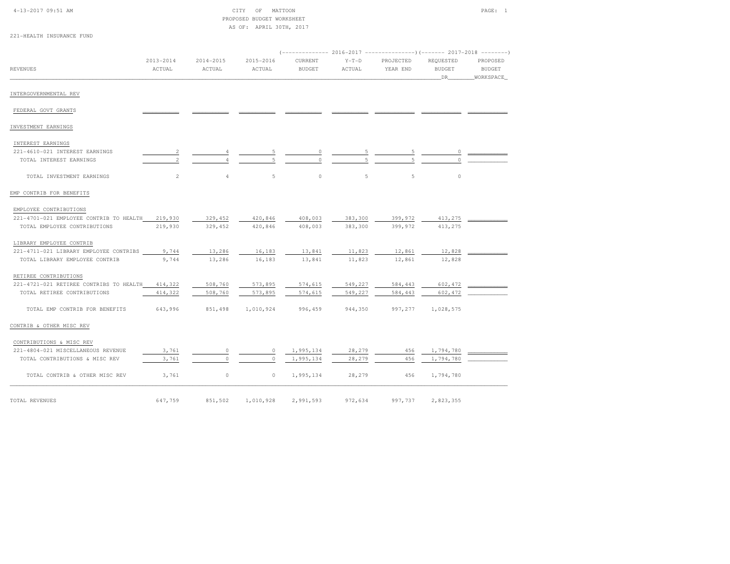CITY OF MATTOON
PROPOSED BUDGET WORKSHEET
AS OF: APRIL 30TH, 2017

221-HEALTH INSURANCE FUND

| REVENUES | 2013-2014 ACTUAL | 2014-2015 ACTUAL | 2015-2016 ACTUAL | 2016-2017 CURRENT BUDGET | 2016-2017 Y-T-D ACTUAL | 2016-2017 PROJECTED YEAR END | 2017-2018 REQUESTED BUDGET DR | 2017-2018 PROPOSED BUDGET WORKSPACE |
|---|---|---|---|---|---|---|---|---|
| INTERGOVERNMENTAL REV | | | | | | | | |
| FEDERAL GOVT GRANTS | | | | | | | | |
| INVESTMENT EARNINGS | | | | | | | | |
| INTEREST EARNINGS | | | | | | | | |
| 221-4610-021 INTEREST EARNINGS | 2 | 4 | 5 | 0 | 5 | 5 | 0 | |
| TOTAL INTEREST EARNINGS | 2 | 4 | 5 | 0 | 5 | 5 | 0 | |
| TOTAL INVESTMENT EARNINGS | 2 | 4 | 5 | 0 | 5 | 5 | 0 | |
| EMP CONTRIB FOR BENEFITS | | | | | | | | |
| EMPLOYEE CONTRIBUTIONS | | | | | | | | |
| 221-4701-021 EMPLOYEE CONTRIB TO HEALTH | 219,930 | 329,452 | 420,846 | 408,003 | 383,300 | 399,972 | 413,275 | |
| TOTAL EMPLOYEE CONTRIBUTIONS | 219,930 | 329,452 | 420,846 | 408,003 | 383,300 | 399,972 | 413,275 | |
| LIBRARY EMPLOYEE CONTRIB | | | | | | | | |
| 221-4711-021 LIBRARY EMPLOYEE CONTRIBS | 9,744 | 13,286 | 16,183 | 13,841 | 11,823 | 12,861 | 12,828 | |
| TOTAL LIBRARY EMPLOYEE CONTRIB | 9,744 | 13,286 | 16,183 | 13,841 | 11,823 | 12,861 | 12,828 | |
| RETIREE CONTRIBUTIONS | | | | | | | | |
| 221-4721-021 RETIREE CONTRIBS TO HEALTH | 414,322 | 508,760 | 573,895 | 574,615 | 549,227 | 584,443 | 602,472 | |
| TOTAL RETIREE CONTRIBUTIONS | 414,322 | 508,760 | 573,895 | 574,615 | 549,227 | 584,443 | 602,472 | |
| TOTAL EMP CONTRIB FOR BENEFITS | 643,996 | 851,498 | 1,010,924 | 996,459 | 944,350 | 997,277 | 1,028,575 | |
| CONTRIB & OTHER MISC REV | | | | | | | | |
| CONTRIBUTIONS & MISC REV | | | | | | | | |
| 221-4804-021 MISCELLANEOUS REVENUE | 3,761 | 0 | 0 | 1,995,134 | 28,279 | 456 | 1,794,780 | |
| TOTAL CONTRIBUTIONS & MISC REV | 3,761 | 0 | 0 | 1,995,134 | 28,279 | 456 | 1,794,780 | |
| TOTAL CONTRIB & OTHER MISC REV | 3,761 | 0 | 0 | 1,995,134 | 28,279 | 456 | 1,794,780 | |
| TOTAL REVENUES | 647,759 | 851,502 | 1,010,928 | 2,991,593 | 972,634 | 997,737 | 2,823,355 | |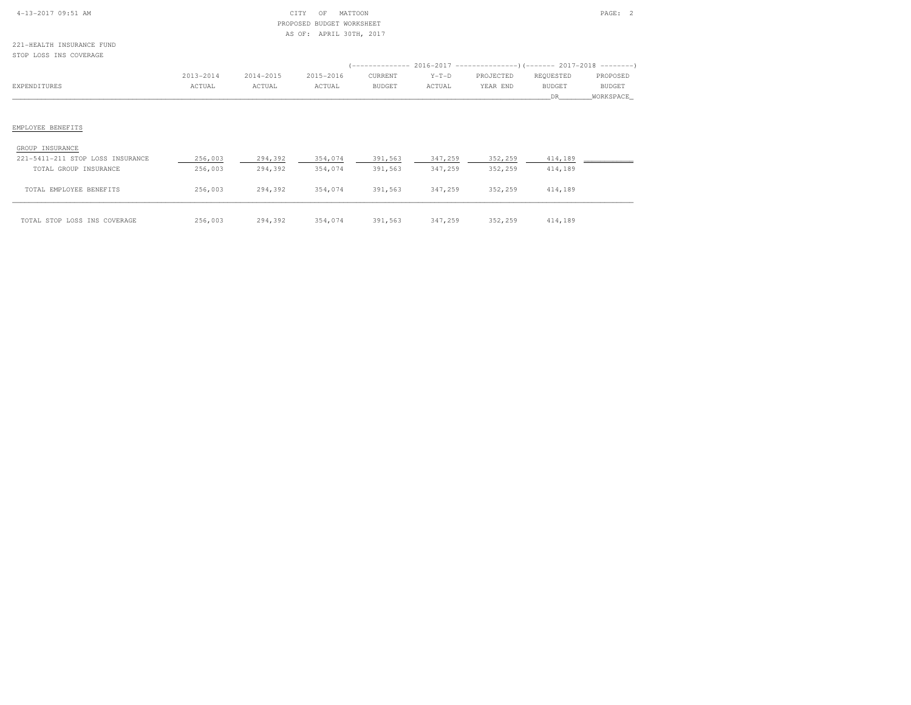CITY OF MATTOON
PROPOSED BUDGET WORKSHEET
AS OF: APRIL 30TH, 2017

221-HEALTH INSURANCE FUND
STOP LOSS INS COVERAGE

| EXPENDITURES | 2013-2014 ACTUAL | 2014-2015 ACTUAL | 2015-2016 ACTUAL | 2016-2017 CURRENT BUDGET | 2016-2017 Y-T-D ACTUAL | 2016-2017 PROJECTED YEAR END | 2017-2018 REQUESTED BUDGET DR | 2017-2018 PROPOSED BUDGET WORKSPACE |
|---|---|---|---|---|---|---|---|---|
| EMPLOYEE BENEFITS | | | | | | | | |
| GROUP INSURANCE | | | | | | | | |
| 221-5411-211 STOP LOSS INSURANCE | 256,003 | 294,392 | 354,074 | 391,563 | 347,259 | 352,259 | 414,189 | |
| TOTAL GROUP INSURANCE | 256,003 | 294,392 | 354,074 | 391,563 | 347,259 | 352,259 | 414,189 | |
| TOTAL EMPLOYEE BENEFITS | 256,003 | 294,392 | 354,074 | 391,563 | 347,259 | 352,259 | 414,189 | |
| TOTAL STOP LOSS INS COVERAGE | 256,003 | 294,392 | 354,074 | 391,563 | 347,259 | 352,259 | 414,189 | |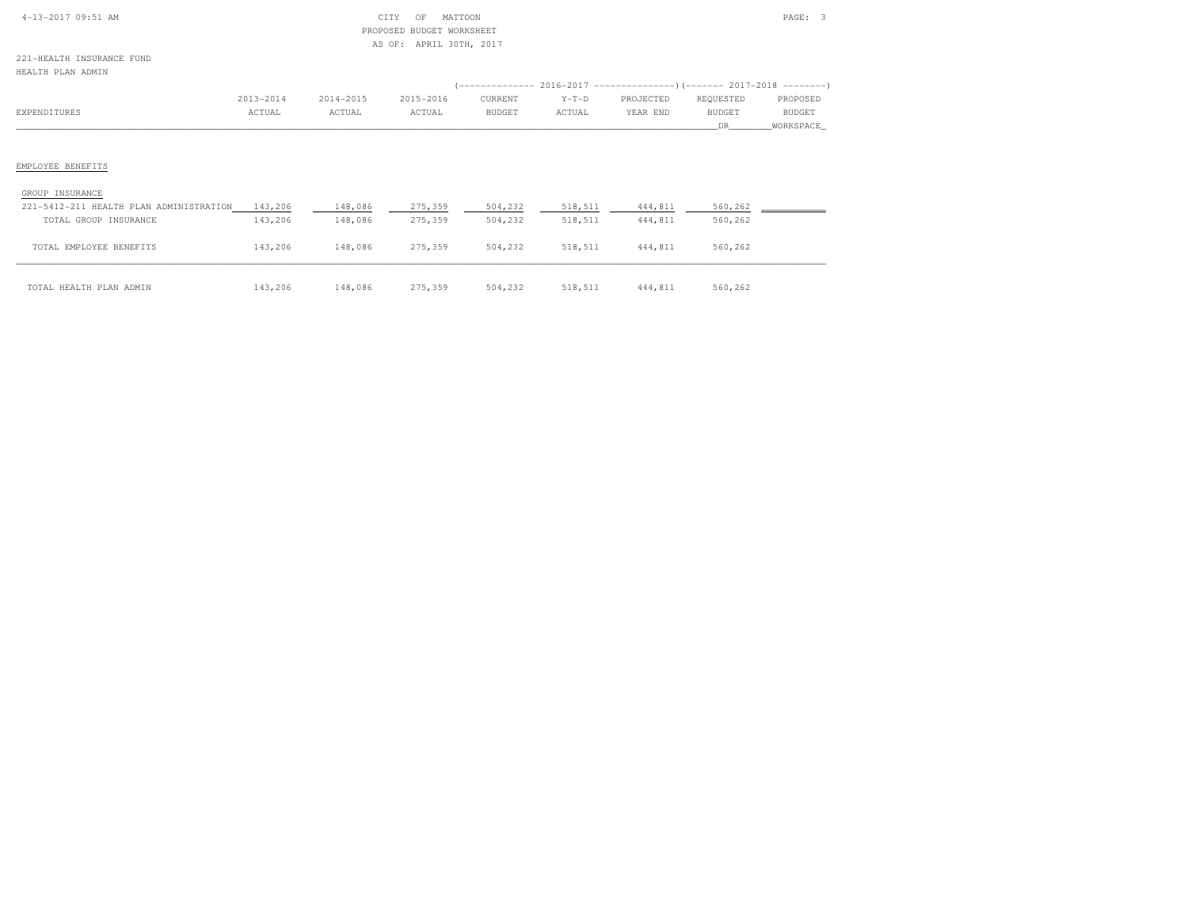CITY OF MATTOON
PROPOSED BUDGET WORKSHEET
AS OF: APRIL 30TH, 2017

221-HEALTH INSURANCE FUND
HEALTH PLAN ADMIN

| EXPENDITURES | 2013-2014 ACTUAL | 2014-2015 ACTUAL | 2015-2016 ACTUAL | 2016-2017 CURRENT BUDGET | 2016-2017 Y-T-D ACTUAL | 2016-2017 PROJECTED YEAR END | 2017-2018 REQUESTED BUDGET DR | 2017-2018 PROPOSED BUDGET WORKSPACE |
|---|---|---|---|---|---|---|---|---|
| EMPLOYEE BENEFITS | | | | | | | | |
| GROUP INSURANCE | | | | | | | | |
| 221-5412-211 HEALTH PLAN ADMINISTRATION | 143,206 | 148,086 | 275,359 | 504,232 | 518,511 | 444,811 | 560,262 | |
| TOTAL GROUP INSURANCE | 143,206 | 148,086 | 275,359 | 504,232 | 518,511 | 444,811 | 560,262 | |
| TOTAL EMPLOYEE BENEFITS | 143,206 | 148,086 | 275,359 | 504,232 | 518,511 | 444,811 | 560,262 | |
| TOTAL HEALTH PLAN ADMIN | 143,206 | 148,086 | 275,359 | 504,232 | 518,511 | 444,811 | 560,262 | |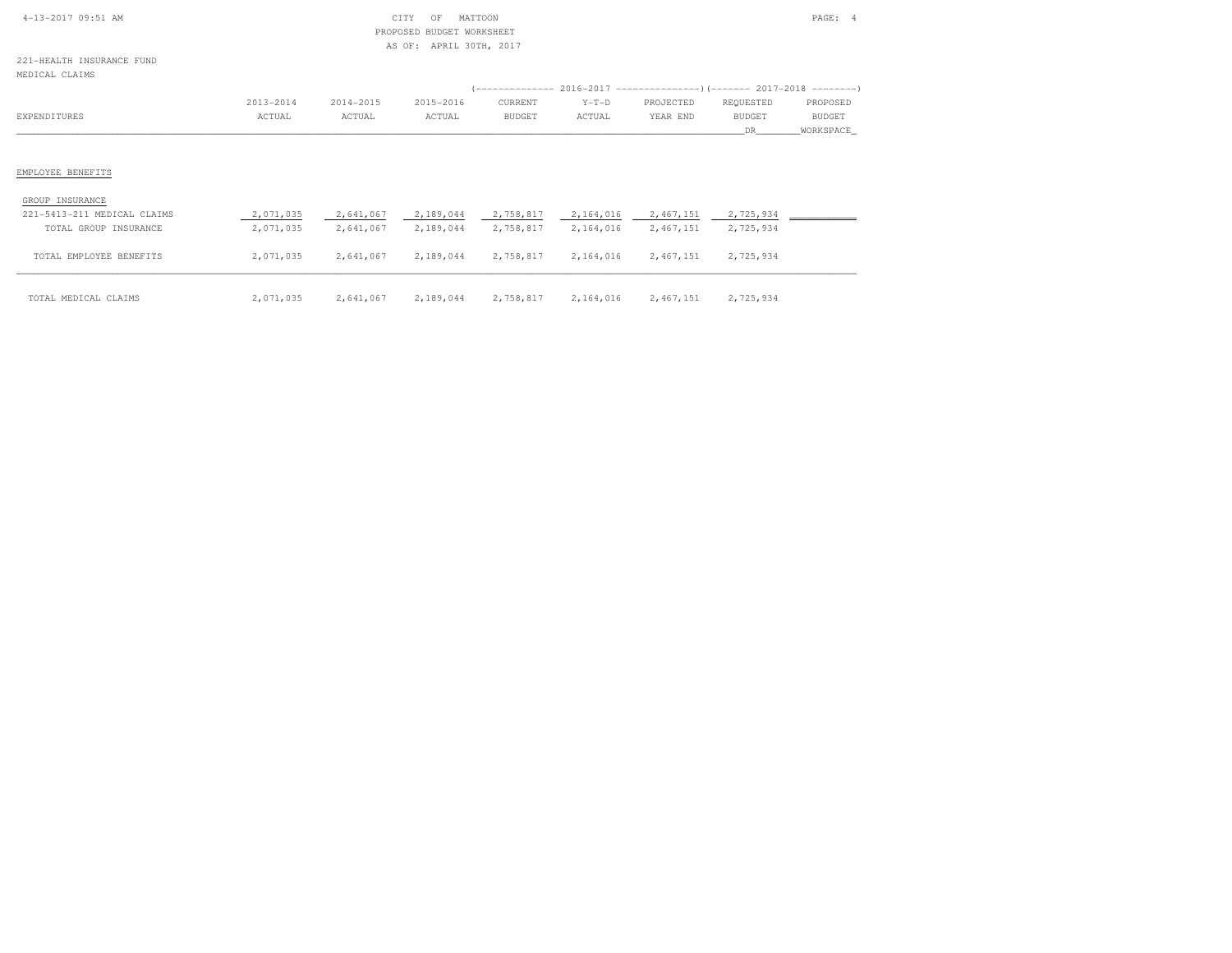CITY OF MATTOON
PROPOSED BUDGET WORKSHEET
AS OF: APRIL 30TH, 2017

221-HEALTH INSURANCE FUND
MEDICAL CLAIMS

| | | | | (---- 2016-2017 ---- | | ) | (---- 2017-2018 ---- | ) |
|---|---|---|---|---|---|---|---|---|
| EXPENDITURES | 2013-2014 ACTUAL | 2014-2015 ACTUAL | 2015-2016 ACTUAL | CURRENT BUDGET | Y-T-D ACTUAL | PROJECTED YEAR END | REQUESTED BUDGET DR | PROPOSED BUDGET WORKSPACE |
| EMPLOYEE BENEFITS | | | | | | | | |
| GROUP INSURANCE | | | | | | | | |
| 221-5413-211 MEDICAL CLAIMS | 2,071,035 | 2,641,067 | 2,189,044 | 2,758,817 | 2,164,016 | 2,467,151 | 2,725,934 | |
| TOTAL GROUP INSURANCE | 2,071,035 | 2,641,067 | 2,189,044 | 2,758,817 | 2,164,016 | 2,467,151 | 2,725,934 | |
| TOTAL EMPLOYEE BENEFITS | 2,071,035 | 2,641,067 | 2,189,044 | 2,758,817 | 2,164,016 | 2,467,151 | 2,725,934 | |
| TOTAL MEDICAL CLAIMS | 2,071,035 | 2,641,067 | 2,189,044 | 2,758,817 | 2,164,016 | 2,467,151 | 2,725,934 | |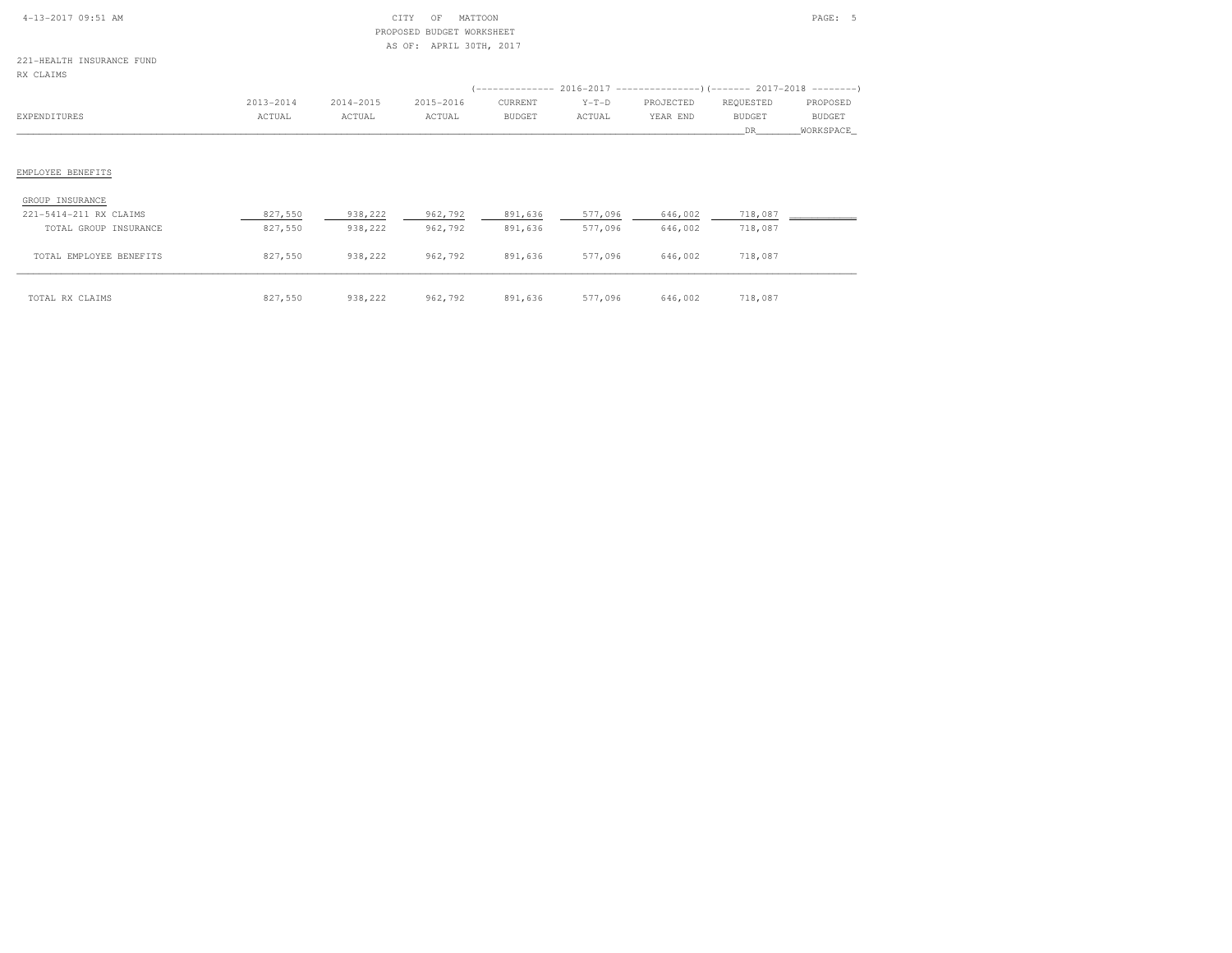221-HEALTH INSURANCE FUND
RX CLAIMS

| EXPENDITURES | 2013-2014 ACTUAL | 2014-2015 ACTUAL | 2015-2016 ACTUAL | 2016-2017 CURRENT BUDGET | 2016-2017 Y-T-D ACTUAL | 2016-2017 PROJECTED YEAR END | 2017-2018 REQUESTED BUDGET DR | 2017-2018 PROPOSED BUDGET WORKSPACE |
|---|---|---|---|---|---|---|---|---|
| EMPLOYEE BENEFITS | | | | | | | | |
| GROUP INSURANCE | | | | | | | | |
| 221-5414-211 RX CLAIMS | 827,550 | 938,222 | 962,792 | 891,636 | 577,096 | 646,002 | 718,087 | |
| TOTAL GROUP INSURANCE | 827,550 | 938,222 | 962,792 | 891,636 | 577,096 | 646,002 | 718,087 | |
| TOTAL EMPLOYEE BENEFITS | 827,550 | 938,222 | 962,792 | 891,636 | 577,096 | 646,002 | 718,087 | |
| TOTAL RX CLAIMS | 827,550 | 938,222 | 962,792 | 891,636 | 577,096 | 646,002 | 718,087 | |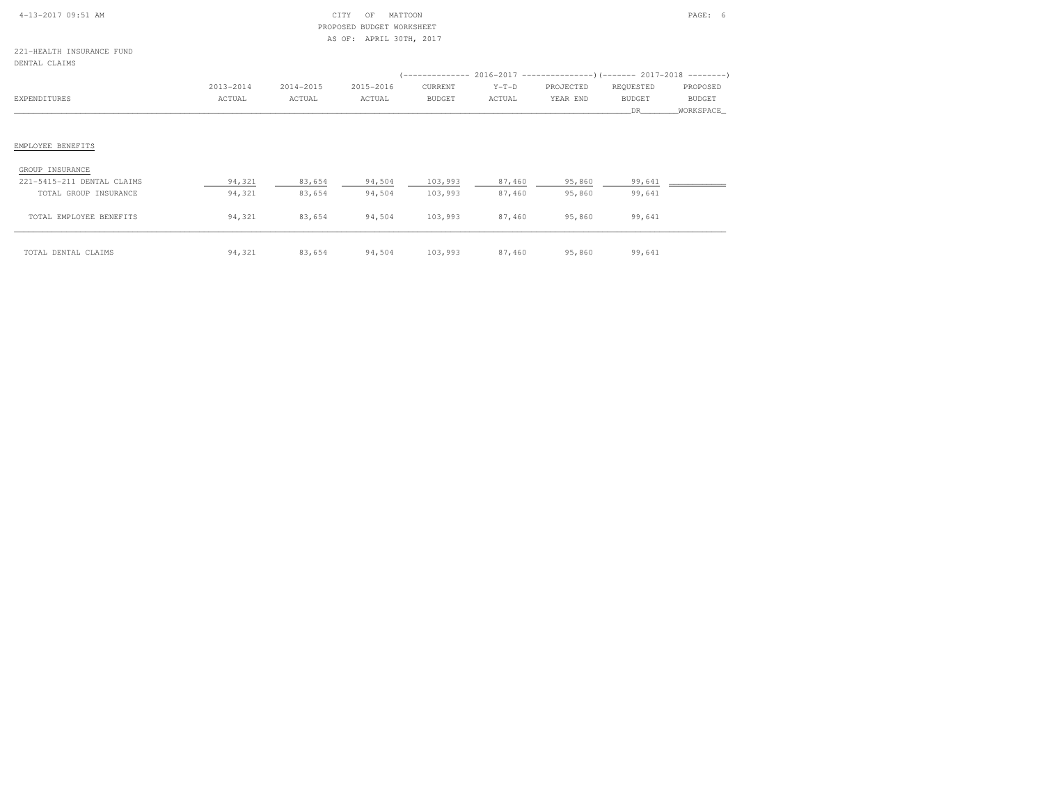CITY OF MATTOON
PROPOSED BUDGET WORKSHEET
AS OF: APRIL 30TH, 2017

221-HEALTH INSURANCE FUND
DENTAL CLAIMS

| EXPENDITURES | 2013-2014 ACTUAL | 2014-2015 ACTUAL | 2015-2016 ACTUAL | 2016-2017 CURRENT BUDGET | 2016-2017 Y-T-D ACTUAL | 2016-2017 PROJECTED YEAR END | 2017-2018 REQUESTED BUDGET DR | 2017-2018 PROPOSED BUDGET WORKSPACE |
|---|---|---|---|---|---|---|---|---|
| EMPLOYEE BENEFITS | | | | | | | | |
| GROUP INSURANCE | | | | | | | | |
| 221-5415-211 DENTAL CLAIMS | 94,321 | 83,654 | 94,504 | 103,993 | 87,460 | 95,860 | 99,641 | |
| TOTAL GROUP INSURANCE | 94,321 | 83,654 | 94,504 | 103,993 | 87,460 | 95,860 | 99,641 | |
| TOTAL EMPLOYEE BENEFITS | 94,321 | 83,654 | 94,504 | 103,993 | 87,460 | 95,860 | 99,641 | |
| TOTAL DENTAL CLAIMS | 94,321 | 83,654 | 94,504 | 103,993 | 87,460 | 95,860 | 99,641 | |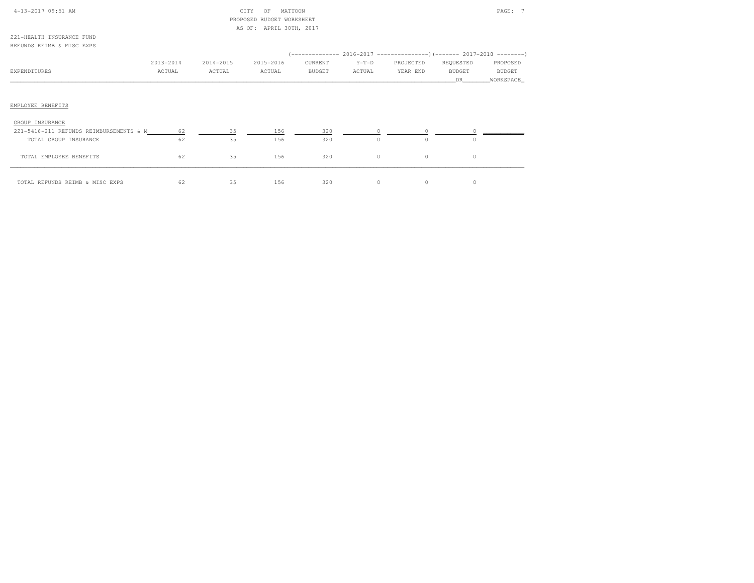CITY OF MATTOON
PROPOSED BUDGET WORKSHEET
AS OF: APRIL 30TH, 2017

221-HEALTH INSURANCE FUND
REFUNDS REIMB & MISC EXPS

| EXPENDITURES | 2013-2014 ACTUAL | 2014-2015 ACTUAL | 2015-2016 ACTUAL | 2016-2017 CURRENT BUDGET | 2016-2017 Y-T-D ACTUAL | 2016-2017 PROJECTED YEAR END | 2017-2018 REQUESTED BUDGET DR | 2017-2018 PROPOSED BUDGET WORKSPACE |
|---|---|---|---|---|---|---|---|---|
| **EMPLOYEE BENEFITS** | | | | | | | | |
| GROUP INSURANCE | | | | | | | | |
| 221-5416-211 REFUNDS REIMBURSEMENTS & M | 62 | 35 | 156 | 320 | 0 | 0 | 0 | |
| TOTAL GROUP INSURANCE | 62 | 35 | 156 | 320 | 0 | 0 | 0 | |
| TOTAL EMPLOYEE BENEFITS | 62 | 35 | 156 | 320 | 0 | 0 | 0 | |
| TOTAL REFUNDS REIMB & MISC EXPS | 62 | 35 | 156 | 320 | 0 | 0 | 0 | |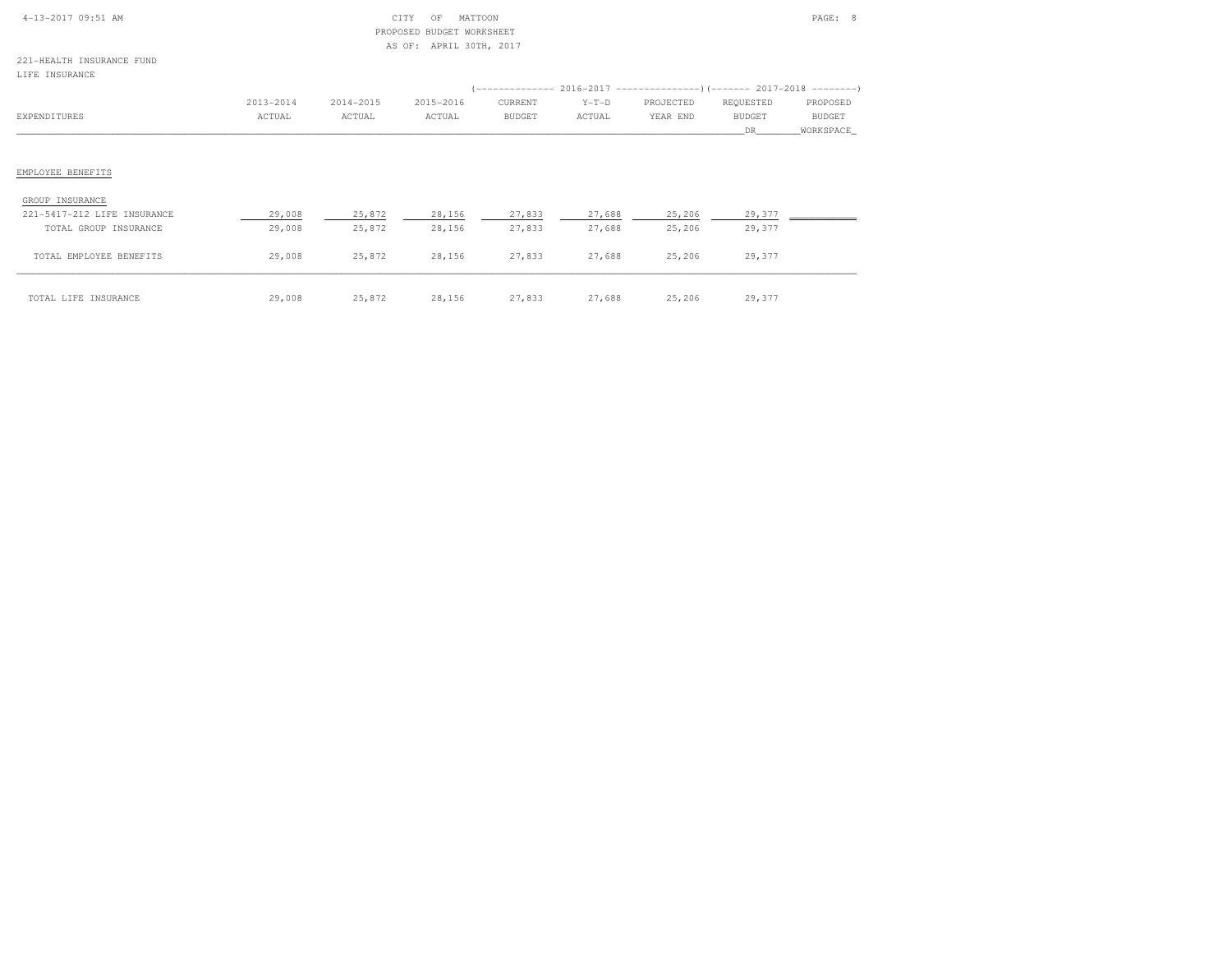CITY OF MATTOON
PROPOSED BUDGET WORKSHEET
AS OF: APRIL 30TH, 2017

221-HEALTH INSURANCE FUND
LIFE INSURANCE

| EXPENDITURES | 2013-2014 ACTUAL | 2014-2015 ACTUAL | 2015-2016 ACTUAL | 2016-2017 CURRENT BUDGET | 2016-2017 Y-T-D ACTUAL | 2016-2017 PROJECTED YEAR END | 2017-2018 REQUESTED BUDGET DR | 2017-2018 PROPOSED BUDGET WORKSPACE |
|---|---|---|---|---|---|---|---|---|
| EMPLOYEE BENEFITS | | | | | | | | |
| GROUP INSURANCE | | | | | | | | |
| 221-5417-212 LIFE INSURANCE | 29,008 | 25,872 | 28,156 | 27,833 | 27,688 | 25,206 | 29,377 | |
| TOTAL GROUP INSURANCE | 29,008 | 25,872 | 28,156 | 27,833 | 27,688 | 25,206 | 29,377 | |
| TOTAL EMPLOYEE BENEFITS | 29,008 | 25,872 | 28,156 | 27,833 | 27,688 | 25,206 | 29,377 | |
| TOTAL LIFE INSURANCE | 29,008 | 25,872 | 28,156 | 27,833 | 27,688 | 25,206 | 29,377 | |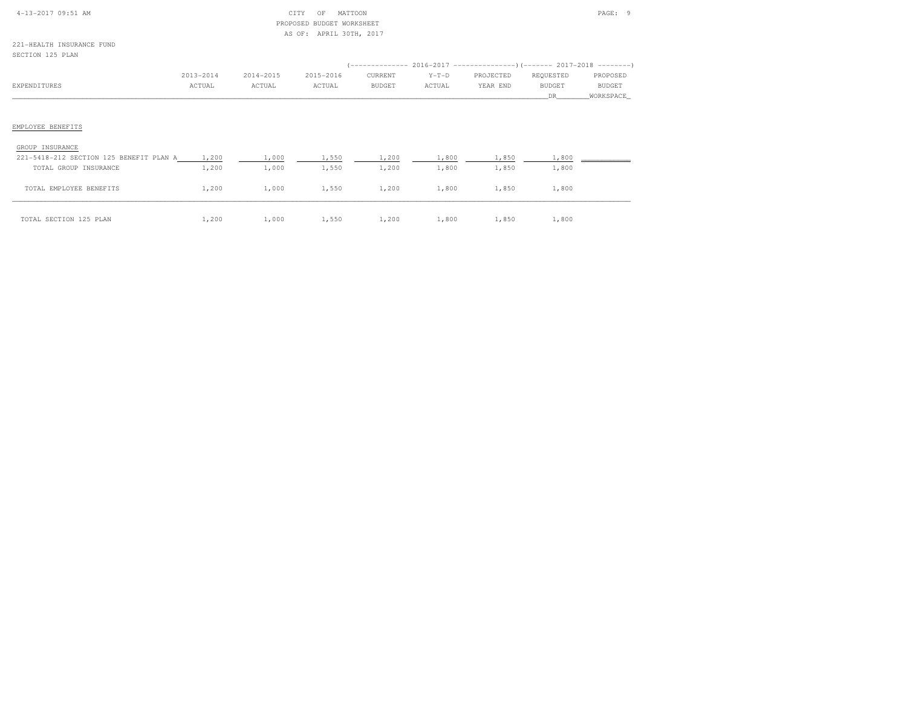CITY OF MATTOON
PROPOSED BUDGET WORKSHEET
AS OF: APRIL 30TH, 2017

221-HEALTH INSURANCE FUND
SECTION 125 PLAN

| EXPENDITURES | 2013-2014 ACTUAL | 2014-2015 ACTUAL | 2015-2016 ACTUAL | 2016-2017 CURRENT BUDGET | 2016-2017 Y-T-D ACTUAL | 2016-2017 PROJECTED YEAR END | 2017-2018 REQUESTED BUDGET DR | 2017-2018 PROPOSED BUDGET WORKSPACE |
|---|---|---|---|---|---|---|---|---|
| **EMPLOYEE BENEFITS** | | | | | | | | |
| GROUP INSURANCE | | | | | | | | |
| 221-5418-212 SECTION 125 BENEFIT PLAN A | 1,200 | 1,000 | 1,550 | 1,200 | 1,800 | 1,850 | 1,800 | |
| TOTAL GROUP INSURANCE | 1,200 | 1,000 | 1,550 | 1,200 | 1,800 | 1,850 | 1,800 | |
| TOTAL EMPLOYEE BENEFITS | 1,200 | 1,000 | 1,550 | 1,200 | 1,800 | 1,850 | 1,800 | |
| TOTAL SECTION 125 PLAN | 1,200 | 1,000 | 1,550 | 1,200 | 1,800 | 1,850 | 1,800 | |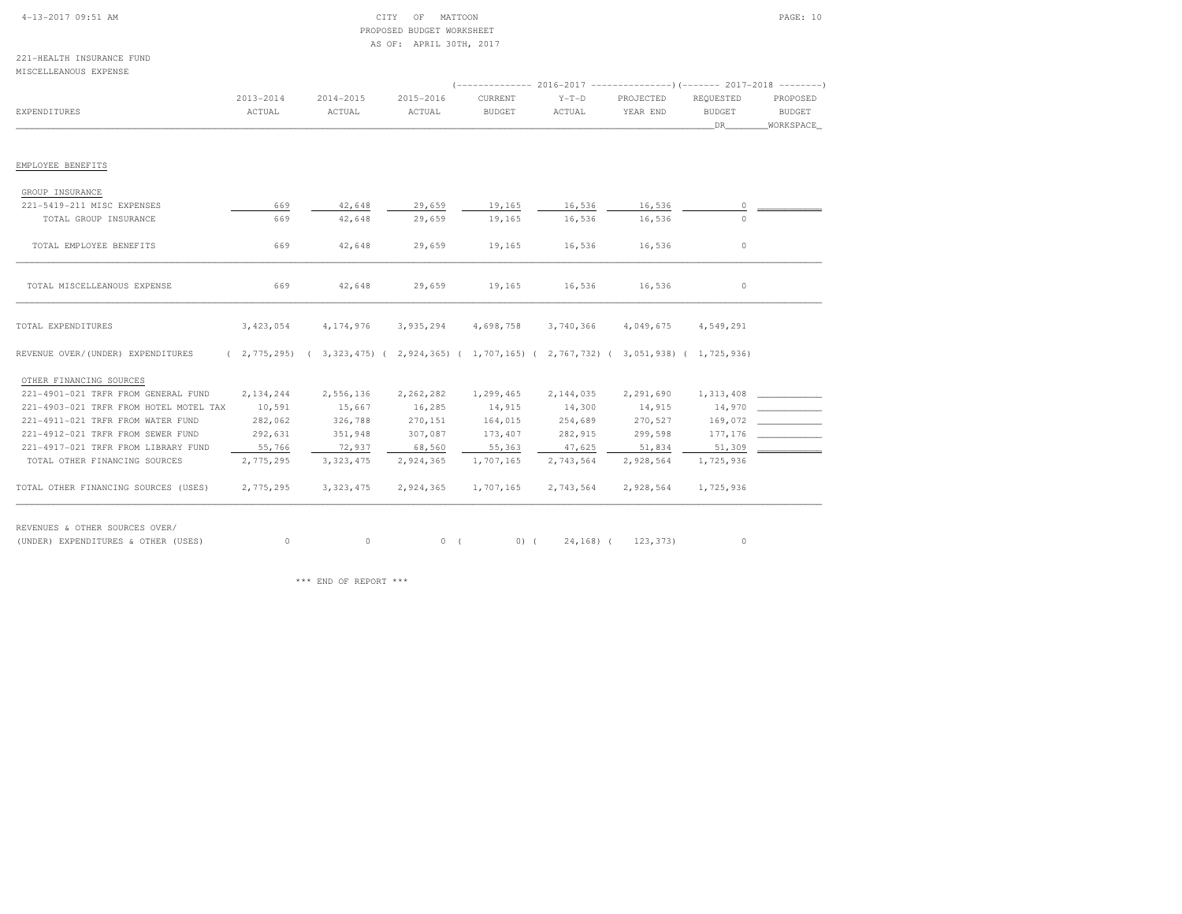CITY OF MATTOON
PROPOSED BUDGET WORKSHEET
AS OF: APRIL 30TH, 2017

221-HEALTH INSURANCE FUND
MISCELLEANOUS EXPENSE

| EXPENDITURES | 2013-2014 ACTUAL | 2014-2015 ACTUAL | 2015-2016 ACTUAL | 2016-2017 CURRENT BUDGET | 2016-2017 Y-T-D ACTUAL | 2016-2017 PROJECTED YEAR END | 2017-2018 REQUESTED BUDGET DR | 2017-2018 PROPOSED BUDGET WORKSPACE |
|---|---|---|---|---|---|---|---|---|
| EMPLOYEE BENEFITS | | | | | | | | |
| GROUP INSURANCE | | | | | | | | |
| 221-5419-211 MISC EXPENSES | 669 | 42,648 | 29,659 | 19,165 | 16,536 | 16,536 | 0 | |
| TOTAL GROUP INSURANCE | 669 | 42,648 | 29,659 | 19,165 | 16,536 | 16,536 | 0 | |
| TOTAL EMPLOYEE BENEFITS | 669 | 42,648 | 29,659 | 19,165 | 16,536 | 16,536 | 0 | |
| TOTAL MISCELLEANOUS EXPENSE | 669 | 42,648 | 29,659 | 19,165 | 16,536 | 16,536 | 0 | |
| TOTAL EXPENDITURES | 3,423,054 | 4,174,976 | 3,935,294 | 4,698,758 | 3,740,366 | 4,049,675 | 4,549,291 | |
| REVENUE OVER/(UNDER) EXPENDITURES | ( 2,775,295) | ( 3,323,475) | ( 2,924,365) | ( 1,707,165) | ( 2,767,732) | ( 3,051,938) | ( 1,725,936) | |
| OTHER FINANCING SOURCES | | | | | | | | |
| 221-4901-021 TRFR FROM GENERAL FUND | 2,134,244 | 2,556,136 | 2,262,282 | 1,299,465 | 2,144,035 | 2,291,690 | 1,313,408 | |
| 221-4903-021 TRFR FROM HOTEL MOTEL TAX | 10,591 | 15,667 | 16,285 | 14,915 | 14,300 | 14,915 | 14,970 | |
| 221-4911-021 TRFR FROM WATER FUND | 282,062 | 326,788 | 270,151 | 164,015 | 254,689 | 270,527 | 169,072 | |
| 221-4912-021 TRFR FROM SEWER FUND | 292,631 | 351,948 | 307,087 | 173,407 | 282,915 | 299,598 | 177,176 | |
| 221-4917-021 TRFR FROM LIBRARY FUND | 55,766 | 72,937 | 68,560 | 55,363 | 47,625 | 51,834 | 51,309 | |
| TOTAL OTHER FINANCING SOURCES | 2,775,295 | 3,323,475 | 2,924,365 | 1,707,165 | 2,743,564 | 2,928,564 | 1,725,936 | |
| TOTAL OTHER FINANCING SOURCES (USES) | 2,775,295 | 3,323,475 | 2,924,365 | 1,707,165 | 2,743,564 | 2,928,564 | 1,725,936 | |
| REVENUES & OTHER SOURCES OVER/ (UNDER) EXPENDITURES & OTHER (USES) | 0 | 0 | 0 | ( 0) | ( 24,168) | ( 123,373) | 0 | |

*** END OF REPORT ***